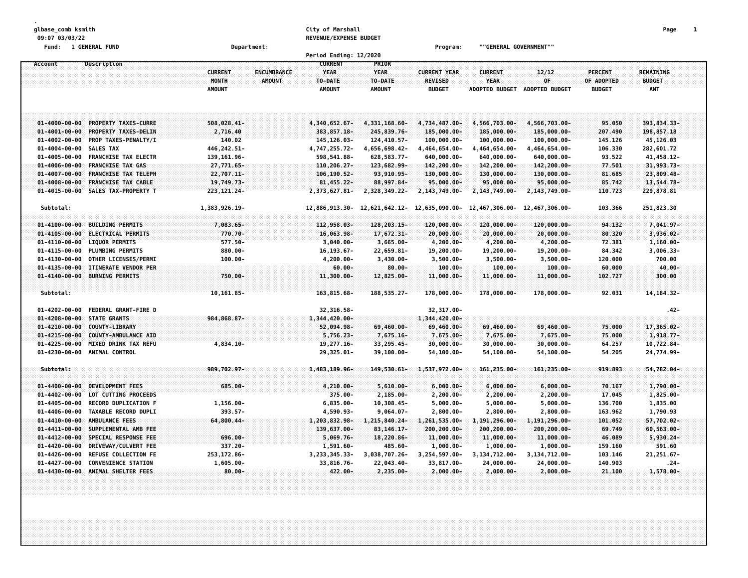glbase_comb ksmith
09:07 03/03/22

Fund: 1 GENERAL FUND

City of Marshall
REVENUE/EXPENSE BUDGET
Period Ending: 12/2020

Department:

Program: ""GENERAL GOVERNMENT""

| Account | Description | CURRENT MONTH AMOUNT | ENCUMBRANCE AMOUNT | CURRENT YEAR TO-DATE AMOUNT | PRIOR YEAR TO-DATE AMOUNT | CURRENT YEAR REVISED BUDGET | CURRENT YEAR ADOPTED BUDGET | 12/12 OF ADOPTED BUDGET | PERCENT OF ADOPTED BUDGET | REMAINING BUDGET AMT |
|---|---|---|---|---|---|---|---|---|---|---|
| 01-4000-00-00 | PROPERTY TAXES-CURRE | 508,028.41- | | 4,340,652.67- | 4,331,168.60- | 4,734,487.00- | 4,566,703.00- | 4,566,703.00- | 95.050 | 393,834.33- |
| 01-4001-00-00 | PROPERTY TAXES-DELIN | 2,716.40 | | 383,857.18- | 245,839.76- | 185,000.00- | 185,000.00- | 185,000.00- | 207.490 | 198,857.18 |
| 01-4002-00-00 | PROP TAXES-PENALTY/I | 140.02 | | 145,126.03- | 124,410.57- | 100,000.00- | 100,000.00- | 100,000.00- | 145.126 | 45,126.03 |
| 01-4004-00-00 | SALES TAX | 446,242.51- | | 4,747,255.72- | 4,656,698.42- | 4,464,654.00- | 4,464,654.00- | 4,464,654.00- | 106.330 | 282,601.72 |
| 01-4005-00-00 | FRANCHISE TAX ELECTR | 139,161.96- | | 598,541.88- | 628,583.77- | 640,000.00- | 640,000.00- | 640,000.00- | 93.522 | 41,458.12- |
| 01-4006-00-00 | FRANCHISE TAX GAS | 27,771.65- | | 110,206.27- | 123,682.99- | 142,200.00- | 142,200.00- | 142,200.00- | 77.501 | 31,993.73- |
| 01-4007-00-00 | FRANCHISE TAX TELEPH | 22,707.11- | | 106,190.52- | 93,910.95- | 130,000.00- | 130,000.00- | 130,000.00- | 81.685 | 23,809.48- |
| 01-4008-00-00 | FRANCHISE TAX CABLE | 19,749.73- | | 81,455.22- | 88,997.84- | 95,000.00- | 95,000.00- | 95,000.00- | 85.742 | 13,544.78- |
| 01-4015-00-00 | SALES TAX-PROPERTY T | 223,121.24- | | 2,373,627.81- | 2,328,349.22- | 2,143,749.00- | 2,143,749.00- | 2,143,749.00- | 110.723 | 229,878.81 |
| Subtotal: | | 1,383,926.19- | | 12,886,913.30- | 12,621,642.12- | 12,635,090.00- | 12,467,306.00- | 12,467,306.00- | 103.366 | 251,823.30 |
| 01-4100-00-00 | BUILDING PERMITS | 7,083.65- | | 112,958.03- | 128,203.15- | 120,000.00- | 120,000.00- | 120,000.00- | 94.132 | 7,041.97- |
| 01-4105-00-00 | ELECTRICAL PERMITS | 770.70- | | 16,063.98- | 17,672.31- | 20,000.00- | 20,000.00- | 20,000.00- | 80.320 | 3,936.02- |
| 01-4110-00-00 | LIQUOR PERMITS | 577.50- | | 3,040.00- | 3,665.00- | 4,200.00- | 4,200.00- | 4,200.00- | 72.381 | 1,160.00- |
| 01-4115-00-00 | PLUMBING PERMITS | 880.00- | | 16,193.67- | 22,659.81- | 19,200.00- | 19,200.00- | 19,200.00- | 84.342 | 3,006.33- |
| 01-4130-00-00 | OTHER LICENSES/PERMI | 100.00- | | 4,200.00- | 3,430.00- | 3,500.00- | 3,500.00- | 3,500.00- | 120.000 | 700.00 |
| 01-4135-00-00 | ITINERATE VENDOR PER | | | 60.00- | 80.00- | 100.00- | 100.00- | 100.00- | 60.000 | 40.00- |
| 01-4140-00-00 | BURNING PERMITS | 750.00- | | 11,300.00- | 12,825.00- | 11,000.00- | 11,000.00- | 11,000.00- | 102.727 | 300.00 |
| Subtotal: | | 10,161.85- | | 163,815.68- | 188,535.27- | 178,000.00- | 178,000.00- | 178,000.00- | 92.031 | 14,184.32- |
| 01-4202-00-00 | FEDERAL GRANT-FIRE D | | | 32,316.58- | | 32,317.00- | | | | .42- |
| 01-4208-00-00 | STATE GRANTS | 984,868.87- | | 1,344,420.00- | | 1,344,420.00- | | | | |
| 01-4210-00-00 | COUNTY-LIBRARY | | | 52,094.98- | 69,460.00- | 69,460.00- | 69,460.00- | 69,460.00- | 75.000 | 17,365.02- |
| 01-4215-00-00 | COUNTY-AMBULANCE AID | | | 5,756.23- | 7,675.16- | 7,675.00- | 7,675.00- | 7,675.00- | 75.000 | 1,918.77- |
| 01-4225-00-00 | MIXED DRINK TAX REFU | 4,834.10- | | 19,277.16- | 33,295.45- | 30,000.00- | 30,000.00- | 30,000.00- | 64.257 | 10,722.84- |
| 01-4230-00-00 | ANIMAL CONTROL | | | 29,325.01- | 39,100.00- | 54,100.00- | 54,100.00- | 54,100.00- | 54.205 | 24,774.99- |
| Subtotal: | | 989,702.97- | | 1,483,189.96- | 149,530.61- | 1,537,972.00- | 161,235.00- | 161,235.00- | 919.893 | 54,782.04- |
| 01-4400-00-00 | DEVELOPMENT FEES | 685.00- | | 4,210.00- | 5,610.00- | 6,000.00- | 6,000.00- | 6,000.00- | 70.167 | 1,790.00- |
| 01-4402-00-00 | LOT CUTTING PROCEEDS | | | 375.00- | 2,185.00- | 2,200.00- | 2,200.00- | 2,200.00- | 17.045 | 1,825.00- |
| 01-4405-00-00 | RECORD DUPLICATION F | 1,156.00- | | 6,835.00- | 10,308.45- | 5,000.00- | 5,000.00- | 5,000.00- | 136.700 | 1,835.00 |
| 01-4406-00-00 | TAXABLE RECORD DUPLI | 393.57- | | 4,590.93- | 9,064.07- | 2,800.00- | 2,800.00- | 2,800.00- | 163.962 | 1,790.93 |
| 01-4410-00-00 | AMBULANCE FEES | 64,800.44- | | 1,203,832.98- | 1,215,840.24- | 1,261,535.00- | 1,191,296.00- | 1,191,296.00- | 101.052 | 57,702.02- |
| 01-4411-00-00 | SUPPLEMENTAL AMB FEE | | | 139,637.00- | 83,146.17- | 200,200.00- | 200,200.00- | 200,200.00- | 69.749 | 60,563.00- |
| 01-4412-00-00 | SPECIAL RESPONSE FEE | 696.00- | | 5,069.76- | 18,220.86- | 11,000.00- | 11,000.00- | 11,000.00- | 46.089 | 5,930.24- |
| 01-4420-00-00 | DRIVEWAY/CULVERT FEE | 337.20- | | 1,591.60- | 485.60- | 1,000.00- | 1,000.00- | 1,000.00- | 159.160 | 591.60 |
| 01-4426-00-00 | REFUSE COLLECTION FE | 253,172.86- | | 3,233,345.33- | 3,038,707.26- | 3,254,597.00- | 3,134,712.00- | 3,134,712.00- | 103.146 | 21,251.67- |
| 01-4427-00-00 | CONVENIENCE STATION | 1,605.00- | | 33,816.76- | 22,043.40- | 33,817.00- | 24,000.00- | 24,000.00- | 140.903 | .24- |
| 01-4430-00-00 | ANIMAL SHELTER FEES | 80.00- | | 422.00- | 2,235.00- | 2,000.00- | 2,000.00- | 2,000.00- | 21.100 | 1,578.00- |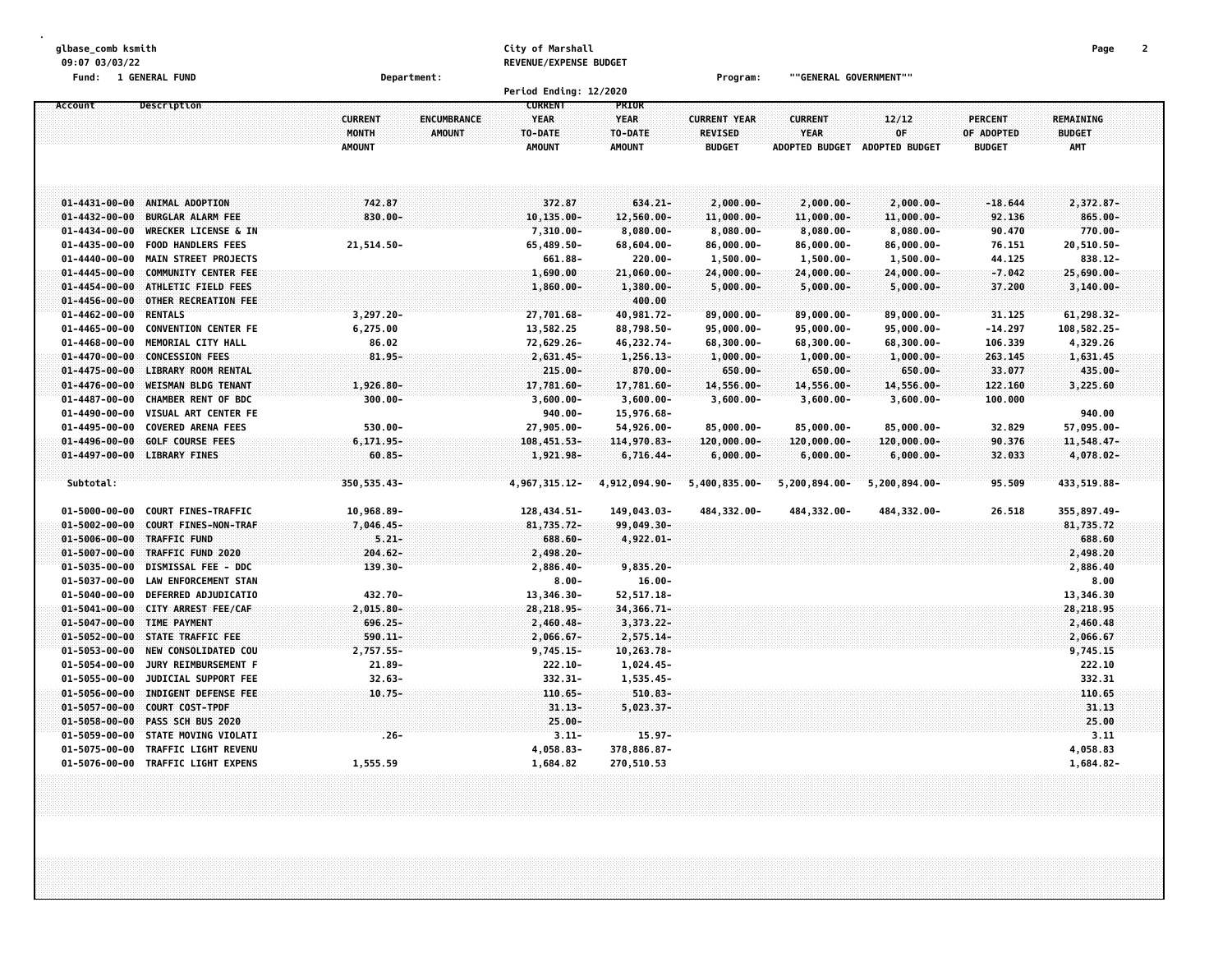glbase_comb ksmith
09:07 03/03/22
Fund: 1 GENERAL FUND

City of Marshall
REVENUE/EXPENSE BUDGET

Department:

Program: ""GENERAL GOVERNMENT""

Period Ending: 12/2020

| Account | Description | CURRENT MONTH AMOUNT | ENCUMBRANCE AMOUNT | CURRENT YEAR TO-DATE AMOUNT | PRIOR YEAR TO-DATE AMOUNT | CURRENT YEAR REVISED BUDGET | CURRENT YEAR ADOPTED BUDGET | 12/12 OF ADOPTED BUDGET | PERCENT OF ADOPTED BUDGET | REMAINING BUDGET AMT |
|---|---|---|---|---|---|---|---|---|---|---|
| 01-4431-00-00 | ANIMAL ADOPTION | 742.87 | | 372.87 | 634.21- | 2,000.00- | 2,000.00- | 2,000.00- | -18.644 | 2,372.87- |
| 01-4432-00-00 | BURGLAR ALARM FEE | 830.00- | | 10,135.00- | 12,560.00- | 11,000.00- | 11,000.00- | 11,000.00- | 92.136 | 865.00- |
| 01-4434-00-00 | WRECKER LICENSE & IN | | | 7,310.00- | 8,080.00- | 8,080.00- | 8,080.00- | 8,080.00- | 90.470 | 770.00- |
| 01-4435-00-00 | FOOD HANDLERS FEES | 21,514.50- | | 65,489.50- | 68,604.00- | 86,000.00- | 86,000.00- | 86,000.00- | 76.151 | 20,510.50- |
| 01-4440-00-00 | MAIN STREET PROJECTS | | | 661.88- | 220.00- | 1,500.00- | 1,500.00- | 1,500.00- | 44.125 | 838.12- |
| 01-4445-00-00 | COMMUNITY CENTER FEE | | | 1,690.00 | 21,060.00- | 24,000.00- | 24,000.00- | 24,000.00- | -7.042 | 25,690.00- |
| 01-4454-00-00 | ATHLETIC FIELD FEES | | | 1,860.00- | 1,380.00- | 5,000.00- | 5,000.00- | 5,000.00- | 37.200 | 3,140.00- |
| 01-4456-00-00 | OTHER RECREATION FEE | | | | 400.00 | | | | | |
| 01-4462-00-00 | RENTALS | 3,297.20- | | 27,701.68- | 40,981.72- | 89,000.00- | 89,000.00- | 89,000.00- | 31.125 | 61,298.32- |
| 01-4465-00-00 | CONVENTION CENTER FE | 6,275.00 | | 13,582.25 | 88,798.50- | 95,000.00- | 95,000.00- | 95,000.00- | -14.297 | 108,582.25- |
| 01-4468-00-00 | MEMORIAL CITY HALL | 86.02 | | 72,629.26- | 46,232.74- | 68,300.00- | 68,300.00- | 68,300.00- | 106.339 | 4,329.26 |
| 01-4470-00-00 | CONCESSION FEES | 81.95- | | 2,631.45- | 1,256.13- | 1,000.00- | 1,000.00- | 1,000.00- | 263.145 | 1,631.45 |
| 01-4475-00-00 | LIBRARY ROOM RENTAL | | | 215.00- | 870.00- | 650.00- | 650.00- | 650.00- | 33.077 | 435.00- |
| 01-4476-00-00 | WEISMAN BLDG TENANT | 1,926.80- | | 17,781.60- | 17,781.60- | 14,556.00- | 14,556.00- | 14,556.00- | 122.160 | 3,225.60 |
| 01-4487-00-00 | CHAMBER RENT OF BDC | 300.00- | | 3,600.00- | 3,600.00- | 3,600.00- | 3,600.00- | 3,600.00- | 100.000 | |
| 01-4490-00-00 | VISUAL ART CENTER FE | | | 940.00- | 15,976.68- | | | | | 940.00 |
| 01-4495-00-00 | COVERED ARENA FEES | 530.00- | | 27,905.00- | 54,926.00- | 85,000.00- | 85,000.00- | 85,000.00- | 32.829 | 57,095.00- |
| 01-4496-00-00 | GOLF COURSE FEES | 6,171.95- | | 108,451.53- | 114,970.83- | 120,000.00- | 120,000.00- | 120,000.00- | 90.376 | 11,548.47- |
| 01-4497-00-00 | LIBRARY FINES | 60.85- | | 1,921.98- | 6,716.44- | 6,000.00- | 6,000.00- | 6,000.00- | 32.033 | 4,078.02- |
| Subtotal: | | 350,535.43- | | 4,967,315.12- | 4,912,094.90- | 5,400,835.00- | 5,200,894.00- | 5,200,894.00- | 95.509 | 433,519.88- |
| 01-5000-00-00 | COURT FINES-TRAFFIC | 10,968.89- | | 128,434.51- | 149,043.03- | 484,332.00- | 484,332.00- | 484,332.00- | 26.518 | 355,897.49- |
| 01-5002-00-00 | COURT FINES-NON-TRAF | 7,046.45- | | 81,735.72- | 99,049.30- | | | | | 81,735.72 |
| 01-5006-00-00 | TRAFFIC FUND | 5.21- | | 688.60- | 4,922.01- | | | | | 688.60 |
| 01-5007-00-00 | TRAFFIC FUND 2020 | 204.62- | | 2,498.20- | | | | | | 2,498.20 |
| 01-5035-00-00 | DISMISSAL FEE - DDC | 139.30- | | 2,886.40- | 9,835.20- | | | | | 2,886.40 |
| 01-5037-00-00 | LAW ENFORCEMENT STAN | | | 8.00- | 16.00- | | | | | 8.00 |
| 01-5040-00-00 | DEFERRED ADJUDICATIO | 432.70- | | 13,346.30- | 52,517.18- | | | | | 13,346.30 |
| 01-5041-00-00 | CITY ARREST FEE/CAF | 2,015.80- | | 28,218.95- | 34,366.71- | | | | | 28,218.95 |
| 01-5047-00-00 | TIME PAYMENT | 696.25- | | 2,460.48- | 3,373.22- | | | | | 2,460.48 |
| 01-5052-00-00 | STATE TRAFFIC FEE | 590.11- | | 2,066.67- | 2,575.14- | | | | | 2,066.67 |
| 01-5053-00-00 | NEW CONSOLIDATED COU | 2,757.55- | | 9,745.15- | 10,263.78- | | | | | 9,745.15 |
| 01-5054-00-00 | JURY REIMBURSEMENT F | 21.89- | | 222.10- | 1,024.45- | | | | | 222.10 |
| 01-5055-00-00 | JUDICIAL SUPPORT FEE | 32.63- | | 332.31- | 1,535.45- | | | | | 332.31 |
| 01-5056-00-00 | INDIGENT DEFENSE FEE | 10.75- | | 110.65- | 510.83- | | | | | 110.65 |
| 01-5057-00-00 | COURT COST-TPDF | | | 31.13- | 5,023.37- | | | | | 31.13 |
| 01-5058-00-00 | PASS SCH BUS 2020 | | | 25.00- | | | | | | 25.00 |
| 01-5059-00-00 | STATE MOVING VIOLATI | .26- | | 3.11- | 15.97- | | | | | 3.11 |
| 01-5075-00-00 | TRAFFIC LIGHT REVENU | | | 4,058.83- | 378,886.87- | | | | | 4,058.83 |
| 01-5076-00-00 | TRAFFIC LIGHT EXPENS | 1,555.59 | | 1,684.82 | 270,510.53 | | | | | 1,684.82- |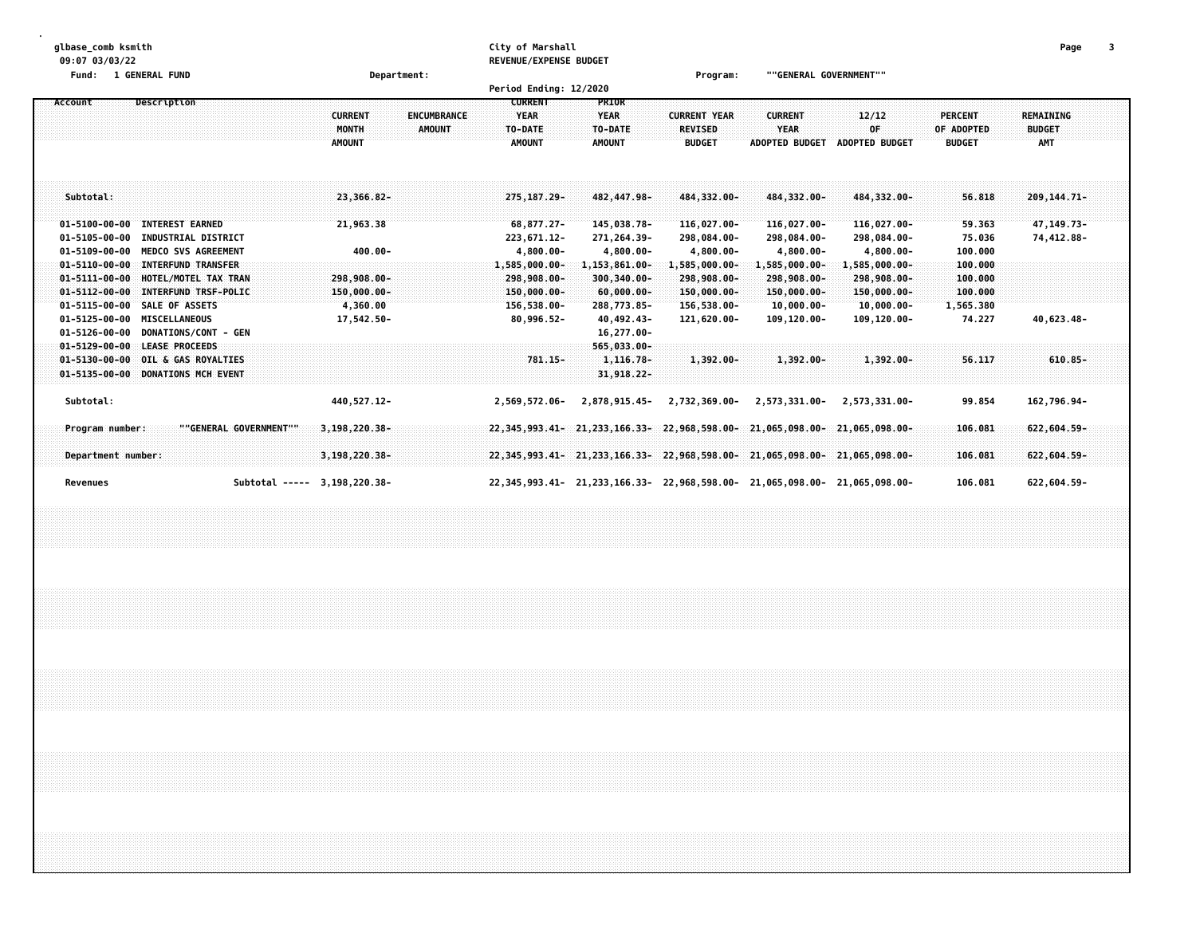glbase_comb ksmith
09:07 03/03/22

City of Marshall
REVENUE/EXPENSE BUDGET

Fund: 1 GENERAL FUND | Department: | Program: ""GENERAL GOVERNMENT""

Period Ending: 12/2020

| Account | Description | CURRENT MONTH AMOUNT | ENCUMBRANCE AMOUNT | CURRENT YEAR TO-DATE AMOUNT | PRIOR YEAR TO-DATE AMOUNT | CURRENT YEAR REVISED BUDGET | CURRENT YEAR ADOPTED BUDGET | 12/12 OF ADOPTED BUDGET | PERCENT OF ADOPTED BUDGET | REMAINING BUDGET AMT |
|---|---|---|---|---|---|---|---|---|---|---|
| Subtotal: | | 23,366.82- | | 275,187.29- | 482,447.98- | 484,332.00- | 484,332.00- | 484,332.00- | 56.818 | 209,144.71- |
| 01-5100-00-00 | INTEREST EARNED | 21,963.38 | | 68,877.27- | 145,038.78- | 116,027.00- | 116,027.00- | 116,027.00- | 59.363 | 47,149.73- |
| 01-5105-00-00 | INDUSTRIAL DISTRICT | | | 223,671.12- | 271,264.39- | 298,084.00- | 298,084.00- | 298,084.00- | 75.036 | 74,412.88- |
| 01-5109-00-00 | MEDCO SVS AGREEMENT | 400.00- | | 4,800.00- | 4,800.00- | 4,800.00- | 4,800.00- | 4,800.00- | 100.000 | |
| 01-5110-00-00 | INTERFUND TRANSFER | | | 1,585,000.00- | 1,153,861.00- | 1,585,000.00- | 1,585,000.00- | 1,585,000.00- | 100.000 | |
| 01-5111-00-00 | HOTEL/MOTEL TAX TRAN | 298,908.00- | | 298,908.00- | 300,340.00- | 298,908.00- | 298,908.00- | 298,908.00- | 100.000 | |
| 01-5112-00-00 | INTERFUND TRSF-POLIC | 150,000.00- | | 150,000.00- | 60,000.00- | 150,000.00- | 150,000.00- | 150,000.00- | 100.000 | |
| 01-5115-00-00 | SALE OF ASSETS | 4,360.00 | | 156,538.00- | 288,773.85- | 156,538.00- | 10,000.00- | 10,000.00- | 1,565.380 | |
| 01-5125-00-00 | MISCELLANEOUS | 17,542.50- | | 80,996.52- | 40,492.43- | 121,620.00- | 109,120.00- | 109,120.00- | 74.227 | 40,623.48- |
| 01-5126-00-00 | DONATIONS/CONT - GEN | | | | 16,277.00- | | | | | |
| 01-5129-00-00 | LEASE PROCEEDS | | | | 565,033.00- | | | | | |
| 01-5130-00-00 | OIL & GAS ROYALTIES | | | 781.15- | 1,116.78- | 1,392.00- | 1,392.00- | 1,392.00- | 56.117 | 610.85- |
| 01-5135-00-00 | DONATIONS MCH EVENT | | | | 31,918.22- | | | | | |
| Subtotal: | | 440,527.12- | | 2,569,572.06- | 2,878,915.45- | 2,732,369.00- | 2,573,331.00- | 2,573,331.00- | 99.854 | 162,796.94- |
| Program number: | ""GENERAL GOVERNMENT"" | 3,198,220.38- | | 22,345,993.41- | 21,233,166.33- | 22,968,598.00- | 21,065,098.00- | 21,065,098.00- | 106.081 | 622,604.59- |
| Department number: | | 3,198,220.38- | | 22,345,993.41- | 21,233,166.33- | 22,968,598.00- | 21,065,098.00- | 21,065,098.00- | 106.081 | 622,604.59- |
| Revenues | Subtotal ----- | 3,198,220.38- | | 22,345,993.41- | 21,233,166.33- | 22,968,598.00- | 21,065,098.00- | 21,065,098.00- | 106.081 | 622,604.59- |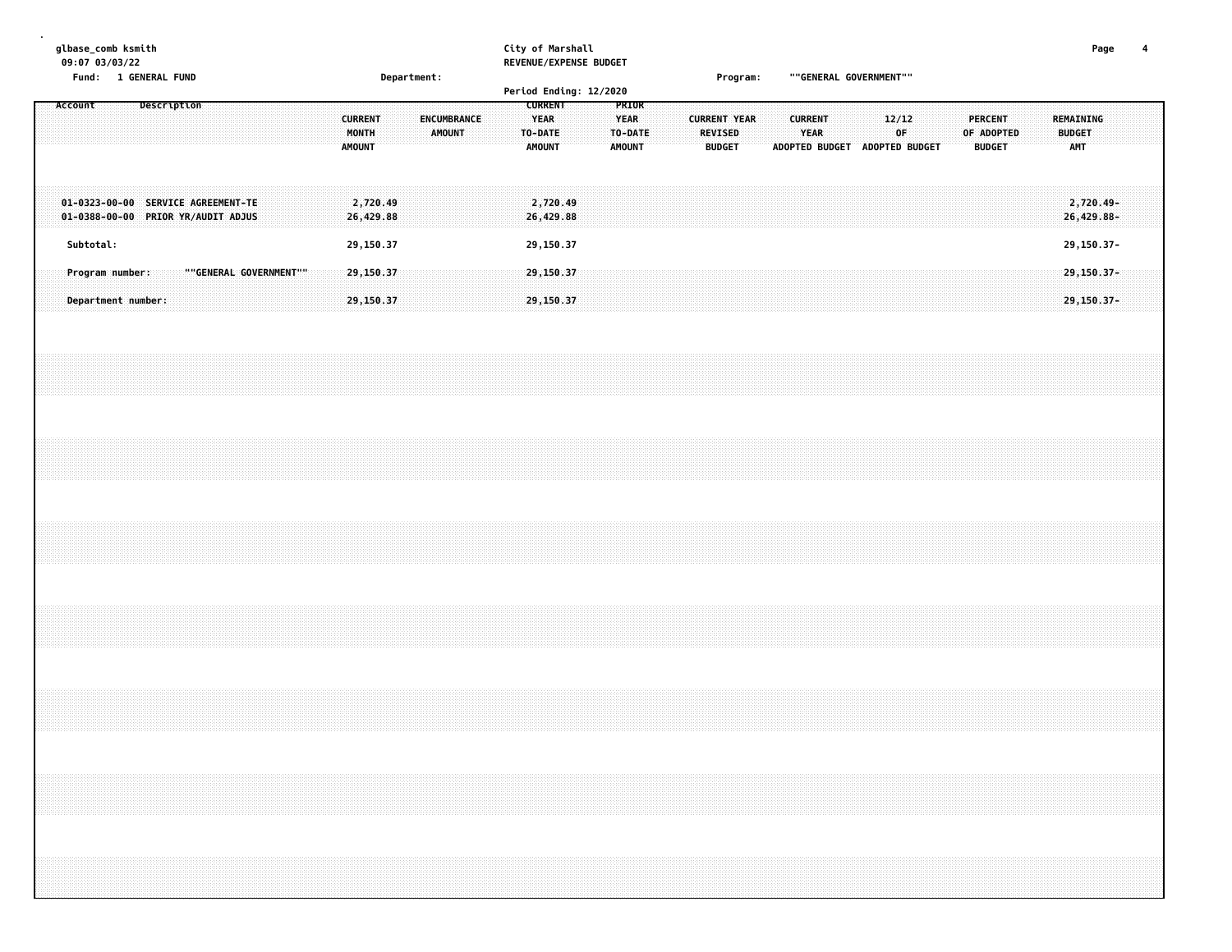glbase_comb ksmith
09:07 03/03/22

**City of Marshall**
**REVENUE/EXPENSE BUDGET**

Fund: 1 GENERAL FUND Department: Program: ""GENERAL GOVERNMENT""

Period Ending: 12/2020

| Account | Description | CURRENT MONTH AMOUNT | ENCUMBRANCE AMOUNT | CURRENT YEAR TO-DATE AMOUNT | PRIOR YEAR TO-DATE AMOUNT | CURRENT YEAR REVISED BUDGET | CURRENT YEAR ADOPTED BUDGET | 12/12 OF ADOPTED BUDGET | PERCENT OF ADOPTED BUDGET | REMAINING BUDGET AMT |
|---|---|---|---|---|---|---|---|---|---|---|
| 01-0323-00-00 | SERVICE AGREEMENT-TE | 2,720.49 | | 2,720.49 | | | | | | 2,720.49- |
| 01-0388-00-00 | PRIOR YR/AUDIT ADJUS | 26,429.88 | | 26,429.88 | | | | | | 26,429.88- |
| Subtotal: | | 29,150.37 | | 29,150.37 | | | | | | 29,150.37- |
| Program number: | ""GENERAL GOVERNMENT"" | 29,150.37 | | 29,150.37 | | | | | | 29,150.37- |
| Department number: | | 29,150.37 | | 29,150.37 | | | | | | 29,150.37- |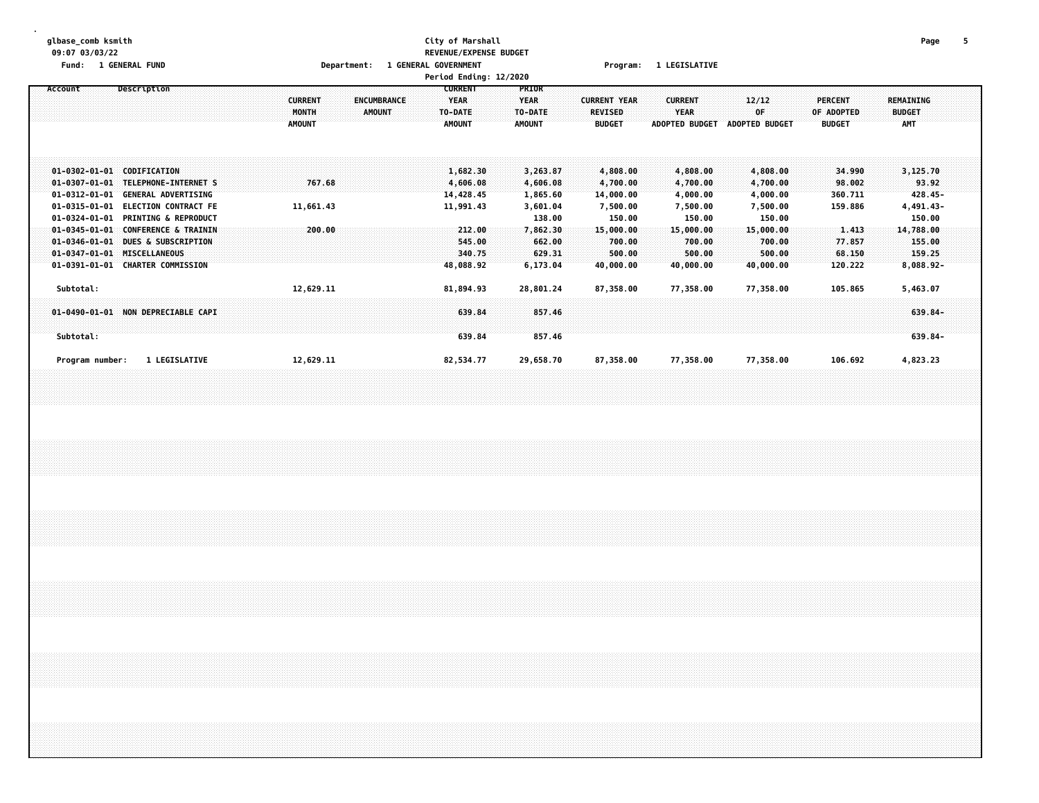glbase_comb ksmith
09:07 03/03/22

City of Marshall
REVENUE/EXPENSE BUDGET

Fund: 1 GENERAL FUND
Department: 1 GENERAL GOVERNMENT
Program: 1 LEGISLATIVE

Period Ending: 12/2020

| Account | Description | CURRENT MONTH AMOUNT | ENCUMBRANCE AMOUNT | CURRENT YEAR TO-DATE AMOUNT | PRIOR YEAR TO-DATE AMOUNT | CURRENT YEAR REVISED BUDGET | CURRENT YEAR ADOPTED BUDGET | 12/12 OF ADOPTED BUDGET | PERCENT OF ADOPTED BUDGET | REMAINING BUDGET AMT |
|---|---|---|---|---|---|---|---|---|---|---|
| 01-0302-01-01 | CODIFICATION | | | 1,682.30 | 3,263.87 | 4,808.00 | 4,808.00 | 4,808.00 | 34.990 | 3,125.70 |
| 01-0307-01-01 | TELEPHONE-INTERNET S | 767.68 | | 4,606.08 | 4,606.08 | 4,700.00 | 4,700.00 | 4,700.00 | 98.002 | 93.92 |
| 01-0312-01-01 | GENERAL ADVERTISING | | | 14,428.45 | 1,865.60 | 14,000.00 | 4,000.00 | 4,000.00 | 360.711 | 428.45- |
| 01-0315-01-01 | ELECTION CONTRACT FE | 11,661.43 | | 11,991.43 | 3,601.04 | 7,500.00 | 7,500.00 | 7,500.00 | 159.886 | 4,491.43- |
| 01-0324-01-01 | PRINTING & REPRODUCT | | | | 138.00 | 150.00 | 150.00 | 150.00 | | 150.00 |
| 01-0345-01-01 | CONFERENCE & TRAININ | 200.00 | | 212.00 | 7,862.30 | 15,000.00 | 15,000.00 | 15,000.00 | 1.413 | 14,788.00 |
| 01-0346-01-01 | DUES & SUBSCRIPTION | | | 545.00 | 662.00 | 700.00 | 700.00 | 700.00 | 77.857 | 155.00 |
| 01-0347-01-01 | MISCELLANEOUS | | | 340.75 | 629.31 | 500.00 | 500.00 | 500.00 | 68.150 | 159.25 |
| 01-0391-01-01 | CHARTER COMMISSION | | | 48,088.92 | 6,173.04 | 40,000.00 | 40,000.00 | 40,000.00 | 120.222 | 8,088.92- |
| Subtotal: | | 12,629.11 | | 81,894.93 | 28,801.24 | 87,358.00 | 77,358.00 | 77,358.00 | 105.865 | 5,463.07 |
| 01-0490-01-01 | NON DEPRECIABLE CAPI | | | 639.84 | 857.46 | | | | | 639.84- |
| Subtotal: | | | | 639.84 | 857.46 | | | | | 639.84- |
| Program number: | 1 LEGISLATIVE | 12,629.11 | | 82,534.77 | 29,658.70 | 87,358.00 | 77,358.00 | 77,358.00 | 106.692 | 4,823.23 |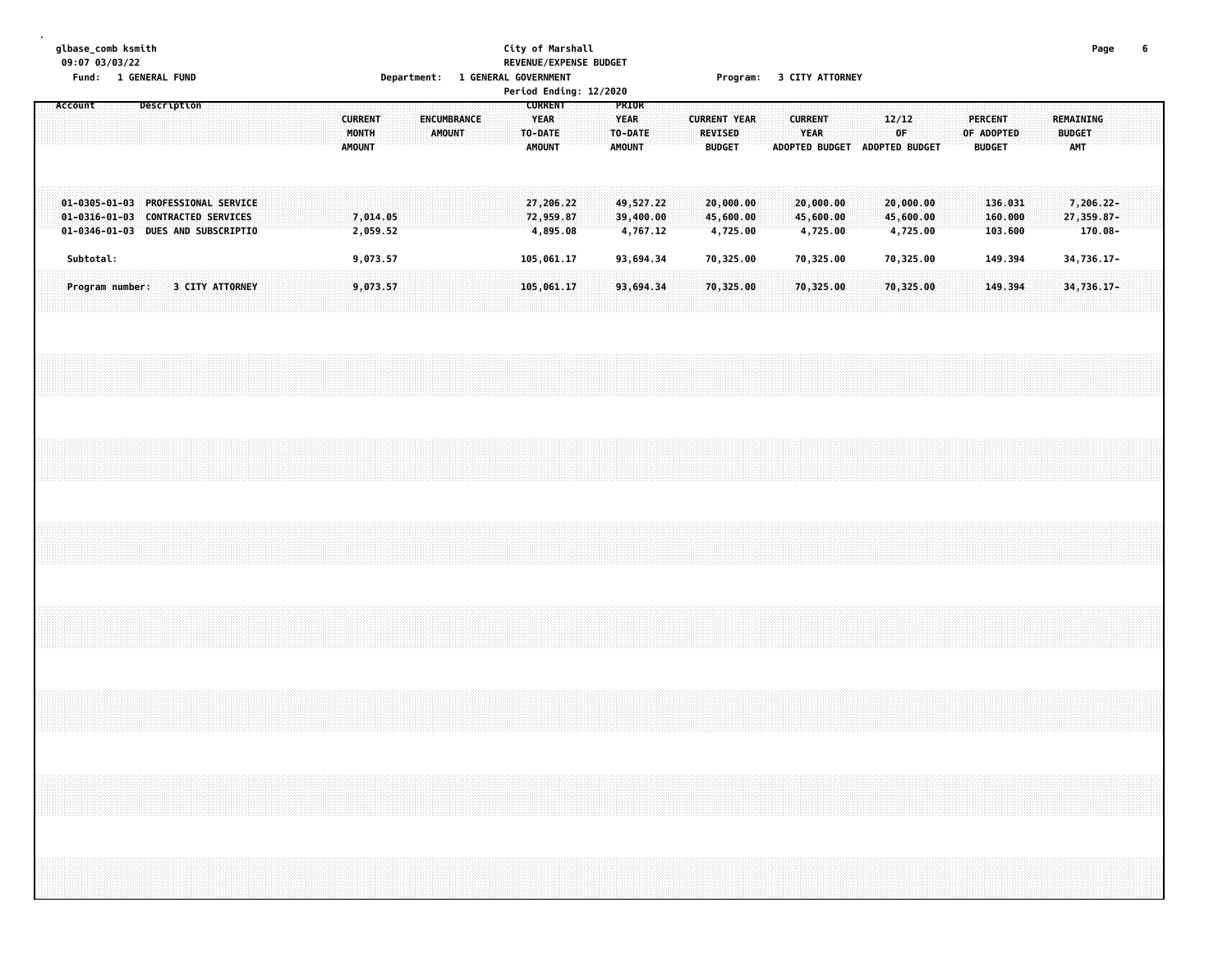glbase_comb ksmith
09:07 03/03/22
Fund: 1 GENERAL FUND

City of Marshall
REVENUE/EXPENSE BUDGET
Department: 1 GENERAL GOVERNMENT
Period Ending: 12/2020

Program: 3 CITY ATTORNEY

| Account | Description | CURRENT MONTH AMOUNT | ENCUMBRANCE AMOUNT | CURRENT YEAR TO-DATE AMOUNT | PRIOR YEAR TO-DATE AMOUNT | CURRENT YEAR REVISED BUDGET | CURRENT YEAR ADOPTED BUDGET | 12/12 OF ADOPTED BUDGET | PERCENT OF ADOPTED BUDGET | REMAINING BUDGET AMT |
|---|---|---|---|---|---|---|---|---|---|---|
| 01-0305-01-03 | PROFESSIONAL SERVICE | | | 27,206.22 | 49,527.22 | 20,000.00 | 20,000.00 | 20,000.00 | 136.031 | 7,206.22- |
| 01-0316-01-03 | CONTRACTED SERVICES | 7,014.05 | | 72,959.87 | 39,400.00 | 45,600.00 | 45,600.00 | 45,600.00 | 160.000 | 27,359.87- |
| 01-0346-01-03 | DUES AND SUBSCRIPTIO | 2,059.52 | | 4,895.08 | 4,767.12 | 4,725.00 | 4,725.00 | 4,725.00 | 103.600 | 170.08- |
| Subtotal: | | 9,073.57 | | 105,061.17 | 93,694.34 | 70,325.00 | 70,325.00 | 70,325.00 | 149.394 | 34,736.17- |
| Program number: | 3 CITY ATTORNEY | 9,073.57 | | 105,061.17 | 93,694.34 | 70,325.00 | 70,325.00 | 70,325.00 | 149.394 | 34,736.17- |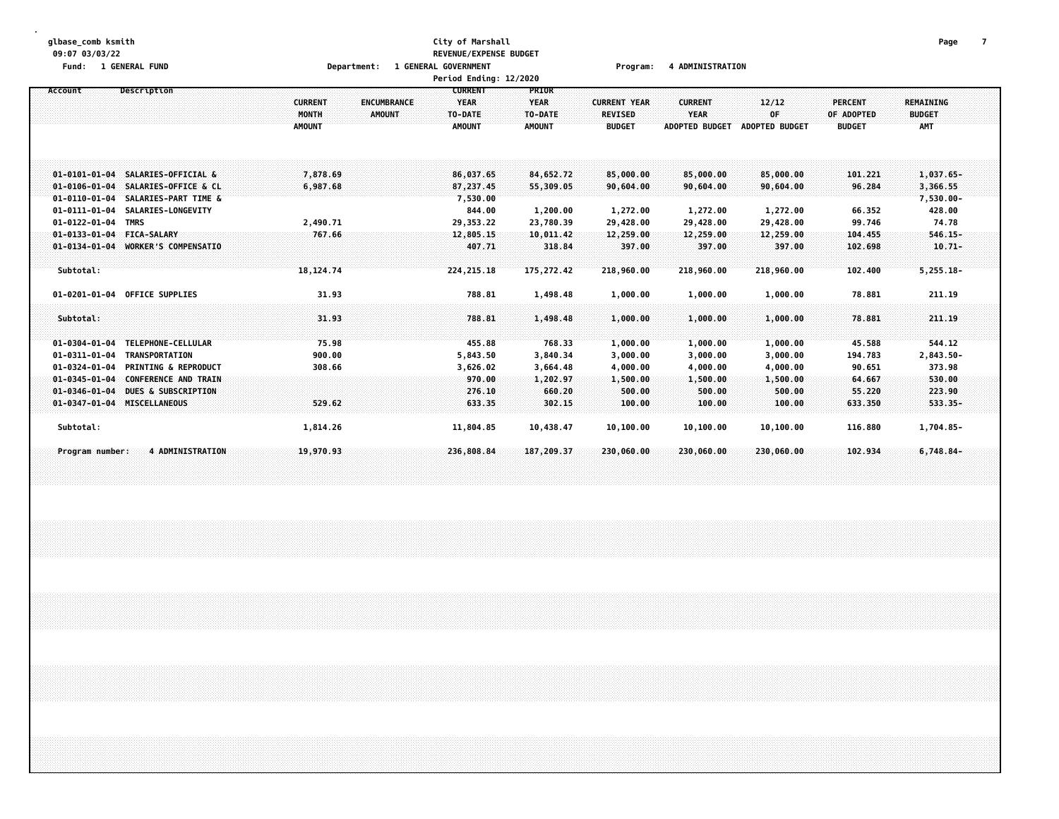glbase_comb ksmith
09:07 03/03/22

City of Marshall
REVENUE/EXPENSE BUDGET

Fund: 1 GENERAL FUND    Department: 1 GENERAL GOVERNMENT    Program: 4 ADMINISTRATION

Period Ending: 12/2020

| Account | Description | CURRENT MONTH AMOUNT | ENCUMBRANCE AMOUNT | CURRENT YEAR TO-DATE AMOUNT | PRIOR YEAR TO-DATE AMOUNT | CURRENT YEAR REVISED BUDGET | CURRENT YEAR ADOPTED BUDGET | 12/12 OF ADOPTED BUDGET | PERCENT OF ADOPTED BUDGET | REMAINING BUDGET AMT |
|---|---|---|---|---|---|---|---|---|---|---|
| 01-0101-01-04 | SALARIES-OFFICIAL & | 7,878.69 | | 86,037.65 | 84,652.72 | 85,000.00 | 85,000.00 | 85,000.00 | 101.221 | 1,037.65- |
| 01-0106-01-04 | SALARIES-OFFICE & CL | 6,987.68 | | 87,237.45 | 55,309.05 | 90,604.00 | 90,604.00 | 90,604.00 | 96.284 | 3,366.55 |
| 01-0110-01-04 | SALARIES-PART TIME & | | | 7,530.00 | | | | | | 7,530.00- |
| 01-0111-01-04 | SALARIES-LONGEVITY | | | 844.00 | 1,200.00 | 1,272.00 | 1,272.00 | 1,272.00 | 66.352 | 428.00 |
| 01-0122-01-04 | TMRS | 2,490.71 | | 29,353.22 | 23,780.39 | 29,428.00 | 29,428.00 | 29,428.00 | 99.746 | 74.78 |
| 01-0133-01-04 | FICA-SALARY | 767.66 | | 12,805.15 | 10,011.42 | 12,259.00 | 12,259.00 | 12,259.00 | 104.455 | 546.15- |
| 01-0134-01-04 | WORKER'S COMPENSATIO | | | 407.71 | 318.84 | 397.00 | 397.00 | 397.00 | 102.698 | 10.71- |
| Subtotal: | | 18,124.74 | | 224,215.18 | 175,272.42 | 218,960.00 | 218,960.00 | 218,960.00 | 102.400 | 5,255.18- |
| 01-0201-01-04 | OFFICE SUPPLIES | 31.93 | | 788.81 | 1,498.48 | 1,000.00 | 1,000.00 | 1,000.00 | 78.881 | 211.19 |
| Subtotal: | | 31.93 | | 788.81 | 1,498.48 | 1,000.00 | 1,000.00 | 1,000.00 | 78.881 | 211.19 |
| 01-0304-01-04 | TELEPHONE-CELLULAR | 75.98 | | 455.88 | 768.33 | 1,000.00 | 1,000.00 | 1,000.00 | 45.588 | 544.12 |
| 01-0311-01-04 | TRANSPORTATION | 900.00 | | 5,843.50 | 3,840.34 | 3,000.00 | 3,000.00 | 3,000.00 | 194.783 | 2,843.50- |
| 01-0324-01-04 | PRINTING & REPRODUCT | 308.66 | | 3,626.02 | 3,664.48 | 4,000.00 | 4,000.00 | 4,000.00 | 90.651 | 373.98 |
| 01-0345-01-04 | CONFERENCE AND TRAIN | | | 970.00 | 1,202.97 | 1,500.00 | 1,500.00 | 1,500.00 | 64.667 | 530.00 |
| 01-0346-01-04 | DUES & SUBSCRIPTION | | | 276.10 | 660.20 | 500.00 | 500.00 | 500.00 | 55.220 | 223.90 |
| 01-0347-01-04 | MISCELLANEOUS | 529.62 | | 633.35 | 302.15 | 100.00 | 100.00 | 100.00 | 633.350 | 533.35- |
| Subtotal: | | 1,814.26 | | 11,804.85 | 10,438.47 | 10,100.00 | 10,100.00 | 10,100.00 | 116.880 | 1,704.85- |
| Program number: | 4 ADMINISTRATION | 19,970.93 | | 236,808.84 | 187,209.37 | 230,060.00 | 230,060.00 | 230,060.00 | 102.934 | 6,748.84- |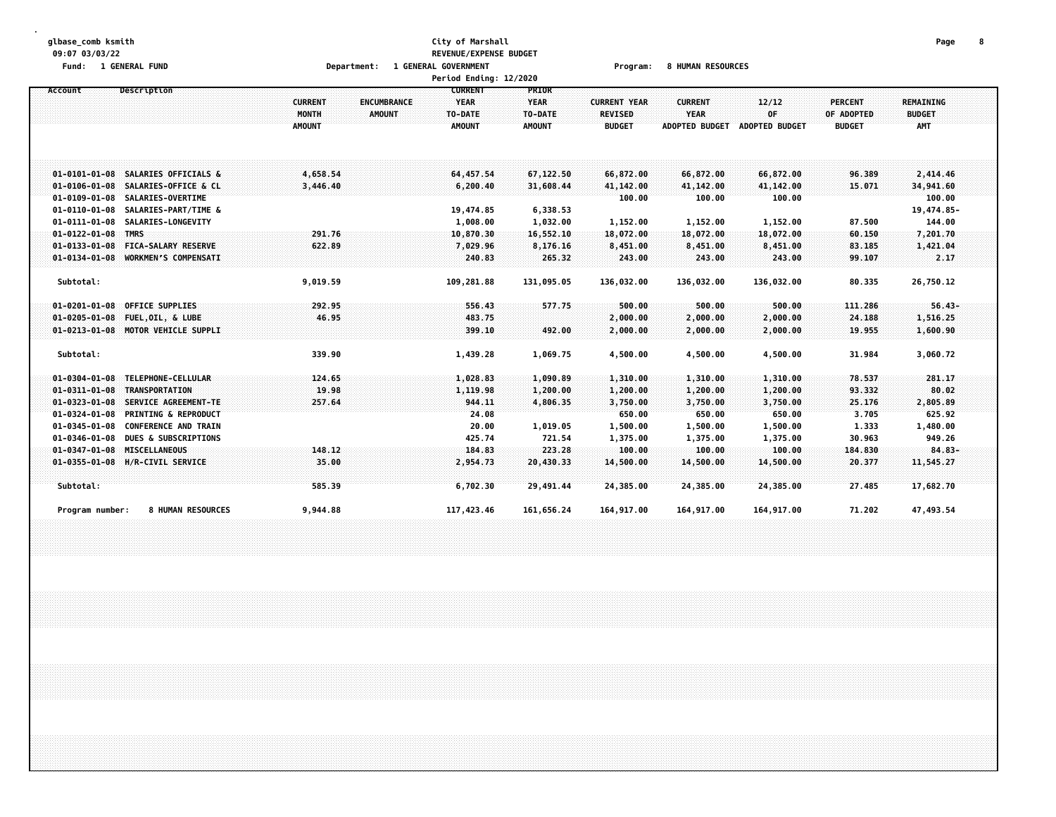glbase_comb ksmith
09:07 03/03/22
Fund: 1 GENERAL FUND

City of Marshall
REVENUE/EXPENSE BUDGET
Department: 1 GENERAL GOVERNMENT
Program: 8 HUMAN RESOURCES
Period Ending: 12/2020

| Account | Description | CURRENT MONTH AMOUNT | ENCUMBRANCE AMOUNT | CURRENT YEAR TO-DATE AMOUNT | PRIOR YEAR TO-DATE AMOUNT | CURRENT YEAR REVISED BUDGET | CURRENT YEAR ADOPTED BUDGET | 12/12 OF ADOPTED BUDGET | PERCENT OF ADOPTED BUDGET | REMAINING BUDGET AMT |
|---|---|---|---|---|---|---|---|---|---|---|
| 01-0101-01-08 | SALARIES OFFICIALS & | 4,658.54 | | 64,457.54 | 67,122.50 | 66,872.00 | 66,872.00 | 66,872.00 | 96.389 | 2,414.46 |
| 01-0106-01-08 | SALARIES-OFFICE & CL | 3,446.40 | | 6,200.40 | 31,608.44 | 41,142.00 | 41,142.00 | 41,142.00 | 15.071 | 34,941.60 |
| 01-0109-01-08 | SALARIES-OVERTIME | | | | | 100.00 | 100.00 | 100.00 | | 100.00 |
| 01-0110-01-08 | SALARIES-PART/TIME & | | | 19,474.85 | 6,338.53 | | | | | 19,474.85- |
| 01-0111-01-08 | SALARIES-LONGEVITY | | | 1,008.00 | 1,032.00 | 1,152.00 | 1,152.00 | 1,152.00 | 87.500 | 144.00 |
| 01-0122-01-08 | TMRS | 291.76 | | 10,870.30 | 16,552.10 | 18,072.00 | 18,072.00 | 18,072.00 | 60.150 | 7,201.70 |
| 01-0133-01-08 | FICA-SALARY RESERVE | 622.89 | | 7,029.96 | 8,176.16 | 8,451.00 | 8,451.00 | 8,451.00 | 83.185 | 1,421.04 |
| 01-0134-01-08 | WORKMEN'S COMPENSATI | | | 240.83 | 265.32 | 243.00 | 243.00 | 243.00 | 99.107 | 2.17 |
| Subtotal: | | 9,019.59 | | 109,281.88 | 131,095.05 | 136,032.00 | 136,032.00 | 136,032.00 | 80.335 | 26,750.12 |
| 01-0201-01-08 | OFFICE SUPPLIES | 292.95 | | 556.43 | 577.75 | 500.00 | 500.00 | 500.00 | 111.286 | 56.43- |
| 01-0205-01-08 | FUEL,OIL, & LUBE | 46.95 | | 483.75 | | 2,000.00 | 2,000.00 | 2,000.00 | 24.188 | 1,516.25 |
| 01-0213-01-08 | MOTOR VEHICLE SUPPLI | | | 399.10 | 492.00 | 2,000.00 | 2,000.00 | 2,000.00 | 19.955 | 1,600.90 |
| Subtotal: | | 339.90 | | 1,439.28 | 1,069.75 | 4,500.00 | 4,500.00 | 4,500.00 | 31.984 | 3,060.72 |
| 01-0304-01-08 | TELEPHONE-CELLULAR | 124.65 | | 1,028.83 | 1,090.89 | 1,310.00 | 1,310.00 | 1,310.00 | 78.537 | 281.17 |
| 01-0311-01-08 | TRANSPORTATION | 19.98 | | 1,119.98 | 1,200.00 | 1,200.00 | 1,200.00 | 1,200.00 | 93.332 | 80.02 |
| 01-0323-01-08 | SERVICE AGREEMENT-TE | 257.64 | | 944.11 | 4,806.35 | 3,750.00 | 3,750.00 | 3,750.00 | 25.176 | 2,805.89 |
| 01-0324-01-08 | PRINTING & REPRODUCT | | | 24.08 | | 650.00 | 650.00 | 650.00 | 3.705 | 625.92 |
| 01-0345-01-08 | CONFERENCE AND TRAIN | | | 20.00 | 1,019.05 | 1,500.00 | 1,500.00 | 1,500.00 | 1.333 | 1,480.00 |
| 01-0346-01-08 | DUES & SUBSCRIPTIONS | | | 425.74 | 721.54 | 1,375.00 | 1,375.00 | 1,375.00 | 30.963 | 949.26 |
| 01-0347-01-08 | MISCELLANEOUS | 148.12 | | 184.83 | 223.28 | 100.00 | 100.00 | 100.00 | 184.830 | 84.83- |
| 01-0355-01-08 | H/R-CIVIL SERVICE | 35.00 | | 2,954.73 | 20,430.33 | 14,500.00 | 14,500.00 | 14,500.00 | 20.377 | 11,545.27 |
| Subtotal: | | 585.39 | | 6,702.30 | 29,491.44 | 24,385.00 | 24,385.00 | 24,385.00 | 27.485 | 17,682.70 |
| Program number: | 8 HUMAN RESOURCES | 9,944.88 | | 117,423.46 | 161,656.24 | 164,917.00 | 164,917.00 | 164,917.00 | 71.202 | 47,493.54 |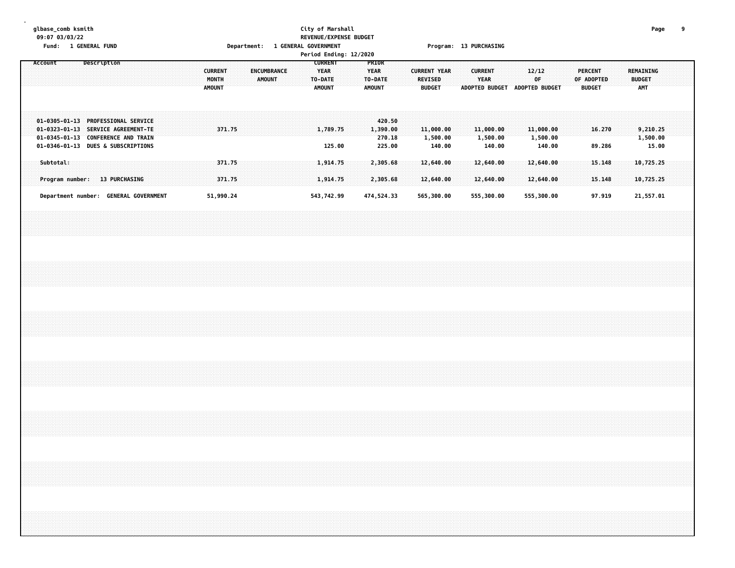glbase_comb ksmith
09:07 03/03/22

**City of Marshall**
**REVENUE/EXPENSE BUDGET**

Fund: 1 GENERAL FUND | Department: 1 GENERAL GOVERNMENT | Program: 13 PURCHASING

Period Ending: 12/2020

| Account | Description | CURRENT MONTH AMOUNT | ENCUMBRANCE AMOUNT | CURRENT YEAR TO-DATE AMOUNT | PRIOR YEAR TO-DATE AMOUNT | CURRENT YEAR REVISED BUDGET | CURRENT YEAR ADOPTED BUDGET | 12/12 OF ADOPTED BUDGET | PERCENT OF ADOPTED BUDGET | REMAINING BUDGET AMT |
|---|---|---|---|---|---|---|---|---|---|---|
| 01-0305-01-13 | PROFESSIONAL SERVICE | | | | 420.50 | | | | | |
| 01-0323-01-13 | SERVICE AGREEMENT-TE | 371.75 | | 1,789.75 | 1,390.00 | 11,000.00 | 11,000.00 | 11,000.00 | 16.270 | 9,210.25 |
| 01-0345-01-13 | CONFERENCE AND TRAIN | | | | 270.18 | 1,500.00 | 1,500.00 | 1,500.00 | | 1,500.00 |
| 01-0346-01-13 | DUES & SUBSCRIPTIONS | | | 125.00 | 225.00 | 140.00 | 140.00 | 140.00 | 89.286 | 15.00 |
| Subtotal: | | 371.75 | | 1,914.75 | 2,305.68 | 12,640.00 | 12,640.00 | 12,640.00 | 15.148 | 10,725.25 |
| Program number: | 13 PURCHASING | 371.75 | | 1,914.75 | 2,305.68 | 12,640.00 | 12,640.00 | 12,640.00 | 15.148 | 10,725.25 |
| Department number: | GENERAL GOVERNMENT | 51,990.24 | | 543,742.99 | 474,524.33 | 565,300.00 | 555,300.00 | 555,300.00 | 97.919 | 21,557.01 |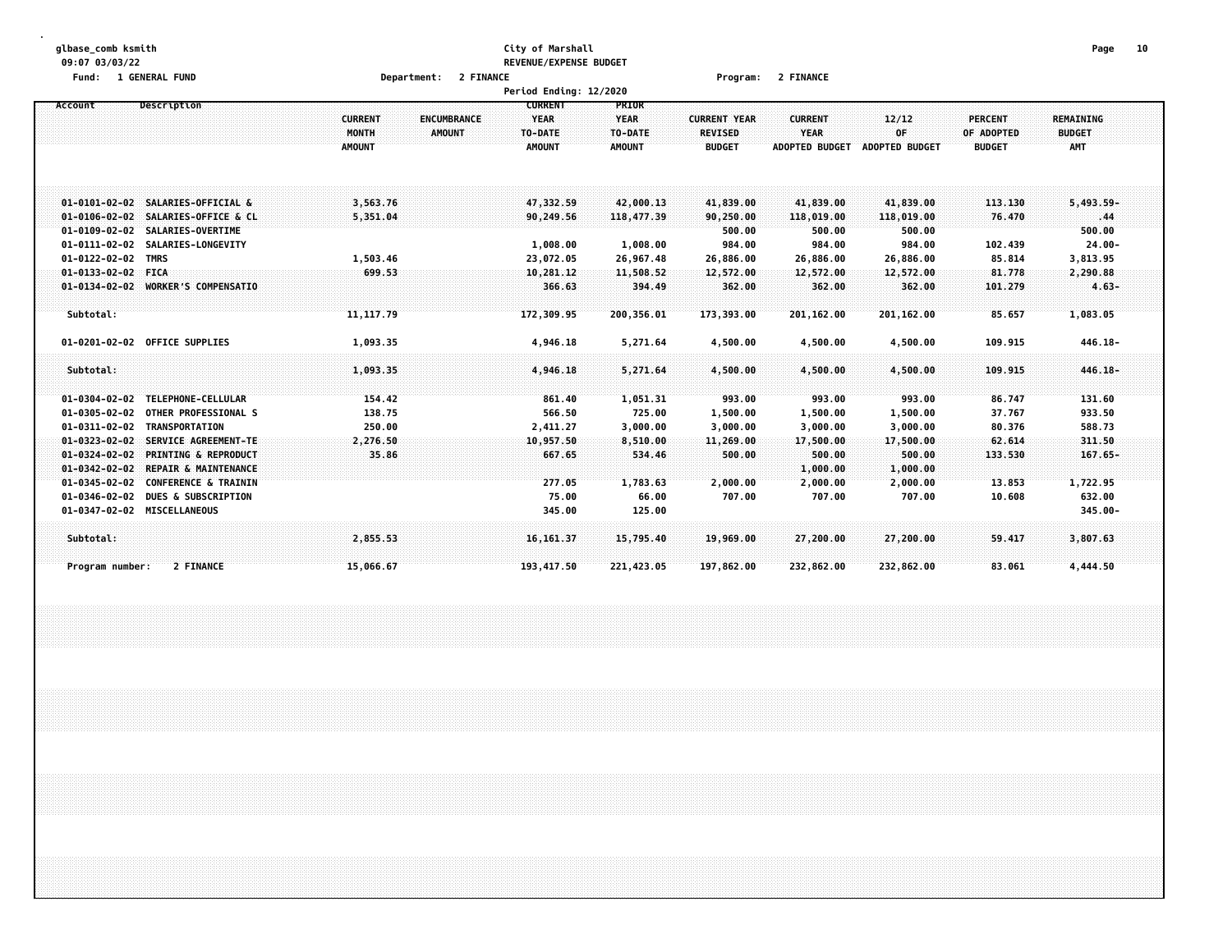glbase_comb ksmith
09:07 03/03/22

City of Marshall
REVENUE/EXPENSE BUDGET

Fund: 1 GENERAL FUND    Department: 2 FINANCE    Program: 2 FINANCE

Period Ending: 12/2020

| Account | Description | CURRENT MONTH AMOUNT | ENCUMBRANCE AMOUNT | CURRENT YEAR TO-DATE AMOUNT | PRIOR YEAR TO-DATE AMOUNT | CURRENT YEAR REVISED BUDGET | CURRENT YEAR ADOPTED BUDGET | 12/12 OF ADOPTED BUDGET | PERCENT OF ADOPTED BUDGET | REMAINING BUDGET AMT |
|---|---|---|---|---|---|---|---|---|---|---|
| 01-0101-02-02 | SALARIES-OFFICIAL & | 3,563.76 | | 47,332.59 | 42,000.13 | 41,839.00 | 41,839.00 | 41,839.00 | 113.130 | 5,493.59- |
| 01-0106-02-02 | SALARIES-OFFICE & CL | 5,351.04 | | 90,249.56 | 118,477.39 | 90,250.00 | 118,019.00 | 118,019.00 | 76.470 | .44 |
| 01-0109-02-02 | SALARIES-OVERTIME | | | | | 500.00 | 500.00 | 500.00 | | 500.00 |
| 01-0111-02-02 | SALARIES-LONGEVITY | | | 1,008.00 | 1,008.00 | 984.00 | 984.00 | 984.00 | 102.439 | 24.00- |
| 01-0122-02-02 | TMRS | 1,503.46 | | 23,072.05 | 26,967.48 | 26,886.00 | 26,886.00 | 26,886.00 | 85.814 | 3,813.95 |
| 01-0133-02-02 | FICA | 699.53 | | 10,281.12 | 11,508.52 | 12,572.00 | 12,572.00 | 12,572.00 | 81.778 | 2,290.88 |
| 01-0134-02-02 | WORKER'S COMPENSATIO | | | 366.63 | 394.49 | 362.00 | 362.00 | 362.00 | 101.279 | 4.63- |
| Subtotal: | | 11,117.79 | | 172,309.95 | 200,356.01 | 173,393.00 | 201,162.00 | 201,162.00 | 85.657 | 1,083.05 |
| 01-0201-02-02 | OFFICE SUPPLIES | 1,093.35 | | 4,946.18 | 5,271.64 | 4,500.00 | 4,500.00 | 4,500.00 | 109.915 | 446.18- |
| Subtotal: | | 1,093.35 | | 4,946.18 | 5,271.64 | 4,500.00 | 4,500.00 | 4,500.00 | 109.915 | 446.18- |
| 01-0304-02-02 | TELEPHONE-CELLULAR | 154.42 | | 861.40 | 1,051.31 | 993.00 | 993.00 | 993.00 | 86.747 | 131.60 |
| 01-0305-02-02 | OTHER PROFESSIONAL S | 138.75 | | 566.50 | 725.00 | 1,500.00 | 1,500.00 | 1,500.00 | 37.767 | 933.50 |
| 01-0311-02-02 | TRANSPORTATION | 250.00 | | 2,411.27 | 3,000.00 | 3,000.00 | 3,000.00 | 3,000.00 | 80.376 | 588.73 |
| 01-0323-02-02 | SERVICE AGREEMENT-TE | 2,276.50 | | 10,957.50 | 8,510.00 | 11,269.00 | 17,500.00 | 17,500.00 | 62.614 | 311.50 |
| 01-0324-02-02 | PRINTING & REPRODUCT | 35.86 | | 667.65 | 534.46 | 500.00 | 500.00 | 500.00 | 133.530 | 167.65- |
| 01-0342-02-02 | REPAIR & MAINTENANCE | | | | | | 1,000.00 | 1,000.00 | | |
| 01-0345-02-02 | CONFERENCE & TRAININ | | | 277.05 | 1,783.63 | 2,000.00 | 2,000.00 | 2,000.00 | 13.853 | 1,722.95 |
| 01-0346-02-02 | DUES & SUBSCRIPTION | | | 75.00 | 66.00 | 707.00 | 707.00 | 707.00 | 10.608 | 632.00 |
| 01-0347-02-02 | MISCELLANEOUS | | | 345.00 | 125.00 | | | | | 345.00- |
| Subtotal: | | 2,855.53 | | 16,161.37 | 15,795.40 | 19,969.00 | 27,200.00 | 27,200.00 | 59.417 | 3,807.63 |
| Program number: | 2 FINANCE | 15,066.67 | | 193,417.50 | 221,423.05 | 197,862.00 | 232,862.00 | 232,862.00 | 83.061 | 4,444.50 |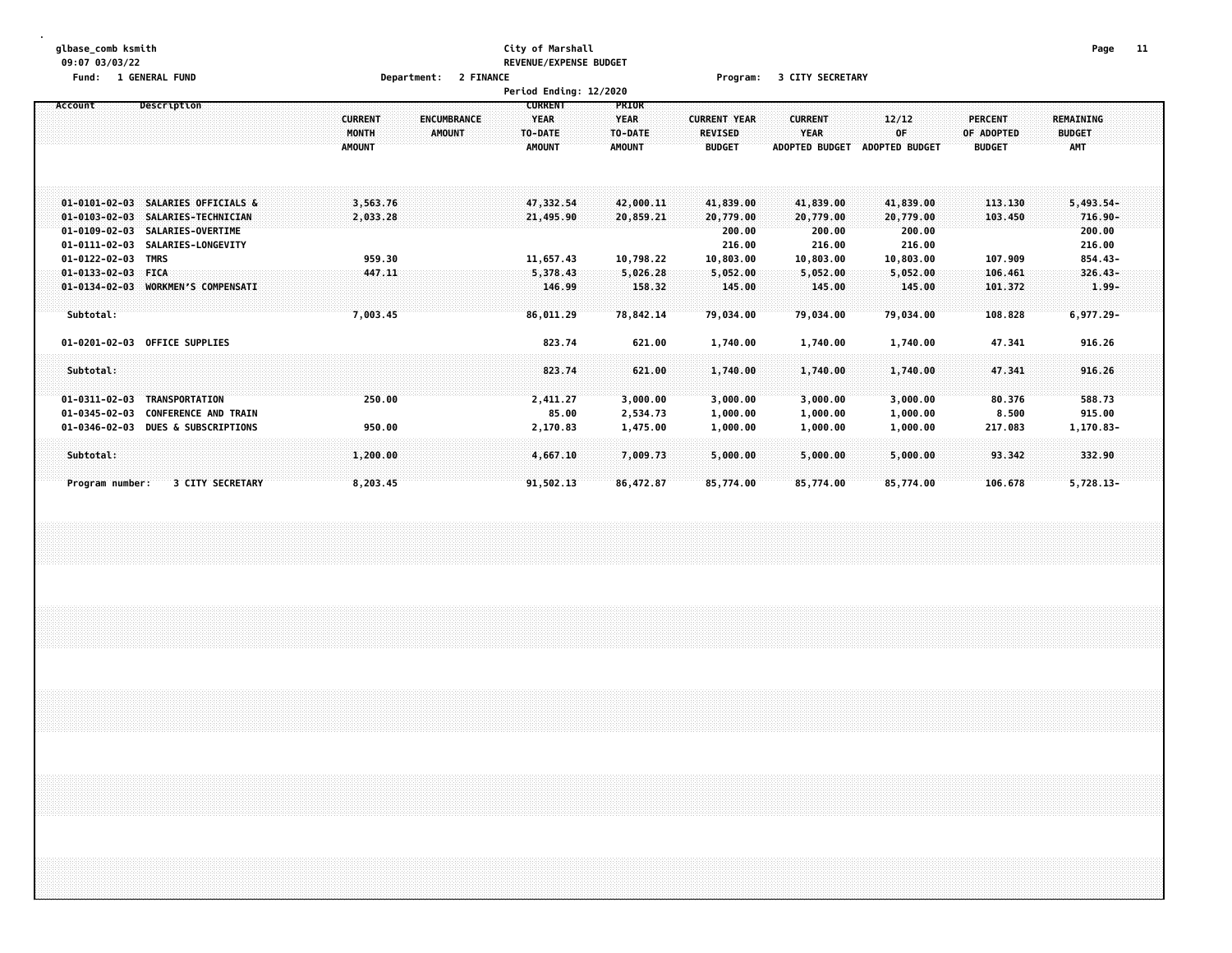glbase_comb ksmith
09:07 03/03/22

City of Marshall
REVENUE/EXPENSE BUDGET

Fund: 1 GENERAL FUND Department: 2 FINANCE Program: 3 CITY SECRETARY

Period Ending: 12/2020

| Account | Description | CURRENT MONTH AMOUNT | ENCUMBRANCE AMOUNT | CURRENT YEAR TO-DATE AMOUNT | PRIOR YEAR TO-DATE AMOUNT | CURRENT YEAR REVISED BUDGET | CURRENT YEAR ADOPTED BUDGET | 12/12 OF ADOPTED BUDGET | PERCENT OF ADOPTED BUDGET | REMAINING BUDGET AMT |
|---|---|---|---|---|---|---|---|---|---|---|
| 01-0101-02-03 | SALARIES OFFICIALS & | 3,563.76 | | 47,332.54 | 42,000.11 | 41,839.00 | 41,839.00 | 41,839.00 | 113.130 | 5,493.54- |
| 01-0103-02-03 | SALARIES-TECHNICIAN | 2,033.28 | | 21,495.90 | 20,859.21 | 20,779.00 | 20,779.00 | 20,779.00 | 103.450 | 716.90- |
| 01-0109-02-03 | SALARIES-OVERTIME | | | | | 200.00 | 200.00 | 200.00 | | 200.00 |
| 01-0111-02-03 | SALARIES-LONGEVITY | | | | | 216.00 | 216.00 | 216.00 | | 216.00 |
| 01-0122-02-03 | TMRS | 959.30 | | 11,657.43 | 10,798.22 | 10,803.00 | 10,803.00 | 10,803.00 | 107.909 | 854.43- |
| 01-0133-02-03 | FICA | 447.11 | | 5,378.43 | 5,026.28 | 5,052.00 | 5,052.00 | 5,052.00 | 106.461 | 326.43- |
| 01-0134-02-03 | WORKMEN'S COMPENSATI | | | 146.99 | 158.32 | 145.00 | 145.00 | 145.00 | 101.372 | 1.99- |
| Subtotal: | | 7,003.45 | | 86,011.29 | 78,842.14 | 79,034.00 | 79,034.00 | 79,034.00 | 108.828 | 6,977.29- |
| 01-0201-02-03 | OFFICE SUPPLIES | | | 823.74 | 621.00 | 1,740.00 | 1,740.00 | 1,740.00 | 47.341 | 916.26 |
| Subtotal: | | | | 823.74 | 621.00 | 1,740.00 | 1,740.00 | 1,740.00 | 47.341 | 916.26 |
| 01-0311-02-03 | TRANSPORTATION | 250.00 | | 2,411.27 | 3,000.00 | 3,000.00 | 3,000.00 | 3,000.00 | 80.376 | 588.73 |
| 01-0345-02-03 | CONFERENCE AND TRAIN | | | 85.00 | 2,534.73 | 1,000.00 | 1,000.00 | 1,000.00 | 8.500 | 915.00 |
| 01-0346-02-03 | DUES & SUBSCRIPTIONS | 950.00 | | 2,170.83 | 1,475.00 | 1,000.00 | 1,000.00 | 1,000.00 | 217.083 | 1,170.83- |
| Subtotal: | | 1,200.00 | | 4,667.10 | 7,009.73 | 5,000.00 | 5,000.00 | 5,000.00 | 93.342 | 332.90 |
| Program number: | 3 CITY SECRETARY | 8,203.45 | | 91,502.13 | 86,472.87 | 85,774.00 | 85,774.00 | 85,774.00 | 106.678 | 5,728.13- |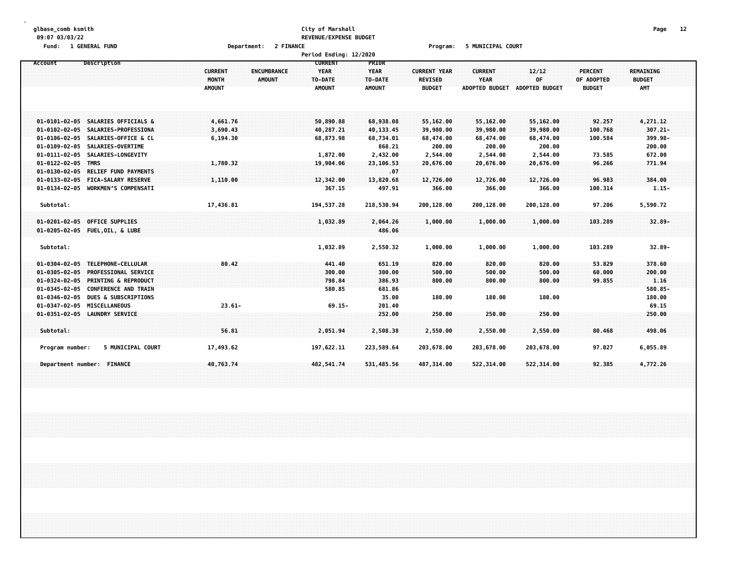glbase_comb ksmith
09:07 03/03/22

Fund: 1 GENERAL FUND

**City of Marshall**
**REVENUE/EXPENSE BUDGET**

Department: 2 FINANCE    Program: 5 MUNICIPAL COURT

Period Ending: 12/2020

| Account | Description | CURRENT MONTH AMOUNT | ENCUMBRANCE AMOUNT | CURRENT YEAR TO-DATE AMOUNT | PRIOR YEAR TO-DATE AMOUNT | CURRENT YEAR REVISED BUDGET | CURRENT YEAR ADOPTED BUDGET | 12/12 OF ADOPTED BUDGET | PERCENT OF ADOPTED BUDGET | REMAINING BUDGET AMT |
|---|---|---|---|---|---|---|---|---|---|---|
| 01-0101-02-05 | SALARIES OFFICIALS & | 4,661.76 | | 50,890.88 | 68,938.08 | 55,162.00 | 55,162.00 | 55,162.00 | 92.257 | 4,271.12 |
| 01-0102-02-05 | SALARIES-PROFESSIONA | 3,690.43 | | 40,287.21 | 40,133.45 | 39,980.00 | 39,980.00 | 39,980.00 | 100.768 | 307.21- |
| 01-0106-02-05 | SALARIES-OFFICE & CL | 6,194.30 | | 68,873.98 | 68,734.01 | 68,474.00 | 68,474.00 | 68,474.00 | 100.584 | 399.98- |
| 01-0109-02-05 | SALARIES-OVERTIME | | | | 868.21 | 200.00 | 200.00 | 200.00 | | 200.00 |
| 01-0111-02-05 | SALARIES-LONGEVITY | | | 1,872.00 | 2,432.00 | 2,544.00 | 2,544.00 | 2,544.00 | 73.585 | 672.00 |
| 01-0122-02-05 | TMRS | 1,780.32 | | 19,904.06 | 23,106.53 | 20,676.00 | 20,676.00 | 20,676.00 | 96.266 | 771.94 |
| 01-0130-02-05 | RELIEF FUND PAYMENTS | | | | .07 | | | | | |
| 01-0133-02-05 | FICA-SALARY RESERVE | 1,110.00 | | 12,342.00 | 13,820.68 | 12,726.00 | 12,726.00 | 12,726.00 | 96.983 | 384.00 |
| 01-0134-02-05 | WORKMEN'S COMPENSATI | | | 367.15 | 497.91 | 366.00 | 366.00 | 366.00 | 100.314 | 1.15- |
| Subtotal: | | 17,436.81 | | 194,537.28 | 218,530.94 | 200,128.00 | 200,128.00 | 200,128.00 | 97.206 | 5,590.72 |
| 01-0201-02-05 | OFFICE SUPPLIES | | | 1,032.89 | 2,064.26 | 1,000.00 | 1,000.00 | 1,000.00 | 103.289 | 32.89- |
| 01-0205-02-05 | FUEL,OIL, & LUBE | | | | 486.06 | | | | | |
| Subtotal: | | | | 1,032.89 | 2,550.32 | 1,000.00 | 1,000.00 | 1,000.00 | 103.289 | 32.89- |
| 01-0304-02-05 | TELEPHONE-CELLULAR | 80.42 | | 441.40 | 651.19 | 820.00 | 820.00 | 820.00 | 53.829 | 378.60 |
| 01-0305-02-05 | PROFESSIONAL SERVICE | | | 300.00 | 300.00 | 500.00 | 500.00 | 500.00 | 60.000 | 200.00 |
| 01-0324-02-05 | PRINTING & REPRODUCT | | | 798.84 | 386.93 | 800.00 | 800.00 | 800.00 | 99.855 | 1.16 |
| 01-0345-02-05 | CONFERENCE AND TRAIN | | | 580.85 | 681.86 | | | | | 580.85- |
| 01-0346-02-05 | DUES & SUBSCRIPTIONS | | | | 35.00 | 180.00 | 180.00 | 180.00 | | 180.00 |
| 01-0347-02-05 | MISCELLANEOUS | 23.61- | | 69.15- | 201.40 | | | | | 69.15 |
| 01-0351-02-05 | LAUNDRY SERVICE | | | | 252.00 | 250.00 | 250.00 | 250.00 | | 250.00 |
| Subtotal: | | 56.81 | | 2,051.94 | 2,508.38 | 2,550.00 | 2,550.00 | 2,550.00 | 80.468 | 498.06 |
| Program number: | 5 MUNICIPAL COURT | 17,493.62 | | 197,622.11 | 223,589.64 | 203,678.00 | 203,678.00 | 203,678.00 | 97.027 | 6,055.89 |
| Department number: | FINANCE | 40,763.74 | | 482,541.74 | 531,485.56 | 487,314.00 | 522,314.00 | 522,314.00 | 92.385 | 4,772.26 |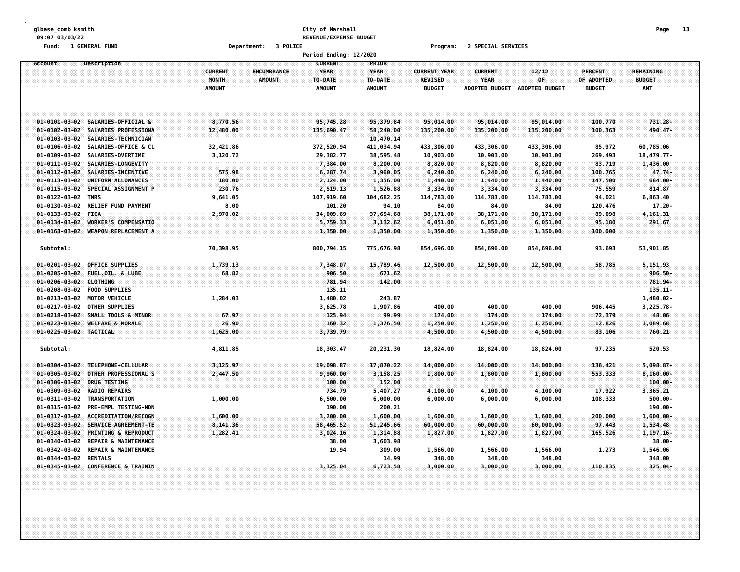City of Marshall
REVENUE/EXPENSE BUDGET
Period Ending: 12/2020

Fund: 1 GENERAL FUND    Department: 3 POLICE    Program: 2 SPECIAL SERVICES

| Account | Description | CURRENT MONTH AMOUNT | ENCUMBRANCE AMOUNT | CURRENT YEAR TO-DATE AMOUNT | PRIOR YEAR TO-DATE AMOUNT | CURRENT YEAR REVISED BUDGET | CURRENT YEAR ADOPTED BUDGET | 12/12 OF ADOPTED BUDGET | PERCENT OF ADOPTED BUDGET | REMAINING BUDGET AMT |
|---|---|---|---|---|---|---|---|---|---|---|
| 01-0101-03-02 | SALARIES-OFFICIAL & | 8,770.56 | | 95,745.28 | 95,379.84 | 95,014.00 | 95,014.00 | 95,014.00 | 100.770 | 731.28- |
| 01-0102-03-02 | SALARIES PROFESSIONA | 12,480.00 | | 135,690.47 | 58,240.00 | 135,200.00 | 135,200.00 | 135,200.00 | 100.363 | 490.47- |
| 01-0103-03-02 | SALARIES-TECHNICIAN | | | | 10,470.14 | | | | | |
| 01-0106-03-02 | SALARIES-OFFICE & CL | 32,421.86 | | 372,520.94 | 411,034.94 | 433,306.00 | 433,306.00 | 433,306.00 | 85.972 | 60,785.06 |
| 01-0109-03-02 | SALARIES-OVERTIME | 3,120.72 | | 29,382.77 | 38,595.48 | 10,903.00 | 10,903.00 | 10,903.00 | 269.493 | 18,479.77- |
| 01-0111-03-02 | SALARIES-LONGEVITY | | | 7,384.00 | 8,200.00 | 8,820.00 | 8,820.00 | 8,820.00 | 83.719 | 1,436.00 |
| 01-0112-03-02 | SALARIES-INCENTIVE | 575.98 | | 6,287.74 | 3,960.05 | 6,240.00 | 6,240.00 | 6,240.00 | 100.765 | 47.74- |
| 01-0113-03-02 | UNIFORM ALLOWANCES | 180.00 | | 2,124.00 | 1,356.00 | 1,440.00 | 1,440.00 | 1,440.00 | 147.500 | 684.00- |
| 01-0115-03-02 | SPECIAL ASSIGNMENT P | 230.76 | | 2,519.13 | 1,526.88 | 3,334.00 | 3,334.00 | 3,334.00 | 75.559 | 814.87 |
| 01-0122-03-02 | TMRS | 9,641.05 | | 107,919.60 | 104,682.25 | 114,783.00 | 114,783.00 | 114,783.00 | 94.021 | 6,863.40 |
| 01-0130-03-02 | RELIEF FUND PAYMENT | 8.00 | | 101.20 | 94.10 | 84.00 | 84.00 | 84.00 | 120.476 | 17.20- |
| 01-0133-03-02 | FICA | 2,970.02 | | 34,009.69 | 37,654.68 | 38,171.00 | 38,171.00 | 38,171.00 | 89.098 | 4,161.31 |
| 01-0134-03-02 | WORKER'S COMPENSATIO | | | 5,759.33 | 3,132.62 | 6,051.00 | 6,051.00 | 6,051.00 | 95.180 | 291.67 |
| 01-0163-03-02 | WEAPON REPLACEMENT A | | | 1,350.00 | 1,350.00 | 1,350.00 | 1,350.00 | 1,350.00 | 100.000 | |
| Subtotal: | | 70,398.95 | | 800,794.15 | 775,676.98 | 854,696.00 | 854,696.00 | 854,696.00 | 93.693 | 53,901.85 |
| 01-0201-03-02 | OFFICE SUPPLIES | 1,739.13 | | 7,348.07 | 15,789.46 | 12,500.00 | 12,500.00 | 12,500.00 | 58.785 | 5,151.93 |
| 01-0205-03-02 | FUEL,OIL, & LUBE | 68.82 | | 906.50 | 671.62 | | | | | 906.50- |
| 01-0206-03-02 | CLOTHING | | | 781.94 | 142.00 | | | | | 781.94- |
| 01-0208-03-02 | FOOD SUPPLIES | | | 135.11 | | | | | | 135.11- |
| 01-0213-03-02 | MOTOR VEHICLE | 1,284.03 | | 1,480.02 | 243.87 | | | | | 1,480.02- |
| 01-0217-03-02 | OTHER SUPPLIES | | | 3,625.78 | 1,907.86 | 400.00 | 400.00 | 400.00 | 906.445 | 3,225.78- |
| 01-0218-03-02 | SMALL TOOLS & MINOR | 67.97 | | 125.94 | 99.99 | 174.00 | 174.00 | 174.00 | 72.379 | 48.06 |
| 01-0223-03-02 | WELFARE & MORALE | 26.90 | | 160.32 | 1,376.50 | 1,250.00 | 1,250.00 | 1,250.00 | 12.826 | 1,089.68 |
| 01-0225-03-02 | TACTICAL | 1,625.00 | | 3,739.79 | | 4,500.00 | 4,500.00 | 4,500.00 | 83.106 | 760.21 |
| Subtotal: | | 4,811.85 | | 18,303.47 | 20,231.30 | 18,824.00 | 18,824.00 | 18,824.00 | 97.235 | 520.53 |
| 01-0304-03-02 | TELEPHONE-CELLULAR | 3,125.97 | | 19,098.87 | 17,870.22 | 14,000.00 | 14,000.00 | 14,000.00 | 136.421 | 5,098.87- |
| 01-0305-03-02 | OTHER PROFESSIONAL S | 2,447.50 | | 9,960.00 | 3,158.25 | 1,800.00 | 1,800.00 | 1,800.00 | 553.333 | 8,160.00- |
| 01-0306-03-02 | DRUG TESTING | | | 100.00 | 152.00 | | | | | 100.00- |
| 01-0309-03-02 | RADIO REPAIRS | | | 734.79 | 5,407.27 | 4,100.00 | 4,100.00 | 4,100.00 | 17.922 | 3,365.21 |
| 01-0311-03-02 | TRANSPORTATION | 1,000.00 | | 6,500.00 | 6,000.00 | 6,000.00 | 6,000.00 | 6,000.00 | 108.333 | 500.00- |
| 01-0315-03-02 | PRE-EMPL TESTING-NON | | | 190.00 | 200.21 | | | | | 190.00- |
| 01-0317-03-02 | ACCREDITATION/RECOGN | 1,600.00 | | 3,200.00 | 1,600.00 | 1,600.00 | 1,600.00 | 1,600.00 | 200.000 | 1,600.00- |
| 01-0323-03-02 | SERVICE AGREEMENT-TE | 8,141.36 | | 58,465.52 | 51,245.66 | 60,000.00 | 60,000.00 | 60,000.00 | 97.443 | 1,534.48 |
| 01-0324-03-02 | PRINTING & REPRODUCT | 1,282.41 | | 3,024.16 | 1,314.88 | 1,827.00 | 1,827.00 | 1,827.00 | 165.526 | 1,197.16- |
| 01-0340-03-02 | REPAIR & MAINTENANCE | | | 38.00 | 3,603.98 | | | | | 38.00- |
| 01-0342-03-02 | REPAIR & MAINTENANCE | | | 19.94 | 309.00 | 1,566.00 | 1,566.00 | 1,566.00 | 1.273 | 1,546.06 |
| 01-0344-03-02 | RENTALS | | | | 14.99 | 348.00 | 348.00 | 348.00 | | 348.00 |
| 01-0345-03-02 | CONFERENCE & TRAININ | | | 3,325.04 | 6,723.58 | 3,000.00 | 3,000.00 | 3,000.00 | 110.835 | 325.04- |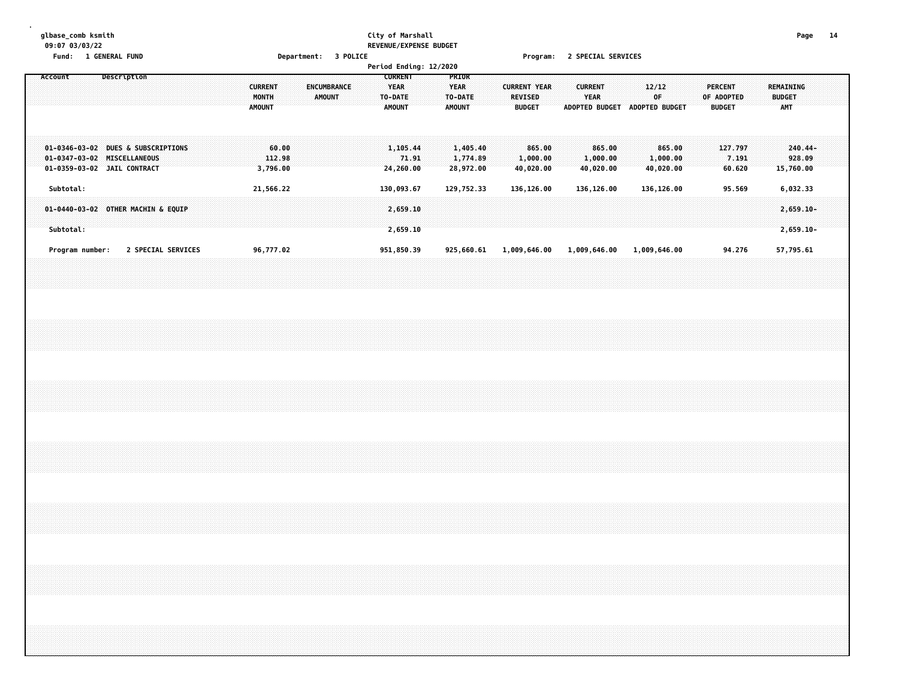glbase_comb ksmith
09:07 03/03/22

City of Marshall
REVENUE/EXPENSE BUDGET

Fund: 1 GENERAL FUND    Department: 3 POLICE    Program: 2 SPECIAL SERVICES

Period Ending: 12/2020

| Account | Description | CURRENT MONTH AMOUNT | ENCUMBRANCE AMOUNT | CURRENT YEAR TO-DATE AMOUNT | PRIOR YEAR TO-DATE AMOUNT | CURRENT YEAR REVISED BUDGET | CURRENT YEAR ADOPTED BUDGET | 12/12 OF ADOPTED BUDGET | PERCENT OF ADOPTED BUDGET | REMAINING BUDGET AMT |
|---|---|---|---|---|---|---|---|---|---|---|
| 01-0346-03-02 | DUES & SUBSCRIPTIONS | 60.00 | | 1,105.44 | 1,405.40 | 865.00 | 865.00 | 865.00 | 127.797 | 240.44- |
| 01-0347-03-02 | MISCELLANEOUS | 112.98 | | 71.91 | 1,774.89 | 1,000.00 | 1,000.00 | 1,000.00 | 7.191 | 928.09 |
| 01-0359-03-02 | JAIL CONTRACT | 3,796.00 | | 24,260.00 | 28,972.00 | 40,020.00 | 40,020.00 | 40,020.00 | 60.620 | 15,760.00 |
| Subtotal: | | 21,566.22 | | 130,093.67 | 129,752.33 | 136,126.00 | 136,126.00 | 136,126.00 | 95.569 | 6,032.33 |
| 01-0440-03-02 | OTHER MACHIN & EQUIP | | | 2,659.10 | | | | | | 2,659.10- |
| Subtotal: | | | | 2,659.10 | | | | | | 2,659.10- |
| Program number: | 2 SPECIAL SERVICES | 96,777.02 | | 951,850.39 | 925,660.61 | 1,009,646.00 | 1,009,646.00 | 1,009,646.00 | 94.276 | 57,795.61 |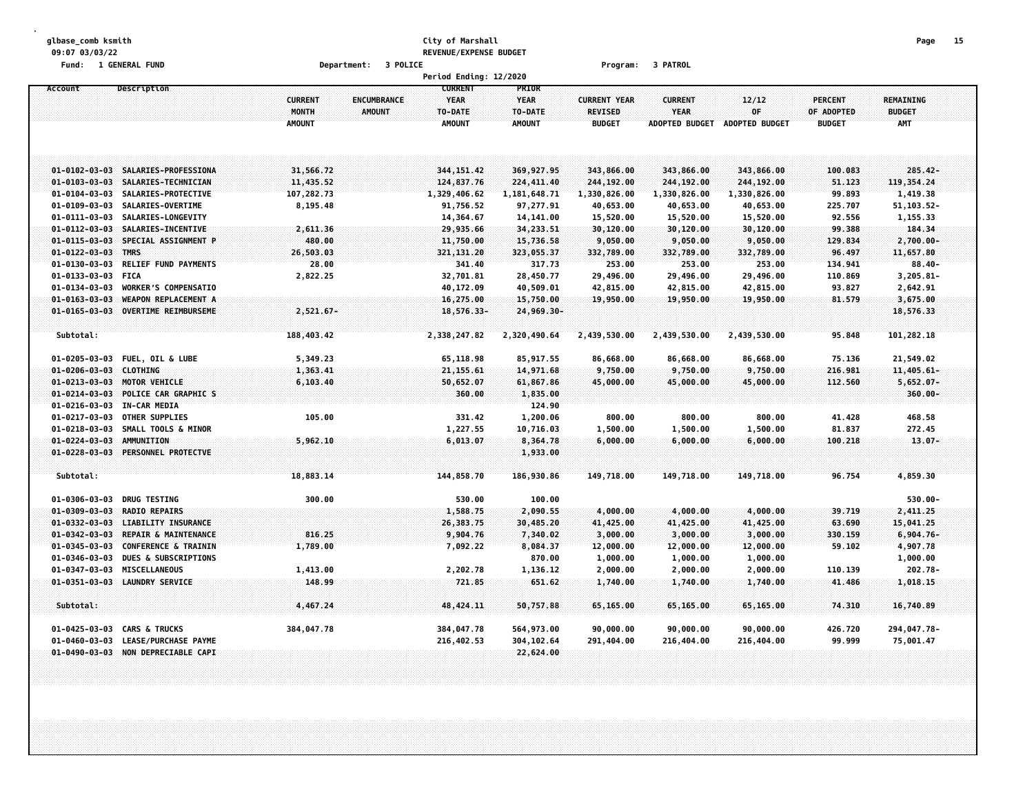glbase_comb ksmith
09:07 03/03/22

City of Marshall
REVENUE/EXPENSE BUDGET

Fund: 1 GENERAL FUND    Department: 3 POLICE    Program: 3 PATROL

Period Ending: 12/2020

| Account | Description | CURRENT MONTH AMOUNT | ENCUMBRANCE AMOUNT | CURRENT YEAR TO-DATE AMOUNT | PRIOR YEAR TO-DATE AMOUNT | CURRENT YEAR REVISED BUDGET | CURRENT YEAR ADOPTED BUDGET | 12/12 OF ADOPTED BUDGET | PERCENT OF ADOPTED BUDGET | REMAINING BUDGET AMT |
|---|---|---|---|---|---|---|---|---|---|---|
| 01-0102-03-03 | SALARIES-PROFESSIONA | 31,566.72 | | 344,151.42 | 369,927.95 | 343,866.00 | 343,866.00 | 343,866.00 | 100.083 | 285.42- |
| 01-0103-03-03 | SALARIES-TECHNICIAN | 11,435.52 | | 124,837.76 | 224,411.40 | 244,192.00 | 244,192.00 | 244,192.00 | 51.123 | 119,354.24 |
| 01-0104-03-03 | SALARIES-PROTECTIVE | 107,282.73 | | 1,329,406.62 | 1,181,648.71 | 1,330,826.00 | 1,330,826.00 | 1,330,826.00 | 99.893 | 1,419.38 |
| 01-0109-03-03 | SALARIES-OVERTIME | 8,195.48 | | 91,756.52 | 97,277.91 | 40,653.00 | 40,653.00 | 40,653.00 | 225.707 | 51,103.52- |
| 01-0111-03-03 | SALARIES-LONGEVITY | | | 14,364.67 | 14,141.00 | 15,520.00 | 15,520.00 | 15,520.00 | 92.556 | 1,155.33 |
| 01-0112-03-03 | SALARIES-INCENTIVE | 2,611.36 | | 29,935.66 | 34,233.51 | 30,120.00 | 30,120.00 | 30,120.00 | 99.388 | 184.34 |
| 01-0115-03-03 | SPECIAL ASSIGNMENT P | 480.00 | | 11,750.00 | 15,736.58 | 9,050.00 | 9,050.00 | 9,050.00 | 129.834 | 2,700.00- |
| 01-0122-03-03 | TMRS | 26,503.03 | | 321,131.20 | 323,055.37 | 332,789.00 | 332,789.00 | 332,789.00 | 96.497 | 11,657.80 |
| 01-0130-03-03 | RELIEF FUND PAYMENTS | 28.00 | | 341.40 | 317.73 | 253.00 | 253.00 | 253.00 | 134.941 | 88.40- |
| 01-0133-03-03 | FICA | 2,822.25 | | 32,701.81 | 28,450.77 | 29,496.00 | 29,496.00 | 29,496.00 | 110.869 | 3,205.81- |
| 01-0134-03-03 | WORKER'S COMPENSATIO | | | 40,172.09 | 40,509.01 | 42,815.00 | 42,815.00 | 42,815.00 | 93.827 | 2,642.91 |
| 01-0163-03-03 | WEAPON REPLACEMENT A | | | 16,275.00 | 15,750.00 | 19,950.00 | 19,950.00 | 19,950.00 | 81.579 | 3,675.00 |
| 01-0165-03-03 | OVERTIME REIMBURSEME | 2,521.67- | | 18,576.33- | 24,969.30- | | | | | 18,576.33 |
| Subtotal: | | 188,403.42 | | 2,338,247.82 | 2,320,490.64 | 2,439,530.00 | 2,439,530.00 | 2,439,530.00 | 95.848 | 101,282.18 |
| 01-0205-03-03 | FUEL, OIL & LUBE | 5,349.23 | | 65,118.98 | 85,917.55 | 86,668.00 | 86,668.00 | 86,668.00 | 75.136 | 21,549.02 |
| 01-0206-03-03 | CLOTHING | 1,363.41 | | 21,155.61 | 14,971.68 | 9,750.00 | 9,750.00 | 9,750.00 | 216.981 | 11,405.61- |
| 01-0213-03-03 | MOTOR VEHICLE | 6,103.40 | | 50,652.07 | 61,867.86 | 45,000.00 | 45,000.00 | 45,000.00 | 112.560 | 5,652.07- |
| 01-0214-03-03 | POLICE CAR GRAPHIC S | | | 360.00 | 1,835.00 | | | | | 360.00- |
| 01-0216-03-03 | IN-CAR MEDIA | | | | 124.90 | | | | | |
| 01-0217-03-03 | OTHER SUPPLIES | 105.00 | | 331.42 | 1,200.06 | 800.00 | 800.00 | 800.00 | 41.428 | 468.58 |
| 01-0218-03-03 | SMALL TOOLS & MINOR | | | 1,227.55 | 10,716.03 | 1,500.00 | 1,500.00 | 1,500.00 | 81.837 | 272.45 |
| 01-0224-03-03 | AMMUNITION | 5,962.10 | | 6,013.07 | 8,364.78 | 6,000.00 | 6,000.00 | 6,000.00 | 100.218 | 13.07- |
| 01-0228-03-03 | PERSONNEL PROTECTVE | | | | 1,933.00 | | | | | |
| Subtotal: | | 18,883.14 | | 144,858.70 | 186,930.86 | 149,718.00 | 149,718.00 | 149,718.00 | 96.754 | 4,859.30 |
| 01-0306-03-03 | DRUG TESTING | 300.00 | | 530.00 | 100.00 | | | | | 530.00- |
| 01-0309-03-03 | RADIO REPAIRS | | | 1,588.75 | 2,090.55 | 4,000.00 | 4,000.00 | 4,000.00 | 39.719 | 2,411.25 |
| 01-0332-03-03 | LIABILITY INSURANCE | | | 26,383.75 | 30,485.20 | 41,425.00 | 41,425.00 | 41,425.00 | 63.690 | 15,041.25 |
| 01-0342-03-03 | REPAIR & MAINTENANCE | 816.25 | | 9,904.76 | 7,340.02 | 3,000.00 | 3,000.00 | 3,000.00 | 330.159 | 6,904.76- |
| 01-0345-03-03 | CONFERENCE & TRAININ | 1,789.00 | | 7,092.22 | 8,084.37 | 12,000.00 | 12,000.00 | 12,000.00 | 59.102 | 4,907.78 |
| 01-0346-03-03 | DUES & SUBSCRIPTIONS | | | | 870.00 | 1,000.00 | 1,000.00 | 1,000.00 | | 1,000.00 |
| 01-0347-03-03 | MISCELLANEOUS | 1,413.00 | | 2,202.78 | 1,136.12 | 2,000.00 | 2,000.00 | 2,000.00 | 110.139 | 202.78- |
| 01-0351-03-03 | LAUNDRY SERVICE | 148.99 | | 721.85 | 651.62 | 1,740.00 | 1,740.00 | 1,740.00 | 41.486 | 1,018.15 |
| Subtotal: | | 4,467.24 | | 48,424.11 | 50,757.88 | 65,165.00 | 65,165.00 | 65,165.00 | 74.310 | 16,740.89 |
| 01-0425-03-03 | CARS & TRUCKS | 384,047.78 | | 384,047.78 | 564,973.00 | 90,000.00 | 90,000.00 | 90,000.00 | 426.720 | 294,047.78- |
| 01-0460-03-03 | LEASE/PURCHASE PAYME | | | 216,402.53 | 304,102.64 | 291,404.00 | 216,404.00 | 216,404.00 | 99.999 | 75,001.47 |
| 01-0490-03-03 | NON DEPRECIABLE CAPI | | | | 22,624.00 | | | | | |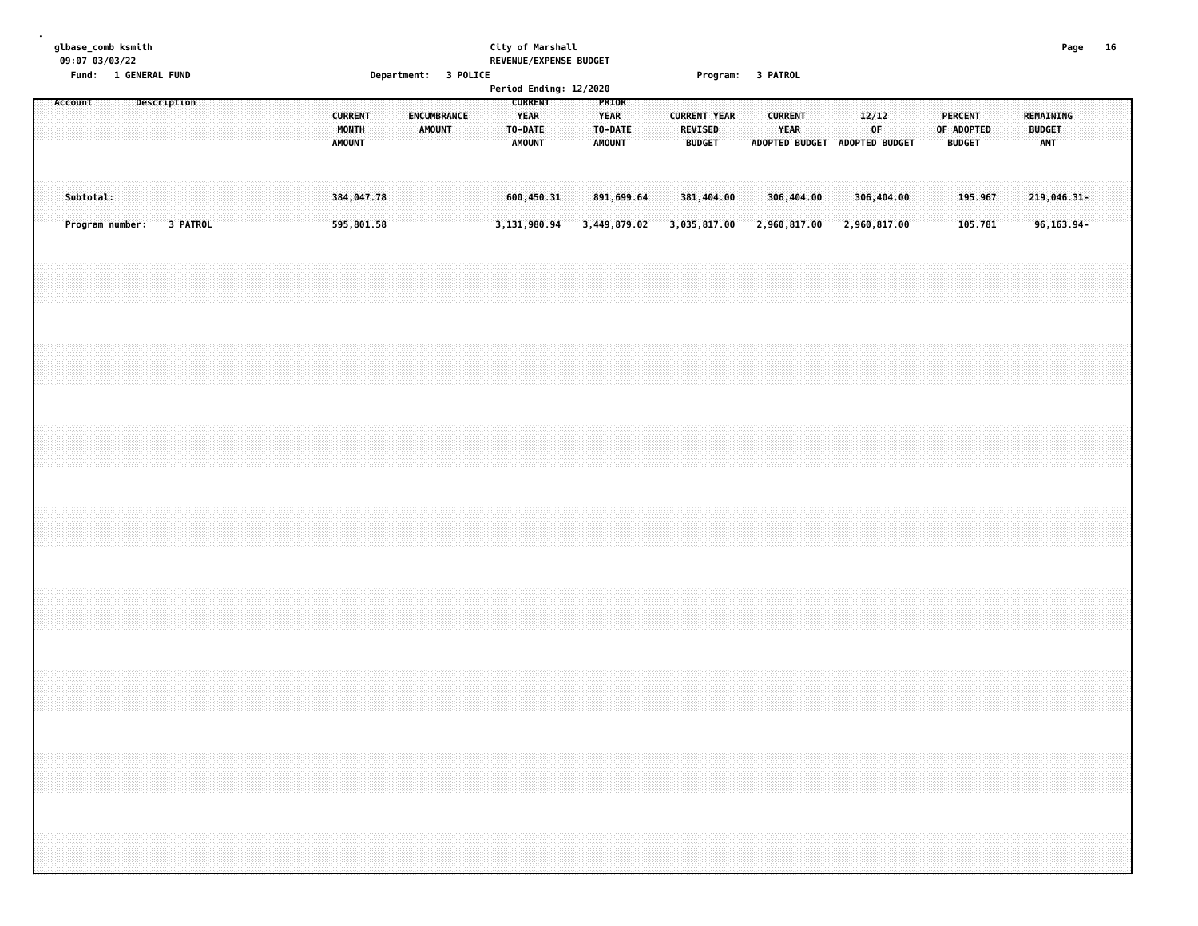glbase_comb ksmith
09:07 03/03/22

City of Marshall
REVENUE/EXPENSE BUDGET

Fund: 1 GENERAL FUND    Department: 3 POLICE    Program: 3 PATROL

Period Ending: 12/2020

| Account | Description | CURRENT MONTH AMOUNT | ENCUMBRANCE AMOUNT | CURRENT YEAR TO-DATE AMOUNT | PRIOR YEAR TO-DATE AMOUNT | CURRENT YEAR REVISED BUDGET | CURRENT YEAR ADOPTED BUDGET | 12/12 OF ADOPTED BUDGET | PERCENT OF ADOPTED BUDGET | REMAINING BUDGET AMT |
|---|---|---|---|---|---|---|---|---|---|---|
| Subtotal: | | 384,047.78 | | 600,450.31 | 891,699.64 | 381,404.00 | 306,404.00 | 306,404.00 | 195.967 | 219,046.31- |
| Program number: | 3 PATROL | 595,801.58 | | 3,131,980.94 | 3,449,879.02 | 3,035,817.00 | 2,960,817.00 | 2,960,817.00 | 105.781 | 96,163.94- |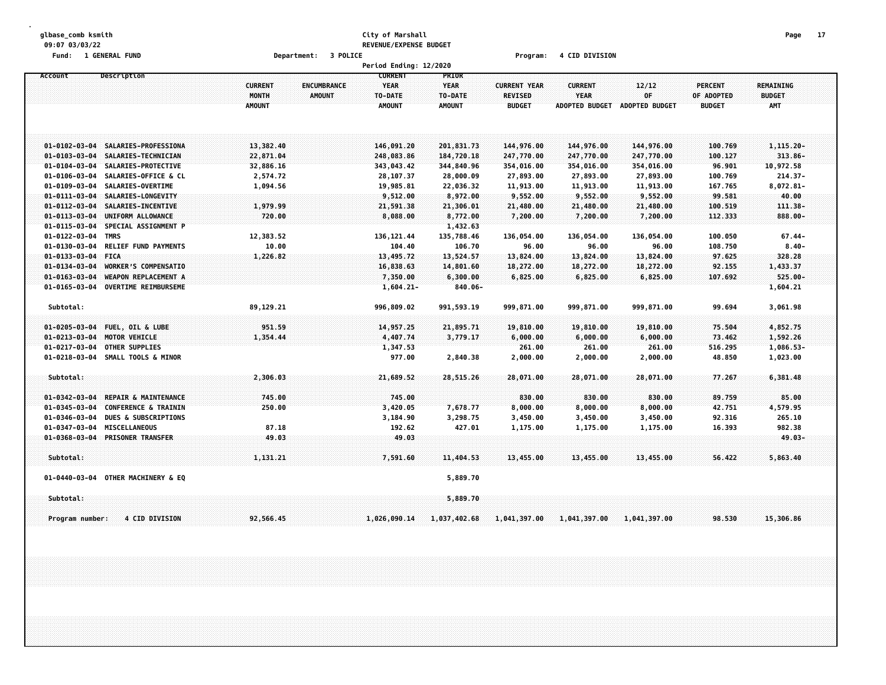glbase_comb ksmith
09:07 03/03/22

**City of Marshall**
**REVENUE/EXPENSE BUDGET**
**Period Ending: 12/2020**

Fund: 1 GENERAL FUND    Department: 3 POLICE    Program: 4 CID DIVISION

| Account | Description | CURRENT MONTH AMOUNT | ENCUMBRANCE AMOUNT | CURRENT YEAR TO-DATE AMOUNT | PRIOR YEAR TO-DATE AMOUNT | CURRENT YEAR REVISED BUDGET | CURRENT YEAR ADOPTED BUDGET | 12/12 OF ADOPTED BUDGET | PERCENT OF ADOPTED BUDGET | REMAINING BUDGET AMT |
|---|---|---|---|---|---|---|---|---|---|---|
| 01-0102-03-04 | SALARIES-PROFESSIONA | 13,382.40 | | 146,091.20 | 201,831.73 | 144,976.00 | 144,976.00 | 144,976.00 | 100.769 | 1,115.20- |
| 01-0103-03-04 | SALARIES-TECHNICIAN | 22,871.04 | | 248,083.86 | 184,720.18 | 247,770.00 | 247,770.00 | 247,770.00 | 100.127 | 313.86- |
| 01-0104-03-04 | SALARIES-PROTECTIVE | 32,886.16 | | 343,043.42 | 344,840.96 | 354,016.00 | 354,016.00 | 354,016.00 | 96.901 | 10,972.58 |
| 01-0106-03-04 | SALARIES-OFFICE & CL | 2,574.72 | | 28,107.37 | 28,000.09 | 27,893.00 | 27,893.00 | 27,893.00 | 100.769 | 214.37- |
| 01-0109-03-04 | SALARIES-OVERTIME | 1,094.56 | | 19,985.81 | 22,036.32 | 11,913.00 | 11,913.00 | 11,913.00 | 167.765 | 8,072.81- |
| 01-0111-03-04 | SALARIES-LONGEVITY | | | 9,512.00 | 8,972.00 | 9,552.00 | 9,552.00 | 9,552.00 | 99.581 | 40.00 |
| 01-0112-03-04 | SALARIES-INCENTIVE | 1,979.99 | | 21,591.38 | 21,306.01 | 21,480.00 | 21,480.00 | 21,480.00 | 100.519 | 111.38- |
| 01-0113-03-04 | UNIFORM ALLOWANCE | 720.00 | | 8,088.00 | 8,772.00 | 7,200.00 | 7,200.00 | 7,200.00 | 112.333 | 888.00- |
| 01-0115-03-04 | SPECIAL ASSIGNMENT P | | | | 1,432.63 | | | | | |
| 01-0122-03-04 | TMRS | 12,383.52 | | 136,121.44 | 135,788.46 | 136,054.00 | 136,054.00 | 136,054.00 | 100.050 | 67.44- |
| 01-0130-03-04 | RELIEF FUND PAYMENTS | 10.00 | | 104.40 | 106.70 | 96.00 | 96.00 | 96.00 | 108.750 | 8.40- |
| 01-0133-03-04 | FICA | 1,226.82 | | 13,495.72 | 13,524.57 | 13,824.00 | 13,824.00 | 13,824.00 | 97.625 | 328.28 |
| 01-0134-03-04 | WORKER'S COMPENSATIO | | | 16,838.63 | 14,801.60 | 18,272.00 | 18,272.00 | 18,272.00 | 92.155 | 1,433.37 |
| 01-0163-03-04 | WEAPON REPLACEMENT A | | | 7,350.00 | 6,300.00 | 6,825.00 | 6,825.00 | 6,825.00 | 107.692 | 525.00- |
| 01-0165-03-04 | OVERTIME REIMBURSEME | | | 1,604.21- | 840.06- | | | | | 1,604.21 |
| Subtotal: | | 89,129.21 | | 996,809.02 | 991,593.19 | 999,871.00 | 999,871.00 | 999,871.00 | 99.694 | 3,061.98 |
| 01-0205-03-04 | FUEL, OIL & LUBE | 951.59 | | 14,957.25 | 21,895.71 | 19,810.00 | 19,810.00 | 19,810.00 | 75.504 | 4,852.75 |
| 01-0213-03-04 | MOTOR VEHICLE | 1,354.44 | | 4,407.74 | 3,779.17 | 6,000.00 | 6,000.00 | 6,000.00 | 73.462 | 1,592.26 |
| 01-0217-03-04 | OTHER SUPPLIES | | | 1,347.53 | | 261.00 | 261.00 | 261.00 | 516.295 | 1,086.53- |
| 01-0218-03-04 | SMALL TOOLS & MINOR | | | 977.00 | 2,840.38 | 2,000.00 | 2,000.00 | 2,000.00 | 48.850 | 1,023.00 |
| Subtotal: | | 2,306.03 | | 21,689.52 | 28,515.26 | 28,071.00 | 28,071.00 | 28,071.00 | 77.267 | 6,381.48 |
| 01-0342-03-04 | REPAIR & MAINTENANCE | 745.00 | | 745.00 | | 830.00 | 830.00 | 830.00 | 89.759 | 85.00 |
| 01-0345-03-04 | CONFERENCE & TRAININ | 250.00 | | 3,420.05 | 7,678.77 | 8,000.00 | 8,000.00 | 8,000.00 | 42.751 | 4,579.95 |
| 01-0346-03-04 | DUES & SUBSCRIPTIONS | | | 3,184.90 | 3,298.75 | 3,450.00 | 3,450.00 | 3,450.00 | 92.316 | 265.10 |
| 01-0347-03-04 | MISCELLANEOUS | 87.18 | | 192.62 | 427.01 | 1,175.00 | 1,175.00 | 1,175.00 | 16.393 | 982.38 |
| 01-0368-03-04 | PRISONER TRANSFER | 49.03 | | 49.03 | | | | | | 49.03- |
| Subtotal: | | 1,131.21 | | 7,591.60 | 11,404.53 | 13,455.00 | 13,455.00 | 13,455.00 | 56.422 | 5,863.40 |
| 01-0440-03-04 | OTHER MACHINERY & EQ | | | | 5,889.70 | | | | | |
| Subtotal: | | | | | 5,889.70 | | | | | |
| Program number: | 4 CID DIVISION | 92,566.45 | | 1,026,090.14 | 1,037,402.68 | 1,041,397.00 | 1,041,397.00 | 1,041,397.00 | 98.530 | 15,306.86 |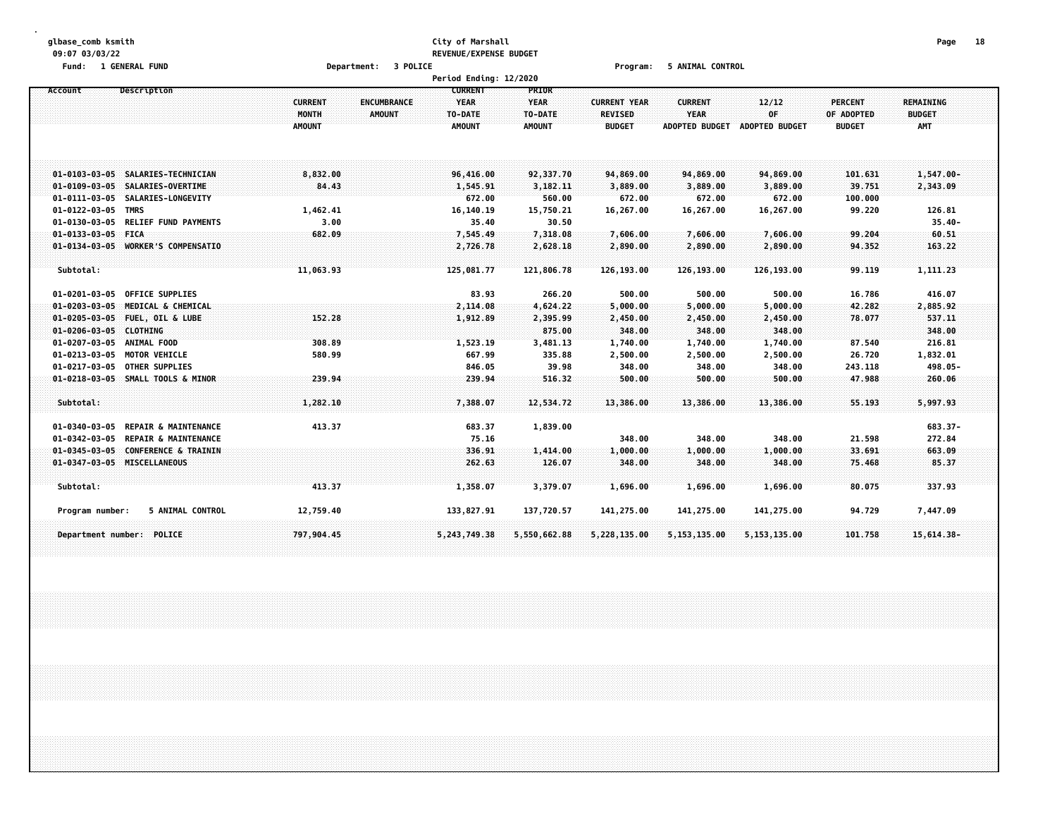glbase_comb ksmith
09:07 03/03/22

**City of Marshall**
**REVENUE/EXPENSE BUDGET**
**Period Ending: 12/2020**

Fund: 1 GENERAL FUND    Department: 3 POLICE    Program: 5 ANIMAL CONTROL

| Account | Description | CURRENT MONTH AMOUNT | ENCUMBRANCE AMOUNT | CURRENT YEAR TO-DATE AMOUNT | PRIOR YEAR TO-DATE AMOUNT | CURRENT YEAR REVISED BUDGET | CURRENT YEAR ADOPTED BUDGET | 12/12 OF ADOPTED BUDGET | PERCENT OF ADOPTED BUDGET | REMAINING BUDGET AMT |
|---|---|---|---|---|---|---|---|---|---|---|
| 01-0103-03-05 | SALARIES-TECHNICIAN | 8,832.00 | | 96,416.00 | 92,337.70 | 94,869.00 | 94,869.00 | 94,869.00 | 101.631 | 1,547.00- |
| 01-0109-03-05 | SALARIES-OVERTIME | 84.43 | | 1,545.91 | 3,182.11 | 3,889.00 | 3,889.00 | 3,889.00 | 39.751 | 2,343.09 |
| 01-0111-03-05 | SALARIES-LONGEVITY | | | 672.00 | 560.00 | 672.00 | 672.00 | 672.00 | 100.000 | |
| 01-0122-03-05 | TMRS | 1,462.41 | | 16,140.19 | 15,750.21 | 16,267.00 | 16,267.00 | 16,267.00 | 99.220 | 126.81 |
| 01-0130-03-05 | RELIEF FUND PAYMENTS | 3.00 | | 35.40 | 30.50 | | | | | 35.40- |
| 01-0133-03-05 | FICA | 682.09 | | 7,545.49 | 7,318.08 | 7,606.00 | 7,606.00 | 7,606.00 | 99.204 | 60.51 |
| 01-0134-03-05 | WORKER'S COMPENSATIO | | | 2,726.78 | 2,628.18 | 2,890.00 | 2,890.00 | 2,890.00 | 94.352 | 163.22 |
| Subtotal: | | 11,063.93 | | 125,081.77 | 121,806.78 | 126,193.00 | 126,193.00 | 126,193.00 | 99.119 | 1,111.23 |
| 01-0201-03-05 | OFFICE SUPPLIES | | | 83.93 | 266.20 | 500.00 | 500.00 | 500.00 | 16.786 | 416.07 |
| 01-0203-03-05 | MEDICAL & CHEMICAL | | | 2,114.08 | 4,624.22 | 5,000.00 | 5,000.00 | 5,000.00 | 42.282 | 2,885.92 |
| 01-0205-03-05 | FUEL, OIL & LUBE | 152.28 | | 1,912.89 | 2,395.99 | 2,450.00 | 2,450.00 | 2,450.00 | 78.077 | 537.11 |
| 01-0206-03-05 | CLOTHING | | | | 875.00 | 348.00 | 348.00 | 348.00 | | 348.00 |
| 01-0207-03-05 | ANIMAL FOOD | 308.89 | | 1,523.19 | 3,481.13 | 1,740.00 | 1,740.00 | 1,740.00 | 87.540 | 216.81 |
| 01-0213-03-05 | MOTOR VEHICLE | 580.99 | | 667.99 | 335.88 | 2,500.00 | 2,500.00 | 2,500.00 | 26.720 | 1,832.01 |
| 01-0217-03-05 | OTHER SUPPLIES | | | 846.05 | 39.98 | 348.00 | 348.00 | 348.00 | 243.118 | 498.05- |
| 01-0218-03-05 | SMALL TOOLS & MINOR | 239.94 | | 239.94 | 516.32 | 500.00 | 500.00 | 500.00 | 47.988 | 260.06 |
| Subtotal: | | 1,282.10 | | 7,388.07 | 12,534.72 | 13,386.00 | 13,386.00 | 13,386.00 | 55.193 | 5,997.93 |
| 01-0340-03-05 | REPAIR & MAINTENANCE | 413.37 | | 683.37 | 1,839.00 | | | | | 683.37- |
| 01-0342-03-05 | REPAIR & MAINTENANCE | | | 75.16 | | 348.00 | 348.00 | 348.00 | 21.598 | 272.84 |
| 01-0345-03-05 | CONFERENCE & TRAININ | | | 336.91 | 1,414.00 | 1,000.00 | 1,000.00 | 1,000.00 | 33.691 | 663.09 |
| 01-0347-03-05 | MISCELLANEOUS | | | 262.63 | 126.07 | 348.00 | 348.00 | 348.00 | 75.468 | 85.37 |
| Subtotal: | | 413.37 | | 1,358.07 | 3,379.07 | 1,696.00 | 1,696.00 | 1,696.00 | 80.075 | 337.93 |
| Program number: | 5 ANIMAL CONTROL | 12,759.40 | | 133,827.91 | 137,720.57 | 141,275.00 | 141,275.00 | 141,275.00 | 94.729 | 7,447.09 |
| Department number: | POLICE | 797,904.45 | | 5,243,749.38 | 5,550,662.88 | 5,228,135.00 | 5,153,135.00 | 5,153,135.00 | 101.758 | 15,614.38- |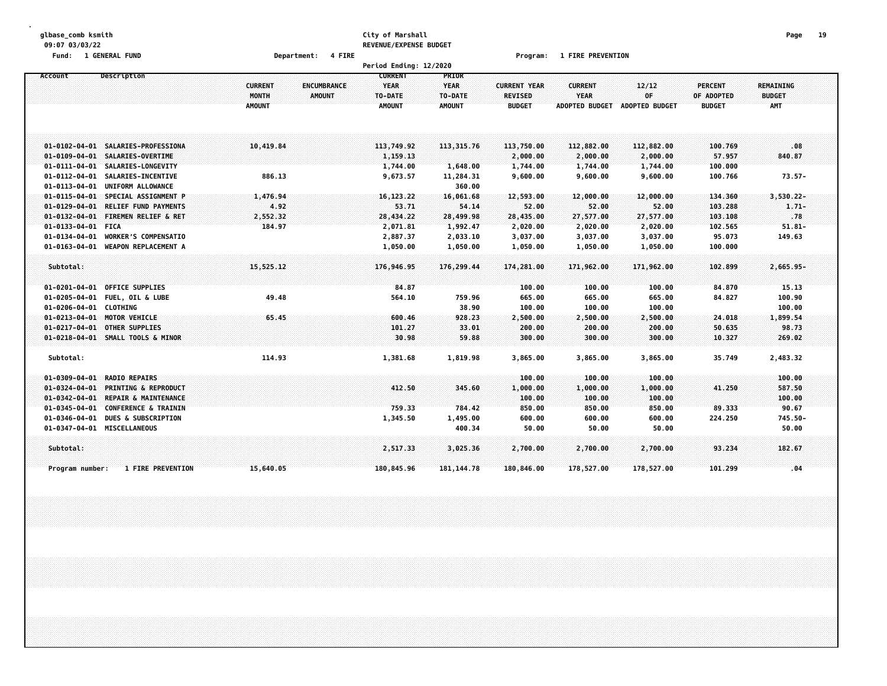glbase_comb ksmith
09:07 03/03/22
Fund: 1 GENERAL FUND

City of Marshall
REVENUE/EXPENSE BUDGET
Department: 4 FIRE
Period Ending: 12/2020

Program: 1 FIRE PREVENTION

| Account | Description | CURRENT MONTH AMOUNT | ENCUMBRANCE AMOUNT | CURRENT YEAR TO-DATE AMOUNT | PRIOR YEAR TO-DATE AMOUNT | CURRENT YEAR REVISED BUDGET | CURRENT YEAR ADOPTED BUDGET | 12/12 OF ADOPTED BUDGET | PERCENT OF ADOPTED BUDGET | REMAINING BUDGET AMT |
|---|---|---|---|---|---|---|---|---|---|---|
| 01-0102-04-01 | SALARIES-PROFESSIONA | 10,419.84 | | 113,749.92 | 113,315.76 | 113,750.00 | 112,882.00 | 112,882.00 | 100.769 | .08 |
| 01-0109-04-01 | SALARIES-OVERTIME | | | 1,159.13 | | 2,000.00 | 2,000.00 | 2,000.00 | 57.957 | 840.87 |
| 01-0111-04-01 | SALARIES-LONGEVITY | | | 1,744.00 | 1,648.00 | 1,744.00 | 1,744.00 | 1,744.00 | 100.000 | |
| 01-0112-04-01 | SALARIES-INCENTIVE | 886.13 | | 9,673.57 | 11,284.31 | 9,600.00 | 9,600.00 | 9,600.00 | 100.766 | 73.57- |
| 01-0113-04-01 | UNIFORM ALLOWANCE | | | | 360.00 | | | | | |
| 01-0115-04-01 | SPECIAL ASSIGNMENT P | 1,476.94 | | 16,123.22 | 16,061.68 | 12,593.00 | 12,000.00 | 12,000.00 | 134.360 | 3,530.22- |
| 01-0129-04-01 | RELIEF FUND PAYMENTS | 4.92 | | 53.71 | 54.14 | 52.00 | 52.00 | 52.00 | 103.288 | 1.71- |
| 01-0132-04-01 | FIREMEN RELIEF & RET | 2,552.32 | | 28,434.22 | 28,499.98 | 28,435.00 | 27,577.00 | 27,577.00 | 103.108 | .78 |
| 01-0133-04-01 | FICA | 184.97 | | 2,071.81 | 1,992.47 | 2,020.00 | 2,020.00 | 2,020.00 | 102.565 | 51.81- |
| 01-0134-04-01 | WORKER'S COMPENSATIO | | | 2,887.37 | 2,033.10 | 3,037.00 | 3,037.00 | 3,037.00 | 95.073 | 149.63 |
| 01-0163-04-01 | WEAPON REPLACEMENT A | | | 1,050.00 | 1,050.00 | 1,050.00 | 1,050.00 | 1,050.00 | 100.000 | |
| Subtotal: | | 15,525.12 | | 176,946.95 | 176,299.44 | 174,281.00 | 171,962.00 | 171,962.00 | 102.899 | 2,665.95- |
| 01-0201-04-01 | OFFICE SUPPLIES | | | 84.87 | | 100.00 | 100.00 | 100.00 | 84.870 | 15.13 |
| 01-0205-04-01 | FUEL, OIL & LUBE | 49.48 | | 564.10 | 759.96 | 665.00 | 665.00 | 665.00 | 84.827 | 100.90 |
| 01-0206-04-01 | CLOTHING | | | | 38.90 | 100.00 | 100.00 | 100.00 | | 100.00 |
| 01-0213-04-01 | MOTOR VEHICLE | 65.45 | | 600.46 | 928.23 | 2,500.00 | 2,500.00 | 2,500.00 | 24.018 | 1,899.54 |
| 01-0217-04-01 | OTHER SUPPLIES | | | 101.27 | 33.01 | 200.00 | 200.00 | 200.00 | 50.635 | 98.73 |
| 01-0218-04-01 | SMALL TOOLS & MINOR | | | 30.98 | 59.88 | 300.00 | 300.00 | 300.00 | 10.327 | 269.02 |
| Subtotal: | | 114.93 | | 1,381.68 | 1,819.98 | 3,865.00 | 3,865.00 | 3,865.00 | 35.749 | 2,483.32 |
| 01-0309-04-01 | RADIO REPAIRS | | | | | 100.00 | 100.00 | 100.00 | | 100.00 |
| 01-0324-04-01 | PRINTING & REPRODUCT | | | 412.50 | 345.60 | 1,000.00 | 1,000.00 | 1,000.00 | 41.250 | 587.50 |
| 01-0342-04-01 | REPAIR & MAINTENANCE | | | | | 100.00 | 100.00 | 100.00 | | 100.00 |
| 01-0345-04-01 | CONFERENCE & TRAININ | | | 759.33 | 784.42 | 850.00 | 850.00 | 850.00 | 89.333 | 90.67 |
| 01-0346-04-01 | DUES & SUBSCRIPTION | | | 1,345.50 | 1,495.00 | 600.00 | 600.00 | 600.00 | 224.250 | 745.50- |
| 01-0347-04-01 | MISCELLANEOUS | | | | 400.34 | 50.00 | 50.00 | 50.00 | | 50.00 |
| Subtotal: | | | | 2,517.33 | 3,025.36 | 2,700.00 | 2,700.00 | 2,700.00 | 93.234 | 182.67 |
| Program number: | 1 FIRE PREVENTION | 15,640.05 | | 180,845.96 | 181,144.78 | 180,846.00 | 178,527.00 | 178,527.00 | 101.299 | .04 |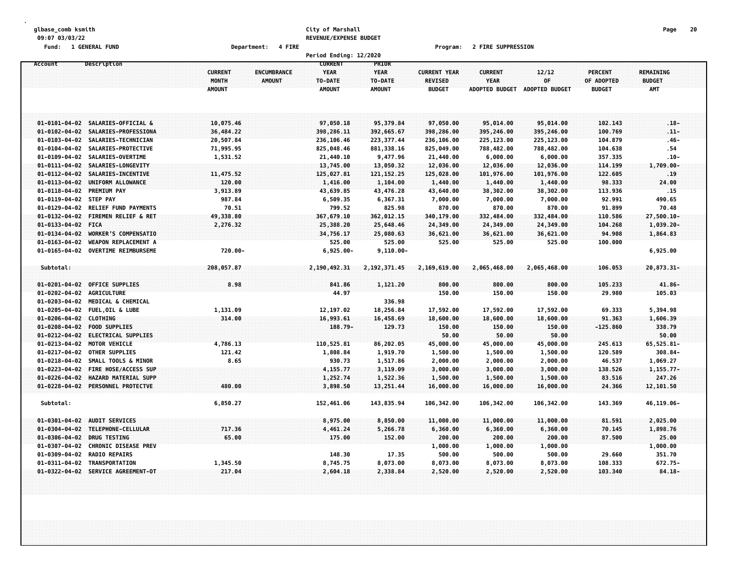glbase_comb ksmith
09:07 03/03/22

Fund: 1 GENERAL FUND

**City of Marshall**
**REVENUE/EXPENSE BUDGET**

Department: 4 FIRE

Program: 2 FIRE SUPPRESSION

Period Ending: 12/2020

| Account | Description | CURRENT MONTH AMOUNT | ENCUMBRANCE AMOUNT | CURRENT YEAR TO-DATE AMOUNT | PRIOR YEAR TO-DATE AMOUNT | CURRENT YEAR REVISED BUDGET | CURRENT YEAR ADOPTED BUDGET | 12/12 OF ADOPTED BUDGET | PERCENT OF ADOPTED BUDGET | REMAINING BUDGET AMT |
|---|---|---|---|---|---|---|---|---|---|---|
| 01-0101-04-02 | SALARIES-OFFICIAL & | 10,075.46 | | 97,050.18 | 95,379.84 | 97,050.00 | 95,014.00 | 95,014.00 | 102.143 | .18- |
| 01-0102-04-02 | SALARIES-PROFESSIONA | 36,484.22 | | 398,286.11 | 392,665.67 | 398,286.00 | 395,246.00 | 395,246.00 | 100.769 | .11- |
| 01-0103-04-02 | SALARIES-TECHNICIAN | 20,507.84 | | 236,106.46 | 223,377.44 | 236,106.00 | 225,123.00 | 225,123.00 | 104.879 | .46- |
| 01-0104-04-02 | SALARIES-PROTECTIVE | 71,995.95 | | 825,048.46 | 881,338.16 | 825,049.00 | 788,482.00 | 788,482.00 | 104.638 | .54 |
| 01-0109-04-02 | SALARIES-OVERTIME | 1,531.52 | | 21,440.10 | 9,477.96 | 21,440.00 | 6,000.00 | 6,000.00 | 357.335 | .10- |
| 01-0111-04-02 | SALARIES-LONGEVITY | | | 13,745.00 | 13,050.32 | 12,036.00 | 12,036.00 | 12,036.00 | 114.199 | 1,709.00- |
| 01-0112-04-02 | SALARIES-INCENTIVE | 11,475.52 | | 125,027.81 | 121,152.25 | 125,028.00 | 101,976.00 | 101,976.00 | 122.605 | .19 |
| 01-0113-04-02 | UNIFORM ALLOWANCE | 120.00 | | 1,416.00 | 1,104.00 | 1,440.00 | 1,440.00 | 1,440.00 | 98.333 | 24.00 |
| 01-0118-04-02 | PREMIUM PAY | 3,913.89 | | 43,639.85 | 43,476.28 | 43,640.00 | 38,302.00 | 38,302.00 | 113.936 | .15 |
| 01-0119-04-02 | STEP PAY | 987.84 | | 6,509.35 | 6,367.31 | 7,000.00 | 7,000.00 | 7,000.00 | 92.991 | 490.65 |
| 01-0129-04-02 | RELIEF FUND PAYMENTS | 70.51 | | 799.52 | 825.98 | 870.00 | 870.00 | 870.00 | 91.899 | 70.48 |
| 01-0132-04-02 | FIREMEN RELIEF & RET | 49,338.80 | | 367,679.10 | 362,012.15 | 340,179.00 | 332,484.00 | 332,484.00 | 110.586 | 27,500.10- |
| 01-0133-04-02 | FICA | 2,276.32 | | 25,388.20 | 25,648.46 | 24,349.00 | 24,349.00 | 24,349.00 | 104.268 | 1,039.20- |
| 01-0134-04-02 | WORKER'S COMPENSATIO | | | 34,756.17 | 25,080.63 | 36,621.00 | 36,621.00 | 36,621.00 | 94.908 | 1,864.83 |
| 01-0163-04-02 | WEAPON REPLACEMENT A | | | 525.00 | 525.00 | 525.00 | 525.00 | 525.00 | 100.000 | |
| 01-0165-04-02 | OVERTIME REIMBURSEME | 720.00- | | 6,925.00- | 9,110.00- | | | | | 6,925.00 |
| Subtotal: | | 208,057.87 | | 2,190,492.31 | 2,192,371.45 | 2,169,619.00 | 2,065,468.00 | 2,065,468.00 | 106.053 | 20,873.31- |
| 01-0201-04-02 | OFFICE SUPPLIES | 8.98 | | 841.86 | 1,121.20 | 800.00 | 800.00 | 800.00 | 105.233 | 41.86- |
| 01-0202-04-02 | AGRICULTURE | | | 44.97 | | 150.00 | 150.00 | 150.00 | 29.980 | 105.03 |
| 01-0203-04-02 | MEDICAL & CHEMICAL | | | | 336.98 | | | | | |
| 01-0205-04-02 | FUEL,OIL & LUBE | 1,131.09 | | 12,197.02 | 18,256.84 | 17,592.00 | 17,592.00 | 17,592.00 | 69.333 | 5,394.98 |
| 01-0206-04-02 | CLOTHING | 314.00 | | 16,993.61 | 16,458.69 | 18,600.00 | 18,600.00 | 18,600.00 | 91.363 | 1,606.39 |
| 01-0208-04-02 | FOOD SUPPLIES | | | 188.79- | 129.73 | 150.00 | 150.00 | 150.00 | -125.860 | 338.79 |
| 01-0212-04-02 | ELECTRICAL SUPPLIES | | | | | 50.00 | 50.00 | 50.00 | | 50.00 |
| 01-0213-04-02 | MOTOR VEHICLE | 4,786.13 | | 110,525.81 | 86,202.05 | 45,000.00 | 45,000.00 | 45,000.00 | 245.613 | 65,525.81- |
| 01-0217-04-02 | OTHER SUPPLIES | 121.42 | | 1,808.84 | 1,919.70 | 1,500.00 | 1,500.00 | 1,500.00 | 120.589 | 308.84- |
| 01-0218-04-02 | SMALL TOOLS & MINOR | 8.65 | | 930.73 | 1,517.86 | 2,000.00 | 2,000.00 | 2,000.00 | 46.537 | 1,069.27 |
| 01-0223-04-02 | FIRE HOSE/ACCESS SUP | | | 4,155.77 | 3,119.09 | 3,000.00 | 3,000.00 | 3,000.00 | 138.526 | 1,155.77- |
| 01-0226-04-02 | HAZARD MATERIAL SUPP | | | 1,252.74 | 1,522.36 | 1,500.00 | 1,500.00 | 1,500.00 | 83.516 | 247.26 |
| 01-0228-04-02 | PERSONNEL PROTECTVE | 480.00 | | 3,898.50 | 13,251.44 | 16,000.00 | 16,000.00 | 16,000.00 | 24.366 | 12,101.50 |
| Subtotal: | | 6,850.27 | | 152,461.06 | 143,835.94 | 106,342.00 | 106,342.00 | 106,342.00 | 143.369 | 46,119.06- |
| 01-0301-04-02 | AUDIT SERVICES | | | 8,975.00 | 8,850.00 | 11,000.00 | 11,000.00 | 11,000.00 | 81.591 | 2,025.00 |
| 01-0304-04-02 | TELEPHONE-CELLULAR | 717.36 | | 4,461.24 | 5,266.78 | 6,360.00 | 6,360.00 | 6,360.00 | 70.145 | 1,898.76 |
| 01-0306-04-02 | DRUG TESTING | 65.00 | | 175.00 | 152.00 | 200.00 | 200.00 | 200.00 | 87.500 | 25.00 |
| 01-0307-04-02 | CHRONIC DISEASE PREV | | | | | 1,000.00 | 1,000.00 | 1,000.00 | | 1,000.00 |
| 01-0309-04-02 | RADIO REPAIRS | | | 148.30 | 17.35 | 500.00 | 500.00 | 500.00 | 29.660 | 351.70 |
| 01-0311-04-02 | TRANSPORTATION | 1,345.50 | | 8,745.75 | 8,073.00 | 8,073.00 | 8,073.00 | 8,073.00 | 108.333 | 672.75- |
| 01-0322-04-02 | SERVICE AGREEMENT-OT | 217.04 | | 2,604.18 | 2,338.84 | 2,520.00 | 2,520.00 | 2,520.00 | 103.340 | 84.18- |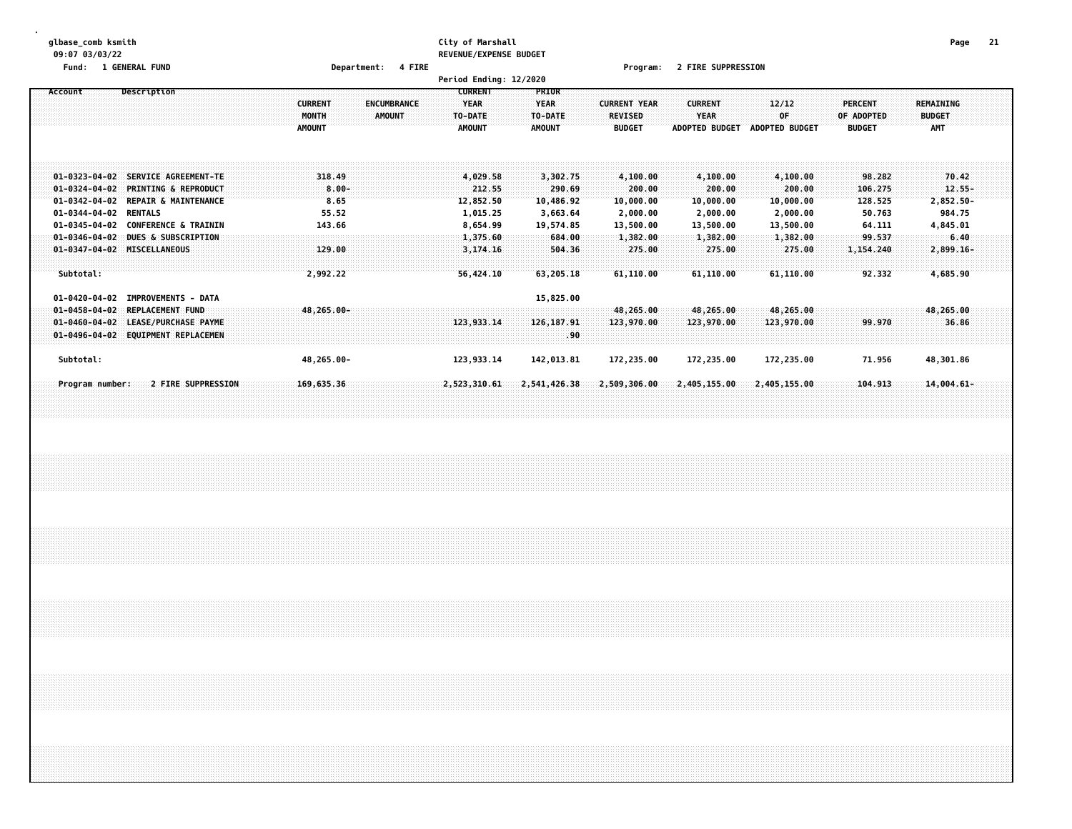glbase_comb ksmith
09:07 03/03/22

City of Marshall
REVENUE/EXPENSE BUDGET

Fund: 1 GENERAL FUND    Department: 4 FIRE    Program: 2 FIRE SUPPRESSION

Period Ending: 12/2020

| Account | Description | CURRENT MONTH AMOUNT | ENCUMBRANCE AMOUNT | CURRENT YEAR TO-DATE AMOUNT | PRIOR YEAR TO-DATE AMOUNT | CURRENT YEAR REVISED BUDGET | CURRENT YEAR ADOPTED BUDGET | 12/12 OF ADOPTED BUDGET | PERCENT OF ADOPTED BUDGET | REMAINING BUDGET AMT |
|---|---|---|---|---|---|---|---|---|---|---|
| 01-0323-04-02 | SERVICE AGREEMENT-TE | 318.49 | | 4,029.58 | 3,302.75 | 4,100.00 | 4,100.00 | 4,100.00 | 98.282 | 70.42 |
| 01-0324-04-02 | PRINTING & REPRODUCT | 8.00- | | 212.55 | 290.69 | 200.00 | 200.00 | 200.00 | 106.275 | 12.55- |
| 01-0342-04-02 | REPAIR & MAINTENANCE | 8.65 | | 12,852.50 | 10,486.92 | 10,000.00 | 10,000.00 | 10,000.00 | 128.525 | 2,852.50- |
| 01-0344-04-02 | RENTALS | 55.52 | | 1,015.25 | 3,663.64 | 2,000.00 | 2,000.00 | 2,000.00 | 50.763 | 984.75 |
| 01-0345-04-02 | CONFERENCE & TRAININ | 143.66 | | 8,654.99 | 19,574.85 | 13,500.00 | 13,500.00 | 13,500.00 | 64.111 | 4,845.01 |
| 01-0346-04-02 | DUES & SUBSCRIPTION | | | 1,375.60 | 684.00 | 1,382.00 | 1,382.00 | 1,382.00 | 99.537 | 6.40 |
| 01-0347-04-02 | MISCELLANEOUS | 129.00 | | 3,174.16 | 504.36 | 275.00 | 275.00 | 275.00 | 1,154.240 | 2,899.16- |
| Subtotal: | | 2,992.22 | | 56,424.10 | 63,205.18 | 61,110.00 | 61,110.00 | 61,110.00 | 92.332 | 4,685.90 |
| 01-0420-04-02 | IMPROVEMENTS - DATA | | | | 15,825.00 | | | | | |
| 01-0458-04-02 | REPLACEMENT FUND | 48,265.00- | | | | 48,265.00 | 48,265.00 | 48,265.00 | | 48,265.00 |
| 01-0460-04-02 | LEASE/PURCHASE PAYME | | | 123,933.14 | 126,187.91 | 123,970.00 | 123,970.00 | 123,970.00 | 99.970 | 36.86 |
| 01-0496-04-02 | EQUIPMENT REPLACEMEN | | | | .90 | | | | | |
| Subtotal: | | 48,265.00- | | 123,933.14 | 142,013.81 | 172,235.00 | 172,235.00 | 172,235.00 | 71.956 | 48,301.86 |
| Program number: | 2 FIRE SUPPRESSION | 169,635.36 | | 2,523,310.61 | 2,541,426.38 | 2,509,306.00 | 2,405,155.00 | 2,405,155.00 | 104.913 | 14,004.61- |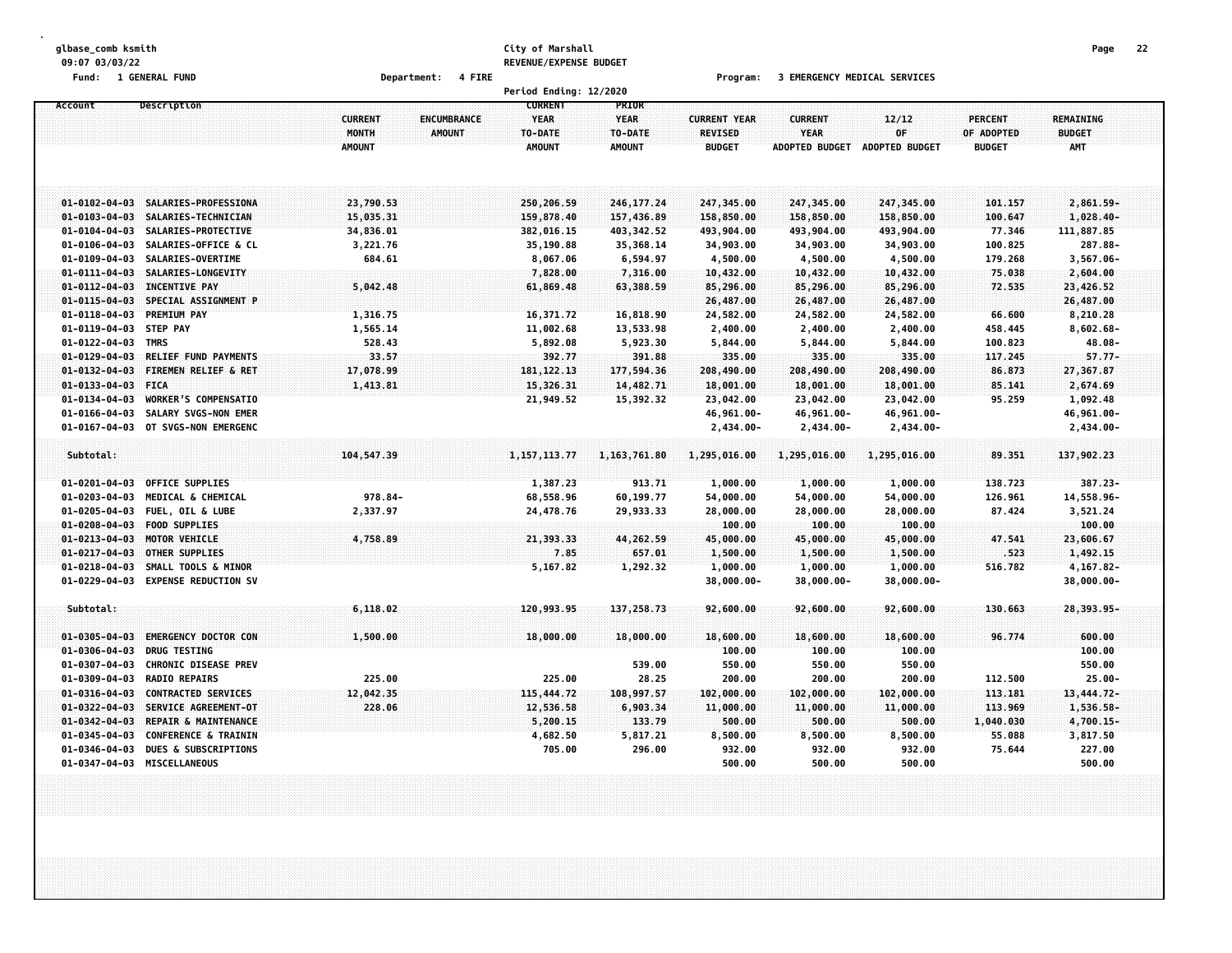glbase_comb ksmith
09:07 03/03/22

City of Marshall
REVENUE/EXPENSE BUDGET

Fund: 1 GENERAL FUND    Department: 4 FIRE    Program: 3 EMERGENCY MEDICAL SERVICES

Period Ending: 12/2020

| Account | Description | CURRENT MONTH AMOUNT | ENCUMBRANCE AMOUNT | CURRENT YEAR TO-DATE AMOUNT | PRIOR YEAR TO-DATE AMOUNT | CURRENT YEAR REVISED BUDGET | CURRENT YEAR ADOPTED BUDGET | 12/12 OF ADOPTED BUDGET | PERCENT OF ADOPTED BUDGET | REMAINING BUDGET AMT |
|---|---|---|---|---|---|---|---|---|---|---|
| 01-0102-04-03 | SALARIES-PROFESSIONA | 23,790.53 | | 250,206.59 | 246,177.24 | 247,345.00 | 247,345.00 | 247,345.00 | 101.157 | 2,861.59- |
| 01-0103-04-03 | SALARIES-TECHNICIAN | 15,035.31 | | 159,878.40 | 157,436.89 | 158,850.00 | 158,850.00 | 158,850.00 | 100.647 | 1,028.40- |
| 01-0104-04-03 | SALARIES-PROTECTIVE | 34,836.01 | | 382,016.15 | 403,342.52 | 493,904.00 | 493,904.00 | 493,904.00 | 77.346 | 111,887.85 |
| 01-0106-04-03 | SALARIES-OFFICE & CL | 3,221.76 | | 35,190.88 | 35,368.14 | 34,903.00 | 34,903.00 | 34,903.00 | 100.825 | 287.88- |
| 01-0109-04-03 | SALARIES-OVERTIME | 684.61 | | 8,067.06 | 6,594.97 | 4,500.00 | 4,500.00 | 4,500.00 | 179.268 | 3,567.06- |
| 01-0111-04-03 | SALARIES-LONGEVITY | | | 7,828.00 | 7,316.00 | 10,432.00 | 10,432.00 | 10,432.00 | 75.038 | 2,604.00 |
| 01-0112-04-03 | INCENTIVE PAY | 5,042.48 | | 61,869.48 | 63,388.59 | 85,296.00 | 85,296.00 | 85,296.00 | 72.535 | 23,426.52 |
| 01-0115-04-03 | SPECIAL ASSIGNMENT P | | | | | 26,487.00 | 26,487.00 | 26,487.00 | | 26,487.00 |
| 01-0118-04-03 | PREMIUM PAY | 1,316.75 | | 16,371.72 | 16,818.90 | 24,582.00 | 24,582.00 | 24,582.00 | 66.600 | 8,210.28 |
| 01-0119-04-03 | STEP PAY | 1,565.14 | | 11,002.68 | 13,533.98 | 2,400.00 | 2,400.00 | 2,400.00 | 458.445 | 8,602.68- |
| 01-0122-04-03 | TMRS | 528.43 | | 5,892.08 | 5,923.30 | 5,844.00 | 5,844.00 | 5,844.00 | 100.823 | 48.08- |
| 01-0129-04-03 | RELIEF FUND PAYMENTS | 33.57 | | 392.77 | 391.88 | 335.00 | 335.00 | 335.00 | 117.245 | 57.77- |
| 01-0132-04-03 | FIREMEN RELIEF & RET | 17,078.99 | | 181,122.13 | 177,594.36 | 208,490.00 | 208,490.00 | 208,490.00 | 86.873 | 27,367.87 |
| 01-0133-04-03 | FICA | 1,413.81 | | 15,326.31 | 14,482.71 | 18,001.00 | 18,001.00 | 18,001.00 | 85.141 | 2,674.69 |
| 01-0134-04-03 | WORKER'S COMPENSATIO | | | 21,949.52 | 15,392.32 | 23,042.00 | 23,042.00 | 23,042.00 | 95.259 | 1,092.48 |
| 01-0166-04-03 | SALARY SVGS-NON EMER | | | | | 46,961.00- | 46,961.00- | 46,961.00- | | 46,961.00- |
| 01-0167-04-03 | OT SVGS-NON EMERGENC | | | | | 2,434.00- | 2,434.00- | 2,434.00- | | 2,434.00- |
| Subtotal: | | 104,547.39 | | 1,157,113.77 | 1,163,761.80 | 1,295,016.00 | 1,295,016.00 | 1,295,016.00 | 89.351 | 137,902.23 |
| 01-0201-04-03 | OFFICE SUPPLIES | | | 1,387.23 | 913.71 | 1,000.00 | 1,000.00 | 1,000.00 | 138.723 | 387.23- |
| 01-0203-04-03 | MEDICAL & CHEMICAL | 978.84- | | 68,558.96 | 60,199.77 | 54,000.00 | 54,000.00 | 54,000.00 | 126.961 | 14,558.96- |
| 01-0205-04-03 | FUEL, OIL & LUBE | 2,337.97 | | 24,478.76 | 29,933.33 | 28,000.00 | 28,000.00 | 28,000.00 | 87.424 | 3,521.24 |
| 01-0208-04-03 | FOOD SUPPLIES | | | | | 100.00 | 100.00 | 100.00 | | 100.00 |
| 01-0213-04-03 | MOTOR VEHICLE | 4,758.89 | | 21,393.33 | 44,262.59 | 45,000.00 | 45,000.00 | 45,000.00 | 47.541 | 23,606.67 |
| 01-0217-04-03 | OTHER SUPPLIES | | | 7.85 | 657.01 | 1,500.00 | 1,500.00 | 1,500.00 | .523 | 1,492.15 |
| 01-0218-04-03 | SMALL TOOLS & MINOR | | | 5,167.82 | 1,292.32 | 1,000.00 | 1,000.00 | 1,000.00 | 516.782 | 4,167.82- |
| 01-0229-04-03 | EXPENSE REDUCTION SV | | | | | 38,000.00- | 38,000.00- | 38,000.00- | | 38,000.00- |
| Subtotal: | | 6,118.02 | | 120,993.95 | 137,258.73 | 92,600.00 | 92,600.00 | 92,600.00 | 130.663 | 28,393.95- |
| 01-0305-04-03 | EMERGENCY DOCTOR CON | 1,500.00 | | 18,000.00 | 18,000.00 | 18,600.00 | 18,600.00 | 18,600.00 | 96.774 | 600.00 |
| 01-0306-04-03 | DRUG TESTING | | | | | 100.00 | 100.00 | 100.00 | | 100.00 |
| 01-0307-04-03 | CHRONIC DISEASE PREV | | | | 539.00 | 550.00 | 550.00 | 550.00 | | 550.00 |
| 01-0309-04-03 | RADIO REPAIRS | 225.00 | | 225.00 | 28.25 | 200.00 | 200.00 | 200.00 | 112.500 | 25.00- |
| 01-0316-04-03 | CONTRACTED SERVICES | 12,042.35 | | 115,444.72 | 108,997.57 | 102,000.00 | 102,000.00 | 102,000.00 | 113.181 | 13,444.72- |
| 01-0322-04-03 | SERVICE AGREEMENT-OT | 228.06 | | 12,536.58 | 6,903.34 | 11,000.00 | 11,000.00 | 11,000.00 | 113.969 | 1,536.58- |
| 01-0342-04-03 | REPAIR & MAINTENANCE | | | 5,200.15 | 133.79 | 500.00 | 500.00 | 500.00 | 1,040.030 | 4,700.15- |
| 01-0345-04-03 | CONFERENCE & TRAININ | | | 4,682.50 | 5,817.21 | 8,500.00 | 8,500.00 | 8,500.00 | 55.088 | 3,817.50 |
| 01-0346-04-03 | DUES & SUBSCRIPTIONS | | | 705.00 | 296.00 | 932.00 | 932.00 | 932.00 | 75.644 | 227.00 |
| 01-0347-04-03 | MISCELLANEOUS | | | | | 500.00 | 500.00 | 500.00 | | 500.00 |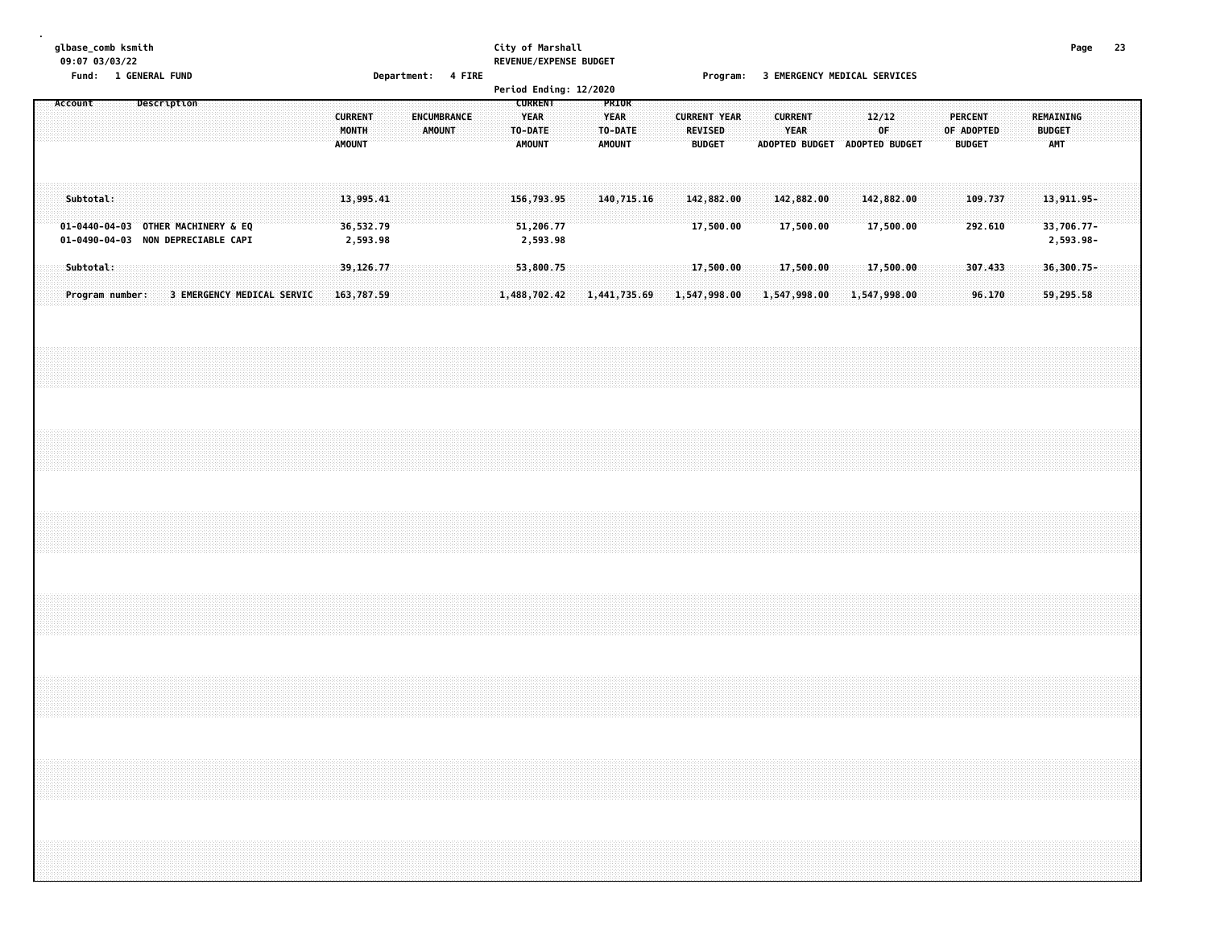City of Marshall
REVENUE/EXPENSE BUDGET

Fund: 1 GENERAL FUND    Department: 4 FIRE    Program: 3 EMERGENCY MEDICAL SERVICES

Period Ending: 12/2020

| Account | Description | CURRENT MONTH AMOUNT | ENCUMBRANCE AMOUNT | CURRENT YEAR TO-DATE AMOUNT | PRIOR YEAR TO-DATE AMOUNT | CURRENT YEAR REVISED BUDGET | CURRENT YEAR ADOPTED BUDGET | 12/12 OF ADOPTED BUDGET | PERCENT OF ADOPTED BUDGET | REMAINING BUDGET AMT |
|---|---|---|---|---|---|---|---|---|---|---|
| Subtotal: | | 13,995.41 | | 156,793.95 | 140,715.16 | 142,882.00 | 142,882.00 | 142,882.00 | 109.737 | 13,911.95- |
| 01-0440-04-03 | OTHER MACHINERY & EQ | 36,532.79 | | 51,206.77 | | 17,500.00 | 17,500.00 | 17,500.00 | 292.610 | 33,706.77- |
| 01-0490-04-03 | NON DEPRECIABLE CAPI | 2,593.98 | | 2,593.98 | | | | | | 2,593.98- |
| Subtotal: | | 39,126.77 | | 53,800.75 | | 17,500.00 | 17,500.00 | 17,500.00 | 307.433 | 36,300.75- |
| Program number: | 3 EMERGENCY MEDICAL SERVIC | 163,787.59 | | 1,488,702.42 | 1,441,735.69 | 1,547,998.00 | 1,547,998.00 | 1,547,998.00 | 96.170 | 59,295.58 |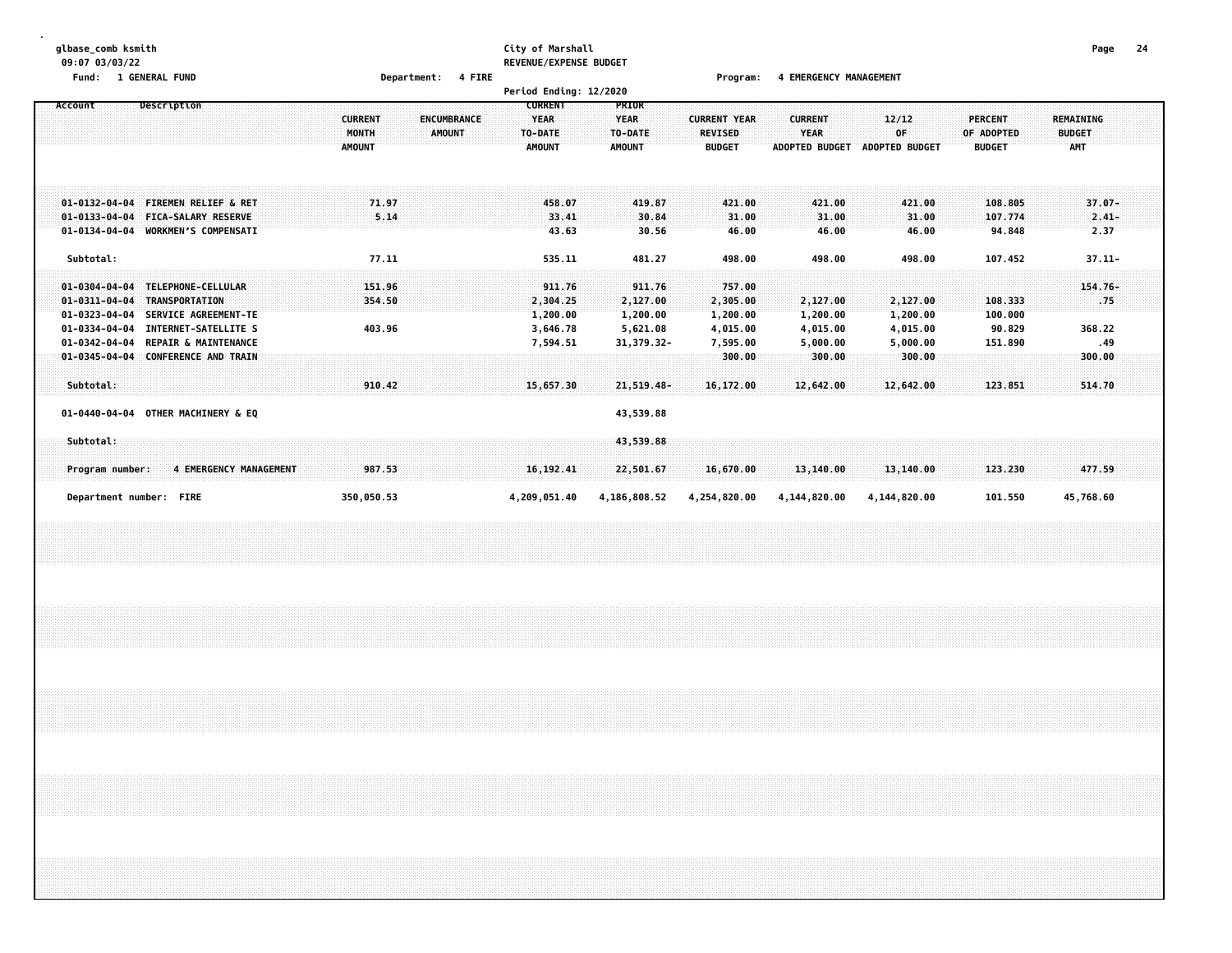glbase_comb ksmith
09:07 03/03/22

City of Marshall
REVENUE/EXPENSE BUDGET
Period Ending: 12/2020

Fund: 1 GENERAL FUND    Department: 4 FIRE    Program: 4 EMERGENCY MANAGEMENT

| Account | Description | CURRENT MONTH AMOUNT | ENCUMBRANCE AMOUNT | CURRENT YEAR TO-DATE AMOUNT | PRIOR YEAR TO-DATE AMOUNT | CURRENT YEAR REVISED BUDGET | CURRENT YEAR ADOPTED BUDGET | 12/12 OF ADOPTED BUDGET | PERCENT OF ADOPTED BUDGET | REMAINING BUDGET AMT |
|---|---|---|---|---|---|---|---|---|---|---|
| 01-0132-04-04 | FIREMEN RELIEF & RET | 71.97 | | 458.07 | 419.87 | 421.00 | 421.00 | 421.00 | 108.805 | 37.07- |
| 01-0133-04-04 | FICA-SALARY RESERVE | 5.14 | | 33.41 | 30.84 | 31.00 | 31.00 | 31.00 | 107.774 | 2.41- |
| 01-0134-04-04 | WORKMEN'S COMPENSATI | | | 43.63 | 30.56 | 46.00 | 46.00 | 46.00 | 94.848 | 2.37 |
| Subtotal: | | 77.11 | | 535.11 | 481.27 | 498.00 | 498.00 | 498.00 | 107.452 | 37.11- |
| 01-0304-04-04 | TELEPHONE-CELLULAR | 151.96 | | 911.76 | 911.76 | 757.00 | | | | 154.76- |
| 01-0311-04-04 | TRANSPORTATION | 354.50 | | 2,304.25 | 2,127.00 | 2,305.00 | 2,127.00 | 2,127.00 | 108.333 | .75 |
| 01-0323-04-04 | SERVICE AGREEMENT-TE | | | 1,200.00 | 1,200.00 | 1,200.00 | 1,200.00 | 1,200.00 | 100.000 | |
| 01-0334-04-04 | INTERNET-SATELLITE S | 403.96 | | 3,646.78 | 5,621.08 | 4,015.00 | 4,015.00 | 4,015.00 | 90.829 | 368.22 |
| 01-0342-04-04 | REPAIR & MAINTENANCE | | | 7,594.51 | 31,379.32- | 7,595.00 | 5,000.00 | 5,000.00 | 151.890 | .49 |
| 01-0345-04-04 | CONFERENCE AND TRAIN | | | | | 300.00 | 300.00 | 300.00 | | 300.00 |
| Subtotal: | | 910.42 | | 15,657.30 | 21,519.48- | 16,172.00 | 12,642.00 | 12,642.00 | 123.851 | 514.70 |
| 01-0440-04-04 | OTHER MACHINERY & EQ | | | | 43,539.88 | | | | | |
| Subtotal: | | | | | 43,539.88 | | | | | |
| Program number: | 4 EMERGENCY MANAGEMENT | 987.53 | | 16,192.41 | 22,501.67 | 16,670.00 | 13,140.00 | 13,140.00 | 123.230 | 477.59 |
| Department number: | FIRE | 350,050.53 | | 4,209,051.40 | 4,186,808.52 | 4,254,820.00 | 4,144,820.00 | 4,144,820.00 | 101.550 | 45,768.60 |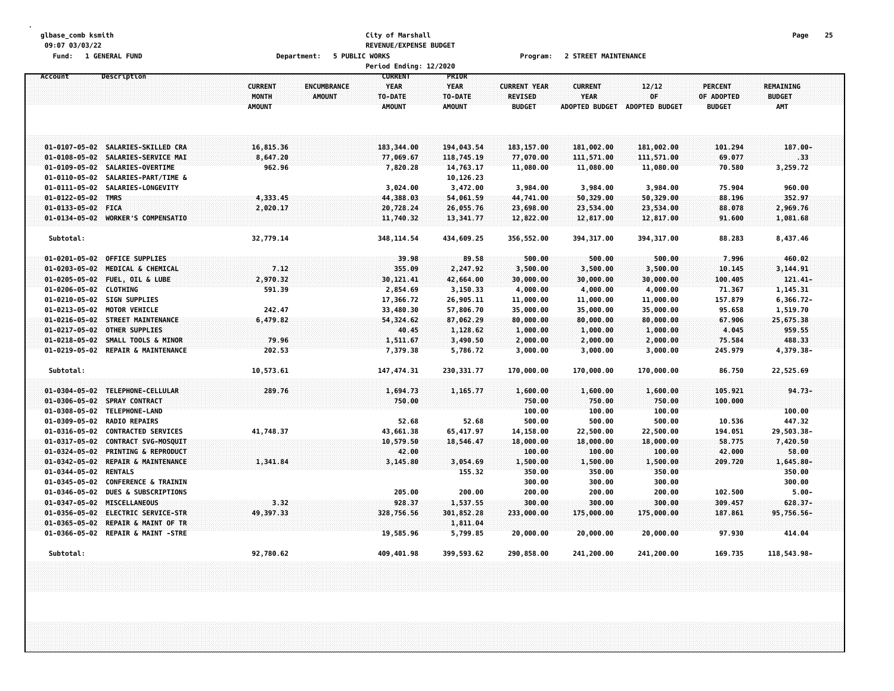glbase_comb ksmith
09:07 03/03/22
Fund: 1 GENERAL FUND

City of Marshall
REVENUE/EXPENSE BUDGET
Department: 5 PUBLIC WORKS
Program: 2 STREET MAINTENANCE
Period Ending: 12/2020

| Account | Description | CURRENT MONTH AMOUNT | ENCUMBRANCE AMOUNT | CURRENT YEAR TO-DATE AMOUNT | PRIOR YEAR TO-DATE AMOUNT | CURRENT YEAR REVISED BUDGET | CURRENT YEAR ADOPTED BUDGET | 12/12 OF ADOPTED BUDGET | PERCENT OF ADOPTED BUDGET | REMAINING BUDGET AMT |
|---|---|---|---|---|---|---|---|---|---|---|
| 01-0107-05-02 | SALARIES-SKILLED CRA | 16,815.36 | | 183,344.00 | 194,043.54 | 183,157.00 | 181,002.00 | 181,002.00 | 101.294 | 187.00- |
| 01-0108-05-02 | SALARIES-SERVICE MAI | 8,647.20 | | 77,069.67 | 118,745.19 | 77,070.00 | 111,571.00 | 111,571.00 | 69.077 | .33 |
| 01-0109-05-02 | SALARIES-OVERTIME | 962.96 | | 7,820.28 | 14,763.17 | 11,080.00 | 11,080.00 | 11,080.00 | 70.580 | 3,259.72 |
| 01-0110-05-02 | SALARIES-PART/TIME & | | | | 10,126.23 | | | | | |
| 01-0111-05-02 | SALARIES-LONGEVITY | | | 3,024.00 | 3,472.00 | 3,984.00 | 3,984.00 | 3,984.00 | 75.904 | 960.00 |
| 01-0122-05-02 | TMRS | 4,333.45 | | 44,388.03 | 54,061.59 | 44,741.00 | 50,329.00 | 50,329.00 | 88.196 | 352.97 |
| 01-0133-05-02 | FICA | 2,020.17 | | 20,728.24 | 26,055.76 | 23,698.00 | 23,534.00 | 23,534.00 | 88.078 | 2,969.76 |
| 01-0134-05-02 | WORKER'S COMPENSATIO | | | 11,740.32 | 13,341.77 | 12,822.00 | 12,817.00 | 12,817.00 | 91.600 | 1,081.68 |
| Subtotal: | | 32,779.14 | | 348,114.54 | 434,609.25 | 356,552.00 | 394,317.00 | 394,317.00 | 88.283 | 8,437.46 |
| 01-0201-05-02 | OFFICE SUPPLIES | | | 39.98 | 89.58 | 500.00 | 500.00 | 500.00 | 7.996 | 460.02 |
| 01-0203-05-02 | MEDICAL & CHEMICAL | 7.12 | | 355.09 | 2,247.92 | 3,500.00 | 3,500.00 | 3,500.00 | 10.145 | 3,144.91 |
| 01-0205-05-02 | FUEL, OIL & LUBE | 2,970.32 | | 30,121.41 | 42,664.00 | 30,000.00 | 30,000.00 | 30,000.00 | 100.405 | 121.41- |
| 01-0206-05-02 | CLOTHING | 591.39 | | 2,854.69 | 3,150.33 | 4,000.00 | 4,000.00 | 4,000.00 | 71.367 | 1,145.31 |
| 01-0210-05-02 | SIGN SUPPLIES | | | 17,366.72 | 26,905.11 | 11,000.00 | 11,000.00 | 11,000.00 | 157.879 | 6,366.72- |
| 01-0213-05-02 | MOTOR VEHICLE | 242.47 | | 33,480.30 | 57,806.70 | 35,000.00 | 35,000.00 | 35,000.00 | 95.658 | 1,519.70 |
| 01-0216-05-02 | STREET MAINTENANCE | 6,479.82 | | 54,324.62 | 87,062.29 | 80,000.00 | 80,000.00 | 80,000.00 | 67.906 | 25,675.38 |
| 01-0217-05-02 | OTHER SUPPLIES | | | 40.45 | 1,128.62 | 1,000.00 | 1,000.00 | 1,000.00 | 4.045 | 959.55 |
| 01-0218-05-02 | SMALL TOOLS & MINOR | 79.96 | | 1,511.67 | 3,490.50 | 2,000.00 | 2,000.00 | 2,000.00 | 75.584 | 488.33 |
| 01-0219-05-02 | REPAIR & MAINTENANCE | 202.53 | | 7,379.38 | 5,786.72 | 3,000.00 | 3,000.00 | 3,000.00 | 245.979 | 4,379.38- |
| Subtotal: | | 10,573.61 | | 147,474.31 | 230,331.77 | 170,000.00 | 170,000.00 | 170,000.00 | 86.750 | 22,525.69 |
| 01-0304-05-02 | TELEPHONE-CELLULAR | 289.76 | | 1,694.73 | 1,165.77 | 1,600.00 | 1,600.00 | 1,600.00 | 105.921 | 94.73- |
| 01-0306-05-02 | SPRAY CONTRACT | | | 750.00 | | 750.00 | 750.00 | 750.00 | 100.000 | |
| 01-0308-05-02 | TELEPHONE-LAND | | | | | 100.00 | 100.00 | 100.00 | | 100.00 |
| 01-0309-05-02 | RADIO REPAIRS | | | 52.68 | 52.68 | 500.00 | 500.00 | 500.00 | 10.536 | 447.32 |
| 01-0316-05-02 | CONTRACTED SERVICES | 41,748.37 | | 43,661.38 | 65,417.97 | 14,158.00 | 22,500.00 | 22,500.00 | 194.051 | 29,503.38- |
| 01-0317-05-02 | CONTRACT SVG-MOSQUIT | | | 10,579.50 | 18,546.47 | 18,000.00 | 18,000.00 | 18,000.00 | 58.775 | 7,420.50 |
| 01-0324-05-02 | PRINTING & REPRODUCT | | | 42.00 | | 100.00 | 100.00 | 100.00 | 42.000 | 58.00 |
| 01-0342-05-02 | REPAIR & MAINTENANCE | 1,341.84 | | 3,145.80 | 3,054.69 | 1,500.00 | 1,500.00 | 1,500.00 | 209.720 | 1,645.80- |
| 01-0344-05-02 | RENTALS | | | | 155.32 | 350.00 | 350.00 | 350.00 | | 350.00 |
| 01-0345-05-02 | CONFERENCE & TRAININ | | | | | 300.00 | 300.00 | 300.00 | | 300.00 |
| 01-0346-05-02 | DUES & SUBSCRIPTIONS | | | 205.00 | 200.00 | 200.00 | 200.00 | 200.00 | 102.500 | 5.00- |
| 01-0347-05-02 | MISCELLANEOUS | 3.32 | | 928.37 | 1,537.55 | 300.00 | 300.00 | 300.00 | 309.457 | 628.37- |
| 01-0356-05-02 | ELECTRIC SERVICE-STR | 49,397.33 | | 328,756.56 | 301,852.28 | 233,000.00 | 175,000.00 | 175,000.00 | 187.861 | 95,756.56- |
| 01-0365-05-02 | REPAIR & MAINT OF TR | | | | 1,811.04 | | | | | |
| 01-0366-05-02 | REPAIR & MAINT -STRE | | | 19,585.96 | 5,799.85 | 20,000.00 | 20,000.00 | 20,000.00 | 97.930 | 414.04 |
| Subtotal: | | 92,780.62 | | 409,401.98 | 399,593.62 | 290,858.00 | 241,200.00 | 241,200.00 | 169.735 | 118,543.98- |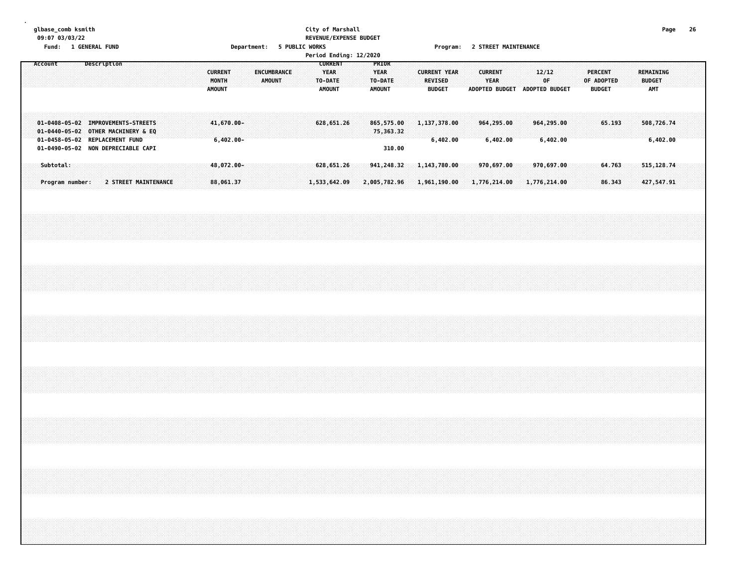glbase_comb ksmith
09:07 03/03/22

City of Marshall
REVENUE/EXPENSE BUDGET
Period Ending: 12/2020

Fund: 1 GENERAL FUND    Department: 5 PUBLIC WORKS    Program: 2 STREET MAINTENANCE

| Account | Description | CURRENT MONTH AMOUNT | ENCUMBRANCE AMOUNT | CURRENT YEAR TO-DATE AMOUNT | PRIOR YEAR TO-DATE AMOUNT | CURRENT YEAR REVISED BUDGET | CURRENT YEAR ADOPTED BUDGET | 12/12 OF ADOPTED BUDGET | PERCENT OF ADOPTED BUDGET | REMAINING BUDGET AMT |
|---|---|---|---|---|---|---|---|---|---|---|
| 01-0408-05-02 | IMPROVEMENTS-STREETS | 41,670.00- | | 628,651.26 | 865,575.00 | 1,137,378.00 | 964,295.00 | 964,295.00 | 65.193 | 508,726.74 |
| 01-0440-05-02 | OTHER MACHINERY & EQ | | | | 75,363.32 | | | | | |
| 01-0458-05-02 | REPLACEMENT FUND | 6,402.00- | | | | 6,402.00 | 6,402.00 | 6,402.00 | | 6,402.00 |
| 01-0490-05-02 | NON DEPRECIABLE CAPI | | | | 310.00 | | | | | |
| Subtotal: | | 48,072.00- | | 628,651.26 | 941,248.32 | 1,143,780.00 | 970,697.00 | 970,697.00 | 64.763 | 515,128.74 |
| Program number: | 2 STREET MAINTENANCE | 88,061.37 | | 1,533,642.09 | 2,005,782.96 | 1,961,190.00 | 1,776,214.00 | 1,776,214.00 | 86.343 | 427,547.91 |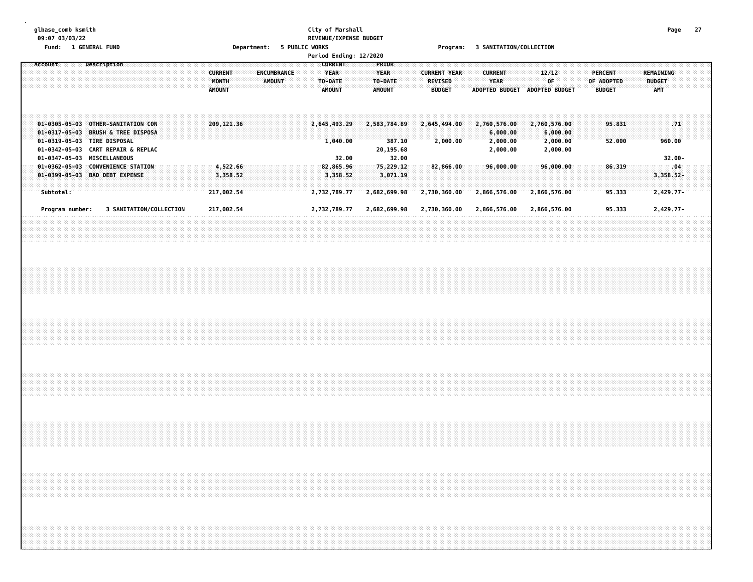glbase_comb ksmith
09:07 03/03/22
Fund: 1 GENERAL FUND

City of Marshall
REVENUE/EXPENSE BUDGET
Department: 5 PUBLIC WORKS
Program: 3 SANITATION/COLLECTION
Period Ending: 12/2020

| Account | Description | CURRENT MONTH AMOUNT | ENCUMBRANCE AMOUNT | CURRENT YEAR TO-DATE AMOUNT | PRIOR YEAR TO-DATE AMOUNT | CURRENT YEAR REVISED BUDGET | CURRENT YEAR ADOPTED BUDGET | 12/12 OF ADOPTED BUDGET | PERCENT OF ADOPTED BUDGET | REMAINING BUDGET AMT |
|---|---|---|---|---|---|---|---|---|---|---|
| 01-0305-05-03 | OTHER-SANITATION CON | 209,121.36 | | 2,645,493.29 | 2,583,784.89 | 2,645,494.00 | 2,760,576.00 | 2,760,576.00 | 95.831 | .71 |
| 01-0317-05-03 | BRUSH & TREE DISPOSA | | | | | | 6,000.00 | 6,000.00 | | |
| 01-0319-05-03 | TIRE DISPOSAL | | | 1,040.00 | 387.10 | 2,000.00 | 2,000.00 | 2,000.00 | 52.000 | 960.00 |
| 01-0342-05-03 | CART REPAIR & REPLAC | | | | 20,195.68 | | 2,000.00 | 2,000.00 | | |
| 01-0347-05-03 | MISCELLANEOUS | | | 32.00 | 32.00 | | | | | 32.00- |
| 01-0362-05-03 | CONVENIENCE STATION | 4,522.66 | | 82,865.96 | 75,229.12 | 82,866.00 | 96,000.00 | 96,000.00 | 86.319 | .04 |
| 01-0399-05-03 | BAD DEBT EXPENSE | 3,358.52 | | 3,358.52 | 3,071.19 | | | | | 3,358.52- |
| Subtotal: | | 217,002.54 | | 2,732,789.77 | 2,682,699.98 | 2,730,360.00 | 2,866,576.00 | 2,866,576.00 | 95.333 | 2,429.77- |
| Program number: | 3 SANITATION/COLLECTION | 217,002.54 | | 2,732,789.77 | 2,682,699.98 | 2,730,360.00 | 2,866,576.00 | 2,866,576.00 | 95.333 | 2,429.77- |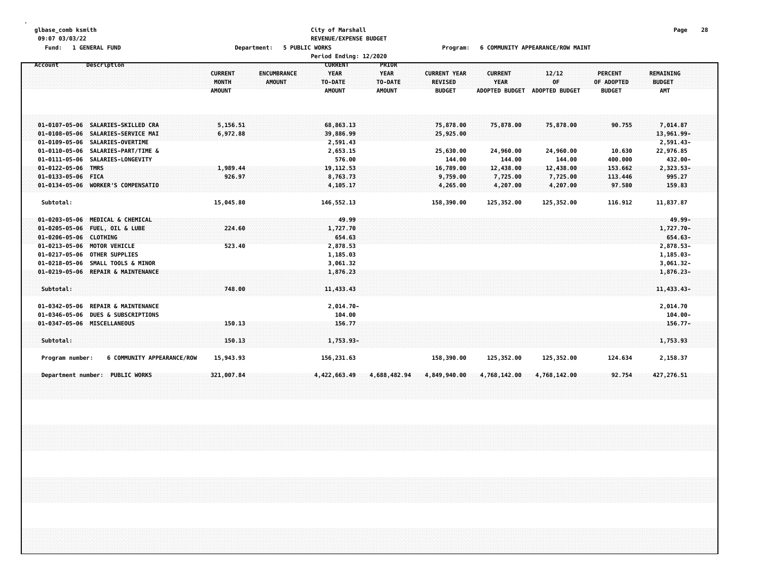glbase_comb ksmith
09:07 03/03/22
Fund: 1 GENERAL FUND

City of Marshall
REVENUE/EXPENSE BUDGET
Department: 5 PUBLIC WORKS
Program: 6 COMMUNITY APPEARANCE/ROW MAINT
Period Ending: 12/2020

| Account | Description | CURRENT MONTH AMOUNT | ENCUMBRANCE AMOUNT | CURRENT YEAR TO-DATE AMOUNT | PRIOR YEAR TO-DATE AMOUNT | CURRENT YEAR REVISED BUDGET | CURRENT YEAR ADOPTED BUDGET | 12/12 OF ADOPTED BUDGET | PERCENT OF ADOPTED BUDGET | REMAINING BUDGET AMT |
|---|---|---|---|---|---|---|---|---|---|---|
| 01-0107-05-06 | SALARIES-SKILLED CRA | 5,156.51 | | 68,863.13 | | 75,878.00 | 75,878.00 | 75,878.00 | 90.755 | 7,014.87 |
| 01-0108-05-06 | SALARIES-SERVICE MAI | 6,972.88 | | 39,886.99 | | 25,925.00 | | | | 13,961.99- |
| 01-0109-05-06 | SALARIES-OVERTIME | | | 2,591.43 | | | | | | 2,591.43- |
| 01-0110-05-06 | SALARIES-PART/TIME & | | | 2,653.15 | | 25,630.00 | 24,960.00 | 24,960.00 | 10.630 | 22,976.85 |
| 01-0111-05-06 | SALARIES-LONGEVITY | | | 576.00 | | 144.00 | 144.00 | 144.00 | 400.000 | 432.00- |
| 01-0122-05-06 | TMRS | 1,989.44 | | 19,112.53 | | 16,789.00 | 12,438.00 | 12,438.00 | 153.662 | 2,323.53- |
| 01-0133-05-06 | FICA | 926.97 | | 8,763.73 | | 9,759.00 | 7,725.00 | 7,725.00 | 113.446 | 995.27 |
| 01-0134-05-06 | WORKER'S COMPENSATIO | | | 4,105.17 | | 4,265.00 | 4,207.00 | 4,207.00 | 97.580 | 159.83 |
| Subtotal: | | 15,045.80 | | 146,552.13 | | 158,390.00 | 125,352.00 | 125,352.00 | 116.912 | 11,837.87 |
| 01-0203-05-06 | MEDICAL & CHEMICAL | | | 49.99 | | | | | | 49.99- |
| 01-0205-05-06 | FUEL, OIL & LUBE | 224.60 | | 1,727.70 | | | | | | 1,727.70- |
| 01-0206-05-06 | CLOTHING | | | 654.63 | | | | | | 654.63- |
| 01-0213-05-06 | MOTOR VEHICLE | 523.40 | | 2,878.53 | | | | | | 2,878.53- |
| 01-0217-05-06 | OTHER SUPPLIES | | | 1,185.03 | | | | | | 1,185.03- |
| 01-0218-05-06 | SMALL TOOLS & MINOR | | | 3,061.32 | | | | | | 3,061.32- |
| 01-0219-05-06 | REPAIR & MAINTENANCE | | | 1,876.23 | | | | | | 1,876.23- |
| Subtotal: | | 748.00 | | 11,433.43 | | | | | | 11,433.43- |
| 01-0342-05-06 | REPAIR & MAINTENANCE | | | 2,014.70- | | | | | | 2,014.70 |
| 01-0346-05-06 | DUES & SUBSCRIPTIONS | | | 104.00 | | | | | | 104.00- |
| 01-0347-05-06 | MISCELLANEOUS | 150.13 | | 156.77 | | | | | | 156.77- |
| Subtotal: | | 150.13 | | 1,753.93- | | | | | | 1,753.93 |
| Program number: | 6 COMMUNITY APPEARANCE/ROW | 15,943.93 | | 156,231.63 | | 158,390.00 | 125,352.00 | 125,352.00 | 124.634 | 2,158.37 |
| Department number: | PUBLIC WORKS | 321,007.84 | | 4,422,663.49 | 4,688,482.94 | 4,849,940.00 | 4,768,142.00 | 4,768,142.00 | 92.754 | 427,276.51 |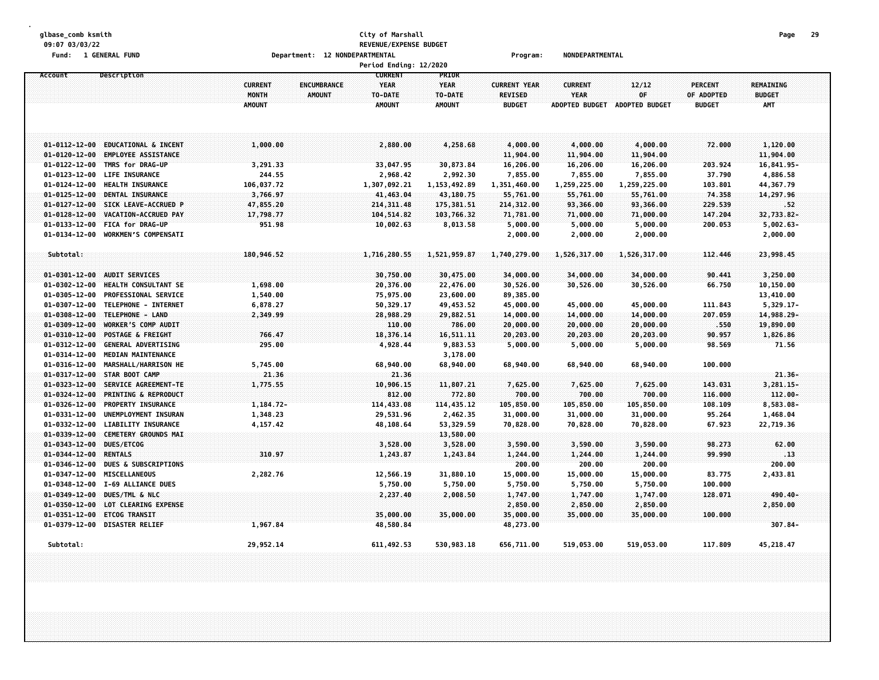glbase_comb ksmith
09:07 03/03/22
Fund: 1 GENERAL FUND

City of Marshall
REVENUE/EXPENSE BUDGET
Department: 12 NONDEPARTMENTAL
Program: NONDEPARTMENTAL
Period Ending: 12/2020

| Account | Description | CURRENT MONTH AMOUNT | ENCUMBRANCE AMOUNT | CURRENT YEAR TO-DATE AMOUNT | PRIOR YEAR TO-DATE AMOUNT | CURRENT YEAR REVISED BUDGET | CURRENT YEAR ADOPTED BUDGET | 12/12 OF ADOPTED BUDGET | PERCENT OF ADOPTED BUDGET | REMAINING BUDGET AMT |
|---|---|---|---|---|---|---|---|---|---|---|
| 01-0112-12-00 | EDUCATIONAL & INCENT | 1,000.00 | | 2,880.00 | 4,258.68 | 4,000.00 | 4,000.00 | 4,000.00 | 72.000 | 1,120.00 |
| 01-0120-12-00 | EMPLOYEE ASSISTANCE | | | | | 11,904.00 | 11,904.00 | 11,904.00 | | 11,904.00 |
| 01-0122-12-00 | TMRS for DRAG-UP | 3,291.33 | | 33,047.95 | 30,873.84 | 16,206.00 | 16,206.00 | 16,206.00 | 203.924 | 16,841.95- |
| 01-0123-12-00 | LIFE INSURANCE | 244.55 | | 2,968.42 | 2,992.30 | 7,855.00 | 7,855.00 | 7,855.00 | 37.790 | 4,886.58 |
| 01-0124-12-00 | HEALTH INSURANCE | 106,037.72 | | 1,307,092.21 | 1,153,492.89 | 1,351,460.00 | 1,259,225.00 | 1,259,225.00 | 103.801 | 44,367.79 |
| 01-0125-12-00 | DENTAL INSURANCE | 3,766.97 | | 41,463.04 | 43,180.75 | 55,761.00 | 55,761.00 | 55,761.00 | 74.358 | 14,297.96 |
| 01-0127-12-00 | SICK LEAVE-ACCRUED P | 47,855.20 | | 214,311.48 | 175,381.51 | 214,312.00 | 93,366.00 | 93,366.00 | 229.539 | .52 |
| 01-0128-12-00 | VACATION-ACCRUED PAY | 17,798.77 | | 104,514.82 | 103,766.32 | 71,781.00 | 71,000.00 | 71,000.00 | 147.204 | 32,733.82- |
| 01-0133-12-00 | FICA for DRAG-UP | 951.98 | | 10,002.63 | 8,013.58 | 5,000.00 | 5,000.00 | 5,000.00 | 200.053 | 5,002.63- |
| 01-0134-12-00 | WORKMEN'S COMPENSATI | | | | | 2,000.00 | 2,000.00 | 2,000.00 | | 2,000.00 |
| Subtotal: | | 180,946.52 | | 1,716,280.55 | 1,521,959.87 | 1,740,279.00 | 1,526,317.00 | 1,526,317.00 | 112.446 | 23,998.45 |
| 01-0301-12-00 | AUDIT SERVICES | | | 30,750.00 | 30,475.00 | 34,000.00 | 34,000.00 | 34,000.00 | 90.441 | 3,250.00 |
| 01-0302-12-00 | HEALTH CONSULTANT SE | 1,698.00 | | 20,376.00 | 22,476.00 | 30,526.00 | 30,526.00 | 30,526.00 | 66.750 | 10,150.00 |
| 01-0305-12-00 | PROFESSIONAL SERVICE | 1,540.00 | | 75,975.00 | 23,600.00 | 89,385.00 | | | | 13,410.00 |
| 01-0307-12-00 | TELEPHONE - INTERNET | 6,878.27 | | 50,329.17 | 49,453.52 | 45,000.00 | 45,000.00 | 45,000.00 | 111.843 | 5,329.17- |
| 01-0308-12-00 | TELEPHONE - LAND | 2,349.99 | | 28,988.29 | 29,882.51 | 14,000.00 | 14,000.00 | 14,000.00 | 207.059 | 14,988.29- |
| 01-0309-12-00 | WORKER'S COMP AUDIT | | | 110.00 | 786.00 | 20,000.00 | 20,000.00 | 20,000.00 | .550 | 19,890.00 |
| 01-0310-12-00 | POSTAGE & FREIGHT | 766.47 | | 18,376.14 | 16,511.11 | 20,203.00 | 20,203.00 | 20,203.00 | 90.957 | 1,826.86 |
| 01-0312-12-00 | GENERAL ADVERTISING | 295.00 | | 4,928.44 | 9,883.53 | 5,000.00 | 5,000.00 | 5,000.00 | 98.569 | 71.56 |
| 01-0314-12-00 | MEDIAN MAINTENANCE | | | | 3,178.00 | | | | | |
| 01-0316-12-00 | MARSHALL/HARRISON HE | 5,745.00 | | 68,940.00 | 68,940.00 | 68,940.00 | 68,940.00 | 68,940.00 | 100.000 | |
| 01-0317-12-00 | STAR BOOT CAMP | 21.36 | | 21.36 | | | | | | 21.36- |
| 01-0323-12-00 | SERVICE AGREEMENT-TE | 1,775.55 | | 10,906.15 | 11,807.21 | 7,625.00 | 7,625.00 | 7,625.00 | 143.031 | 3,281.15- |
| 01-0324-12-00 | PRINTING & REPRODUCT | | | 812.00 | 772.80 | 700.00 | 700.00 | 700.00 | 116.000 | 112.00- |
| 01-0326-12-00 | PROPERTY INSURANCE | 1,184.72- | | 114,433.08 | 114,435.12 | 105,850.00 | 105,850.00 | 105,850.00 | 108.109 | 8,583.08- |
| 01-0331-12-00 | UNEMPLOYMENT INSURAN | 1,348.23 | | 29,531.96 | 2,462.35 | 31,000.00 | 31,000.00 | 31,000.00 | 95.264 | 1,468.04 |
| 01-0332-12-00 | LIABILITY INSURANCE | 4,157.42 | | 48,108.64 | 53,329.59 | 70,828.00 | 70,828.00 | 70,828.00 | 67.923 | 22,719.36 |
| 01-0339-12-00 | CEMETERY GROUNDS MAI | | | | 13,580.00 | | | | | |
| 01-0343-12-00 | DUES/ETCOG | | | 3,528.00 | 3,528.00 | 3,590.00 | 3,590.00 | 3,590.00 | 98.273 | 62.00 |
| 01-0344-12-00 | RENTALS | 310.97 | | 1,243.87 | 1,243.84 | 1,244.00 | 1,244.00 | 1,244.00 | 99.990 | .13 |
| 01-0346-12-00 | DUES & SUBSCRIPTIONS | | | | | 200.00 | 200.00 | 200.00 | | 200.00 |
| 01-0347-12-00 | MISCELLANEOUS | 2,282.76 | | 12,566.19 | 31,880.10 | 15,000.00 | 15,000.00 | 15,000.00 | 83.775 | 2,433.81 |
| 01-0348-12-00 | I-69 ALLIANCE DUES | | | 5,750.00 | 5,750.00 | 5,750.00 | 5,750.00 | 5,750.00 | 100.000 | |
| 01-0349-12-00 | DUES/TML & NLC | | | 2,237.40 | 2,008.50 | 1,747.00 | 1,747.00 | 1,747.00 | 128.071 | 490.40- |
| 01-0350-12-00 | LOT CLEARING EXPENSE | | | | | 2,850.00 | 2,850.00 | 2,850.00 | | 2,850.00 |
| 01-0351-12-00 | ETCOG TRANSIT | | | 35,000.00 | 35,000.00 | 35,000.00 | 35,000.00 | 35,000.00 | 100.000 | |
| 01-0379-12-00 | DISASTER RELIEF | 1,967.84 | | 48,580.84 | | 48,273.00 | | | | 307.84- |
| Subtotal: | | 29,952.14 | | 611,492.53 | 530,983.18 | 656,711.00 | 519,053.00 | 519,053.00 | 117.809 | 45,218.47 |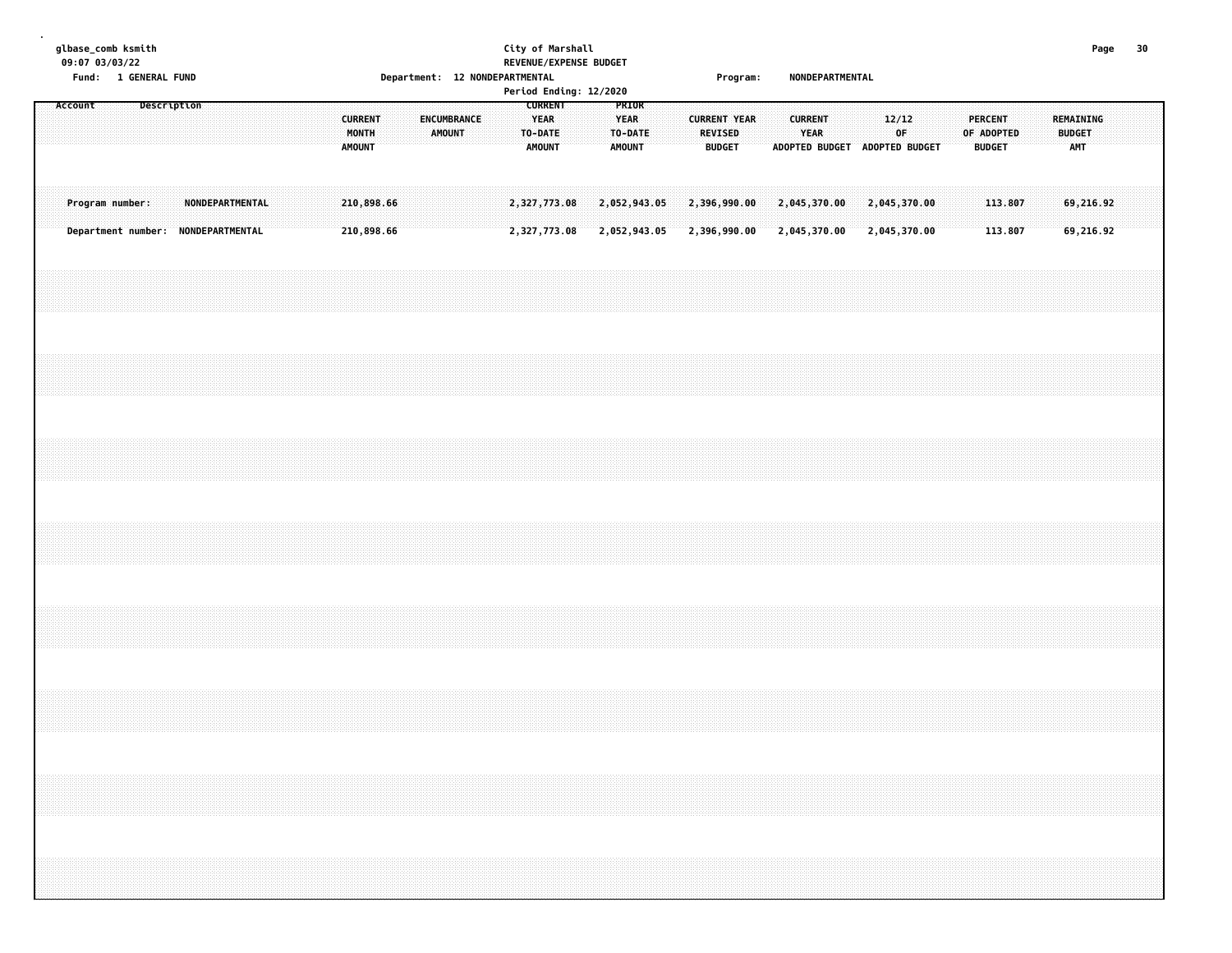glbase_comb ksmith
09:07 03/03/22

City of Marshall
REVENUE/EXPENSE BUDGET

Fund: 1 GENERAL FUND    Department: 12 NONDEPARTMENTAL    Program: NONDEPARTMENTAL

Period Ending: 12/2020

| Account Description | CURRENT MONTH AMOUNT | ENCUMBRANCE AMOUNT | CURRENT YEAR TO-DATE AMOUNT | PRIOR YEAR TO-DATE AMOUNT | CURRENT YEAR REVISED BUDGET | CURRENT YEAR ADOPTED BUDGET | 12/12 OF ADOPTED BUDGET | PERCENT OF ADOPTED BUDGET | REMAINING BUDGET AMT |
|---|---|---|---|---|---|---|---|---|---|
| Program number: NONDEPARTMENTAL | 210,898.66 | | 2,327,773.08 | 2,052,943.05 | 2,396,990.00 | 2,045,370.00 | 2,045,370.00 | 113.807 | 69,216.92 |
| Department number: NONDEPARTMENTAL | 210,898.66 | | 2,327,773.08 | 2,052,943.05 | 2,396,990.00 | 2,045,370.00 | 2,045,370.00 | 113.807 | 69,216.92 |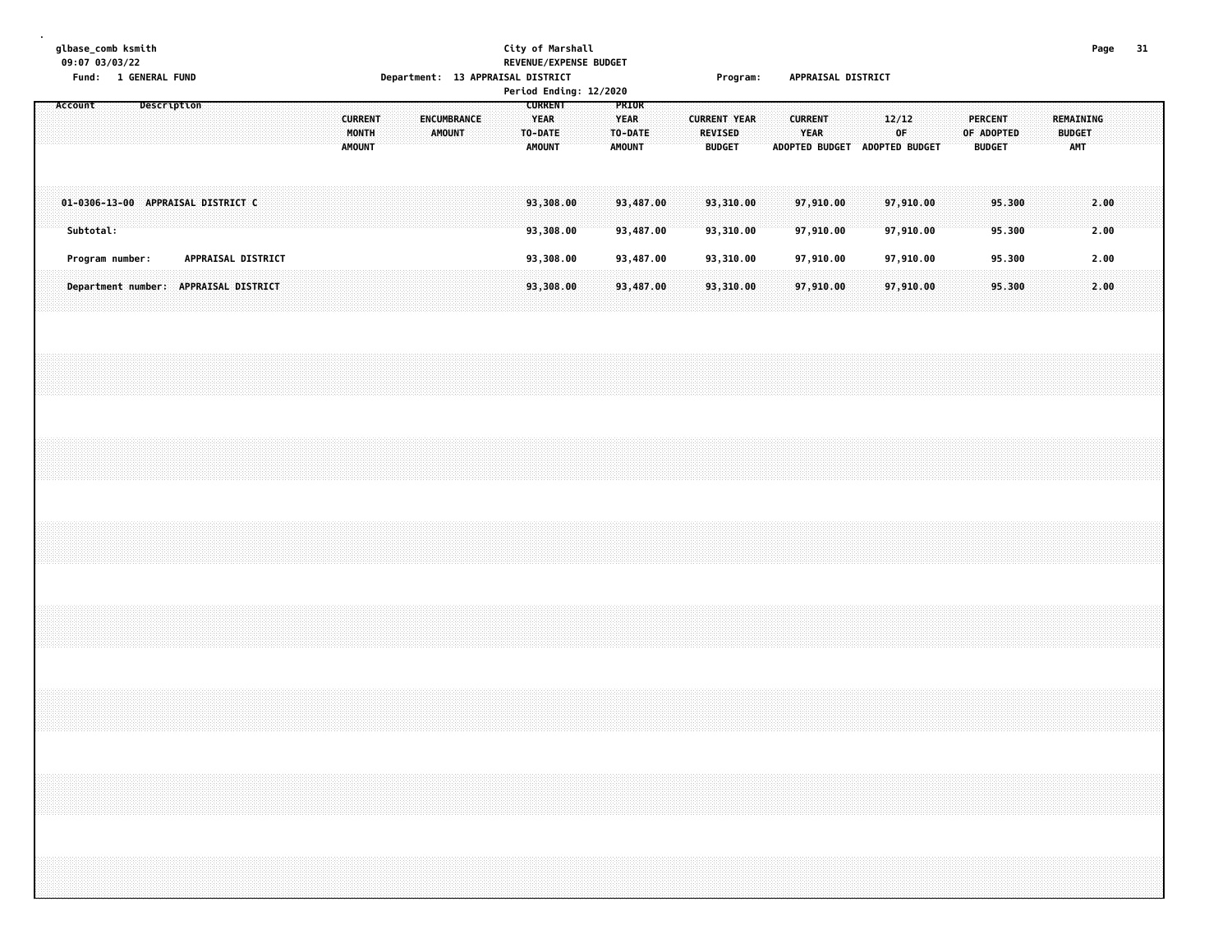glbase_comb ksmith
09:07 03/03/22

**City of Marshall**
**REVENUE/EXPENSE BUDGET**
**Period Ending: 12/2020**

Fund: 1 GENERAL FUND
Department: 13 APPRAISAL DISTRICT
Program: APPRAISAL DISTRICT

| Account | Description | CURRENT MONTH AMOUNT | ENCUMBRANCE AMOUNT | CURRENT YEAR TO-DATE AMOUNT | PRIOR YEAR TO-DATE AMOUNT | CURRENT YEAR REVISED BUDGET | CURRENT YEAR ADOPTED BUDGET | 12/12 OF ADOPTED BUDGET | PERCENT OF ADOPTED BUDGET | REMAINING BUDGET AMT |
|---|---|---|---|---|---|---|---|---|---|---|
| 01-0306-13-00 | APPRAISAL DISTRICT C | | | 93,308.00 | 93,487.00 | 93,310.00 | 97,910.00 | 97,910.00 | 95.300 | 2.00 |
| Subtotal: | | | | 93,308.00 | 93,487.00 | 93,310.00 | 97,910.00 | 97,910.00 | 95.300 | 2.00 |
| Program number: | APPRAISAL DISTRICT | | | 93,308.00 | 93,487.00 | 93,310.00 | 97,910.00 | 97,910.00 | 95.300 | 2.00 |
| Department number: | APPRAISAL DISTRICT | | | 93,308.00 | 93,487.00 | 93,310.00 | 97,910.00 | 97,910.00 | 95.300 | 2.00 |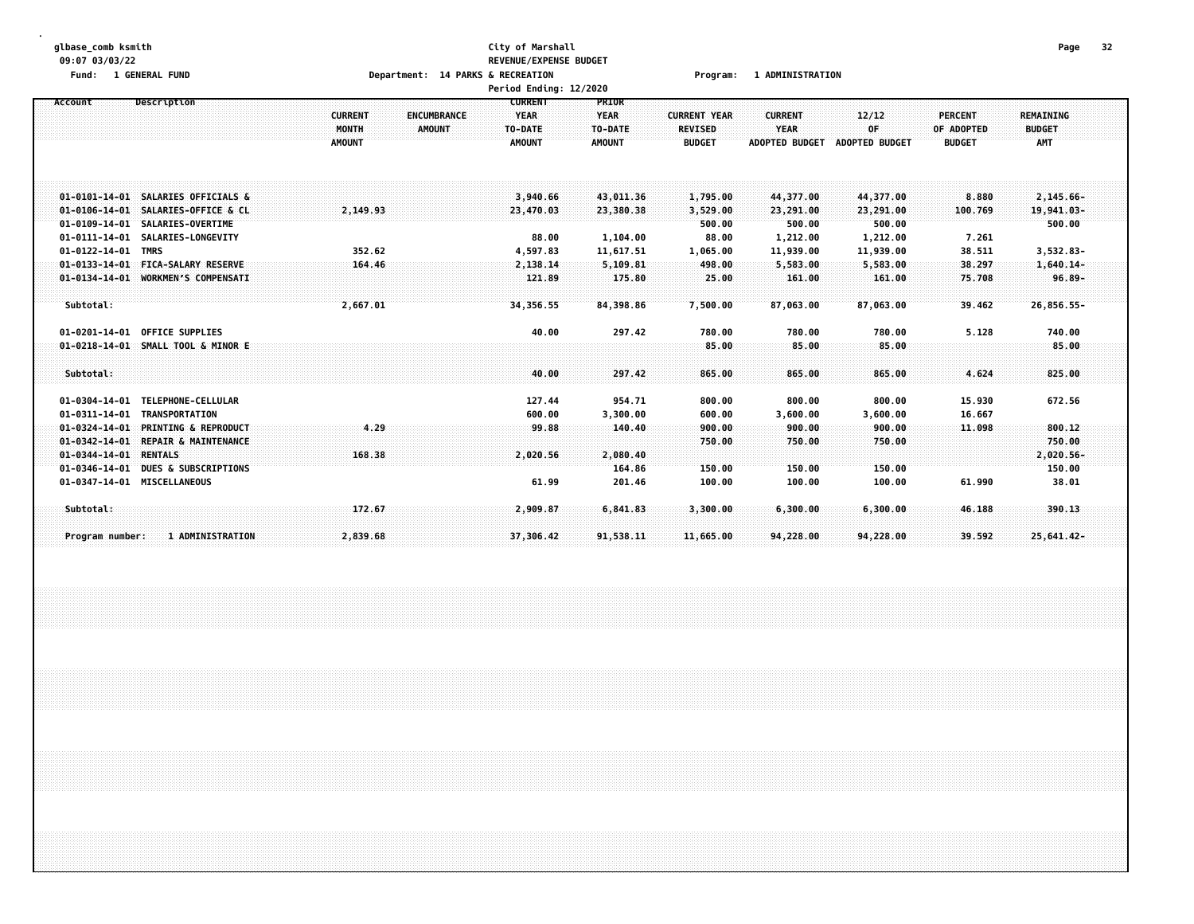glbase_comb ksmith
09:07 03/03/22
Fund: 1 GENERAL FUND

City of Marshall
REVENUE/EXPENSE BUDGET
Department: 14 PARKS & RECREATION
Period Ending: 12/2020

Program: 1 ADMINISTRATION

| Account | Description | CURRENT MONTH AMOUNT | ENCUMBRANCE AMOUNT | CURRENT YEAR TO-DATE AMOUNT | PRIOR YEAR TO-DATE AMOUNT | CURRENT YEAR REVISED BUDGET | CURRENT YEAR ADOPTED BUDGET | 12/12 OF ADOPTED BUDGET | PERCENT OF ADOPTED BUDGET | REMAINING BUDGET AMT |
|---|---|---|---|---|---|---|---|---|---|---|
| 01-0101-14-01 | SALARIES OFFICIALS & | | | 3,940.66 | 43,011.36 | 1,795.00 | 44,377.00 | 44,377.00 | 8.880 | 2,145.66- |
| 01-0106-14-01 | SALARIES-OFFICE & CL | 2,149.93 | | 23,470.03 | 23,380.38 | 3,529.00 | 23,291.00 | 23,291.00 | 100.769 | 19,941.03- |
| 01-0109-14-01 | SALARIES-OVERTIME | | | | | 500.00 | 500.00 | 500.00 | | 500.00 |
| 01-0111-14-01 | SALARIES-LONGEVITY | | | 88.00 | 1,104.00 | 88.00 | 1,212.00 | 1,212.00 | 7.261 | |
| 01-0122-14-01 | TMRS | 352.62 | | 4,597.83 | 11,617.51 | 1,065.00 | 11,939.00 | 11,939.00 | 38.511 | 3,532.83- |
| 01-0133-14-01 | FICA-SALARY RESERVE | 164.46 | | 2,138.14 | 5,109.81 | 498.00 | 5,583.00 | 5,583.00 | 38.297 | 1,640.14- |
| 01-0134-14-01 | WORKMEN'S COMPENSATI | | | 121.89 | 175.80 | 25.00 | 161.00 | 161.00 | 75.708 | 96.89- |
| Subtotal: | | 2,667.01 | | 34,356.55 | 84,398.86 | 7,500.00 | 87,063.00 | 87,063.00 | 39.462 | 26,856.55- |
| 01-0201-14-01 | OFFICE SUPPLIES | | | 40.00 | 297.42 | 780.00 | 780.00 | 780.00 | 5.128 | 740.00 |
| 01-0218-14-01 | SMALL TOOL & MINOR E | | | | | 85.00 | 85.00 | 85.00 | | 85.00 |
| Subtotal: | | | | 40.00 | 297.42 | 865.00 | 865.00 | 865.00 | 4.624 | 825.00 |
| 01-0304-14-01 | TELEPHONE-CELLULAR | | | 127.44 | 954.71 | 800.00 | 800.00 | 800.00 | 15.930 | 672.56 |
| 01-0311-14-01 | TRANSPORTATION | | | 600.00 | 3,300.00 | 600.00 | 3,600.00 | 3,600.00 | 16.667 | |
| 01-0324-14-01 | PRINTING & REPRODUCT | 4.29 | | 99.88 | 140.40 | 900.00 | 900.00 | 900.00 | 11.098 | 800.12 |
| 01-0342-14-01 | REPAIR & MAINTENANCE | | | | | 750.00 | 750.00 | 750.00 | | 750.00 |
| 01-0344-14-01 | RENTALS | 168.38 | | 2,020.56 | 2,080.40 | | | | | 2,020.56- |
| 01-0346-14-01 | DUES & SUBSCRIPTIONS | | | | 164.86 | 150.00 | 150.00 | 150.00 | | 150.00 |
| 01-0347-14-01 | MISCELLANEOUS | | | 61.99 | 201.46 | 100.00 | 100.00 | 100.00 | 61.990 | 38.01 |
| Subtotal: | | 172.67 | | 2,909.87 | 6,841.83 | 3,300.00 | 6,300.00 | 6,300.00 | 46.188 | 390.13 |
| Program number: | 1 ADMINISTRATION | 2,839.68 | | 37,306.42 | 91,538.11 | 11,665.00 | 94,228.00 | 94,228.00 | 39.592 | 25,641.42- |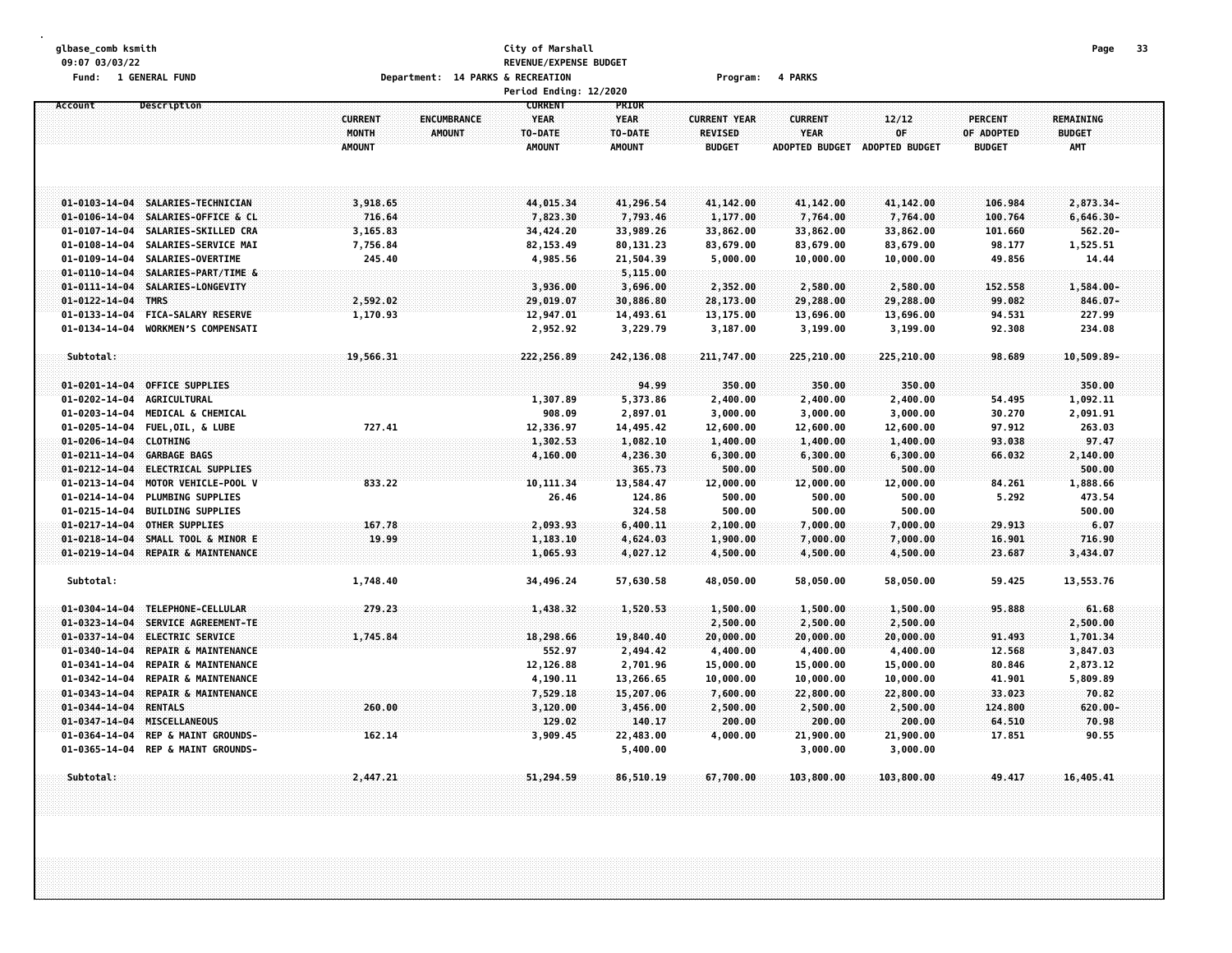glbase_comb ksmith
09:07 03/03/22
Fund: 1 GENERAL FUND

City of Marshall
REVENUE/EXPENSE BUDGET
Department: 14 PARKS & RECREATION    Program: 4 PARKS
Period Ending: 12/2020

| Account | Description | CURRENT MONTH AMOUNT | ENCUMBRANCE AMOUNT | CURRENT YEAR TO-DATE AMOUNT | PRIOR YEAR TO-DATE AMOUNT | CURRENT YEAR REVISED BUDGET | CURRENT YEAR ADOPTED BUDGET | 12/12 OF ADOPTED BUDGET | PERCENT OF ADOPTED BUDGET | REMAINING BUDGET AMT |
|---|---|---|---|---|---|---|---|---|---|---|
| 01-0103-14-04 | SALARIES-TECHNICIAN | 3,918.65 | | 44,015.34 | 41,296.54 | 41,142.00 | 41,142.00 | 41,142.00 | 106.984 | 2,873.34- |
| 01-0106-14-04 | SALARIES-OFFICE & CL | 716.64 | | 7,823.30 | 7,793.46 | 1,177.00 | 7,764.00 | 7,764.00 | 100.764 | 6,646.30- |
| 01-0107-14-04 | SALARIES-SKILLED CRA | 3,165.83 | | 34,424.20 | 33,989.26 | 33,862.00 | 33,862.00 | 33,862.00 | 101.660 | 562.20- |
| 01-0108-14-04 | SALARIES-SERVICE MAI | 7,756.84 | | 82,153.49 | 80,131.23 | 83,679.00 | 83,679.00 | 83,679.00 | 98.177 | 1,525.51 |
| 01-0109-14-04 | SALARIES-OVERTIME | 245.40 | | 4,985.56 | 21,504.39 | 5,000.00 | 10,000.00 | 10,000.00 | 49.856 | 14.44 |
| 01-0110-14-04 | SALARIES-PART/TIME & | | | | 5,115.00 | | | | | |
| 01-0111-14-04 | SALARIES-LONGEVITY | | | 3,936.00 | 3,696.00 | 2,352.00 | 2,580.00 | 2,580.00 | 152.558 | 1,584.00- |
| 01-0122-14-04 | TMRS | 2,592.02 | | 29,019.07 | 30,886.80 | 28,173.00 | 29,288.00 | 29,288.00 | 99.082 | 846.07- |
| 01-0133-14-04 | FICA-SALARY RESERVE | 1,170.93 | | 12,947.01 | 14,493.61 | 13,175.00 | 13,696.00 | 13,696.00 | 94.531 | 227.99 |
| 01-0134-14-04 | WORKMEN'S COMPENSATI | | | 2,952.92 | 3,229.79 | 3,187.00 | 3,199.00 | 3,199.00 | 92.308 | 234.08 |
| Subtotal: | | 19,566.31 | | 222,256.89 | 242,136.08 | 211,747.00 | 225,210.00 | 225,210.00 | 98.689 | 10,509.89- |
| 01-0201-14-04 | OFFICE SUPPLIES | | | | 94.99 | 350.00 | 350.00 | 350.00 | | 350.00 |
| 01-0202-14-04 | AGRICULTURAL | | | 1,307.89 | 5,373.86 | 2,400.00 | 2,400.00 | 2,400.00 | 54.495 | 1,092.11 |
| 01-0203-14-04 | MEDICAL & CHEMICAL | | | 908.09 | 2,897.01 | 3,000.00 | 3,000.00 | 3,000.00 | 30.270 | 2,091.91 |
| 01-0205-14-04 | FUEL,OIL, & LUBE | 727.41 | | 12,336.97 | 14,495.42 | 12,600.00 | 12,600.00 | 12,600.00 | 97.912 | 263.03 |
| 01-0206-14-04 | CLOTHING | | | 1,302.53 | 1,082.10 | 1,400.00 | 1,400.00 | 1,400.00 | 93.038 | 97.47 |
| 01-0211-14-04 | GARBAGE BAGS | | | 4,160.00 | 4,236.30 | 6,300.00 | 6,300.00 | 6,300.00 | 66.032 | 2,140.00 |
| 01-0212-14-04 | ELECTRICAL SUPPLIES | | | | 365.73 | 500.00 | 500.00 | 500.00 | | 500.00 |
| 01-0213-14-04 | MOTOR VEHICLE-POOL V | 833.22 | | 10,111.34 | 13,584.47 | 12,000.00 | 12,000.00 | 12,000.00 | 84.261 | 1,888.66 |
| 01-0214-14-04 | PLUMBING SUPPLIES | | | 26.46 | 124.86 | 500.00 | 500.00 | 500.00 | 5.292 | 473.54 |
| 01-0215-14-04 | BUILDING SUPPLIES | | | | 324.58 | 500.00 | 500.00 | 500.00 | | 500.00 |
| 01-0217-14-04 | OTHER SUPPLIES | 167.78 | | 2,093.93 | 6,400.11 | 2,100.00 | 7,000.00 | 7,000.00 | 29.913 | 6.07 |
| 01-0218-14-04 | SMALL TOOL & MINOR E | 19.99 | | 1,183.10 | 4,624.03 | 1,900.00 | 7,000.00 | 7,000.00 | 16.901 | 716.90 |
| 01-0219-14-04 | REPAIR & MAINTENANCE | | | 1,065.93 | 4,027.12 | 4,500.00 | 4,500.00 | 4,500.00 | 23.687 | 3,434.07 |
| Subtotal: | | 1,748.40 | | 34,496.24 | 57,630.58 | 48,050.00 | 58,050.00 | 58,050.00 | 59.425 | 13,553.76 |
| 01-0304-14-04 | TELEPHONE-CELLULAR | 279.23 | | 1,438.32 | 1,520.53 | 1,500.00 | 1,500.00 | 1,500.00 | 95.888 | 61.68 |
| 01-0323-14-04 | SERVICE AGREEMENT-TE | | | | | 2,500.00 | 2,500.00 | 2,500.00 | | 2,500.00 |
| 01-0337-14-04 | ELECTRIC SERVICE | 1,745.84 | | 18,298.66 | 19,840.40 | 20,000.00 | 20,000.00 | 20,000.00 | 91.493 | 1,701.34 |
| 01-0340-14-04 | REPAIR & MAINTENANCE | | | 552.97 | 2,494.42 | 4,400.00 | 4,400.00 | 4,400.00 | 12.568 | 3,847.03 |
| 01-0341-14-04 | REPAIR & MAINTENANCE | | | 12,126.88 | 2,701.96 | 15,000.00 | 15,000.00 | 15,000.00 | 80.846 | 2,873.12 |
| 01-0342-14-04 | REPAIR & MAINTENANCE | | | 4,190.11 | 13,266.65 | 10,000.00 | 10,000.00 | 10,000.00 | 41.901 | 5,809.89 |
| 01-0343-14-04 | REPAIR & MAINTENANCE | | | 7,529.18 | 15,207.06 | 7,600.00 | 22,800.00 | 22,800.00 | 33.023 | 70.82 |
| 01-0344-14-04 | RENTALS | 260.00 | | 3,120.00 | 3,456.00 | 2,500.00 | 2,500.00 | 2,500.00 | 124.800 | 620.00- |
| 01-0347-14-04 | MISCELLANEOUS | | | 129.02 | 140.17 | 200.00 | 200.00 | 200.00 | 64.510 | 70.98 |
| 01-0364-14-04 | REP & MAINT GROUNDS- | 162.14 | | 3,909.45 | 22,483.00 | 4,000.00 | 21,900.00 | 21,900.00 | 17.851 | 90.55 |
| 01-0365-14-04 | REP & MAINT GROUNDS- | | | | 5,400.00 | | 3,000.00 | 3,000.00 | | |
| Subtotal: | | 2,447.21 | | 51,294.59 | 86,510.19 | 67,700.00 | 103,800.00 | 103,800.00 | 49.417 | 16,405.41 |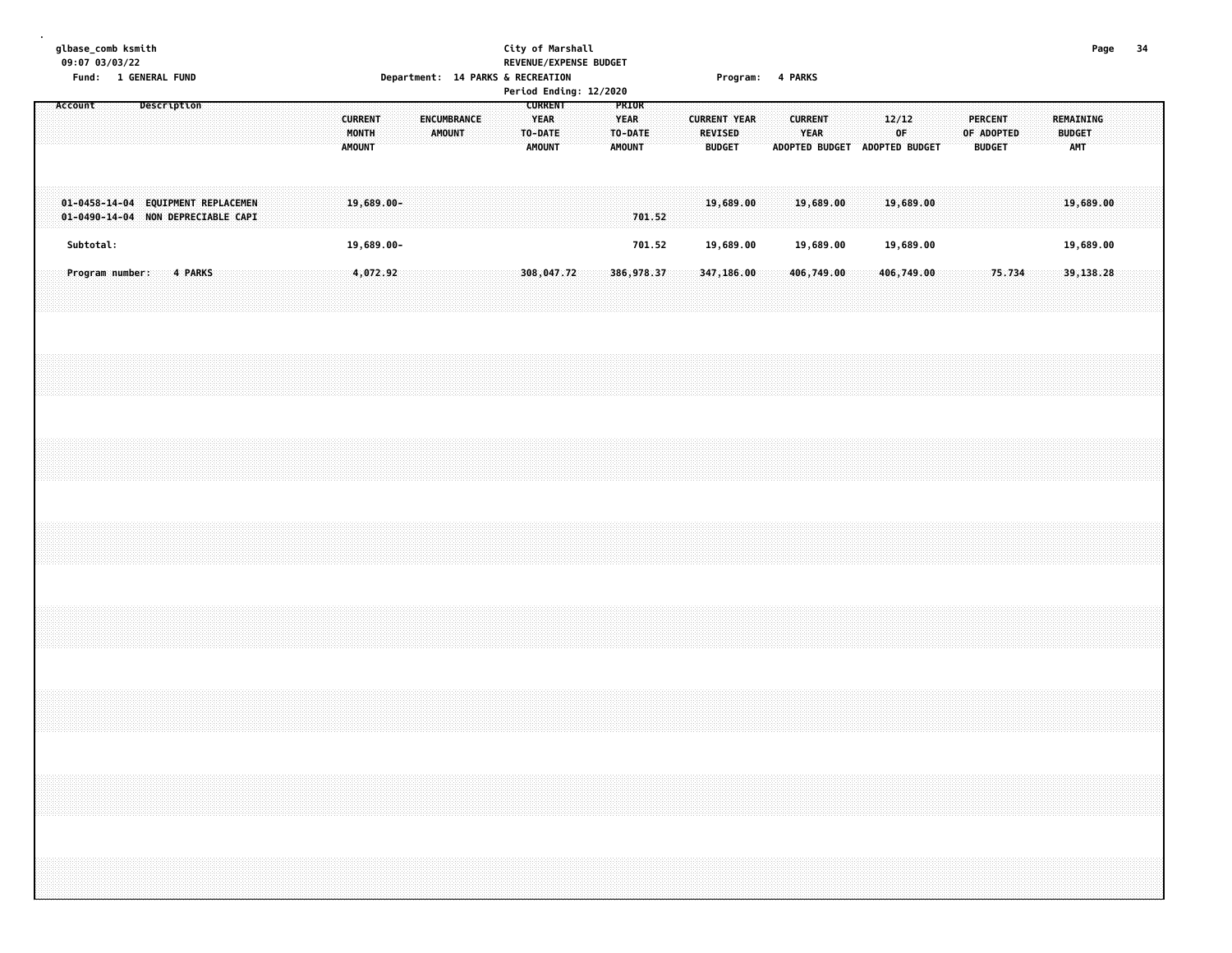glbase_comb ksmith
09:07 03/03/22

City of Marshall
REVENUE/EXPENSE BUDGET
Period Ending: 12/2020

Fund: 1 GENERAL FUND    Department: 14 PARKS & RECREATION    Program: 4 PARKS

| Account | Description | CURRENT MONTH AMOUNT | ENCUMBRANCE AMOUNT | CURRENT YEAR TO-DATE AMOUNT | PRIOR YEAR TO-DATE AMOUNT | CURRENT YEAR REVISED BUDGET | CURRENT YEAR ADOPTED BUDGET | 12/12 OF ADOPTED BUDGET | PERCENT OF ADOPTED BUDGET | REMAINING BUDGET AMT |
|---|---|---|---|---|---|---|---|---|---|---|
| 01-0458-14-04 | EQUIPMENT REPLACEMEN | 19,689.00- | | | | 19,689.00 | 19,689.00 | 19,689.00 | | 19,689.00 |
| 01-0490-14-04 | NON DEPRECIABLE CAPI | | | | 701.52 | | | | | |
| Subtotal: | | 19,689.00- | | | 701.52 | 19,689.00 | 19,689.00 | 19,689.00 | | 19,689.00 |
| Program number: | 4 PARKS | 4,072.92 | | 308,047.72 | 386,978.37 | 347,186.00 | 406,749.00 | 406,749.00 | 75.734 | 39,138.28 |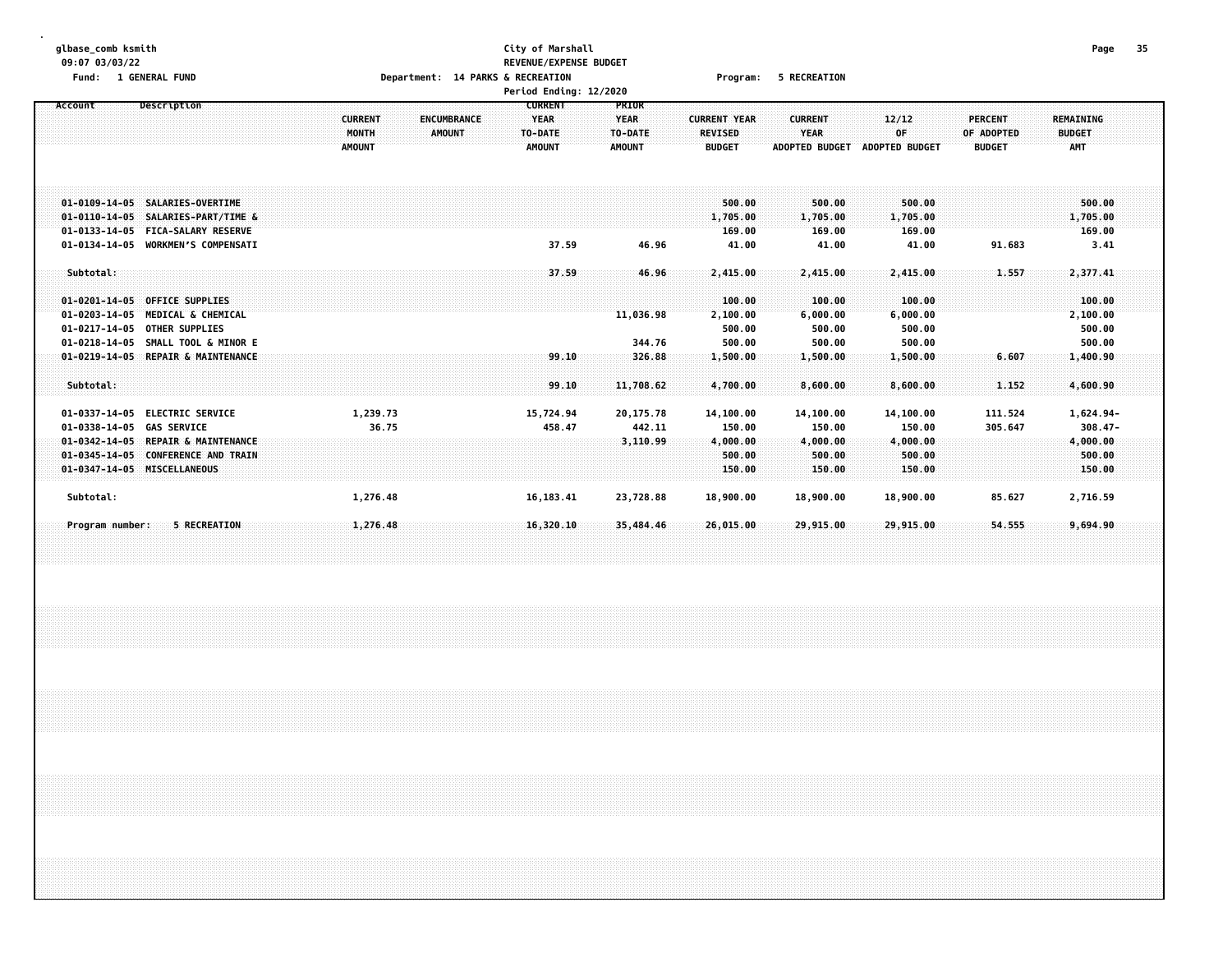glbase_comb ksmith
09:07 03/03/22
Fund: 1 GENERAL FUND

City of Marshall
REVENUE/EXPENSE BUDGET
Department: 14 PARKS & RECREATION
Period Ending: 12/2020

Program: 5 RECREATION

| Account | Description | CURRENT MONTH AMOUNT | ENCUMBRANCE AMOUNT | CURRENT YEAR TO-DATE AMOUNT | PRIOR YEAR TO-DATE AMOUNT | CURRENT YEAR REVISED BUDGET | CURRENT YEAR ADOPTED BUDGET | 12/12 OF ADOPTED BUDGET | PERCENT OF ADOPTED BUDGET | REMAINING BUDGET AMT |
|---|---|---|---|---|---|---|---|---|---|---|
| 01-0109-14-05 | SALARIES-OVERTIME | | | | | 500.00 | 500.00 | 500.00 | | 500.00 |
| 01-0110-14-05 | SALARIES-PART/TIME & | | | | | 1,705.00 | 1,705.00 | 1,705.00 | | 1,705.00 |
| 01-0133-14-05 | FICA-SALARY RESERVE | | | | | 169.00 | 169.00 | 169.00 | | 169.00 |
| 01-0134-14-05 | WORKMEN'S COMPENSATI | | | 37.59 | 46.96 | 41.00 | 41.00 | 41.00 | 91.683 | 3.41 |
| Subtotal: | | | | 37.59 | 46.96 | 2,415.00 | 2,415.00 | 2,415.00 | 1.557 | 2,377.41 |
| 01-0201-14-05 | OFFICE SUPPLIES | | | | | 100.00 | 100.00 | 100.00 | | 100.00 |
| 01-0203-14-05 | MEDICAL & CHEMICAL | | | | 11,036.98 | 2,100.00 | 6,000.00 | 6,000.00 | | 2,100.00 |
| 01-0217-14-05 | OTHER SUPPLIES | | | | | 500.00 | 500.00 | 500.00 | | 500.00 |
| 01-0218-14-05 | SMALL TOOL & MINOR E | | | | 344.76 | 500.00 | 500.00 | 500.00 | | 500.00 |
| 01-0219-14-05 | REPAIR & MAINTENANCE | | | 99.10 | 326.88 | 1,500.00 | 1,500.00 | 1,500.00 | 6.607 | 1,400.90 |
| Subtotal: | | | | 99.10 | 11,708.62 | 4,700.00 | 8,600.00 | 8,600.00 | 1.152 | 4,600.90 |
| 01-0337-14-05 | ELECTRIC SERVICE | 1,239.73 | | 15,724.94 | 20,175.78 | 14,100.00 | 14,100.00 | 14,100.00 | 111.524 | 1,624.94- |
| 01-0338-14-05 | GAS SERVICE | 36.75 | | 458.47 | 442.11 | 150.00 | 150.00 | 150.00 | 305.647 | 308.47- |
| 01-0342-14-05 | REPAIR & MAINTENANCE | | | | 3,110.99 | 4,000.00 | 4,000.00 | 4,000.00 | | 4,000.00 |
| 01-0345-14-05 | CONFERENCE AND TRAIN | | | | | 500.00 | 500.00 | 500.00 | | 500.00 |
| 01-0347-14-05 | MISCELLANEOUS | | | | | 150.00 | 150.00 | 150.00 | | 150.00 |
| Subtotal: | | 1,276.48 | | 16,183.41 | 23,728.88 | 18,900.00 | 18,900.00 | 18,900.00 | 85.627 | 2,716.59 |
| Program number: | 5 RECREATION | 1,276.48 | | 16,320.10 | 35,484.46 | 26,015.00 | 29,915.00 | 29,915.00 | 54.555 | 9,694.90 |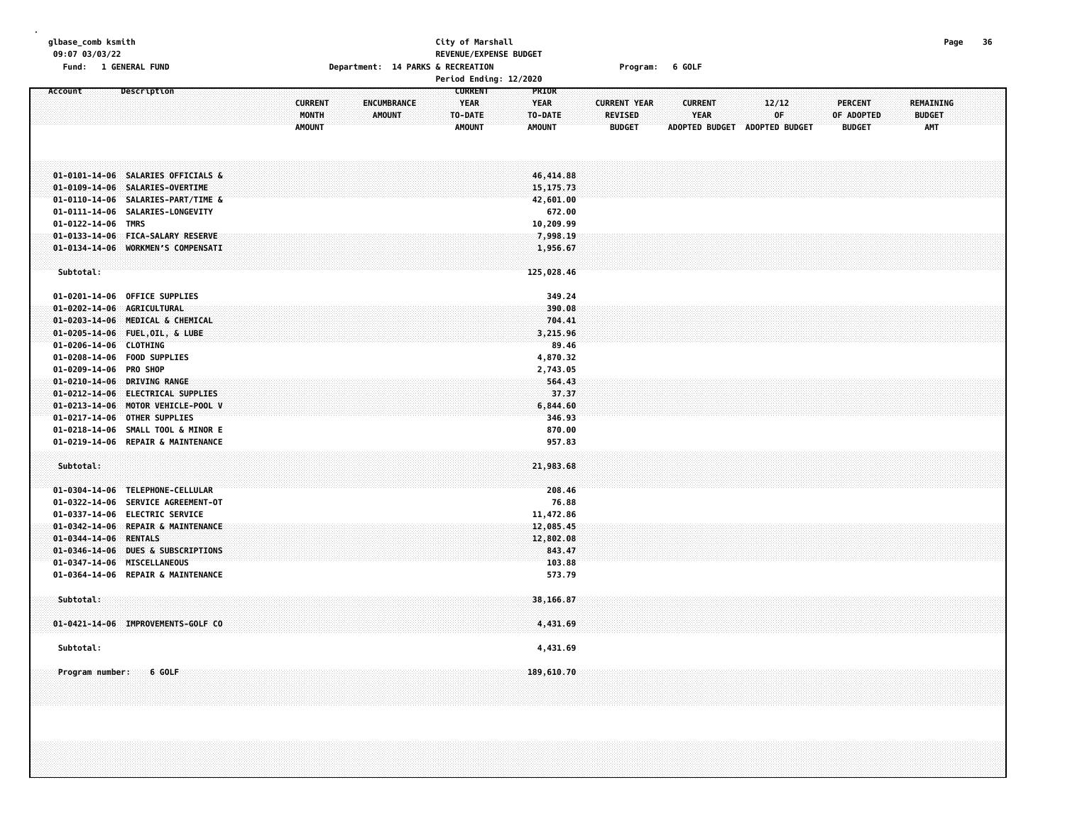glbase_comb ksmith
09:07 03/03/22
Fund: 1 GENERAL FUND

City of Marshall
REVENUE/EXPENSE BUDGET
Department: 14 PARKS & RECREATION
Period Ending: 12/2020

Program: 6 GOLF

| Account | Description | CURRENT MONTH AMOUNT | ENCUMBRANCE AMOUNT | CURRENT YEAR TO-DATE AMOUNT | PRIOR YEAR TO-DATE AMOUNT | CURRENT YEAR REVISED BUDGET | CURRENT YEAR ADOPTED BUDGET | 12/12 OF ADOPTED BUDGET | PERCENT OF ADOPTED BUDGET | REMAINING BUDGET AMT |
|---|---|---|---|---|---|---|---|---|---|---|
| 01-0101-14-06 | SALARIES OFFICIALS & | | | | 46,414.88 | | | | | |
| 01-0109-14-06 | SALARIES-OVERTIME | | | | 15,175.73 | | | | | |
| 01-0110-14-06 | SALARIES-PART/TIME & | | | | 42,601.00 | | | | | |
| 01-0111-14-06 | SALARIES-LONGEVITY | | | | 672.00 | | | | | |
| 01-0122-14-06 | TMRS | | | | 10,209.99 | | | | | |
| 01-0133-14-06 | FICA-SALARY RESERVE | | | | 7,998.19 | | | | | |
| 01-0134-14-06 | WORKMEN'S COMPENSATI | | | | 1,956.67 | | | | | |
| Subtotal: | | | | | 125,028.46 | | | | | |
| 01-0201-14-06 | OFFICE SUPPLIES | | | | 349.24 | | | | | |
| 01-0202-14-06 | AGRICULTURAL | | | | 390.08 | | | | | |
| 01-0203-14-06 | MEDICAL & CHEMICAL | | | | 704.41 | | | | | |
| 01-0205-14-06 | FUEL,OIL, & LUBE | | | | 3,215.96 | | | | | |
| 01-0206-14-06 | CLOTHING | | | | 89.46 | | | | | |
| 01-0208-14-06 | FOOD SUPPLIES | | | | 4,870.32 | | | | | |
| 01-0209-14-06 | PRO SHOP | | | | 2,743.05 | | | | | |
| 01-0210-14-06 | DRIVING RANGE | | | | 564.43 | | | | | |
| 01-0212-14-06 | ELECTRICAL SUPPLIES | | | | 37.37 | | | | | |
| 01-0213-14-06 | MOTOR VEHICLE-POOL V | | | | 6,844.60 | | | | | |
| 01-0217-14-06 | OTHER SUPPLIES | | | | 346.93 | | | | | |
| 01-0218-14-06 | SMALL TOOL & MINOR E | | | | 870.00 | | | | | |
| 01-0219-14-06 | REPAIR & MAINTENANCE | | | | 957.83 | | | | | |
| Subtotal: | | | | | 21,983.68 | | | | | |
| 01-0304-14-06 | TELEPHONE-CELLULAR | | | | 208.46 | | | | | |
| 01-0322-14-06 | SERVICE AGREEMENT-OT | | | | 76.88 | | | | | |
| 01-0337-14-06 | ELECTRIC SERVICE | | | | 11,472.86 | | | | | |
| 01-0342-14-06 | REPAIR & MAINTENANCE | | | | 12,085.45 | | | | | |
| 01-0344-14-06 | RENTALS | | | | 12,802.08 | | | | | |
| 01-0346-14-06 | DUES & SUBSCRIPTIONS | | | | 843.47 | | | | | |
| 01-0347-14-06 | MISCELLANEOUS | | | | 103.88 | | | | | |
| 01-0364-14-06 | REPAIR & MAINTENANCE | | | | 573.79 | | | | | |
| Subtotal: | | | | | 38,166.87 | | | | | |
| 01-0421-14-06 | IMPROVEMENTS-GOLF CO | | | | 4,431.69 | | | | | |
| Subtotal: | | | | | 4,431.69 | | | | | |
| Program number: | 6 GOLF | | | | 189,610.70 | | | | | |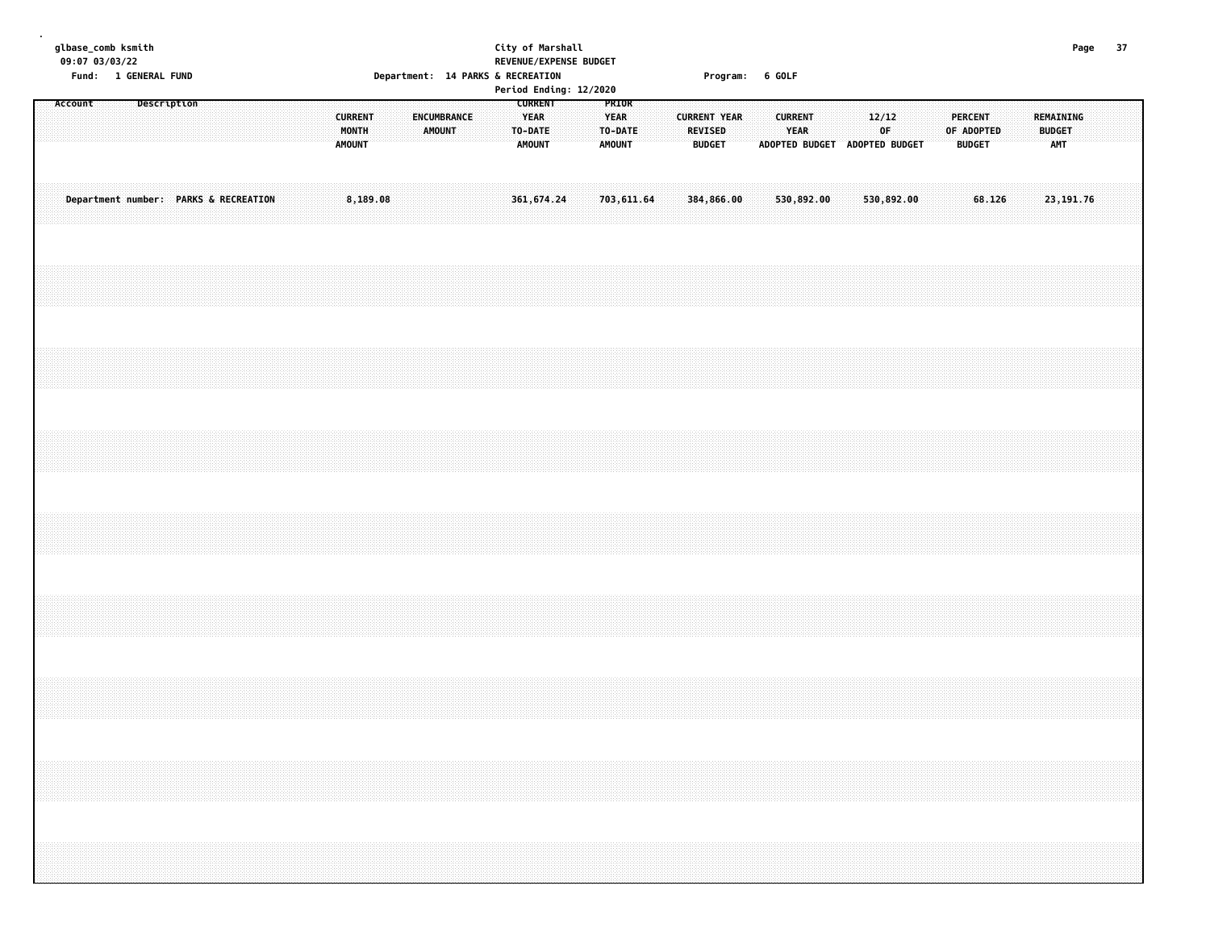glbase_comb ksmith
09:07 03/03/22

**City of Marshall**
**REVENUE/EXPENSE BUDGET**

Fund: 1 GENERAL FUND    Department: 14 PARKS & RECREATION    Program: 6 GOLF

Period Ending: 12/2020

| Account | Description | CURRENT MONTH AMOUNT | ENCUMBRANCE AMOUNT | CURRENT YEAR TO-DATE AMOUNT | PRIOR YEAR TO-DATE AMOUNT | CURRENT YEAR REVISED BUDGET | CURRENT YEAR ADOPTED BUDGET | 12/12 OF ADOPTED BUDGET | PERCENT OF ADOPTED BUDGET | REMAINING BUDGET AMT |
|---|---|---|---|---|---|---|---|---|---|---|
| Department number: | PARKS & RECREATION | 8,189.08 | | 361,674.24 | 703,611.64 | 384,866.00 | 530,892.00 | 530,892.00 | 68.126 | 23,191.76 |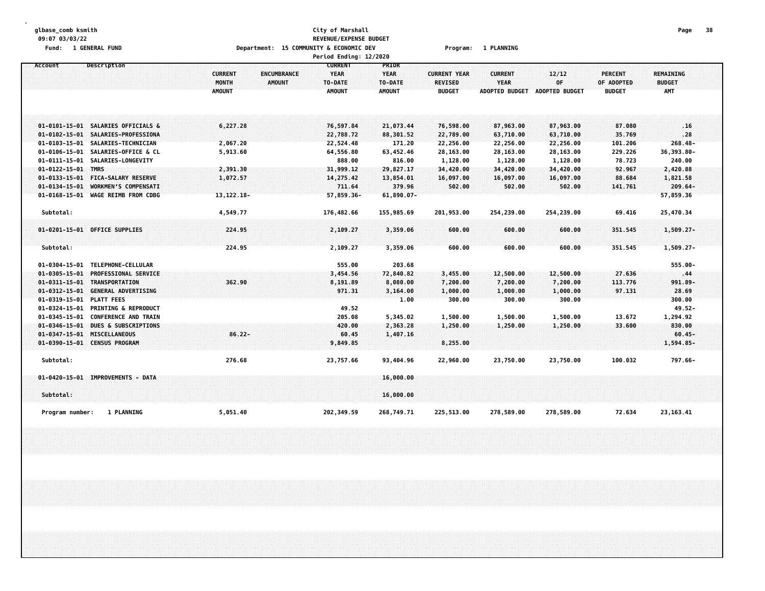glbase_comb ksmith
09:07 03/03/22
Fund: 1 GENERAL FUND

City of Marshall
REVENUE/EXPENSE BUDGET
Department: 15 COMMUNITY & ECONOMIC DEV
Period Ending: 12/2020

Program: 1 PLANNING

| Account | Description | CURRENT MONTH AMOUNT | ENCUMBRANCE AMOUNT | CURRENT YEAR TO-DATE AMOUNT | PRIOR YEAR TO-DATE AMOUNT | CURRENT YEAR REVISED BUDGET | CURRENT YEAR ADOPTED BUDGET | 12/12 OF ADOPTED BUDGET | PERCENT OF ADOPTED BUDGET | REMAINING BUDGET AMT |
|---|---|---|---|---|---|---|---|---|---|---|
| 01-0101-15-01 | SALARIES OFFICIALS & | 6,227.28 | | 76,597.84 | 21,073.44 | 76,598.00 | 87,963.00 | 87,963.00 | 87.080 | .16 |
| 01-0102-15-01 | SALARIES-PROFESSIONA | | | 22,788.72 | 88,301.52 | 22,789.00 | 63,710.00 | 63,710.00 | 35.769 | .28 |
| 01-0103-15-01 | SALARIES-TECHNICIAN | 2,067.20 | | 22,524.48 | 171.20 | 22,256.00 | 22,256.00 | 22,256.00 | 101.206 | 268.48- |
| 01-0106-15-01 | SALARIES-OFFICE & CL | 5,913.60 | | 64,556.80 | 63,452.46 | 28,163.00 | 28,163.00 | 28,163.00 | 229.226 | 36,393.80- |
| 01-0111-15-01 | SALARIES-LONGEVITY | | | 888.00 | 816.00 | 1,128.00 | 1,128.00 | 1,128.00 | 78.723 | 240.00 |
| 01-0122-15-01 | TMRS | 2,391.30 | | 31,999.12 | 29,827.17 | 34,420.00 | 34,420.00 | 34,420.00 | 92.967 | 2,420.88 |
| 01-0133-15-01 | FICA-SALARY RESERVE | 1,072.57 | | 14,275.42 | 13,854.01 | 16,097.00 | 16,097.00 | 16,097.00 | 88.684 | 1,821.58 |
| 01-0134-15-01 | WORKMEN'S COMPENSATI | | | 711.64 | 379.96 | 502.00 | 502.00 | 502.00 | 141.761 | 209.64- |
| 01-0168-15-01 | WAGE REIMB FROM CDBG | 13,122.18- | | 57,859.36- | 61,890.07- | | | | | 57,859.36 |
| Subtotal: | | 4,549.77 | | 176,482.66 | 155,985.69 | 201,953.00 | 254,239.00 | 254,239.00 | 69.416 | 25,470.34 |
| 01-0201-15-01 | OFFICE SUPPLIES | 224.95 | | 2,109.27 | 3,359.06 | 600.00 | 600.00 | 600.00 | 351.545 | 1,509.27- |
| Subtotal: | | 224.95 | | 2,109.27 | 3,359.06 | 600.00 | 600.00 | 600.00 | 351.545 | 1,509.27- |
| 01-0304-15-01 | TELEPHONE-CELLULAR | | | 555.00 | 203.68 | | | | | 555.00- |
| 01-0305-15-01 | PROFESSIONAL SERVICE | | | 3,454.56 | 72,840.82 | 3,455.00 | 12,500.00 | 12,500.00 | 27.636 | .44 |
| 01-0311-15-01 | TRANSPORTATION | 362.90 | | 8,191.89 | 8,080.00 | 7,200.00 | 7,200.00 | 7,200.00 | 113.776 | 991.89- |
| 01-0312-15-01 | GENERAL ADVERTISING | | | 971.31 | 3,164.00 | 1,000.00 | 1,000.00 | 1,000.00 | 97.131 | 28.69 |
| 01-0319-15-01 | PLATT FEES | | | | 1.00 | 300.00 | 300.00 | 300.00 | | 300.00 |
| 01-0324-15-01 | PRINTING & REPRODUCT | | | 49.52 | | | | | | 49.52- |
| 01-0345-15-01 | CONFERENCE AND TRAIN | | | 205.08 | 5,345.02 | 1,500.00 | 1,500.00 | 1,500.00 | 13.672 | 1,294.92 |
| 01-0346-15-01 | DUES & SUBSCRIPTIONS | | | 420.00 | 2,363.28 | 1,250.00 | 1,250.00 | 1,250.00 | 33.600 | 830.00 |
| 01-0347-15-01 | MISCELLANEOUS | 86.22- | | 60.45 | 1,407.16 | | | | | 60.45- |
| 01-0390-15-01 | CENSUS PROGRAM | | | 9,849.85 | | 8,255.00 | | | | 1,594.85- |
| Subtotal: | | 276.68 | | 23,757.66 | 93,404.96 | 22,960.00 | 23,750.00 | 23,750.00 | 100.032 | 797.66- |
| 01-0420-15-01 | IMPROVEMENTS - DATA | | | | 16,000.00 | | | | | |
| Subtotal: | | | | | 16,000.00 | | | | | |
| Program number: | 1 PLANNING | 5,051.40 | | 202,349.59 | 268,749.71 | 225,513.00 | 278,589.00 | 278,589.00 | 72.634 | 23,163.41 |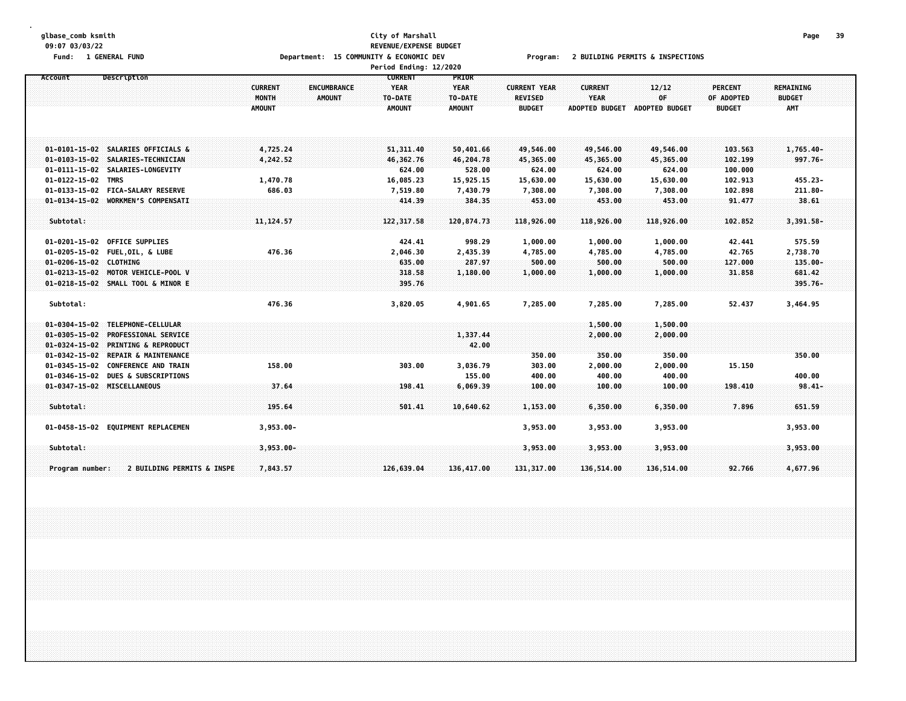glbase_comb ksmith
09:07 03/03/22
Fund: 1 GENERAL FUND

City of Marshall
REVENUE/EXPENSE BUDGET
Department: 15 COMMUNITY & ECONOMIC DEV
Period Ending: 12/2020

Program: 2 BUILDING PERMITS & INSPECTIONS

| Account | Description | CURRENT MONTH AMOUNT | ENCUMBRANCE AMOUNT | CURRENT YEAR TO-DATE AMOUNT | PRIOR YEAR TO-DATE AMOUNT | CURRENT YEAR REVISED BUDGET | CURRENT YEAR ADOPTED BUDGET | 12/12 OF ADOPTED BUDGET | PERCENT OF ADOPTED BUDGET | REMAINING BUDGET AMT |
|---|---|---|---|---|---|---|---|---|---|---|
| 01-0101-15-02 | SALARIES OFFICIALS & | 4,725.24 | | 51,311.40 | 50,401.66 | 49,546.00 | 49,546.00 | 49,546.00 | 103.563 | 1,765.40- |
| 01-0103-15-02 | SALARIES-TECHNICIAN | 4,242.52 | | 46,362.76 | 46,204.78 | 45,365.00 | 45,365.00 | 45,365.00 | 102.199 | 997.76- |
| 01-0111-15-02 | SALARIES-LONGEVITY | | | 624.00 | 528.00 | 624.00 | 624.00 | 624.00 | 100.000 | |
| 01-0122-15-02 | TMRS | 1,470.78 | | 16,085.23 | 15,925.15 | 15,630.00 | 15,630.00 | 15,630.00 | 102.913 | 455.23- |
| 01-0133-15-02 | FICA-SALARY RESERVE | 686.03 | | 7,519.80 | 7,430.79 | 7,308.00 | 7,308.00 | 7,308.00 | 102.898 | 211.80- |
| 01-0134-15-02 | WORKMEN'S COMPENSATI | | | 414.39 | 384.35 | 453.00 | 453.00 | 453.00 | 91.477 | 38.61 |
| Subtotal: | | 11,124.57 | | 122,317.58 | 120,874.73 | 118,926.00 | 118,926.00 | 118,926.00 | 102.852 | 3,391.58- |
| 01-0201-15-02 | OFFICE SUPPLIES | | | 424.41 | 998.29 | 1,000.00 | 1,000.00 | 1,000.00 | 42.441 | 575.59 |
| 01-0205-15-02 | FUEL,OIL, & LUBE | 476.36 | | 2,046.30 | 2,435.39 | 4,785.00 | 4,785.00 | 4,785.00 | 42.765 | 2,738.70 |
| 01-0206-15-02 | CLOTHING | | | 635.00 | 287.97 | 500.00 | 500.00 | 500.00 | 127.000 | 135.00- |
| 01-0213-15-02 | MOTOR VEHICLE-POOL V | | | 318.58 | 1,180.00 | 1,000.00 | 1,000.00 | 1,000.00 | 31.858 | 681.42 |
| 01-0218-15-02 | SMALL TOOL & MINOR E | | | 395.76 | | | | | | 395.76- |
| Subtotal: | | 476.36 | | 3,820.05 | 4,901.65 | 7,285.00 | 7,285.00 | 7,285.00 | 52.437 | 3,464.95 |
| 01-0304-15-02 | TELEPHONE-CELLULAR | | | | | | 1,500.00 | 1,500.00 | | |
| 01-0305-15-02 | PROFESSIONAL SERVICE | | | | 1,337.44 | | 2,000.00 | 2,000.00 | | |
| 01-0324-15-02 | PRINTING & REPRODUCT | | | | 42.00 | | | | | |
| 01-0342-15-02 | REPAIR & MAINTENANCE | | | | | 350.00 | 350.00 | 350.00 | | 350.00 |
| 01-0345-15-02 | CONFERENCE AND TRAIN | 158.00 | | 303.00 | 3,036.79 | 303.00 | 2,000.00 | 2,000.00 | 15.150 | |
| 01-0346-15-02 | DUES & SUBSCRIPTIONS | | | | 155.00 | 400.00 | 400.00 | 400.00 | | 400.00 |
| 01-0347-15-02 | MISCELLANEOUS | 37.64 | | 198.41 | 6,069.39 | 100.00 | 100.00 | 100.00 | 198.410 | 98.41- |
| Subtotal: | | 195.64 | | 501.41 | 10,640.62 | 1,153.00 | 6,350.00 | 6,350.00 | 7.896 | 651.59 |
| 01-0458-15-02 | EQUIPMENT REPLACEMEN | 3,953.00- | | | | 3,953.00 | 3,953.00 | 3,953.00 | | 3,953.00 |
| Subtotal: | | 3,953.00- | | | | 3,953.00 | 3,953.00 | 3,953.00 | | 3,953.00 |
| Program number: | 2 BUILDING PERMITS & INSPE | 7,843.57 | | 126,639.04 | 136,417.00 | 131,317.00 | 136,514.00 | 136,514.00 | 92.766 | 4,677.96 |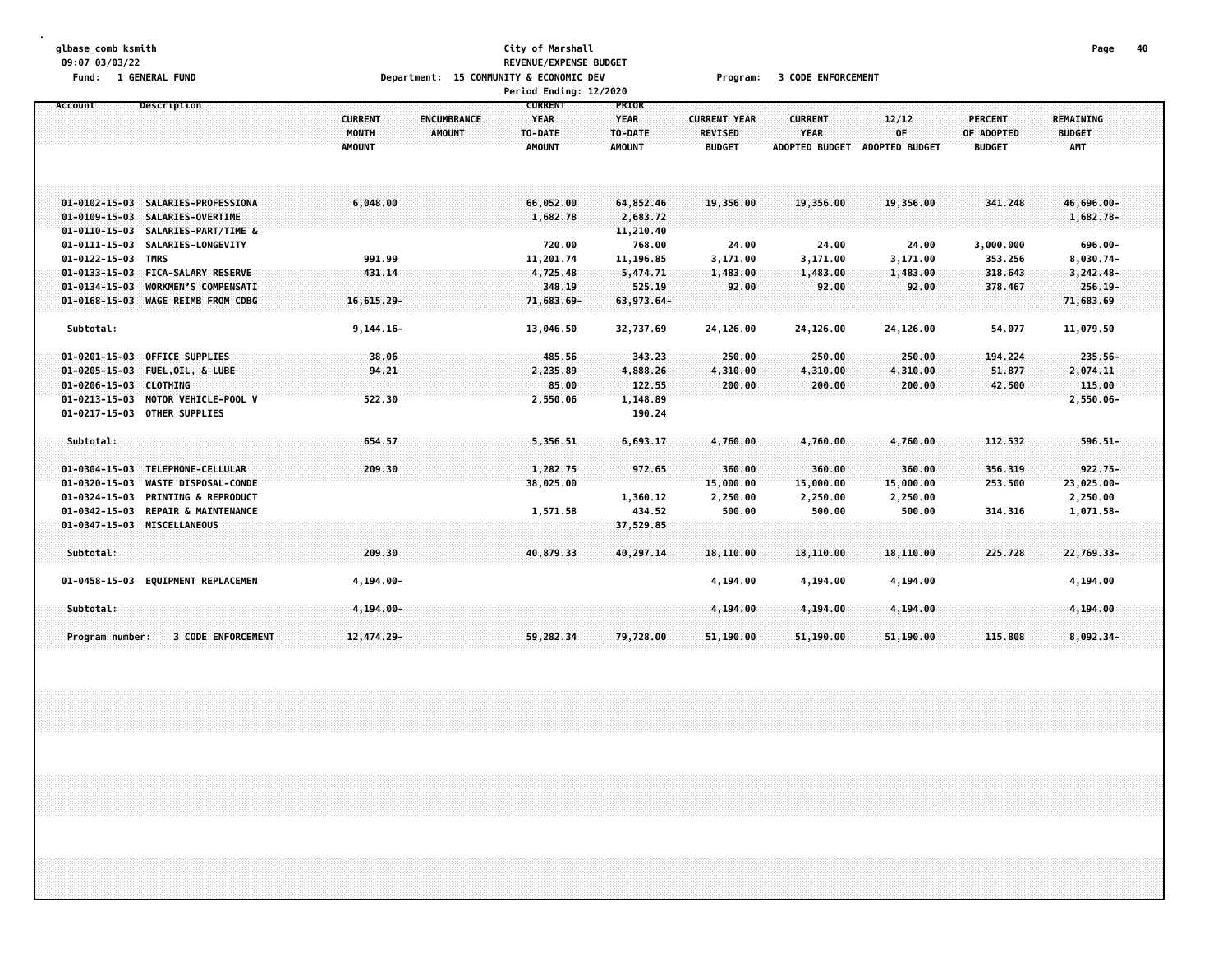glbase_comb ksmith
09:07 03/03/22
Fund: 1 GENERAL FUND

City of Marshall
REVENUE/EXPENSE BUDGET
Department: 15 COMMUNITY & ECONOMIC DEV    Program: 3 CODE ENFORCEMENT
Period Ending: 12/2020

| Account | Description | CURRENT MONTH AMOUNT | ENCUMBRANCE AMOUNT | CURRENT YEAR TO-DATE AMOUNT | PRIOR YEAR TO-DATE AMOUNT | CURRENT YEAR REVISED BUDGET | CURRENT YEAR ADOPTED BUDGET | 12/12 OF ADOPTED BUDGET | PERCENT OF ADOPTED BUDGET | REMAINING BUDGET AMT |
|---|---|---|---|---|---|---|---|---|---|---|
| 01-0102-15-03 | SALARIES-PROFESSIONA | 6,048.00 | | 66,052.00 | 64,852.46 | 19,356.00 | 19,356.00 | 19,356.00 | 341.248 | 46,696.00- |
| 01-0109-15-03 | SALARIES-OVERTIME | | | 1,682.78 | 2,683.72 | | | | | 1,682.78- |
| 01-0110-15-03 | SALARIES-PART/TIME & | | | | 11,210.40 | | | | | |
| 01-0111-15-03 | SALARIES-LONGEVITY | | | 720.00 | 768.00 | 24.00 | 24.00 | 24.00 | 3,000.000 | 696.00- |
| 01-0122-15-03 | TMRS | 991.99 | | 11,201.74 | 11,196.85 | 3,171.00 | 3,171.00 | 3,171.00 | 353.256 | 8,030.74- |
| 01-0133-15-03 | FICA-SALARY RESERVE | 431.14 | | 4,725.48 | 5,474.71 | 1,483.00 | 1,483.00 | 1,483.00 | 318.643 | 3,242.48- |
| 01-0134-15-03 | WORKMEN'S COMPENSATI | | | 348.19 | 525.19 | 92.00 | 92.00 | 92.00 | 378.467 | 256.19- |
| 01-0168-15-03 | WAGE REIMB FROM CDBG | 16,615.29- | | 71,683.69- | 63,973.64- | | | | | 71,683.69 |
| Subtotal: | | 9,144.16- | | 13,046.50 | 32,737.69 | 24,126.00 | 24,126.00 | 24,126.00 | 54.077 | 11,079.50 |
| 01-0201-15-03 | OFFICE SUPPLIES | 38.06 | | 485.56 | 343.23 | 250.00 | 250.00 | 250.00 | 194.224 | 235.56- |
| 01-0205-15-03 | FUEL,OIL, & LUBE | 94.21 | | 2,235.89 | 4,888.26 | 4,310.00 | 4,310.00 | 4,310.00 | 51.877 | 2,074.11 |
| 01-0206-15-03 | CLOTHING | | | 85.00 | 122.55 | 200.00 | 200.00 | 200.00 | 42.500 | 115.00 |
| 01-0213-15-03 | MOTOR VEHICLE-POOL V | 522.30 | | 2,550.06 | 1,148.89 | | | | | 2,550.06- |
| 01-0217-15-03 | OTHER SUPPLIES | | | | 190.24 | | | | | |
| Subtotal: | | 654.57 | | 5,356.51 | 6,693.17 | 4,760.00 | 4,760.00 | 4,760.00 | 112.532 | 596.51- |
| 01-0304-15-03 | TELEPHONE-CELLULAR | 209.30 | | 1,282.75 | 972.65 | 360.00 | 360.00 | 360.00 | 356.319 | 922.75- |
| 01-0320-15-03 | WASTE DISPOSAL-CONDE | | | 38,025.00 | | 15,000.00 | 15,000.00 | 15,000.00 | 253.500 | 23,025.00- |
| 01-0324-15-03 | PRINTING & REPRODUCT | | | | 1,360.12 | 2,250.00 | 2,250.00 | 2,250.00 | | 2,250.00 |
| 01-0342-15-03 | REPAIR & MAINTENANCE | | | 1,571.58 | 434.52 | 500.00 | 500.00 | 500.00 | 314.316 | 1,071.58- |
| 01-0347-15-03 | MISCELLANEOUS | | | | 37,529.85 | | | | | |
| Subtotal: | | 209.30 | | 40,879.33 | 40,297.14 | 18,110.00 | 18,110.00 | 18,110.00 | 225.728 | 22,769.33- |
| 01-0458-15-03 | EQUIPMENT REPLACEMEN | 4,194.00- | | | | 4,194.00 | 4,194.00 | 4,194.00 | | 4,194.00 |
| Subtotal: | | 4,194.00- | | | | 4,194.00 | 4,194.00 | 4,194.00 | | 4,194.00 |
| Program number: | 3 CODE ENFORCEMENT | 12,474.29- | | 59,282.34 | 79,728.00 | 51,190.00 | 51,190.00 | 51,190.00 | 115.808 | 8,092.34- |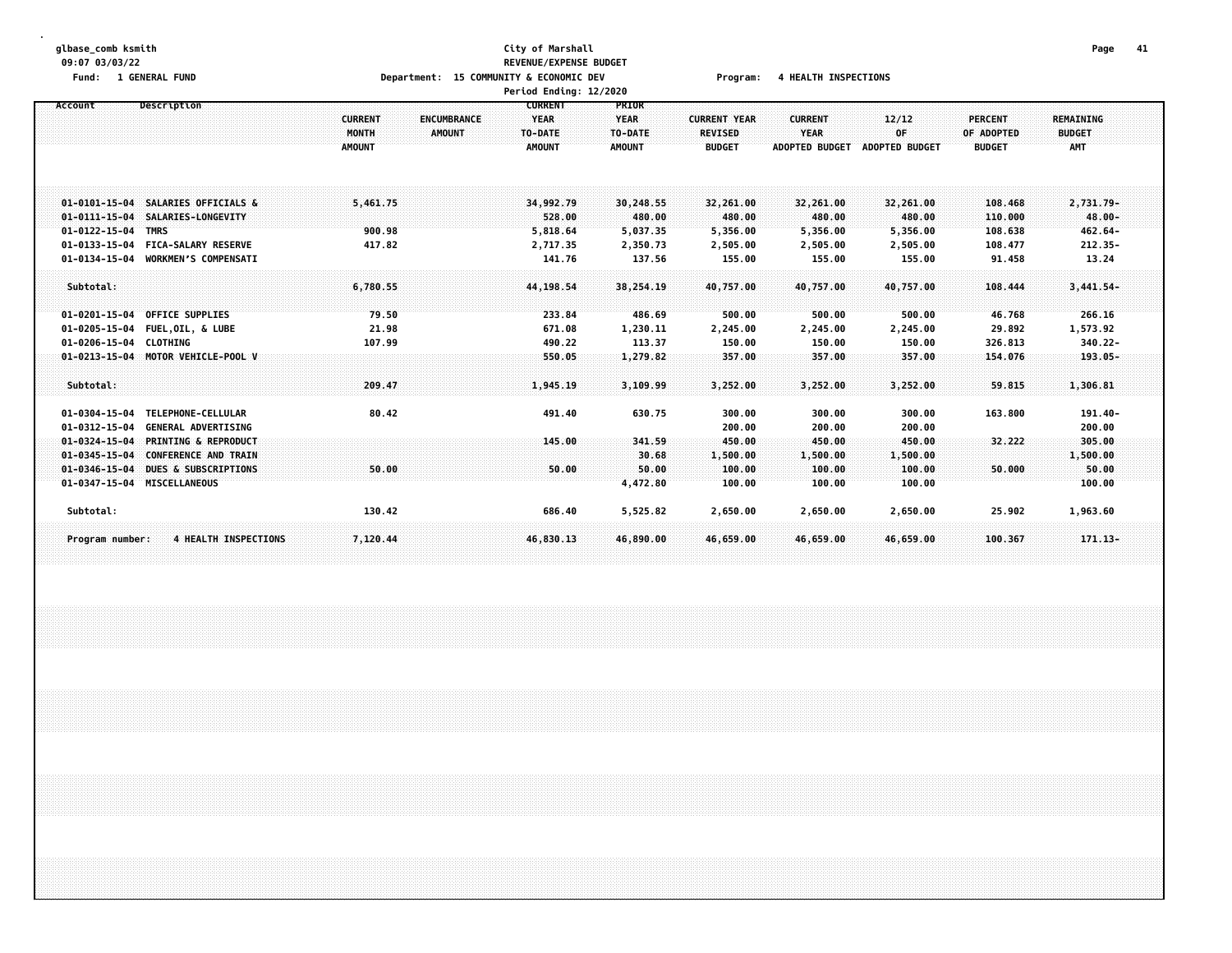glbase_comb ksmith
09:07 03/03/22
Fund: 1 GENERAL FUND

City of Marshall
REVENUE/EXPENSE BUDGET
Department: 15 COMMUNITY & ECONOMIC DEV
Period Ending: 12/2020

Program: 4 HEALTH INSPECTIONS

| Account | Description | CURRENT MONTH AMOUNT | ENCUMBRANCE AMOUNT | CURRENT YEAR TO-DATE AMOUNT | PRIOR YEAR TO-DATE AMOUNT | CURRENT YEAR REVISED BUDGET | CURRENT YEAR ADOPTED BUDGET | 12/12 OF ADOPTED BUDGET | PERCENT OF ADOPTED BUDGET | REMAINING BUDGET AMT |
|---|---|---|---|---|---|---|---|---|---|---|
| 01-0101-15-04 | SALARIES OFFICIALS & | 5,461.75 | | 34,992.79 | 30,248.55 | 32,261.00 | 32,261.00 | 32,261.00 | 108.468 | 2,731.79- |
| 01-0111-15-04 | SALARIES-LONGEVITY | | | 528.00 | 480.00 | 480.00 | 480.00 | 480.00 | 110.000 | 48.00- |
| 01-0122-15-04 | TMRS | 900.98 | | 5,818.64 | 5,037.35 | 5,356.00 | 5,356.00 | 5,356.00 | 108.638 | 462.64- |
| 01-0133-15-04 | FICA-SALARY RESERVE | 417.82 | | 2,717.35 | 2,350.73 | 2,505.00 | 2,505.00 | 2,505.00 | 108.477 | 212.35- |
| 01-0134-15-04 | WORKMEN'S COMPENSATI | | | 141.76 | 137.56 | 155.00 | 155.00 | 155.00 | 91.458 | 13.24 |
| Subtotal: | | 6,780.55 | | 44,198.54 | 38,254.19 | 40,757.00 | 40,757.00 | 40,757.00 | 108.444 | 3,441.54- |
| 01-0201-15-04 | OFFICE SUPPLIES | 79.50 | | 233.84 | 486.69 | 500.00 | 500.00 | 500.00 | 46.768 | 266.16 |
| 01-0205-15-04 | FUEL,OIL, & LUBE | 21.98 | | 671.08 | 1,230.11 | 2,245.00 | 2,245.00 | 2,245.00 | 29.892 | 1,573.92 |
| 01-0206-15-04 | CLOTHING | 107.99 | | 490.22 | 113.37 | 150.00 | 150.00 | 150.00 | 326.813 | 340.22- |
| 01-0213-15-04 | MOTOR VEHICLE-POOL V | | | 550.05 | 1,279.82 | 357.00 | 357.00 | 357.00 | 154.076 | 193.05- |
| Subtotal: | | 209.47 | | 1,945.19 | 3,109.99 | 3,252.00 | 3,252.00 | 3,252.00 | 59.815 | 1,306.81 |
| 01-0304-15-04 | TELEPHONE-CELLULAR | 80.42 | | 491.40 | 630.75 | 300.00 | 300.00 | 300.00 | 163.800 | 191.40- |
| 01-0312-15-04 | GENERAL ADVERTISING | | | | | 200.00 | 200.00 | 200.00 | | 200.00 |
| 01-0324-15-04 | PRINTING & REPRODUCT | | | 145.00 | 341.59 | 450.00 | 450.00 | 450.00 | 32.222 | 305.00 |
| 01-0345-15-04 | CONFERENCE AND TRAIN | | | | 30.68 | 1,500.00 | 1,500.00 | 1,500.00 | | 1,500.00 |
| 01-0346-15-04 | DUES & SUBSCRIPTIONS | 50.00 | | 50.00 | 50.00 | 100.00 | 100.00 | 100.00 | 50.000 | 50.00 |
| 01-0347-15-04 | MISCELLANEOUS | | | | 4,472.80 | 100.00 | 100.00 | 100.00 | | 100.00 |
| Subtotal: | | 130.42 | | 686.40 | 5,525.82 | 2,650.00 | 2,650.00 | 2,650.00 | 25.902 | 1,963.60 |
| Program number: | 4 HEALTH INSPECTIONS | 7,120.44 | | 46,830.13 | 46,890.00 | 46,659.00 | 46,659.00 | 46,659.00 | 100.367 | 171.13- |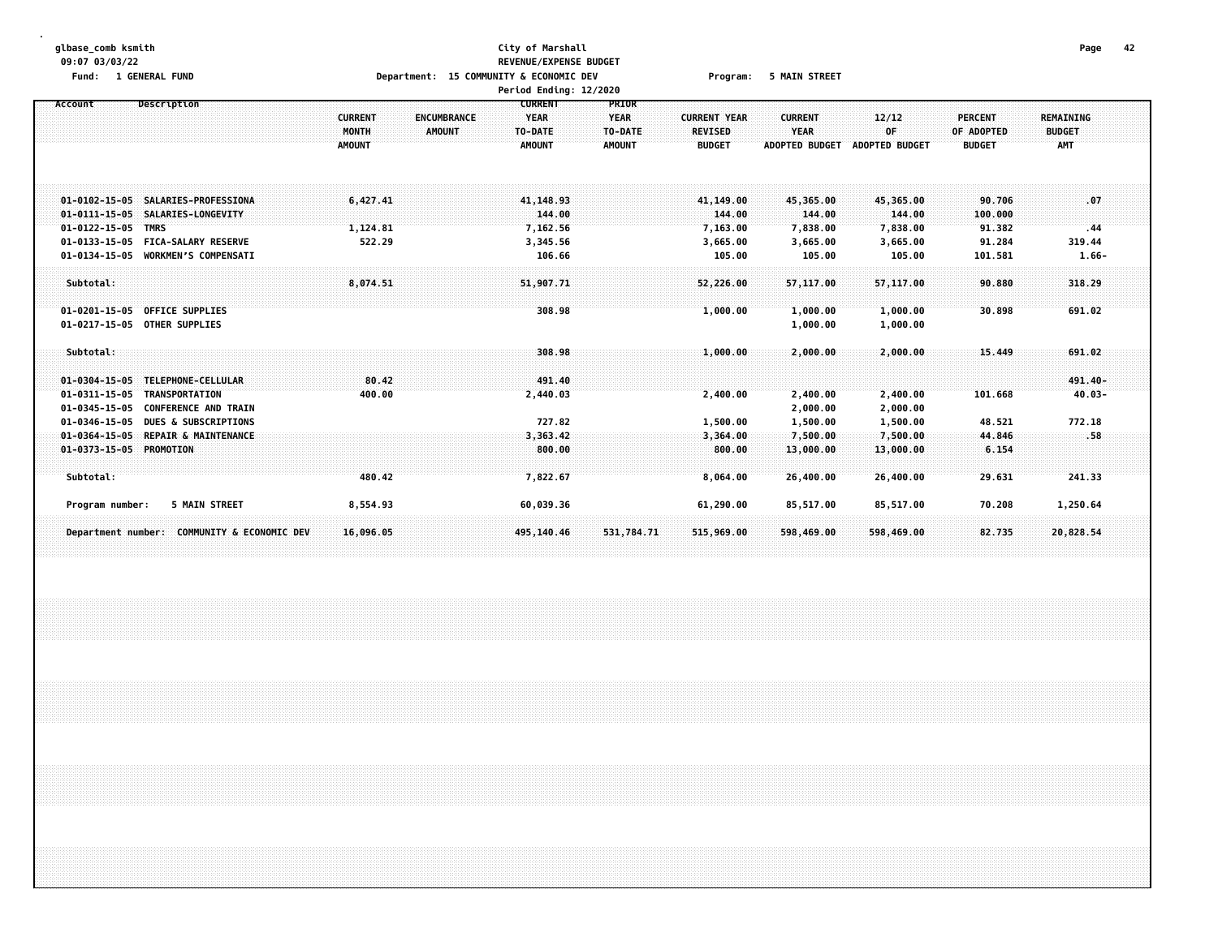glbase_comb ksmith
09:07 03/03/22
Fund: 1 GENERAL FUND

City of Marshall
REVENUE/EXPENSE BUDGET
Department: 15 COMMUNITY & ECONOMIC DEV
Period Ending: 12/2020

Program: 5 MAIN STREET

| Account | Description | CURRENT MONTH AMOUNT | ENCUMBRANCE AMOUNT | CURRENT YEAR TO-DATE AMOUNT | PRIOR YEAR TO-DATE AMOUNT | CURRENT YEAR REVISED BUDGET | CURRENT YEAR ADOPTED BUDGET | 12/12 OF ADOPTED BUDGET | PERCENT OF ADOPTED BUDGET | REMAINING BUDGET AMT |
|---|---|---|---|---|---|---|---|---|---|---|
| 01-0102-15-05 | SALARIES-PROFESSIONA | 6,427.41 | | 41,148.93 | | 41,149.00 | 45,365.00 | 45,365.00 | 90.706 | .07 |
| 01-0111-15-05 | SALARIES-LONGEVITY | | | 144.00 | | 144.00 | 144.00 | 144.00 | 100.000 | |
| 01-0122-15-05 | TMRS | 1,124.81 | | 7,162.56 | | 7,163.00 | 7,838.00 | 7,838.00 | 91.382 | .44 |
| 01-0133-15-05 | FICA-SALARY RESERVE | 522.29 | | 3,345.56 | | 3,665.00 | 3,665.00 | 3,665.00 | 91.284 | 319.44 |
| 01-0134-15-05 | WORKMEN'S COMPENSATI | | | 106.66 | | 105.00 | 105.00 | 105.00 | 101.581 | 1.66- |
| Subtotal: | | 8,074.51 | | 51,907.71 | | 52,226.00 | 57,117.00 | 57,117.00 | 90.880 | 318.29 |
| 01-0201-15-05 | OFFICE SUPPLIES | | | 308.98 | | 1,000.00 | 1,000.00 | 1,000.00 | 30.898 | 691.02 |
| 01-0217-15-05 | OTHER SUPPLIES | | | | | | 1,000.00 | 1,000.00 | | |
| Subtotal: | | | | 308.98 | | 1,000.00 | 2,000.00 | 2,000.00 | 15.449 | 691.02 |
| 01-0304-15-05 | TELEPHONE-CELLULAR | 80.42 | | 491.40 | | | | | | 491.40- |
| 01-0311-15-05 | TRANSPORTATION | 400.00 | | 2,440.03 | | 2,400.00 | 2,400.00 | 2,400.00 | 101.668 | 40.03- |
| 01-0345-15-05 | CONFERENCE AND TRAIN | | | | | | 2,000.00 | 2,000.00 | | |
| 01-0346-15-05 | DUES & SUBSCRIPTIONS | | | 727.82 | | 1,500.00 | 1,500.00 | 1,500.00 | 48.521 | 772.18 |
| 01-0364-15-05 | REPAIR & MAINTENANCE | | | 3,363.42 | | 3,364.00 | 7,500.00 | 7,500.00 | 44.846 | .58 |
| 01-0373-15-05 | PROMOTION | | | 800.00 | | 800.00 | 13,000.00 | 13,000.00 | 6.154 | |
| Subtotal: | | 480.42 | | 7,822.67 | | 8,064.00 | 26,400.00 | 26,400.00 | 29.631 | 241.33 |
| Program number: | 5 MAIN STREET | 8,554.93 | | 60,039.36 | | 61,290.00 | 85,517.00 | 85,517.00 | 70.208 | 1,250.64 |
| Department number: | COMMUNITY & ECONOMIC DEV | 16,096.05 | | 495,140.46 | 531,784.71 | 515,969.00 | 598,469.00 | 598,469.00 | 82.735 | 20,828.54 |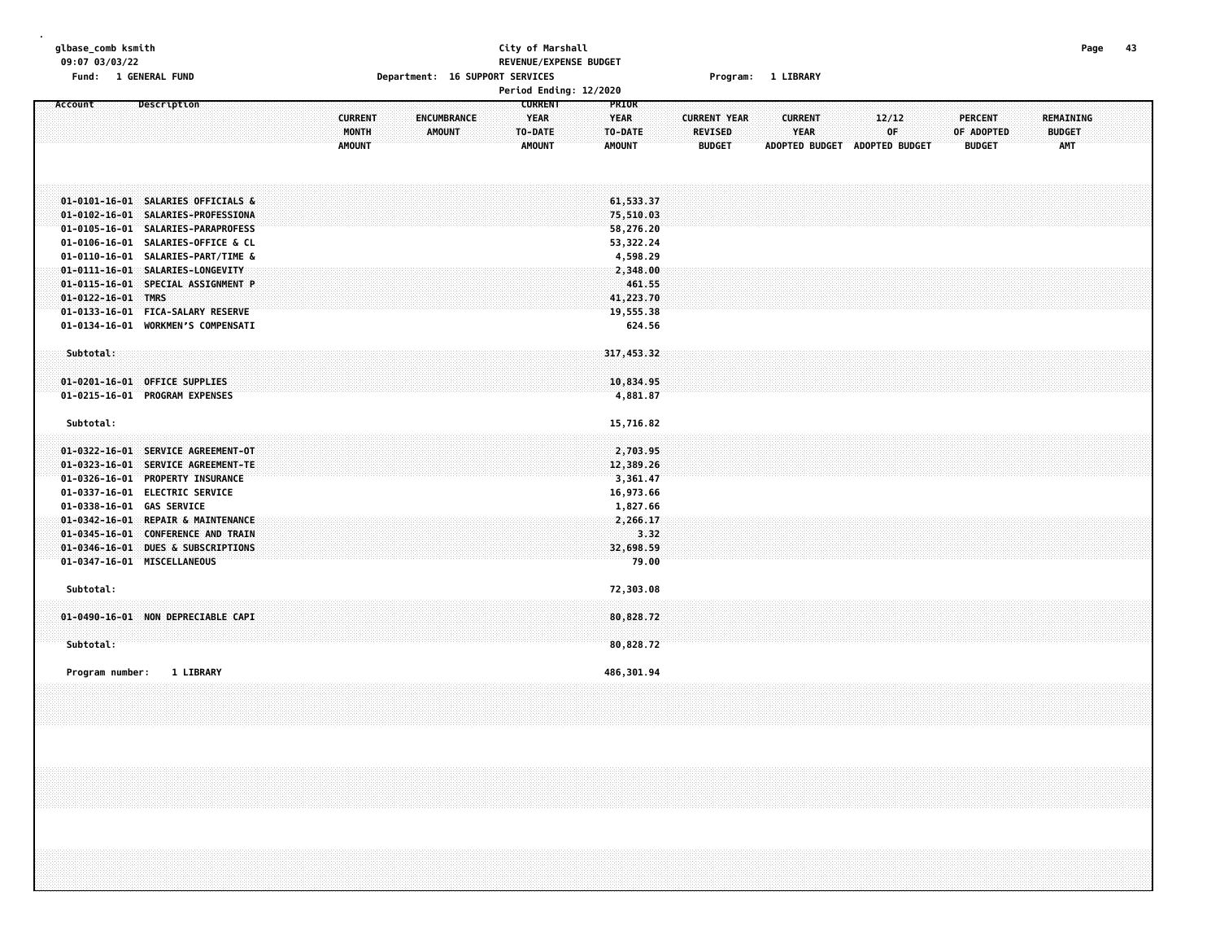glbase_comb ksmith
09:07 03/03/22

**City of Marshall**
**REVENUE/EXPENSE BUDGET**

Fund: 1 GENERAL FUND    Department: 16 SUPPORT SERVICES    Program: 1 LIBRARY

Period Ending: 12/2020

| Account | Description | CURRENT MONTH AMOUNT | ENCUMBRANCE AMOUNT | CURRENT YEAR TO-DATE AMOUNT | PRIOR YEAR TO-DATE AMOUNT | CURRENT YEAR REVISED BUDGET | CURRENT YEAR ADOPTED BUDGET | 12/12 OF ADOPTED BUDGET | PERCENT OF ADOPTED BUDGET | REMAINING BUDGET AMT |
|---|---|---|---|---|---|---|---|---|---|---|
| 01-0101-16-01 | SALARIES OFFICIALS & | | | | 61,533.37 | | | | | |
| 01-0102-16-01 | SALARIES-PROFESSIONA | | | | 75,510.03 | | | | | |
| 01-0105-16-01 | SALARIES-PARAPROFESS | | | | 58,276.20 | | | | | |
| 01-0106-16-01 | SALARIES-OFFICE & CL | | | | 53,322.24 | | | | | |
| 01-0110-16-01 | SALARIES-PART/TIME & | | | | 4,598.29 | | | | | |
| 01-0111-16-01 | SALARIES-LONGEVITY | | | | 2,348.00 | | | | | |
| 01-0115-16-01 | SPECIAL ASSIGNMENT P | | | | 461.55 | | | | | |
| 01-0122-16-01 | TMRS | | | | 41,223.70 | | | | | |
| 01-0133-16-01 | FICA-SALARY RESERVE | | | | 19,555.38 | | | | | |
| 01-0134-16-01 | WORKMEN'S COMPENSATI | | | | 624.56 | | | | | |
| Subtotal: | | | | | 317,453.32 | | | | | |
| 01-0201-16-01 | OFFICE SUPPLIES | | | | 10,834.95 | | | | | |
| 01-0215-16-01 | PROGRAM EXPENSES | | | | 4,881.87 | | | | | |
| Subtotal: | | | | | 15,716.82 | | | | | |
| 01-0322-16-01 | SERVICE AGREEMENT-OT | | | | 2,703.95 | | | | | |
| 01-0323-16-01 | SERVICE AGREEMENT-TE | | | | 12,389.26 | | | | | |
| 01-0326-16-01 | PROPERTY INSURANCE | | | | 3,361.47 | | | | | |
| 01-0337-16-01 | ELECTRIC SERVICE | | | | 16,973.66 | | | | | |
| 01-0338-16-01 | GAS SERVICE | | | | 1,827.66 | | | | | |
| 01-0342-16-01 | REPAIR & MAINTENANCE | | | | 2,266.17 | | | | | |
| 01-0345-16-01 | CONFERENCE AND TRAIN | | | | 3.32 | | | | | |
| 01-0346-16-01 | DUES & SUBSCRIPTIONS | | | | 32,698.59 | | | | | |
| 01-0347-16-01 | MISCELLANEOUS | | | | 79.00 | | | | | |
| Subtotal: | | | | | 72,303.08 | | | | | |
| 01-0490-16-01 | NON DEPRECIABLE CAPI | | | | 80,828.72 | | | | | |
| Subtotal: | | | | | 80,828.72 | | | | | |
| Program number: | 1 LIBRARY | | | | 486,301.94 | | | | | |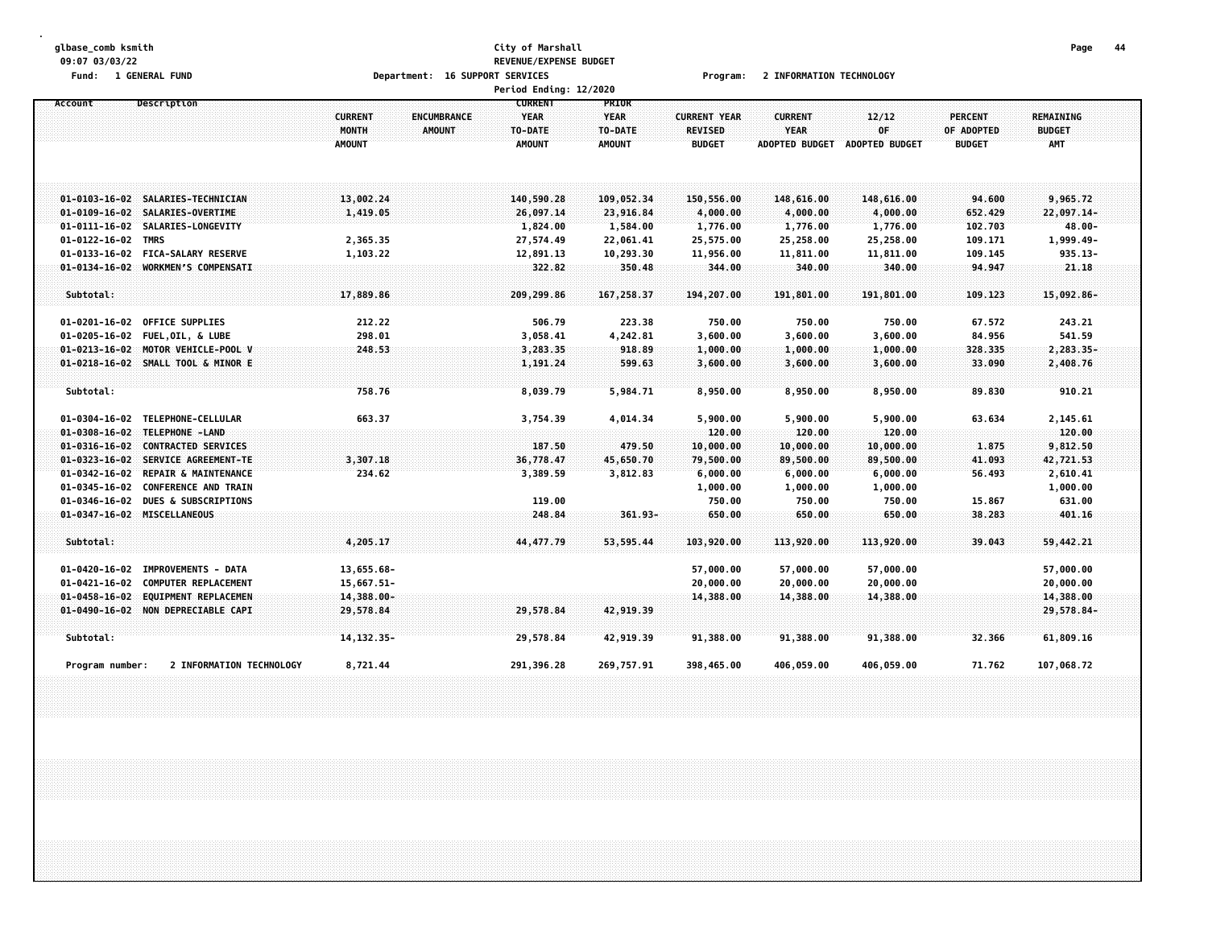glbase_comb ksmith
09:07 03/03/22
Fund: 1 GENERAL FUND

City of Marshall
REVENUE/EXPENSE BUDGET
Department: 16 SUPPORT SERVICES
Program: 2 INFORMATION TECHNOLOGY
Period Ending: 12/2020

| Account | Description | CURRENT MONTH AMOUNT | ENCUMBRANCE AMOUNT | CURRENT YEAR TO-DATE AMOUNT | PRIOR YEAR TO-DATE AMOUNT | CURRENT YEAR REVISED BUDGET | CURRENT YEAR ADOPTED BUDGET | 12/12 OF ADOPTED BUDGET | PERCENT OF ADOPTED BUDGET | REMAINING BUDGET AMT |
|---|---|---|---|---|---|---|---|---|---|---|
| 01-0103-16-02 | SALARIES-TECHNICIAN | 13,002.24 | | 140,590.28 | 109,052.34 | 150,556.00 | 148,616.00 | 148,616.00 | 94.600 | 9,965.72 |
| 01-0109-16-02 | SALARIES-OVERTIME | 1,419.05 | | 26,097.14 | 23,916.84 | 4,000.00 | 4,000.00 | 4,000.00 | 652.429 | 22,097.14- |
| 01-0111-16-02 | SALARIES-LONGEVITY | | | 1,824.00 | 1,584.00 | 1,776.00 | 1,776.00 | 1,776.00 | 102.703 | 48.00- |
| 01-0122-16-02 | TMRS | 2,365.35 | | 27,574.49 | 22,061.41 | 25,575.00 | 25,258.00 | 25,258.00 | 109.171 | 1,999.49- |
| 01-0133-16-02 | FICA-SALARY RESERVE | 1,103.22 | | 12,891.13 | 10,293.30 | 11,956.00 | 11,811.00 | 11,811.00 | 109.145 | 935.13- |
| 01-0134-16-02 | WORKMEN'S COMPENSATI | | | 322.82 | 350.48 | 344.00 | 340.00 | 340.00 | 94.947 | 21.18 |
| Subtotal: | | 17,889.86 | | 209,299.86 | 167,258.37 | 194,207.00 | 191,801.00 | 191,801.00 | 109.123 | 15,092.86- |
| 01-0201-16-02 | OFFICE SUPPLIES | 212.22 | | 506.79 | 223.38 | 750.00 | 750.00 | 750.00 | 67.572 | 243.21 |
| 01-0205-16-02 | FUEL,OIL, & LUBE | 298.01 | | 3,058.41 | 4,242.81 | 3,600.00 | 3,600.00 | 3,600.00 | 84.956 | 541.59 |
| 01-0213-16-02 | MOTOR VEHICLE-POOL V | 248.53 | | 3,283.35 | 918.89 | 1,000.00 | 1,000.00 | 1,000.00 | 328.335 | 2,283.35- |
| 01-0218-16-02 | SMALL TOOL & MINOR E | | | 1,191.24 | 599.63 | 3,600.00 | 3,600.00 | 3,600.00 | 33.090 | 2,408.76 |
| Subtotal: | | 758.76 | | 8,039.79 | 5,984.71 | 8,950.00 | 8,950.00 | 8,950.00 | 89.830 | 910.21 |
| 01-0304-16-02 | TELEPHONE-CELLULAR | 663.37 | | 3,754.39 | 4,014.34 | 5,900.00 | 5,900.00 | 5,900.00 | 63.634 | 2,145.61 |
| 01-0308-16-02 | TELEPHONE -LAND | | | | | 120.00 | 120.00 | 120.00 | | 120.00 |
| 01-0316-16-02 | CONTRACTED SERVICES | | | 187.50 | 479.50 | 10,000.00 | 10,000.00 | 10,000.00 | 1.875 | 9,812.50 |
| 01-0323-16-02 | SERVICE AGREEMENT-TE | 3,307.18 | | 36,778.47 | 45,650.70 | 79,500.00 | 89,500.00 | 89,500.00 | 41.093 | 42,721.53 |
| 01-0342-16-02 | REPAIR & MAINTENANCE | 234.62 | | 3,389.59 | 3,812.83 | 6,000.00 | 6,000.00 | 6,000.00 | 56.493 | 2,610.41 |
| 01-0345-16-02 | CONFERENCE AND TRAIN | | | | | 1,000.00 | 1,000.00 | 1,000.00 | | 1,000.00 |
| 01-0346-16-02 | DUES & SUBSCRIPTIONS | | | 119.00 | | 750.00 | 750.00 | 750.00 | 15.867 | 631.00 |
| 01-0347-16-02 | MISCELLANEOUS | | | 248.84 | 361.93- | 650.00 | 650.00 | 650.00 | 38.283 | 401.16 |
| Subtotal: | | 4,205.17 | | 44,477.79 | 53,595.44 | 103,920.00 | 113,920.00 | 113,920.00 | 39.043 | 59,442.21 |
| 01-0420-16-02 | IMPROVEMENTS - DATA | 13,655.68- | | | | 57,000.00 | 57,000.00 | 57,000.00 | | 57,000.00 |
| 01-0421-16-02 | COMPUTER REPLACEMENT | 15,667.51- | | | | 20,000.00 | 20,000.00 | 20,000.00 | | 20,000.00 |
| 01-0458-16-02 | EQUIPMENT REPLACEMEN | 14,388.00- | | | | 14,388.00 | 14,388.00 | 14,388.00 | | 14,388.00 |
| 01-0490-16-02 | NON DEPRECIABLE CAPI | 29,578.84 | | 29,578.84 | 42,919.39 | | | | | 29,578.84- |
| Subtotal: | | 14,132.35- | | 29,578.84 | 42,919.39 | 91,388.00 | 91,388.00 | 91,388.00 | 32.366 | 61,809.16 |
| Program number: | 2 INFORMATION TECHNOLOGY | 8,721.44 | | 291,396.28 | 269,757.91 | 398,465.00 | 406,059.00 | 406,059.00 | 71.762 | 107,068.72 |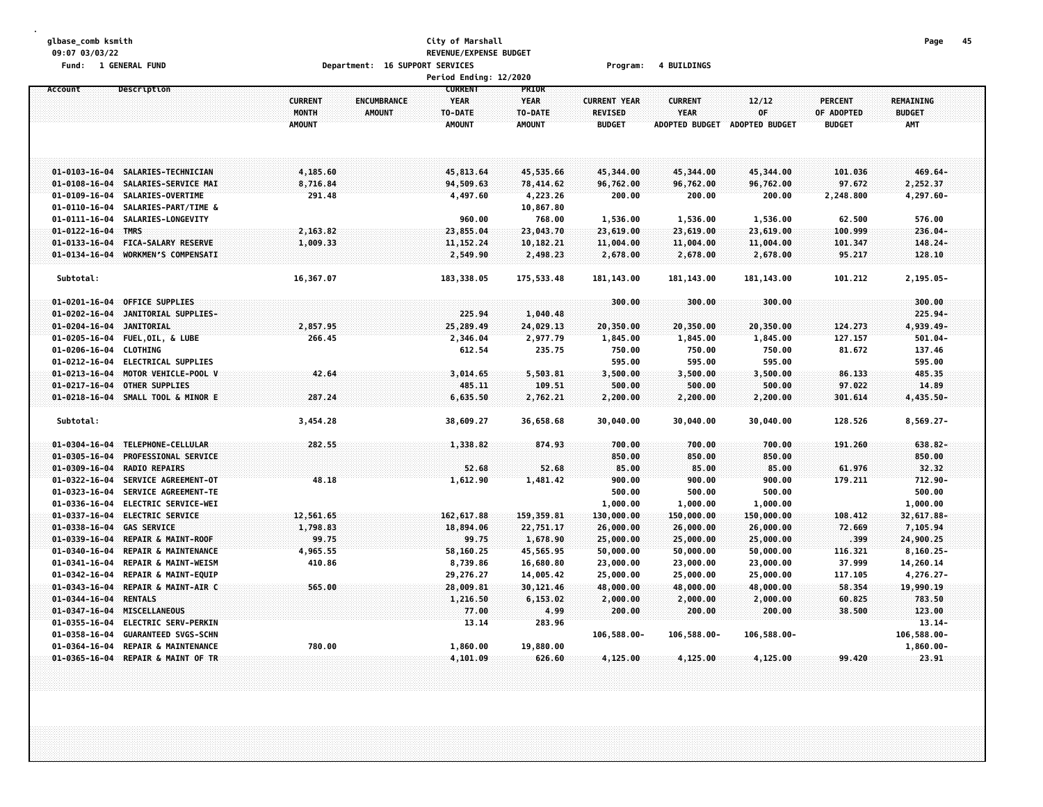glbase_comb ksmith
09:07 03/03/22

**City of Marshall**
**REVENUE/EXPENSE BUDGET**

Fund: 1 GENERAL FUND | Department: 16 SUPPORT SERVICES | Program: 4 BUILDINGS

Period Ending: 12/2020

| Account | Description | CURRENT MONTH AMOUNT | ENCUMBRANCE AMOUNT | CURRENT YEAR TO-DATE AMOUNT | PRIOR YEAR TO-DATE AMOUNT | CURRENT YEAR REVISED BUDGET | CURRENT YEAR ADOPTED BUDGET | 12/12 OF ADOPTED BUDGET | PERCENT OF ADOPTED BUDGET | REMAINING BUDGET AMT |
|---|---|---|---|---|---|---|---|---|---|---|
| 01-0103-16-04 | SALARIES-TECHNICIAN | 4,185.60 | | 45,813.64 | 45,535.66 | 45,344.00 | 45,344.00 | 45,344.00 | 101.036 | 469.64- |
| 01-0108-16-04 | SALARIES-SERVICE MAI | 8,716.84 | | 94,509.63 | 78,414.62 | 96,762.00 | 96,762.00 | 96,762.00 | 97.672 | 2,252.37 |
| 01-0109-16-04 | SALARIES-OVERTIME | 291.48 | | 4,497.60 | 4,223.26 | 200.00 | 200.00 | 200.00 | 2,248.800 | 4,297.60- |
| 01-0110-16-04 | SALARIES-PART/TIME & | | | | 10,867.80 | | | | | |
| 01-0111-16-04 | SALARIES-LONGEVITY | | | 960.00 | 768.00 | 1,536.00 | 1,536.00 | 1,536.00 | 62.500 | 576.00 |
| 01-0122-16-04 | TMRS | 2,163.82 | | 23,855.04 | 23,043.70 | 23,619.00 | 23,619.00 | 23,619.00 | 100.999 | 236.04- |
| 01-0133-16-04 | FICA-SALARY RESERVE | 1,009.33 | | 11,152.24 | 10,182.21 | 11,004.00 | 11,004.00 | 11,004.00 | 101.347 | 148.24- |
| 01-0134-16-04 | WORKMEN'S COMPENSATI | | | 2,549.90 | 2,498.23 | 2,678.00 | 2,678.00 | 2,678.00 | 95.217 | 128.10 |
| Subtotal: | | 16,367.07 | | 183,338.05 | 175,533.48 | 181,143.00 | 181,143.00 | 181,143.00 | 101.212 | 2,195.05- |
| 01-0201-16-04 | OFFICE SUPPLIES | | | | | 300.00 | 300.00 | 300.00 | | 300.00 |
| 01-0202-16-04 | JANITORIAL SUPPLIES- | | | 225.94 | 1,040.48 | | | | | 225.94- |
| 01-0204-16-04 | JANITORIAL | 2,857.95 | | 25,289.49 | 24,029.13 | 20,350.00 | 20,350.00 | 20,350.00 | 124.273 | 4,939.49- |
| 01-0205-16-04 | FUEL,OIL, & LUBE | 266.45 | | 2,346.04 | 2,977.79 | 1,845.00 | 1,845.00 | 1,845.00 | 127.157 | 501.04- |
| 01-0206-16-04 | CLOTHING | | | 612.54 | 235.75 | 750.00 | 750.00 | 750.00 | 81.672 | 137.46 |
| 01-0212-16-04 | ELECTRICAL SUPPLIES | | | | | 595.00 | 595.00 | 595.00 | | 595.00 |
| 01-0213-16-04 | MOTOR VEHICLE-POOL V | 42.64 | | 3,014.65 | 5,503.81 | 3,500.00 | 3,500.00 | 3,500.00 | 86.133 | 485.35 |
| 01-0217-16-04 | OTHER SUPPLIES | | | 485.11 | 109.51 | 500.00 | 500.00 | 500.00 | 97.022 | 14.89 |
| 01-0218-16-04 | SMALL TOOL & MINOR E | 287.24 | | 6,635.50 | 2,762.21 | 2,200.00 | 2,200.00 | 2,200.00 | 301.614 | 4,435.50- |
| Subtotal: | | 3,454.28 | | 38,609.27 | 36,658.68 | 30,040.00 | 30,040.00 | 30,040.00 | 128.526 | 8,569.27- |
| 01-0304-16-04 | TELEPHONE-CELLULAR | 282.55 | | 1,338.82 | 874.93 | 700.00 | 700.00 | 700.00 | 191.260 | 638.82- |
| 01-0305-16-04 | PROFESSIONAL SERVICE | | | | | 850.00 | 850.00 | 850.00 | | 850.00 |
| 01-0309-16-04 | RADIO REPAIRS | | | 52.68 | 52.68 | 85.00 | 85.00 | 85.00 | 61.976 | 32.32 |
| 01-0322-16-04 | SERVICE AGREEMENT-OT | 48.18 | | 1,612.90 | 1,481.42 | 900.00 | 900.00 | 900.00 | 179.211 | 712.90- |
| 01-0323-16-04 | SERVICE AGREEMENT-TE | | | | | 500.00 | 500.00 | 500.00 | | 500.00 |
| 01-0336-16-04 | ELECTRIC SERVICE-WEI | | | | | 1,000.00 | 1,000.00 | 1,000.00 | | 1,000.00 |
| 01-0337-16-04 | ELECTRIC SERVICE | 12,561.65 | | 162,617.88 | 159,359.81 | 130,000.00 | 150,000.00 | 150,000.00 | 108.412 | 32,617.88- |
| 01-0338-16-04 | GAS SERVICE | 1,798.83 | | 18,894.06 | 22,751.17 | 26,000.00 | 26,000.00 | 26,000.00 | 72.669 | 7,105.94 |
| 01-0339-16-04 | REPAIR & MAINT-ROOF | 99.75 | | 99.75 | 1,678.90 | 25,000.00 | 25,000.00 | 25,000.00 | .399 | 24,900.25 |
| 01-0340-16-04 | REPAIR & MAINTENANCE | 4,965.55 | | 58,160.25 | 45,565.95 | 50,000.00 | 50,000.00 | 50,000.00 | 116.321 | 8,160.25- |
| 01-0341-16-04 | REPAIR & MAINT-WEISM | 410.86 | | 8,739.86 | 16,680.80 | 23,000.00 | 23,000.00 | 23,000.00 | 37.999 | 14,260.14 |
| 01-0342-16-04 | REPAIR & MAINT-EQUIP | | | 29,276.27 | 14,005.42 | 25,000.00 | 25,000.00 | 25,000.00 | 117.105 | 4,276.27- |
| 01-0343-16-04 | REPAIR & MAINT-AIR C | 565.00 | | 28,009.81 | 30,121.46 | 48,000.00 | 48,000.00 | 48,000.00 | 58.354 | 19,990.19 |
| 01-0344-16-04 | RENTALS | | | 1,216.50 | 6,153.02 | 2,000.00 | 2,000.00 | 2,000.00 | 60.825 | 783.50 |
| 01-0347-16-04 | MISCELLANEOUS | | | 77.00 | 4.99 | 200.00 | 200.00 | 200.00 | 38.500 | 123.00 |
| 01-0355-16-04 | ELECTRIC SERV-PERKIN | | | 13.14 | 283.96 | | | | | 13.14- |
| 01-0358-16-04 | GUARANTEED SVGS-SCHN | | | | | 106,588.00- | 106,588.00- | 106,588.00- | | 106,588.00- |
| 01-0364-16-04 | REPAIR & MAINTENANCE | 780.00 | | 1,860.00 | 19,880.00 | | | | | 1,860.00- |
| 01-0365-16-04 | REPAIR & MAINT OF TR | | | 4,101.09 | 626.60 | 4,125.00 | 4,125.00 | 4,125.00 | 99.420 | 23.91 |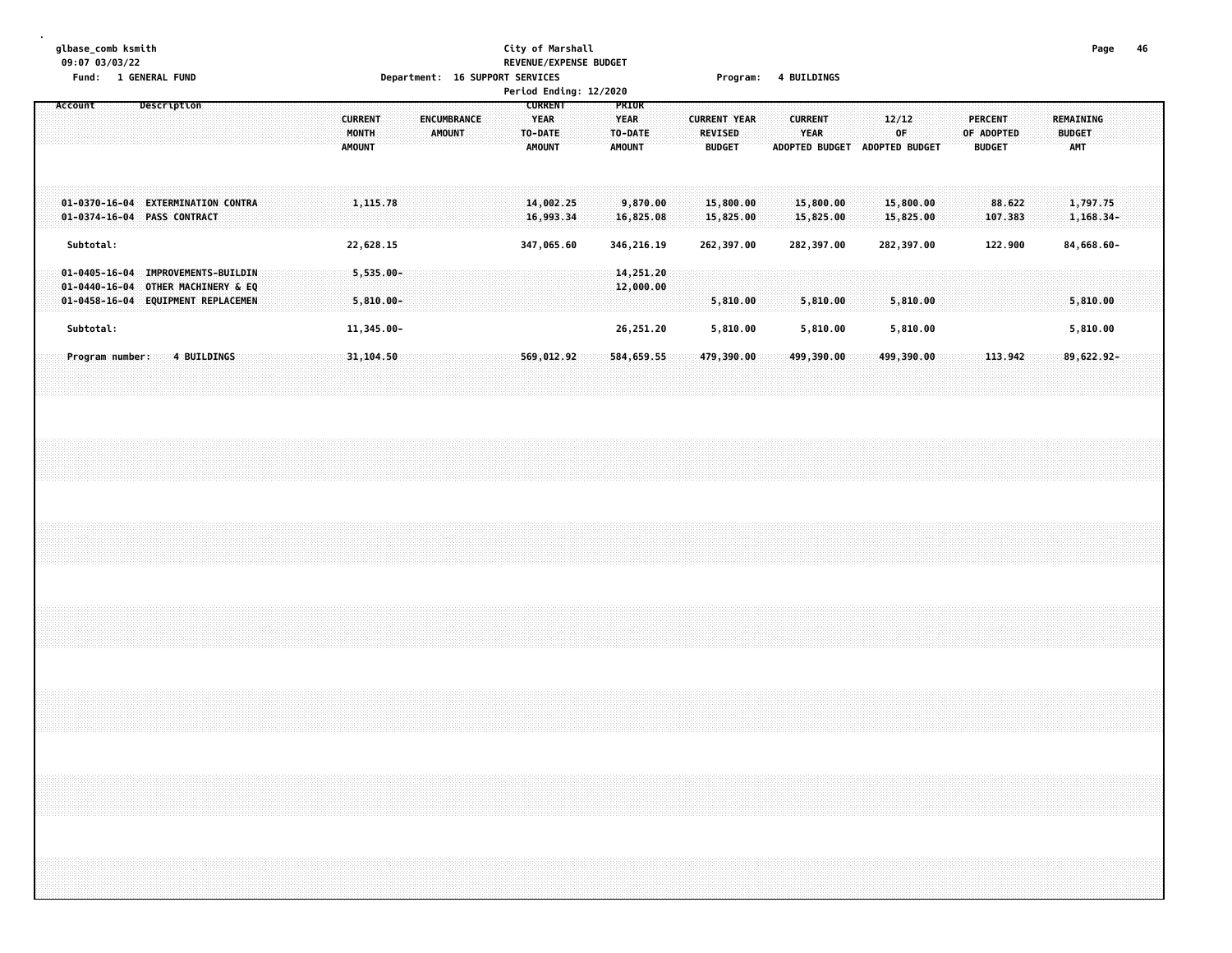glbase_comb ksmith
09:07 03/03/22
Fund: 1 GENERAL FUND

City of Marshall
REVENUE/EXPENSE BUDGET
Department: 16 SUPPORT SERVICES
Period Ending: 12/2020

Program: 4 BUILDINGS

| Account Description | CURRENT MONTH AMOUNT | ENCUMBRANCE AMOUNT | CURRENT YEAR TO-DATE AMOUNT | PRIOR YEAR TO-DATE AMOUNT | CURRENT YEAR REVISED BUDGET | CURRENT YEAR ADOPTED BUDGET | 12/12 OF ADOPTED BUDGET | PERCENT OF ADOPTED BUDGET | REMAINING BUDGET AMT |
|---|---|---|---|---|---|---|---|---|---|
| 01-0370-16-04 EXTERMINATION CONTRA | 1,115.78 | | 14,002.25 | 9,870.00 | 15,800.00 | 15,800.00 | 15,800.00 | 88.622 | 1,797.75 |
| 01-0374-16-04 PASS CONTRACT | | | 16,993.34 | 16,825.08 | 15,825.00 | 15,825.00 | 15,825.00 | 107.383 | 1,168.34- |
| Subtotal: | 22,628.15 | | 347,065.60 | 346,216.19 | 262,397.00 | 282,397.00 | 282,397.00 | 122.900 | 84,668.60- |
| 01-0405-16-04 IMPROVEMENTS-BUILDIN | 5,535.00- | | | 14,251.20 | | | | | |
| 01-0440-16-04 OTHER MACHINERY & EQ | | | | 12,000.00 | | | | | |
| 01-0458-16-04 EQUIPMENT REPLACEMEN | 5,810.00- | | | | 5,810.00 | 5,810.00 | 5,810.00 | | 5,810.00 |
| Subtotal: | 11,345.00- | | | 26,251.20 | 5,810.00 | 5,810.00 | 5,810.00 | | 5,810.00 |
| Program number: 4 BUILDINGS | 31,104.50 | | 569,012.92 | 584,659.55 | 479,390.00 | 499,390.00 | 499,390.00 | 113.942 | 89,622.92- |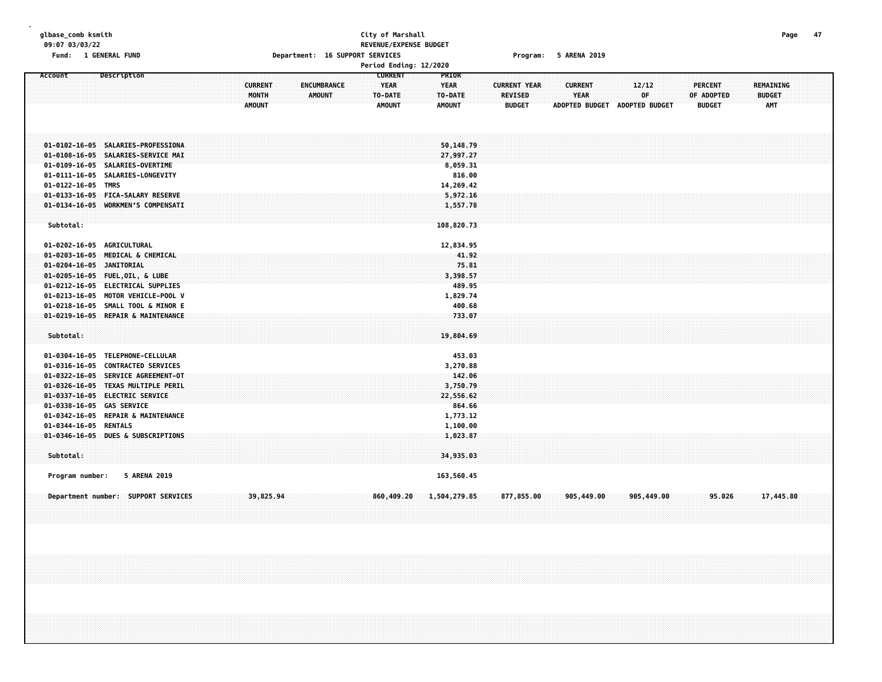glbase_comb ksmith
09:07 03/03/22

Fund: 1 GENERAL FUND

City of Marshall
REVENUE/EXPENSE BUDGET
Department: 16 SUPPORT SERVICES
Period Ending: 12/2020

Program: 5 ARENA 2019

| Account | Description | CURRENT MONTH AMOUNT | ENCUMBRANCE AMOUNT | CURRENT YEAR TO-DATE AMOUNT | PRIOR YEAR TO-DATE AMOUNT | CURRENT YEAR REVISED BUDGET | CURRENT YEAR ADOPTED BUDGET | 12/12 OF ADOPTED BUDGET | PERCENT OF ADOPTED BUDGET | REMAINING BUDGET AMT |
|---|---|---|---|---|---|---|---|---|---|---|
| 01-0102-16-05 | SALARIES-PROFESSIONA | | | | 50,148.79 | | | | | |
| 01-0108-16-05 | SALARIES-SERVICE MAI | | | | 27,997.27 | | | | | |
| 01-0109-16-05 | SALARIES-OVERTIME | | | | 8,059.31 | | | | | |
| 01-0111-16-05 | SALARIES-LONGEVITY | | | | 816.00 | | | | | |
| 01-0122-16-05 | TMRS | | | | 14,269.42 | | | | | |
| 01-0133-16-05 | FICA-SALARY RESERVE | | | | 5,972.16 | | | | | |
| 01-0134-16-05 | WORKMEN'S COMPENSATI | | | | 1,557.78 | | | | | |
| Subtotal: | | | | | 108,820.73 | | | | | |
| 01-0202-16-05 | AGRICULTURAL | | | | 12,834.95 | | | | | |
| 01-0203-16-05 | MEDICAL & CHEMICAL | | | | 41.92 | | | | | |
| 01-0204-16-05 | JANITORIAL | | | | 75.81 | | | | | |
| 01-0205-16-05 | FUEL,OIL, & LUBE | | | | 3,398.57 | | | | | |
| 01-0212-16-05 | ELECTRICAL SUPPLIES | | | | 489.95 | | | | | |
| 01-0213-16-05 | MOTOR VEHICLE-POOL V | | | | 1,829.74 | | | | | |
| 01-0218-16-05 | SMALL TOOL & MINOR E | | | | 400.68 | | | | | |
| 01-0219-16-05 | REPAIR & MAINTENANCE | | | | 733.07 | | | | | |
| Subtotal: | | | | | 19,804.69 | | | | | |
| 01-0304-16-05 | TELEPHONE-CELLULAR | | | | 453.03 | | | | | |
| 01-0316-16-05 | CONTRACTED SERVICES | | | | 3,270.88 | | | | | |
| 01-0322-16-05 | SERVICE AGREEMENT-OT | | | | 142.06 | | | | | |
| 01-0326-16-05 | TEXAS MULTIPLE PERIL | | | | 3,750.79 | | | | | |
| 01-0337-16-05 | ELECTRIC SERVICE | | | | 22,556.62 | | | | | |
| 01-0338-16-05 | GAS SERVICE | | | | 864.66 | | | | | |
| 01-0342-16-05 | REPAIR & MAINTENANCE | | | | 1,773.12 | | | | | |
| 01-0344-16-05 | RENTALS | | | | 1,100.00 | | | | | |
| 01-0346-16-05 | DUES & SUBSCRIPTIONS | | | | 1,023.87 | | | | | |
| Subtotal: | | | | | 34,935.03 | | | | | |
| Program number: | 5 ARENA 2019 | | | | 163,560.45 | | | | | |
| Department number: | SUPPORT SERVICES | 39,825.94 | | 860,409.20 | 1,504,279.85 | 877,855.00 | 905,449.00 | 905,449.00 | 95.026 | 17,445.80 |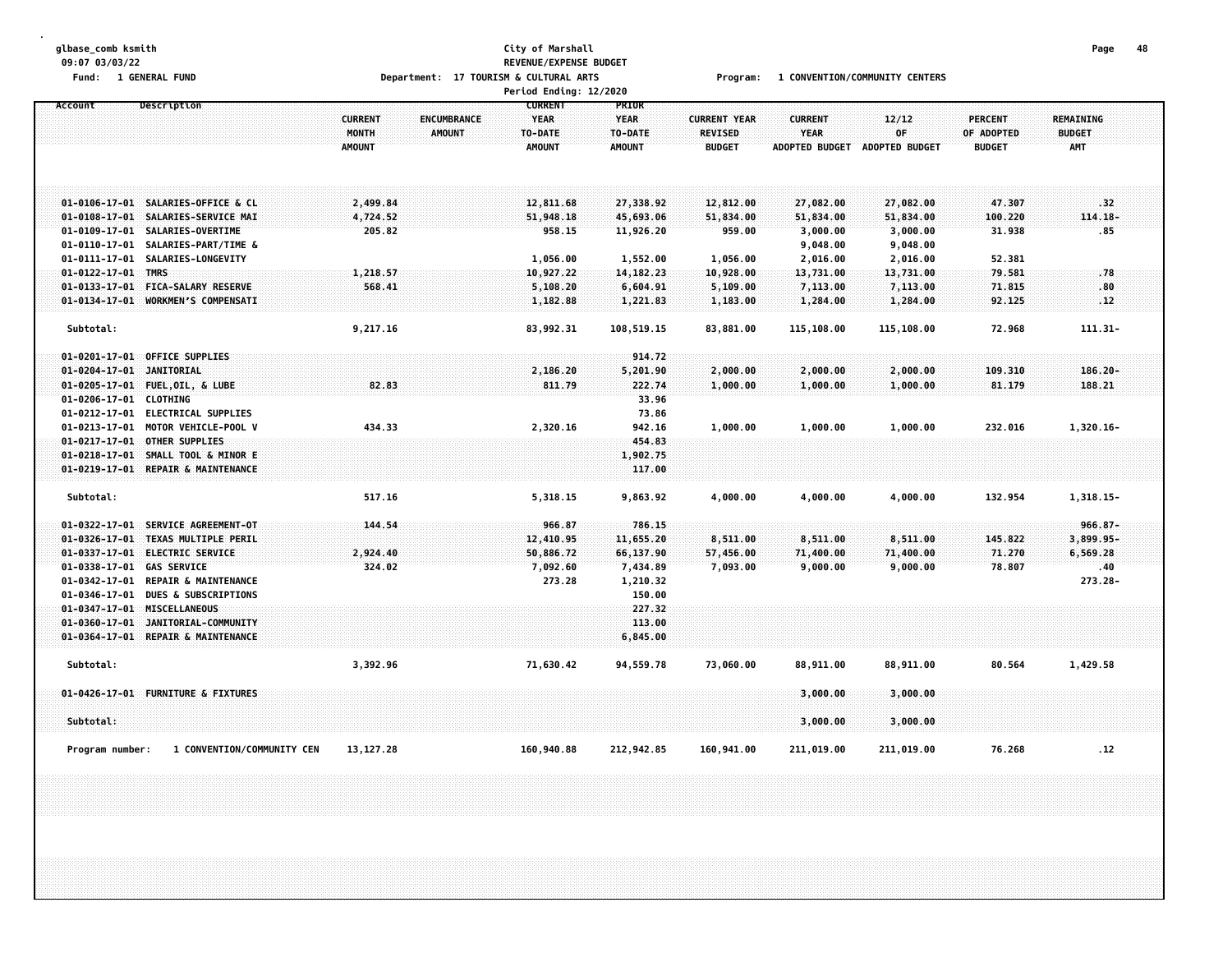glbase_comb ksmith
09:07 03/03/22
Fund: 1 GENERAL FUND

City of Marshall
REVENUE/EXPENSE BUDGET
Department: 17 TOURISM & CULTURAL ARTS
Period Ending: 12/2020

Program: 1 CONVENTION/COMMUNITY CENTERS

| Account | Description | CURRENT MONTH AMOUNT | ENCUMBRANCE AMOUNT | CURRENT YEAR TO-DATE AMOUNT | PRIOR YEAR TO-DATE AMOUNT | CURRENT YEAR REVISED BUDGET | CURRENT YEAR ADOPTED BUDGET | 12/12 OF ADOPTED BUDGET | PERCENT OF ADOPTED BUDGET | REMAINING BUDGET AMT |
|---|---|---|---|---|---|---|---|---|---|---|
| 01-0106-17-01 | SALARIES-OFFICE & CL | 2,499.84 | | 12,811.68 | 27,338.92 | 12,812.00 | 27,082.00 | 27,082.00 | 47.307 | .32 |
| 01-0108-17-01 | SALARIES-SERVICE MAI | 4,724.52 | | 51,948.18 | 45,693.06 | 51,834.00 | 51,834.00 | 51,834.00 | 100.220 | 114.18- |
| 01-0109-17-01 | SALARIES-OVERTIME | 205.82 | | 958.15 | 11,926.20 | 959.00 | 3,000.00 | 3,000.00 | 31.938 | .85 |
| 01-0110-17-01 | SALARIES-PART/TIME & | | | | | | 9,048.00 | 9,048.00 | | |
| 01-0111-17-01 | SALARIES-LONGEVITY | | | 1,056.00 | 1,552.00 | 1,056.00 | 2,016.00 | 2,016.00 | 52.381 | |
| 01-0122-17-01 | TMRS | 1,218.57 | | 10,927.22 | 14,182.23 | 10,928.00 | 13,731.00 | 13,731.00 | 79.581 | .78 |
| 01-0133-17-01 | FICA-SALARY RESERVE | 568.41 | | 5,108.20 | 6,604.91 | 5,109.00 | 7,113.00 | 7,113.00 | 71.815 | .80 |
| 01-0134-17-01 | WORKMEN'S COMPENSATI | | | 1,182.88 | 1,221.83 | 1,183.00 | 1,284.00 | 1,284.00 | 92.125 | .12 |
| Subtotal: | | 9,217.16 | | 83,992.31 | 108,519.15 | 83,881.00 | 115,108.00 | 115,108.00 | 72.968 | 111.31- |
| 01-0201-17-01 | OFFICE SUPPLIES | | | | 914.72 | | | | | |
| 01-0204-17-01 | JANITORIAL | | | 2,186.20 | 5,201.90 | 2,000.00 | 2,000.00 | 2,000.00 | 109.310 | 186.20- |
| 01-0205-17-01 | FUEL,OIL, & LUBE | 82.83 | | 811.79 | 222.74 | 1,000.00 | 1,000.00 | 1,000.00 | 81.179 | 188.21 |
| 01-0206-17-01 | CLOTHING | | | | 33.96 | | | | | |
| 01-0212-17-01 | ELECTRICAL SUPPLIES | | | | 73.86 | | | | | |
| 01-0213-17-01 | MOTOR VEHICLE-POOL V | 434.33 | | 2,320.16 | 942.16 | 1,000.00 | 1,000.00 | 1,000.00 | 232.016 | 1,320.16- |
| 01-0217-17-01 | OTHER SUPPLIES | | | | 454.83 | | | | | |
| 01-0218-17-01 | SMALL TOOL & MINOR E | | | | 1,902.75 | | | | | |
| 01-0219-17-01 | REPAIR & MAINTENANCE | | | | 117.00 | | | | | |
| Subtotal: | | 517.16 | | 5,318.15 | 9,863.92 | 4,000.00 | 4,000.00 | 4,000.00 | 132.954 | 1,318.15- |
| 01-0322-17-01 | SERVICE AGREEMENT-OT | 144.54 | | 966.87 | 786.15 | | | | | 966.87- |
| 01-0326-17-01 | TEXAS MULTIPLE PERIL | | | 12,410.95 | 11,655.20 | 8,511.00 | 8,511.00 | 8,511.00 | 145.822 | 3,899.95- |
| 01-0337-17-01 | ELECTRIC SERVICE | 2,924.40 | | 50,886.72 | 66,137.90 | 57,456.00 | 71,400.00 | 71,400.00 | 71.270 | 6,569.28 |
| 01-0338-17-01 | GAS SERVICE | 324.02 | | 7,092.60 | 7,434.89 | 7,093.00 | 9,000.00 | 9,000.00 | 78.807 | .40 |
| 01-0342-17-01 | REPAIR & MAINTENANCE | | | 273.28 | 1,210.32 | | | | | 273.28- |
| 01-0346-17-01 | DUES & SUBSCRIPTIONS | | | | 150.00 | | | | | |
| 01-0347-17-01 | MISCELLANEOUS | | | | 227.32 | | | | | |
| 01-0360-17-01 | JANITORIAL-COMMUNITY | | | | 113.00 | | | | | |
| 01-0364-17-01 | REPAIR & MAINTENANCE | | | | 6,845.00 | | | | | |
| Subtotal: | | 3,392.96 | | 71,630.42 | 94,559.78 | 73,060.00 | 88,911.00 | 88,911.00 | 80.564 | 1,429.58 |
| 01-0426-17-01 | FURNITURE & FIXTURES | | | | | | 3,000.00 | 3,000.00 | | |
| Subtotal: | | | | | | | 3,000.00 | 3,000.00 | | |
| Program number: | 1 CONVENTION/COMMUNITY CEN | 13,127.28 | | 160,940.88 | 212,942.85 | 160,941.00 | 211,019.00 | 211,019.00 | 76.268 | .12 |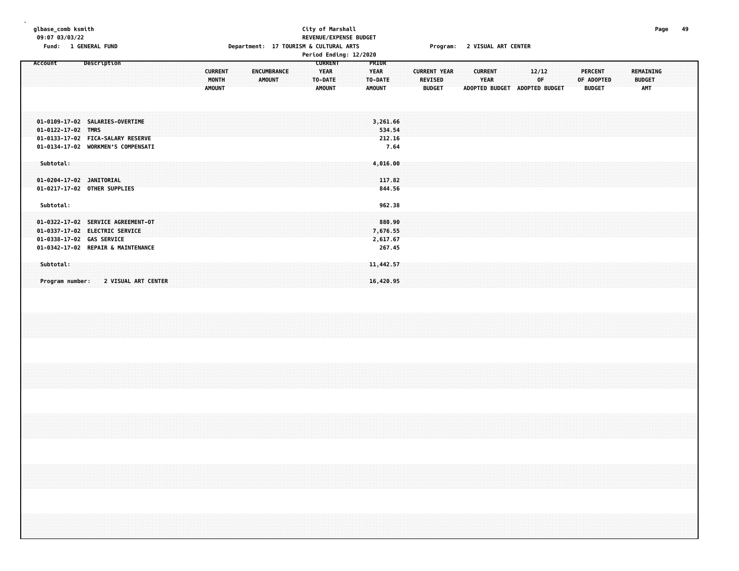glbase_comb ksmith
09:07 03/03/22

City of Marshall
REVENUE/EXPENSE BUDGET

Fund: 1 GENERAL FUND

Department: 17 TOURISM & CULTURAL ARTS

Program: 2 VISUAL ART CENTER

Period Ending: 12/2020

| Account | Description | CURRENT MONTH AMOUNT | ENCUMBRANCE AMOUNT | CURRENT YEAR TO-DATE AMOUNT | PRIOR YEAR TO-DATE AMOUNT | CURRENT YEAR REVISED BUDGET | CURRENT YEAR ADOPTED BUDGET | 12/12 OF ADOPTED BUDGET | PERCENT OF ADOPTED BUDGET | REMAINING BUDGET AMT |
|---|---|---|---|---|---|---|---|---|---|---|
| 01-0109-17-02 | SALARIES-OVERTIME | | | | 3,261.66 | | | | | |
| 01-0122-17-02 | TMRS | | | | 534.54 | | | | | |
| 01-0133-17-02 | FICA-SALARY RESERVE | | | | 212.16 | | | | | |
| 01-0134-17-02 | WORKMEN'S COMPENSATI | | | | 7.64 | | | | | |
| Subtotal: | | | | | 4,016.00 | | | | | |
| 01-0204-17-02 | JANITORIAL | | | | 117.82 | | | | | |
| 01-0217-17-02 | OTHER SUPPLIES | | | | 844.56 | | | | | |
| Subtotal: | | | | | 962.38 | | | | | |
| 01-0322-17-02 | SERVICE AGREEMENT-OT | | | | 880.90 | | | | | |
| 01-0337-17-02 | ELECTRIC SERVICE | | | | 7,676.55 | | | | | |
| 01-0338-17-02 | GAS SERVICE | | | | 2,617.67 | | | | | |
| 01-0342-17-02 | REPAIR & MAINTENANCE | | | | 267.45 | | | | | |
| Subtotal: | | | | | 11,442.57 | | | | | |
| Program number: | 2 VISUAL ART CENTER | | | | 16,420.95 | | | | | |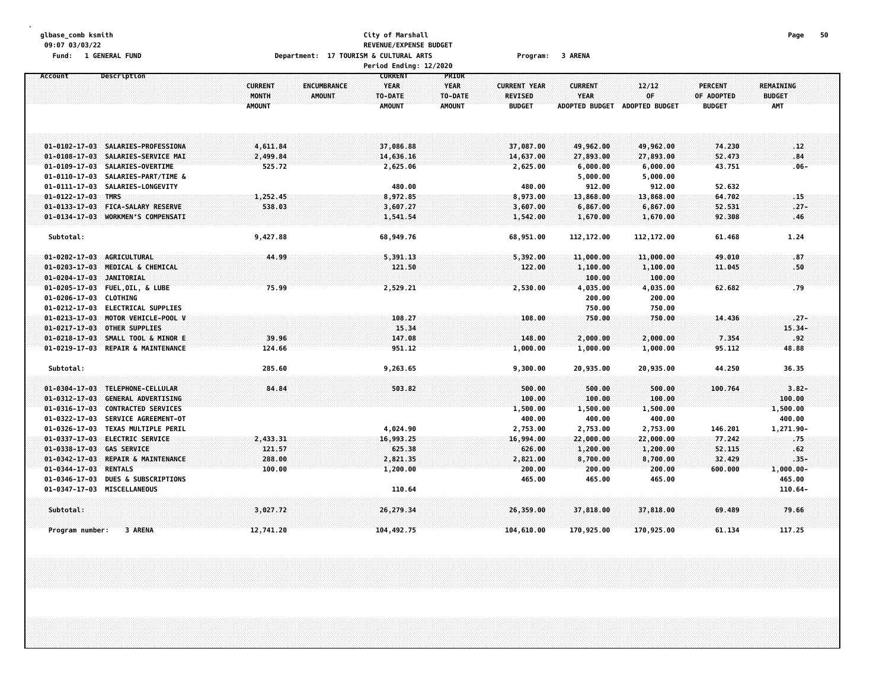glbase_comb ksmith
09:07 03/03/22
Fund: 1 GENERAL FUND

City of Marshall
REVENUE/EXPENSE BUDGET
Department: 17 TOURISM & CULTURAL ARTS
Program: 3 ARENA
Period Ending: 12/2020

| Account | Description | CURRENT MONTH AMOUNT | ENCUMBRANCE AMOUNT | CURRENT YEAR TO-DATE AMOUNT | PRIOR YEAR TO-DATE AMOUNT | CURRENT YEAR REVISED BUDGET | CURRENT YEAR ADOPTED BUDGET | 12/12 OF ADOPTED BUDGET | PERCENT OF ADOPTED BUDGET | REMAINING BUDGET AMT |
|---|---|---|---|---|---|---|---|---|---|---|
| 01-0102-17-03 | SALARIES-PROFESSIONA | 4,611.84 | | 37,086.88 | | 37,087.00 | 49,962.00 | 49,962.00 | 74.230 | .12 |
| 01-0108-17-03 | SALARIES-SERVICE MAI | 2,499.84 | | 14,636.16 | | 14,637.00 | 27,893.00 | 27,893.00 | 52.473 | .84 |
| 01-0109-17-03 | SALARIES-OVERTIME | 525.72 | | 2,625.06 | | 2,625.00 | 6,000.00 | 6,000.00 | 43.751 | .06- |
| 01-0110-17-03 | SALARIES-PART/TIME & | | | | | | 5,000.00 | 5,000.00 | | |
| 01-0111-17-03 | SALARIES-LONGEVITY | | | 480.00 | | 480.00 | 912.00 | 912.00 | 52.632 | |
| 01-0122-17-03 | TMRS | 1,252.45 | | 8,972.85 | | 8,973.00 | 13,868.00 | 13,868.00 | 64.702 | .15 |
| 01-0133-17-03 | FICA-SALARY RESERVE | 538.03 | | 3,607.27 | | 3,607.00 | 6,867.00 | 6,867.00 | 52.531 | .27- |
| 01-0134-17-03 | WORKMEN'S COMPENSATI | | | 1,541.54 | | 1,542.00 | 1,670.00 | 1,670.00 | 92.308 | .46 |
| Subtotal: | | 9,427.88 | | 68,949.76 | | 68,951.00 | 112,172.00 | 112,172.00 | 61.468 | 1.24 |
| 01-0202-17-03 | AGRICULTURAL | 44.99 | | 5,391.13 | | 5,392.00 | 11,000.00 | 11,000.00 | 49.010 | .87 |
| 01-0203-17-03 | MEDICAL & CHEMICAL | | | 121.50 | | 122.00 | 1,100.00 | 1,100.00 | 11.045 | .50 |
| 01-0204-17-03 | JANITORIAL | | | | | | 100.00 | 100.00 | | |
| 01-0205-17-03 | FUEL,OIL, & LUBE | 75.99 | | 2,529.21 | | 2,530.00 | 4,035.00 | 4,035.00 | 62.682 | .79 |
| 01-0206-17-03 | CLOTHING | | | | | | 200.00 | 200.00 | | |
| 01-0212-17-03 | ELECTRICAL SUPPLIES | | | | | | 750.00 | 750.00 | | |
| 01-0213-17-03 | MOTOR VEHICLE-POOL V | | | 108.27 | | 108.00 | 750.00 | 750.00 | 14.436 | .27- |
| 01-0217-17-03 | OTHER SUPPLIES | | | 15.34 | | | | | | 15.34- |
| 01-0218-17-03 | SMALL TOOL & MINOR E | 39.96 | | 147.08 | | 148.00 | 2,000.00 | 2,000.00 | 7.354 | .92 |
| 01-0219-17-03 | REPAIR & MAINTENANCE | 124.66 | | 951.12 | | 1,000.00 | 1,000.00 | 1,000.00 | 95.112 | 48.88 |
| Subtotal: | | 285.60 | | 9,263.65 | | 9,300.00 | 20,935.00 | 20,935.00 | 44.250 | 36.35 |
| 01-0304-17-03 | TELEPHONE-CELLULAR | 84.84 | | 503.82 | | 500.00 | 500.00 | 500.00 | 100.764 | 3.82- |
| 01-0312-17-03 | GENERAL ADVERTISING | | | | | 100.00 | 100.00 | 100.00 | | 100.00 |
| 01-0316-17-03 | CONTRACTED SERVICES | | | | | 1,500.00 | 1,500.00 | 1,500.00 | | 1,500.00 |
| 01-0322-17-03 | SERVICE AGREEMENT-OT | | | | | 400.00 | 400.00 | 400.00 | | 400.00 |
| 01-0326-17-03 | TEXAS MULTIPLE PERIL | | | 4,024.90 | | 2,753.00 | 2,753.00 | 2,753.00 | 146.201 | 1,271.90- |
| 01-0337-17-03 | ELECTRIC SERVICE | 2,433.31 | | 16,993.25 | | 16,994.00 | 22,000.00 | 22,000.00 | 77.242 | .75 |
| 01-0338-17-03 | GAS SERVICE | 121.57 | | 625.38 | | 626.00 | 1,200.00 | 1,200.00 | 52.115 | .62 |
| 01-0342-17-03 | REPAIR & MAINTENANCE | 288.00 | | 2,821.35 | | 2,821.00 | 8,700.00 | 8,700.00 | 32.429 | .35- |
| 01-0344-17-03 | RENTALS | 100.00 | | 1,200.00 | | 200.00 | 200.00 | 200.00 | 600.000 | 1,000.00- |
| 01-0346-17-03 | DUES & SUBSCRIPTIONS | | | | | 465.00 | 465.00 | 465.00 | | 465.00 |
| 01-0347-17-03 | MISCELLANEOUS | | | 110.64 | | | | | | 110.64- |
| Subtotal: | | 3,027.72 | | 26,279.34 | | 26,359.00 | 37,818.00 | 37,818.00 | 69.489 | 79.66 |
| Program number: | 3 ARENA | 12,741.20 | | 104,492.75 | | 104,610.00 | 170,925.00 | 170,925.00 | 61.134 | 117.25 |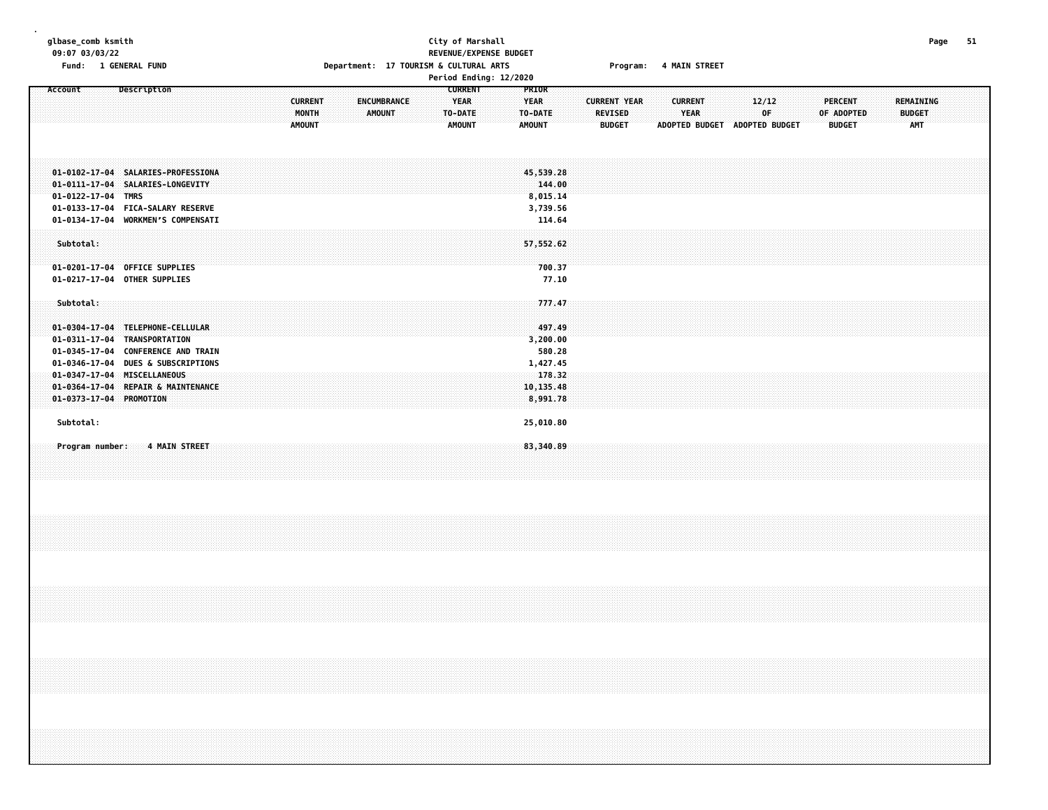glbase_comb ksmith
09:07 03/03/22
Fund: 1 GENERAL FUND

City of Marshall
REVENUE/EXPENSE BUDGET
Department: 17 TOURISM & CULTURAL ARTS
Period Ending: 12/2020

Program: 4 MAIN STREET

| Account | Description | CURRENT MONTH AMOUNT | ENCUMBRANCE AMOUNT | CURRENT YEAR TO-DATE AMOUNT | PRIOR YEAR TO-DATE AMOUNT | CURRENT YEAR REVISED BUDGET | CURRENT YEAR ADOPTED BUDGET | 12/12 OF ADOPTED BUDGET | PERCENT OF ADOPTED BUDGET | REMAINING BUDGET AMT |
|---|---|---|---|---|---|---|---|---|---|---|
| 01-0102-17-04 | SALARIES-PROFESSIONA | | | | 45,539.28 | | | | | |
| 01-0111-17-04 | SALARIES-LONGEVITY | | | | 144.00 | | | | | |
| 01-0122-17-04 | TMRS | | | | 8,015.14 | | | | | |
| 01-0133-17-04 | FICA-SALARY RESERVE | | | | 3,739.56 | | | | | |
| 01-0134-17-04 | WORKMEN'S COMPENSATI | | | | 114.64 | | | | | |
| Subtotal: | | | | | 57,552.62 | | | | | |
| 01-0201-17-04 | OFFICE SUPPLIES | | | | 700.37 | | | | | |
| 01-0217-17-04 | OTHER SUPPLIES | | | | 77.10 | | | | | |
| Subtotal: | | | | | 777.47 | | | | | |
| 01-0304-17-04 | TELEPHONE-CELLULAR | | | | 497.49 | | | | | |
| 01-0311-17-04 | TRANSPORTATION | | | | 3,200.00 | | | | | |
| 01-0345-17-04 | CONFERENCE AND TRAIN | | | | 580.28 | | | | | |
| 01-0346-17-04 | DUES & SUBSCRIPTIONS | | | | 1,427.45 | | | | | |
| 01-0347-17-04 | MISCELLANEOUS | | | | 178.32 | | | | | |
| 01-0364-17-04 | REPAIR & MAINTENANCE | | | | 10,135.48 | | | | | |
| 01-0373-17-04 | PROMOTION | | | | 8,991.78 | | | | | |
| Subtotal: | | | | | 25,010.80 | | | | | |
| Program number: | 4 MAIN STREET | | | | 83,340.89 | | | | | |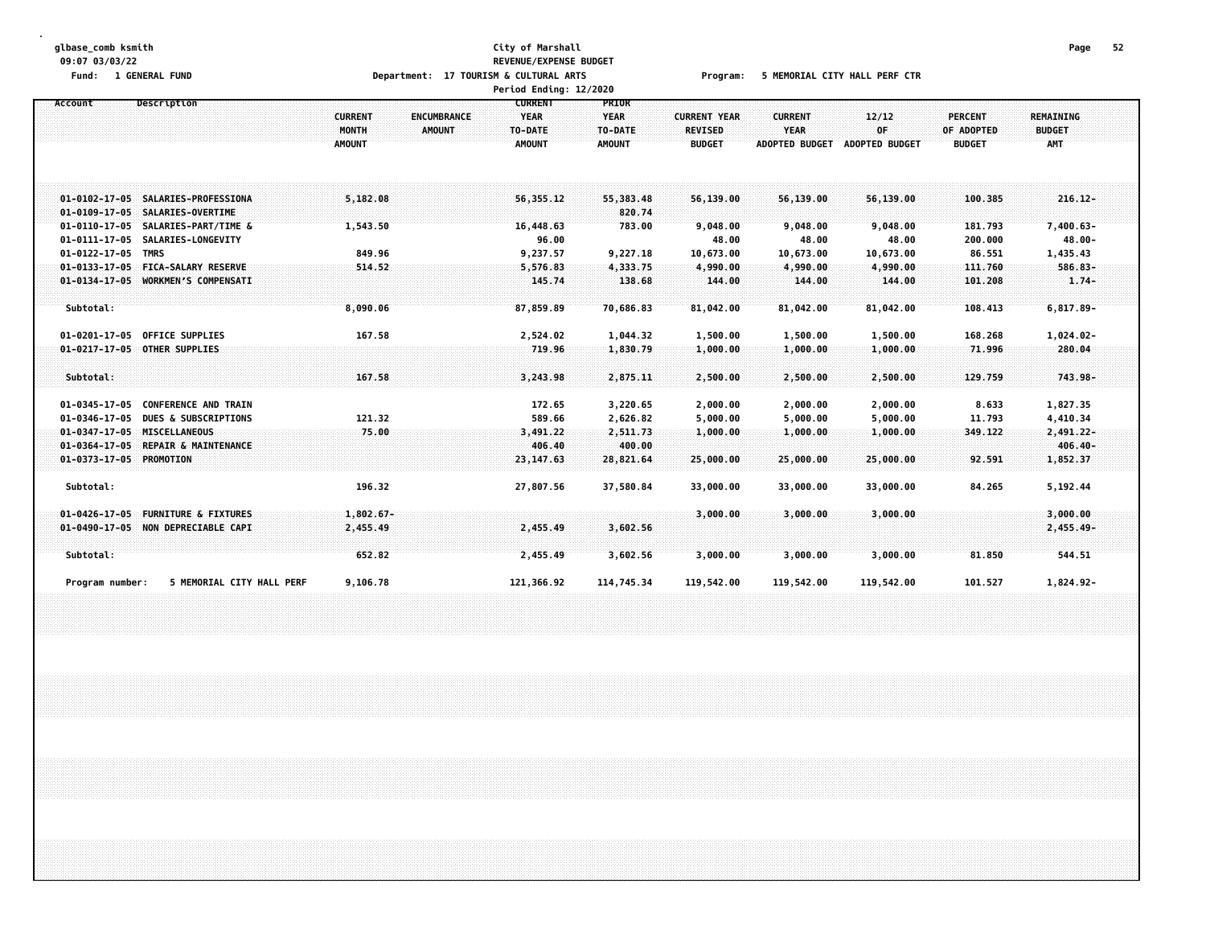glbase_comb ksmith
09:07 03/03/22
Fund: 1 GENERAL FUND

City of Marshall
REVENUE/EXPENSE BUDGET
Department: 17 TOURISM & CULTURAL ARTS
Period Ending: 12/2020

Program: 5 MEMORIAL CITY HALL PERF CTR

| Account | Description | CURRENT MONTH AMOUNT | ENCUMBRANCE AMOUNT | CURRENT YEAR TO-DATE AMOUNT | PRIOR YEAR TO-DATE AMOUNT | CURRENT YEAR REVISED BUDGET | CURRENT YEAR ADOPTED BUDGET | 12/12 OF ADOPTED BUDGET | PERCENT OF ADOPTED BUDGET | REMAINING BUDGET AMT |
|---|---|---|---|---|---|---|---|---|---|---|
| 01-0102-17-05 | SALARIES-PROFESSIONA | 5,182.08 | | 56,355.12 | 55,383.48 | 56,139.00 | 56,139.00 | 56,139.00 | 100.385 | 216.12- |
| 01-0109-17-05 | SALARIES-OVERTIME | | | | 820.74 | | | | | |
| 01-0110-17-05 | SALARIES-PART/TIME & | 1,543.50 | | 16,448.63 | 783.00 | 9,048.00 | 9,048.00 | 9,048.00 | 181.793 | 7,400.63- |
| 01-0111-17-05 | SALARIES-LONGEVITY | | | 96.00 | | 48.00 | 48.00 | 48.00 | 200.000 | 48.00- |
| 01-0122-17-05 | TMRS | 849.96 | | 9,237.57 | 9,227.18 | 10,673.00 | 10,673.00 | 10,673.00 | 86.551 | 1,435.43 |
| 01-0133-17-05 | FICA-SALARY RESERVE | 514.52 | | 5,576.83 | 4,333.75 | 4,990.00 | 4,990.00 | 4,990.00 | 111.760 | 586.83- |
| 01-0134-17-05 | WORKMEN'S COMPENSATI | | | 145.74 | 138.68 | 144.00 | 144.00 | 144.00 | 101.208 | 1.74- |
| Subtotal: | | 8,090.06 | | 87,859.89 | 70,686.83 | 81,042.00 | 81,042.00 | 81,042.00 | 108.413 | 6,817.89- |
| 01-0201-17-05 | OFFICE SUPPLIES | 167.58 | | 2,524.02 | 1,044.32 | 1,500.00 | 1,500.00 | 1,500.00 | 168.268 | 1,024.02- |
| 01-0217-17-05 | OTHER SUPPLIES | | | 719.96 | 1,830.79 | 1,000.00 | 1,000.00 | 1,000.00 | 71.996 | 280.04 |
| Subtotal: | | 167.58 | | 3,243.98 | 2,875.11 | 2,500.00 | 2,500.00 | 2,500.00 | 129.759 | 743.98- |
| 01-0345-17-05 | CONFERENCE AND TRAIN | | | 172.65 | 3,220.65 | 2,000.00 | 2,000.00 | 2,000.00 | 8.633 | 1,827.35 |
| 01-0346-17-05 | DUES & SUBSCRIPTIONS | 121.32 | | 589.66 | 2,626.82 | 5,000.00 | 5,000.00 | 5,000.00 | 11.793 | 4,410.34 |
| 01-0347-17-05 | MISCELLANEOUS | 75.00 | | 3,491.22 | 2,511.73 | 1,000.00 | 1,000.00 | 1,000.00 | 349.122 | 2,491.22- |
| 01-0364-17-05 | REPAIR & MAINTENANCE | | | 406.40 | 400.00 | | | | | 406.40- |
| 01-0373-17-05 | PROMOTION | | | 23,147.63 | 28,821.64 | 25,000.00 | 25,000.00 | 25,000.00 | 92.591 | 1,852.37 |
| Subtotal: | | 196.32 | | 27,807.56 | 37,580.84 | 33,000.00 | 33,000.00 | 33,000.00 | 84.265 | 5,192.44 |
| 01-0426-17-05 | FURNITURE & FIXTURES | 1,802.67- | | | | 3,000.00 | 3,000.00 | 3,000.00 | | 3,000.00 |
| 01-0490-17-05 | NON DEPRECIABLE CAPI | 2,455.49 | | 2,455.49 | 3,602.56 | | | | | 2,455.49- |
| Subtotal: | | 652.82 | | 2,455.49 | 3,602.56 | 3,000.00 | 3,000.00 | 3,000.00 | 81.850 | 544.51 |
| Program number: | 5 MEMORIAL CITY HALL PERF | 9,106.78 | | 121,366.92 | 114,745.34 | 119,542.00 | 119,542.00 | 119,542.00 | 101.527 | 1,824.92- |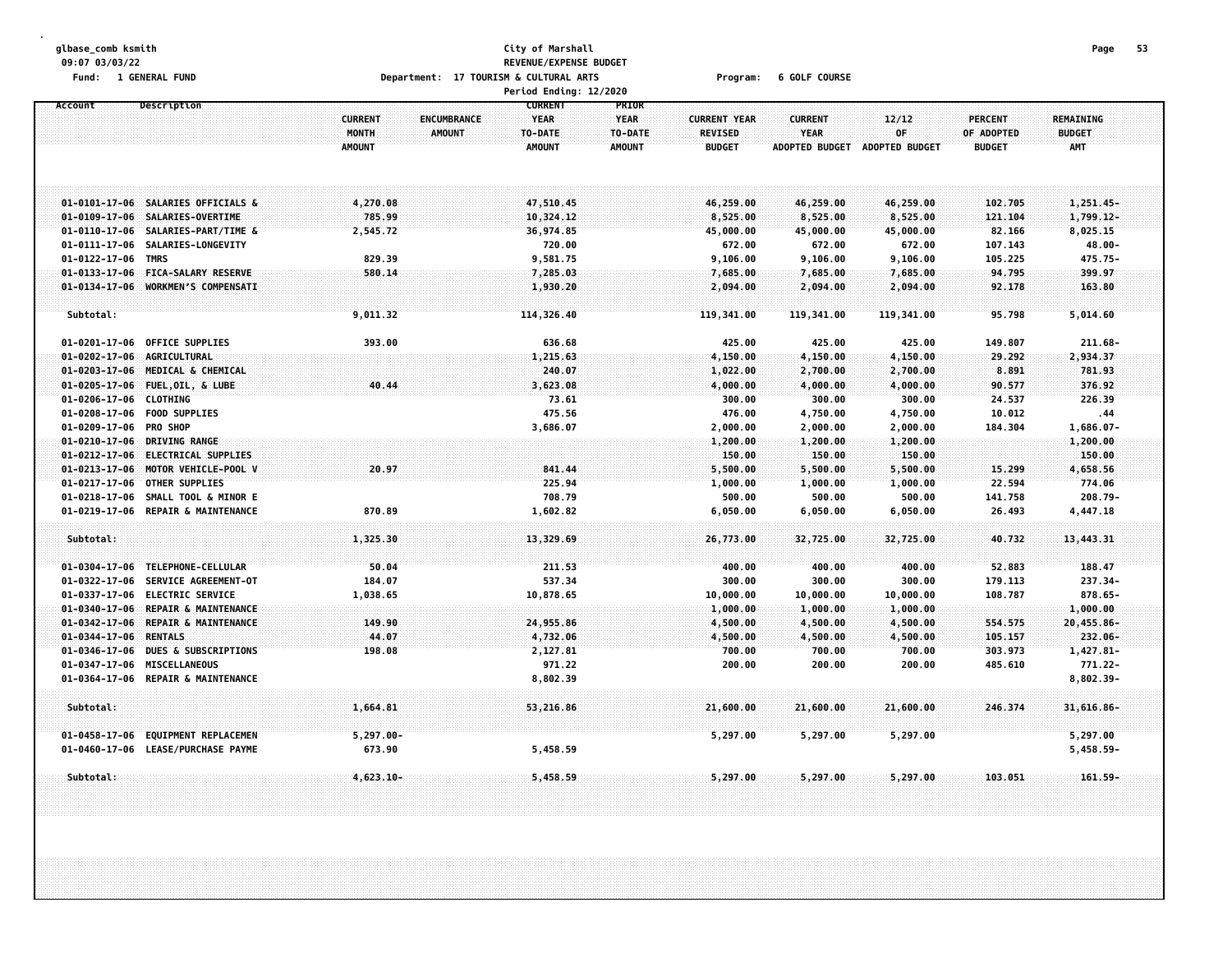glbase_comb ksmith
09:07 03/03/22
Fund: 1 GENERAL FUND

City of Marshall
REVENUE/EXPENSE BUDGET
Department: 17 TOURISM & CULTURAL ARTS
Program: 6 GOLF COURSE
Period Ending: 12/2020

| Account | Description | CURRENT MONTH AMOUNT | ENCUMBRANCE AMOUNT | CURRENT YEAR TO-DATE AMOUNT | PRIOR YEAR TO-DATE AMOUNT | CURRENT YEAR REVISED BUDGET | CURRENT YEAR ADOPTED BUDGET | 12/12 OF ADOPTED BUDGET | PERCENT OF ADOPTED BUDGET | REMAINING BUDGET AMT |
|---|---|---|---|---|---|---|---|---|---|---|
| 01-0101-17-06 | SALARIES OFFICIALS & | 4,270.08 | | 47,510.45 | | 46,259.00 | 46,259.00 | 46,259.00 | 102.705 | 1,251.45- |
| 01-0109-17-06 | SALARIES-OVERTIME | 785.99 | | 10,324.12 | | 8,525.00 | 8,525.00 | 8,525.00 | 121.104 | 1,799.12- |
| 01-0110-17-06 | SALARIES-PART/TIME & | 2,545.72 | | 36,974.85 | | 45,000.00 | 45,000.00 | 45,000.00 | 82.166 | 8,025.15 |
| 01-0111-17-06 | SALARIES-LONGEVITY | | | 720.00 | | 672.00 | 672.00 | 672.00 | 107.143 | 48.00- |
| 01-0122-17-06 | TMRS | 829.39 | | 9,581.75 | | 9,106.00 | 9,106.00 | 9,106.00 | 105.225 | 475.75- |
| 01-0133-17-06 | FICA-SALARY RESERVE | 580.14 | | 7,285.03 | | 7,685.00 | 7,685.00 | 7,685.00 | 94.795 | 399.97 |
| 01-0134-17-06 | WORKMEN'S COMPENSATI | | | 1,930.20 | | 2,094.00 | 2,094.00 | 2,094.00 | 92.178 | 163.80 |
| Subtotal: | | 9,011.32 | | 114,326.40 | | 119,341.00 | 119,341.00 | 119,341.00 | 95.798 | 5,014.60 |
| 01-0201-17-06 | OFFICE SUPPLIES | 393.00 | | 636.68 | | 425.00 | 425.00 | 425.00 | 149.807 | 211.68- |
| 01-0202-17-06 | AGRICULTURAL | | | 1,215.63 | | 4,150.00 | 4,150.00 | 4,150.00 | 29.292 | 2,934.37 |
| 01-0203-17-06 | MEDICAL & CHEMICAL | | | 240.07 | | 1,022.00 | 2,700.00 | 2,700.00 | 8.891 | 781.93 |
| 01-0205-17-06 | FUEL,OIL, & LUBE | 40.44 | | 3,623.08 | | 4,000.00 | 4,000.00 | 4,000.00 | 90.577 | 376.92 |
| 01-0206-17-06 | CLOTHING | | | 73.61 | | 300.00 | 300.00 | 300.00 | 24.537 | 226.39 |
| 01-0208-17-06 | FOOD SUPPLIES | | | 475.56 | | 476.00 | 4,750.00 | 4,750.00 | 10.012 | .44 |
| 01-0209-17-06 | PRO SHOP | | | 3,686.07 | | 2,000.00 | 2,000.00 | 2,000.00 | 184.304 | 1,686.07- |
| 01-0210-17-06 | DRIVING RANGE | | | | | 1,200.00 | 1,200.00 | 1,200.00 | | 1,200.00 |
| 01-0212-17-06 | ELECTRICAL SUPPLIES | | | | | 150.00 | 150.00 | 150.00 | | 150.00 |
| 01-0213-17-06 | MOTOR VEHICLE-POOL V | 20.97 | | 841.44 | | 5,500.00 | 5,500.00 | 5,500.00 | 15.299 | 4,658.56 |
| 01-0217-17-06 | OTHER SUPPLIES | | | 225.94 | | 1,000.00 | 1,000.00 | 1,000.00 | 22.594 | 774.06 |
| 01-0218-17-06 | SMALL TOOL & MINOR E | | | 708.79 | | 500.00 | 500.00 | 500.00 | 141.758 | 208.79- |
| 01-0219-17-06 | REPAIR & MAINTENANCE | 870.89 | | 1,602.82 | | 6,050.00 | 6,050.00 | 6,050.00 | 26.493 | 4,447.18 |
| Subtotal: | | 1,325.30 | | 13,329.69 | | 26,773.00 | 32,725.00 | 32,725.00 | 40.732 | 13,443.31 |
| 01-0304-17-06 | TELEPHONE-CELLULAR | 50.04 | | 211.53 | | 400.00 | 400.00 | 400.00 | 52.883 | 188.47 |
| 01-0322-17-06 | SERVICE AGREEMENT-OT | 184.07 | | 537.34 | | 300.00 | 300.00 | 300.00 | 179.113 | 237.34- |
| 01-0337-17-06 | ELECTRIC SERVICE | 1,038.65 | | 10,878.65 | | 10,000.00 | 10,000.00 | 10,000.00 | 108.787 | 878.65- |
| 01-0340-17-06 | REPAIR & MAINTENANCE | | | | | 1,000.00 | 1,000.00 | 1,000.00 | | 1,000.00 |
| 01-0342-17-06 | REPAIR & MAINTENANCE | 149.90 | | 24,955.86 | | 4,500.00 | 4,500.00 | 4,500.00 | 554.575 | 20,455.86- |
| 01-0344-17-06 | RENTALS | 44.07 | | 4,732.06 | | 4,500.00 | 4,500.00 | 4,500.00 | 105.157 | 232.06- |
| 01-0346-17-06 | DUES & SUBSCRIPTIONS | 198.08 | | 2,127.81 | | 700.00 | 700.00 | 700.00 | 303.973 | 1,427.81- |
| 01-0347-17-06 | MISCELLANEOUS | | | 971.22 | | 200.00 | 200.00 | 200.00 | 485.610 | 771.22- |
| 01-0364-17-06 | REPAIR & MAINTENANCE | | | 8,802.39 | | | | | | 8,802.39- |
| Subtotal: | | 1,664.81 | | 53,216.86 | | 21,600.00 | 21,600.00 | 21,600.00 | 246.374 | 31,616.86- |
| 01-0458-17-06 | EQUIPMENT REPLACEMEN | 5,297.00- | | | | 5,297.00 | 5,297.00 | 5,297.00 | | 5,297.00 |
| 01-0460-17-06 | LEASE/PURCHASE PAYME | 673.90 | | 5,458.59 | | | | | | 5,458.59- |
| Subtotal: | | 4,623.10- | | 5,458.59 | | 5,297.00 | 5,297.00 | 5,297.00 | 103.051 | 161.59- |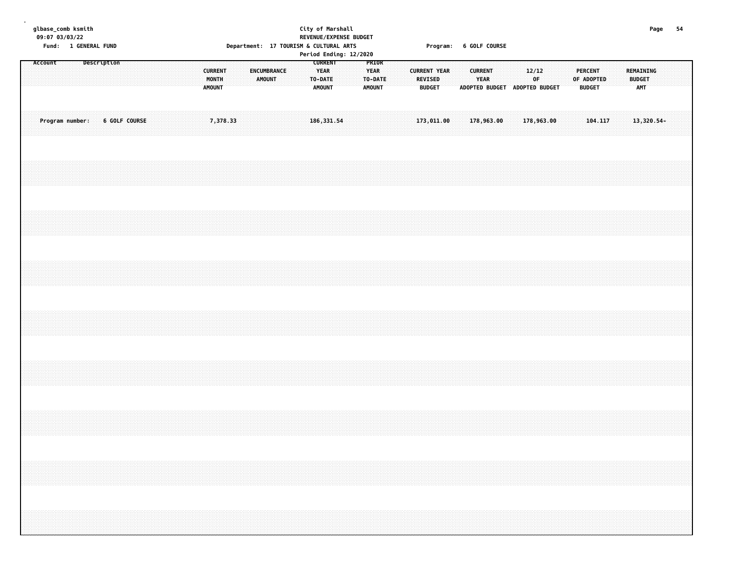glbase_comb ksmith
09:07 03/03/22
Fund: 1 GENERAL FUND

City of Marshall
REVENUE/EXPENSE BUDGET
Department: 17 TOURISM & CULTURAL ARTS
Period Ending: 12/2020

Program: 6 GOLF COURSE

| Account | Description | CURRENT MONTH AMOUNT | ENCUMBRANCE AMOUNT | CURRENT YEAR TO-DATE AMOUNT | PRIOR YEAR TO-DATE AMOUNT | CURRENT YEAR REVISED BUDGET | CURRENT YEAR ADOPTED BUDGET | 12/12 OF ADOPTED BUDGET | PERCENT OF ADOPTED BUDGET | REMAINING BUDGET AMT |
|---|---|---|---|---|---|---|---|---|---|---|
| Program number: | 6 GOLF COURSE | 7,378.33 | | 186,331.54 | | 173,011.00 | 178,963.00 | 178,963.00 | 104.117 | 13,320.54- |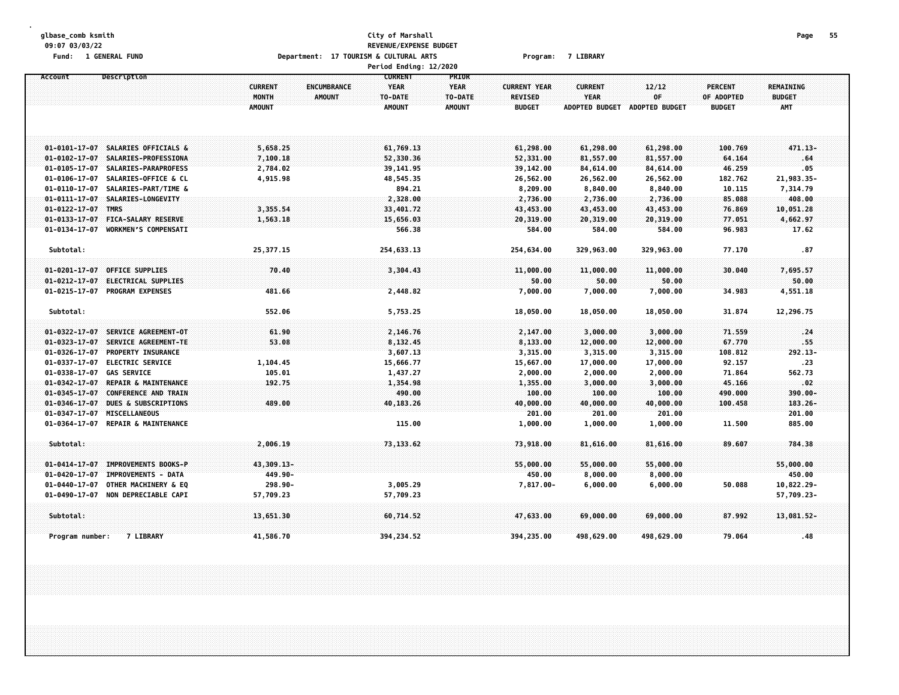glbase_comb ksmith
09:07 03/03/22

Fund: 1 GENERAL FUND

City of Marshall
REVENUE/EXPENSE BUDGET
Department: 17 TOURISM & CULTURAL ARTS
Program: 7 LIBRARY
Period Ending: 12/2020

| Account | Description | CURRENT MONTH AMOUNT | ENCUMBRANCE AMOUNT | CURRENT YEAR TO-DATE AMOUNT | PRIOR YEAR TO-DATE AMOUNT | CURRENT YEAR REVISED BUDGET | CURRENT YEAR ADOPTED BUDGET | 12/12 OF ADOPTED BUDGET | PERCENT OF ADOPTED BUDGET | REMAINING BUDGET AMT |
|---|---|---|---|---|---|---|---|---|---|---|
| 01-0101-17-07 | SALARIES OFFICIALS & | 5,658.25 | | 61,769.13 | | 61,298.00 | 61,298.00 | 61,298.00 | 100.769 | 471.13- |
| 01-0102-17-07 | SALARIES-PROFESSIONA | 7,100.18 | | 52,330.36 | | 52,331.00 | 81,557.00 | 81,557.00 | 64.164 | .64 |
| 01-0105-17-07 | SALARIES-PARAPROFESS | 2,784.02 | | 39,141.95 | | 39,142.00 | 84,614.00 | 84,614.00 | 46.259 | .05 |
| 01-0106-17-07 | SALARIES-OFFICE & CL | 4,915.98 | | 48,545.35 | | 26,562.00 | 26,562.00 | 26,562.00 | 182.762 | 21,983.35- |
| 01-0110-17-07 | SALARIES-PART/TIME & | | | 894.21 | | 8,209.00 | 8,840.00 | 8,840.00 | 10.115 | 7,314.79 |
| 01-0111-17-07 | SALARIES-LONGEVITY | | | 2,328.00 | | 2,736.00 | 2,736.00 | 2,736.00 | 85.088 | 408.00 |
| 01-0122-17-07 | TMRS | 3,355.54 | | 33,401.72 | | 43,453.00 | 43,453.00 | 43,453.00 | 76.869 | 10,051.28 |
| 01-0133-17-07 | FICA-SALARY RESERVE | 1,563.18 | | 15,656.03 | | 20,319.00 | 20,319.00 | 20,319.00 | 77.051 | 4,662.97 |
| 01-0134-17-07 | WORKMEN'S COMPENSATI | | | 566.38 | | 584.00 | 584.00 | 584.00 | 96.983 | 17.62 |
| Subtotal: | | 25,377.15 | | 254,633.13 | | 254,634.00 | 329,963.00 | 329,963.00 | 77.170 | .87 |
| 01-0201-17-07 | OFFICE SUPPLIES | 70.40 | | 3,304.43 | | 11,000.00 | 11,000.00 | 11,000.00 | 30.040 | 7,695.57 |
| 01-0212-17-07 | ELECTRICAL SUPPLIES | | | | | 50.00 | 50.00 | 50.00 | | 50.00 |
| 01-0215-17-07 | PROGRAM EXPENSES | 481.66 | | 2,448.82 | | 7,000.00 | 7,000.00 | 7,000.00 | 34.983 | 4,551.18 |
| Subtotal: | | 552.06 | | 5,753.25 | | 18,050.00 | 18,050.00 | 18,050.00 | 31.874 | 12,296.75 |
| 01-0322-17-07 | SERVICE AGREEMENT-OT | 61.90 | | 2,146.76 | | 2,147.00 | 3,000.00 | 3,000.00 | 71.559 | .24 |
| 01-0323-17-07 | SERVICE AGREEMENT-TE | 53.08 | | 8,132.45 | | 8,133.00 | 12,000.00 | 12,000.00 | 67.770 | .55 |
| 01-0326-17-07 | PROPERTY INSURANCE | | | 3,607.13 | | 3,315.00 | 3,315.00 | 3,315.00 | 108.812 | 292.13- |
| 01-0337-17-07 | ELECTRIC SERVICE | 1,104.45 | | 15,666.77 | | 15,667.00 | 17,000.00 | 17,000.00 | 92.157 | .23 |
| 01-0338-17-07 | GAS SERVICE | 105.01 | | 1,437.27 | | 2,000.00 | 2,000.00 | 2,000.00 | 71.864 | 562.73 |
| 01-0342-17-07 | REPAIR & MAINTENANCE | 192.75 | | 1,354.98 | | 1,355.00 | 3,000.00 | 3,000.00 | 45.166 | .02 |
| 01-0345-17-07 | CONFERENCE AND TRAIN | | | 490.00 | | 100.00 | 100.00 | 100.00 | 490.000 | 390.00- |
| 01-0346-17-07 | DUES & SUBSCRIPTIONS | 489.00 | | 40,183.26 | | 40,000.00 | 40,000.00 | 40,000.00 | 100.458 | 183.26- |
| 01-0347-17-07 | MISCELLANEOUS | | | | | 201.00 | 201.00 | 201.00 | | 201.00 |
| 01-0364-17-07 | REPAIR & MAINTENANCE | | | 115.00 | | 1,000.00 | 1,000.00 | 1,000.00 | 11.500 | 885.00 |
| Subtotal: | | 2,006.19 | | 73,133.62 | | 73,918.00 | 81,616.00 | 81,616.00 | 89.607 | 784.38 |
| 01-0414-17-07 | IMPROVEMENTS BOOKS-P | 43,309.13- | | | | 55,000.00 | 55,000.00 | 55,000.00 | | 55,000.00 |
| 01-0420-17-07 | IMPROVEMENTS - DATA | 449.90- | | | | 450.00 | 8,000.00 | 8,000.00 | | 450.00 |
| 01-0440-17-07 | OTHER MACHINERY & EQ | 298.90- | | 3,005.29 | | 7,817.00- | 6,000.00 | 6,000.00 | 50.088 | 10,822.29- |
| 01-0490-17-07 | NON DEPRECIABLE CAPI | 57,709.23 | | 57,709.23 | | | | | | 57,709.23- |
| Subtotal: | | 13,651.30 | | 60,714.52 | | 47,633.00 | 69,000.00 | 69,000.00 | 87.992 | 13,081.52- |
| Program number: | 7 LIBRARY | 41,586.70 | | 394,234.52 | | 394,235.00 | 498,629.00 | 498,629.00 | 79.064 | .48 |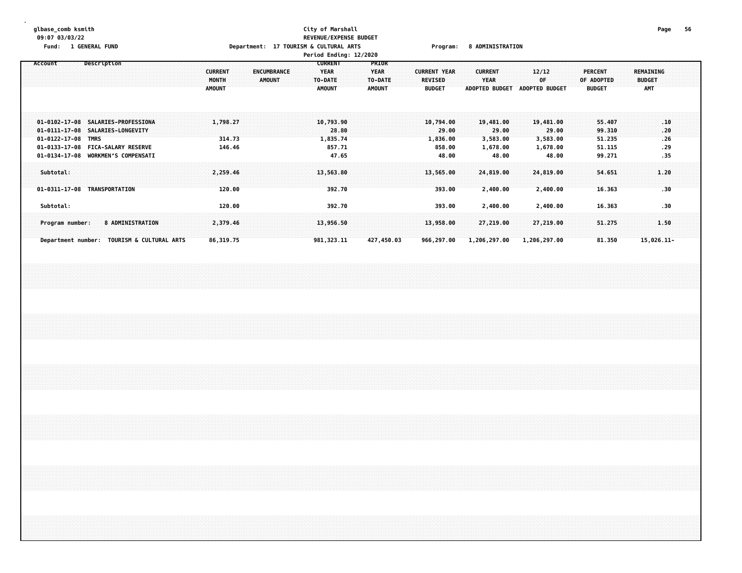glbase_comb ksmith
09:07 03/03/22
Fund: 1 GENERAL FUND

City of Marshall
REVENUE/EXPENSE BUDGET
Department: 17 TOURISM & CULTURAL ARTS
Period Ending: 12/2020

Program: 8 ADMINISTRATION

| Account | Description | CURRENT MONTH AMOUNT | ENCUMBRANCE AMOUNT | CURRENT YEAR TO-DATE AMOUNT | PRIOR YEAR TO-DATE AMOUNT | CURRENT YEAR REVISED BUDGET | CURRENT YEAR ADOPTED BUDGET | 12/12 OF ADOPTED BUDGET | PERCENT OF ADOPTED BUDGET | REMAINING BUDGET AMT |
|---|---|---|---|---|---|---|---|---|---|---|
| 01-0102-17-08 | SALARIES-PROFESSIONA | 1,798.27 | | 10,793.90 | | 10,794.00 | 19,481.00 | 19,481.00 | 55.407 | .10 |
| 01-0111-17-08 | SALARIES-LONGEVITY | | | 28.80 | | 29.00 | 29.00 | 29.00 | 99.310 | .20 |
| 01-0122-17-08 | TMRS | 314.73 | | 1,835.74 | | 1,836.00 | 3,583.00 | 3,583.00 | 51.235 | .26 |
| 01-0133-17-08 | FICA-SALARY RESERVE | 146.46 | | 857.71 | | 858.00 | 1,678.00 | 1,678.00 | 51.115 | .29 |
| 01-0134-17-08 | WORKMEN'S COMPENSATI | | | 47.65 | | 48.00 | 48.00 | 48.00 | 99.271 | .35 |
| Subtotal: | | 2,259.46 | | 13,563.80 | | 13,565.00 | 24,819.00 | 24,819.00 | 54.651 | 1.20 |
| 01-0311-17-08 | TRANSPORTATION | 120.00 | | 392.70 | | 393.00 | 2,400.00 | 2,400.00 | 16.363 | .30 |
| Subtotal: | | 120.00 | | 392.70 | | 393.00 | 2,400.00 | 2,400.00 | 16.363 | .30 |
| Program number: | 8 ADMINISTRATION | 2,379.46 | | 13,956.50 | | 13,958.00 | 27,219.00 | 27,219.00 | 51.275 | 1.50 |
| Department number: | TOURISM & CULTURAL ARTS | 86,319.75 | | 981,323.11 | 427,450.03 | 966,297.00 | 1,206,297.00 | 1,206,297.00 | 81.350 | 15,026.11- |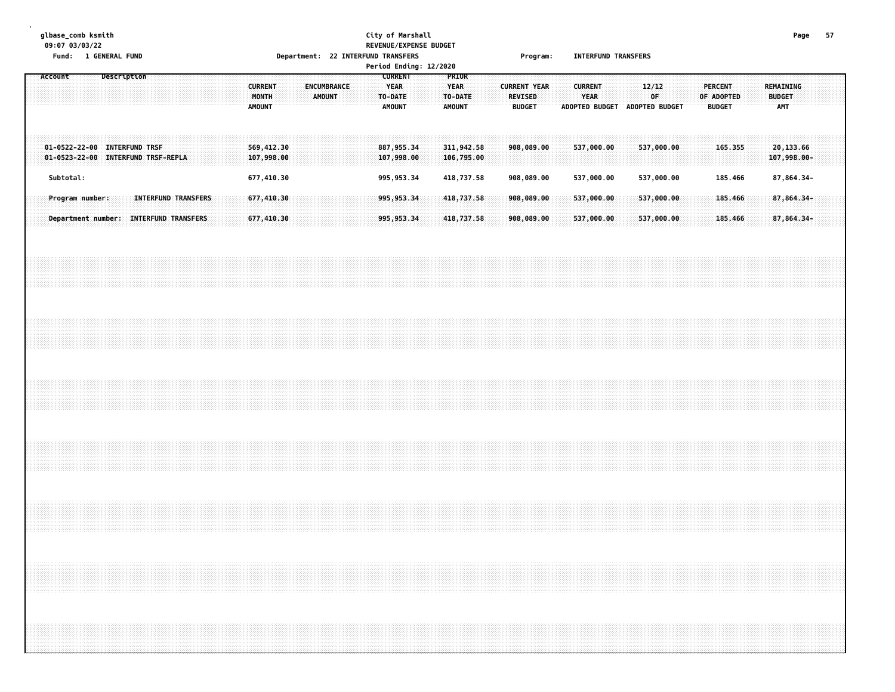glbase_comb ksmith
09:07 03/03/22
Fund: 1 GENERAL FUND

City of Marshall
REVENUE/EXPENSE BUDGET
Department: 22 INTERFUND TRANSFERS
Period Ending: 12/2020

Program: INTERFUND TRANSFERS

| Account | Description | CURRENT MONTH AMOUNT | ENCUMBRANCE AMOUNT | CURRENT YEAR TO-DATE AMOUNT | PRIOR YEAR TO-DATE AMOUNT | CURRENT YEAR REVISED BUDGET | CURRENT YEAR ADOPTED BUDGET | 12/12 OF ADOPTED BUDGET | PERCENT OF ADOPTED BUDGET | REMAINING BUDGET AMT |
|---|---|---|---|---|---|---|---|---|---|---|
| 01-0522-22-00 | INTERFUND TRSF | 569,412.30 | | 887,955.34 | 311,942.58 | 908,089.00 | 537,000.00 | 537,000.00 | 165.355 | 20,133.66 |
| 01-0523-22-00 | INTERFUND TRSF-REPLA | 107,998.00 | | 107,998.00 | 106,795.00 | | | | | 107,998.00- |
| Subtotal: | | 677,410.30 | | 995,953.34 | 418,737.58 | 908,089.00 | 537,000.00 | 537,000.00 | 185.466 | 87,864.34- |
| Program number: | INTERFUND TRANSFERS | 677,410.30 | | 995,953.34 | 418,737.58 | 908,089.00 | 537,000.00 | 537,000.00 | 185.466 | 87,864.34- |
| Department number: | INTERFUND TRANSFERS | 677,410.30 | | 995,953.34 | 418,737.58 | 908,089.00 | 537,000.00 | 537,000.00 | 185.466 | 87,864.34- |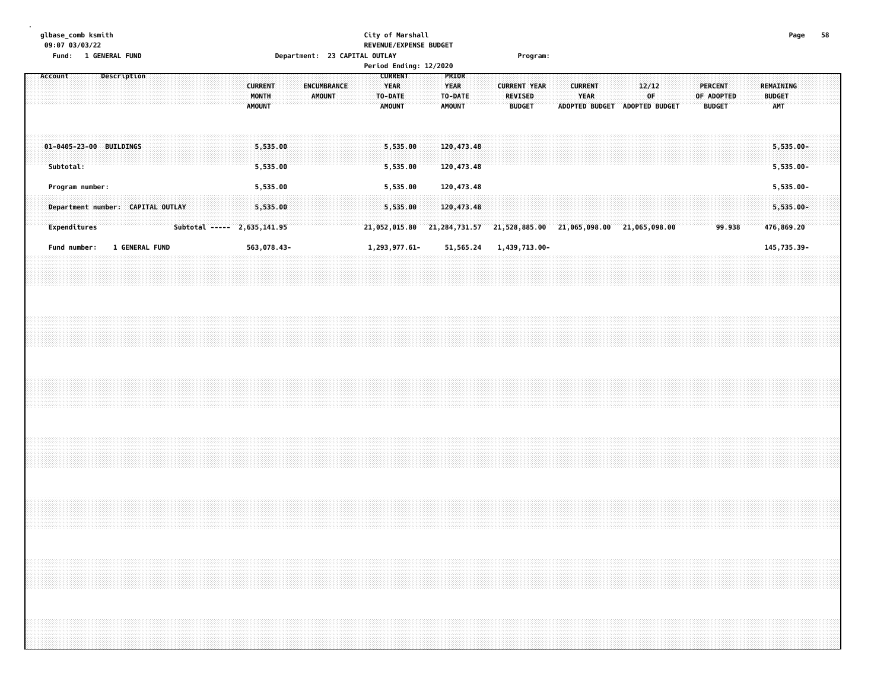glbase_comb ksmith
09:07 03/03/22

City of Marshall
REVENUE/EXPENSE BUDGET

Fund: 1 GENERAL FUND | Department: 23 CAPITAL OUTLAY | Program:

Period Ending: 12/2020

| Account Description | CURRENT MONTH AMOUNT | ENCUMBRANCE AMOUNT | CURRENT YEAR TO-DATE AMOUNT | PRIOR YEAR TO-DATE AMOUNT | CURRENT YEAR REVISED BUDGET | CURRENT YEAR ADOPTED BUDGET | 12/12 OF ADOPTED BUDGET | PERCENT OF ADOPTED BUDGET | REMAINING BUDGET AMT |
|---|---|---|---|---|---|---|---|---|---|
| 01-0405-23-00 BUILDINGS | 5,535.00 | | 5,535.00 | 120,473.48 | | | | | 5,535.00- |
| Subtotal: | 5,535.00 | | 5,535.00 | 120,473.48 | | | | | 5,535.00- |
| Program number: | 5,535.00 | | 5,535.00 | 120,473.48 | | | | | 5,535.00- |
| Department number: CAPITAL OUTLAY | 5,535.00 | | 5,535.00 | 120,473.48 | | | | | 5,535.00- |
| Expenditures Subtotal ----- | 2,635,141.95 | | 21,052,015.80 | 21,284,731.57 | 21,528,885.00 | 21,065,098.00 | 21,065,098.00 | 99.938 | 476,869.20 |
| Fund number: 1 GENERAL FUND | 563,078.43- | | 1,293,977.61- | 51,565.24 | 1,439,713.00- | | | | 145,735.39- |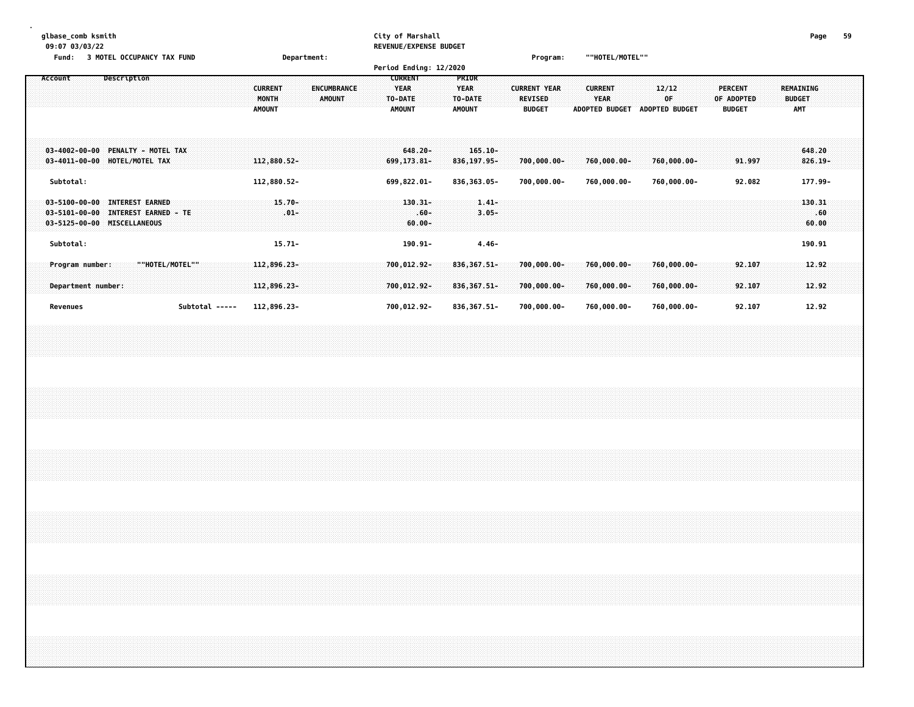glbase_comb ksmith
09:07 03/03/22

City of Marshall
REVENUE/EXPENSE BUDGET

Fund: 3 MOTEL OCCUPANCY TAX FUND Department: Program: ""HOTEL/MOTEL""

Period Ending: 12/2020

| Account | Description | CURRENT MONTH AMOUNT | ENCUMBRANCE AMOUNT | CURRENT YEAR TO-DATE AMOUNT | PRIOR YEAR TO-DATE AMOUNT | CURRENT YEAR REVISED BUDGET | CURRENT YEAR ADOPTED BUDGET | 12/12 OF ADOPTED BUDGET | PERCENT OF ADOPTED BUDGET | REMAINING BUDGET AMT |
|---|---|---|---|---|---|---|---|---|---|---|
| 03-4002-00-00 | PENALTY - MOTEL TAX | | | 648.20- | 165.10- | | | | | 648.20 |
| 03-4011-00-00 | HOTEL/MOTEL TAX | 112,880.52- | | 699,173.81- | 836,197.95- | 700,000.00- | 760,000.00- | 760,000.00- | 91.997 | 826.19- |
| Subtotal: | | 112,880.52- | | 699,822.01- | 836,363.05- | 700,000.00- | 760,000.00- | 760,000.00- | 92.082 | 177.99- |
| 03-5100-00-00 | INTEREST EARNED | 15.70- | | 130.31- | 1.41- | | | | | 130.31 |
| 03-5101-00-00 | INTEREST EARNED - TE | .01- | | .60- | 3.05- | | | | | .60 |
| 03-5125-00-00 | MISCELLANEOUS | | | 60.00- | | | | | | 60.00 |
| Subtotal: | | 15.71- | | 190.91- | 4.46- | | | | | 190.91 |
| Program number: | ""HOTEL/MOTEL"" | 112,896.23- | | 700,012.92- | 836,367.51- | 700,000.00- | 760,000.00- | 760,000.00- | 92.107 | 12.92 |
| Department number: | | 112,896.23- | | 700,012.92- | 836,367.51- | 700,000.00- | 760,000.00- | 760,000.00- | 92.107 | 12.92 |
| Revenues | Subtotal ----- | 112,896.23- | | 700,012.92- | 836,367.51- | 700,000.00- | 760,000.00- | 760,000.00- | 92.107 | 12.92 |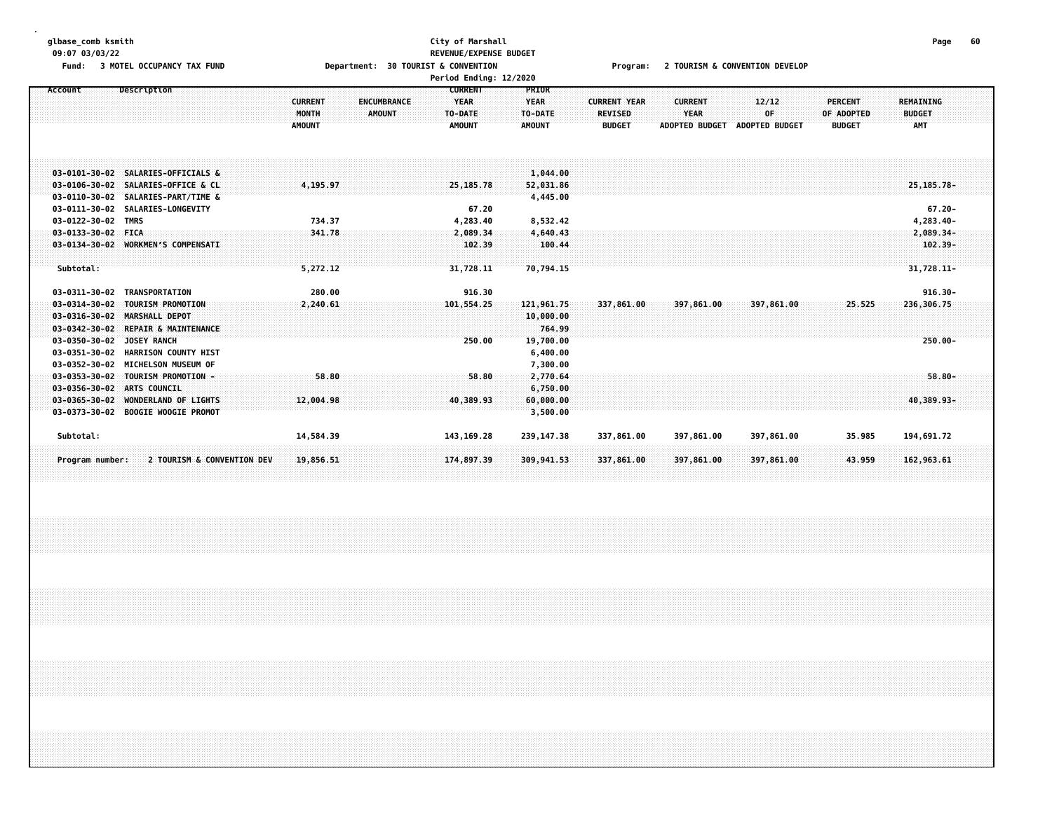glbase_comb ksmith
09:07 03/03/22

**City of Marshall**
**REVENUE/EXPENSE BUDGET**
**Period Ending: 12/2020**

Fund: 3 MOTEL OCCUPANCY TAX FUND

Department: 30 TOURIST & CONVENTION

Program: 2 TOURISM & CONVENTION DEVELOP

| Account | Description | CURRENT MONTH AMOUNT | ENCUMBRANCE AMOUNT | CURRENT YEAR TO-DATE AMOUNT | PRIOR YEAR TO-DATE AMOUNT | CURRENT YEAR REVISED BUDGET | CURRENT YEAR ADOPTED BUDGET | 12/12 OF ADOPTED BUDGET | PERCENT OF ADOPTED BUDGET | REMAINING BUDGET AMT |
|---|---|---|---|---|---|---|---|---|---|---|
| 03-0101-30-02 | SALARIES-OFFICIALS & | | | | 1,044.00 | | | | | |
| 03-0106-30-02 | SALARIES-OFFICE & CL | 4,195.97 | | 25,185.78 | 52,031.86 | | | | | 25,185.78- |
| 03-0110-30-02 | SALARIES-PART/TIME & | | | | 4,445.00 | | | | | |
| 03-0111-30-02 | SALARIES-LONGEVITY | | | 67.20 | | | | | | 67.20- |
| 03-0122-30-02 | TMRS | 734.37 | | 4,283.40 | 8,532.42 | | | | | 4,283.40- |
| 03-0133-30-02 | FICA | 341.78 | | 2,089.34 | 4,640.43 | | | | | 2,089.34- |
| 03-0134-30-02 | WORKMEN'S COMPENSATI | | | 102.39 | 100.44 | | | | | 102.39- |
| Subtotal: | | 5,272.12 | | 31,728.11 | 70,794.15 | | | | | 31,728.11- |
| 03-0311-30-02 | TRANSPORTATION | 280.00 | | 916.30 | | | | | | 916.30- |
| 03-0314-30-02 | TOURISM PROMOTION | 2,240.61 | | 101,554.25 | 121,961.75 | 337,861.00 | 397,861.00 | 397,861.00 | 25.525 | 236,306.75 |
| 03-0316-30-02 | MARSHALL DEPOT | | | | 10,000.00 | | | | | |
| 03-0342-30-02 | REPAIR & MAINTENANCE | | | | 764.99 | | | | | |
| 03-0350-30-02 | JOSEY RANCH | | | 250.00 | 19,700.00 | | | | | 250.00- |
| 03-0351-30-02 | HARRISON COUNTY HIST | | | | 6,400.00 | | | | | |
| 03-0352-30-02 | MICHELSON MUSEUM OF | | | | 7,300.00 | | | | | |
| 03-0353-30-02 | TOURISM PROMOTION - | 58.80 | | 58.80 | 2,770.64 | | | | | 58.80- |
| 03-0356-30-02 | ARTS COUNCIL | | | | 6,750.00 | | | | | |
| 03-0365-30-02 | WONDERLAND OF LIGHTS | 12,004.98 | | 40,389.93 | 60,000.00 | | | | | 40,389.93- |
| 03-0373-30-02 | BOOGIE WOOGIE PROMOT | | | | 3,500.00 | | | | | |
| Subtotal: | | 14,584.39 | | 143,169.28 | 239,147.38 | 337,861.00 | 397,861.00 | 397,861.00 | 35.985 | 194,691.72 |
| Program number: | 2 TOURISM & CONVENTION DEV | 19,856.51 | | 174,897.39 | 309,941.53 | 337,861.00 | 397,861.00 | 397,861.00 | 43.959 | 162,963.61 |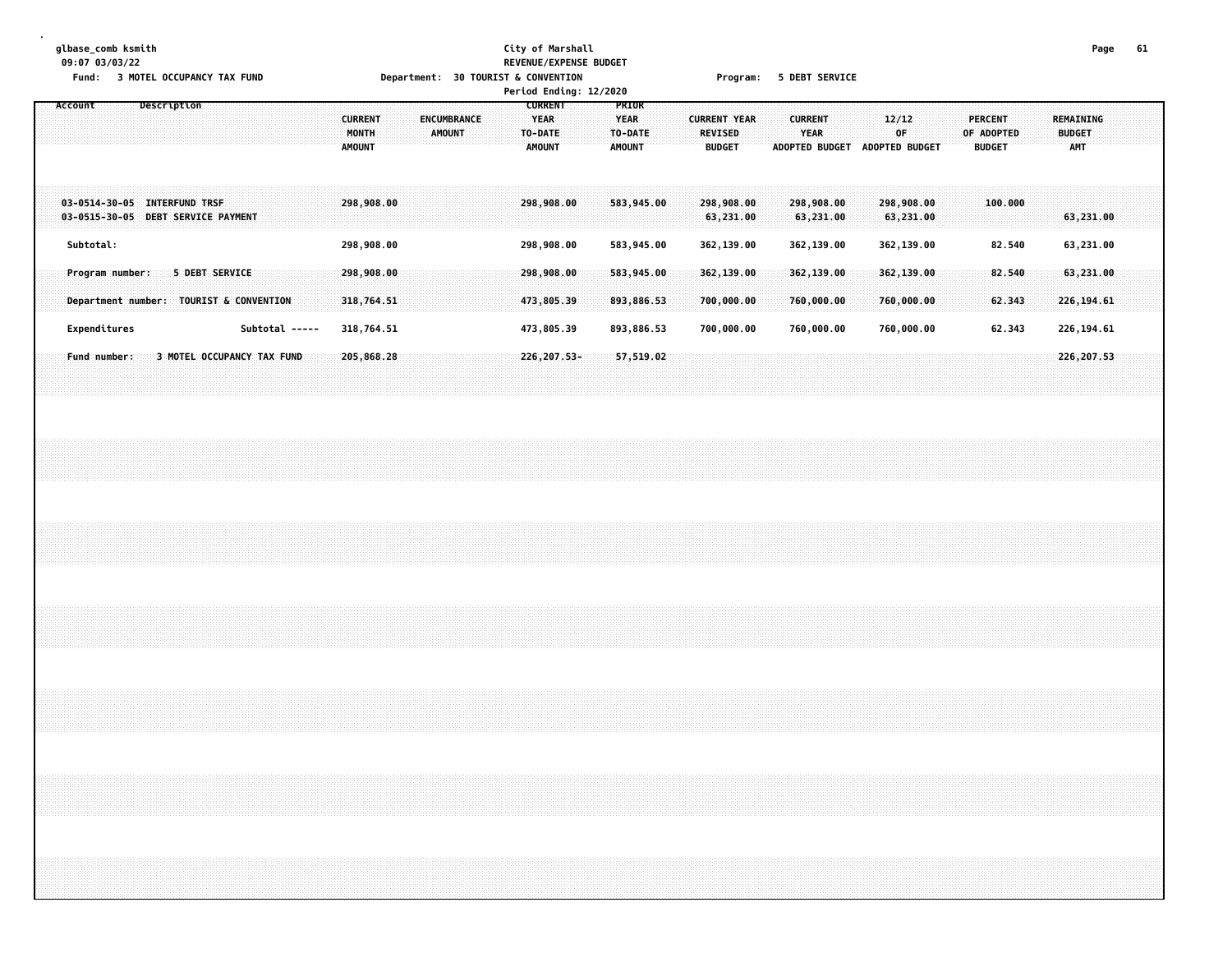glbase_comb ksmith
09:07 03/03/22

City of Marshall
REVENUE/EXPENSE BUDGET

Fund: 3 MOTEL OCCUPANCY TAX FUND    Department: 30 TOURIST & CONVENTION    Program: 5 DEBT SERVICE

Period Ending: 12/2020

| Account Description | CURRENT MONTH AMOUNT | ENCUMBRANCE AMOUNT | CURRENT YEAR TO-DATE AMOUNT | PRIOR YEAR TO-DATE AMOUNT | CURRENT YEAR REVISED BUDGET | CURRENT YEAR ADOPTED BUDGET | 12/12 OF ADOPTED BUDGET | PERCENT OF ADOPTED BUDGET | REMAINING BUDGET AMT |
|---|---|---|---|---|---|---|---|---|---|
| 03-0514-30-05 INTERFUND TRSF | 298,908.00 | | 298,908.00 | 583,945.00 | 298,908.00 | 298,908.00 | 298,908.00 | 100.000 | |
| 03-0515-30-05 DEBT SERVICE PAYMENT | | | | | 63,231.00 | 63,231.00 | 63,231.00 | | 63,231.00 |
| Subtotal: | 298,908.00 | | 298,908.00 | 583,945.00 | 362,139.00 | 362,139.00 | 362,139.00 | 82.540 | 63,231.00 |
| Program number: 5 DEBT SERVICE | 298,908.00 | | 298,908.00 | 583,945.00 | 362,139.00 | 362,139.00 | 362,139.00 | 82.540 | 63,231.00 |
| Department number: TOURIST & CONVENTION | 318,764.51 | | 473,805.39 | 893,886.53 | 700,000.00 | 760,000.00 | 760,000.00 | 62.343 | 226,194.61 |
| Expenditures Subtotal ----- | 318,764.51 | | 473,805.39 | 893,886.53 | 700,000.00 | 760,000.00 | 760,000.00 | 62.343 | 226,194.61 |
| Fund number: 3 MOTEL OCCUPANCY TAX FUND | 205,868.28 | | 226,207.53- | 57,519.02 | | | | | 226,207.53 |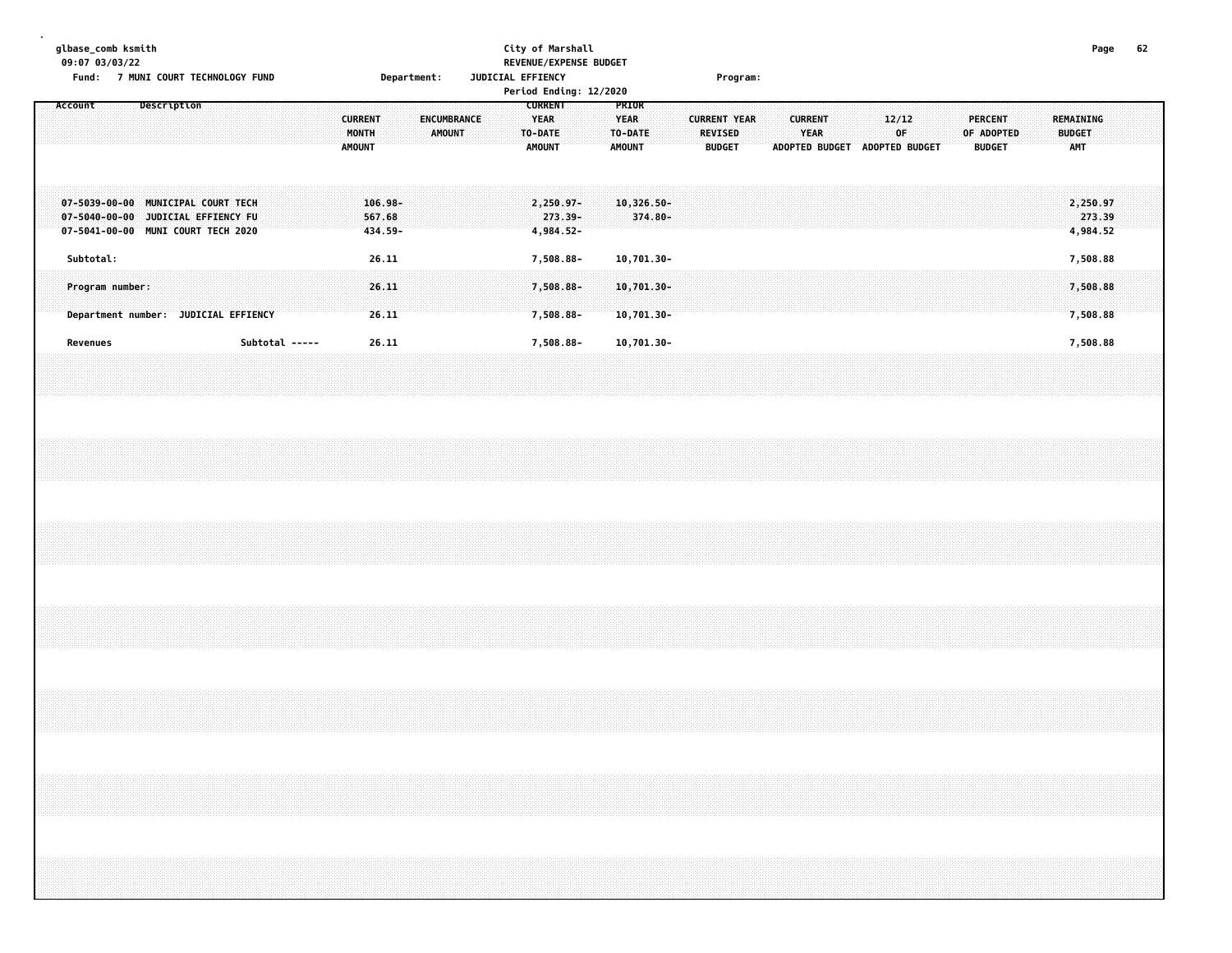glbase_comb ksmith
09:07 03/03/22

City of Marshall
REVENUE/EXPENSE BUDGET
Period Ending: 12/2020

Fund: 7 MUNI COURT TECHNOLOGY FUND    Department: JUDICIAL EFFIENCY    Program:

| Account | Description | CURRENT MONTH AMOUNT | ENCUMBRANCE AMOUNT | CURRENT YEAR TO-DATE AMOUNT | PRIOR YEAR TO-DATE AMOUNT | CURRENT YEAR REVISED BUDGET | CURRENT YEAR ADOPTED BUDGET | 12/12 OF ADOPTED BUDGET | PERCENT OF ADOPTED BUDGET | REMAINING BUDGET AMT |
|---|---|---|---|---|---|---|---|---|---|---|
| 07-5039-00-00 | MUNICIPAL COURT TECH | 106.98- | | 2,250.97- | 10,326.50- | | | | | 2,250.97 |
| 07-5040-00-00 | JUDICIAL EFFIENCY FU | 567.68 | | 273.39- | 374.80- | | | | | 273.39 |
| 07-5041-00-00 | MUNI COURT TECH 2020 | 434.59- | | 4,984.52- | | | | | | 4,984.52 |
| Subtotal: | | 26.11 | | 7,508.88- | 10,701.30- | | | | | 7,508.88 |
| Program number: | | 26.11 | | 7,508.88- | 10,701.30- | | | | | 7,508.88 |
| Department number: JUDICIAL EFFIENCY | | 26.11 | | 7,508.88- | 10,701.30- | | | | | 7,508.88 |
| Revenues | Subtotal ----- | 26.11 | | 7,508.88- | 10,701.30- | | | | | 7,508.88 |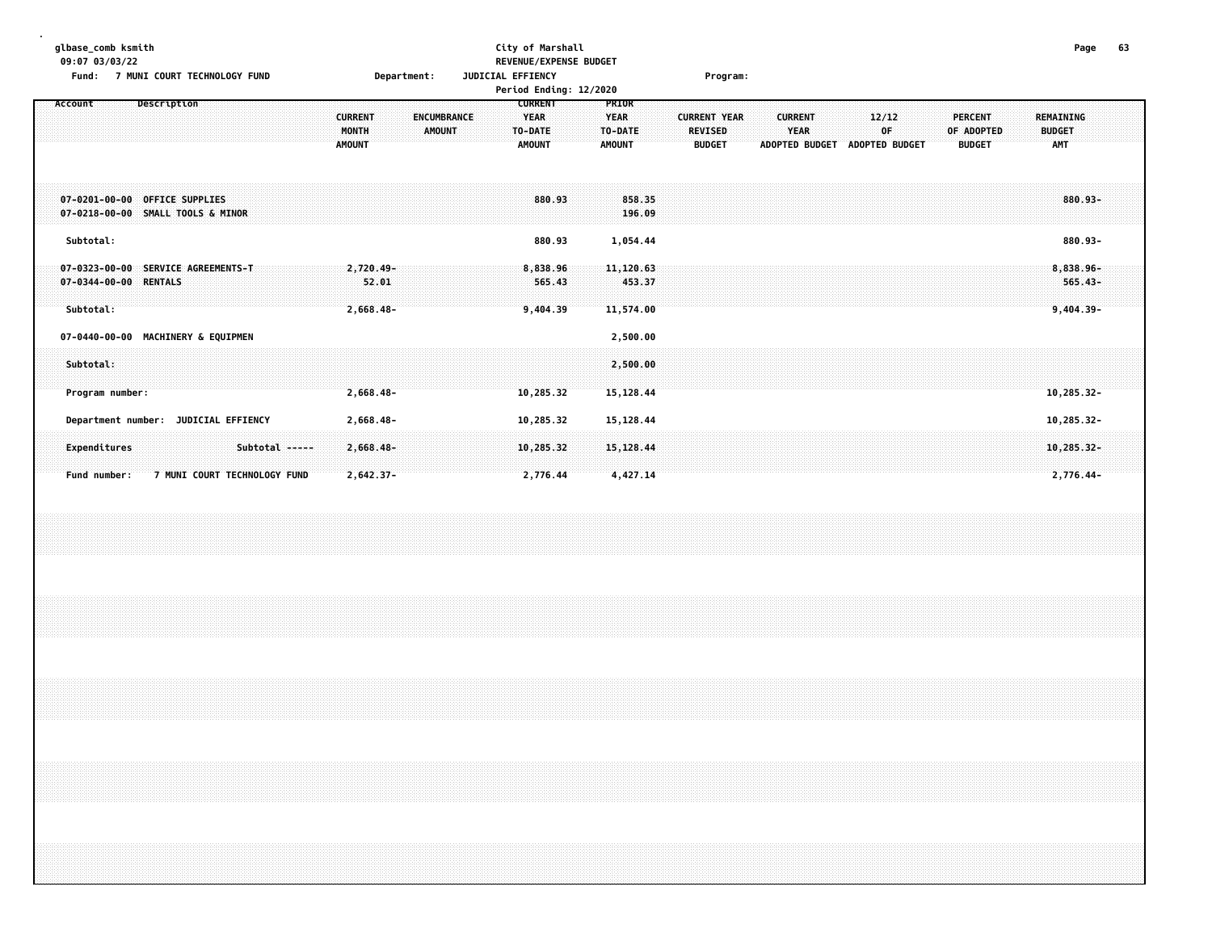glbase_comb ksmith
09:07 03/03/22

**City of Marshall**
**REVENUE/EXPENSE BUDGET**

Fund: 7 MUNI COURT TECHNOLOGY FUND    Department: JUDICIAL EFFIENCY    Program:

Period Ending: 12/2020

| Account | Description | CURRENT MONTH AMOUNT | ENCUMBRANCE AMOUNT | CURRENT YEAR TO-DATE AMOUNT | PRIOR YEAR TO-DATE AMOUNT | CURRENT YEAR REVISED BUDGET | CURRENT YEAR ADOPTED BUDGET | 12/12 OF ADOPTED BUDGET | PERCENT OF ADOPTED BUDGET | REMAINING BUDGET AMT |
|---|---|---|---|---|---|---|---|---|---|---|
| 07-0201-00-00 | OFFICE SUPPLIES | | | 880.93 | 858.35 | | | | | 880.93- |
| 07-0218-00-00 | SMALL TOOLS & MINOR | | | | 196.09 | | | | | |
| Subtotal: | | | | 880.93 | 1,054.44 | | | | | 880.93- |
| 07-0323-00-00 | SERVICE AGREEMENTS-T | 2,720.49- | | 8,838.96 | 11,120.63 | | | | | 8,838.96- |
| 07-0344-00-00 | RENTALS | 52.01 | | 565.43 | 453.37 | | | | | 565.43- |
| Subtotal: | | 2,668.48- | | 9,404.39 | 11,574.00 | | | | | 9,404.39- |
| 07-0440-00-00 | MACHINERY & EQUIPMEN | | | | 2,500.00 | | | | | |
| Subtotal: | | | | | 2,500.00 | | | | | |
| Program number: | | 2,668.48- | | 10,285.32 | 15,128.44 | | | | | 10,285.32- |
| Department number: | JUDICIAL EFFIENCY | 2,668.48- | | 10,285.32 | 15,128.44 | | | | | 10,285.32- |
| Expenditures | Subtotal ----- | 2,668.48- | | 10,285.32 | 15,128.44 | | | | | 10,285.32- |
| Fund number: | 7 MUNI COURT TECHNOLOGY FUND | 2,642.37- | | 2,776.44 | 4,427.14 | | | | | 2,776.44- |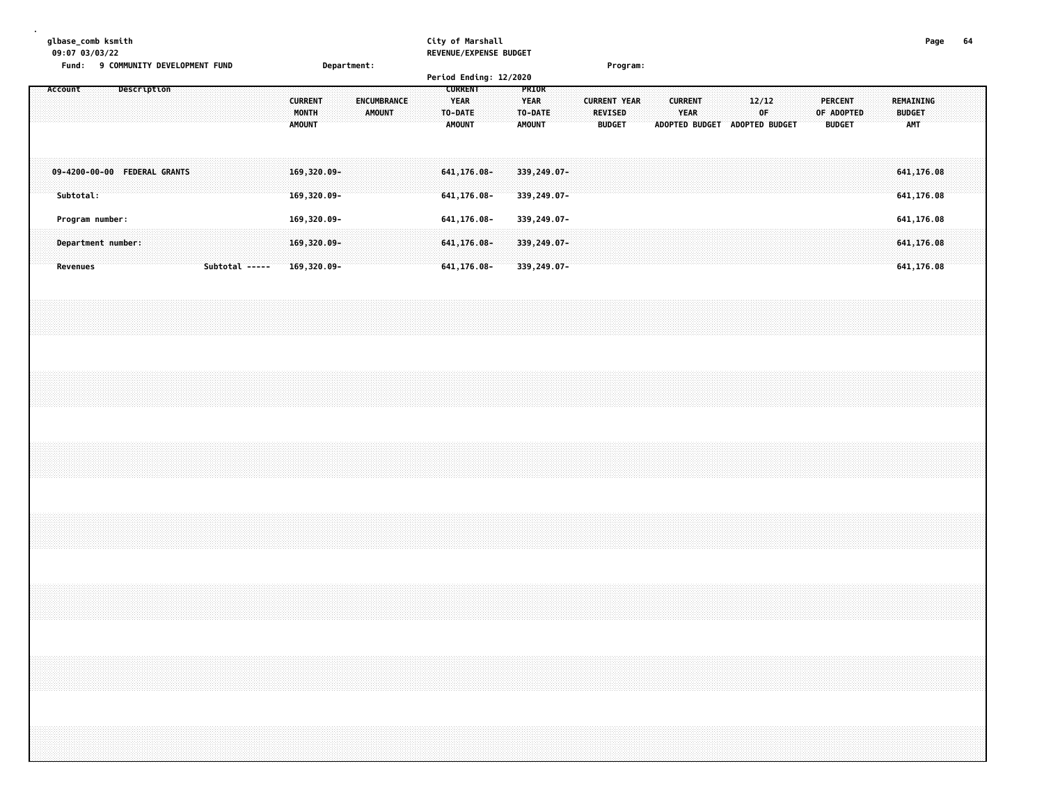glbase_comb ksmith
09:07 03/03/22

City of Marshall
REVENUE/EXPENSE BUDGET

Fund: 9 COMMUNITY DEVELOPMENT FUND    Department:    Program:

Period Ending: 12/2020

| Account | Description | | CURRENT MONTH AMOUNT | ENCUMBRANCE AMOUNT | CURRENT YEAR TO-DATE AMOUNT | PRIOR YEAR TO-DATE AMOUNT | CURRENT YEAR REVISED BUDGET | CURRENT YEAR ADOPTED BUDGET | 12/12 OF ADOPTED BUDGET | PERCENT OF ADOPTED BUDGET | REMAINING BUDGET AMT |
|---|---|---|---|---|---|---|---|---|---|---|---|
| 09-4200-00-00 | FEDERAL GRANTS | | 169,320.09- | | 641,176.08- | 339,249.07- | | | | | 641,176.08 |
| Subtotal: | | | 169,320.09- | | 641,176.08- | 339,249.07- | | | | | 641,176.08 |
| Program number: | | | 169,320.09- | | 641,176.08- | 339,249.07- | | | | | 641,176.08 |
| Department number: | | | 169,320.09- | | 641,176.08- | 339,249.07- | | | | | 641,176.08 |
| Revenues | | Subtotal ----- | 169,320.09- | | 641,176.08- | 339,249.07- | | | | | 641,176.08 |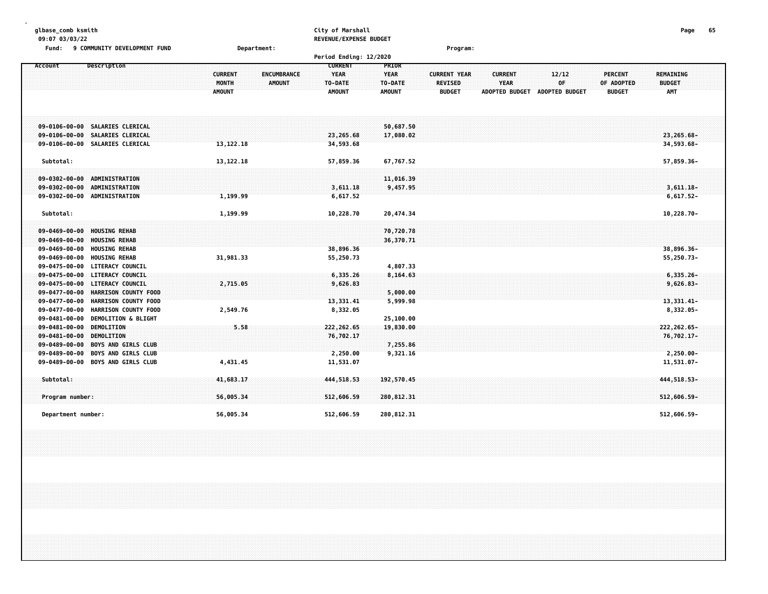glbase_comb ksmith
09:07 03/03/22

City of Marshall
REVENUE/EXPENSE BUDGET

Fund: 9 COMMUNITY DEVELOPMENT FUND    Department:    Program:

Period Ending: 12/2020

| Account | Description | CURRENT MONTH AMOUNT | ENCUMBRANCE AMOUNT | CURRENT YEAR TO-DATE AMOUNT | PRIOR YEAR TO-DATE AMOUNT | CURRENT YEAR REVISED BUDGET | CURRENT YEAR ADOPTED BUDGET | 12/12 OF ADOPTED BUDGET | PERCENT OF ADOPTED BUDGET | REMAINING BUDGET AMT |
|---|---|---|---|---|---|---|---|---|---|---|
| 09-0106-00-00 | SALARIES CLERICAL | | | | 50,687.50 | | | | | |
| 09-0106-00-00 | SALARIES CLERICAL | | | 23,265.68 | 17,080.02 | | | | | 23,265.68- |
| 09-0106-00-00 | SALARIES CLERICAL | 13,122.18 | | 34,593.68 | | | | | | 34,593.68- |
| Subtotal: | | 13,122.18 | | 57,859.36 | 67,767.52 | | | | | 57,859.36- |
| 09-0302-00-00 | ADMINISTRATION | | | | 11,016.39 | | | | | |
| 09-0302-00-00 | ADMINISTRATION | | | 3,611.18 | 9,457.95 | | | | | 3,611.18- |
| 09-0302-00-00 | ADMINISTRATION | 1,199.99 | | 6,617.52 | | | | | | 6,617.52- |
| Subtotal: | | 1,199.99 | | 10,228.70 | 20,474.34 | | | | | 10,228.70- |
| 09-0469-00-00 | HOUSING REHAB | | | | 70,720.78 | | | | | |
| 09-0469-00-00 | HOUSING REHAB | | | | 36,370.71 | | | | | |
| 09-0469-00-00 | HOUSING REHAB | | | 38,896.36 | | | | | | 38,896.36- |
| 09-0469-00-00 | HOUSING REHAB | 31,981.33 | | 55,250.73 | | | | | | 55,250.73- |
| 09-0475-00-00 | LITERACY COUNCIL | | | | 4,807.33 | | | | | |
| 09-0475-00-00 | LITERACY COUNCIL | | | 6,335.26 | 8,164.63 | | | | | 6,335.26- |
| 09-0475-00-00 | LITERACY COUNCIL | 2,715.05 | | 9,626.83 | | | | | | 9,626.83- |
| 09-0477-00-00 | HARRISON COUNTY FOOD | | | | 5,000.00 | | | | | |
| 09-0477-00-00 | HARRISON COUNTY FOOD | | | 13,331.41 | 5,999.98 | | | | | 13,331.41- |
| 09-0477-00-00 | HARRISON COUNTY FOOD | 2,549.76 | | 8,332.05 | | | | | | 8,332.05- |
| 09-0481-00-00 | DEMOLITION & BLIGHT | | | | 25,100.00 | | | | | |
| 09-0481-00-00 | DEMOLITION | 5.58 | | 222,262.65 | 19,830.00 | | | | | 222,262.65- |
| 09-0481-00-00 | DEMOLITION | | | 76,702.17 | | | | | | 76,702.17- |
| 09-0489-00-00 | BOYS AND GIRLS CLUB | | | | 7,255.86 | | | | | |
| 09-0489-00-00 | BOYS AND GIRLS CLUB | | | 2,250.00 | 9,321.16 | | | | | 2,250.00- |
| 09-0489-00-00 | BOYS AND GIRLS CLUB | 4,431.45 | | 11,531.07 | | | | | | 11,531.07- |
| Subtotal: | | 41,683.17 | | 444,518.53 | 192,570.45 | | | | | 444,518.53- |
| Program number: | | 56,005.34 | | 512,606.59 | 280,812.31 | | | | | 512,606.59- |
| Department number: | | 56,005.34 | | 512,606.59 | 280,812.31 | | | | | 512,606.59- |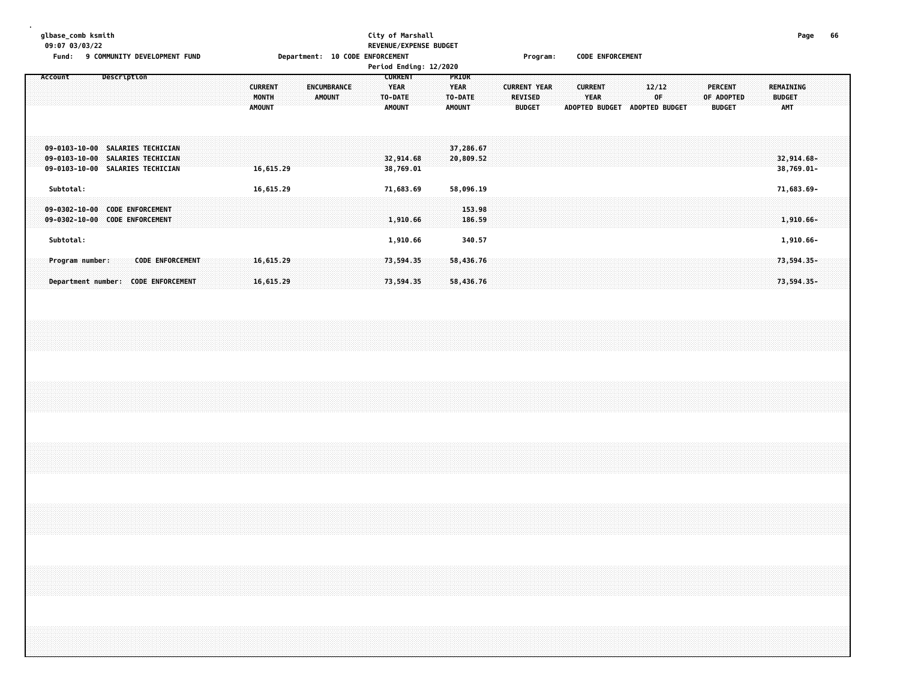glbase_comb ksmith
09:07 03/03/22

City of Marshall
REVENUE/EXPENSE BUDGET

Fund: 9 COMMUNITY DEVELOPMENT FUND    Department: 10 CODE ENFORCEMENT    Program: CODE ENFORCEMENT

Period Ending: 12/2020

| Account | Description | CURRENT MONTH AMOUNT | ENCUMBRANCE AMOUNT | CURRENT YEAR TO-DATE AMOUNT | PRIOR YEAR TO-DATE AMOUNT | CURRENT YEAR REVISED BUDGET | CURRENT YEAR ADOPTED BUDGET | 12/12 OF ADOPTED BUDGET | PERCENT OF ADOPTED BUDGET | REMAINING BUDGET AMT |
|---|---|---|---|---|---|---|---|---|---|---|
| 09-0103-10-00 | SALARIES TECHICIAN | | | | 37,286.67 | | | | | |
| 09-0103-10-00 | SALARIES TECHICIAN | | | 32,914.68 | 20,809.52 | | | | | 32,914.68- |
| 09-0103-10-00 | SALARIES TECHICIAN | 16,615.29 | | 38,769.01 | | | | | | 38,769.01- |
| Subtotal: | | 16,615.29 | | 71,683.69 | 58,096.19 | | | | | 71,683.69- |
| 09-0302-10-00 | CODE ENFORCEMENT | | | | 153.98 | | | | | |
| 09-0302-10-00 | CODE ENFORCEMENT | | | 1,910.66 | 186.59 | | | | | 1,910.66- |
| Subtotal: | | | | 1,910.66 | 340.57 | | | | | 1,910.66- |
| Program number: | CODE ENFORCEMENT | 16,615.29 | | 73,594.35 | 58,436.76 | | | | | 73,594.35- |
| Department number: | CODE ENFORCEMENT | 16,615.29 | | 73,594.35 | 58,436.76 | | | | | 73,594.35- |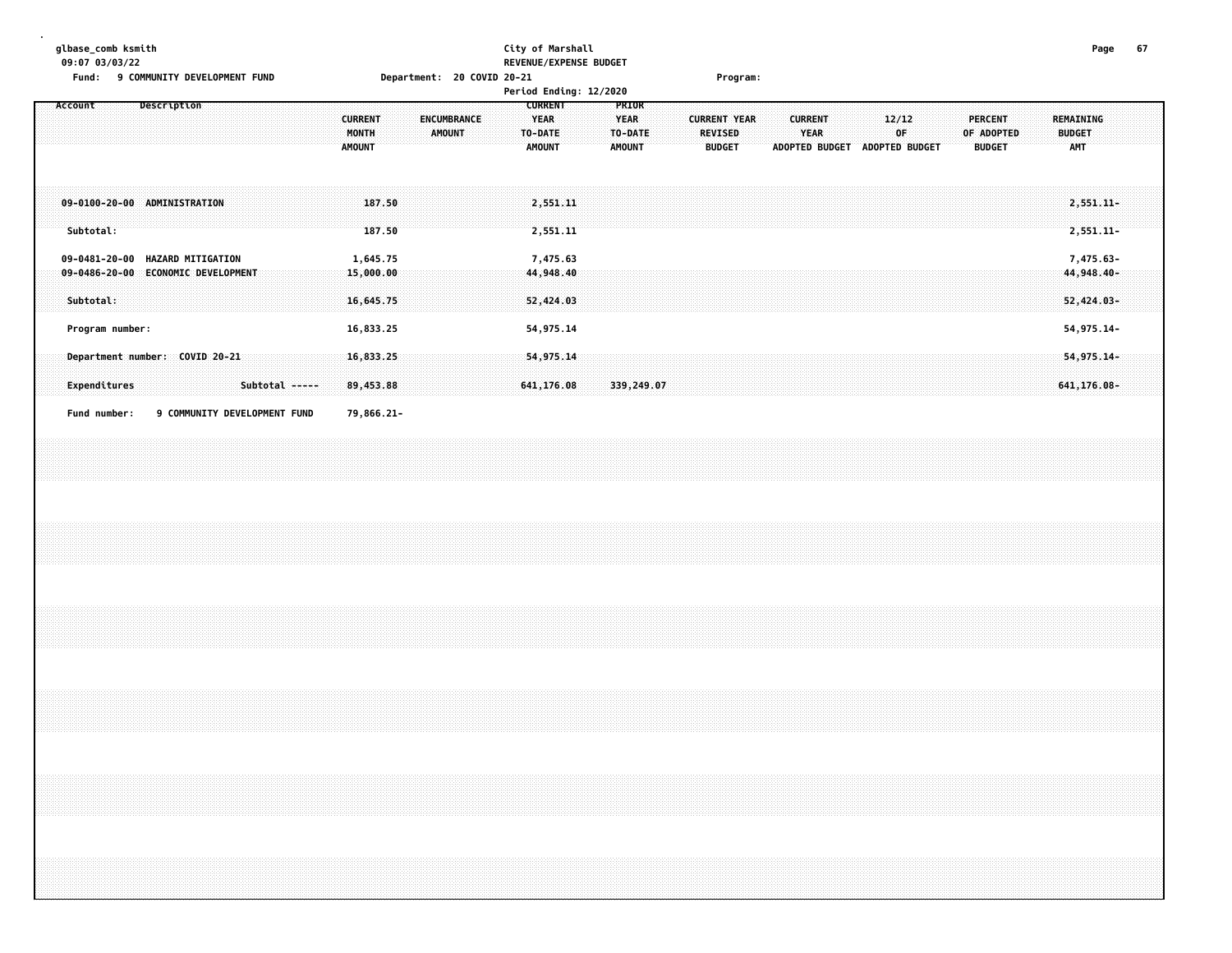glbase_comb ksmith
09:07 03/03/22

City of Marshall
REVENUE/EXPENSE BUDGET
Period Ending: 12/2020

Fund: 9 COMMUNITY DEVELOPMENT FUND    Department: 20 COVID 20-21    Program:

| Account Description | CURRENT MONTH AMOUNT | ENCUMBRANCE AMOUNT | CURRENT YEAR TO-DATE AMOUNT | PRIOR YEAR TO-DATE AMOUNT | CURRENT YEAR REVISED BUDGET | CURRENT YEAR ADOPTED BUDGET | 12/12 OF ADOPTED BUDGET | PERCENT OF ADOPTED BUDGET | REMAINING BUDGET AMT |
|---|---|---|---|---|---|---|---|---|---|
| 09-0100-20-00 ADMINISTRATION | 187.50 | | 2,551.11 | | | | | | 2,551.11- |
| Subtotal: | 187.50 | | 2,551.11 | | | | | | 2,551.11- |
| 09-0481-20-00 HAZARD MITIGATION | 1,645.75 | | 7,475.63 | | | | | | 7,475.63- |
| 09-0486-20-00 ECONOMIC DEVELOPMENT | 15,000.00 | | 44,948.40 | | | | | | 44,948.40- |
| Subtotal: | 16,645.75 | | 52,424.03 | | | | | | 52,424.03- |
| Program number: | 16,833.25 | | 54,975.14 | | | | | | 54,975.14- |
| Department number: COVID 20-21 | 16,833.25 | | 54,975.14 | | | | | | 54,975.14- |
| Expenditures Subtotal ----- | 89,453.88 | | 641,176.08 | 339,249.07 | | | | | 641,176.08- |
| Fund number: 9 COMMUNITY DEVELOPMENT FUND | 79,866.21- | | | | | | | | |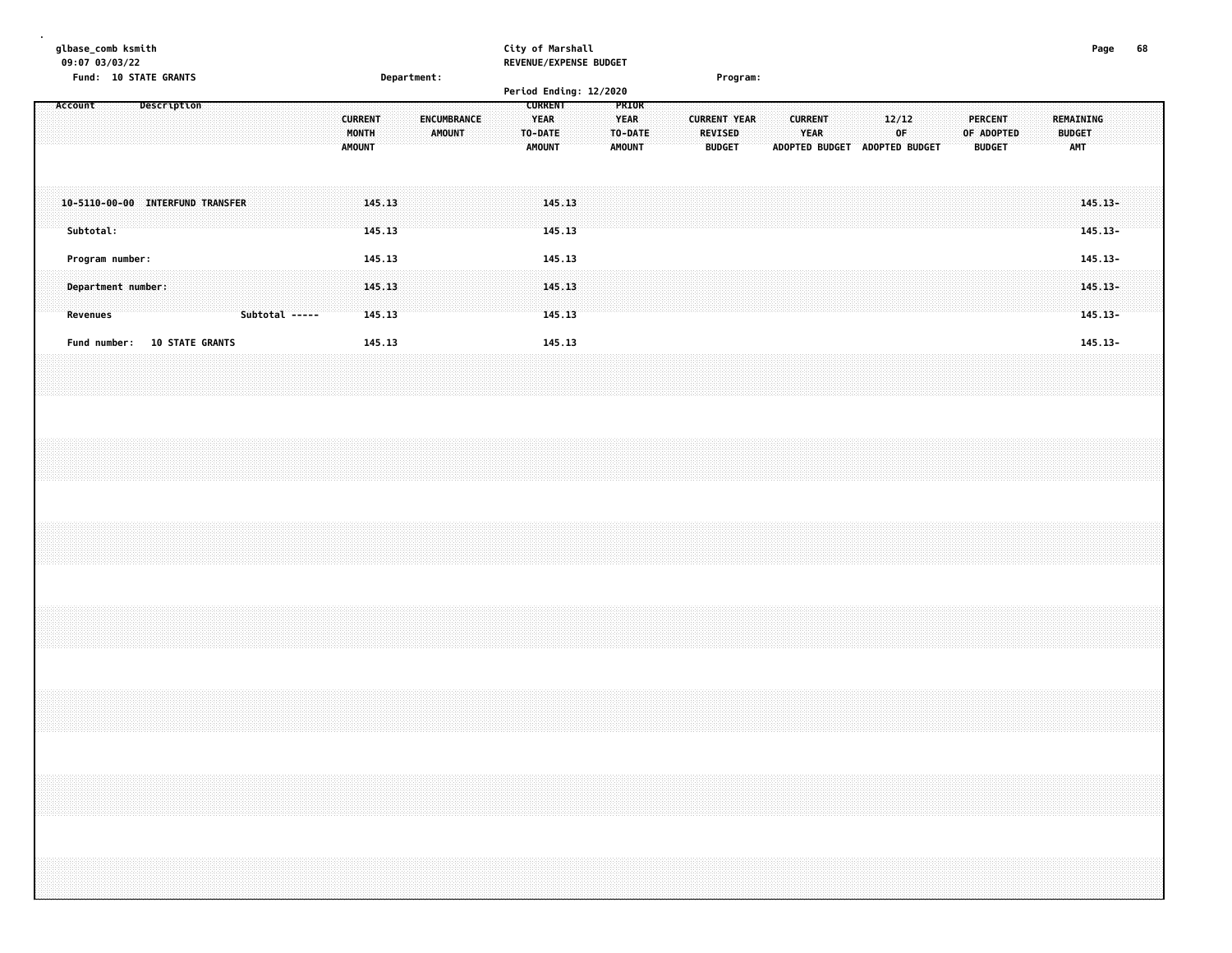glbase_comb ksmith
09:07 03/03/22
Fund: 10 STATE GRANTS

City of Marshall
REVENUE/EXPENSE BUDGET
Period Ending: 12/2020

Department:

Program:

| Account | Description | CURRENT MONTH AMOUNT | ENCUMBRANCE AMOUNT | CURRENT YEAR TO-DATE AMOUNT | PRIOR YEAR TO-DATE AMOUNT | CURRENT YEAR REVISED BUDGET | CURRENT YEAR ADOPTED BUDGET | 12/12 OF ADOPTED BUDGET | PERCENT OF ADOPTED BUDGET | REMAINING BUDGET AMT |
|---|---|---|---|---|---|---|---|---|---|---|
| 10-5110-00-00 | INTERFUND TRANSFER | 145.13 | | 145.13 | | | | | | 145.13- |
| Subtotal: | | 145.13 | | 145.13 | | | | | | 145.13- |
| Program number: | | 145.13 | | 145.13 | | | | | | 145.13- |
| Department number: | | 145.13 | | 145.13 | | | | | | 145.13- |
| Revenues | Subtotal ----- | 145.13 | | 145.13 | | | | | | 145.13- |
| Fund number: | 10 STATE GRANTS | 145.13 | | 145.13 | | | | | | 145.13- |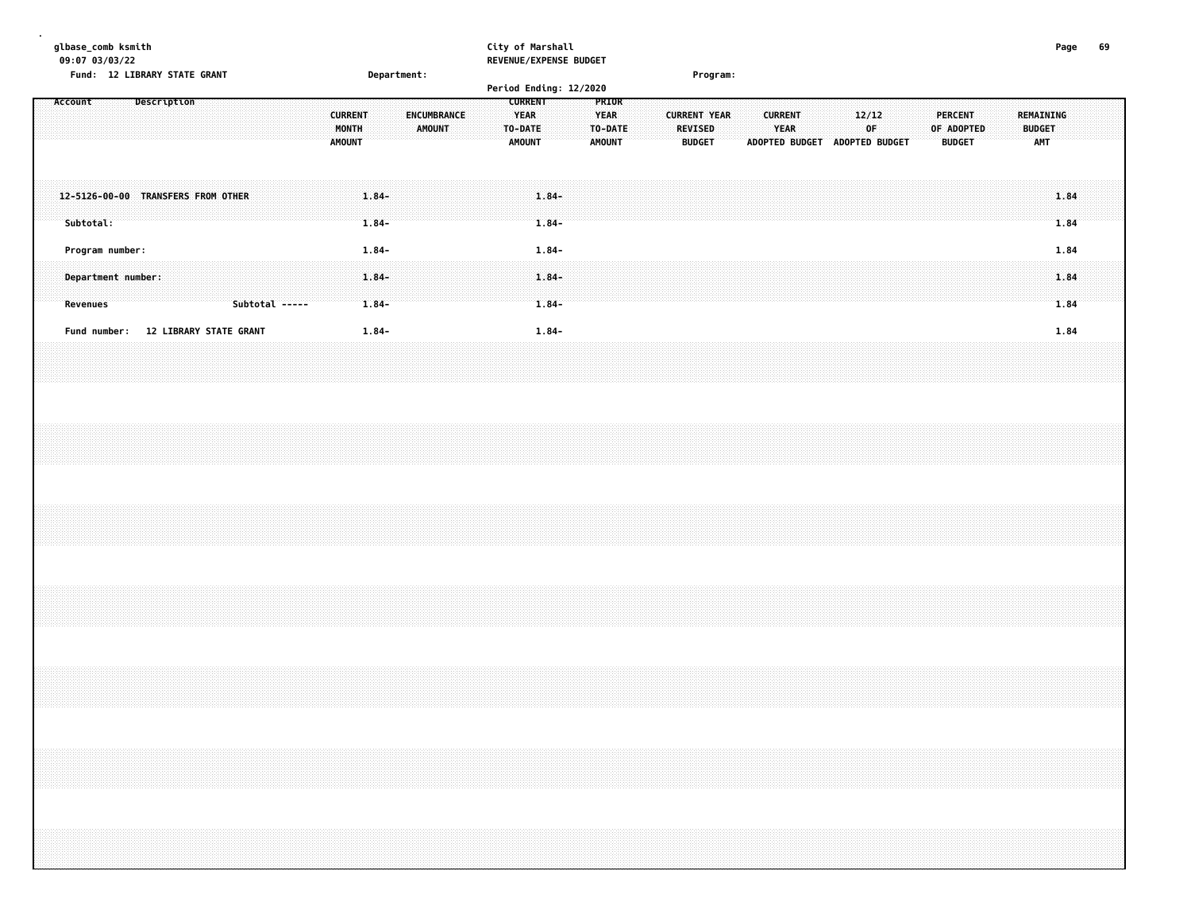glbase_comb ksmith
09:07 03/03/22

City of Marshall
REVENUE/EXPENSE BUDGET

Fund: 12 LIBRARY STATE GRANT

Department:

Program:

Period Ending: 12/2020

| Account Description | CURRENT MONTH AMOUNT | ENCUMBRANCE AMOUNT | CURRENT YEAR TO-DATE AMOUNT | PRIOR YEAR TO-DATE AMOUNT | CURRENT YEAR REVISED BUDGET | CURRENT YEAR ADOPTED BUDGET | 12/12 OF ADOPTED BUDGET | PERCENT OF ADOPTED BUDGET | REMAINING BUDGET AMT |
|---|---|---|---|---|---|---|---|---|---|
| 12-5126-00-00 TRANSFERS FROM OTHER | 1.84- | | 1.84- | | | | | | 1.84 |
| Subtotal: | 1.84- | | 1.84- | | | | | | 1.84 |
| Program number: | 1.84- | | 1.84- | | | | | | 1.84 |
| Department number: | 1.84- | | 1.84- | | | | | | 1.84 |
| Revenues Subtotal ----- | 1.84- | | 1.84- | | | | | | 1.84 |
| Fund number: 12 LIBRARY STATE GRANT | 1.84- | | 1.84- | | | | | | 1.84 |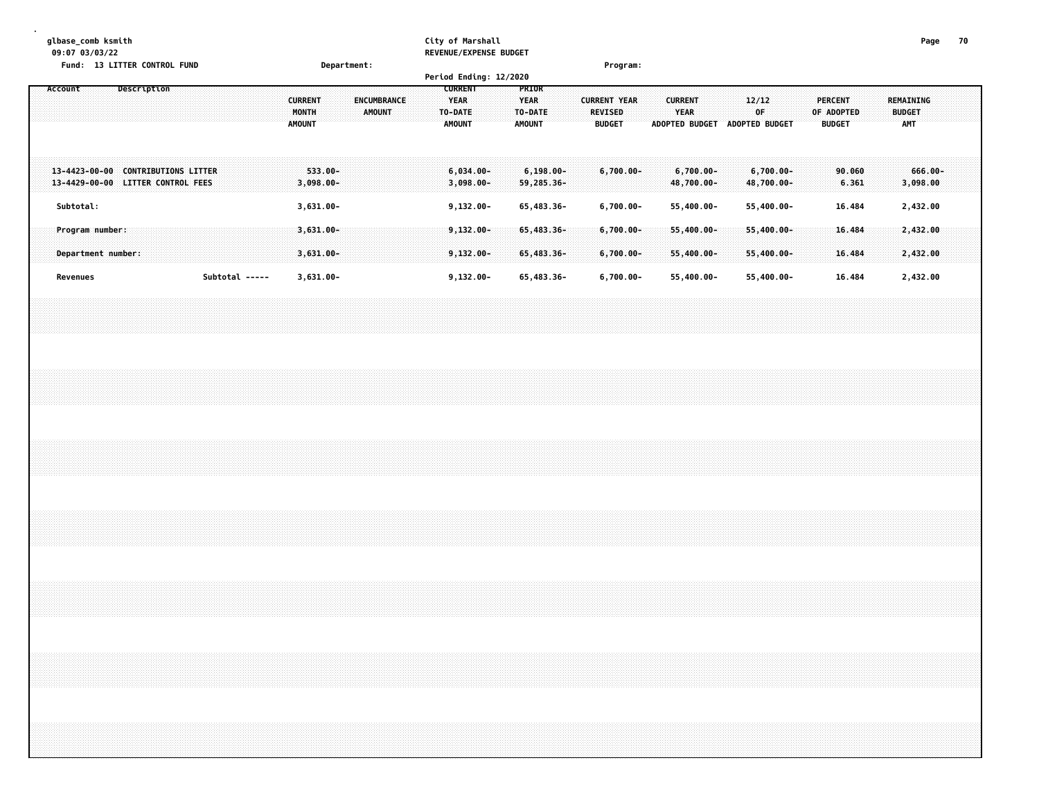glbase_comb ksmith
09:07 03/03/22

City of Marshall
REVENUE/EXPENSE BUDGET
Period Ending: 12/2020

Fund: 13 LITTER CONTROL FUND
Department:
Program:

| Account | Description | CURRENT MONTH AMOUNT | ENCUMBRANCE AMOUNT | CURRENT YEAR TO-DATE AMOUNT | PRIOR YEAR TO-DATE AMOUNT | CURRENT YEAR REVISED BUDGET | CURRENT YEAR ADOPTED BUDGET | 12/12 OF ADOPTED BUDGET | PERCENT OF ADOPTED BUDGET | REMAINING BUDGET AMT |
|---|---|---|---|---|---|---|---|---|---|---|
| 13-4423-00-00 | CONTRIBUTIONS LITTER | 533.00- | | 6,034.00- | 6,198.00- | 6,700.00- | 6,700.00- | 6,700.00- | 90.060 | 666.00- |
| 13-4429-00-00 | LITTER CONTROL FEES | 3,098.00- | | 3,098.00- | 59,285.36- | | 48,700.00- | 48,700.00- | 6.361 | 3,098.00 |
| Subtotal: | | 3,631.00- | | 9,132.00- | 65,483.36- | 6,700.00- | 55,400.00- | 55,400.00- | 16.484 | 2,432.00 |
| Program number: | | 3,631.00- | | 9,132.00- | 65,483.36- | 6,700.00- | 55,400.00- | 55,400.00- | 16.484 | 2,432.00 |
| Department number: | | 3,631.00- | | 9,132.00- | 65,483.36- | 6,700.00- | 55,400.00- | 55,400.00- | 16.484 | 2,432.00 |
| Revenues | Subtotal ----- | 3,631.00- | | 9,132.00- | 65,483.36- | 6,700.00- | 55,400.00- | 55,400.00- | 16.484 | 2,432.00 |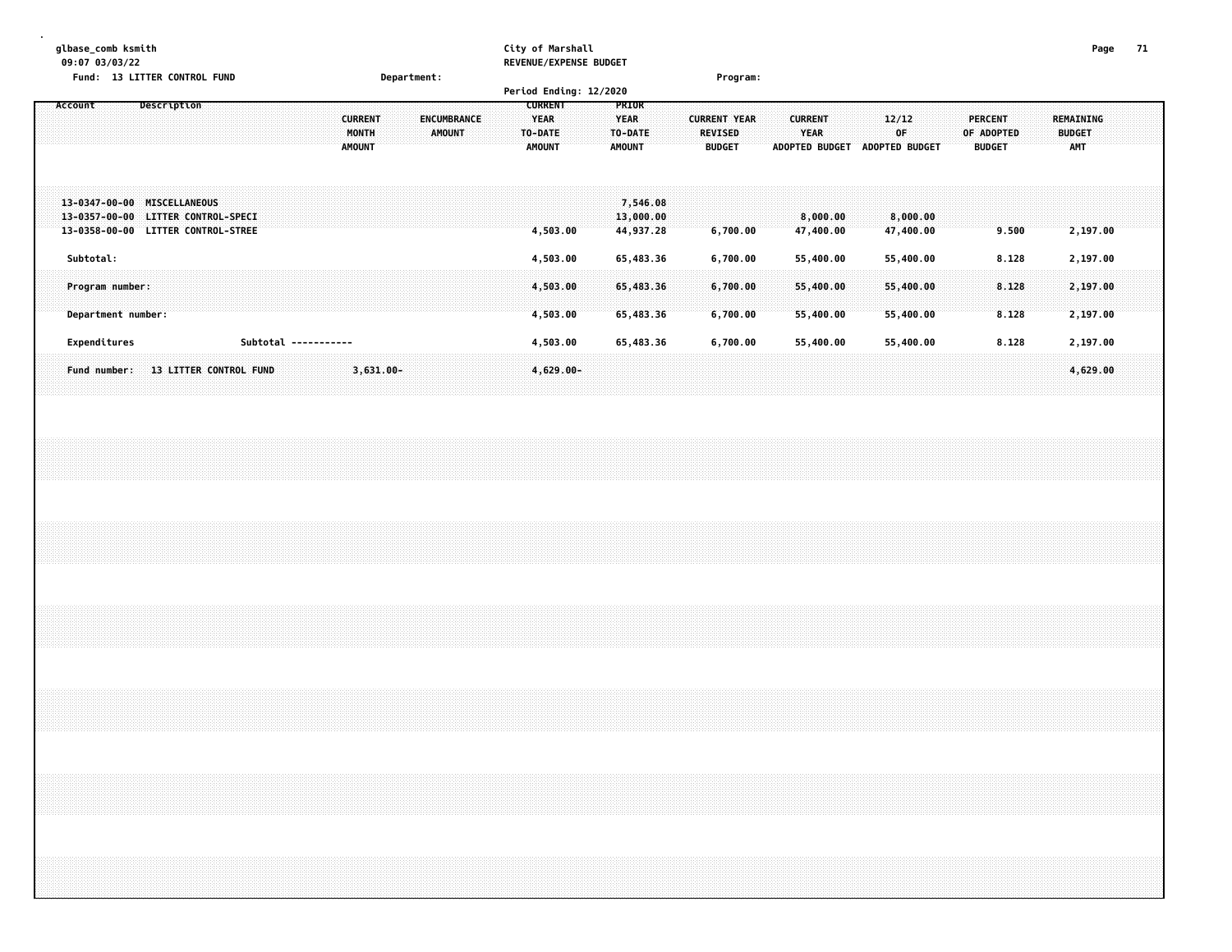glbase_comb ksmith
09:07 03/03/22

City of Marshall
REVENUE/EXPENSE BUDGET

Fund: 13 LITTER CONTROL FUND　　Department:　　Program:

Period Ending: 12/2020

| Account | Description | CURRENT MONTH AMOUNT | ENCUMBRANCE AMOUNT | CURRENT YEAR TO-DATE AMOUNT | PRIOR YEAR TO-DATE AMOUNT | CURRENT YEAR REVISED BUDGET | CURRENT YEAR ADOPTED BUDGET | 12/12 OF ADOPTED BUDGET | PERCENT OF ADOPTED BUDGET | REMAINING BUDGET AMT |
|---|---|---|---|---|---|---|---|---|---|---|
| 13-0347-00-00 | MISCELLANEOUS | | | | 7,546.08 | | | | | |
| 13-0357-00-00 | LITTER CONTROL-SPECI | | | | 13,000.00 | | 8,000.00 | 8,000.00 | | |
| 13-0358-00-00 | LITTER CONTROL-STREE | | | 4,503.00 | 44,937.28 | 6,700.00 | 47,400.00 | 47,400.00 | 9.500 | 2,197.00 |
| Subtotal: | | | | 4,503.00 | 65,483.36 | 6,700.00 | 55,400.00 | 55,400.00 | 8.128 | 2,197.00 |
| Program number: | | | | 4,503.00 | 65,483.36 | 6,700.00 | 55,400.00 | 55,400.00 | 8.128 | 2,197.00 |
| Department number: | | | | 4,503.00 | 65,483.36 | 6,700.00 | 55,400.00 | 55,400.00 | 8.128 | 2,197.00 |
| Expenditures | Subtotal ----------- | | | 4,503.00 | 65,483.36 | 6,700.00 | 55,400.00 | 55,400.00 | 8.128 | 2,197.00 |
| Fund number: | 13 LITTER CONTROL FUND | 3,631.00- | | 4,629.00- | | | | | | 4,629.00 |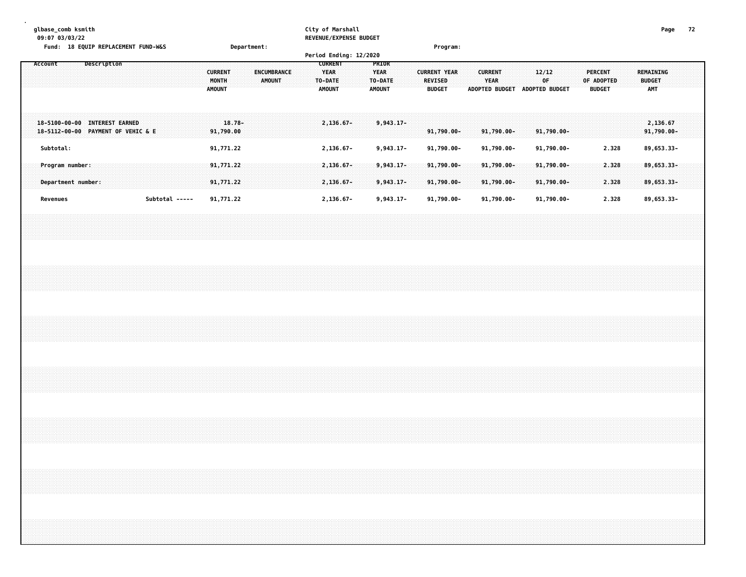glbase_comb ksmith
09:07 03/03/22

City of Marshall
REVENUE/EXPENSE BUDGET

Fund: 18 EQUIP REPLACEMENT FUND-W&S    Department:    Program:

Period Ending: 12/2020

| Account Description | CURRENT MONTH AMOUNT | ENCUMBRANCE AMOUNT | CURRENT YEAR TO-DATE AMOUNT | PRIOR YEAR TO-DATE AMOUNT | CURRENT YEAR REVISED BUDGET | CURRENT YEAR ADOPTED BUDGET | 12/12 OF ADOPTED BUDGET | PERCENT OF ADOPTED BUDGET | REMAINING BUDGET AMT |
|---|---|---|---|---|---|---|---|---|---|
| 18-5100-00-00 INTEREST EARNED | 18.78- | | 2,136.67- | 9,943.17- | | | | | 2,136.67 |
| 18-5112-00-00 PAYMENT OF VEHIC & E | 91,790.00 | | | | 91,790.00- | 91,790.00- | 91,790.00- | | 91,790.00- |
| Subtotal: | 91,771.22 | | 2,136.67- | 9,943.17- | 91,790.00- | 91,790.00- | 91,790.00- | 2.328 | 89,653.33- |
| Program number: | 91,771.22 | | 2,136.67- | 9,943.17- | 91,790.00- | 91,790.00- | 91,790.00- | 2.328 | 89,653.33- |
| Department number: | 91,771.22 | | 2,136.67- | 9,943.17- | 91,790.00- | 91,790.00- | 91,790.00- | 2.328 | 89,653.33- |
| Revenues Subtotal ----- | 91,771.22 | | 2,136.67- | 9,943.17- | 91,790.00- | 91,790.00- | 91,790.00- | 2.328 | 89,653.33- |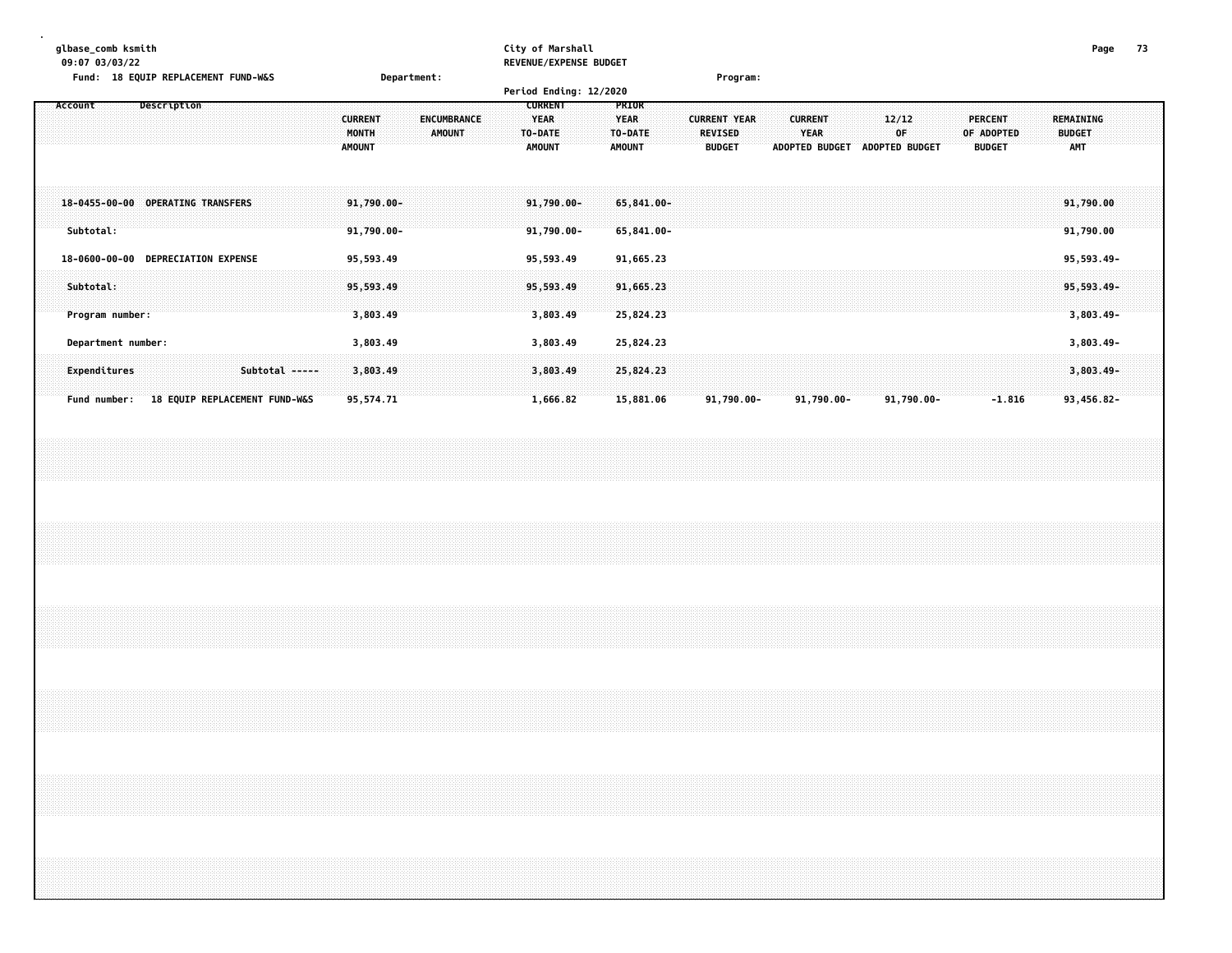glbase_comb ksmith
09:07 03/03/22

City of Marshall
REVENUE/EXPENSE BUDGET

Fund: 18 EQUIP REPLACEMENT FUND-W&S    Department:    Program:

Period Ending: 12/2020

| Account Description | CURRENT MONTH AMOUNT | ENCUMBRANCE AMOUNT | CURRENT YEAR TO-DATE AMOUNT | PRIOR YEAR TO-DATE AMOUNT | CURRENT YEAR REVISED BUDGET | CURRENT YEAR ADOPTED BUDGET | 12/12 OF ADOPTED BUDGET | PERCENT OF ADOPTED BUDGET | REMAINING BUDGET AMT |
|---|---|---|---|---|---|---|---|---|---|
| 18-0455-00-00 OPERATING TRANSFERS | 91,790.00- | | 91,790.00- | 65,841.00- | | | | | 91,790.00 |
| Subtotal: | 91,790.00- | | 91,790.00- | 65,841.00- | | | | | 91,790.00 |
| 18-0600-00-00 DEPRECIATION EXPENSE | 95,593.49 | | 95,593.49 | 91,665.23 | | | | | 95,593.49- |
| Subtotal: | 95,593.49 | | 95,593.49 | 91,665.23 | | | | | 95,593.49- |
| Program number: | 3,803.49 | | 3,803.49 | 25,824.23 | | | | | 3,803.49- |
| Department number: | 3,803.49 | | 3,803.49 | 25,824.23 | | | | | 3,803.49- |
| Expenditures Subtotal ----- | 3,803.49 | | 3,803.49 | 25,824.23 | | | | | 3,803.49- |
| Fund number: 18 EQUIP REPLACEMENT FUND-W&S | 95,574.71 | | 1,666.82 | 15,881.06 | 91,790.00- | 91,790.00- | 91,790.00- | -1.816 | 93,456.82- |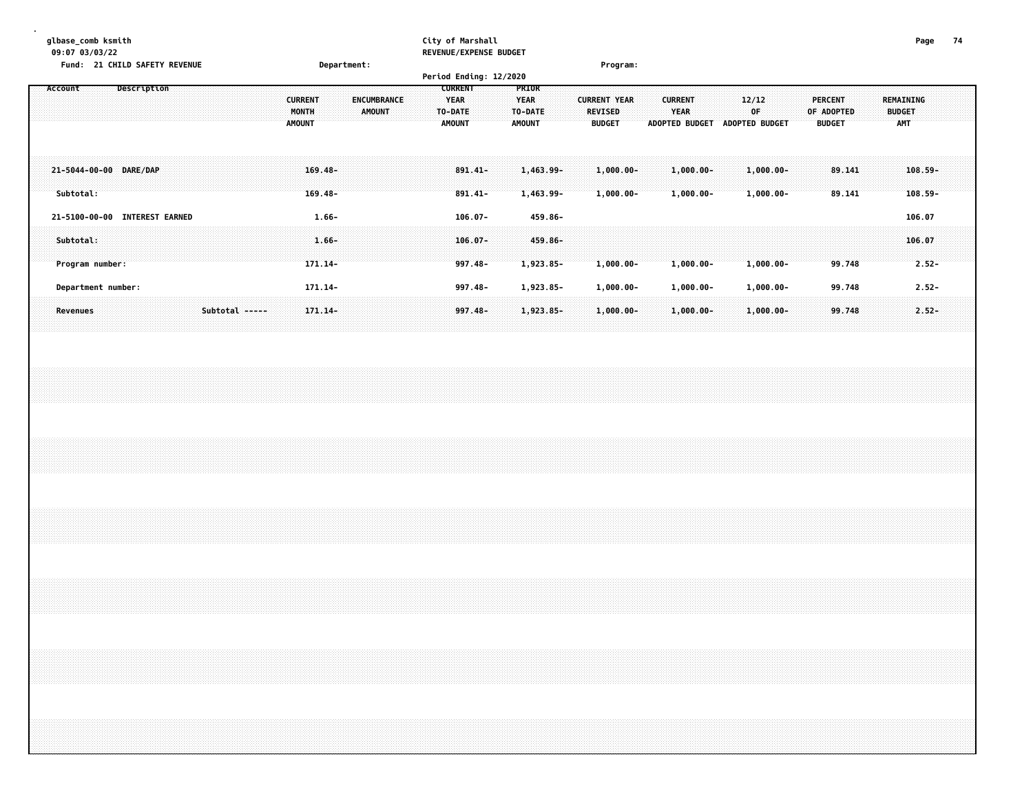glbase_comb ksmith
09:07 03/03/22

City of Marshall
REVENUE/EXPENSE BUDGET

Fund: 21 CHILD SAFETY REVENUE

Department:

Program:

Period Ending: 12/2020

| Account Description | | CURRENT MONTH AMOUNT | ENCUMBRANCE AMOUNT | CURRENT YEAR TO-DATE AMOUNT | PRIOR YEAR TO-DATE AMOUNT | CURRENT YEAR REVISED BUDGET | CURRENT YEAR ADOPTED BUDGET | 12/12 OF ADOPTED BUDGET | PERCENT OF ADOPTED BUDGET | REMAINING BUDGET AMT |
|---|---|---|---|---|---|---|---|---|---|---|
| 21-5044-00-00 DARE/DAP | | 169.48- | | 891.41- | 1,463.99- | 1,000.00- | 1,000.00- | 1,000.00- | 89.141 | 108.59- |
| Subtotal: | | 169.48- | | 891.41- | 1,463.99- | 1,000.00- | 1,000.00- | 1,000.00- | 89.141 | 108.59- |
| 21-5100-00-00 INTEREST EARNED | | 1.66- | | 106.07- | 459.86- | | | | | 106.07 |
| Subtotal: | | 1.66- | | 106.07- | 459.86- | | | | | 106.07 |
| Program number: | | 171.14- | | 997.48- | 1,923.85- | 1,000.00- | 1,000.00- | 1,000.00- | 99.748 | 2.52- |
| Department number: | | 171.14- | | 997.48- | 1,923.85- | 1,000.00- | 1,000.00- | 1,000.00- | 99.748 | 2.52- |
| Revenues | Subtotal ----- | 171.14- | | 997.48- | 1,923.85- | 1,000.00- | 1,000.00- | 1,000.00- | 99.748 | 2.52- |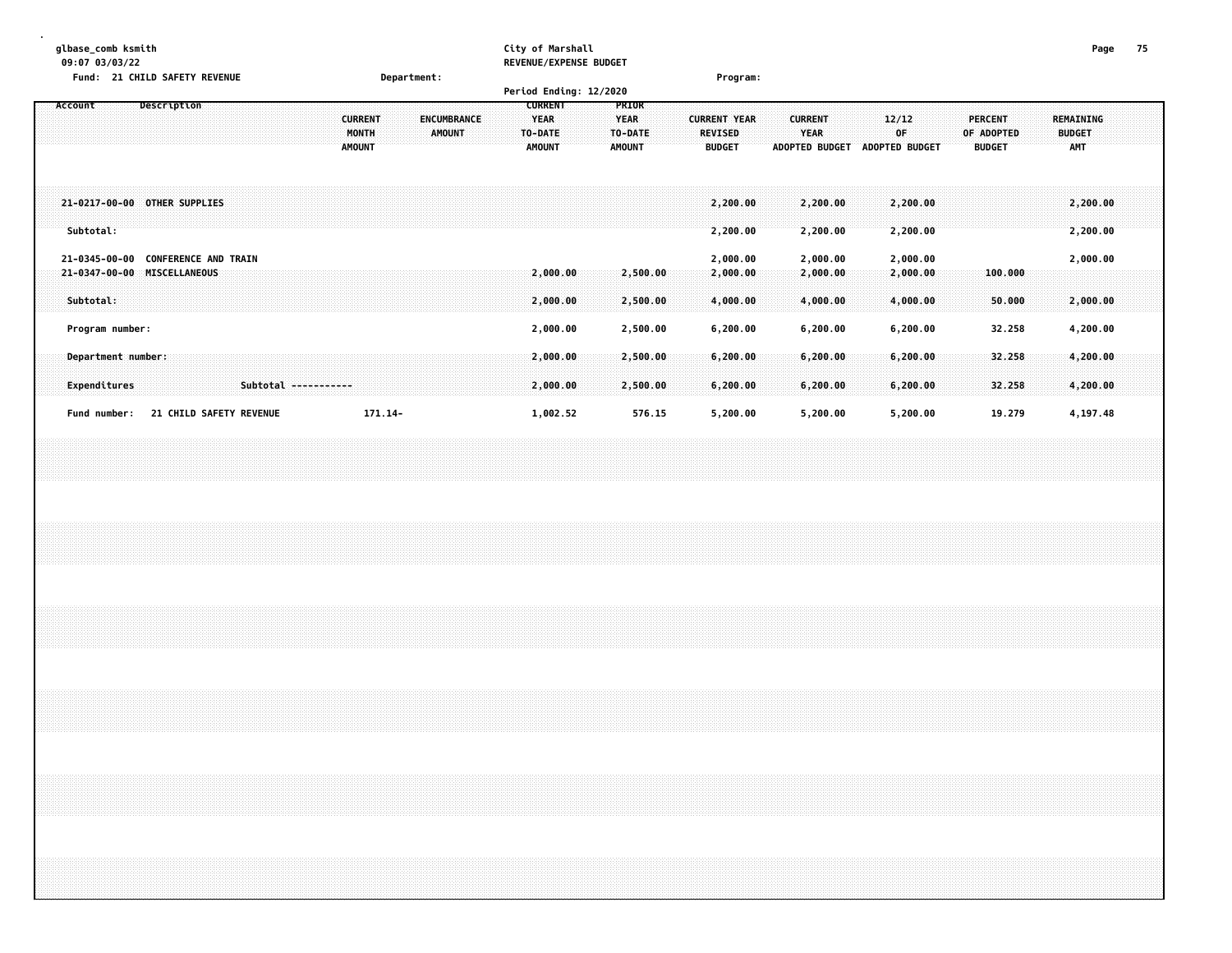glbase_comb ksmith
09:07 03/03/22

City of Marshall
REVENUE/EXPENSE BUDGET

Fund: 21 CHILD SAFETY REVENUE Department: Program:

Period Ending: 12/2020

| Account | Description | CURRENT MONTH AMOUNT | ENCUMBRANCE AMOUNT | CURRENT YEAR TO-DATE AMOUNT | PRIOR YEAR TO-DATE AMOUNT | CURRENT YEAR REVISED BUDGET | CURRENT YEAR ADOPTED BUDGET | 12/12 OF ADOPTED BUDGET | PERCENT OF ADOPTED BUDGET | REMAINING BUDGET AMT |
|---|---|---|---|---|---|---|---|---|---|---|
| 21-0217-00-00 | OTHER SUPPLIES | | | | | 2,200.00 | 2,200.00 | 2,200.00 | | 2,200.00 |
| Subtotal: | | | | | | 2,200.00 | 2,200.00 | 2,200.00 | | 2,200.00 |
| 21-0345-00-00 | CONFERENCE AND TRAIN | | | | | 2,000.00 | 2,000.00 | 2,000.00 | | 2,000.00 |
| 21-0347-00-00 | MISCELLANEOUS | | | 2,000.00 | 2,500.00 | 2,000.00 | 2,000.00 | 2,000.00 | 100.000 | |
| Subtotal: | | | | 2,000.00 | 2,500.00 | 4,000.00 | 4,000.00 | 4,000.00 | 50.000 | 2,000.00 |
| Program number: | | | | 2,000.00 | 2,500.00 | 6,200.00 | 6,200.00 | 6,200.00 | 32.258 | 4,200.00 |
| Department number: | | | | 2,000.00 | 2,500.00 | 6,200.00 | 6,200.00 | 6,200.00 | 32.258 | 4,200.00 |
| Expenditures | Subtotal ----------- | | | 2,000.00 | 2,500.00 | 6,200.00 | 6,200.00 | 6,200.00 | 32.258 | 4,200.00 |
| Fund number: | 21 CHILD SAFETY REVENUE | 171.14- | | 1,002.52 | 576.15 | 5,200.00 | 5,200.00 | 5,200.00 | 19.279 | 4,197.48 |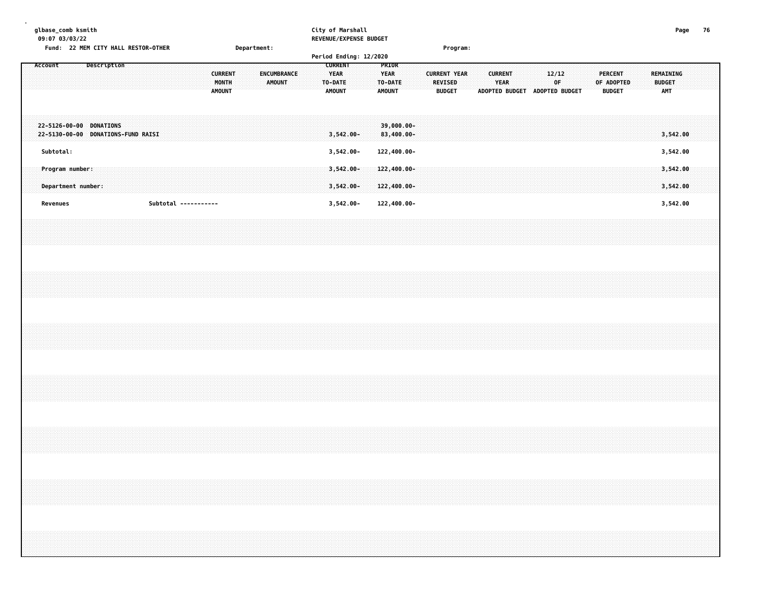glbase_comb ksmith
09:07 03/03/22

City of Marshall
REVENUE/EXPENSE BUDGET

Fund: 22 MEM CITY HALL RESTOR-OTHER    Department:    Program:

Period Ending: 12/2020

| Account | Description | CURRENT MONTH AMOUNT | ENCUMBRANCE AMOUNT | CURRENT YEAR TO-DATE AMOUNT | PRIOR YEAR TO-DATE AMOUNT | CURRENT YEAR REVISED BUDGET | CURRENT YEAR ADOPTED BUDGET | 12/12 OF ADOPTED BUDGET | PERCENT OF ADOPTED BUDGET | REMAINING BUDGET AMT |
|---|---|---|---|---|---|---|---|---|---|---|
| 22-5126-00-00 | DONATIONS | | | | 39,000.00- | | | | | |
| 22-5130-00-00 | DONATIONS-FUND RAISI | | | 3,542.00- | 83,400.00- | | | | | 3,542.00 |
| Subtotal: | | | | 3,542.00- | 122,400.00- | | | | | 3,542.00 |
| Program number: | | | | 3,542.00- | 122,400.00- | | | | | 3,542.00 |
| Department number: | | | | 3,542.00- | 122,400.00- | | | | | 3,542.00 |
| Revenues | Subtotal ----------- | | | 3,542.00- | 122,400.00- | | | | | 3,542.00 |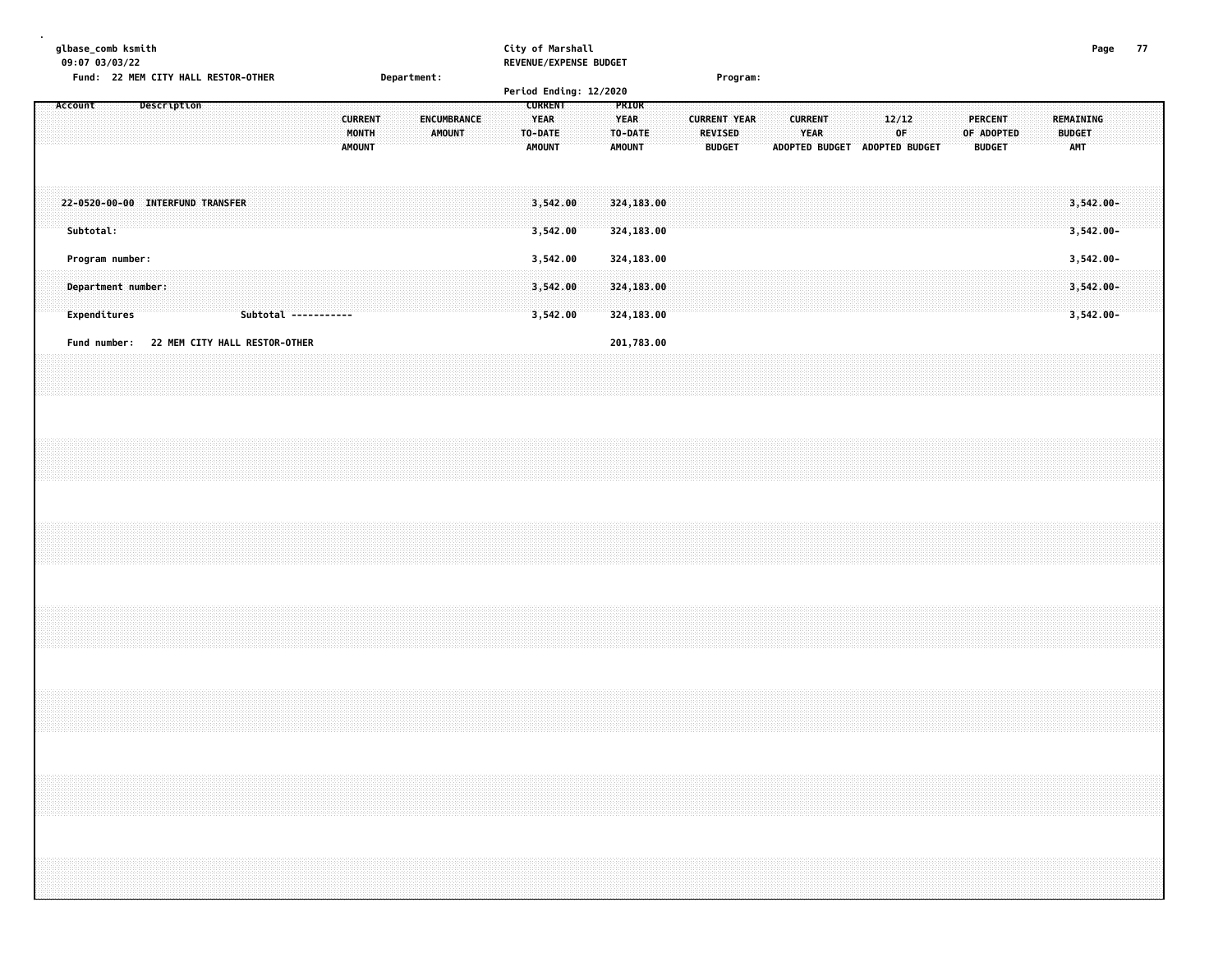glbase_comb ksmith
09:07 03/03/22

City of Marshall
REVENUE/EXPENSE BUDGET

Fund: 22 MEM CITY HALL RESTOR-OTHER    Department:    Program:

Period Ending: 12/2020

| Account Description | CURRENT MONTH AMOUNT | ENCUMBRANCE AMOUNT | CURRENT YEAR TO-DATE AMOUNT | PRIOR YEAR TO-DATE AMOUNT | CURRENT YEAR REVISED BUDGET | CURRENT YEAR ADOPTED BUDGET | 12/12 OF ADOPTED BUDGET | PERCENT OF ADOPTED BUDGET | REMAINING BUDGET AMT |
|---|---|---|---|---|---|---|---|---|---|
| 22-0520-00-00 INTERFUND TRANSFER | | | 3,542.00 | 324,183.00 | | | | | 3,542.00- |
| Subtotal: | | | 3,542.00 | 324,183.00 | | | | | 3,542.00- |
| Program number: | | | 3,542.00 | 324,183.00 | | | | | 3,542.00- |
| Department number: | | | 3,542.00 | 324,183.00 | | | | | 3,542.00- |
| Expenditures Subtotal ----------- | | | 3,542.00 | 324,183.00 | | | | | 3,542.00- |
| Fund number: 22 MEM CITY HALL RESTOR-OTHER | | | | 201,783.00 | | | | | |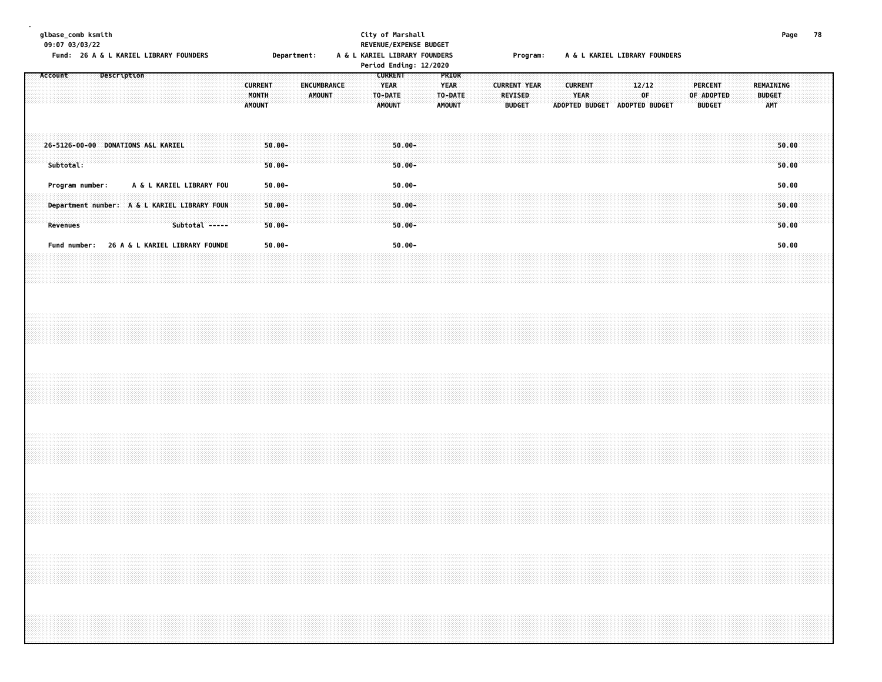glbase_comb ksmith
09:07 03/03/22

City of Marshall
REVENUE/EXPENSE BUDGET
Period Ending: 12/2020

Fund: 26 A & L KARIEL LIBRARY FOUNDERS    Department: A & L KARIEL LIBRARY FOUNDERS    Program: A & L KARIEL LIBRARY FOUNDERS

| Account Description | CURRENT MONTH AMOUNT | ENCUMBRANCE AMOUNT | CURRENT YEAR TO-DATE AMOUNT | PRIOR YEAR TO-DATE AMOUNT | CURRENT YEAR REVISED BUDGET | CURRENT YEAR ADOPTED BUDGET | 12/12 OF ADOPTED BUDGET | PERCENT OF ADOPTED BUDGET | REMAINING BUDGET AMT |
|---|---|---|---|---|---|---|---|---|---|
| 26-5126-00-00 DONATIONS A&L KARIEL | 50.00- | | 50.00- | | | | | | 50.00 |
| Subtotal: | 50.00- | | 50.00- | | | | | | 50.00 |
| Program number: A & L KARIEL LIBRARY FOU | 50.00- | | 50.00- | | | | | | 50.00 |
| Department number: A & L KARIEL LIBRARY FOUN | 50.00- | | 50.00- | | | | | | 50.00 |
| Revenues Subtotal ----- | 50.00- | | 50.00- | | | | | | 50.00 |
| Fund number: 26 A & L KARIEL LIBRARY FOUNDE | 50.00- | | 50.00- | | | | | | 50.00 |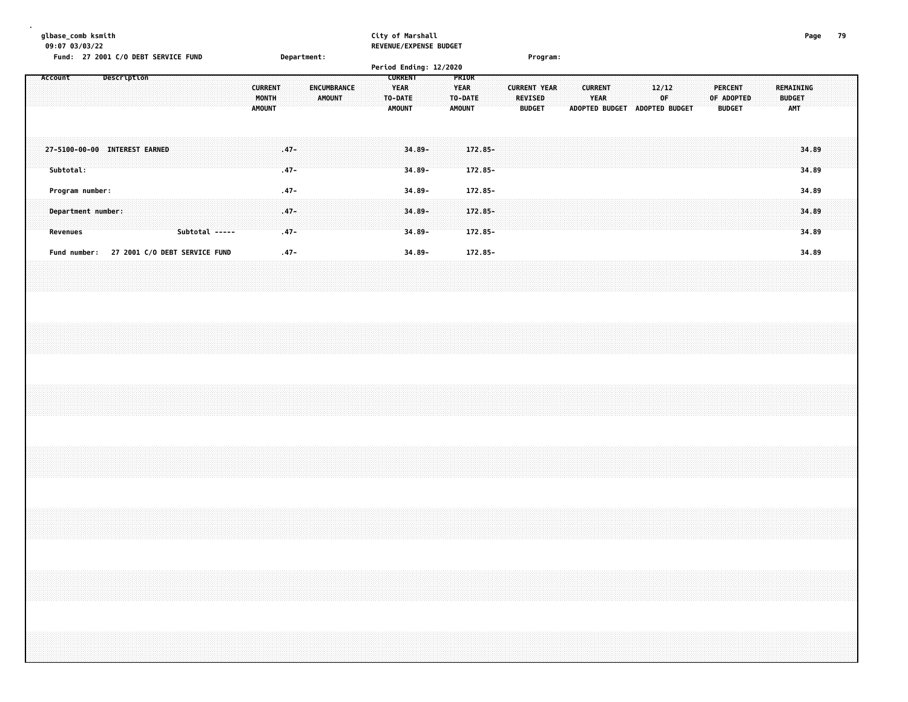glbase_comb ksmith
09:07 03/03/22

City of Marshall
REVENUE/EXPENSE BUDGET

Fund: 27 2001 C/O DEBT SERVICE FUND    Department:    Program:

Period Ending: 12/2020

| Account Description | CURRENT MONTH AMOUNT | ENCUMBRANCE AMOUNT | CURRENT YEAR TO-DATE AMOUNT | PRIOR YEAR TO-DATE AMOUNT | CURRENT YEAR REVISED BUDGET | CURRENT YEAR ADOPTED BUDGET | 12/12 OF ADOPTED BUDGET | PERCENT OF ADOPTED BUDGET | REMAINING BUDGET AMT |
|---|---|---|---|---|---|---|---|---|---|
| 27-5100-00-00 INTEREST EARNED | .47- | | 34.89- | 172.85- | | | | | 34.89 |
| Subtotal: | .47- | | 34.89- | 172.85- | | | | | 34.89 |
| Program number: | .47- | | 34.89- | 172.85- | | | | | 34.89 |
| Department number: | .47- | | 34.89- | 172.85- | | | | | 34.89 |
| Revenues Subtotal ----- | .47- | | 34.89- | 172.85- | | | | | 34.89 |
| Fund number: 27 2001 C/O DEBT SERVICE FUND | .47- | | 34.89- | 172.85- | | | | | 34.89 |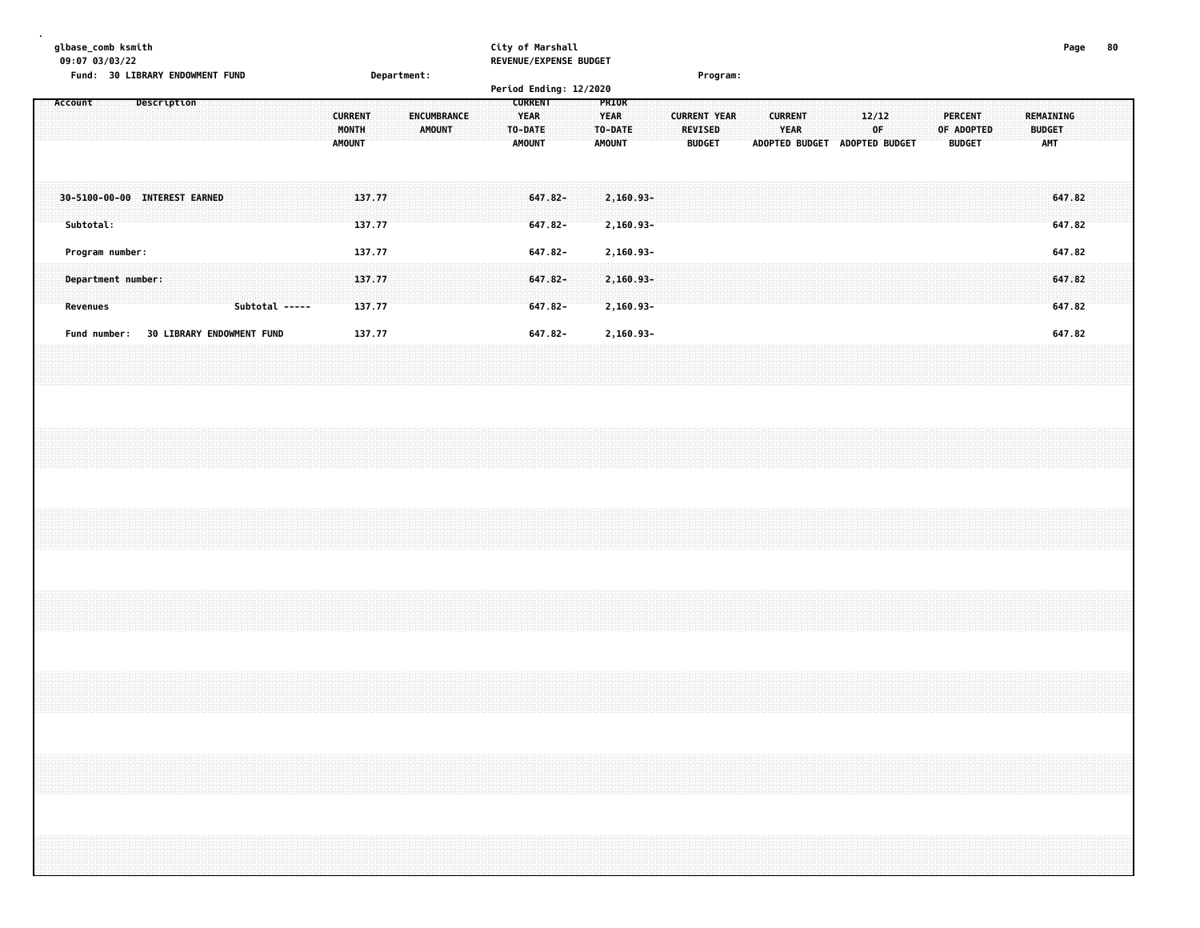glbase_comb ksmith
09:07 03/03/22

City of Marshall
REVENUE/EXPENSE BUDGET

Fund: 30 LIBRARY ENDOWMENT FUND    Department:    Program:

Period Ending: 12/2020

| Account Description | CURRENT MONTH AMOUNT | ENCUMBRANCE AMOUNT | CURRENT YEAR TO-DATE AMOUNT | PRIOR YEAR TO-DATE AMOUNT | CURRENT YEAR REVISED BUDGET | CURRENT YEAR ADOPTED BUDGET | 12/12 OF ADOPTED BUDGET | PERCENT OF ADOPTED BUDGET | REMAINING BUDGET AMT |
|---|---|---|---|---|---|---|---|---|---|
| 30-5100-00-00 INTEREST EARNED | 137.77 | | 647.82- | 2,160.93- | | | | | 647.82 |
| Subtotal: | 137.77 | | 647.82- | 2,160.93- | | | | | 647.82 |
| Program number: | 137.77 | | 647.82- | 2,160.93- | | | | | 647.82 |
| Department number: | 137.77 | | 647.82- | 2,160.93- | | | | | 647.82 |
| Revenues Subtotal ----- | 137.77 | | 647.82- | 2,160.93- | | | | | 647.82 |
| Fund number: 30 LIBRARY ENDOWMENT FUND | 137.77 | | 647.82- | 2,160.93- | | | | | 647.82 |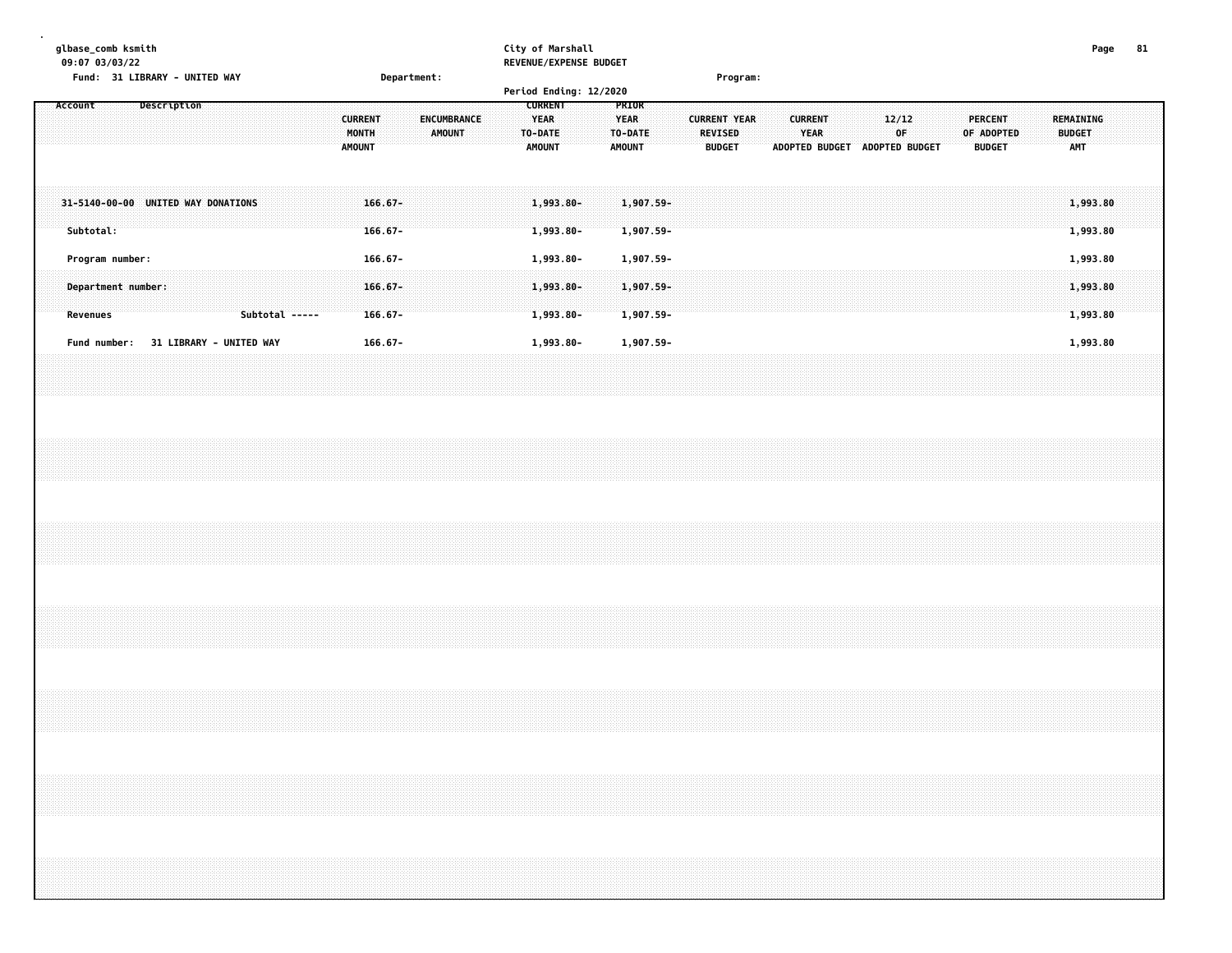glbase_comb ksmith
09:07 03/03/22

City of Marshall
REVENUE/EXPENSE BUDGET

Fund: 31 LIBRARY - UNITED WAY　　Department:　　Program:

Period Ending: 12/2020

| Account Description | CURRENT MONTH AMOUNT | ENCUMBRANCE AMOUNT | CURRENT YEAR TO-DATE AMOUNT | PRIOR YEAR TO-DATE AMOUNT | CURRENT YEAR REVISED BUDGET | CURRENT YEAR ADOPTED BUDGET | 12/12 OF ADOPTED BUDGET | PERCENT OF ADOPTED BUDGET | REMAINING BUDGET AMT |
|---|---|---|---|---|---|---|---|---|---|
| 31-5140-00-00 UNITED WAY DONATIONS | 166.67- | | 1,993.80- | 1,907.59- | | | | | 1,993.80 |
| Subtotal: | 166.67- | | 1,993.80- | 1,907.59- | | | | | 1,993.80 |
| Program number: | 166.67- | | 1,993.80- | 1,907.59- | | | | | 1,993.80 |
| Department number: | 166.67- | | 1,993.80- | 1,907.59- | | | | | 1,993.80 |
| Revenues Subtotal ----- | 166.67- | | 1,993.80- | 1,907.59- | | | | | 1,993.80 |
| Fund number: 31 LIBRARY - UNITED WAY | 166.67- | | 1,993.80- | 1,907.59- | | | | | 1,993.80 |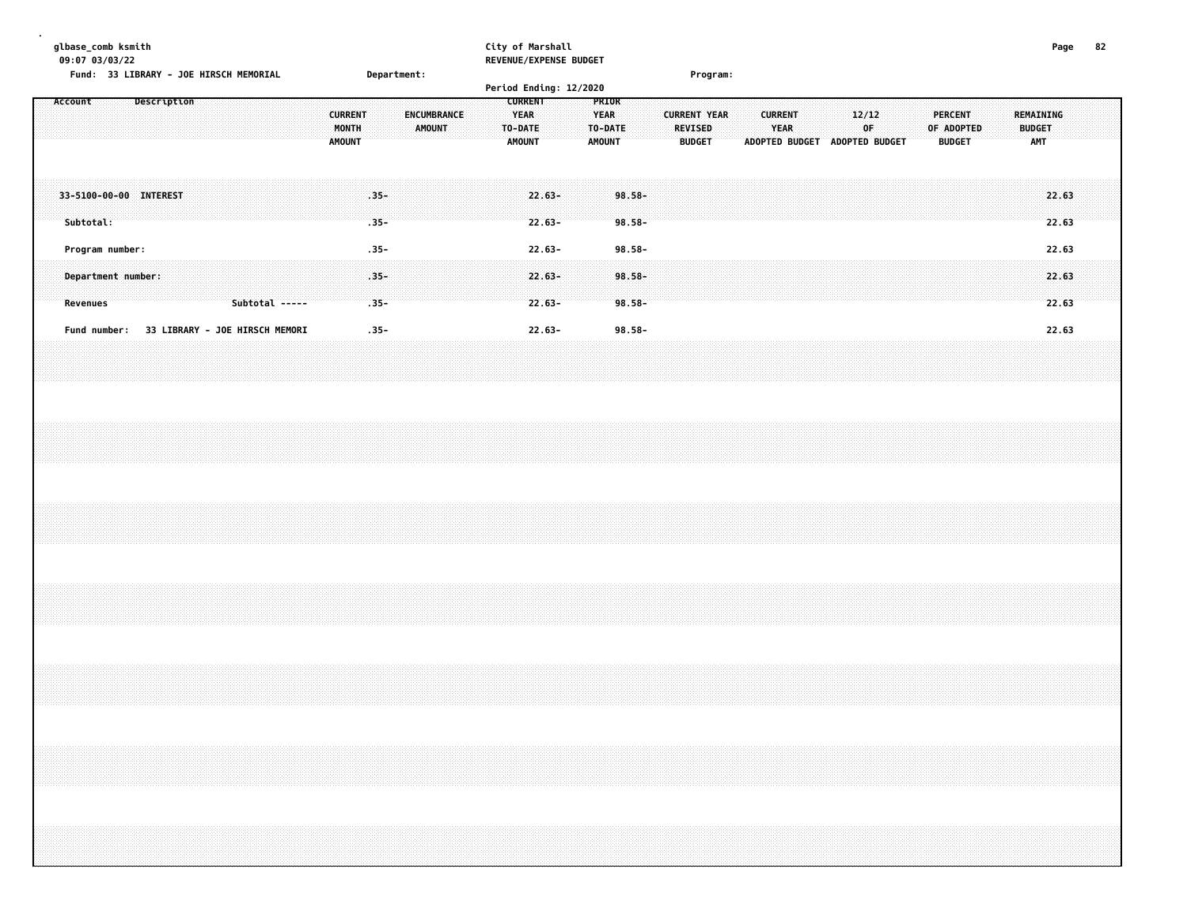glbase_comb ksmith
09:07 03/03/22

City of Marshall
REVENUE/EXPENSE BUDGET

Fund: 33 LIBRARY - JOE HIRSCH MEMORIAL    Department:    Program:

Period Ending: 12/2020

| Account Description | CURRENT MONTH AMOUNT | ENCUMBRANCE AMOUNT | CURRENT YEAR TO-DATE AMOUNT | PRIOR YEAR TO-DATE AMOUNT | CURRENT YEAR REVISED BUDGET | CURRENT YEAR ADOPTED BUDGET | 12/12 OF ADOPTED BUDGET | PERCENT OF ADOPTED BUDGET | REMAINING BUDGET AMT |
|---|---|---|---|---|---|---|---|---|---|
| 33-5100-00-00 INTEREST | .35- | | 22.63- | 98.58- | | | | | 22.63 |
| Subtotal: | .35- | | 22.63- | 98.58- | | | | | 22.63 |
| Program number: | .35- | | 22.63- | 98.58- | | | | | 22.63 |
| Department number: | .35- | | 22.63- | 98.58- | | | | | 22.63 |
| Revenues Subtotal ----- | .35- | | 22.63- | 98.58- | | | | | 22.63 |
| Fund number: 33 LIBRARY - JOE HIRSCH MEMORI | .35- | | 22.63- | 98.58- | | | | | 22.63 |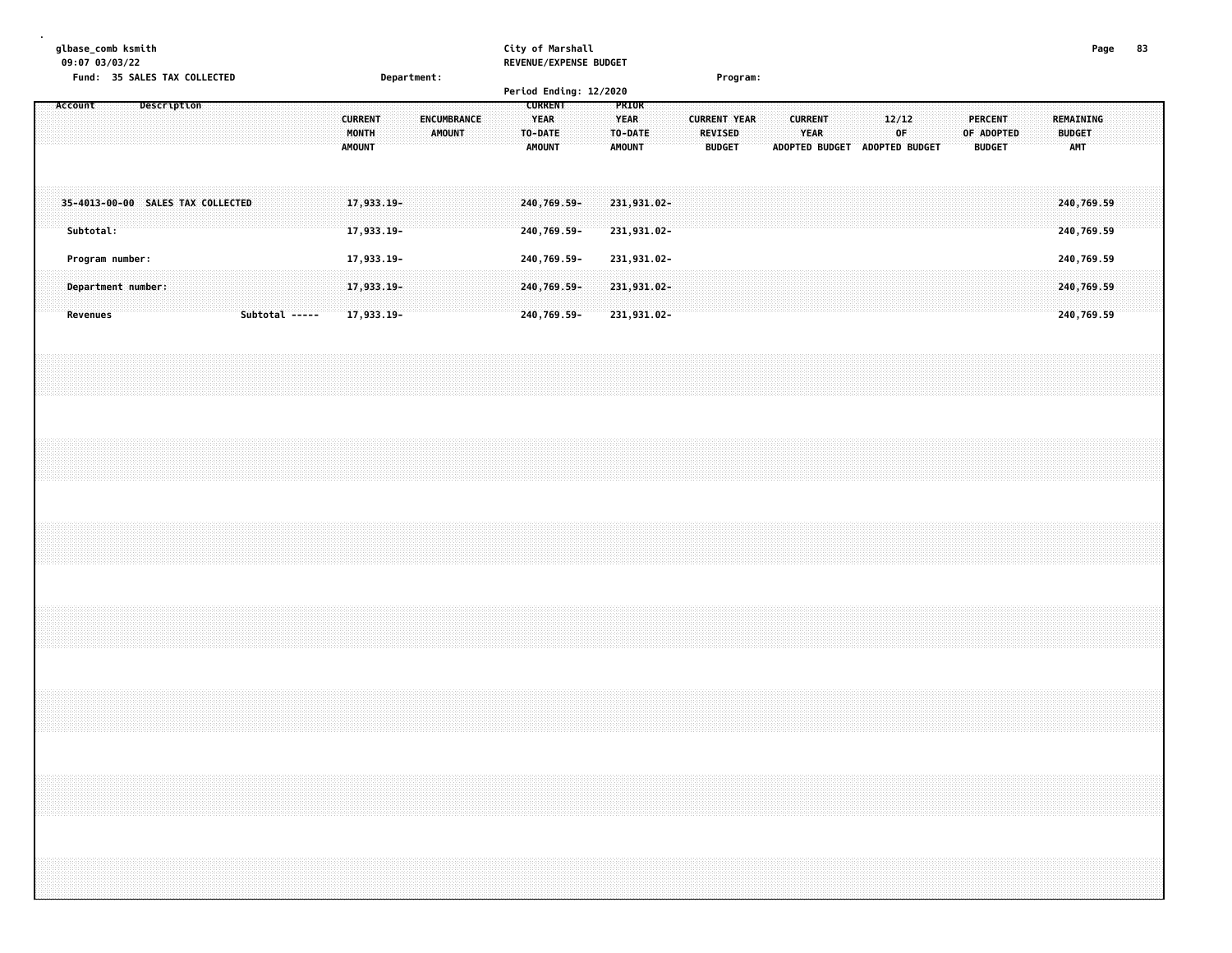glbase_comb ksmith
09:07 03/03/22

City of Marshall
REVENUE/EXPENSE BUDGET

Fund: 35 SALES TAX COLLECTED    Department:    Program:

Period Ending: 12/2020

| Account Description | CURRENT MONTH AMOUNT | ENCUMBRANCE AMOUNT | CURRENT YEAR TO-DATE AMOUNT | PRIOR YEAR TO-DATE AMOUNT | CURRENT YEAR REVISED BUDGET | CURRENT YEAR ADOPTED BUDGET | 12/12 OF ADOPTED BUDGET | PERCENT OF ADOPTED BUDGET | REMAINING BUDGET AMT |
|---|---|---|---|---|---|---|---|---|---|
| 35-4013-00-00 SALES TAX COLLECTED | 17,933.19- | | 240,769.59- | 231,931.02- | | | | | 240,769.59 |
| Subtotal: | 17,933.19- | | 240,769.59- | 231,931.02- | | | | | 240,769.59 |
| Program number: | 17,933.19- | | 240,769.59- | 231,931.02- | | | | | 240,769.59 |
| Department number: | 17,933.19- | | 240,769.59- | 231,931.02- | | | | | 240,769.59 |
| Revenues Subtotal ----- | 17,933.19- | | 240,769.59- | 231,931.02- | | | | | 240,769.59 |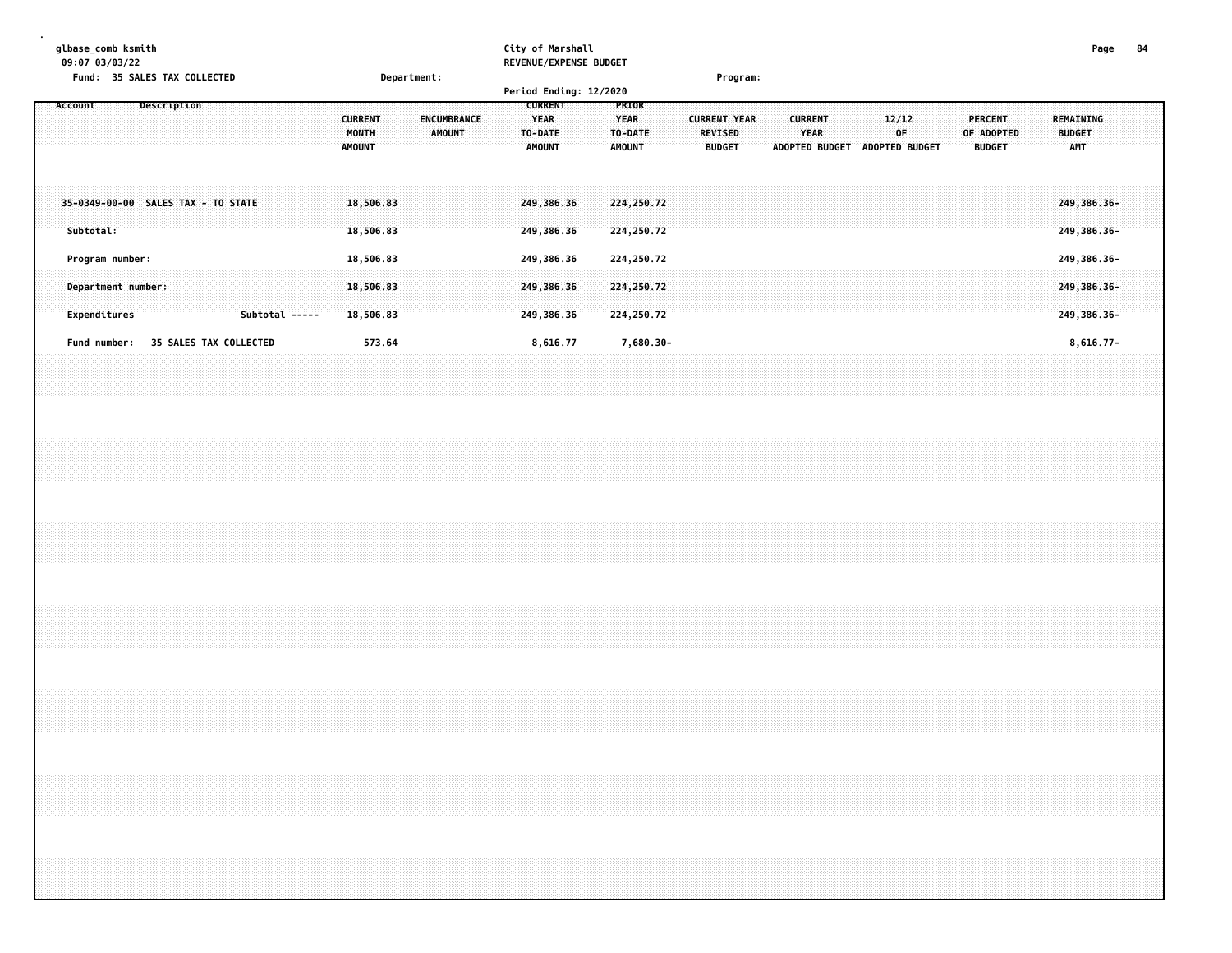glbase_comb ksmith
09:07 03/03/22

City of Marshall
REVENUE/EXPENSE BUDGET

Fund: 35 SALES TAX COLLECTED    Department:    Program:

Period Ending: 12/2020

| Account Description | CURRENT MONTH AMOUNT | ENCUMBRANCE AMOUNT | CURRENT YEAR TO-DATE AMOUNT | PRIOR YEAR TO-DATE AMOUNT | CURRENT YEAR REVISED BUDGET | CURRENT YEAR ADOPTED BUDGET | 12/12 OF ADOPTED BUDGET | PERCENT OF ADOPTED BUDGET | REMAINING BUDGET AMT |
|---|---|---|---|---|---|---|---|---|---|
| 35-0349-00-00 SALES TAX - TO STATE | 18,506.83 | | 249,386.36 | 224,250.72 | | | | | 249,386.36- |
| Subtotal: | 18,506.83 | | 249,386.36 | 224,250.72 | | | | | 249,386.36- |
| Program number: | 18,506.83 | | 249,386.36 | 224,250.72 | | | | | 249,386.36- |
| Department number: | 18,506.83 | | 249,386.36 | 224,250.72 | | | | | 249,386.36- |
| Expenditures Subtotal ----- | 18,506.83 | | 249,386.36 | 224,250.72 | | | | | 249,386.36- |
| Fund number: 35 SALES TAX COLLECTED | 573.64 | | 8,616.77 | 7,680.30- | | | | | 8,616.77- |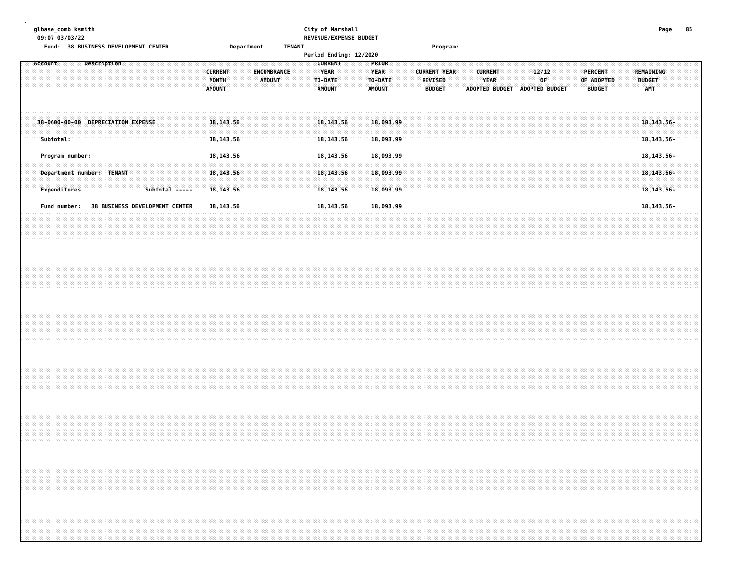glbase_comb ksmith
09:07 03/03/22

City of Marshall
REVENUE/EXPENSE BUDGET

Fund: 38 BUSINESS DEVELOPMENT CENTER    Department: TENANT    Program:

Period Ending: 12/2020

| Account Description | CURRENT MONTH AMOUNT | ENCUMBRANCE AMOUNT | CURRENT YEAR TO-DATE AMOUNT | PRIOR YEAR TO-DATE AMOUNT | CURRENT YEAR REVISED BUDGET | CURRENT YEAR ADOPTED BUDGET | 12/12 OF ADOPTED BUDGET | PERCENT OF ADOPTED BUDGET | REMAINING BUDGET AMT |
|---|---|---|---|---|---|---|---|---|---|
| 38-0600-00-00 DEPRECIATION EXPENSE | 18,143.56 | | 18,143.56 | 18,093.99 | | | | | 18,143.56- |
| Subtotal: | 18,143.56 | | 18,143.56 | 18,093.99 | | | | | 18,143.56- |
| Program number: | 18,143.56 | | 18,143.56 | 18,093.99 | | | | | 18,143.56- |
| Department number: TENANT | 18,143.56 | | 18,143.56 | 18,093.99 | | | | | 18,143.56- |
| Expenditures Subtotal ----- | 18,143.56 | | 18,143.56 | 18,093.99 | | | | | 18,143.56- |
| Fund number: 38 BUSINESS DEVELOPMENT CENTER | 18,143.56 | | 18,143.56 | 18,093.99 | | | | | 18,143.56- |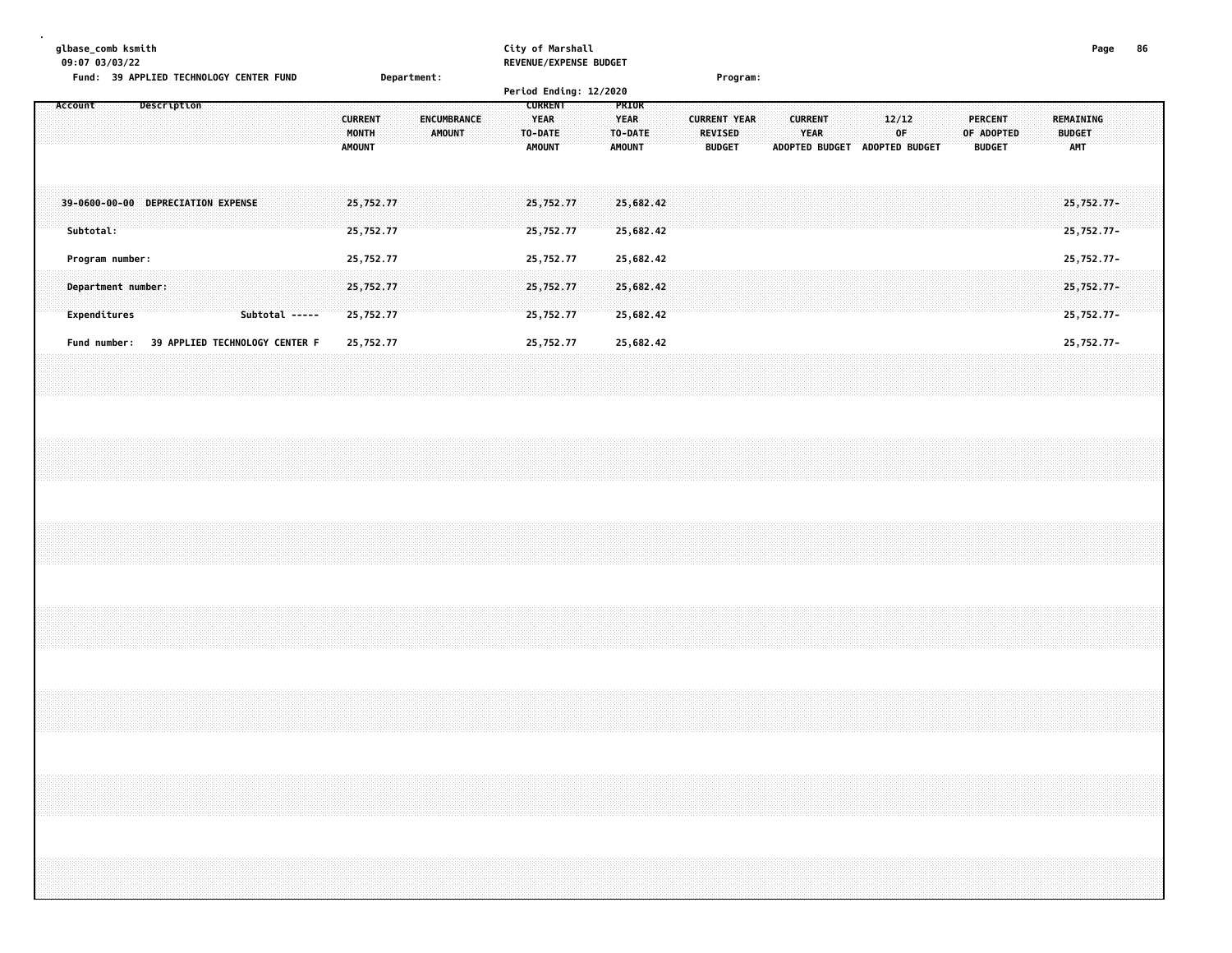glbase_comb ksmith
09:07 03/03/22

City of Marshall
REVENUE/EXPENSE BUDGET

Fund: 39 APPLIED TECHNOLOGY CENTER FUND Department: Program:

Period Ending: 12/2020

| Account Description | CURRENT MONTH AMOUNT | ENCUMBRANCE AMOUNT | CURRENT YEAR TO-DATE AMOUNT | PRIOR YEAR TO-DATE AMOUNT | CURRENT YEAR REVISED BUDGET | CURRENT YEAR ADOPTED BUDGET | 12/12 OF ADOPTED BUDGET | PERCENT OF ADOPTED BUDGET | REMAINING BUDGET AMT |
|---|---|---|---|---|---|---|---|---|---|
| 39-0600-00-00 DEPRECIATION EXPENSE | 25,752.77 | | 25,752.77 | 25,682.42 | | | | | 25,752.77- |
| Subtotal: | 25,752.77 | | 25,752.77 | 25,682.42 | | | | | 25,752.77- |
| Program number: | 25,752.77 | | 25,752.77 | 25,682.42 | | | | | 25,752.77- |
| Department number: | 25,752.77 | | 25,752.77 | 25,682.42 | | | | | 25,752.77- |
| Expenditures Subtotal ----- | 25,752.77 | | 25,752.77 | 25,682.42 | | | | | 25,752.77- |
| Fund number: 39 APPLIED TECHNOLOGY CENTER F | 25,752.77 | | 25,752.77 | 25,682.42 | | | | | 25,752.77- |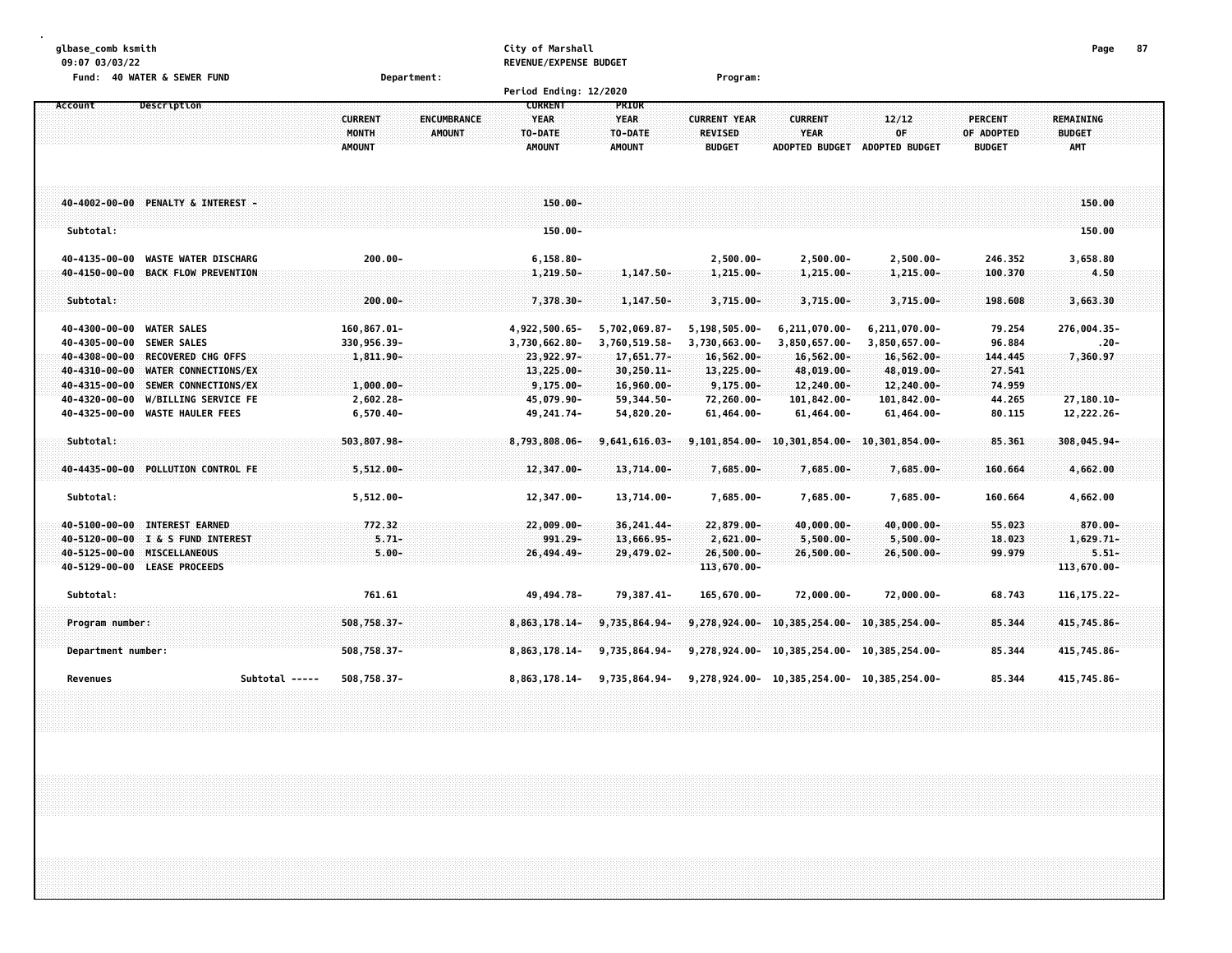glbase_comb ksmith
09:07 03/03/22

City of Marshall
REVENUE/EXPENSE BUDGET

Fund: 40 WATER & SEWER FUND    Department:    Program:

Period Ending: 12/2020

| Account | Description | CURRENT MONTH AMOUNT | ENCUMBRANCE AMOUNT | CURRENT YEAR TO-DATE AMOUNT | PRIOR YEAR TO-DATE AMOUNT | CURRENT YEAR REVISED BUDGET | CURRENT YEAR ADOPTED BUDGET | 12/12 OF ADOPTED BUDGET | PERCENT OF ADOPTED BUDGET | REMAINING BUDGET AMT |
|---|---|---|---|---|---|---|---|---|---|---|
| 40-4002-00-00 | PENALTY & INTEREST - | | | 150.00- | | | | | | 150.00 |
| Subtotal: | | | | 150.00- | | | | | | 150.00 |
| 40-4135-00-00 | WASTE WATER DISCHARG | 200.00- | | 6,158.80- | | 2,500.00- | 2,500.00- | 2,500.00- | 246.352 | 3,658.80 |
| 40-4150-00-00 | BACK FLOW PREVENTION | | | 1,219.50- | 1,147.50- | 1,215.00- | 1,215.00- | 1,215.00- | 100.370 | 4.50 |
| Subtotal: | | 200.00- | | 7,378.30- | 1,147.50- | 3,715.00- | 3,715.00- | 3,715.00- | 198.608 | 3,663.30 |
| 40-4300-00-00 | WATER SALES | 160,867.01- | | 4,922,500.65- | 5,702,069.87- | 5,198,505.00- | 6,211,070.00- | 6,211,070.00- | 79.254 | 276,004.35- |
| 40-4305-00-00 | SEWER SALES | 330,956.39- | | 3,730,662.80- | 3,760,519.58- | 3,730,663.00- | 3,850,657.00- | 3,850,657.00- | 96.884 | .20- |
| 40-4308-00-00 | RECOVERED CHG OFFS | 1,811.90- | | 23,922.97- | 17,651.77- | 16,562.00- | 16,562.00- | 16,562.00- | 144.445 | 7,360.97 |
| 40-4310-00-00 | WATER CONNECTIONS/EX | | | 13,225.00- | 30,250.11- | 13,225.00- | 48,019.00- | 48,019.00- | 27.541 | |
| 40-4315-00-00 | SEWER CONNECTIONS/EX | 1,000.00- | | 9,175.00- | 16,960.00- | 9,175.00- | 12,240.00- | 12,240.00- | 74.959 | |
| 40-4320-00-00 | W/BILLING SERVICE FE | 2,602.28- | | 45,079.90- | 59,344.50- | 72,260.00- | 101,842.00- | 101,842.00- | 44.265 | 27,180.10- |
| 40-4325-00-00 | WASTE HAULER FEES | 6,570.40- | | 49,241.74- | 54,820.20- | 61,464.00- | 61,464.00- | 61,464.00- | 80.115 | 12,222.26- |
| Subtotal: | | 503,807.98- | | 8,793,808.06- | 9,641,616.03- | 9,101,854.00- | 10,301,854.00- | 10,301,854.00- | 85.361 | 308,045.94- |
| 40-4435-00-00 | POLLUTION CONTROL FE | 5,512.00- | | 12,347.00- | 13,714.00- | 7,685.00- | 7,685.00- | 7,685.00- | 160.664 | 4,662.00 |
| Subtotal: | | 5,512.00- | | 12,347.00- | 13,714.00- | 7,685.00- | 7,685.00- | 7,685.00- | 160.664 | 4,662.00 |
| 40-5100-00-00 | INTEREST EARNED | 772.32 | | 22,009.00- | 36,241.44- | 22,879.00- | 40,000.00- | 40,000.00- | 55.023 | 870.00- |
| 40-5120-00-00 | I & S FUND INTEREST | 5.71- | | 991.29- | 13,666.95- | 2,621.00- | 5,500.00- | 5,500.00- | 18.023 | 1,629.71- |
| 40-5125-00-00 | MISCELLANEOUS | 5.00- | | 26,494.49- | 29,479.02- | 26,500.00- | 26,500.00- | 26,500.00- | 99.979 | 5.51- |
| 40-5129-00-00 | LEASE PROCEEDS | | | | | 113,670.00- | | | | 113,670.00- |
| Subtotal: | | 761.61 | | 49,494.78- | 79,387.41- | 165,670.00- | 72,000.00- | 72,000.00- | 68.743 | 116,175.22- |
| Program number: | | 508,758.37- | | 8,863,178.14- | 9,735,864.94- | 9,278,924.00- | 10,385,254.00- | 10,385,254.00- | 85.344 | 415,745.86- |
| Department number: | | 508,758.37- | | 8,863,178.14- | 9,735,864.94- | 9,278,924.00- | 10,385,254.00- | 10,385,254.00- | 85.344 | 415,745.86- |
| Revenues | Subtotal ----- | 508,758.37- | | 8,863,178.14- | 9,735,864.94- | 9,278,924.00- | 10,385,254.00- | 10,385,254.00- | 85.344 | 415,745.86- |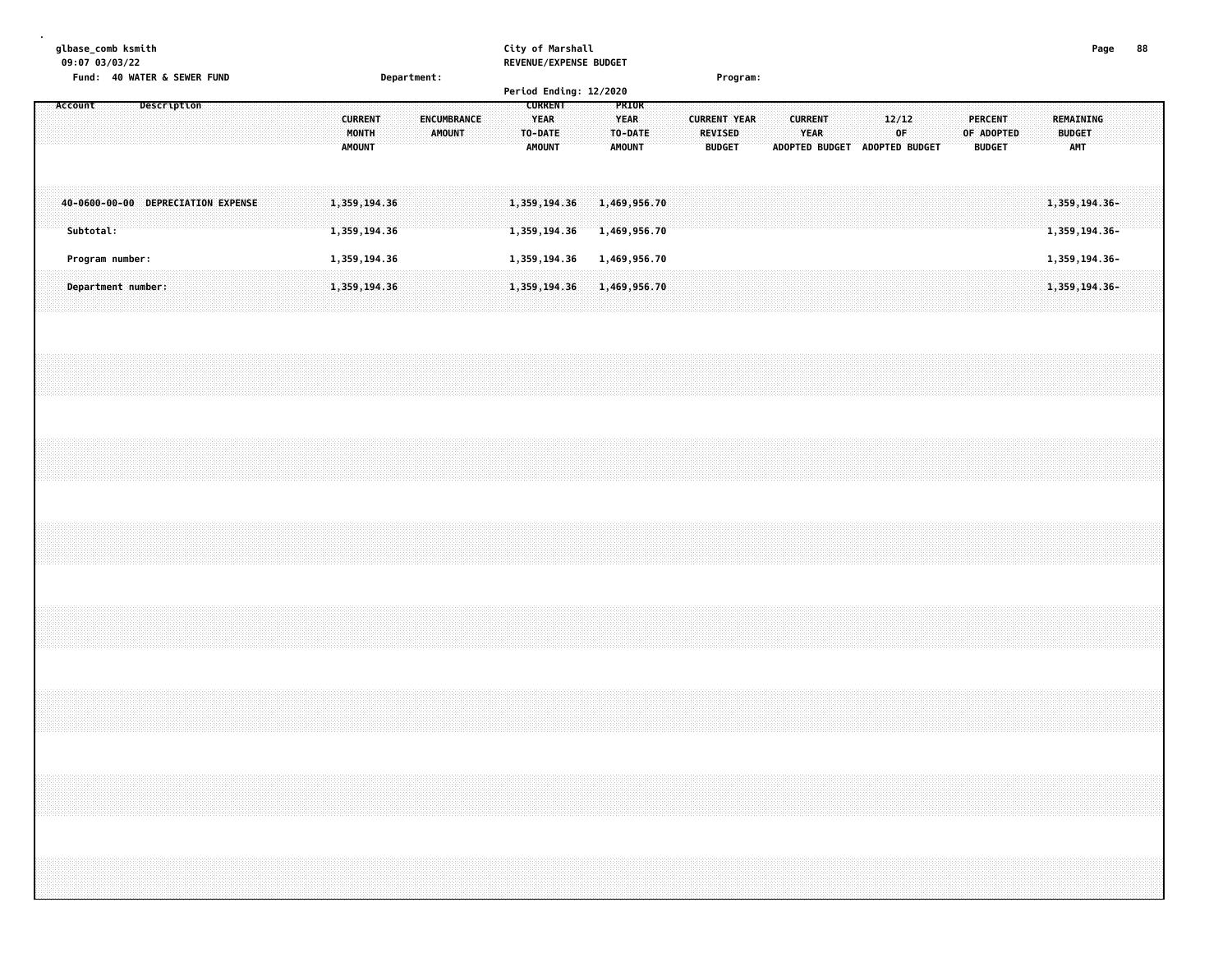glbase_comb ksmith
09:07 03/03/22

City of Marshall
REVENUE/EXPENSE BUDGET

Fund: 40 WATER & SEWER FUND    Department:    Program:

Period Ending: 12/2020

| Account Description | CURRENT MONTH AMOUNT | ENCUMBRANCE AMOUNT | CURRENT YEAR TO-DATE AMOUNT | PRIOR YEAR TO-DATE AMOUNT | CURRENT YEAR REVISED BUDGET | CURRENT YEAR ADOPTED BUDGET | 12/12 OF ADOPTED BUDGET | PERCENT OF ADOPTED BUDGET | REMAINING BUDGET AMT |
|---|---|---|---|---|---|---|---|---|---|
| 40-0600-00-00 DEPRECIATION EXPENSE | 1,359,194.36 | | 1,359,194.36 | 1,469,956.70 | | | | | 1,359,194.36- |
| Subtotal: | 1,359,194.36 | | 1,359,194.36 | 1,469,956.70 | | | | | 1,359,194.36- |
| Program number: | 1,359,194.36 | | 1,359,194.36 | 1,469,956.70 | | | | | 1,359,194.36- |
| Department number: | 1,359,194.36 | | 1,359,194.36 | 1,469,956.70 | | | | | 1,359,194.36- |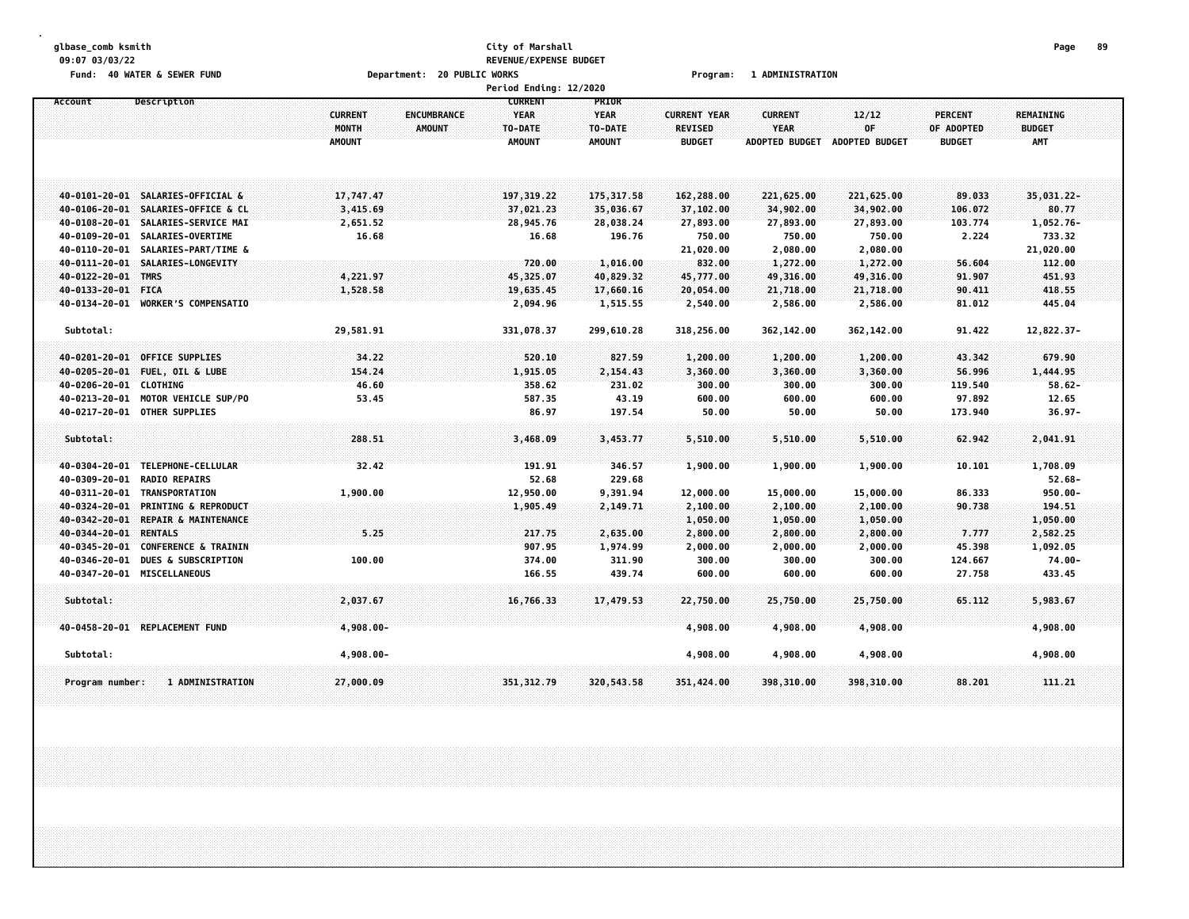glbase_comb ksmith
09:07 03/03/22

Fund: 40 WATER & SEWER FUND

City of Marshall
REVENUE/EXPENSE BUDGET

Department: 20 PUBLIC WORKS

Program: 1 ADMINISTRATION

Period Ending: 12/2020

| Account | Description | CURRENT MONTH AMOUNT | ENCUMBRANCE AMOUNT | CURRENT YEAR TO-DATE AMOUNT | PRIOR YEAR TO-DATE AMOUNT | CURRENT YEAR REVISED BUDGET | CURRENT YEAR ADOPTED BUDGET | 12/12 OF ADOPTED BUDGET | PERCENT OF ADOPTED BUDGET | REMAINING BUDGET AMT |
|---|---|---|---|---|---|---|---|---|---|---|
| 40-0101-20-01 | SALARIES-OFFICIAL & | 17,747.47 | | 197,319.22 | 175,317.58 | 162,288.00 | 221,625.00 | 221,625.00 | 89.033 | 35,031.22- |
| 40-0106-20-01 | SALARIES-OFFICE & CL | 3,415.69 | | 37,021.23 | 35,036.67 | 37,102.00 | 34,902.00 | 34,902.00 | 106.072 | 80.77 |
| 40-0108-20-01 | SALARIES-SERVICE MAI | 2,651.52 | | 28,945.76 | 28,038.24 | 27,893.00 | 27,893.00 | 27,893.00 | 103.774 | 1,052.76- |
| 40-0109-20-01 | SALARIES-OVERTIME | 16.68 | | 16.68 | 196.76 | 750.00 | 750.00 | 750.00 | 2.224 | 733.32 |
| 40-0110-20-01 | SALARIES-PART/TIME & | | | | | 21,020.00 | 2,080.00 | 2,080.00 | | 21,020.00 |
| 40-0111-20-01 | SALARIES-LONGEVITY | | | 720.00 | 1,016.00 | 832.00 | 1,272.00 | 1,272.00 | 56.604 | 112.00 |
| 40-0122-20-01 | TMRS | 4,221.97 | | 45,325.07 | 40,829.32 | 45,777.00 | 49,316.00 | 49,316.00 | 91.907 | 451.93 |
| 40-0133-20-01 | FICA | 1,528.58 | | 19,635.45 | 17,660.16 | 20,054.00 | 21,718.00 | 21,718.00 | 90.411 | 418.55 |
| 40-0134-20-01 | WORKER'S COMPENSATIO | | | 2,094.96 | 1,515.55 | 2,540.00 | 2,586.00 | 2,586.00 | 81.012 | 445.04 |
| Subtotal: | | 29,581.91 | | 331,078.37 | 299,610.28 | 318,256.00 | 362,142.00 | 362,142.00 | 91.422 | 12,822.37- |
| 40-0201-20-01 | OFFICE SUPPLIES | 34.22 | | 520.10 | 827.59 | 1,200.00 | 1,200.00 | 1,200.00 | 43.342 | 679.90 |
| 40-0205-20-01 | FUEL, OIL & LUBE | 154.24 | | 1,915.05 | 2,154.43 | 3,360.00 | 3,360.00 | 3,360.00 | 56.996 | 1,444.95 |
| 40-0206-20-01 | CLOTHING | 46.60 | | 358.62 | 231.02 | 300.00 | 300.00 | 300.00 | 119.540 | 58.62- |
| 40-0213-20-01 | MOTOR VEHICLE SUP/PO | 53.45 | | 587.35 | 43.19 | 600.00 | 600.00 | 600.00 | 97.892 | 12.65 |
| 40-0217-20-01 | OTHER SUPPLIES | | | 86.97 | 197.54 | 50.00 | 50.00 | 50.00 | 173.940 | 36.97- |
| Subtotal: | | 288.51 | | 3,468.09 | 3,453.77 | 5,510.00 | 5,510.00 | 5,510.00 | 62.942 | 2,041.91 |
| 40-0304-20-01 | TELEPHONE-CELLULAR | 32.42 | | 191.91 | 346.57 | 1,900.00 | 1,900.00 | 1,900.00 | 10.101 | 1,708.09 |
| 40-0309-20-01 | RADIO REPAIRS | | | 52.68 | 229.68 | | | | | 52.68- |
| 40-0311-20-01 | TRANSPORTATION | 1,900.00 | | 12,950.00 | 9,391.94 | 12,000.00 | 15,000.00 | 15,000.00 | 86.333 | 950.00- |
| 40-0324-20-01 | PRINTING & REPRODUCT | | | 1,905.49 | 2,149.71 | 2,100.00 | 2,100.00 | 2,100.00 | 90.738 | 194.51 |
| 40-0342-20-01 | REPAIR & MAINTENANCE | | | | | 1,050.00 | 1,050.00 | 1,050.00 | | 1,050.00 |
| 40-0344-20-01 | RENTALS | 5.25 | | 217.75 | 2,635.00 | 2,800.00 | 2,800.00 | 2,800.00 | 7.777 | 2,582.25 |
| 40-0345-20-01 | CONFERENCE & TRAININ | | | 907.95 | 1,974.99 | 2,000.00 | 2,000.00 | 2,000.00 | 45.398 | 1,092.05 |
| 40-0346-20-01 | DUES & SUBSCRIPTION | 100.00 | | 374.00 | 311.90 | 300.00 | 300.00 | 300.00 | 124.667 | 74.00- |
| 40-0347-20-01 | MISCELLANEOUS | | | 166.55 | 439.74 | 600.00 | 600.00 | 600.00 | 27.758 | 433.45 |
| Subtotal: | | 2,037.67 | | 16,766.33 | 17,479.53 | 22,750.00 | 25,750.00 | 25,750.00 | 65.112 | 5,983.67 |
| 40-0458-20-01 | REPLACEMENT FUND | 4,908.00- | | | | 4,908.00 | 4,908.00 | 4,908.00 | | 4,908.00 |
| Subtotal: | | 4,908.00- | | | | 4,908.00 | 4,908.00 | 4,908.00 | | 4,908.00 |
| Program number: | 1 ADMINISTRATION | 27,000.09 | | 351,312.79 | 320,543.58 | 351,424.00 | 398,310.00 | 398,310.00 | 88.201 | 111.21 |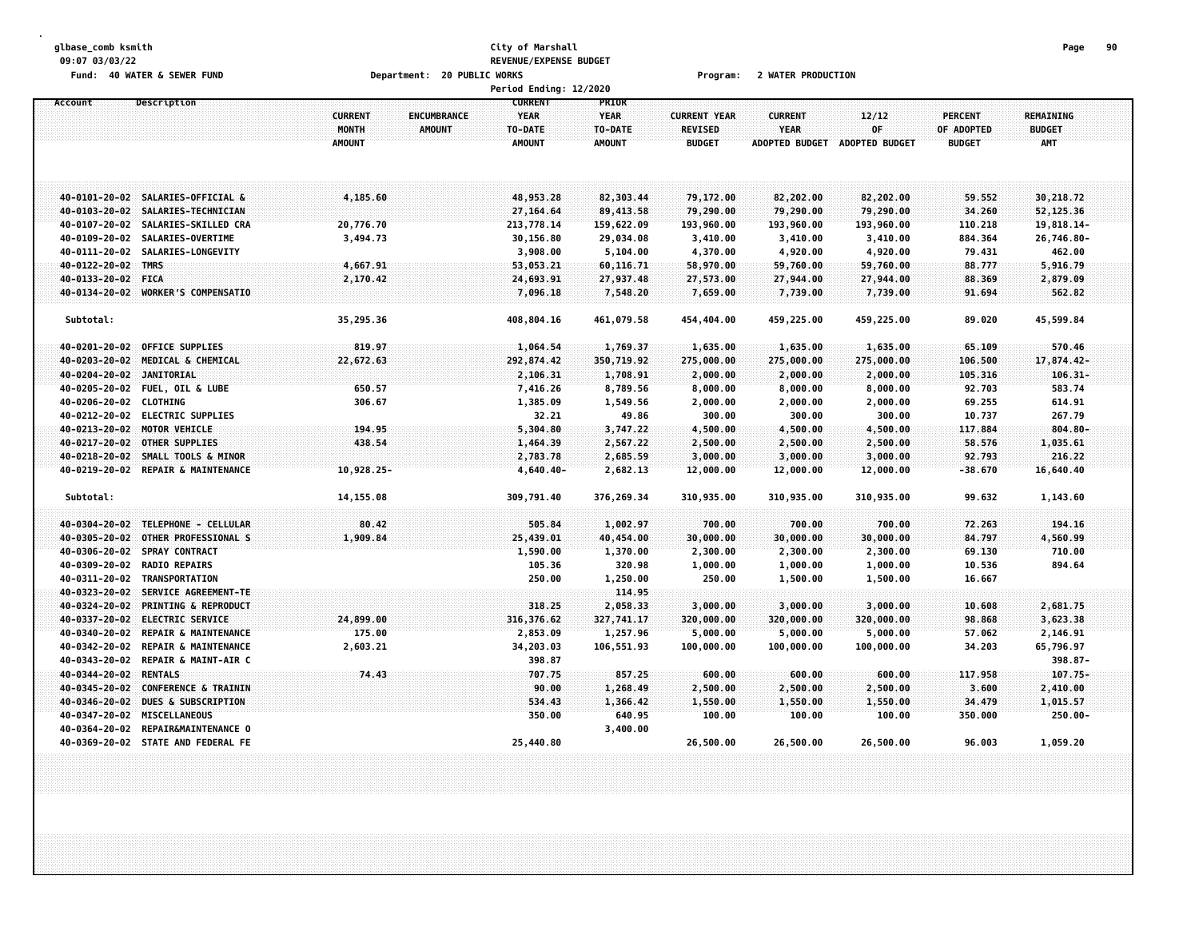glbase_comb ksmith
09:07 03/03/22
Fund: 40 WATER & SEWER FUND

City of Marshall
REVENUE/EXPENSE BUDGET
Department: 20 PUBLIC WORKS
Period Ending: 12/2020

Program: 2 WATER PRODUCTION

| Account | Description | CURRENT MONTH AMOUNT | ENCUMBRANCE AMOUNT | CURRENT YEAR TO-DATE AMOUNT | PRIOR YEAR TO-DATE AMOUNT | CURRENT YEAR REVISED BUDGET | CURRENT YEAR ADOPTED BUDGET | 12/12 OF ADOPTED BUDGET | PERCENT OF ADOPTED BUDGET | REMAINING BUDGET AMT |
|---|---|---|---|---|---|---|---|---|---|---|
| 40-0101-20-02 | SALARIES-OFFICIAL & | 4,185.60 | | 48,953.28 | 82,303.44 | 79,172.00 | 82,202.00 | 82,202.00 | 59.552 | 30,218.72 |
| 40-0103-20-02 | SALARIES-TECHNICIAN | | | 27,164.64 | 89,413.58 | 79,290.00 | 79,290.00 | 79,290.00 | 34.260 | 52,125.36 |
| 40-0107-20-02 | SALARIES-SKILLED CRA | 20,776.70 | | 213,778.14 | 159,622.09 | 193,960.00 | 193,960.00 | 193,960.00 | 110.218 | 19,818.14- |
| 40-0109-20-02 | SALARIES-OVERTIME | 3,494.73 | | 30,156.80 | 29,034.08 | 3,410.00 | 3,410.00 | 3,410.00 | 884.364 | 26,746.80- |
| 40-0111-20-02 | SALARIES-LONGEVITY | | | 3,908.00 | 5,104.00 | 4,370.00 | 4,920.00 | 4,920.00 | 79.431 | 462.00 |
| 40-0122-20-02 | TMRS | 4,667.91 | | 53,053.21 | 60,116.71 | 58,970.00 | 59,760.00 | 59,760.00 | 88.777 | 5,916.79 |
| 40-0133-20-02 | FICA | 2,170.42 | | 24,693.91 | 27,937.48 | 27,573.00 | 27,944.00 | 27,944.00 | 88.369 | 2,879.09 |
| 40-0134-20-02 | WORKER'S COMPENSATIO | | | 7,096.18 | 7,548.20 | 7,659.00 | 7,739.00 | 7,739.00 | 91.694 | 562.82 |
| Subtotal: | | 35,295.36 | | 408,804.16 | 461,079.58 | 454,404.00 | 459,225.00 | 459,225.00 | 89.020 | 45,599.84 |
| 40-0201-20-02 | OFFICE SUPPLIES | 819.97 | | 1,064.54 | 1,769.37 | 1,635.00 | 1,635.00 | 1,635.00 | 65.109 | 570.46 |
| 40-0203-20-02 | MEDICAL & CHEMICAL | 22,672.63 | | 292,874.42 | 350,719.92 | 275,000.00 | 275,000.00 | 275,000.00 | 106.500 | 17,874.42- |
| 40-0204-20-02 | JANITORIAL | | | 2,106.31 | 1,708.91 | 2,000.00 | 2,000.00 | 2,000.00 | 105.316 | 106.31- |
| 40-0205-20-02 | FUEL, OIL & LUBE | 650.57 | | 7,416.26 | 8,789.56 | 8,000.00 | 8,000.00 | 8,000.00 | 92.703 | 583.74 |
| 40-0206-20-02 | CLOTHING | 306.67 | | 1,385.09 | 1,549.56 | 2,000.00 | 2,000.00 | 2,000.00 | 69.255 | 614.91 |
| 40-0212-20-02 | ELECTRIC SUPPLIES | | | 32.21 | 49.86 | 300.00 | 300.00 | 300.00 | 10.737 | 267.79 |
| 40-0213-20-02 | MOTOR VEHICLE | 194.95 | | 5,304.80 | 3,747.22 | 4,500.00 | 4,500.00 | 4,500.00 | 117.884 | 804.80- |
| 40-0217-20-02 | OTHER SUPPLIES | 438.54 | | 1,464.39 | 2,567.22 | 2,500.00 | 2,500.00 | 2,500.00 | 58.576 | 1,035.61 |
| 40-0218-20-02 | SMALL TOOLS & MINOR | | | 2,783.78 | 2,685.59 | 3,000.00 | 3,000.00 | 3,000.00 | 92.793 | 216.22 |
| 40-0219-20-02 | REPAIR & MAINTENANCE | 10,928.25- | | 4,640.40- | 2,682.13 | 12,000.00 | 12,000.00 | 12,000.00 | -38.670 | 16,640.40 |
| Subtotal: | | 14,155.08 | | 309,791.40 | 376,269.34 | 310,935.00 | 310,935.00 | 310,935.00 | 99.632 | 1,143.60 |
| 40-0304-20-02 | TELEPHONE - CELLULAR | 80.42 | | 505.84 | 1,002.97 | 700.00 | 700.00 | 700.00 | 72.263 | 194.16 |
| 40-0305-20-02 | OTHER PROFESSIONAL S | 1,909.84 | | 25,439.01 | 40,454.00 | 30,000.00 | 30,000.00 | 30,000.00 | 84.797 | 4,560.99 |
| 40-0306-20-02 | SPRAY CONTRACT | | | 1,590.00 | 1,370.00 | 2,300.00 | 2,300.00 | 2,300.00 | 69.130 | 710.00 |
| 40-0309-20-02 | RADIO REPAIRS | | | 105.36 | 320.98 | 1,000.00 | 1,000.00 | 1,000.00 | 10.536 | 894.64 |
| 40-0311-20-02 | TRANSPORTATION | | | 250.00 | 1,250.00 | 250.00 | 1,500.00 | 1,500.00 | 16.667 | |
| 40-0323-20-02 | SERVICE AGREEMENT-TE | | | | 114.95 | | | | | |
| 40-0324-20-02 | PRINTING & REPRODUCT | | | 318.25 | 2,058.33 | 3,000.00 | 3,000.00 | 3,000.00 | 10.608 | 2,681.75 |
| 40-0337-20-02 | ELECTRIC SERVICE | 24,899.00 | | 316,376.62 | 327,741.17 | 320,000.00 | 320,000.00 | 320,000.00 | 98.868 | 3,623.38 |
| 40-0340-20-02 | REPAIR & MAINTENANCE | 175.00 | | 2,853.09 | 1,257.96 | 5,000.00 | 5,000.00 | 5,000.00 | 57.062 | 2,146.91 |
| 40-0342-20-02 | REPAIR & MAINTENANCE | 2,603.21 | | 34,203.03 | 106,551.93 | 100,000.00 | 100,000.00 | 100,000.00 | 34.203 | 65,796.97 |
| 40-0343-20-02 | REPAIR & MAINT-AIR C | | | 398.87 | | | | | | 398.87- |
| 40-0344-20-02 | RENTALS | 74.43 | | 707.75 | 857.25 | 600.00 | 600.00 | 600.00 | 117.958 | 107.75- |
| 40-0345-20-02 | CONFERENCE & TRAININ | | | 90.00 | 1,268.49 | 2,500.00 | 2,500.00 | 2,500.00 | 3.600 | 2,410.00 |
| 40-0346-20-02 | DUES & SUBSCRIPTION | | | 534.43 | 1,366.42 | 1,550.00 | 1,550.00 | 1,550.00 | 34.479 | 1,015.57 |
| 40-0347-20-02 | MISCELLANEOUS | | | 350.00 | 640.95 | 100.00 | 100.00 | 100.00 | 350.000 | 250.00- |
| 40-0364-20-02 | REPAIR&MAINTENANCE O | | | | 3,400.00 | | | | | |
| 40-0369-20-02 | STATE AND FEDERAL FE | | | 25,440.80 | | 26,500.00 | 26,500.00 | 26,500.00 | 96.003 | 1,059.20 |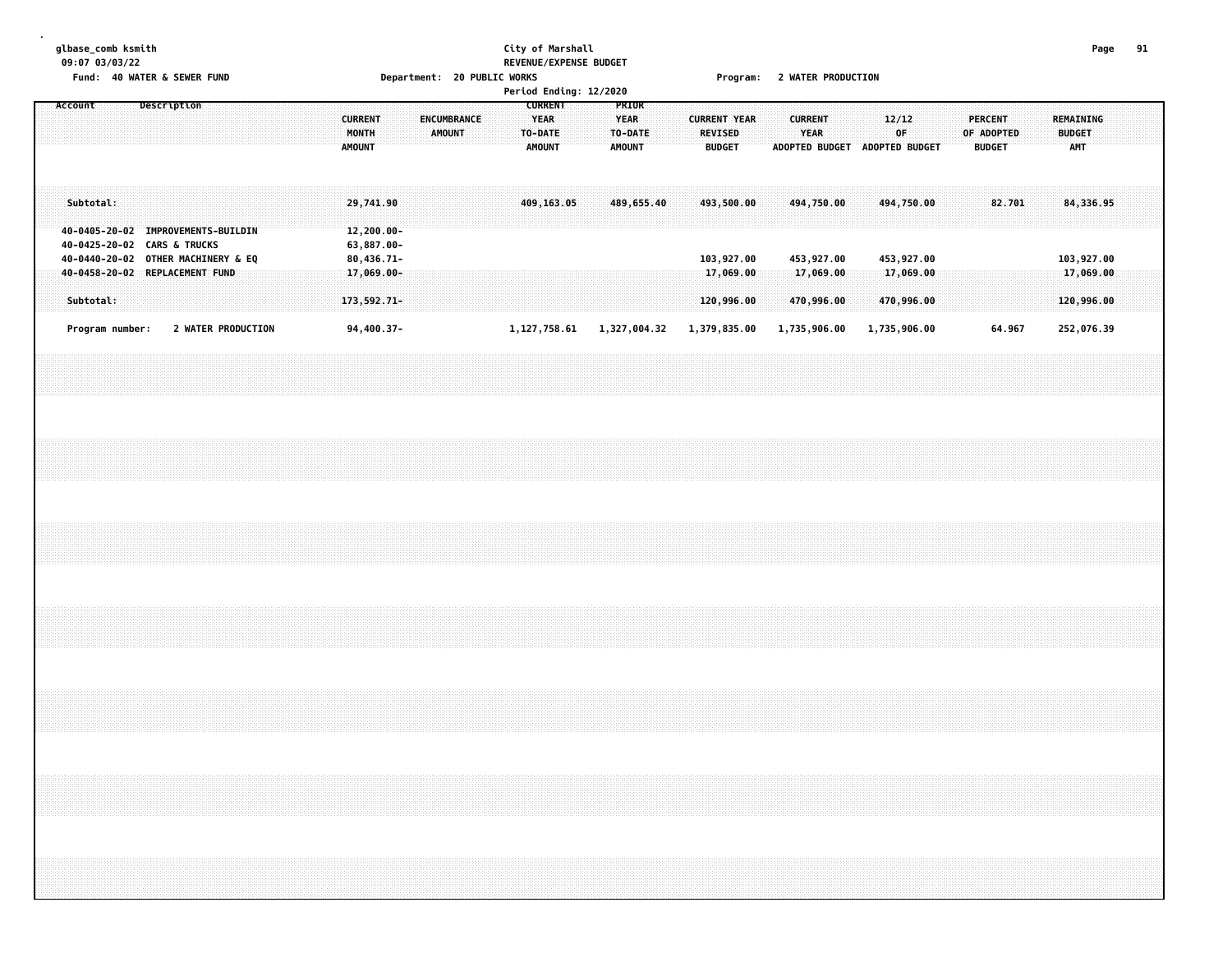glbase_comb ksmith
09:07 03/03/22

Fund: 40 WATER & SEWER FUND

City of Marshall
REVENUE/EXPENSE BUDGET
Department: 20 PUBLIC WORKS
Period Ending: 12/2020

Program: 2 WATER PRODUCTION

| Account | Description | CURRENT MONTH AMOUNT | ENCUMBRANCE AMOUNT | CURRENT YEAR TO-DATE AMOUNT | PRIOR YEAR TO-DATE AMOUNT | CURRENT YEAR REVISED BUDGET | CURRENT YEAR ADOPTED BUDGET | 12/12 OF ADOPTED BUDGET | PERCENT OF ADOPTED BUDGET | REMAINING BUDGET AMT |
|---|---|---|---|---|---|---|---|---|---|---|
| Subtotal: | | 29,741.90 | | 409,163.05 | 489,655.40 | 493,500.00 | 494,750.00 | 494,750.00 | 82.701 | 84,336.95 |
| 40-0405-20-02 | IMPROVEMENTS-BUILDIN | 12,200.00- | | | | | | | | |
| 40-0425-20-02 | CARS & TRUCKS | 63,887.00- | | | | | | | | |
| 40-0440-20-02 | OTHER MACHINERY & EQ | 80,436.71- | | | | 103,927.00 | 453,927.00 | 453,927.00 | | 103,927.00 |
| 40-0458-20-02 | REPLACEMENT FUND | 17,069.00- | | | | 17,069.00 | 17,069.00 | 17,069.00 | | 17,069.00 |
| Subtotal: | | 173,592.71- | | | | 120,996.00 | 470,996.00 | 470,996.00 | | 120,996.00 |
| Program number: | 2 WATER PRODUCTION | 94,400.37- | | 1,127,758.61 | 1,327,004.32 | 1,379,835.00 | 1,735,906.00 | 1,735,906.00 | 64.967 | 252,076.39 |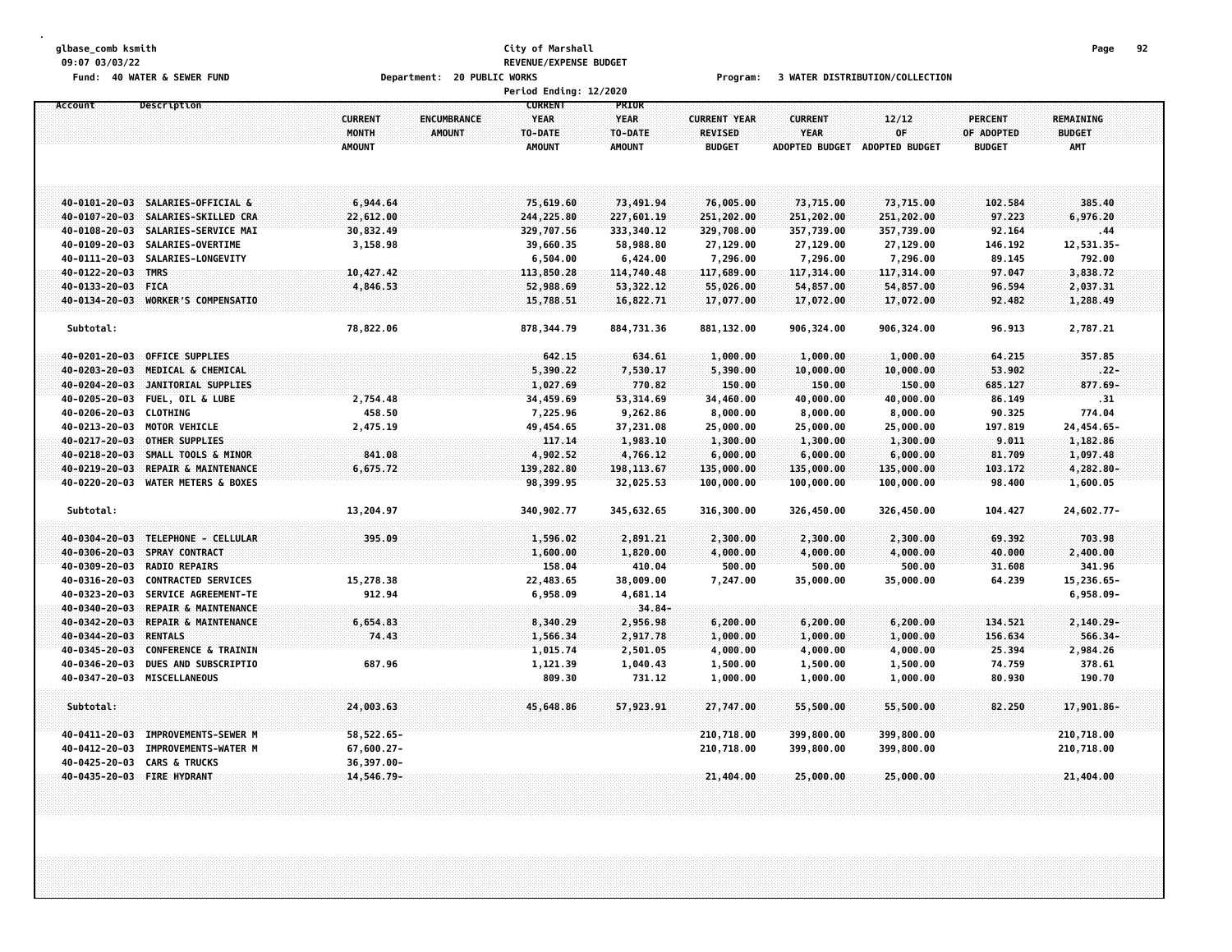glbase_comb ksmith
09:07 03/03/22
Fund: 40 WATER & SEWER FUND

City of Marshall
REVENUE/EXPENSE BUDGET
Department: 20 PUBLIC WORKS
Period Ending: 12/2020

Program: 3 WATER DISTRIBUTION/COLLECTION

| Account | Description | CURRENT MONTH AMOUNT | ENCUMBRANCE AMOUNT | CURRENT YEAR TO-DATE AMOUNT | PRIOR YEAR TO-DATE AMOUNT | CURRENT YEAR REVISED BUDGET | CURRENT YEAR ADOPTED BUDGET | 12/12 OF ADOPTED BUDGET | PERCENT OF ADOPTED BUDGET | REMAINING BUDGET AMT |
|---|---|---|---|---|---|---|---|---|---|---|
| 40-0101-20-03 | SALARIES-OFFICIAL & | 6,944.64 | | 75,619.60 | 73,491.94 | 76,005.00 | 73,715.00 | 73,715.00 | 102.584 | 385.40 |
| 40-0107-20-03 | SALARIES-SKILLED CRA | 22,612.00 | | 244,225.80 | 227,601.19 | 251,202.00 | 251,202.00 | 251,202.00 | 97.223 | 6,976.20 |
| 40-0108-20-03 | SALARIES-SERVICE MAI | 30,832.49 | | 329,707.56 | 333,340.12 | 329,708.00 | 357,739.00 | 357,739.00 | 92.164 | .44 |
| 40-0109-20-03 | SALARIES-OVERTIME | 3,158.98 | | 39,660.35 | 58,988.80 | 27,129.00 | 27,129.00 | 27,129.00 | 146.192 | 12,531.35- |
| 40-0111-20-03 | SALARIES-LONGEVITY | | | 6,504.00 | 6,424.00 | 7,296.00 | 7,296.00 | 7,296.00 | 89.145 | 792.00 |
| 40-0122-20-03 | TMRS | 10,427.42 | | 113,850.28 | 114,740.48 | 117,689.00 | 117,314.00 | 117,314.00 | 97.047 | 3,838.72 |
| 40-0133-20-03 | FICA | 4,846.53 | | 52,988.69 | 53,322.12 | 55,026.00 | 54,857.00 | 54,857.00 | 96.594 | 2,037.31 |
| 40-0134-20-03 | WORKER'S COMPENSATIO | | | 15,788.51 | 16,822.71 | 17,077.00 | 17,072.00 | 17,072.00 | 92.482 | 1,288.49 |
| Subtotal: | | 78,822.06 | | 878,344.79 | 884,731.36 | 881,132.00 | 906,324.00 | 906,324.00 | 96.913 | 2,787.21 |
| 40-0201-20-03 | OFFICE SUPPLIES | | | 642.15 | 634.61 | 1,000.00 | 1,000.00 | 1,000.00 | 64.215 | 357.85 |
| 40-0203-20-03 | MEDICAL & CHEMICAL | | | 5,390.22 | 7,530.17 | 5,390.00 | 10,000.00 | 10,000.00 | 53.902 | .22- |
| 40-0204-20-03 | JANITORIAL SUPPLIES | | | 1,027.69 | 770.82 | 150.00 | 150.00 | 150.00 | 685.127 | 877.69- |
| 40-0205-20-03 | FUEL, OIL & LUBE | 2,754.48 | | 34,459.69 | 53,314.69 | 34,460.00 | 40,000.00 | 40,000.00 | 86.149 | .31 |
| 40-0206-20-03 | CLOTHING | 458.50 | | 7,225.96 | 9,262.86 | 8,000.00 | 8,000.00 | 8,000.00 | 90.325 | 774.04 |
| 40-0213-20-03 | MOTOR VEHICLE | 2,475.19 | | 49,454.65 | 37,231.08 | 25,000.00 | 25,000.00 | 25,000.00 | 197.819 | 24,454.65- |
| 40-0217-20-03 | OTHER SUPPLIES | | | 117.14 | 1,983.10 | 1,300.00 | 1,300.00 | 1,300.00 | 9.011 | 1,182.86 |
| 40-0218-20-03 | SMALL TOOLS & MINOR | 841.08 | | 4,902.52 | 4,766.12 | 6,000.00 | 6,000.00 | 6,000.00 | 81.709 | 1,097.48 |
| 40-0219-20-03 | REPAIR & MAINTENANCE | 6,675.72 | | 139,282.80 | 198,113.67 | 135,000.00 | 135,000.00 | 135,000.00 | 103.172 | 4,282.80- |
| 40-0220-20-03 | WATER METERS & BOXES | | | 98,399.95 | 32,025.53 | 100,000.00 | 100,000.00 | 100,000.00 | 98.400 | 1,600.05 |
| Subtotal: | | 13,204.97 | | 340,902.77 | 345,632.65 | 316,300.00 | 326,450.00 | 326,450.00 | 104.427 | 24,602.77- |
| 40-0304-20-03 | TELEPHONE - CELLULAR | 395.09 | | 1,596.02 | 2,891.21 | 2,300.00 | 2,300.00 | 2,300.00 | 69.392 | 703.98 |
| 40-0306-20-03 | SPRAY CONTRACT | | | 1,600.00 | 1,820.00 | 4,000.00 | 4,000.00 | 4,000.00 | 40.000 | 2,400.00 |
| 40-0309-20-03 | RADIO REPAIRS | | | 158.04 | 410.04 | 500.00 | 500.00 | 500.00 | 31.608 | 341.96 |
| 40-0316-20-03 | CONTRACTED SERVICES | 15,278.38 | | 22,483.65 | 38,009.00 | 7,247.00 | 35,000.00 | 35,000.00 | 64.239 | 15,236.65- |
| 40-0323-20-03 | SERVICE AGREEMENT-TE | 912.94 | | 6,958.09 | 4,681.14 | | | | | 6,958.09- |
| 40-0340-20-03 | REPAIR & MAINTENANCE | | | | 34.84- | | | | | |
| 40-0342-20-03 | REPAIR & MAINTENANCE | 6,654.83 | | 8,340.29 | 2,956.98 | 6,200.00 | 6,200.00 | 6,200.00 | 134.521 | 2,140.29- |
| 40-0344-20-03 | RENTALS | 74.43 | | 1,566.34 | 2,917.78 | 1,000.00 | 1,000.00 | 1,000.00 | 156.634 | 566.34- |
| 40-0345-20-03 | CONFERENCE & TRAININ | | | 1,015.74 | 2,501.05 | 4,000.00 | 4,000.00 | 4,000.00 | 25.394 | 2,984.26 |
| 40-0346-20-03 | DUES AND SUBSCRIPTIO | 687.96 | | 1,121.39 | 1,040.43 | 1,500.00 | 1,500.00 | 1,500.00 | 74.759 | 378.61 |
| 40-0347-20-03 | MISCELLANEOUS | | | 809.30 | 731.12 | 1,000.00 | 1,000.00 | 1,000.00 | 80.930 | 190.70 |
| Subtotal: | | 24,003.63 | | 45,648.86 | 57,923.91 | 27,747.00 | 55,500.00 | 55,500.00 | 82.250 | 17,901.86- |
| 40-0411-20-03 | IMPROVEMENTS-SEWER M | 58,522.65- | | | | 210,718.00 | 399,800.00 | 399,800.00 | | 210,718.00 |
| 40-0412-20-03 | IMPROVEMENTS-WATER M | 67,600.27- | | | | 210,718.00 | 399,800.00 | 399,800.00 | | 210,718.00 |
| 40-0425-20-03 | CARS & TRUCKS | 36,397.00- | | | | | | | | |
| 40-0435-20-03 | FIRE HYDRANT | 14,546.79- | | | | 21,404.00 | 25,000.00 | 25,000.00 | | 21,404.00 |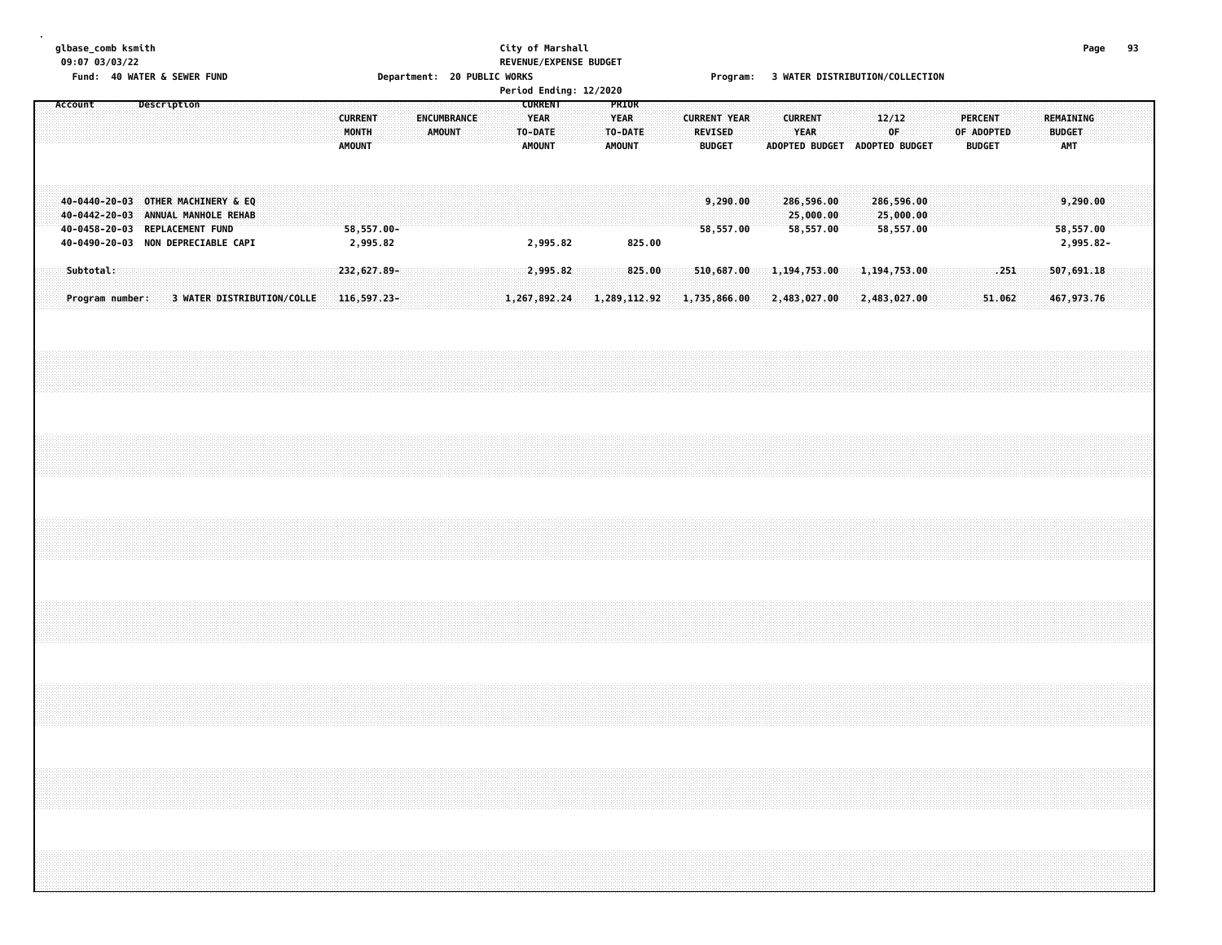glbase_comb ksmith
09:07 03/03/22

Fund: 40 WATER & SEWER FUND

**City of Marshall**
**REVENUE/EXPENSE BUDGET**

Department: 20 PUBLIC WORKS

Period Ending: 12/2020

Program: 3 WATER DISTRIBUTION/COLLECTION

| Account | Description | CURRENT MONTH AMOUNT | ENCUMBRANCE AMOUNT | CURRENT YEAR TO-DATE AMOUNT | PRIOR YEAR TO-DATE AMOUNT | CURRENT YEAR REVISED BUDGET | CURRENT YEAR ADOPTED BUDGET | 12/12 OF ADOPTED BUDGET | PERCENT OF ADOPTED BUDGET | REMAINING BUDGET AMT |
|---|---|---|---|---|---|---|---|---|---|---|
| 40-0440-20-03 | OTHER MACHINERY & EQ | | | | | 9,290.00 | 286,596.00 | 286,596.00 | | 9,290.00 |
| 40-0442-20-03 | ANNUAL MANHOLE REHAB | | | | | | 25,000.00 | 25,000.00 | | |
| 40-0458-20-03 | REPLACEMENT FUND | 58,557.00- | | | | 58,557.00 | 58,557.00 | 58,557.00 | | 58,557.00 |
| 40-0490-20-03 | NON DEPRECIABLE CAPI | 2,995.82 | | 2,995.82 | 825.00 | | | | | 2,995.82- |
| Subtotal: | | 232,627.89- | | 2,995.82 | 825.00 | 510,687.00 | 1,194,753.00 | 1,194,753.00 | .251 | 507,691.18 |
| Program number: | 3 WATER DISTRIBUTION/COLLE | 116,597.23- | | 1,267,892.24 | 1,289,112.92 | 1,735,866.00 | 2,483,027.00 | 2,483,027.00 | 51.062 | 467,973.76 |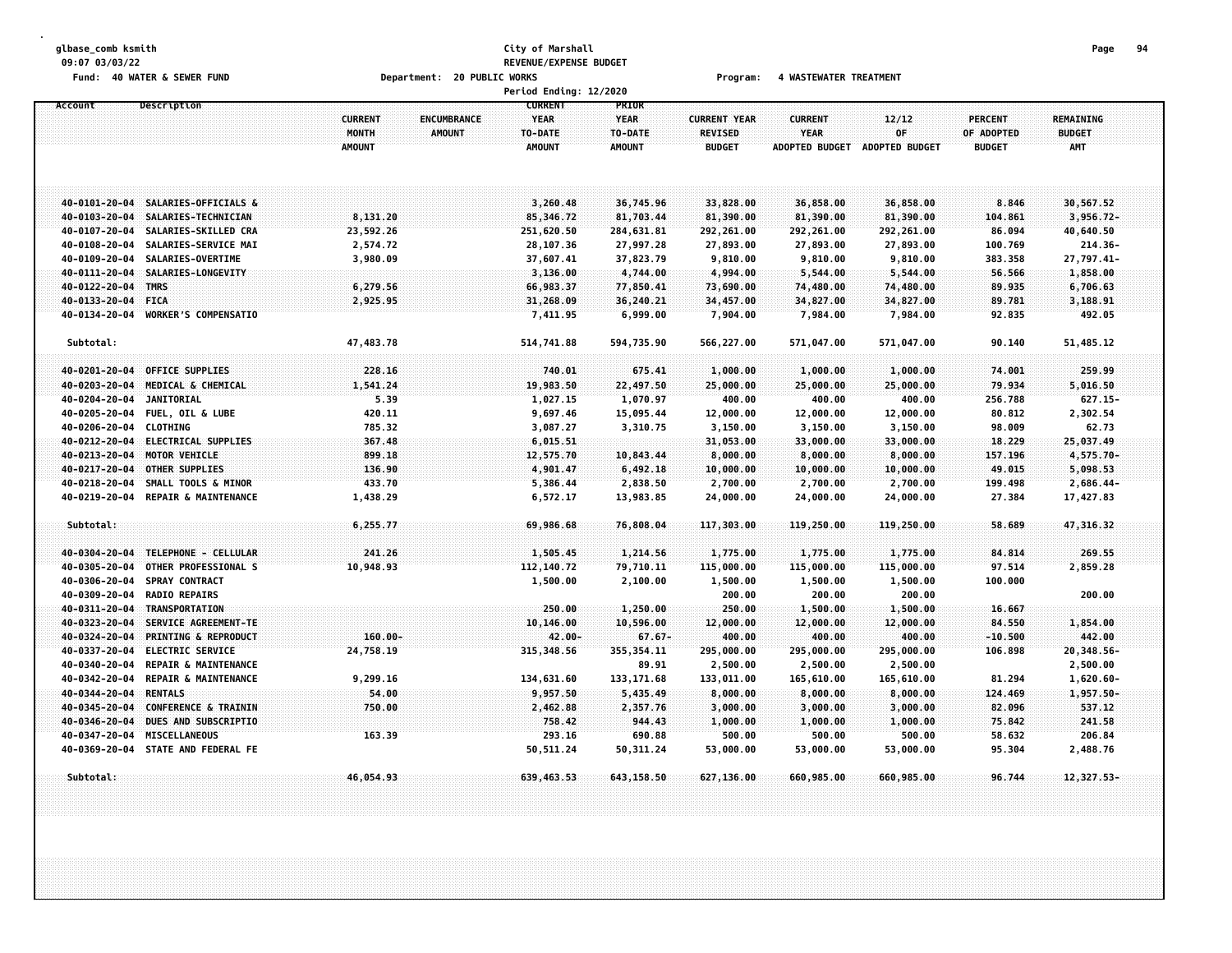glbase_comb ksmith
09:07 03/03/22
Fund: 40 WATER & SEWER FUND

City of Marshall
REVENUE/EXPENSE BUDGET
Department: 20 PUBLIC WORKS
Period Ending: 12/2020

Program: 4 WASTEWATER TREATMENT

| Account | Description | CURRENT MONTH AMOUNT | ENCUMBRANCE AMOUNT | CURRENT YEAR TO-DATE AMOUNT | PRIOR YEAR TO-DATE AMOUNT | CURRENT YEAR REVISED BUDGET | CURRENT YEAR ADOPTED BUDGET | 12/12 OF ADOPTED BUDGET | PERCENT OF ADOPTED BUDGET | REMAINING BUDGET AMT |
|---|---|---|---|---|---|---|---|---|---|---|
| 40-0101-20-04 | SALARIES-OFFICIALS & | | | 3,260.48 | 36,745.96 | 33,828.00 | 36,858.00 | 36,858.00 | 8.846 | 30,567.52 |
| 40-0103-20-04 | SALARIES-TECHNICIAN | 8,131.20 | | 85,346.72 | 81,703.44 | 81,390.00 | 81,390.00 | 81,390.00 | 104.861 | 3,956.72- |
| 40-0107-20-04 | SALARIES-SKILLED CRA | 23,592.26 | | 251,620.50 | 284,631.81 | 292,261.00 | 292,261.00 | 292,261.00 | 86.094 | 40,640.50 |
| 40-0108-20-04 | SALARIES-SERVICE MAI | 2,574.72 | | 28,107.36 | 27,997.28 | 27,893.00 | 27,893.00 | 27,893.00 | 100.769 | 214.36- |
| 40-0109-20-04 | SALARIES-OVERTIME | 3,980.09 | | 37,607.41 | 37,823.79 | 9,810.00 | 9,810.00 | 9,810.00 | 383.358 | 27,797.41- |
| 40-0111-20-04 | SALARIES-LONGEVITY | | | 3,136.00 | 4,744.00 | 4,994.00 | 5,544.00 | 5,544.00 | 56.566 | 1,858.00 |
| 40-0122-20-04 | TMRS | 6,279.56 | | 66,983.37 | 77,850.41 | 73,690.00 | 74,480.00 | 74,480.00 | 89.935 | 6,706.63 |
| 40-0133-20-04 | FICA | 2,925.95 | | 31,268.09 | 36,240.21 | 34,457.00 | 34,827.00 | 34,827.00 | 89.781 | 3,188.91 |
| 40-0134-20-04 | WORKER'S COMPENSATIO | | | 7,411.95 | 6,999.00 | 7,904.00 | 7,984.00 | 7,984.00 | 92.835 | 492.05 |
| Subtotal: | | 47,483.78 | | 514,741.88 | 594,735.90 | 566,227.00 | 571,047.00 | 571,047.00 | 90.140 | 51,485.12 |
| 40-0201-20-04 | OFFICE SUPPLIES | 228.16 | | 740.01 | 675.41 | 1,000.00 | 1,000.00 | 1,000.00 | 74.001 | 259.99 |
| 40-0203-20-04 | MEDICAL & CHEMICAL | 1,541.24 | | 19,983.50 | 22,497.50 | 25,000.00 | 25,000.00 | 25,000.00 | 79.934 | 5,016.50 |
| 40-0204-20-04 | JANITORIAL | 5.39 | | 1,027.15 | 1,070.97 | 400.00 | 400.00 | 400.00 | 256.788 | 627.15- |
| 40-0205-20-04 | FUEL, OIL & LUBE | 420.11 | | 9,697.46 | 15,095.44 | 12,000.00 | 12,000.00 | 12,000.00 | 80.812 | 2,302.54 |
| 40-0206-20-04 | CLOTHING | 785.32 | | 3,087.27 | 3,310.75 | 3,150.00 | 3,150.00 | 3,150.00 | 98.009 | 62.73 |
| 40-0212-20-04 | ELECTRICAL SUPPLIES | 367.48 | | 6,015.51 | | 31,053.00 | 33,000.00 | 33,000.00 | 18.229 | 25,037.49 |
| 40-0213-20-04 | MOTOR VEHICLE | 899.18 | | 12,575.70 | 10,843.44 | 8,000.00 | 8,000.00 | 8,000.00 | 157.196 | 4,575.70- |
| 40-0217-20-04 | OTHER SUPPLIES | 136.90 | | 4,901.47 | 6,492.18 | 10,000.00 | 10,000.00 | 10,000.00 | 49.015 | 5,098.53 |
| 40-0218-20-04 | SMALL TOOLS & MINOR | 433.70 | | 5,386.44 | 2,838.50 | 2,700.00 | 2,700.00 | 2,700.00 | 199.498 | 2,686.44- |
| 40-0219-20-04 | REPAIR & MAINTENANCE | 1,438.29 | | 6,572.17 | 13,983.85 | 24,000.00 | 24,000.00 | 24,000.00 | 27.384 | 17,427.83 |
| Subtotal: | | 6,255.77 | | 69,986.68 | 76,808.04 | 117,303.00 | 119,250.00 | 119,250.00 | 58.689 | 47,316.32 |
| 40-0304-20-04 | TELEPHONE - CELLULAR | 241.26 | | 1,505.45 | 1,214.56 | 1,775.00 | 1,775.00 | 1,775.00 | 84.814 | 269.55 |
| 40-0305-20-04 | OTHER PROFESSIONAL S | 10,948.93 | | 112,140.72 | 79,710.11 | 115,000.00 | 115,000.00 | 115,000.00 | 97.514 | 2,859.28 |
| 40-0306-20-04 | SPRAY CONTRACT | | | 1,500.00 | 2,100.00 | 1,500.00 | 1,500.00 | 1,500.00 | 100.000 | |
| 40-0309-20-04 | RADIO REPAIRS | | | | | 200.00 | 200.00 | 200.00 | | 200.00 |
| 40-0311-20-04 | TRANSPORTATION | | | 250.00 | 1,250.00 | 250.00 | 1,500.00 | 1,500.00 | 16.667 | |
| 40-0323-20-04 | SERVICE AGREEMENT-TE | | | 10,146.00 | 10,596.00 | 12,000.00 | 12,000.00 | 12,000.00 | 84.550 | 1,854.00 |
| 40-0324-20-04 | PRINTING & REPRODUCT | 160.00- | | 42.00- | 67.67- | 400.00 | 400.00 | 400.00 | -10.500 | 442.00 |
| 40-0337-20-04 | ELECTRIC SERVICE | 24,758.19 | | 315,348.56 | 355,354.11 | 295,000.00 | 295,000.00 | 295,000.00 | 106.898 | 20,348.56- |
| 40-0340-20-04 | REPAIR & MAINTENANCE | | | | 89.91 | 2,500.00 | 2,500.00 | 2,500.00 | | 2,500.00 |
| 40-0342-20-04 | REPAIR & MAINTENANCE | 9,299.16 | | 134,631.60 | 133,171.68 | 133,011.00 | 165,610.00 | 165,610.00 | 81.294 | 1,620.60- |
| 40-0344-20-04 | RENTALS | 54.00 | | 9,957.50 | 5,435.49 | 8,000.00 | 8,000.00 | 8,000.00 | 124.469 | 1,957.50- |
| 40-0345-20-04 | CONFERENCE & TRAININ | 750.00 | | 2,462.88 | 2,357.76 | 3,000.00 | 3,000.00 | 3,000.00 | 82.096 | 537.12 |
| 40-0346-20-04 | DUES AND SUBSCRIPTIO | | | 758.42 | 944.43 | 1,000.00 | 1,000.00 | 1,000.00 | 75.842 | 241.58 |
| 40-0347-20-04 | MISCELLANEOUS | 163.39 | | 293.16 | 690.88 | 500.00 | 500.00 | 500.00 | 58.632 | 206.84 |
| 40-0369-20-04 | STATE AND FEDERAL FE | | | 50,511.24 | 50,311.24 | 53,000.00 | 53,000.00 | 53,000.00 | 95.304 | 2,488.76 |
| Subtotal: | | 46,054.93 | | 639,463.53 | 643,158.50 | 627,136.00 | 660,985.00 | 660,985.00 | 96.744 | 12,327.53- |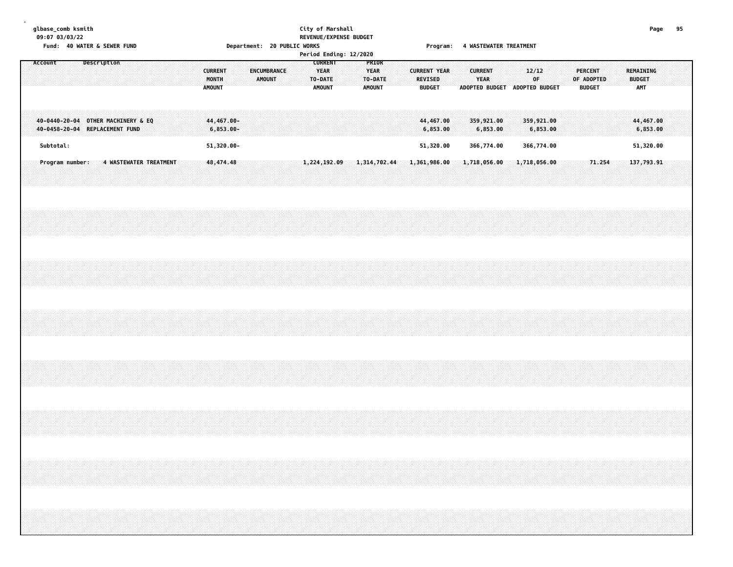glbase_comb ksmith
09:07 03/03/22

City of Marshall
REVENUE/EXPENSE BUDGET
Period Ending: 12/2020

Fund: 40 WATER & SEWER FUND    Department: 20 PUBLIC WORKS    Program: 4 WASTEWATER TREATMENT

| Account | Description | CURRENT MONTH AMOUNT | ENCUMBRANCE AMOUNT | CURRENT YEAR TO-DATE AMOUNT | PRIOR YEAR TO-DATE AMOUNT | CURRENT YEAR REVISED BUDGET | CURRENT YEAR ADOPTED BUDGET | 12/12 OF ADOPTED BUDGET | PERCENT OF ADOPTED BUDGET | REMAINING BUDGET AMT |
|---|---|---|---|---|---|---|---|---|---|---|
| 40-0440-20-04 | OTHER MACHINERY & EQ | 44,467.00- | | | | 44,467.00 | 359,921.00 | 359,921.00 | | 44,467.00 |
| 40-0458-20-04 | REPLACEMENT FUND | 6,853.00- | | | | 6,853.00 | 6,853.00 | 6,853.00 | | 6,853.00 |
| Subtotal: | | 51,320.00- | | | | 51,320.00 | 366,774.00 | 366,774.00 | | 51,320.00 |
| Program number: | 4 WASTEWATER TREATMENT | 48,474.48 | | 1,224,192.09 | 1,314,702.44 | 1,361,986.00 | 1,718,056.00 | 1,718,056.00 | 71.254 | 137,793.91 |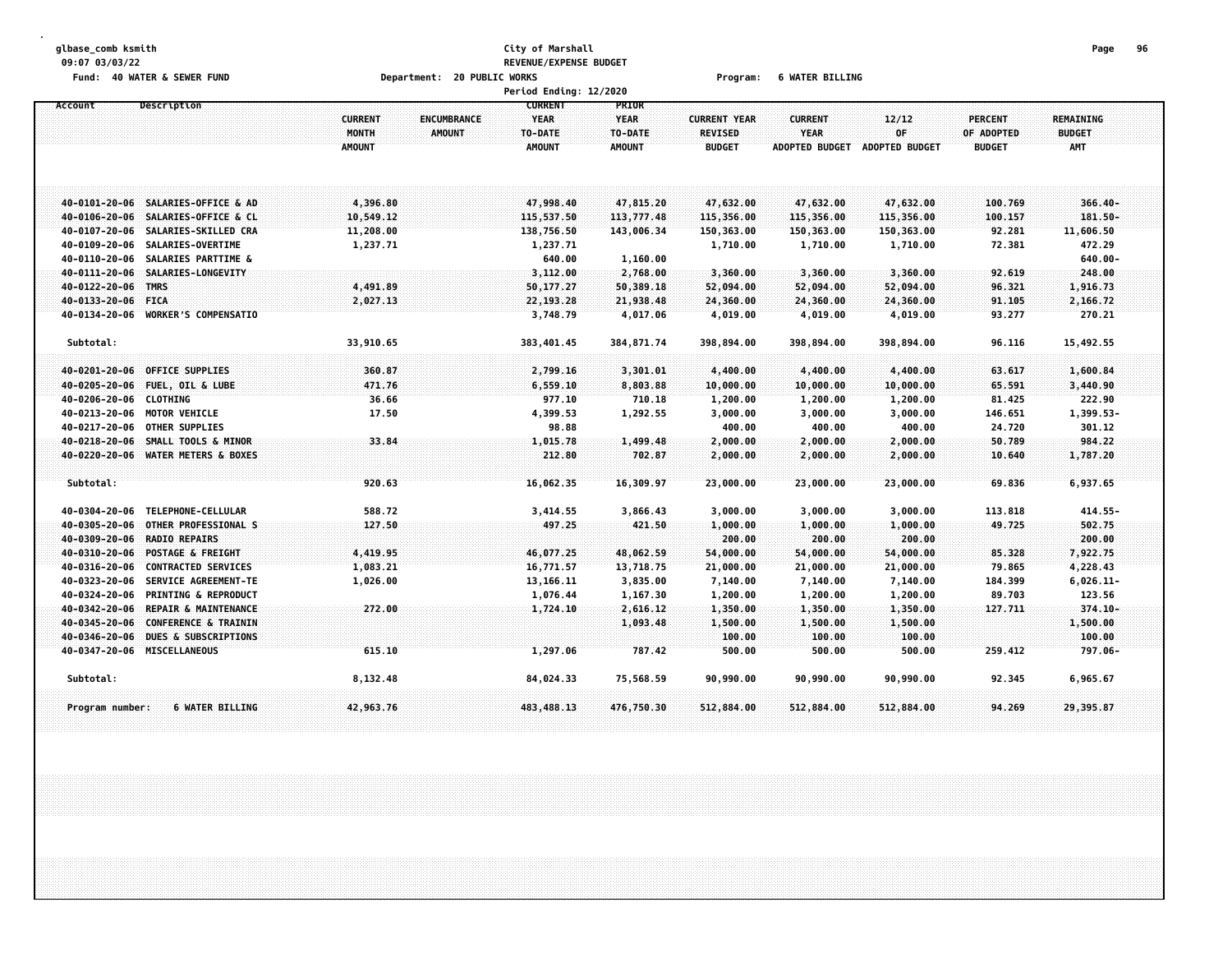glbase_comb ksmith
09:07 03/03/22

Fund: 40 WATER & SEWER FUND

**City of Marshall**
**REVENUE/EXPENSE BUDGET**

Department: 20 PUBLIC WORKS

Program: 6 WATER BILLING

Period Ending: 12/2020

| Account | Description | CURRENT MONTH AMOUNT | ENCUMBRANCE AMOUNT | CURRENT YEAR TO-DATE AMOUNT | PRIOR YEAR TO-DATE AMOUNT | CURRENT YEAR REVISED BUDGET | CURRENT YEAR ADOPTED BUDGET | 12/12 OF ADOPTED BUDGET | PERCENT OF ADOPTED BUDGET | REMAINING BUDGET AMT |
|---|---|---|---|---|---|---|---|---|---|---|
| 40-0101-20-06 | SALARIES-OFFICE & AD | 4,396.80 | | 47,998.40 | 47,815.20 | 47,632.00 | 47,632.00 | 47,632.00 | 100.769 | 366.40- |
| 40-0106-20-06 | SALARIES-OFFICE & CL | 10,549.12 | | 115,537.50 | 113,777.48 | 115,356.00 | 115,356.00 | 115,356.00 | 100.157 | 181.50- |
| 40-0107-20-06 | SALARIES-SKILLED CRA | 11,208.00 | | 138,756.50 | 143,006.34 | 150,363.00 | 150,363.00 | 150,363.00 | 92.281 | 11,606.50 |
| 40-0109-20-06 | SALARIES-OVERTIME | 1,237.71 | | 1,237.71 | | 1,710.00 | 1,710.00 | 1,710.00 | 72.381 | 472.29 |
| 40-0110-20-06 | SALARIES PARTTIME & | | | 640.00 | 1,160.00 | | | | | 640.00- |
| 40-0111-20-06 | SALARIES-LONGEVITY | | | 3,112.00 | 2,768.00 | 3,360.00 | 3,360.00 | 3,360.00 | 92.619 | 248.00 |
| 40-0122-20-06 | TMRS | 4,491.89 | | 50,177.27 | 50,389.18 | 52,094.00 | 52,094.00 | 52,094.00 | 96.321 | 1,916.73 |
| 40-0133-20-06 | FICA | 2,027.13 | | 22,193.28 | 21,938.48 | 24,360.00 | 24,360.00 | 24,360.00 | 91.105 | 2,166.72 |
| 40-0134-20-06 | WORKER'S COMPENSATIO | | | 3,748.79 | 4,017.06 | 4,019.00 | 4,019.00 | 4,019.00 | 93.277 | 270.21 |
| Subtotal: | | 33,910.65 | | 383,401.45 | 384,871.74 | 398,894.00 | 398,894.00 | 398,894.00 | 96.116 | 15,492.55 |
| 40-0201-20-06 | OFFICE SUPPLIES | 360.87 | | 2,799.16 | 3,301.01 | 4,400.00 | 4,400.00 | 4,400.00 | 63.617 | 1,600.84 |
| 40-0205-20-06 | FUEL, OIL & LUBE | 471.76 | | 6,559.10 | 8,803.88 | 10,000.00 | 10,000.00 | 10,000.00 | 65.591 | 3,440.90 |
| 40-0206-20-06 | CLOTHING | 36.66 | | 977.10 | 710.18 | 1,200.00 | 1,200.00 | 1,200.00 | 81.425 | 222.90 |
| 40-0213-20-06 | MOTOR VEHICLE | 17.50 | | 4,399.53 | 1,292.55 | 3,000.00 | 3,000.00 | 3,000.00 | 146.651 | 1,399.53- |
| 40-0217-20-06 | OTHER SUPPLIES | | | 98.88 | | 400.00 | 400.00 | 400.00 | 24.720 | 301.12 |
| 40-0218-20-06 | SMALL TOOLS & MINOR | 33.84 | | 1,015.78 | 1,499.48 | 2,000.00 | 2,000.00 | 2,000.00 | 50.789 | 984.22 |
| 40-0220-20-06 | WATER METERS & BOXES | | | 212.80 | 702.87 | 2,000.00 | 2,000.00 | 2,000.00 | 10.640 | 1,787.20 |
| Subtotal: | | 920.63 | | 16,062.35 | 16,309.97 | 23,000.00 | 23,000.00 | 23,000.00 | 69.836 | 6,937.65 |
| 40-0304-20-06 | TELEPHONE-CELLULAR | 588.72 | | 3,414.55 | 3,866.43 | 3,000.00 | 3,000.00 | 3,000.00 | 113.818 | 414.55- |
| 40-0305-20-06 | OTHER PROFESSIONAL S | 127.50 | | 497.25 | 421.50 | 1,000.00 | 1,000.00 | 1,000.00 | 49.725 | 502.75 |
| 40-0309-20-06 | RADIO REPAIRS | | | | | 200.00 | 200.00 | 200.00 | | 200.00 |
| 40-0310-20-06 | POSTAGE & FREIGHT | 4,419.95 | | 46,077.25 | 48,062.59 | 54,000.00 | 54,000.00 | 54,000.00 | 85.328 | 7,922.75 |
| 40-0316-20-06 | CONTRACTED SERVICES | 1,083.21 | | 16,771.57 | 13,718.75 | 21,000.00 | 21,000.00 | 21,000.00 | 79.865 | 4,228.43 |
| 40-0323-20-06 | SERVICE AGREEMENT-TE | 1,026.00 | | 13,166.11 | 3,835.00 | 7,140.00 | 7,140.00 | 7,140.00 | 184.399 | 6,026.11- |
| 40-0324-20-06 | PRINTING & REPRODUCT | | | 1,076.44 | 1,167.30 | 1,200.00 | 1,200.00 | 1,200.00 | 89.703 | 123.56 |
| 40-0342-20-06 | REPAIR & MAINTENANCE | 272.00 | | 1,724.10 | 2,616.12 | 1,350.00 | 1,350.00 | 1,350.00 | 127.711 | 374.10- |
| 40-0345-20-06 | CONFERENCE & TRAININ | | | | 1,093.48 | 1,500.00 | 1,500.00 | 1,500.00 | | 1,500.00 |
| 40-0346-20-06 | DUES & SUBSCRIPTIONS | | | | | 100.00 | 100.00 | 100.00 | | 100.00 |
| 40-0347-20-06 | MISCELLANEOUS | 615.10 | | 1,297.06 | 787.42 | 500.00 | 500.00 | 500.00 | 259.412 | 797.06- |
| Subtotal: | | 8,132.48 | | 84,024.33 | 75,568.59 | 90,990.00 | 90,990.00 | 90,990.00 | 92.345 | 6,965.67 |
| Program number: | 6 WATER BILLING | 42,963.76 | | 483,488.13 | 476,750.30 | 512,884.00 | 512,884.00 | 512,884.00 | 94.269 | 29,395.87 |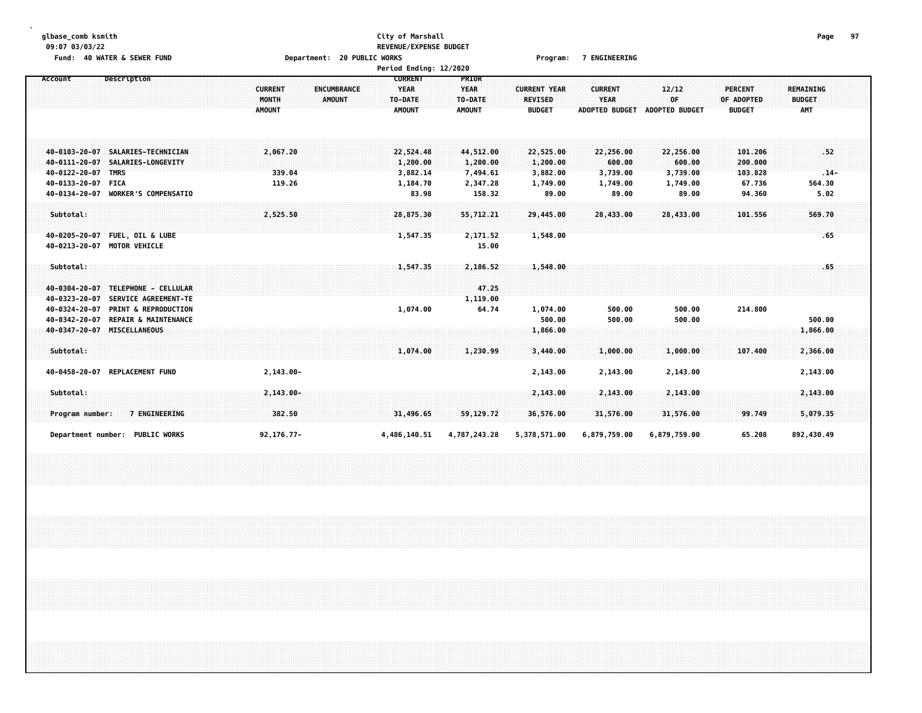glbase_comb ksmith
09:07 03/03/22
Fund: 40 WATER & SEWER FUND

City of Marshall
REVENUE/EXPENSE BUDGET
Department: 20 PUBLIC WORKS
Period Ending: 12/2020

Program: 7 ENGINEERING

| Account | Description | CURRENT MONTH AMOUNT | ENCUMBRANCE AMOUNT | CURRENT YEAR TO-DATE AMOUNT | PRIOR YEAR TO-DATE AMOUNT | CURRENT YEAR REVISED BUDGET | CURRENT YEAR ADOPTED BUDGET | 12/12 OF ADOPTED BUDGET | PERCENT OF ADOPTED BUDGET | REMAINING BUDGET AMT |
|---|---|---|---|---|---|---|---|---|---|---|
| 40-0103-20-07 | SALARIES-TECHNICIAN | 2,067.20 | | 22,524.48 | 44,512.00 | 22,525.00 | 22,256.00 | 22,256.00 | 101.206 | .52 |
| 40-0111-20-07 | SALARIES-LONGEVITY | | | 1,200.00 | 1,200.00 | 1,200.00 | 600.00 | 600.00 | 200.000 | |
| 40-0122-20-07 | TMRS | 339.04 | | 3,882.14 | 7,494.61 | 3,882.00 | 3,739.00 | 3,739.00 | 103.828 | .14- |
| 40-0133-20-07 | FICA | 119.26 | | 1,184.70 | 2,347.28 | 1,749.00 | 1,749.00 | 1,749.00 | 67.736 | 564.30 |
| 40-0134-20-07 | WORKER'S COMPENSATIO | | | 83.98 | 158.32 | 89.00 | 89.00 | 89.00 | 94.360 | 5.02 |
| Subtotal: | | 2,525.50 | | 28,875.30 | 55,712.21 | 29,445.00 | 28,433.00 | 28,433.00 | 101.556 | 569.70 |
| 40-0205-20-07 | FUEL, OIL & LUBE | | | 1,547.35 | 2,171.52 | 1,548.00 | | | | .65 |
| 40-0213-20-07 | MOTOR VEHICLE | | | | 15.00 | | | | | |
| Subtotal: | | | | 1,547.35 | 2,186.52 | 1,548.00 | | | | .65 |
| 40-0304-20-07 | TELEPHONE - CELLULAR | | | | 47.25 | | | | | |
| 40-0323-20-07 | SERVICE AGREEMENT-TE | | | | 1,119.00 | | | | | |
| 40-0324-20-07 | PRINT & REPRODUCTION | | | 1,074.00 | 64.74 | 1,074.00 | 500.00 | 500.00 | 214.800 | |
| 40-0342-20-07 | REPAIR & MAINTENANCE | | | | | 500.00 | 500.00 | 500.00 | | 500.00 |
| 40-0347-20-07 | MISCELLANEOUS | | | | | 1,866.00 | | | | 1,866.00 |
| Subtotal: | | | | 1,074.00 | 1,230.99 | 3,440.00 | 1,000.00 | 1,000.00 | 107.400 | 2,366.00 |
| 40-0458-20-07 | REPLACEMENT FUND | 2,143.00- | | | | 2,143.00 | 2,143.00 | 2,143.00 | | 2,143.00 |
| Subtotal: | | 2,143.00- | | | | 2,143.00 | 2,143.00 | 2,143.00 | | 2,143.00 |
| Program number: | 7 ENGINEERING | 382.50 | | 31,496.65 | 59,129.72 | 36,576.00 | 31,576.00 | 31,576.00 | 99.749 | 5,079.35 |
| Department number: | PUBLIC WORKS | 92,176.77- | | 4,486,140.51 | 4,787,243.28 | 5,378,571.00 | 6,879,759.00 | 6,879,759.00 | 65.208 | 892,430.49 |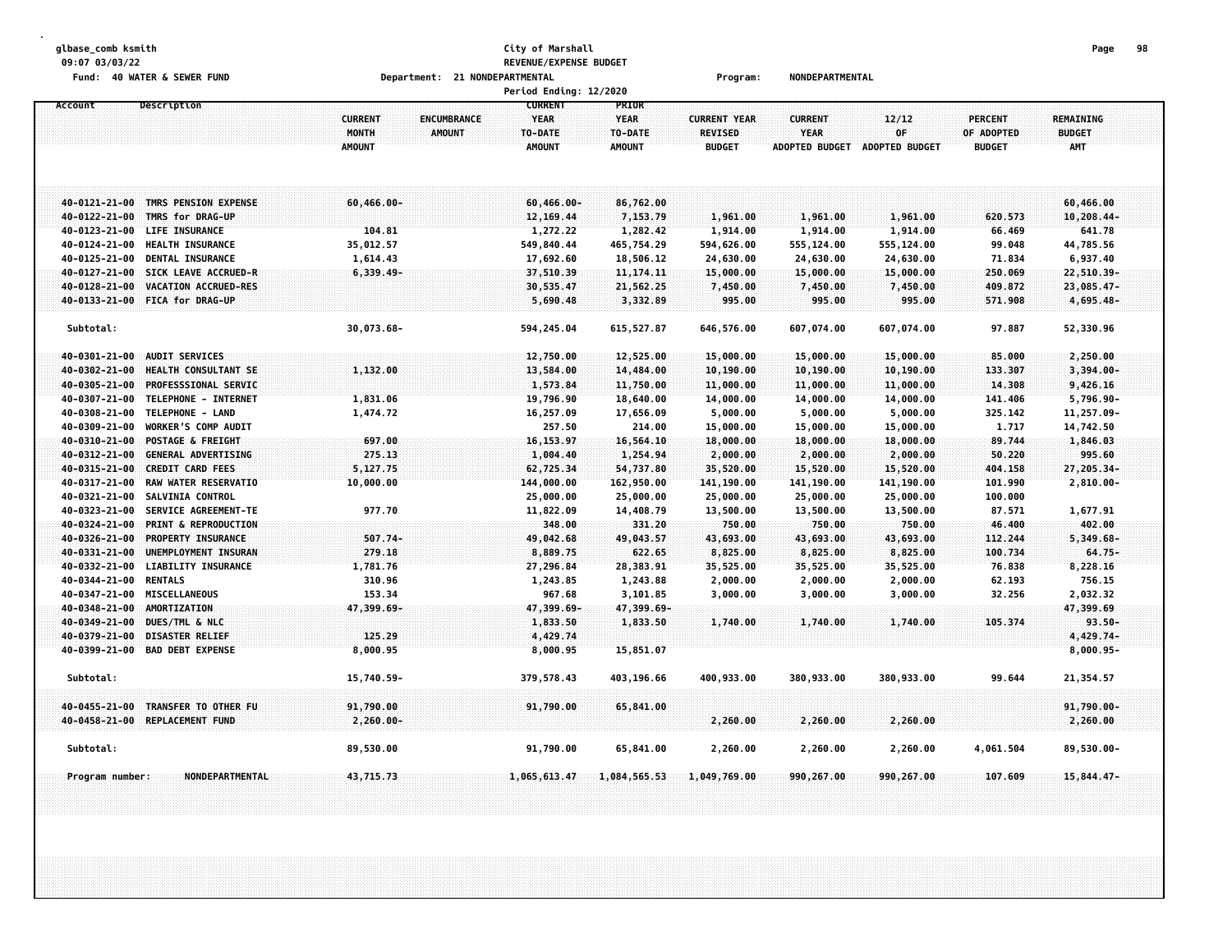glbase_comb ksmith
09:07 03/03/22
Fund: 40 WATER & SEWER FUND

City of Marshall
REVENUE/EXPENSE BUDGET
Department: 21 NONDEPARTMENTAL
Period Ending: 12/2020

Program: NONDEPARTMENTAL

| Account | Description | CURRENT MONTH AMOUNT | ENCUMBRANCE AMOUNT | CURRENT YEAR TO-DATE AMOUNT | PRIOR YEAR TO-DATE AMOUNT | CURRENT YEAR REVISED BUDGET | CURRENT YEAR ADOPTED BUDGET | 12/12 OF ADOPTED BUDGET | PERCENT OF ADOPTED BUDGET | REMAINING BUDGET AMT |
|---|---|---|---|---|---|---|---|---|---|---|
| 40-0121-21-00 | TMRS PENSION EXPENSE | 60,466.00- | | 60,466.00- | 86,762.00 | | | | | 60,466.00 |
| 40-0122-21-00 | TMRS for DRAG-UP | | | 12,169.44 | 7,153.79 | 1,961.00 | 1,961.00 | 1,961.00 | 620.573 | 10,208.44- |
| 40-0123-21-00 | LIFE INSURANCE | 104.81 | | 1,272.22 | 1,282.42 | 1,914.00 | 1,914.00 | 1,914.00 | 66.469 | 641.78 |
| 40-0124-21-00 | HEALTH INSURANCE | 35,012.57 | | 549,840.44 | 465,754.29 | 594,626.00 | 555,124.00 | 555,124.00 | 99.048 | 44,785.56 |
| 40-0125-21-00 | DENTAL INSURANCE | 1,614.43 | | 17,692.60 | 18,506.12 | 24,630.00 | 24,630.00 | 24,630.00 | 71.834 | 6,937.40 |
| 40-0127-21-00 | SICK LEAVE ACCRUED-R | 6,339.49- | | 37,510.39 | 11,174.11 | 15,000.00 | 15,000.00 | 15,000.00 | 250.069 | 22,510.39- |
| 40-0128-21-00 | VACATION ACCRUED-RES | | | 30,535.47 | 21,562.25 | 7,450.00 | 7,450.00 | 7,450.00 | 409.872 | 23,085.47- |
| 40-0133-21-00 | FICA for DRAG-UP | | | 5,690.48 | 3,332.89 | 995.00 | 995.00 | 995.00 | 571.908 | 4,695.48- |
| Subtotal: | | 30,073.68- | | 594,245.04 | 615,527.87 | 646,576.00 | 607,074.00 | 607,074.00 | 97.887 | 52,330.96 |
| 40-0301-21-00 | AUDIT SERVICES | | | 12,750.00 | 12,525.00 | 15,000.00 | 15,000.00 | 15,000.00 | 85.000 | 2,250.00 |
| 40-0302-21-00 | HEALTH CONSULTANT SE | 1,132.00 | | 13,584.00 | 14,484.00 | 10,190.00 | 10,190.00 | 10,190.00 | 133.307 | 3,394.00- |
| 40-0305-21-00 | PROFESSSIONAL SERVIC | | | 1,573.84 | 11,750.00 | 11,000.00 | 11,000.00 | 11,000.00 | 14.308 | 9,426.16 |
| 40-0307-21-00 | TELEPHONE - INTERNET | 1,831.06 | | 19,796.90 | 18,640.00 | 14,000.00 | 14,000.00 | 14,000.00 | 141.406 | 5,796.90- |
| 40-0308-21-00 | TELEPHONE - LAND | 1,474.72 | | 16,257.09 | 17,656.09 | 5,000.00 | 5,000.00 | 5,000.00 | 325.142 | 11,257.09- |
| 40-0309-21-00 | WORKER'S COMP AUDIT | | | 257.50 | 214.00 | 15,000.00 | 15,000.00 | 15,000.00 | 1.717 | 14,742.50 |
| 40-0310-21-00 | POSTAGE & FREIGHT | 697.00 | | 16,153.97 | 16,564.10 | 18,000.00 | 18,000.00 | 18,000.00 | 89.744 | 1,846.03 |
| 40-0312-21-00 | GENERAL ADVERTISING | 275.13 | | 1,004.40 | 1,254.94 | 2,000.00 | 2,000.00 | 2,000.00 | 50.220 | 995.60 |
| 40-0315-21-00 | CREDIT CARD FEES | 5,127.75 | | 62,725.34 | 54,737.80 | 35,520.00 | 15,520.00 | 15,520.00 | 404.158 | 27,205.34- |
| 40-0317-21-00 | RAW WATER RESERVATIO | 10,000.00 | | 144,000.00 | 162,950.00 | 141,190.00 | 141,190.00 | 141,190.00 | 101.990 | 2,810.00- |
| 40-0321-21-00 | SALVINIA CONTROL | | | 25,000.00 | 25,000.00 | 25,000.00 | 25,000.00 | 25,000.00 | 100.000 | |
| 40-0323-21-00 | SERVICE AGREEMENT-TE | 977.70 | | 11,822.09 | 14,408.79 | 13,500.00 | 13,500.00 | 13,500.00 | 87.571 | 1,677.91 |
| 40-0324-21-00 | PRINT & REPRODUCTION | | | 348.00 | 331.20 | 750.00 | 750.00 | 750.00 | 46.400 | 402.00 |
| 40-0326-21-00 | PROPERTY INSURANCE | 507.74- | | 49,042.68 | 49,043.57 | 43,693.00 | 43,693.00 | 43,693.00 | 112.244 | 5,349.68- |
| 40-0331-21-00 | UNEMPLOYMENT INSURAN | 279.18 | | 8,889.75 | 622.65 | 8,825.00 | 8,825.00 | 8,825.00 | 100.734 | 64.75- |
| 40-0332-21-00 | LIABILITY INSURANCE | 1,781.76 | | 27,296.84 | 28,383.91 | 35,525.00 | 35,525.00 | 35,525.00 | 76.838 | 8,228.16 |
| 40-0344-21-00 | RENTALS | 310.96 | | 1,243.85 | 1,243.88 | 2,000.00 | 2,000.00 | 2,000.00 | 62.193 | 756.15 |
| 40-0347-21-00 | MISCELLANEOUS | 153.34 | | 967.68 | 3,101.85 | 3,000.00 | 3,000.00 | 3,000.00 | 32.256 | 2,032.32 |
| 40-0348-21-00 | AMORTIZATION | 47,399.69- | | 47,399.69- | 47,399.69- | | | | | 47,399.69 |
| 40-0349-21-00 | DUES/TML & NLC | | | 1,833.50 | 1,833.50 | 1,740.00 | 1,740.00 | 1,740.00 | 105.374 | 93.50- |
| 40-0379-21-00 | DISASTER RELIEF | 125.29 | | 4,429.74 | | | | | | 4,429.74- |
| 40-0399-21-00 | BAD DEBT EXPENSE | 8,000.95 | | 8,000.95 | 15,851.07 | | | | | 8,000.95- |
| Subtotal: | | 15,740.59- | | 379,578.43 | 403,196.66 | 400,933.00 | 380,933.00 | 380,933.00 | 99.644 | 21,354.57 |
| 40-0455-21-00 | TRANSFER TO OTHER FU | 91,790.00 | | 91,790.00 | 65,841.00 | | | | | 91,790.00- |
| 40-0458-21-00 | REPLACEMENT FUND | 2,260.00- | | | | 2,260.00 | 2,260.00 | 2,260.00 | | 2,260.00 |
| Subtotal: | | 89,530.00 | | 91,790.00 | 65,841.00 | 2,260.00 | 2,260.00 | 2,260.00 | 4,061.504 | 89,530.00- |
| Program number: | NONDEPARTMENTAL | 43,715.73 | | 1,065,613.47 | 1,084,565.53 | 1,049,769.00 | 990,267.00 | 990,267.00 | 107.609 | 15,844.47- |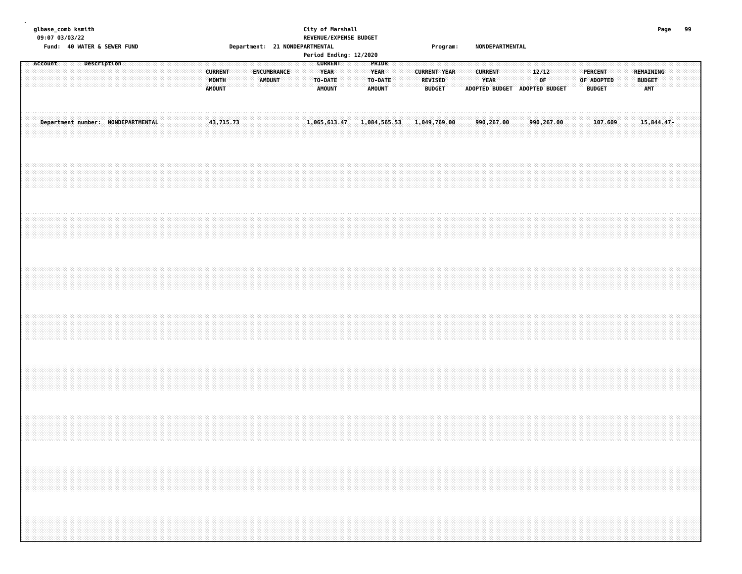glbase_comb ksmith
09:07 03/03/22

City of Marshall
REVENUE/EXPENSE BUDGET

Fund: 40 WATER & SEWER FUND    Department: 21 NONDEPARTMENTAL    Program: NONDEPARTMENTAL

Period Ending: 12/2020

| Account | Description | CURRENT MONTH AMOUNT | ENCUMBRANCE AMOUNT | CURRENT YEAR TO-DATE AMOUNT | PRIOR YEAR TO-DATE AMOUNT | CURRENT YEAR REVISED BUDGET | CURRENT YEAR ADOPTED BUDGET | 12/12 OF ADOPTED BUDGET | PERCENT OF ADOPTED BUDGET | REMAINING BUDGET AMT |
|---|---|---|---|---|---|---|---|---|---|---|
| Department number: NONDEPARTMENTAL | | 43,715.73 | | 1,065,613.47 | 1,084,565.53 | 1,049,769.00 | 990,267.00 | 990,267.00 | 107.609 | 15,844.47- |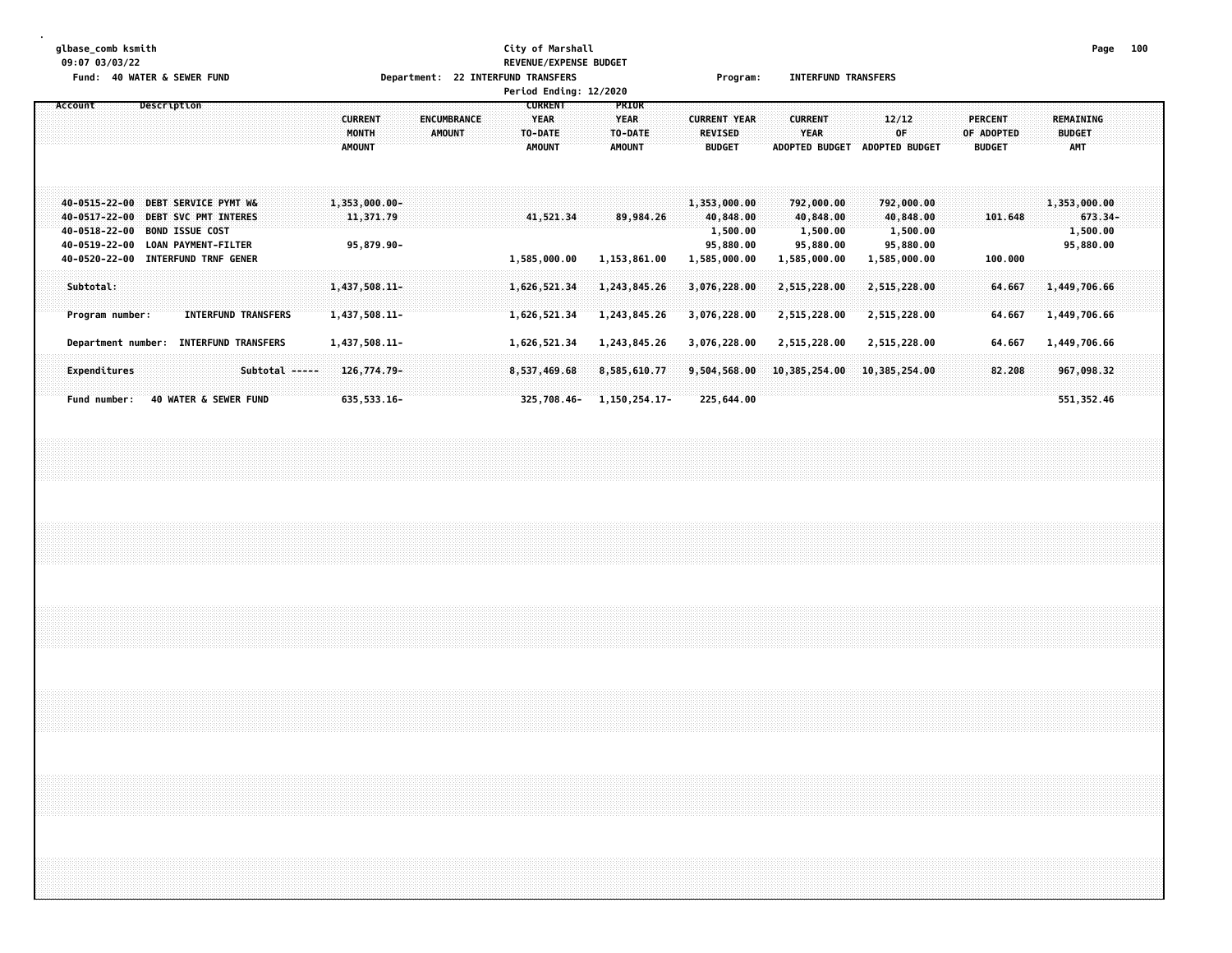glbase_comb ksmith
09:07 03/03/22

Fund: 40 WATER & SEWER FUND

City of Marshall
REVENUE/EXPENSE BUDGET
Department: 22 INTERFUND TRANSFERS
Period Ending: 12/2020

Program: INTERFUND TRANSFERS

| Account | Description | CURRENT MONTH AMOUNT | ENCUMBRANCE AMOUNT | CURRENT YEAR TO-DATE AMOUNT | PRIOR YEAR TO-DATE AMOUNT | CURRENT YEAR REVISED BUDGET | CURRENT YEAR ADOPTED BUDGET | 12/12 OF ADOPTED BUDGET | PERCENT OF ADOPTED BUDGET | REMAINING BUDGET AMT |
|---|---|---|---|---|---|---|---|---|---|---|
| 40-0515-22-00 | DEBT SERVICE PYMT W& | 1,353,000.00- | | | | 1,353,000.00 | 792,000.00 | 792,000.00 | | 1,353,000.00 |
| 40-0517-22-00 | DEBT SVC PMT INTERES | 11,371.79 | | 41,521.34 | 89,984.26 | 40,848.00 | 40,848.00 | 40,848.00 | 101.648 | 673.34- |
| 40-0518-22-00 | BOND ISSUE COST | | | | | 1,500.00 | 1,500.00 | 1,500.00 | | 1,500.00 |
| 40-0519-22-00 | LOAN PAYMENT-FILTER | 95,879.90- | | | | 95,880.00 | 95,880.00 | 95,880.00 | | 95,880.00 |
| 40-0520-22-00 | INTERFUND TRNF GENER | | | 1,585,000.00 | 1,153,861.00 | 1,585,000.00 | 1,585,000.00 | 1,585,000.00 | 100.000 | |
| Subtotal: | | 1,437,508.11- | | 1,626,521.34 | 1,243,845.26 | 3,076,228.00 | 2,515,228.00 | 2,515,228.00 | 64.667 | 1,449,706.66 |
| Program number: | INTERFUND TRANSFERS | 1,437,508.11- | | 1,626,521.34 | 1,243,845.26 | 3,076,228.00 | 2,515,228.00 | 2,515,228.00 | 64.667 | 1,449,706.66 |
| Department number: | INTERFUND TRANSFERS | 1,437,508.11- | | 1,626,521.34 | 1,243,845.26 | 3,076,228.00 | 2,515,228.00 | 2,515,228.00 | 64.667 | 1,449,706.66 |
| Expenditures | Subtotal ----- | 126,774.79- | | 8,537,469.68 | 8,585,610.77 | 9,504,568.00 | 10,385,254.00 | 10,385,254.00 | 82.208 | 967,098.32 |
| Fund number: | 40 WATER & SEWER FUND | 635,533.16- | | 325,708.46- | 1,150,254.17- | 225,644.00 | | | | 551,352.46 |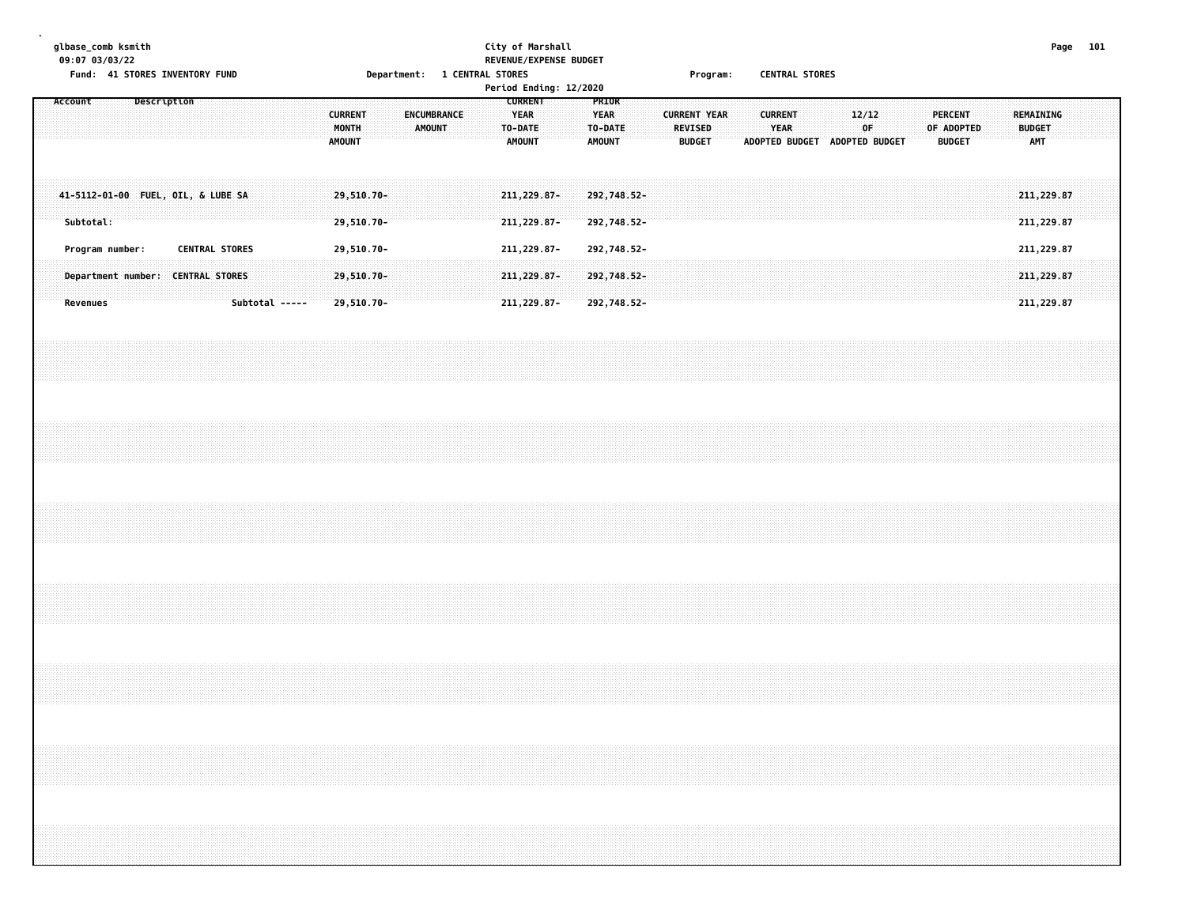glbase_comb ksmith
09:07 03/03/22

City of Marshall
REVENUE/EXPENSE BUDGET

Fund: 41 STORES INVENTORY FUND    Department: 1 CENTRAL STORES    Program: CENTRAL STORES

Period Ending: 12/2020

| Account | Description | CURRENT MONTH AMOUNT | ENCUMBRANCE AMOUNT | CURRENT YEAR TO-DATE AMOUNT | PRIOR YEAR TO-DATE AMOUNT | CURRENT YEAR REVISED BUDGET | CURRENT YEAR ADOPTED BUDGET | 12/12 OF ADOPTED BUDGET | PERCENT OF ADOPTED BUDGET | REMAINING BUDGET AMT |
|---|---|---|---|---|---|---|---|---|---|---|
| 41-5112-01-00 | FUEL, OIL, & LUBE SA | 29,510.70- | | 211,229.87- | 292,748.52- | | | | | 211,229.87 |
| Subtotal: | | 29,510.70- | | 211,229.87- | 292,748.52- | | | | | 211,229.87 |
| Program number: | CENTRAL STORES | 29,510.70- | | 211,229.87- | 292,748.52- | | | | | 211,229.87 |
| Department number: | CENTRAL STORES | 29,510.70- | | 211,229.87- | 292,748.52- | | | | | 211,229.87 |
| Revenues | Subtotal ----- | 29,510.70- | | 211,229.87- | 292,748.52- | | | | | 211,229.87 |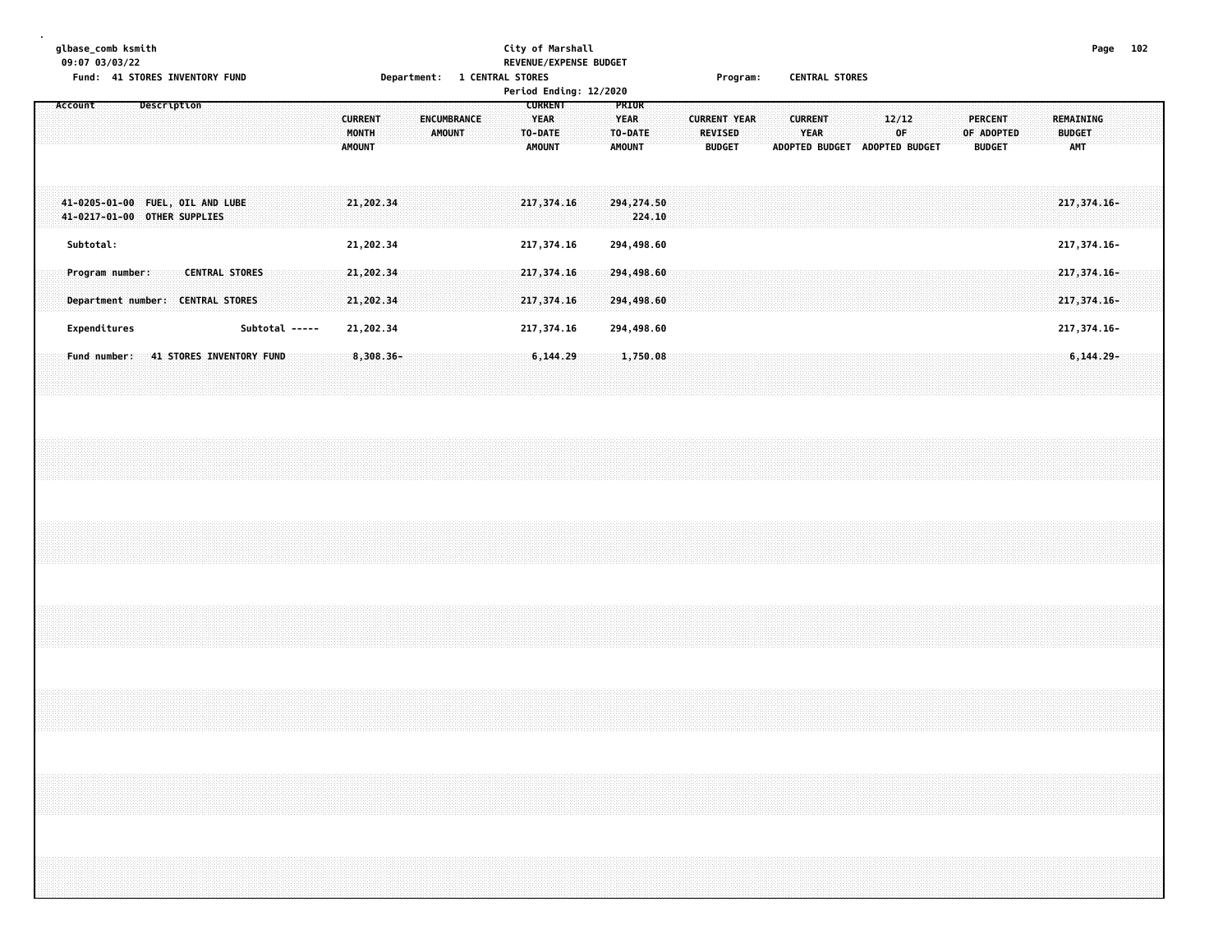glbase_comb ksmith
09:07 03/03/22

City of Marshall
REVENUE/EXPENSE BUDGET

Fund: 41 STORES INVENTORY FUND     Department: 1 CENTRAL STORES     Program: CENTRAL STORES

Period Ending: 12/2020

| Account Description | CURRENT MONTH AMOUNT | ENCUMBRANCE AMOUNT | CURRENT YEAR TO-DATE AMOUNT | PRIOR YEAR TO-DATE AMOUNT | CURRENT YEAR REVISED BUDGET | CURRENT YEAR ADOPTED BUDGET | 12/12 OF ADOPTED BUDGET | PERCENT OF ADOPTED BUDGET | REMAINING BUDGET AMT |
|---|---|---|---|---|---|---|---|---|---|
| 41-0205-01-00 FUEL, OIL AND LUBE | 21,202.34 | | 217,374.16 | 294,274.50 | | | | | 217,374.16- |
| 41-0217-01-00 OTHER SUPPLIES | | | | 224.10 | | | | | |
| Subtotal: | 21,202.34 | | 217,374.16 | 294,498.60 | | | | | 217,374.16- |
| Program number: CENTRAL STORES | 21,202.34 | | 217,374.16 | 294,498.60 | | | | | 217,374.16- |
| Department number: CENTRAL STORES | 21,202.34 | | 217,374.16 | 294,498.60 | | | | | 217,374.16- |
| Expenditures Subtotal ----- | 21,202.34 | | 217,374.16 | 294,498.60 | | | | | 217,374.16- |
| Fund number: 41 STORES INVENTORY FUND | 8,308.36- | | 6,144.29 | 1,750.08 | | | | | 6,144.29- |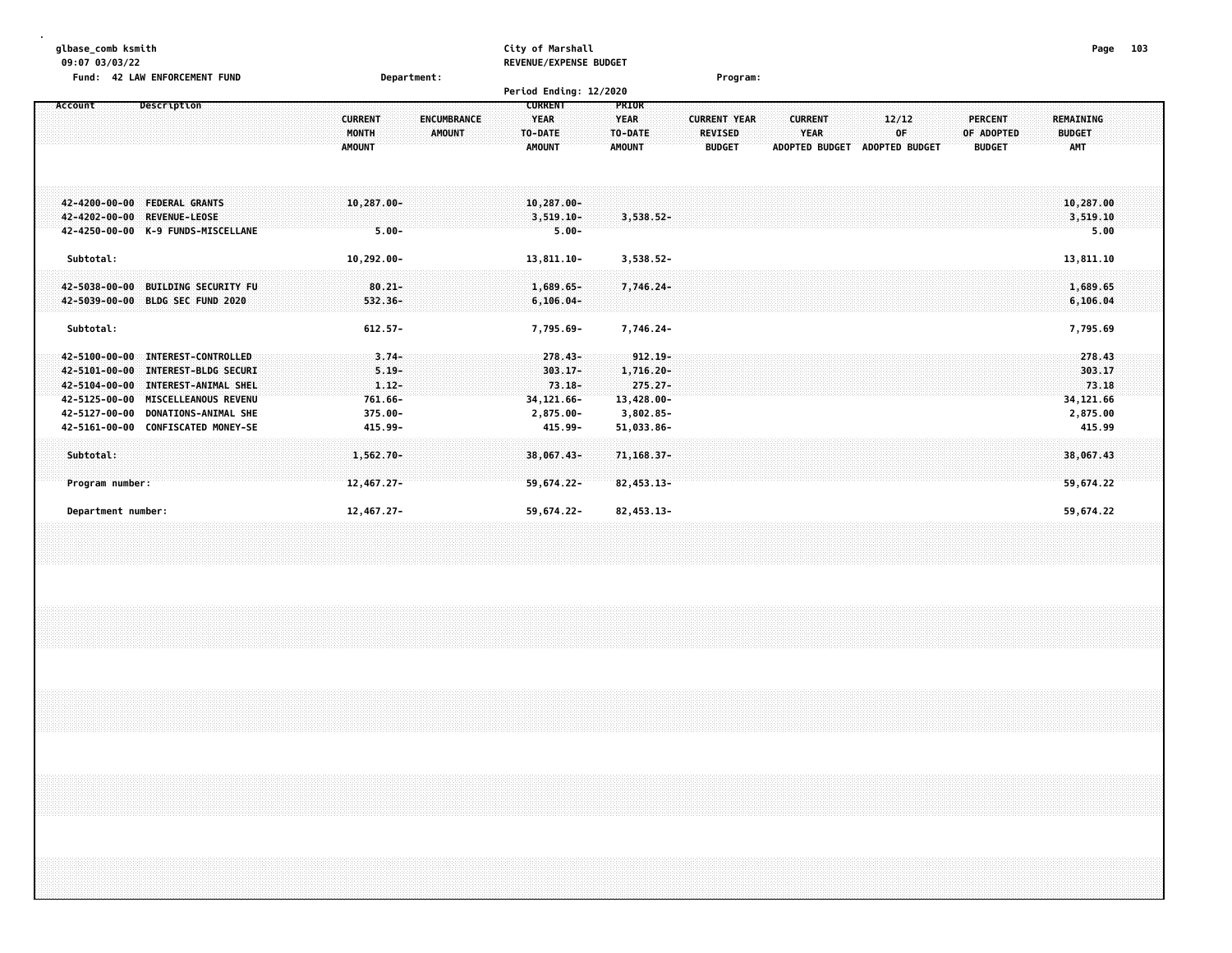glbase_comb ksmith
09:07 03/03/22

Fund: 42 LAW ENFORCEMENT FUND

City of Marshall
REVENUE/EXPENSE BUDGET

Department:

Program:

Period Ending: 12/2020

| Account | Description | CURRENT MONTH AMOUNT | ENCUMBRANCE AMOUNT | CURRENT YEAR TO-DATE AMOUNT | PRIOR YEAR TO-DATE AMOUNT | CURRENT YEAR REVISED BUDGET | CURRENT YEAR ADOPTED BUDGET | 12/12 OF ADOPTED BUDGET | PERCENT OF ADOPTED BUDGET | REMAINING BUDGET AMT |
|---|---|---|---|---|---|---|---|---|---|---|
| 42-4200-00-00 | FEDERAL GRANTS | 10,287.00- | | 10,287.00- | | | | | | 10,287.00 |
| 42-4202-00-00 | REVENUE-LEOSE | | | 3,519.10- | 3,538.52- | | | | | 3,519.10 |
| 42-4250-00-00 | K-9 FUNDS-MISCELLANE | 5.00- | | 5.00- | | | | | | 5.00 |
| Subtotal: | | 10,292.00- | | 13,811.10- | 3,538.52- | | | | | 13,811.10 |
| 42-5038-00-00 | BUILDING SECURITY FU | 80.21- | | 1,689.65- | 7,746.24- | | | | | 1,689.65 |
| 42-5039-00-00 | BLDG SEC FUND 2020 | 532.36- | | 6,106.04- | | | | | | 6,106.04 |
| Subtotal: | | 612.57- | | 7,795.69- | 7,746.24- | | | | | 7,795.69 |
| 42-5100-00-00 | INTEREST-CONTROLLED | 3.74- | | 278.43- | 912.19- | | | | | 278.43 |
| 42-5101-00-00 | INTEREST-BLDG SECURI | 5.19- | | 303.17- | 1,716.20- | | | | | 303.17 |
| 42-5104-00-00 | INTEREST-ANIMAL SHEL | 1.12- | | 73.18- | 275.27- | | | | | 73.18 |
| 42-5125-00-00 | MISCELLEANOUS REVENU | 761.66- | | 34,121.66- | 13,428.00- | | | | | 34,121.66 |
| 42-5127-00-00 | DONATIONS-ANIMAL SHE | 375.00- | | 2,875.00- | 3,802.85- | | | | | 2,875.00 |
| 42-5161-00-00 | CONFISCATED MONEY-SE | 415.99- | | 415.99- | 51,033.86- | | | | | 415.99 |
| Subtotal: | | 1,562.70- | | 38,067.43- | 71,168.37- | | | | | 38,067.43 |
| Program number: | | 12,467.27- | | 59,674.22- | 82,453.13- | | | | | 59,674.22 |
| Department number: | | 12,467.27- | | 59,674.22- | 82,453.13- | | | | | 59,674.22 |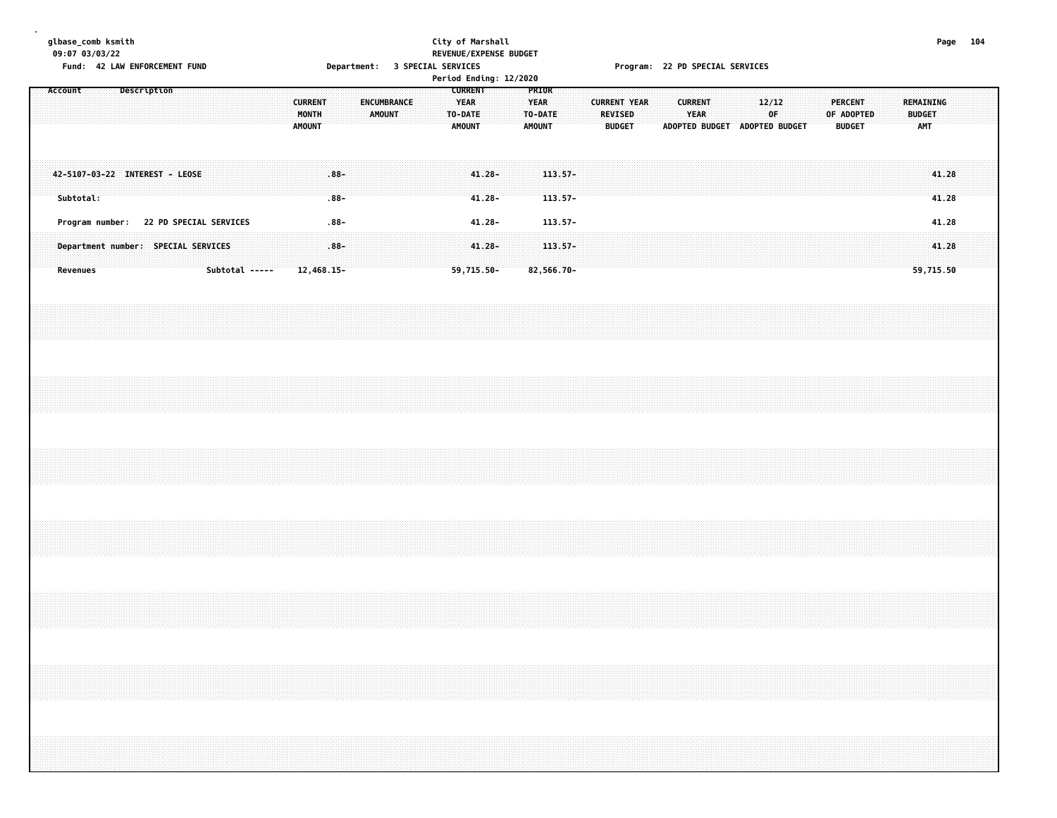glbase_comb ksmith
09:07 03/03/22

City of Marshall
REVENUE/EXPENSE BUDGET
Period Ending: 12/2020

Fund: 42 LAW ENFORCEMENT FUND    Department: 3 SPECIAL SERVICES    Program: 22 PD SPECIAL SERVICES

| Account | Description | CURRENT MONTH AMOUNT | ENCUMBRANCE AMOUNT | CURRENT YEAR TO-DATE AMOUNT | PRIOR YEAR TO-DATE AMOUNT | CURRENT YEAR REVISED BUDGET | CURRENT YEAR ADOPTED BUDGET | 12/12 OF ADOPTED BUDGET | PERCENT OF ADOPTED BUDGET | REMAINING BUDGET AMT |
|---|---|---|---|---|---|---|---|---|---|---|
| 42-5107-03-22 | INTEREST - LEOSE | .88- | | 41.28- | 113.57- | | | | | 41.28 |
| Subtotal: | | .88- | | 41.28- | 113.57- | | | | | 41.28 |
| Program number: 22 PD SPECIAL SERVICES | | .88- | | 41.28- | 113.57- | | | | | 41.28 |
| Department number: SPECIAL SERVICES | | .88- | | 41.28- | 113.57- | | | | | 41.28 |
| Revenues | Subtotal ----- | 12,468.15- | | 59,715.50- | 82,566.70- | | | | | 59,715.50 |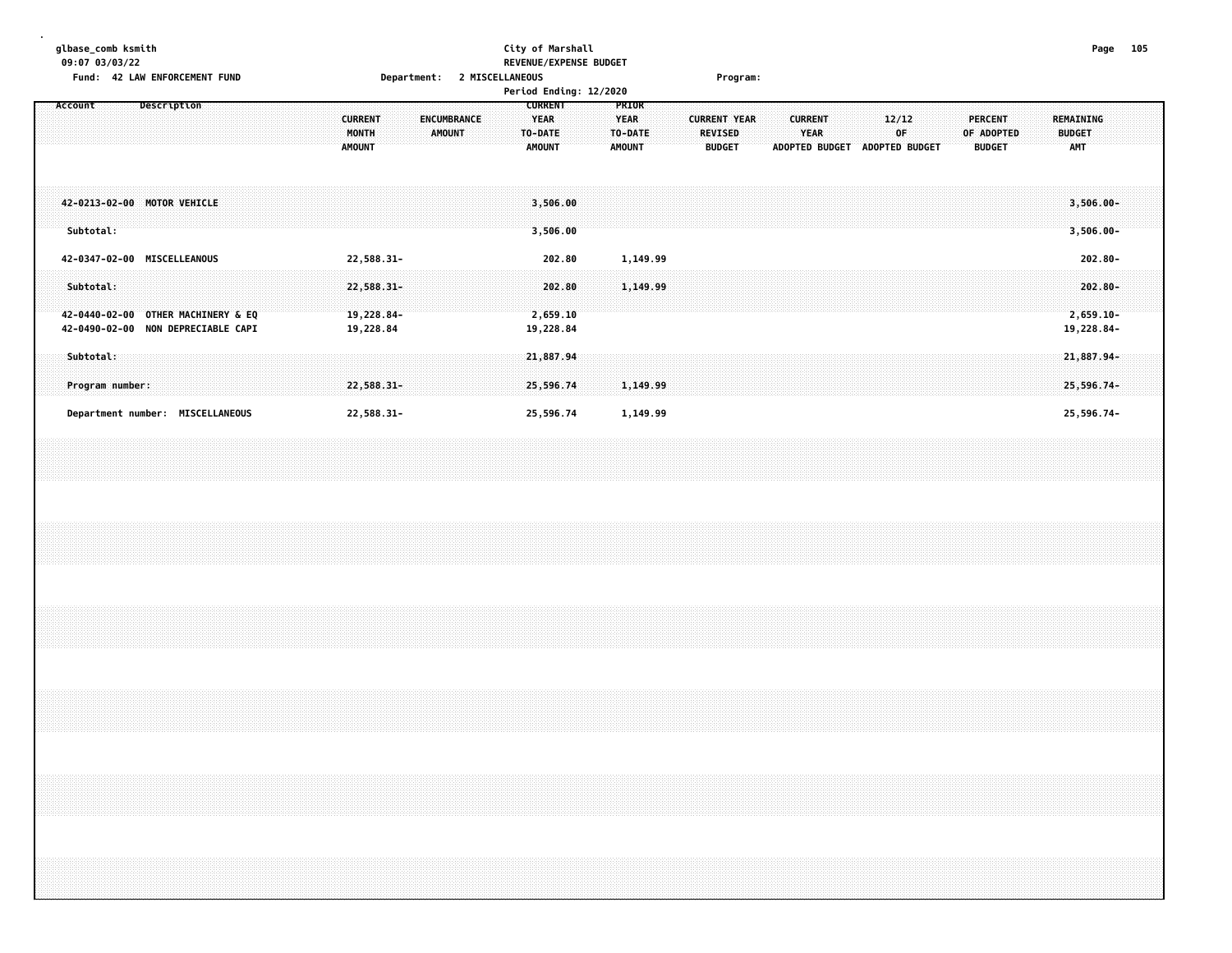glbase_comb ksmith
09:07 03/03/22

City of Marshall
REVENUE/EXPENSE BUDGET

Fund: 42 LAW ENFORCEMENT FUND    Department: 2 MISCELLANEOUS    Program:

Period Ending: 12/2020

| Account Description | CURRENT MONTH AMOUNT | ENCUMBRANCE AMOUNT | CURRENT YEAR TO-DATE AMOUNT | PRIOR YEAR TO-DATE AMOUNT | CURRENT YEAR REVISED BUDGET | CURRENT YEAR ADOPTED BUDGET | 12/12 OF ADOPTED BUDGET | PERCENT OF ADOPTED BUDGET | REMAINING BUDGET AMT |
|---|---|---|---|---|---|---|---|---|---|
| 42-0213-02-00 MOTOR VEHICLE | | | 3,506.00 | | | | | | 3,506.00- |
| Subtotal: | | | 3,506.00 | | | | | | 3,506.00- |
| 42-0347-02-00 MISCELLEANOUS | 22,588.31- | | 202.80 | 1,149.99 | | | | | 202.80- |
| Subtotal: | 22,588.31- | | 202.80 | 1,149.99 | | | | | 202.80- |
| 42-0440-02-00 OTHER MACHINERY & EQ | 19,228.84- | | 2,659.10 | | | | | | 2,659.10- |
| 42-0490-02-00 NON DEPRECIABLE CAPI | 19,228.84 | | 19,228.84 | | | | | | 19,228.84- |
| Subtotal: | | | 21,887.94 | | | | | | 21,887.94- |
| Program number: | 22,588.31- | | 25,596.74 | 1,149.99 | | | | | 25,596.74- |
| Department number: MISCELLANEOUS | 22,588.31- | | 25,596.74 | 1,149.99 | | | | | 25,596.74- |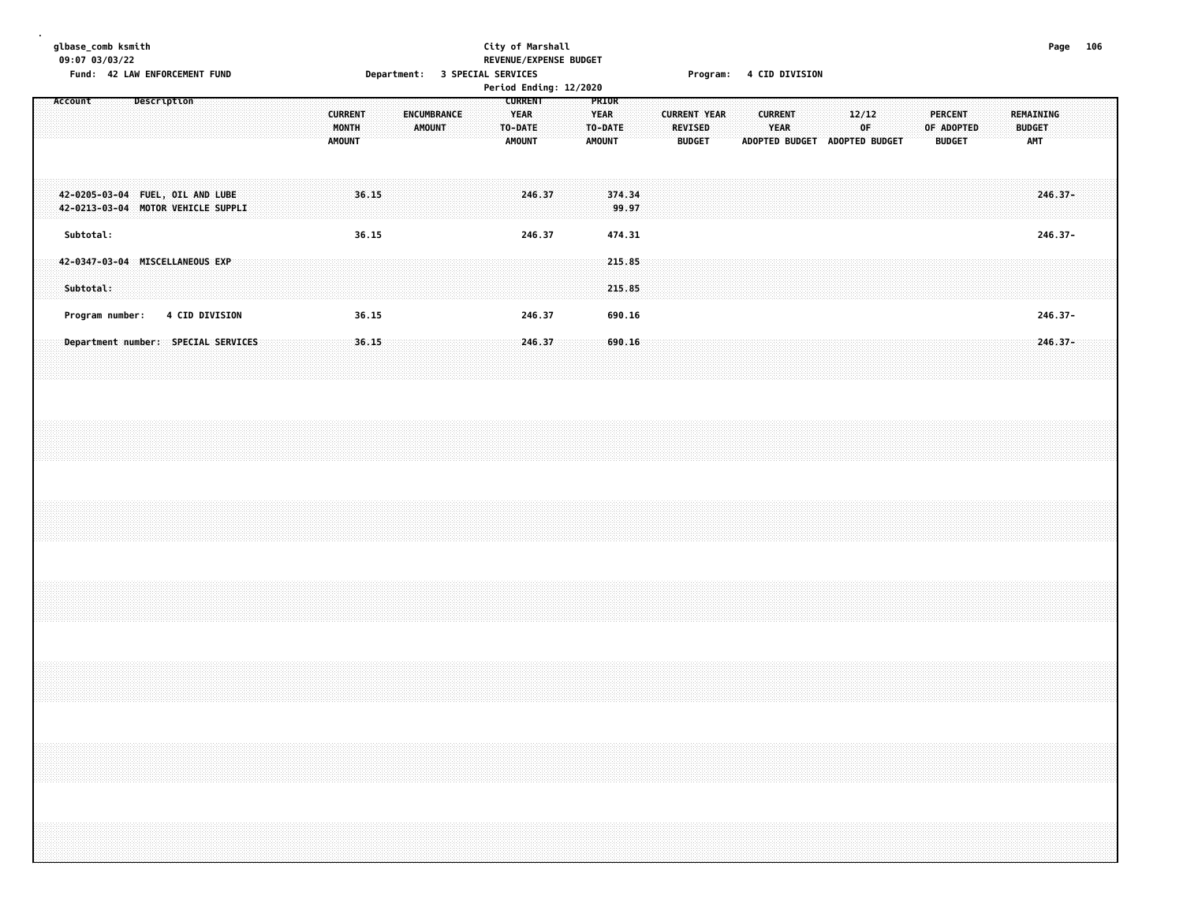glbase_comb ksmith
09:07 03/03/22
Fund: 42 LAW ENFORCEMENT FUND

City of Marshall
REVENUE/EXPENSE BUDGET
Department: 3 SPECIAL SERVICES
Period Ending: 12/2020

Program: 4 CID DIVISION

| Account Description | CURRENT MONTH AMOUNT | ENCUMBRANCE AMOUNT | CURRENT YEAR TO-DATE AMOUNT | PRIOR YEAR TO-DATE AMOUNT | CURRENT YEAR REVISED BUDGET | CURRENT YEAR ADOPTED BUDGET | 12/12 OF ADOPTED BUDGET | PERCENT OF ADOPTED BUDGET | REMAINING BUDGET AMT |
|---|---|---|---|---|---|---|---|---|---|
| 42-0205-03-04 FUEL, OIL AND LUBE | 36.15 | | 246.37 | 374.34 | | | | | 246.37- |
| 42-0213-03-04 MOTOR VEHICLE SUPPLI | | | | 99.97 | | | | | |
| Subtotal: | 36.15 | | 246.37 | 474.31 | | | | | 246.37- |
| 42-0347-03-04 MISCELLANEOUS EXP | | | | 215.85 | | | | | |
| Subtotal: | | | | 215.85 | | | | | |
| Program number: 4 CID DIVISION | 36.15 | | 246.37 | 690.16 | | | | | 246.37- |
| Department number: SPECIAL SERVICES | 36.15 | | 246.37 | 690.16 | | | | | 246.37- |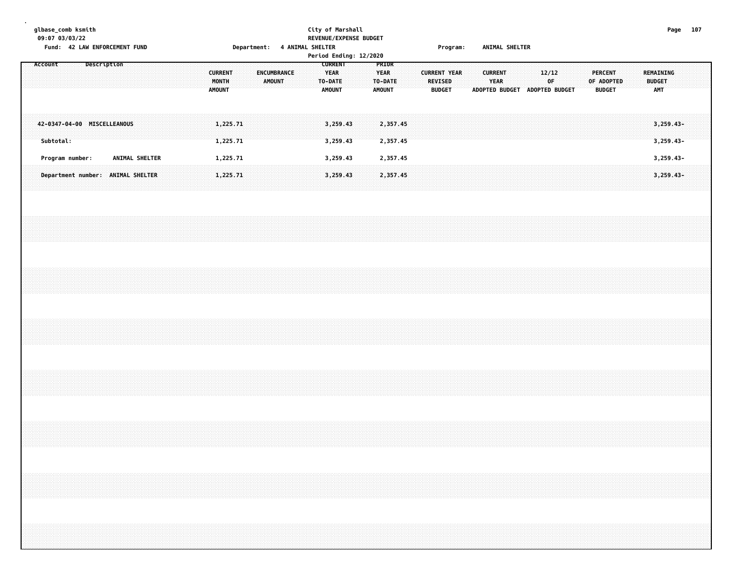glbase_comb ksmith
09:07 03/03/22

City of Marshall
REVENUE/EXPENSE BUDGET
Period Ending: 12/2020

Fund: 42 LAW ENFORCEMENT FUND    Department: 4 ANIMAL SHELTER    Program: ANIMAL SHELTER

| Account | Description | CURRENT MONTH AMOUNT | ENCUMBRANCE AMOUNT | CURRENT YEAR TO-DATE AMOUNT | PRIOR YEAR TO-DATE AMOUNT | CURRENT YEAR REVISED BUDGET | CURRENT YEAR ADOPTED BUDGET | 12/12 OF ADOPTED BUDGET | PERCENT OF ADOPTED BUDGET | REMAINING BUDGET AMT |
|---|---|---|---|---|---|---|---|---|---|---|
| 42-0347-04-00 | MISCELLEANOUS | 1,225.71 | | 3,259.43 | 2,357.45 | | | | | 3,259.43- |
| Subtotal: | | 1,225.71 | | 3,259.43 | 2,357.45 | | | | | 3,259.43- |
| Program number: | ANIMAL SHELTER | 1,225.71 | | 3,259.43 | 2,357.45 | | | | | 3,259.43- |
| Department number: | ANIMAL SHELTER | 1,225.71 | | 3,259.43 | 2,357.45 | | | | | 3,259.43- |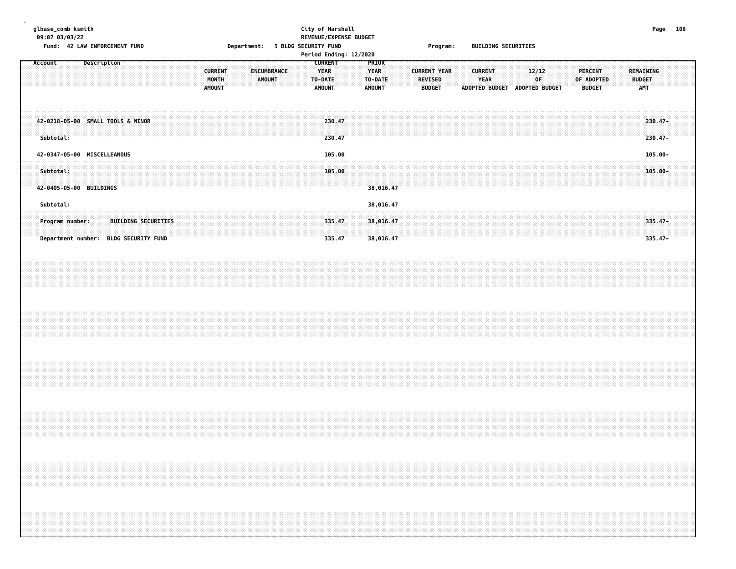glbase_comb ksmith
09:07 03/03/22

City of Marshall
REVENUE/EXPENSE BUDGET
Period Ending: 12/2020

Fund: 42 LAW ENFORCEMENT FUND    Department: 5 BLDG SECURITY FUND    Program: BUILDING SECURITIES

| Account Description | CURRENT MONTH AMOUNT | ENCUMBRANCE AMOUNT | CURRENT YEAR TO-DATE AMOUNT | PRIOR YEAR TO-DATE AMOUNT | CURRENT YEAR REVISED BUDGET | CURRENT YEAR ADOPTED BUDGET | 12/12 OF ADOPTED BUDGET | PERCENT OF ADOPTED BUDGET | REMAINING BUDGET AMT |
|---|---|---|---|---|---|---|---|---|---|
| 42-0218-05-00 SMALL TOOLS & MINOR | | | 230.47 | | | | | | 230.47- |
| Subtotal: | | | 230.47 | | | | | | 230.47- |
| 42-0347-05-00 MISCELLEANOUS | | | 105.00 | | | | | | 105.00- |
| Subtotal: | | | 105.00 | | | | | | 105.00- |
| 42-0405-05-00 BUILDINGS | | | | 38,016.47 | | | | | |
| Subtotal: | | | | 38,016.47 | | | | | |
| Program number: BUILDING SECURITIES | | | 335.47 | 38,016.47 | | | | | 335.47- |
| Department number: BLDG SECURITY FUND | | | 335.47 | 38,016.47 | | | | | 335.47- |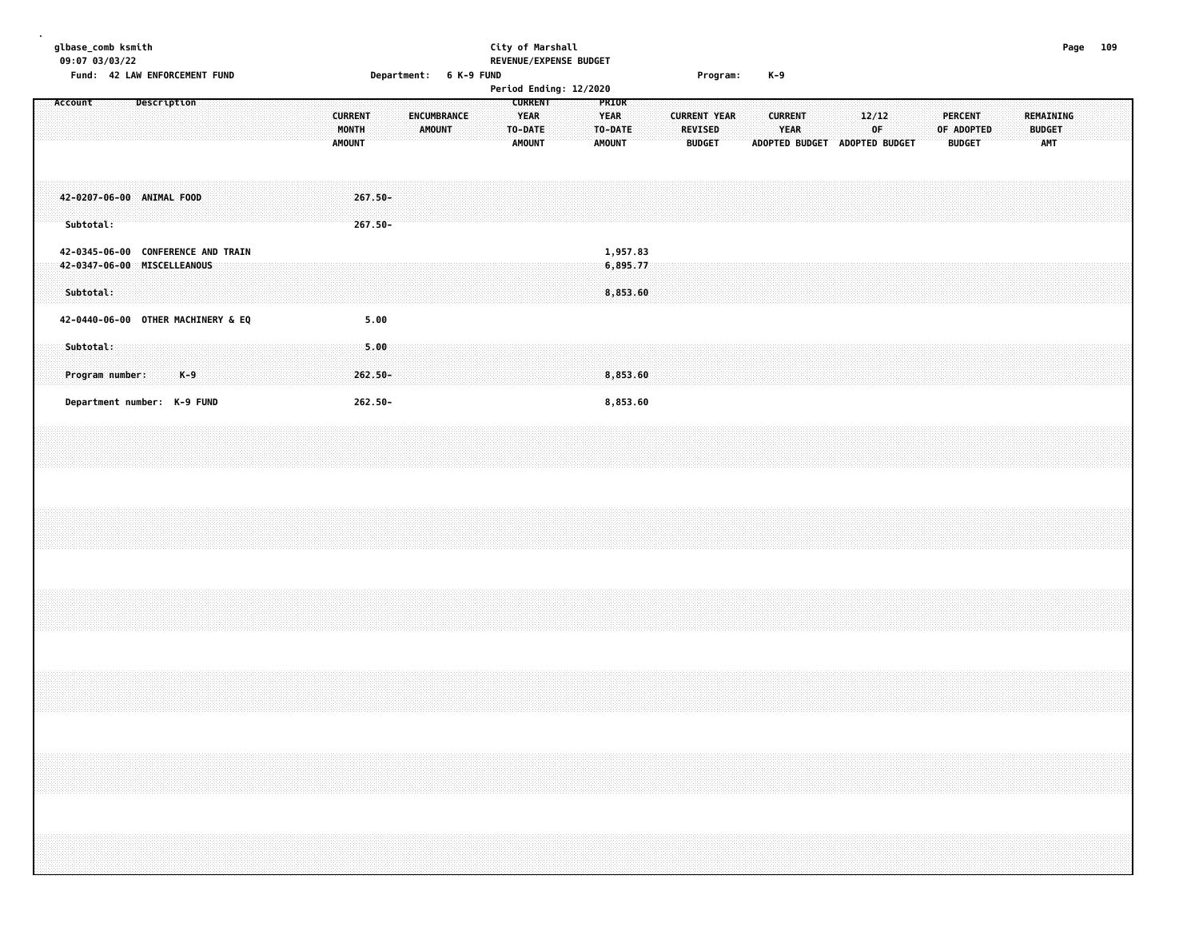glbase_comb ksmith
09:07 03/03/22

City of Marshall
REVENUE/EXPENSE BUDGET
Period Ending: 12/2020

Fund: 42 LAW ENFORCEMENT FUND    Department: 6 K-9 FUND    Program: K-9

| Account | Description | CURRENT MONTH AMOUNT | ENCUMBRANCE AMOUNT | CURRENT YEAR TO-DATE AMOUNT | PRIOR YEAR TO-DATE AMOUNT | CURRENT YEAR REVISED BUDGET | CURRENT YEAR ADOPTED BUDGET | 12/12 OF ADOPTED BUDGET | PERCENT OF ADOPTED BUDGET | REMAINING BUDGET AMT |
|---|---|---|---|---|---|---|---|---|---|---|
| 42-0207-06-00 | ANIMAL FOOD | 267.50- | | | | | | | | |
| Subtotal: | | 267.50- | | | | | | | | |
| 42-0345-06-00 | CONFERENCE AND TRAIN | | | | 1,957.83 | | | | | |
| 42-0347-06-00 | MISCELLEANOUS | | | | 6,895.77 | | | | | |
| Subtotal: | | | | | 8,853.60 | | | | | |
| 42-0440-06-00 | OTHER MACHINERY & EQ | 5.00 | | | | | | | | |
| Subtotal: | | 5.00 | | | | | | | | |
| Program number: | K-9 | 262.50- | | | 8,853.60 | | | | | |
| Department number: | K-9 FUND | 262.50- | | | 8,853.60 | | | | | |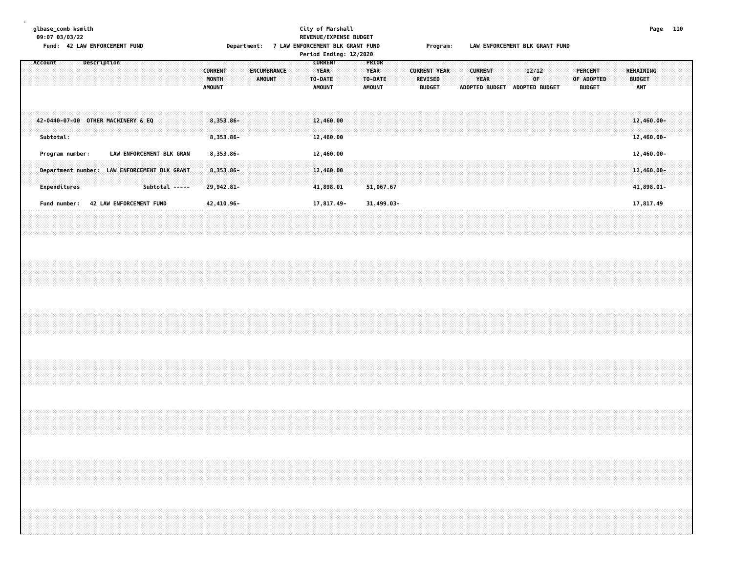glbase_comb ksmith
09:07 03/03/22

City of Marshall
REVENUE/EXPENSE BUDGET
Period Ending: 12/2020

Fund: 42 LAW ENFORCEMENT FUND

Department: 7 LAW ENFORCEMENT BLK GRANT FUND

Program: LAW ENFORCEMENT BLK GRANT FUND

| Account Description | CURRENT MONTH AMOUNT | ENCUMBRANCE AMOUNT | CURRENT YEAR TO-DATE AMOUNT | PRIOR YEAR TO-DATE AMOUNT | CURRENT YEAR REVISED BUDGET | CURRENT YEAR ADOPTED BUDGET | 12/12 OF ADOPTED BUDGET | PERCENT OF ADOPTED BUDGET | REMAINING BUDGET AMT |
|---|---|---|---|---|---|---|---|---|---|
| 42-0440-07-00 OTHER MACHINERY & EQ | 8,353.86- | | 12,460.00 | | | | | | 12,460.00- |
| Subtotal: | 8,353.86- | | 12,460.00 | | | | | | 12,460.00- |
| Program number: LAW ENFORCEMENT BLK GRAN | 8,353.86- | | 12,460.00 | | | | | | 12,460.00- |
| Department number: LAW ENFORCEMENT BLK GRANT | 8,353.86- | | 12,460.00 | | | | | | 12,460.00- |
| Expenditures Subtotal ----- | 29,942.81- | | 41,898.01 | 51,067.67 | | | | | 41,898.01- |
| Fund number: 42 LAW ENFORCEMENT FUND | 42,410.96- | | 17,817.49- | 31,499.03- | | | | | 17,817.49 |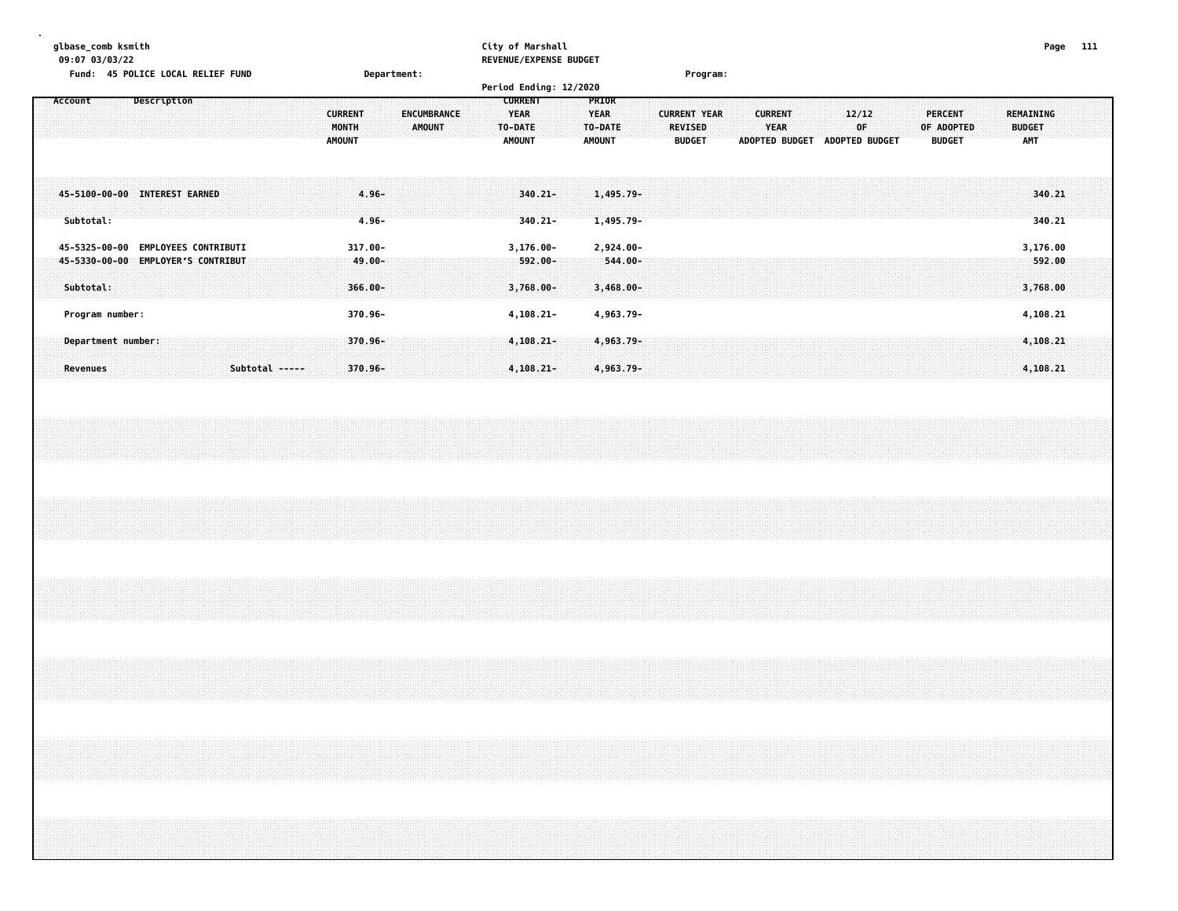glbase_comb ksmith
09:07 03/03/22

City of Marshall
REVENUE/EXPENSE BUDGET

Fund: 45 POLICE LOCAL RELIEF FUND　　Department:　　Program:

Period Ending: 12/2020

| Account | Description | CURRENT MONTH AMOUNT | ENCUMBRANCE AMOUNT | CURRENT YEAR TO-DATE AMOUNT | PRIOR YEAR TO-DATE AMOUNT | CURRENT YEAR REVISED BUDGET | CURRENT YEAR ADOPTED BUDGET | 12/12 OF ADOPTED BUDGET | PERCENT OF ADOPTED BUDGET | REMAINING BUDGET AMT |
|---|---|---|---|---|---|---|---|---|---|---|
| 45-5100-00-00 | INTEREST EARNED | 4.96- | | 340.21- | 1,495.79- | | | | | 340.21 |
| Subtotal: | | 4.96- | | 340.21- | 1,495.79- | | | | | 340.21 |
| 45-5325-00-00 | EMPLOYEES CONTRIBUTI | 317.00- | | 3,176.00- | 2,924.00- | | | | | 3,176.00 |
| 45-5330-00-00 | EMPLOYER'S CONTRIBUT | 49.00- | | 592.00- | 544.00- | | | | | 592.00 |
| Subtotal: | | 366.00- | | 3,768.00- | 3,468.00- | | | | | 3,768.00 |
| Program number: | | 370.96- | | 4,108.21- | 4,963.79- | | | | | 4,108.21 |
| Department number: | | 370.96- | | 4,108.21- | 4,963.79- | | | | | 4,108.21 |
| Revenues | Subtotal ----- | 370.96- | | 4,108.21- | 4,963.79- | | | | | 4,108.21 |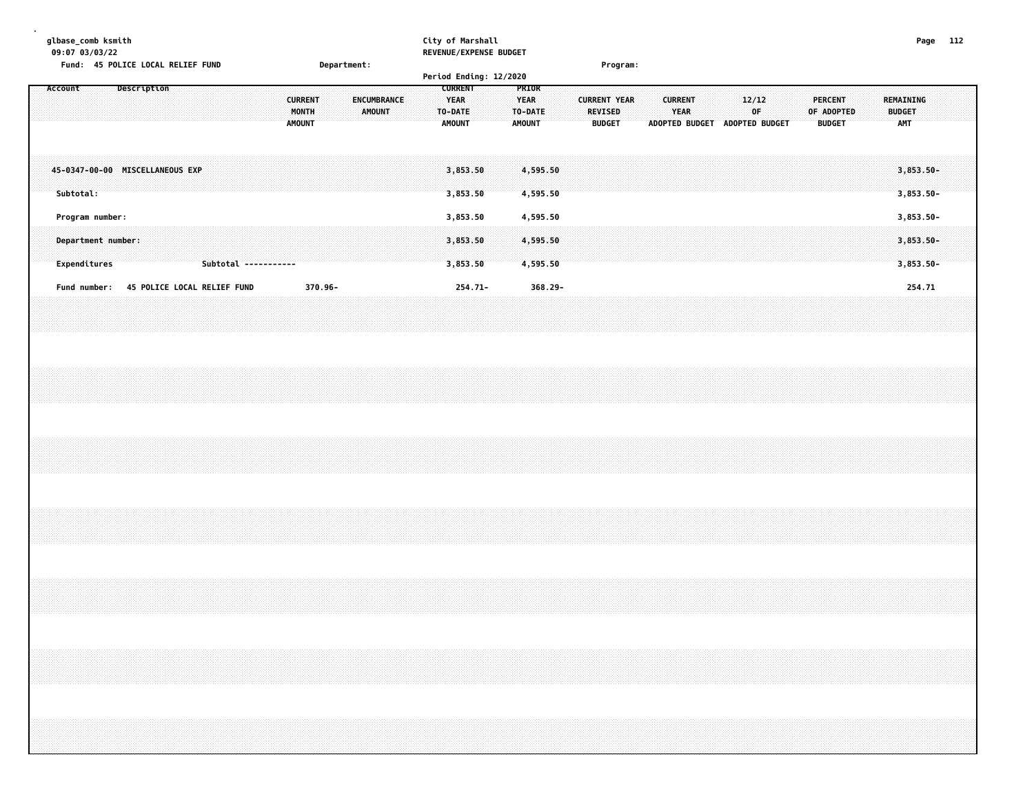glbase_comb ksmith
09:07 03/03/22

City of Marshall
REVENUE/EXPENSE BUDGET

Fund: 45 POLICE LOCAL RELIEF FUND | Department: | Program:

Period Ending: 12/2020

| Account | Description | CURRENT MONTH AMOUNT | ENCUMBRANCE AMOUNT | CURRENT YEAR TO-DATE AMOUNT | PRIOR YEAR TO-DATE AMOUNT | CURRENT YEAR REVISED BUDGET | CURRENT YEAR ADOPTED BUDGET | 12/12 OF ADOPTED BUDGET | PERCENT OF ADOPTED BUDGET | REMAINING BUDGET AMT |
|---|---|---|---|---|---|---|---|---|---|---|
| 45-0347-00-00 | MISCELLANEOUS EXP | | | 3,853.50 | 4,595.50 | | | | | 3,853.50- |
| Subtotal: | | | | 3,853.50 | 4,595.50 | | | | | 3,853.50- |
| Program number: | | | | 3,853.50 | 4,595.50 | | | | | 3,853.50- |
| Department number: | | | | 3,853.50 | 4,595.50 | | | | | 3,853.50- |
| Expenditures | Subtotal ----------- | | | 3,853.50 | 4,595.50 | | | | | 3,853.50- |
| Fund number: | 45 POLICE LOCAL RELIEF FUND | 370.96- | | 254.71- | 368.29- | | | | | 254.71 |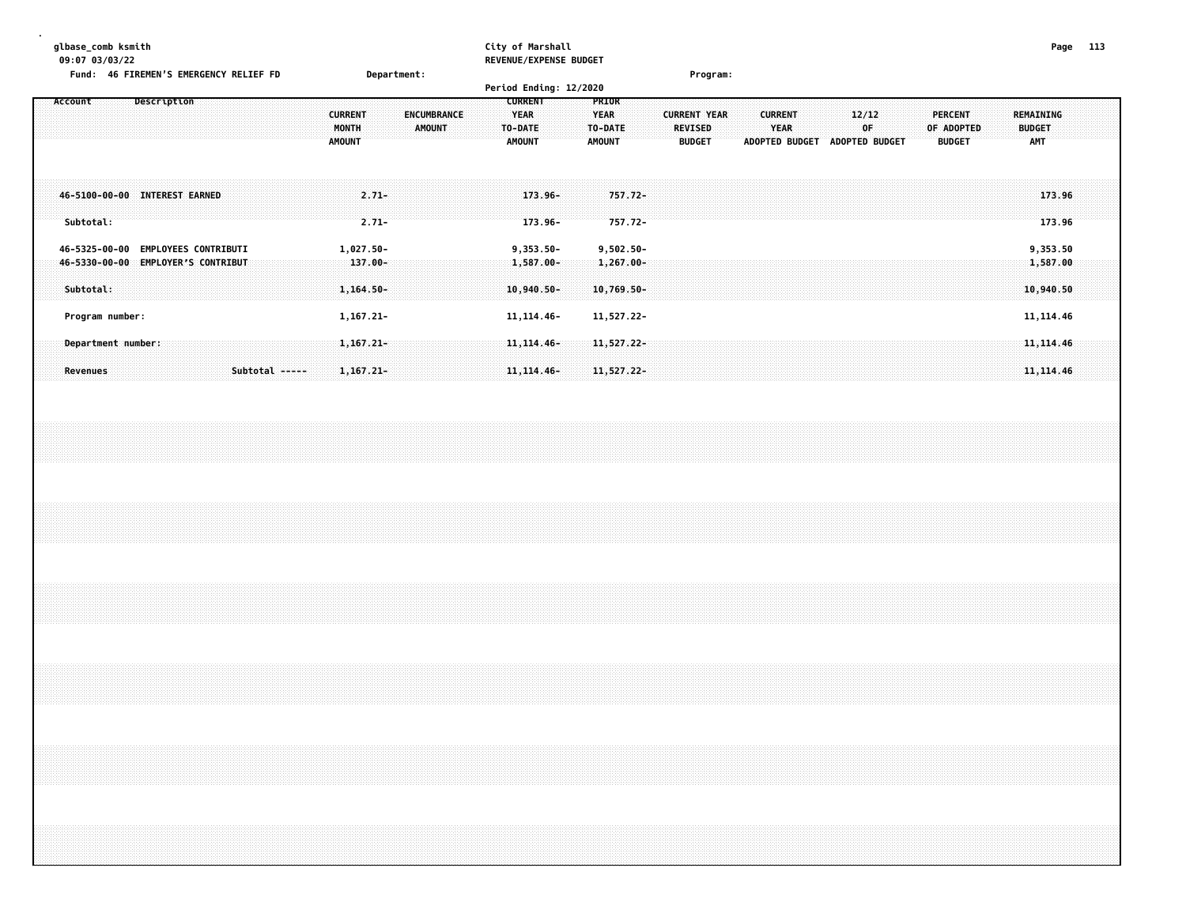glbase_comb ksmith
09:07 03/03/22

City of Marshall
REVENUE/EXPENSE BUDGET

Fund: 46 FIREMEN'S EMERGENCY RELIEF FD    Department:    Program:

Period Ending: 12/2020

| Account Description | CURRENT MONTH AMOUNT | ENCUMBRANCE AMOUNT | CURRENT YEAR TO-DATE AMOUNT | PRIOR YEAR TO-DATE AMOUNT | CURRENT YEAR REVISED BUDGET | CURRENT YEAR ADOPTED BUDGET | 12/12 OF ADOPTED BUDGET | PERCENT OF ADOPTED BUDGET | REMAINING BUDGET AMT |
|---|---|---|---|---|---|---|---|---|---|
| 46-5100-00-00 INTEREST EARNED | 2.71- | | 173.96- | 757.72- | | | | | 173.96 |
| Subtotal: | 2.71- | | 173.96- | 757.72- | | | | | 173.96 |
| 46-5325-00-00 EMPLOYEES CONTRIBUTI | 1,027.50- | | 9,353.50- | 9,502.50- | | | | | 9,353.50 |
| 46-5330-00-00 EMPLOYER'S CONTRIBUT | 137.00- | | 1,587.00- | 1,267.00- | | | | | 1,587.00 |
| Subtotal: | 1,164.50- | | 10,940.50- | 10,769.50- | | | | | 10,940.50 |
| Program number: | 1,167.21- | | 11,114.46- | 11,527.22- | | | | | 11,114.46 |
| Department number: | 1,167.21- | | 11,114.46- | 11,527.22- | | | | | 11,114.46 |
| Revenues Subtotal ----- | 1,167.21- | | 11,114.46- | 11,527.22- | | | | | 11,114.46 |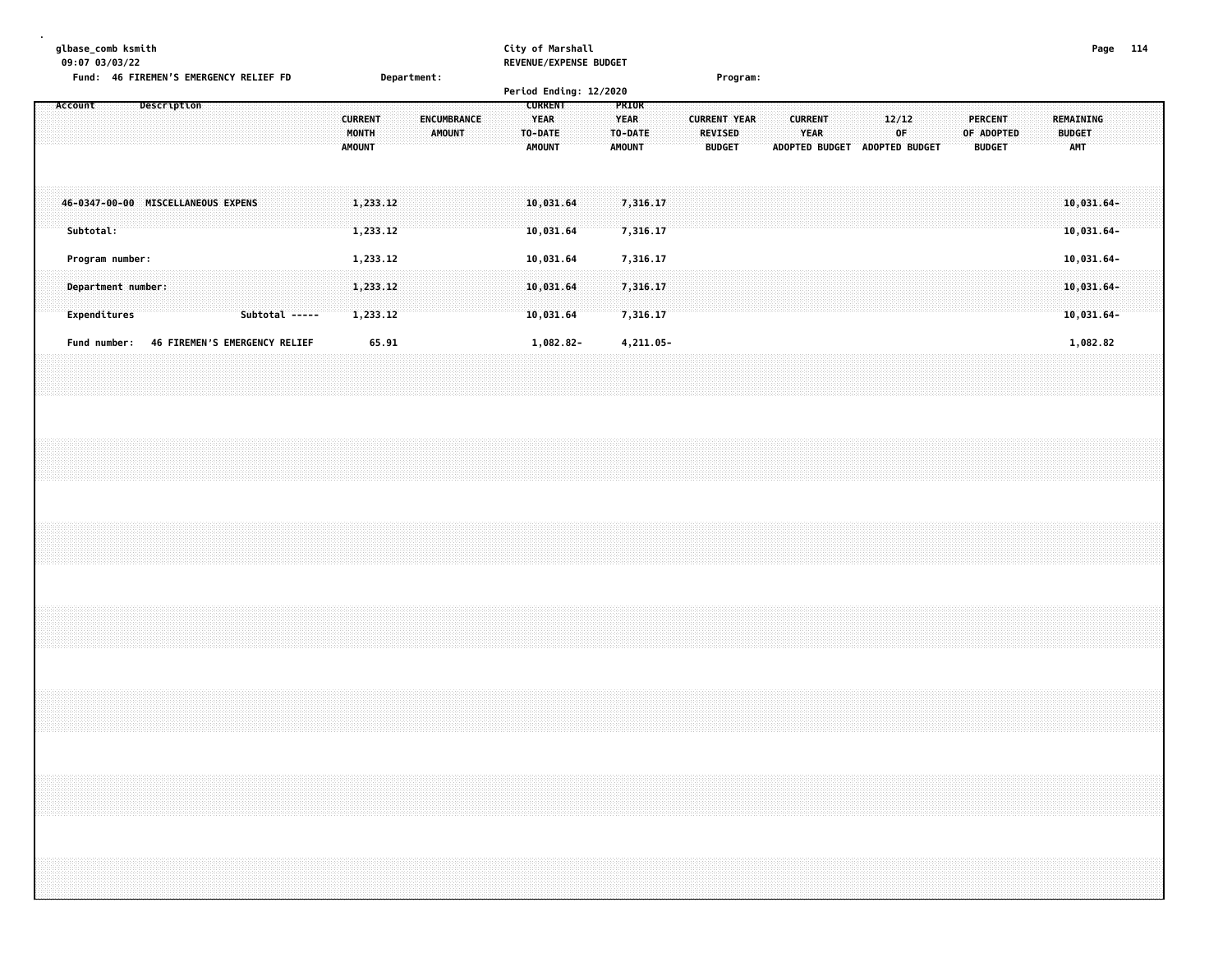glbase_comb ksmith
09:07 03/03/22

City of Marshall
REVENUE/EXPENSE BUDGET

Fund: 46 FIREMEN'S EMERGENCY RELIEF FD    Department:    Program:

Period Ending: 12/2020

| Account Description | CURRENT MONTH AMOUNT | ENCUMBRANCE AMOUNT | CURRENT YEAR TO-DATE AMOUNT | PRIOR YEAR TO-DATE AMOUNT | CURRENT YEAR REVISED BUDGET | CURRENT YEAR ADOPTED BUDGET | 12/12 OF ADOPTED BUDGET | PERCENT OF ADOPTED BUDGET | REMAINING BUDGET AMT |
|---|---|---|---|---|---|---|---|---|---|
| 46-0347-00-00 MISCELLANEOUS EXPENS | 1,233.12 | | 10,031.64 | 7,316.17 | | | | | 10,031.64- |
| Subtotal: | 1,233.12 | | 10,031.64 | 7,316.17 | | | | | 10,031.64- |
| Program number: | 1,233.12 | | 10,031.64 | 7,316.17 | | | | | 10,031.64- |
| Department number: | 1,233.12 | | 10,031.64 | 7,316.17 | | | | | 10,031.64- |
| Expenditures Subtotal ----- | 1,233.12 | | 10,031.64 | 7,316.17 | | | | | 10,031.64- |
| Fund number: 46 FIREMEN'S EMERGENCY RELIEF | 65.91 | | 1,082.82- | 4,211.05- | | | | | 1,082.82 |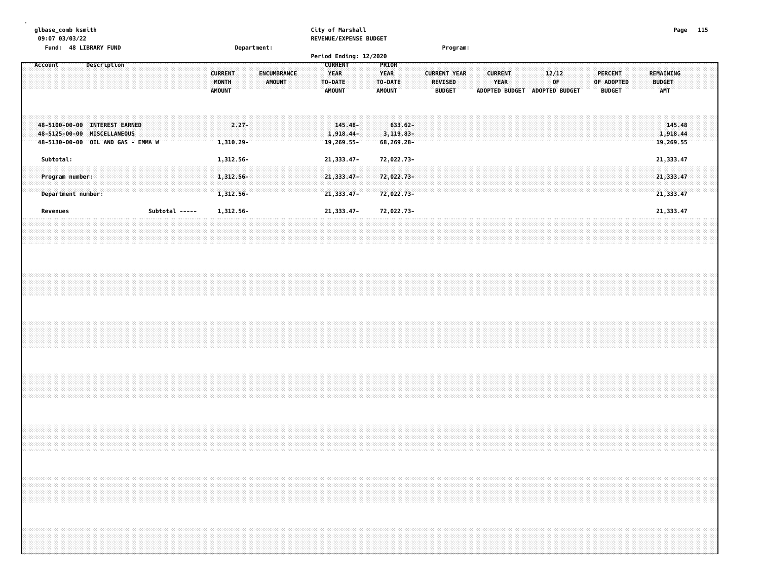glbase_comb ksmith
09:07 03/03/22

City of Marshall
REVENUE/EXPENSE BUDGET

Fund: 48 LIBRARY FUND    Department:    Program:

Period Ending: 12/2020

| Account | Description | CURRENT MONTH AMOUNT | ENCUMBRANCE AMOUNT | CURRENT YEAR TO-DATE AMOUNT | PRIOR YEAR TO-DATE AMOUNT | CURRENT YEAR REVISED BUDGET | CURRENT YEAR ADOPTED BUDGET | 12/12 OF ADOPTED BUDGET | PERCENT OF ADOPTED BUDGET | REMAINING BUDGET AMT |
|---|---|---|---|---|---|---|---|---|---|---|
| 48-5100-00-00 | INTEREST EARNED | 2.27- | | 145.48- | 633.62- | | | | | 145.48 |
| 48-5125-00-00 | MISCELLANEOUS | | | 1,918.44- | 3,119.83- | | | | | 1,918.44 |
| 48-5130-00-00 | OIL AND GAS - EMMA W | 1,310.29- | | 19,269.55- | 68,269.28- | | | | | 19,269.55 |
| Subtotal: | | 1,312.56- | | 21,333.47- | 72,022.73- | | | | | 21,333.47 |
| Program number: | | 1,312.56- | | 21,333.47- | 72,022.73- | | | | | 21,333.47 |
| Department number: | | 1,312.56- | | 21,333.47- | 72,022.73- | | | | | 21,333.47 |
| Revenues | Subtotal ----- | 1,312.56- | | 21,333.47- | 72,022.73- | | | | | 21,333.47 |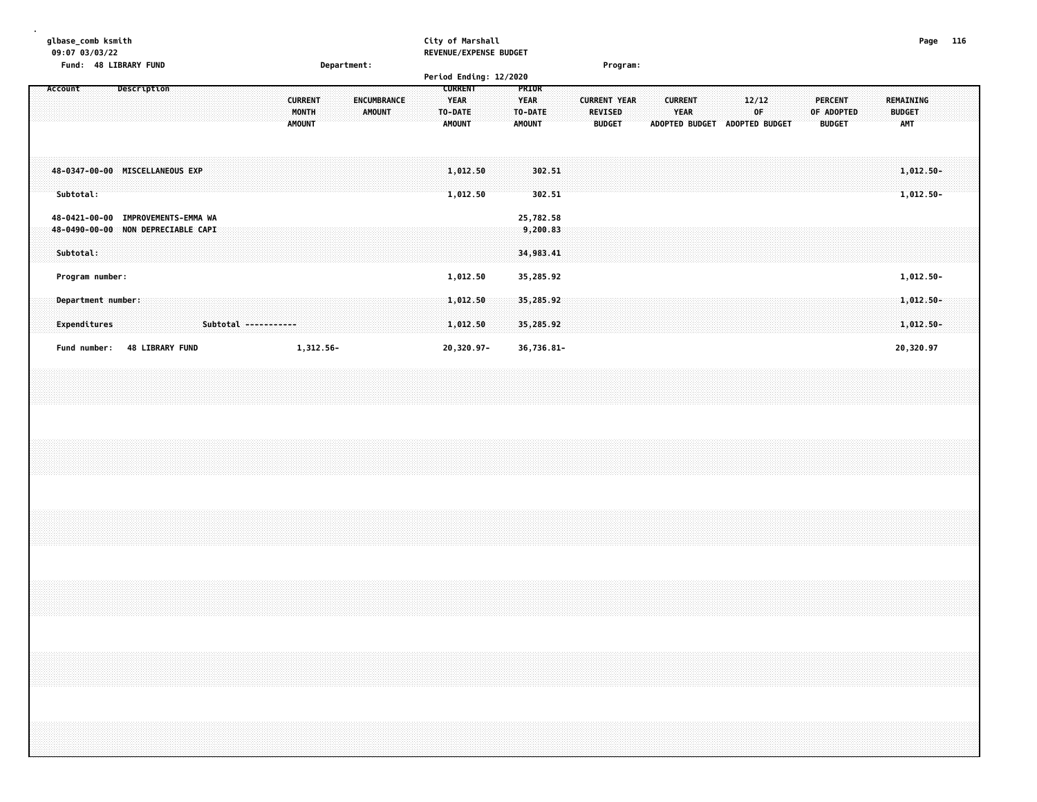glbase_comb ksmith
09:07 03/03/22
Fund: 48 LIBRARY FUND

City of Marshall
REVENUE/EXPENSE BUDGET
Period Ending: 12/2020

Department: Program:

| Account Description | CURRENT MONTH AMOUNT | ENCUMBRANCE AMOUNT | CURRENT YEAR TO-DATE AMOUNT | PRIOR YEAR TO-DATE AMOUNT | CURRENT YEAR REVISED BUDGET | CURRENT YEAR ADOPTED BUDGET | 12/12 OF ADOPTED BUDGET | PERCENT OF ADOPTED BUDGET | REMAINING BUDGET AMT |
|---|---|---|---|---|---|---|---|---|---|
| 48-0347-00-00 MISCELLANEOUS EXP | | | 1,012.50 | 302.51 | | | | | 1,012.50- |
| Subtotal: | | | 1,012.50 | 302.51 | | | | | 1,012.50- |
| 48-0421-00-00 IMPROVEMENTS-EMMA WA | | | | 25,782.58 | | | | | |
| 48-0490-00-00 NON DEPRECIABLE CAPI | | | | 9,200.83 | | | | | |
| Subtotal: | | | | 34,983.41 | | | | | |
| Program number: | | | 1,012.50 | 35,285.92 | | | | | 1,012.50- |
| Department number: | | | 1,012.50 | 35,285.92 | | | | | 1,012.50- |
| Expenditures Subtotal ----------- | | | 1,012.50 | 35,285.92 | | | | | 1,012.50- |
| Fund number: 48 LIBRARY FUND | 1,312.56- | | 20,320.97- | 36,736.81- | | | | | 20,320.97 |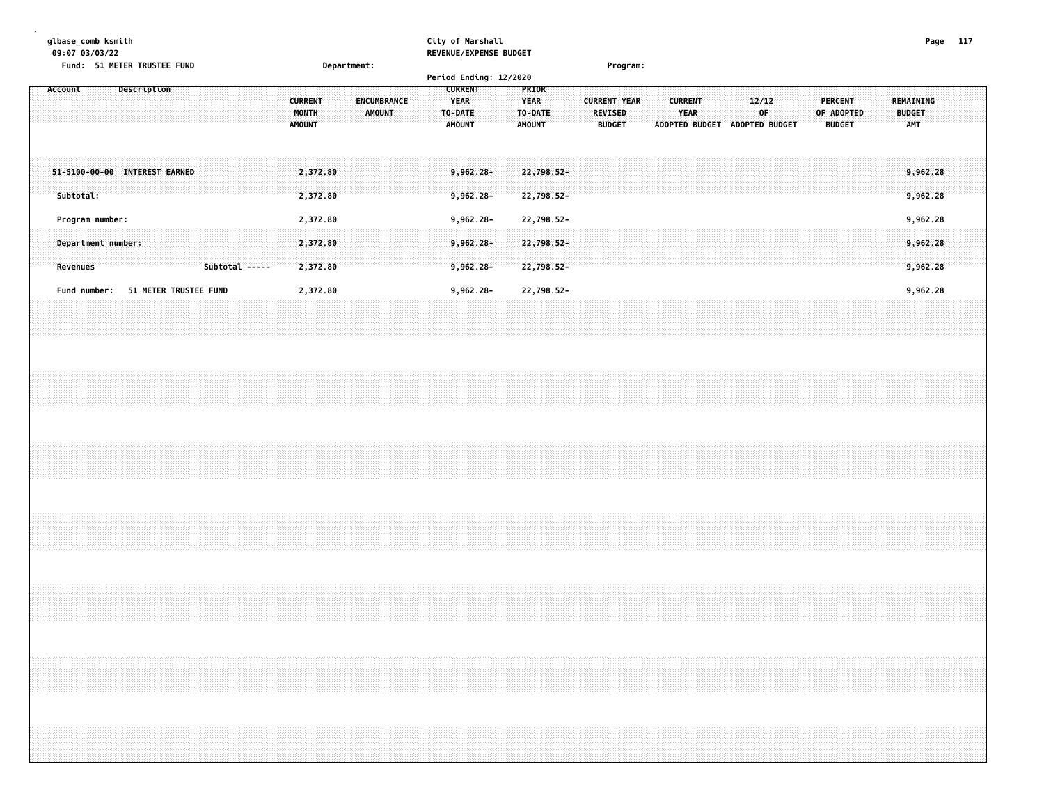glbase_comb ksmith
09:07 03/03/22

City of Marshall
REVENUE/EXPENSE BUDGET

Fund: 51 METER TRUSTEE FUND    Department:    Program:

Period Ending: 12/2020

| Account | Description | CURRENT MONTH AMOUNT | ENCUMBRANCE AMOUNT | CURRENT YEAR TO-DATE AMOUNT | PRIOR YEAR TO-DATE AMOUNT | CURRENT YEAR REVISED BUDGET | CURRENT YEAR ADOPTED BUDGET | 12/12 OF ADOPTED BUDGET | PERCENT OF ADOPTED BUDGET | REMAINING BUDGET AMT |
|---|---|---|---|---|---|---|---|---|---|---|
| 51-5100-00-00 | INTEREST EARNED | 2,372.80 | | 9,962.28- | 22,798.52- | | | | | 9,962.28 |
| Subtotal: | | 2,372.80 | | 9,962.28- | 22,798.52- | | | | | 9,962.28 |
| Program number: | | 2,372.80 | | 9,962.28- | 22,798.52- | | | | | 9,962.28 |
| Department number: | | 2,372.80 | | 9,962.28- | 22,798.52- | | | | | 9,962.28 |
| Revenues | Subtotal ----- | 2,372.80 | | 9,962.28- | 22,798.52- | | | | | 9,962.28 |
| Fund number: | 51 METER TRUSTEE FUND | 2,372.80 | | 9,962.28- | 22,798.52- | | | | | 9,962.28 |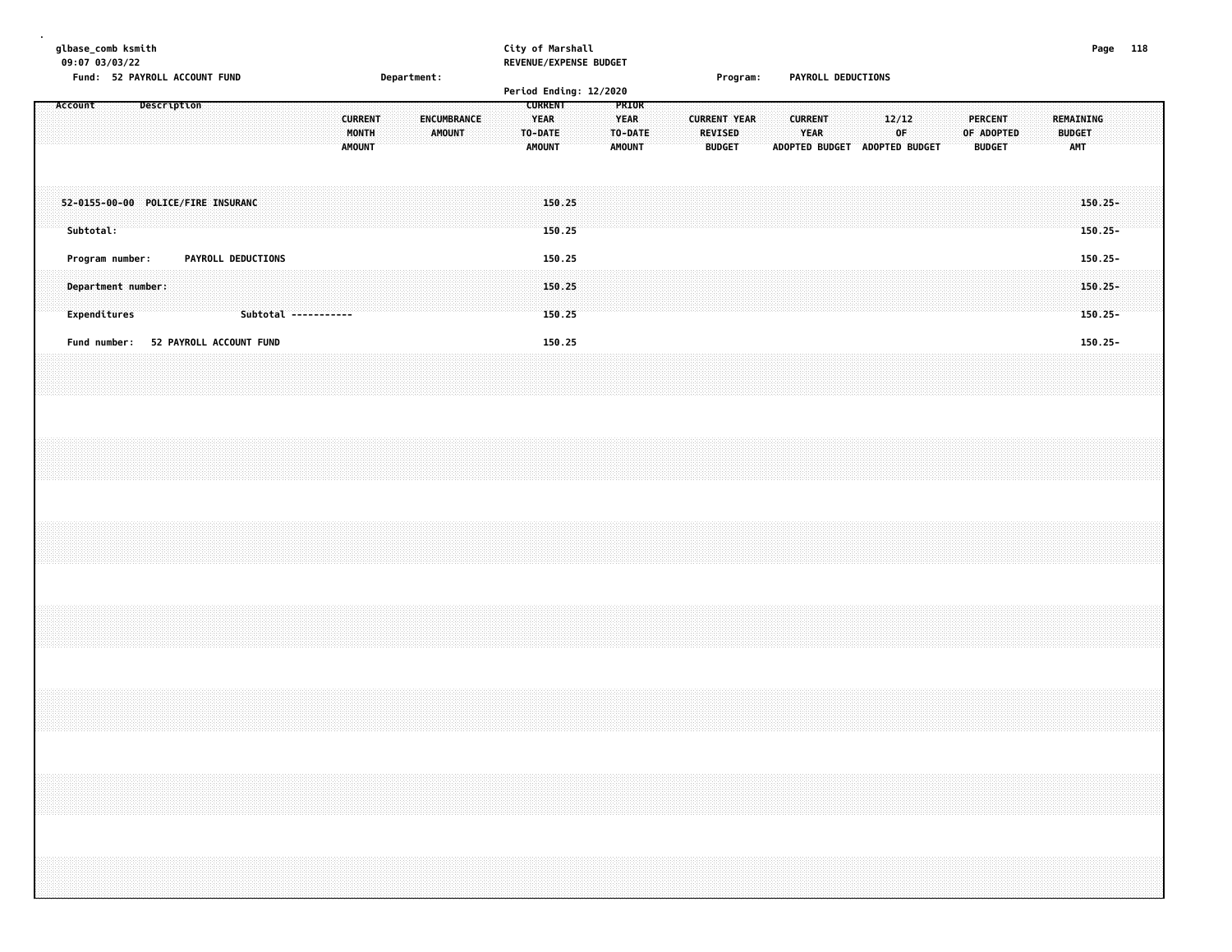glbase_comb ksmith
09:07 03/03/22

City of Marshall
REVENUE/EXPENSE BUDGET

Fund: 52 PAYROLL ACCOUNT FUND | Department: | Program: PAYROLL DEDUCTIONS

Period Ending: 12/2020

| Account Description | CURRENT MONTH AMOUNT | ENCUMBRANCE AMOUNT | CURRENT YEAR TO-DATE AMOUNT | PRIOR YEAR TO-DATE AMOUNT | CURRENT YEAR REVISED BUDGET | CURRENT YEAR ADOPTED BUDGET | 12/12 OF ADOPTED BUDGET | PERCENT OF ADOPTED BUDGET | REMAINING BUDGET AMT |
|---|---|---|---|---|---|---|---|---|---|
| 52-0155-00-00 POLICE/FIRE INSURANC | | | 150.25 | | | | | | 150.25- |
| Subtotal: | | | 150.25 | | | | | | 150.25- |
| Program number: PAYROLL DEDUCTIONS | | | 150.25 | | | | | | 150.25- |
| Department number: | | | 150.25 | | | | | | 150.25- |
| Expenditures Subtotal ----------- | | | 150.25 | | | | | | 150.25- |
| Fund number: 52 PAYROLL ACCOUNT FUND | | | 150.25 | | | | | | 150.25- |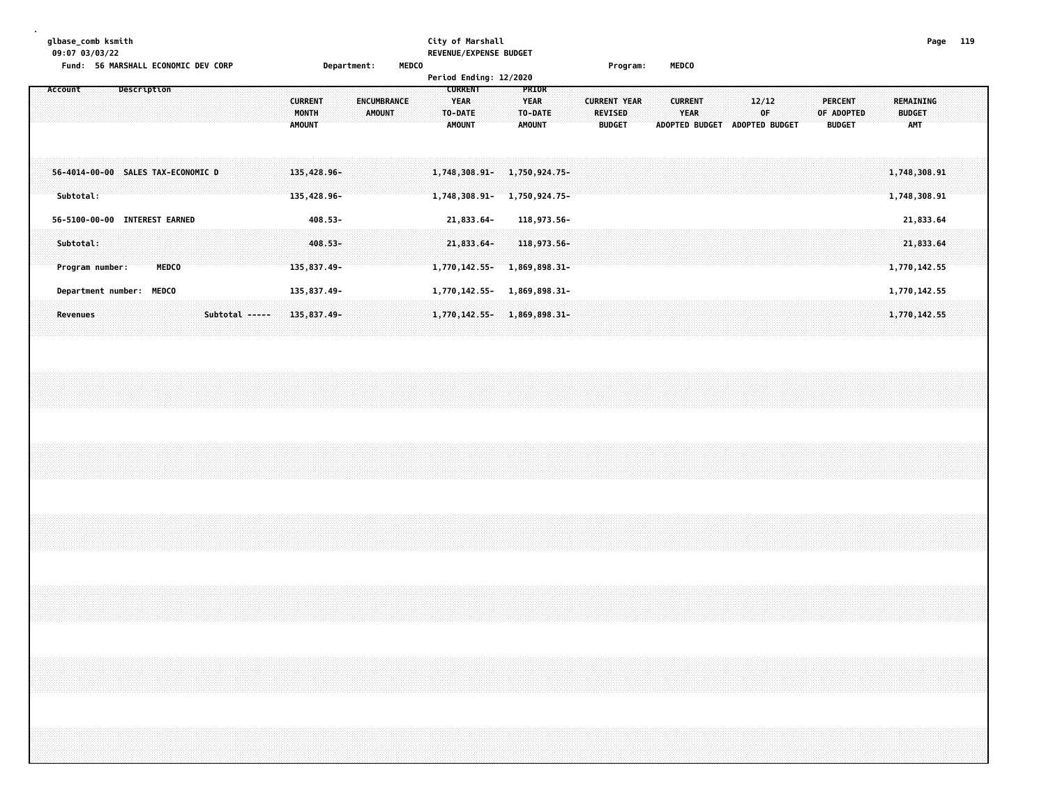glbase_comb ksmith
09:07 03/03/22

City of Marshall
REVENUE/EXPENSE BUDGET

Fund: 56 MARSHALL ECONOMIC DEV CORP    Department: MEDCO    Program: MEDCO

Period Ending: 12/2020

| Account Description | CURRENT MONTH AMOUNT | ENCUMBRANCE AMOUNT | CURRENT YEAR TO-DATE AMOUNT | PRIOR YEAR TO-DATE AMOUNT | CURRENT YEAR REVISED BUDGET | CURRENT YEAR ADOPTED BUDGET | 12/12 OF ADOPTED BUDGET | PERCENT OF ADOPTED BUDGET | REMAINING BUDGET AMT |
|---|---|---|---|---|---|---|---|---|---|
| 56-4014-00-00 SALES TAX-ECONOMIC D | 135,428.96- | | 1,748,308.91- | 1,750,924.75- | | | | | 1,748,308.91 |
| Subtotal: | 135,428.96- | | 1,748,308.91- | 1,750,924.75- | | | | | 1,748,308.91 |
| 56-5100-00-00 INTEREST EARNED | 408.53- | | 21,833.64- | 118,973.56- | | | | | 21,833.64 |
| Subtotal: | 408.53- | | 21,833.64- | 118,973.56- | | | | | 21,833.64 |
| Program number: MEDCO | 135,837.49- | | 1,770,142.55- | 1,869,898.31- | | | | | 1,770,142.55 |
| Department number: MEDCO | 135,837.49- | | 1,770,142.55- | 1,869,898.31- | | | | | 1,770,142.55 |
| Revenues Subtotal ----- | 135,837.49- | | 1,770,142.55- | 1,869,898.31- | | | | | 1,770,142.55 |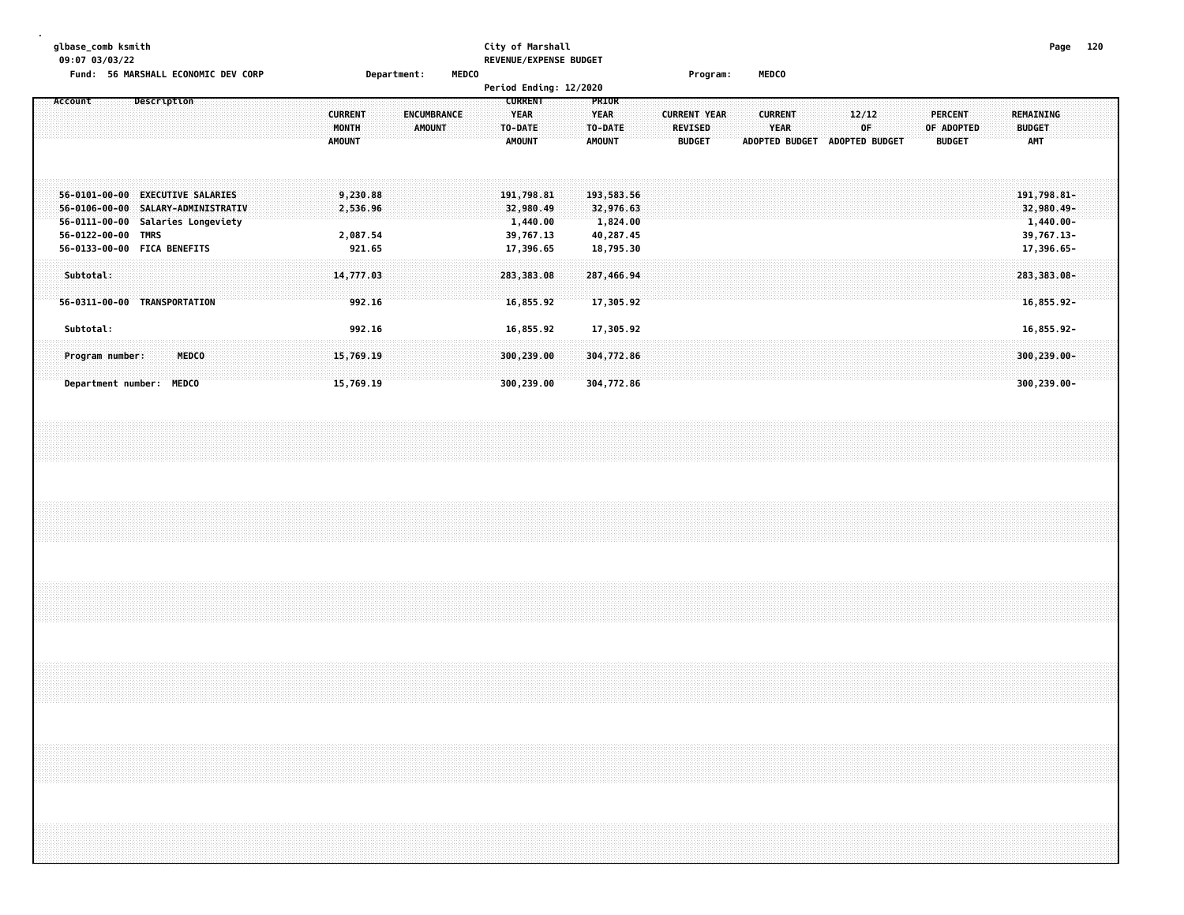City of Marshall
REVENUE/EXPENSE BUDGET

Fund: 56 MARSHALL ECONOMIC DEV CORP     Department: MEDCO     Program: MEDCO

Period Ending: 12/2020

| Account | Description | CURRENT MONTH AMOUNT | ENCUMBRANCE AMOUNT | CURRENT YEAR TO-DATE AMOUNT | PRIOR YEAR TO-DATE AMOUNT | CURRENT YEAR REVISED BUDGET | CURRENT YEAR ADOPTED BUDGET | 12/12 OF ADOPTED BUDGET | PERCENT OF ADOPTED BUDGET | REMAINING BUDGET AMT |
|---|---|---|---|---|---|---|---|---|---|---|
| 56-0101-00-00 | EXECUTIVE SALARIES | 9,230.88 | | 191,798.81 | 193,583.56 | | | | | 191,798.81- |
| 56-0106-00-00 | SALARY-ADMINISTRATIV | 2,536.96 | | 32,980.49 | 32,976.63 | | | | | 32,980.49- |
| 56-0111-00-00 | Salaries Longeviety | | | 1,440.00 | 1,824.00 | | | | | 1,440.00- |
| 56-0122-00-00 | TMRS | 2,087.54 | | 39,767.13 | 40,287.45 | | | | | 39,767.13- |
| 56-0133-00-00 | FICA BENEFITS | 921.65 | | 17,396.65 | 18,795.30 | | | | | 17,396.65- |
| Subtotal: | | 14,777.03 | | 283,383.08 | 287,466.94 | | | | | 283,383.08- |
| 56-0311-00-00 | TRANSPORTATION | 992.16 | | 16,855.92 | 17,305.92 | | | | | 16,855.92- |
| Subtotal: | | 992.16 | | 16,855.92 | 17,305.92 | | | | | 16,855.92- |
| Program number: | MEDCO | 15,769.19 | | 300,239.00 | 304,772.86 | | | | | 300,239.00- |
| Department number: | MEDCO | 15,769.19 | | 300,239.00 | 304,772.86 | | | | | 300,239.00- |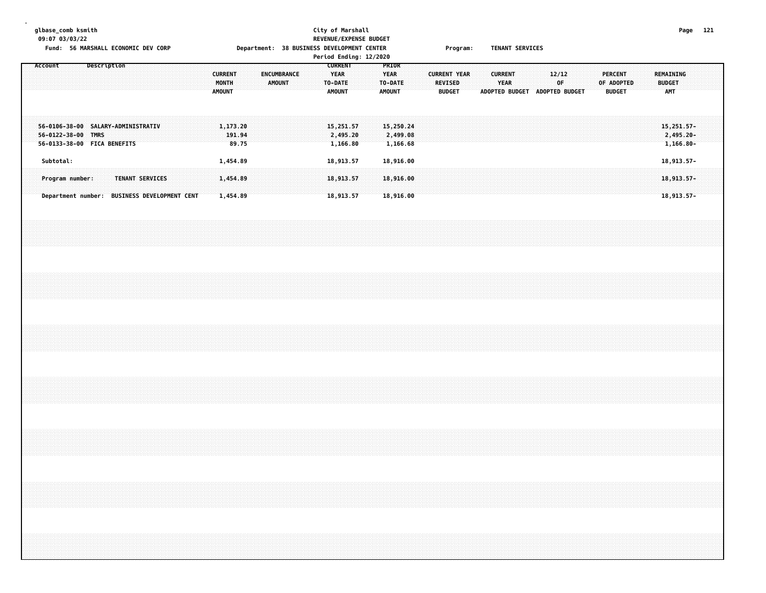glbase_comb ksmith
09:07 03/03/22

City of Marshall
REVENUE/EXPENSE BUDGET
Period Ending: 12/2020

Fund: 56 MARSHALL ECONOMIC DEV CORP    Department: 38 BUSINESS DEVELOPMENT CENTER    Program: TENANT SERVICES

| Account | Description | CURRENT MONTH AMOUNT | ENCUMBRANCE AMOUNT | CURRENT YEAR TO-DATE AMOUNT | PRIOR YEAR TO-DATE AMOUNT | CURRENT YEAR REVISED BUDGET | CURRENT YEAR ADOPTED BUDGET | 12/12 OF ADOPTED BUDGET | PERCENT OF ADOPTED BUDGET | REMAINING BUDGET AMT |
|---|---|---|---|---|---|---|---|---|---|---|
| 56-0106-38-00 | SALARY-ADMINISTRATIV | 1,173.20 | | 15,251.57 | 15,250.24 | | | | | 15,251.57- |
| 56-0122-38-00 | TMRS | 191.94 | | 2,495.20 | 2,499.08 | | | | | 2,495.20- |
| 56-0133-38-00 | FICA BENEFITS | 89.75 | | 1,166.80 | 1,166.68 | | | | | 1,166.80- |
| Subtotal: | | 1,454.89 | | 18,913.57 | 18,916.00 | | | | | 18,913.57- |
| Program number: | TENANT SERVICES | 1,454.89 | | 18,913.57 | 18,916.00 | | | | | 18,913.57- |
| Department number: | BUSINESS DEVELOPMENT CENT | 1,454.89 | | 18,913.57 | 18,916.00 | | | | | 18,913.57- |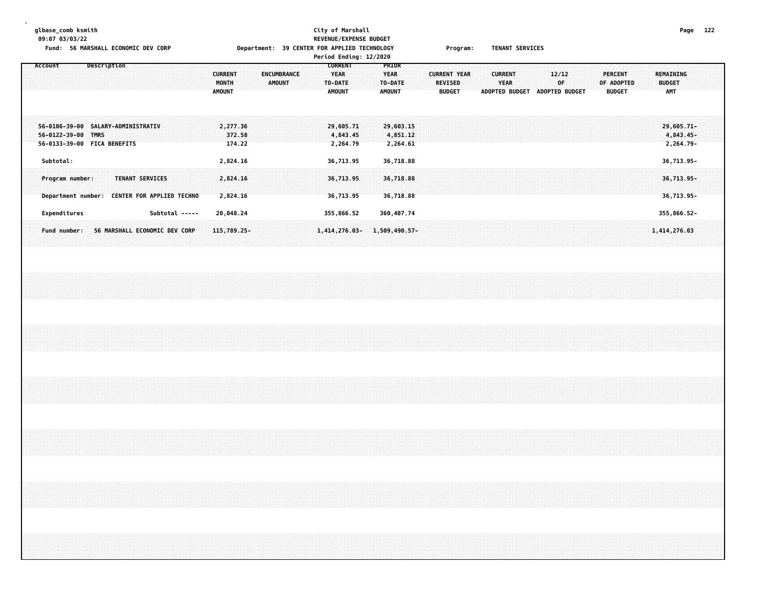glbase_comb ksmith
09:07 03/03/22

City of Marshall
REVENUE/EXPENSE BUDGET

Fund: 56 MARSHALL ECONOMIC DEV CORP    Department: 39 CENTER FOR APPLIED TECHNOLOGY    Program: TENANT SERVICES

Period Ending: 12/2020

| Account | Description | CURRENT MONTH AMOUNT | ENCUMBRANCE AMOUNT | CURRENT YEAR TO-DATE AMOUNT | PRIOR YEAR TO-DATE AMOUNT | CURRENT YEAR REVISED BUDGET | CURRENT YEAR ADOPTED BUDGET | 12/12 OF ADOPTED BUDGET | PERCENT OF ADOPTED BUDGET | REMAINING BUDGET AMT |
|---|---|---|---|---|---|---|---|---|---|---|
| 56-0106-39-00 | SALARY-ADMINISTRATIV | 2,277.36 | | 29,605.71 | 29,603.15 | | | | | 29,605.71- |
| 56-0122-39-00 | TMRS | 372.58 | | 4,843.45 | 4,851.12 | | | | | 4,843.45- |
| 56-0133-39-00 | FICA BENEFITS | 174.22 | | 2,264.79 | 2,264.61 | | | | | 2,264.79- |
| Subtotal: | | 2,824.16 | | 36,713.95 | 36,718.88 | | | | | 36,713.95- |
| Program number: | TENANT SERVICES | 2,824.16 | | 36,713.95 | 36,718.88 | | | | | 36,713.95- |
| Department number: | CENTER FOR APPLIED TECHNO | 2,824.16 | | 36,713.95 | 36,718.88 | | | | | 36,713.95- |
| Expenditures | Subtotal ----- | 20,048.24 | | 355,866.52 | 360,407.74 | | | | | 355,866.52- |
| Fund number: | 56 MARSHALL ECONOMIC DEV CORP | 115,789.25- | | 1,414,276.03- | 1,509,490.57- | | | | | 1,414,276.03 |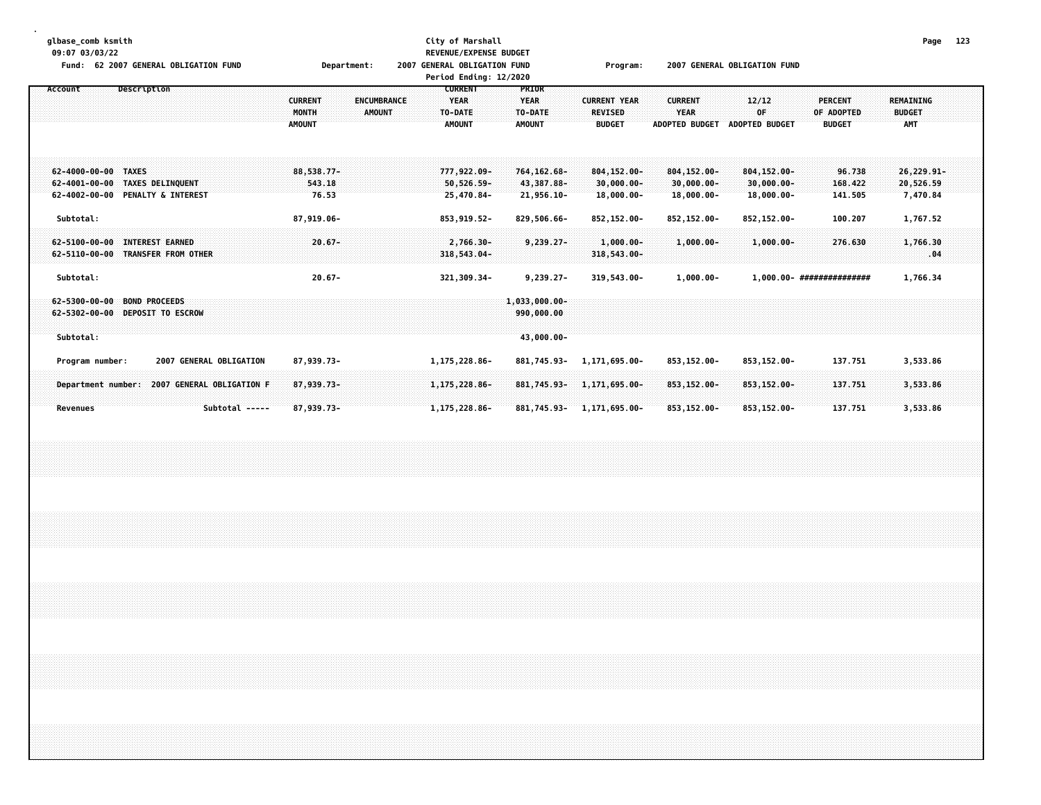glbase_comb ksmith
09:07 03/03/22
Fund: 62 2007 GENERAL OBLIGATION FUND

City of Marshall
REVENUE/EXPENSE BUDGET
Department: 2007 GENERAL OBLIGATION FUND
Period Ending: 12/2020
Program: 2007 GENERAL OBLIGATION FUND

| Account | Description | CURRENT MONTH AMOUNT | ENCUMBRANCE AMOUNT | CURRENT YEAR TO-DATE AMOUNT | PRIOR YEAR TO-DATE AMOUNT | CURRENT YEAR REVISED BUDGET | CURRENT YEAR ADOPTED BUDGET | 12/12 OF ADOPTED BUDGET | PERCENT OF ADOPTED BUDGET | REMAINING BUDGET AMT |
|---|---|---|---|---|---|---|---|---|---|---|
| 62-4000-00-00 | TAXES | 88,538.77- | | 777,922.09- | 764,162.68- | 804,152.00- | 804,152.00- | 804,152.00- | 96.738 | 26,229.91- |
| 62-4001-00-00 | TAXES DELINQUENT | 543.18 | | 50,526.59- | 43,387.88- | 30,000.00- | 30,000.00- | 30,000.00- | 168.422 | 20,526.59 |
| 62-4002-00-00 | PENALTY & INTEREST | 76.53 | | 25,470.84- | 21,956.10- | 18,000.00- | 18,000.00- | 18,000.00- | 141.505 | 7,470.84 |
| Subtotal: | | 87,919.06- | | 853,919.52- | 829,506.66- | 852,152.00- | 852,152.00- | 852,152.00- | 100.207 | 1,767.52 |
| 62-5100-00-00 | INTEREST EARNED | 20.67- | | 2,766.30- | 9,239.27- | 1,000.00- | 1,000.00- | 1,000.00- | 276.630 | 1,766.30 |
| 62-5110-00-00 | TRANSFER FROM OTHER | | | 318,543.04- | | 318,543.00- | | | | .04 |
| Subtotal: | | 20.67- | | 321,309.34- | 9,239.27- | 319,543.00- | 1,000.00- | 1,000.00- | ############### | 1,766.34 |
| 62-5300-00-00 | BOND PROCEEDS | | | | 1,033,000.00- | | | | | |
| 62-5302-00-00 | DEPOSIT TO ESCROW | | | | 990,000.00 | | | | | |
| Subtotal: | | | | | 43,000.00- | | | | | |
| Program number: | 2007 GENERAL OBLIGATION | 87,939.73- | | 1,175,228.86- | 881,745.93- | 1,171,695.00- | 853,152.00- | 853,152.00- | 137.751 | 3,533.86 |
| Department number: | 2007 GENERAL OBLIGATION F | 87,939.73- | | 1,175,228.86- | 881,745.93- | 1,171,695.00- | 853,152.00- | 853,152.00- | 137.751 | 3,533.86 |
| Revenues | Subtotal ----- | 87,939.73- | | 1,175,228.86- | 881,745.93- | 1,171,695.00- | 853,152.00- | 853,152.00- | 137.751 | 3,533.86 |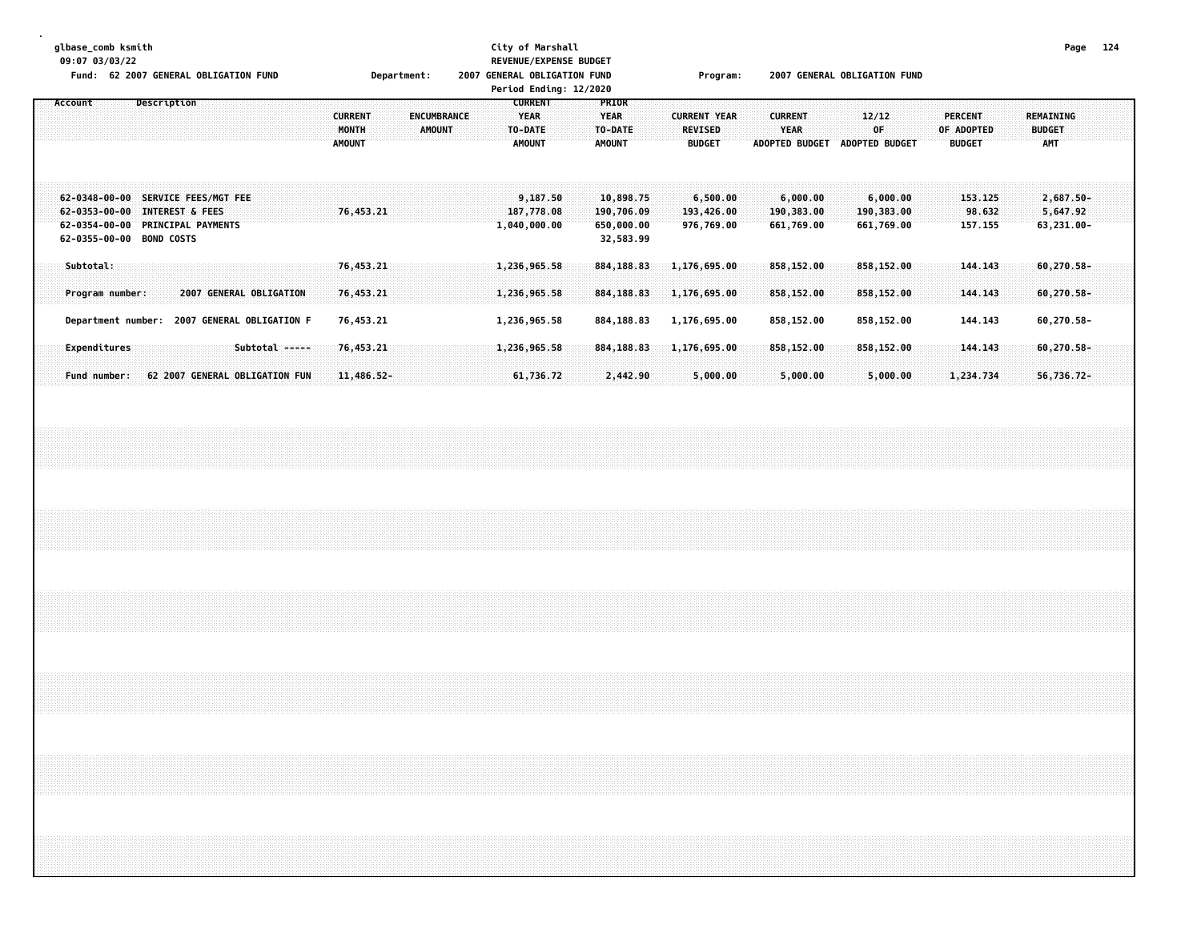glbase_comb ksmith
09:07 03/03/22
Fund: 62 2007 GENERAL OBLIGATION FUND

City of Marshall
REVENUE/EXPENSE BUDGET
Department: 2007 GENERAL OBLIGATION FUND
Program: 2007 GENERAL OBLIGATION FUND
Period Ending: 12/2020

| Account | Description | CURRENT MONTH AMOUNT | ENCUMBRANCE AMOUNT | CURRENT YEAR TO-DATE AMOUNT | PRIOR YEAR TO-DATE AMOUNT | CURRENT YEAR REVISED BUDGET | CURRENT YEAR ADOPTED BUDGET | 12/12 OF ADOPTED BUDGET | PERCENT OF ADOPTED BUDGET | REMAINING BUDGET AMT |
|---|---|---|---|---|---|---|---|---|---|---|
| 62-0348-00-00 | SERVICE FEES/MGT FEE | | | 9,187.50 | 10,898.75 | 6,500.00 | 6,000.00 | 6,000.00 | 153.125 | 2,687.50- |
| 62-0353-00-00 | INTEREST & FEES | 76,453.21 | | 187,778.08 | 190,706.09 | 193,426.00 | 190,383.00 | 190,383.00 | 98.632 | 5,647.92 |
| 62-0354-00-00 | PRINCIPAL PAYMENTS | | | 1,040,000.00 | 650,000.00 | 976,769.00 | 661,769.00 | 661,769.00 | 157.155 | 63,231.00- |
| 62-0355-00-00 | BOND COSTS | | | | 32,583.99 | | | | | |
| Subtotal: | | 76,453.21 | | 1,236,965.58 | 884,188.83 | 1,176,695.00 | 858,152.00 | 858,152.00 | 144.143 | 60,270.58- |
| Program number: | 2007 GENERAL OBLIGATION | 76,453.21 | | 1,236,965.58 | 884,188.83 | 1,176,695.00 | 858,152.00 | 858,152.00 | 144.143 | 60,270.58- |
| Department number: | 2007 GENERAL OBLIGATION F | 76,453.21 | | 1,236,965.58 | 884,188.83 | 1,176,695.00 | 858,152.00 | 858,152.00 | 144.143 | 60,270.58- |
| Expenditures | Subtotal ----- | 76,453.21 | | 1,236,965.58 | 884,188.83 | 1,176,695.00 | 858,152.00 | 858,152.00 | 144.143 | 60,270.58- |
| Fund number: | 62 2007 GENERAL OBLIGATION FUN | 11,486.52- | | 61,736.72 | 2,442.90 | 5,000.00 | 5,000.00 | 5,000.00 | 1,234.734 | 56,736.72- |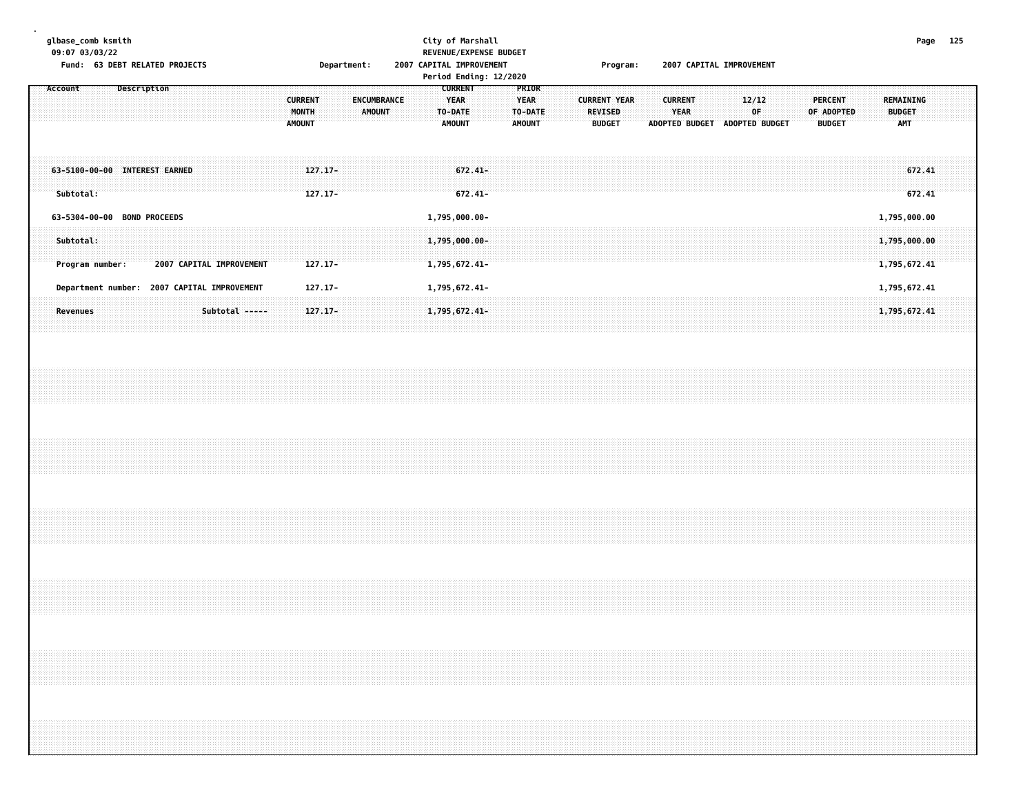glbase_comb ksmith
09:07 03/03/22

City of Marshall
REVENUE/EXPENSE BUDGET
Period Ending: 12/2020

Fund: 63 DEBT RELATED PROJECTS | Department: 2007 CAPITAL IMPROVEMENT | Program: 2007 CAPITAL IMPROVEMENT

| Account | Description | CURRENT MONTH AMOUNT | ENCUMBRANCE AMOUNT | CURRENT YEAR TO-DATE AMOUNT | PRIOR YEAR TO-DATE AMOUNT | CURRENT YEAR REVISED BUDGET | CURRENT YEAR ADOPTED BUDGET | 12/12 OF ADOPTED BUDGET | PERCENT OF ADOPTED BUDGET | REMAINING BUDGET AMT |
|---|---|---|---|---|---|---|---|---|---|---|
| 63-5100-00-00 | INTEREST EARNED | 127.17- | | 672.41- | | | | | | 672.41 |
| Subtotal: | | 127.17- | | 672.41- | | | | | | 672.41 |
| 63-5304-00-00 | BOND PROCEEDS | | | 1,795,000.00- | | | | | | 1,795,000.00 |
| Subtotal: | | | | 1,795,000.00- | | | | | | 1,795,000.00 |
| Program number: | 2007 CAPITAL IMPROVEMENT | 127.17- | | 1,795,672.41- | | | | | | 1,795,672.41 |
| Department number: | 2007 CAPITAL IMPROVEMENT | 127.17- | | 1,795,672.41- | | | | | | 1,795,672.41 |
| Revenues | Subtotal ----- | 127.17- | | 1,795,672.41- | | | | | | 1,795,672.41 |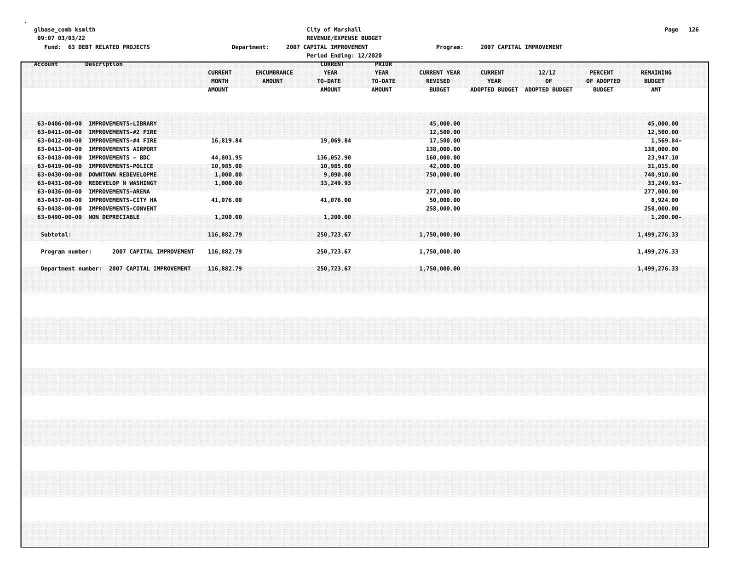glbase_comb ksmith
09:07 03/03/22

City of Marshall
REVENUE/EXPENSE BUDGET
Period Ending: 12/2020

Fund: 63 DEBT RELATED PROJECTS | Department: 2007 CAPITAL IMPROVEMENT | Program: 2007 CAPITAL IMPROVEMENT

| Account | Description | CURRENT MONTH AMOUNT | ENCUMBRANCE AMOUNT | CURRENT YEAR TO-DATE AMOUNT | PRIOR YEAR TO-DATE AMOUNT | CURRENT YEAR REVISED BUDGET | CURRENT YEAR ADOPTED BUDGET | 12/12 OF ADOPTED BUDGET | PERCENT OF ADOPTED BUDGET | REMAINING BUDGET AMT |
|---|---|---|---|---|---|---|---|---|---|---|
| 63-0406-00-00 | IMPROVEMENTS-LIBRARY | | | | | 45,000.00 | | | | 45,000.00 |
| 63-0411-00-00 | IMPROVEMENTS-#2 FIRE | | | | | 12,500.00 | | | | 12,500.00 |
| 63-0412-00-00 | IMPROVEMENTS-#4 FIRE | 16,819.84 | | 19,069.84 | | 17,500.00 | | | | 1,569.84- |
| 63-0413-00-00 | IMPROVEMENTS AIRPORT | | | | | 138,000.00 | | | | 138,000.00 |
| 63-0418-00-00 | IMPROVEMENTS - BDC | 44,801.95 | | 136,052.90 | | 160,000.00 | | | | 23,947.10 |
| 63-0419-00-00 | IMPROVEMENTS-POLICE | 10,985.00 | | 10,985.00 | | 42,000.00 | | | | 31,015.00 |
| 63-0430-00-00 | DOWNTOWN REDEVELOPME | 1,000.00 | | 9,090.00 | | 750,000.00 | | | | 740,910.00 |
| 63-0431-00-00 | REDEVELOP N WASHINGT | 1,000.00 | | 33,249.93 | | | | | | 33,249.93- |
| 63-0436-00-00 | IMPROVEMENTS-ARENA | | | | | 277,000.00 | | | | 277,000.00 |
| 63-0437-00-00 | IMPROVEMENTS-CITY HA | 41,076.00 | | 41,076.00 | | 50,000.00 | | | | 8,924.00 |
| 63-0438-00-00 | IMPROVEMENTS-CONVENT | | | | | 258,000.00 | | | | 258,000.00 |
| 63-0490-00-00 | NON DEPRECIABLE | 1,200.00 | | 1,200.00 | | | | | | 1,200.00- |
| Subtotal: | | 116,882.79 | | 250,723.67 | | 1,750,000.00 | | | | 1,499,276.33 |
| Program number: | 2007 CAPITAL IMPROVEMENT | 116,882.79 | | 250,723.67 | | 1,750,000.00 | | | | 1,499,276.33 |
| Department number: | 2007 CAPITAL IMPROVEMENT | 116,882.79 | | 250,723.67 | | 1,750,000.00 | | | | 1,499,276.33 |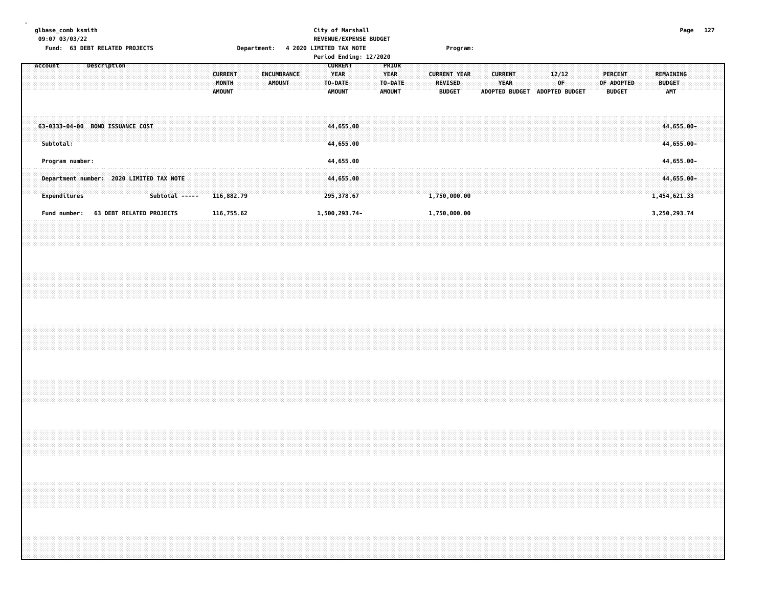glbase_comb ksmith
09:07 03/03/22

City of Marshall
REVENUE/EXPENSE BUDGET

Fund: 63 DEBT RELATED PROJECTS    Department: 4 2020 LIMITED TAX NOTE    Program:

Period Ending: 12/2020

| Account | Description | CURRENT MONTH AMOUNT | ENCUMBRANCE AMOUNT | CURRENT YEAR TO-DATE AMOUNT | PRIOR YEAR TO-DATE AMOUNT | CURRENT YEAR REVISED BUDGET | CURRENT YEAR ADOPTED BUDGET | 12/12 OF ADOPTED BUDGET | PERCENT OF ADOPTED BUDGET | REMAINING BUDGET AMT |
|---|---|---|---|---|---|---|---|---|---|---|
| 63-0333-04-00 | BOND ISSUANCE COST | | | 44,655.00 | | | | | | 44,655.00- |
| Subtotal: | | | | 44,655.00 | | | | | | 44,655.00- |
| Program number: | | | | 44,655.00 | | | | | | 44,655.00- |
| Department number: | 2020 LIMITED TAX NOTE | | | 44,655.00 | | | | | | 44,655.00- |
| Expenditures | Subtotal ----- | 116,882.79 | | 295,378.67 | | 1,750,000.00 | | | | 1,454,621.33 |
| Fund number: | 63 DEBT RELATED PROJECTS | 116,755.62 | | 1,500,293.74- | | 1,750,000.00 | | | | 3,250,293.74 |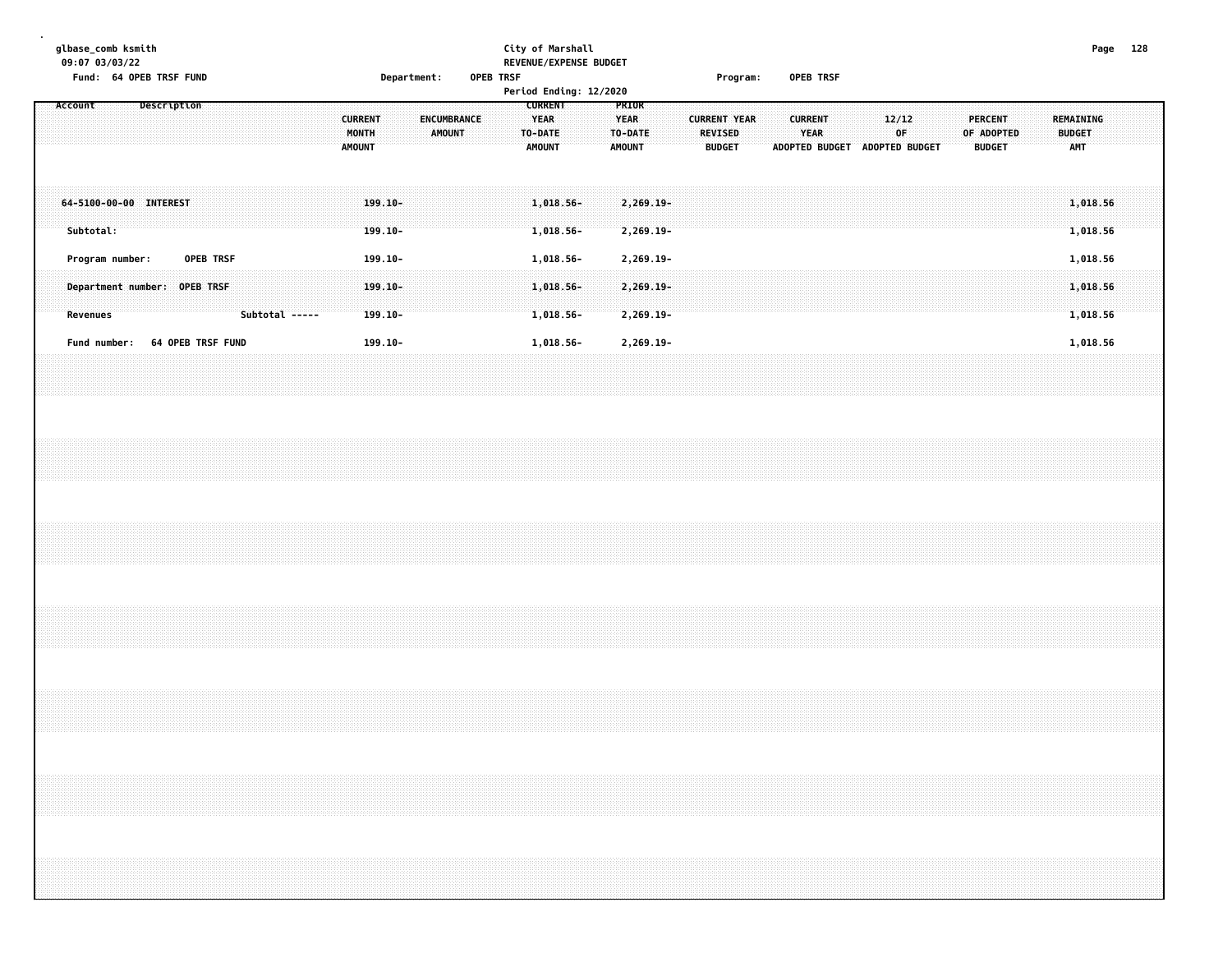glbase_comb ksmith
09:07 03/03/22

City of Marshall
REVENUE/EXPENSE BUDGET
Period Ending: 12/2020

Fund: 64 OPEB TRSF FUND    Department: OPEB TRSF    Program: OPEB TRSF

| Account Description | CURRENT MONTH AMOUNT | ENCUMBRANCE AMOUNT | CURRENT YEAR TO-DATE AMOUNT | PRIOR YEAR TO-DATE AMOUNT | CURRENT YEAR REVISED BUDGET | CURRENT YEAR ADOPTED BUDGET | 12/12 OF ADOPTED BUDGET | PERCENT OF ADOPTED BUDGET | REMAINING BUDGET AMT |
|---|---|---|---|---|---|---|---|---|---|
| 64-5100-00-00 INTEREST | 199.10- | | 1,018.56- | 2,269.19- | | | | | 1,018.56 |
| Subtotal: | 199.10- | | 1,018.56- | 2,269.19- | | | | | 1,018.56 |
| Program number: OPEB TRSF | 199.10- | | 1,018.56- | 2,269.19- | | | | | 1,018.56 |
| Department number: OPEB TRSF | 199.10- | | 1,018.56- | 2,269.19- | | | | | 1,018.56 |
| Revenues Subtotal ----- | 199.10- | | 1,018.56- | 2,269.19- | | | | | 1,018.56 |
| Fund number: 64 OPEB TRSF FUND | 199.10- | | 1,018.56- | 2,269.19- | | | | | 1,018.56 |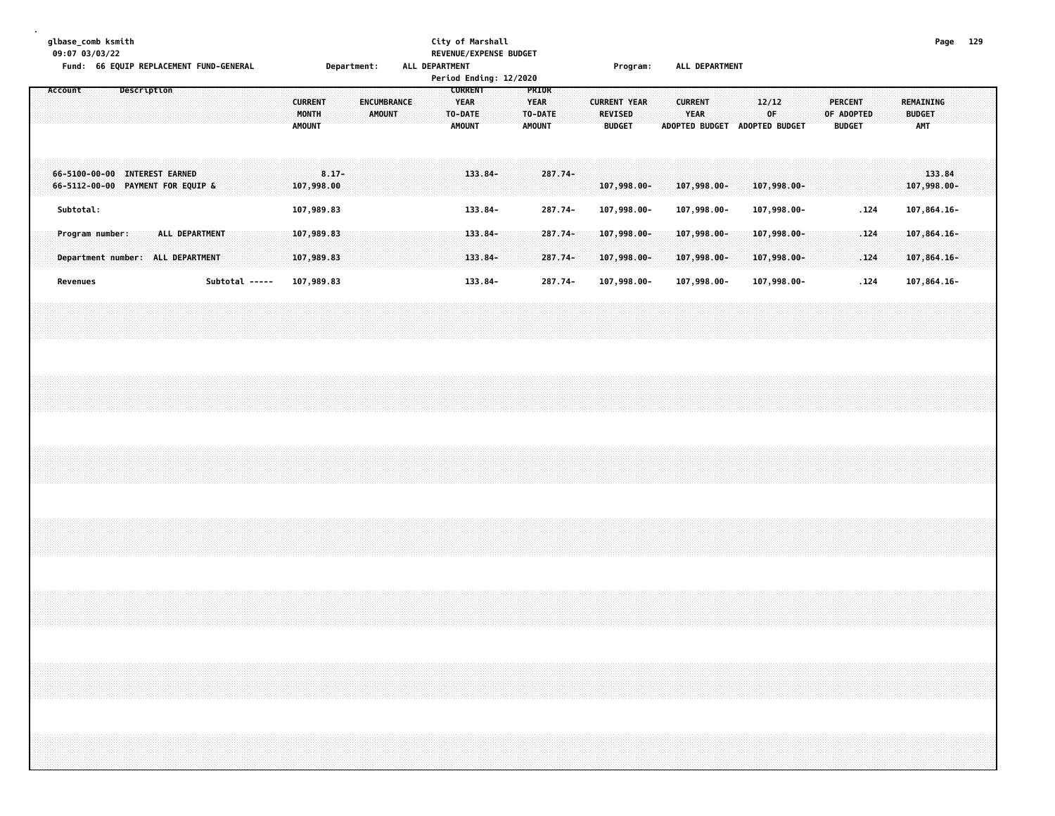glbase_comb ksmith
09:07 03/03/22

City of Marshall
REVENUE/EXPENSE BUDGET

Fund: 66 EQUIP REPLACEMENT FUND-GENERAL    Department: ALL DEPARTMENT    Program: ALL DEPARTMENT

Period Ending: 12/2020

| Account | Description | CURRENT MONTH AMOUNT | ENCUMBRANCE AMOUNT | CURRENT YEAR TO-DATE AMOUNT | PRIOR YEAR TO-DATE AMOUNT | CURRENT YEAR REVISED BUDGET | CURRENT YEAR ADOPTED BUDGET | 12/12 OF ADOPTED BUDGET | PERCENT OF ADOPTED BUDGET | REMAINING BUDGET AMT |
|---|---|---|---|---|---|---|---|---|---|---|
| 66-5100-00-00 | INTEREST EARNED | 8.17- | | 133.84- | 287.74- | | | | | 133.84 |
| 66-5112-00-00 | PAYMENT FOR EQUIP & | 107,998.00 | | | | 107,998.00- | 107,998.00- | 107,998.00- | | 107,998.00- |
| Subtotal: | | 107,989.83 | | 133.84- | 287.74- | 107,998.00- | 107,998.00- | 107,998.00- | .124 | 107,864.16- |
| Program number: | ALL DEPARTMENT | 107,989.83 | | 133.84- | 287.74- | 107,998.00- | 107,998.00- | 107,998.00- | .124 | 107,864.16- |
| Department number: | ALL DEPARTMENT | 107,989.83 | | 133.84- | 287.74- | 107,998.00- | 107,998.00- | 107,998.00- | .124 | 107,864.16- |
| Revenues | Subtotal ----- | 107,989.83 | | 133.84- | 287.74- | 107,998.00- | 107,998.00- | 107,998.00- | .124 | 107,864.16- |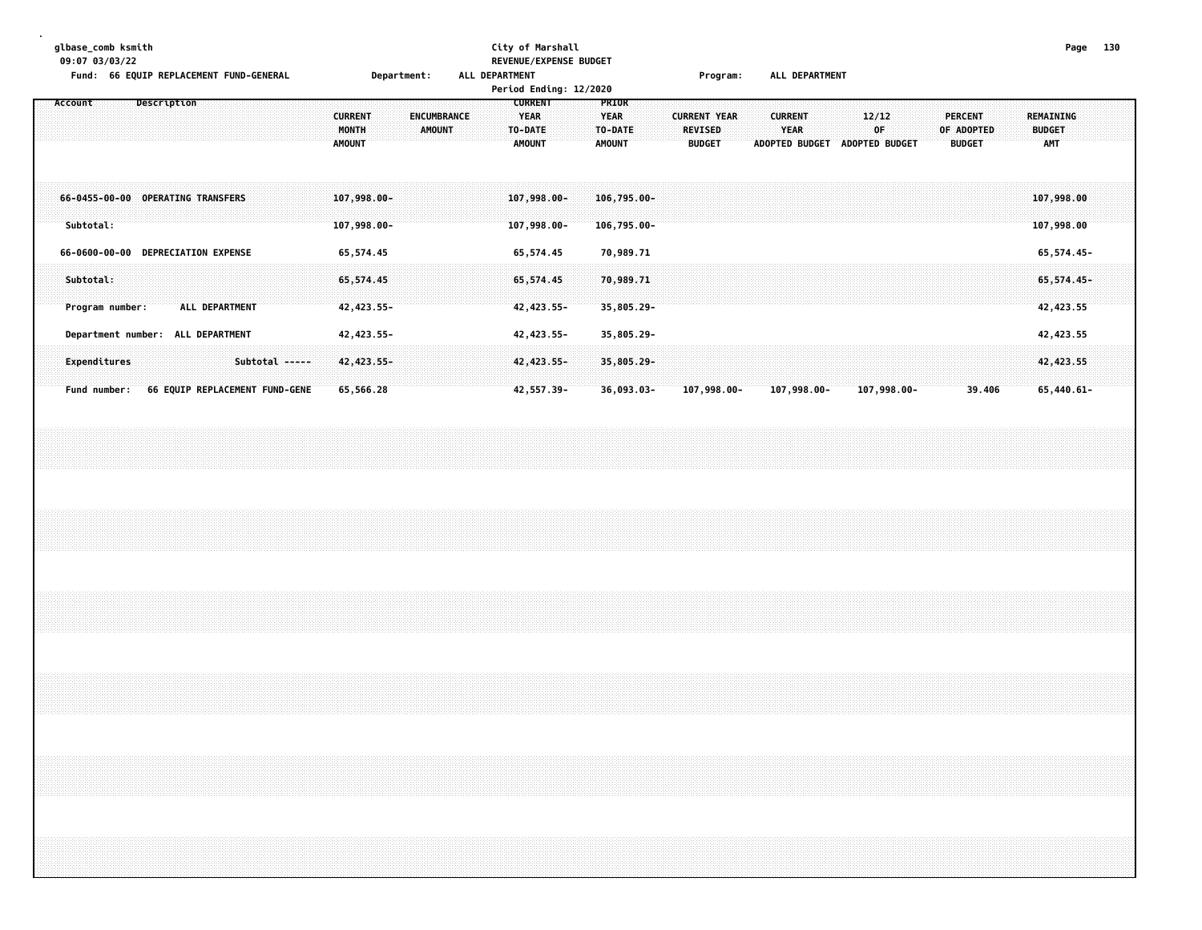glbase_comb ksmith
09:07 03/03/22

City of Marshall
REVENUE/EXPENSE BUDGET

Fund: 66 EQUIP REPLACEMENT FUND-GENERAL    Department: ALL DEPARTMENT    Program: ALL DEPARTMENT

Period Ending: 12/2020

| Account Description | CURRENT MONTH AMOUNT | ENCUMBRANCE AMOUNT | CURRENT YEAR TO-DATE AMOUNT | PRIOR YEAR TO-DATE AMOUNT | CURRENT YEAR REVISED BUDGET | CURRENT YEAR ADOPTED BUDGET | 12/12 OF ADOPTED BUDGET | PERCENT OF ADOPTED BUDGET | REMAINING BUDGET AMT |
|---|---|---|---|---|---|---|---|---|---|
| 66-0455-00-00 OPERATING TRANSFERS | 107,998.00- | | 107,998.00- | 106,795.00- | | | | | 107,998.00 |
| Subtotal: | 107,998.00- | | 107,998.00- | 106,795.00- | | | | | 107,998.00 |
| 66-0600-00-00 DEPRECIATION EXPENSE | 65,574.45 | | 65,574.45 | 70,989.71 | | | | | 65,574.45- |
| Subtotal: | 65,574.45 | | 65,574.45 | 70,989.71 | | | | | 65,574.45- |
| Program number: ALL DEPARTMENT | 42,423.55- | | 42,423.55- | 35,805.29- | | | | | 42,423.55 |
| Department number: ALL DEPARTMENT | 42,423.55- | | 42,423.55- | 35,805.29- | | | | | 42,423.55 |
| Expenditures Subtotal ----- | 42,423.55- | | 42,423.55- | 35,805.29- | | | | | 42,423.55 |
| Fund number: 66 EQUIP REPLACEMENT FUND-GENE | 65,566.28 | | 42,557.39- | 36,093.03- | 107,998.00- | 107,998.00- | 107,998.00- | 39.406 | 65,440.61- |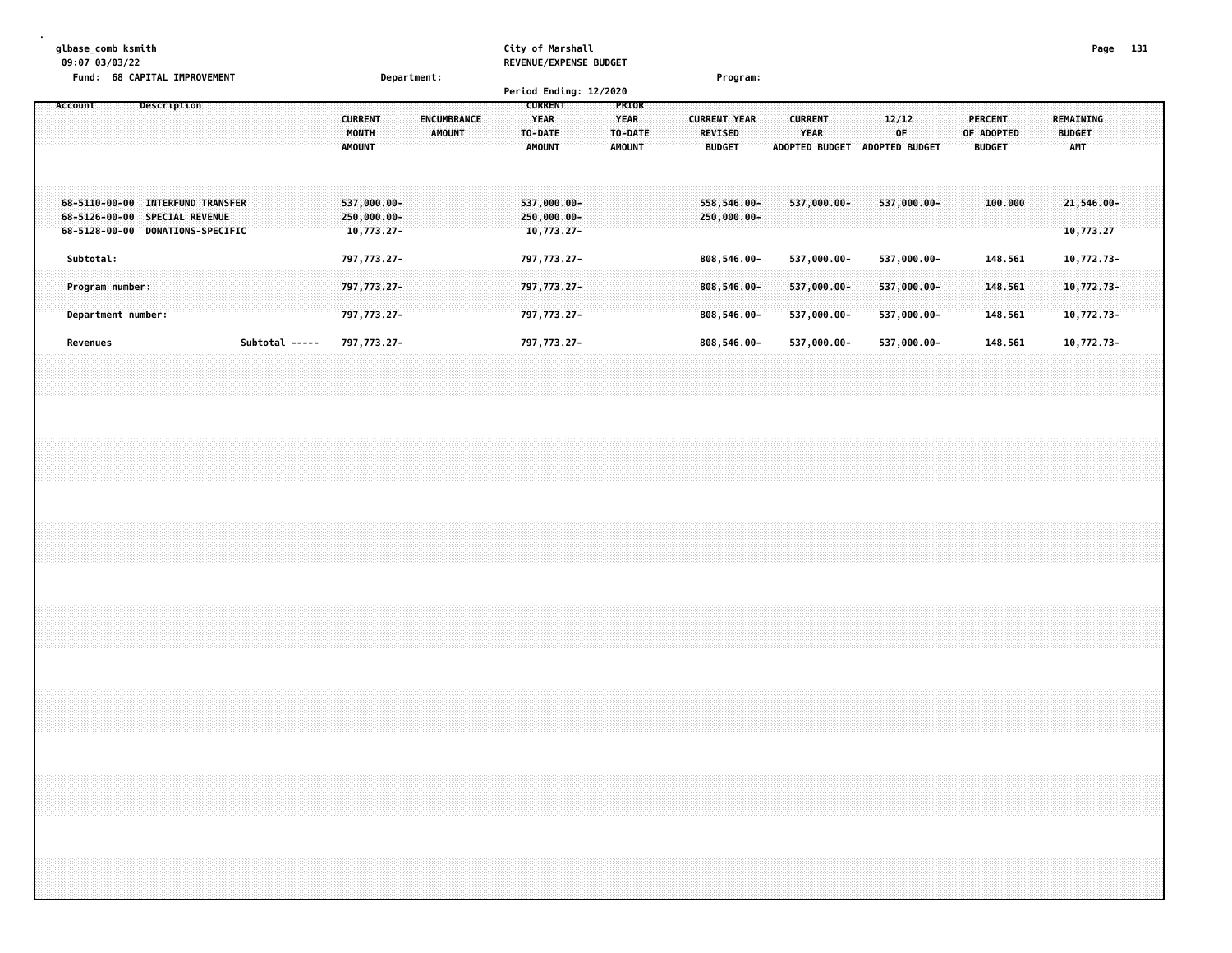glbase_comb ksmith
09:07 03/03/22

City of Marshall
REVENUE/EXPENSE BUDGET

Fund: 68 CAPITAL IMPROVEMENT    Department:    Program:

Period Ending: 12/2020

| Account | Description | CURRENT MONTH AMOUNT | ENCUMBRANCE AMOUNT | CURRENT YEAR TO-DATE AMOUNT | PRIOR YEAR TO-DATE AMOUNT | CURRENT YEAR REVISED BUDGET | CURRENT YEAR ADOPTED BUDGET | 12/12 OF ADOPTED BUDGET | PERCENT OF ADOPTED BUDGET | REMAINING BUDGET AMT |
|---|---|---|---|---|---|---|---|---|---|---|
| 68-5110-00-00 | INTERFUND TRANSFER | 537,000.00- | | 537,000.00- | | 558,546.00- | 537,000.00- | 537,000.00- | 100.000 | 21,546.00- |
| 68-5126-00-00 | SPECIAL REVENUE | 250,000.00- | | 250,000.00- | | 250,000.00- | | | | |
| 68-5128-00-00 | DONATIONS-SPECIFIC | 10,773.27- | | 10,773.27- | | | | | | 10,773.27 |
| Subtotal: | | 797,773.27- | | 797,773.27- | | 808,546.00- | 537,000.00- | 537,000.00- | 148.561 | 10,772.73- |
| Program number: | | 797,773.27- | | 797,773.27- | | 808,546.00- | 537,000.00- | 537,000.00- | 148.561 | 10,772.73- |
| Department number: | | 797,773.27- | | 797,773.27- | | 808,546.00- | 537,000.00- | 537,000.00- | 148.561 | 10,772.73- |
| Revenues | Subtotal ----- | 797,773.27- | | 797,773.27- | | 808,546.00- | 537,000.00- | 537,000.00- | 148.561 | 10,772.73- |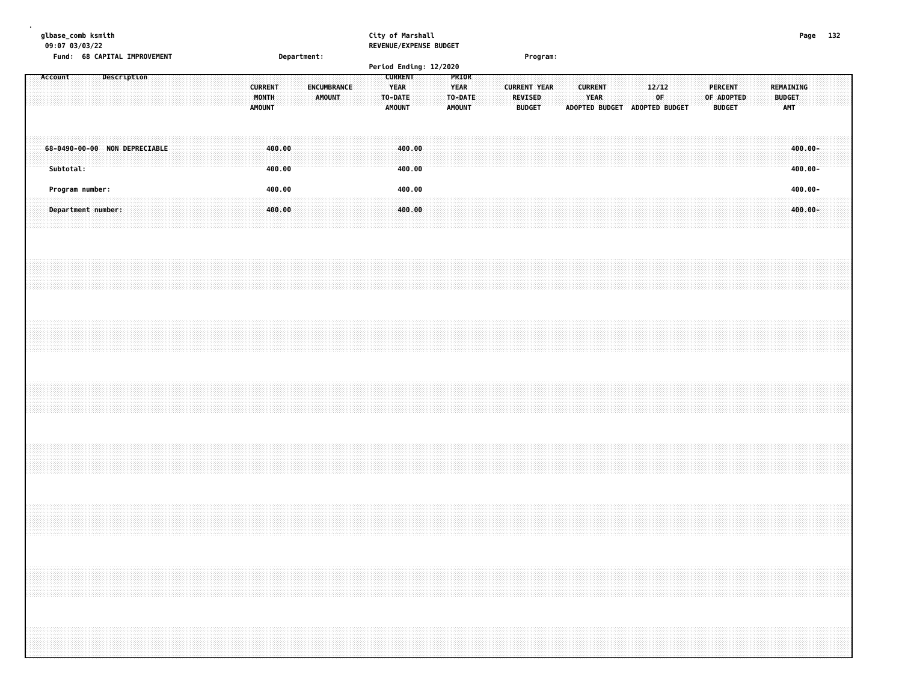glbase_comb ksmith
09:07 03/03/22

City of Marshall
REVENUE/EXPENSE BUDGET

Fund: 68 CAPITAL IMPROVEMENT    Department:    Program:

Period Ending: 12/2020

| Account Description | CURRENT MONTH AMOUNT | ENCUMBRANCE AMOUNT | CURRENT YEAR TO-DATE AMOUNT | PRIOR YEAR TO-DATE AMOUNT | CURRENT YEAR REVISED BUDGET | CURRENT YEAR ADOPTED BUDGET | 12/12 OF ADOPTED BUDGET | PERCENT OF ADOPTED BUDGET | REMAINING BUDGET AMT |
|---|---|---|---|---|---|---|---|---|---|
| 68-0490-00-00 NON DEPRECIABLE | 400.00 | | 400.00 | | | | | | 400.00- |
| Subtotal: | 400.00 | | 400.00 | | | | | | 400.00- |
| Program number: | 400.00 | | 400.00 | | | | | | 400.00- |
| Department number: | 400.00 | | 400.00 | | | | | | 400.00- |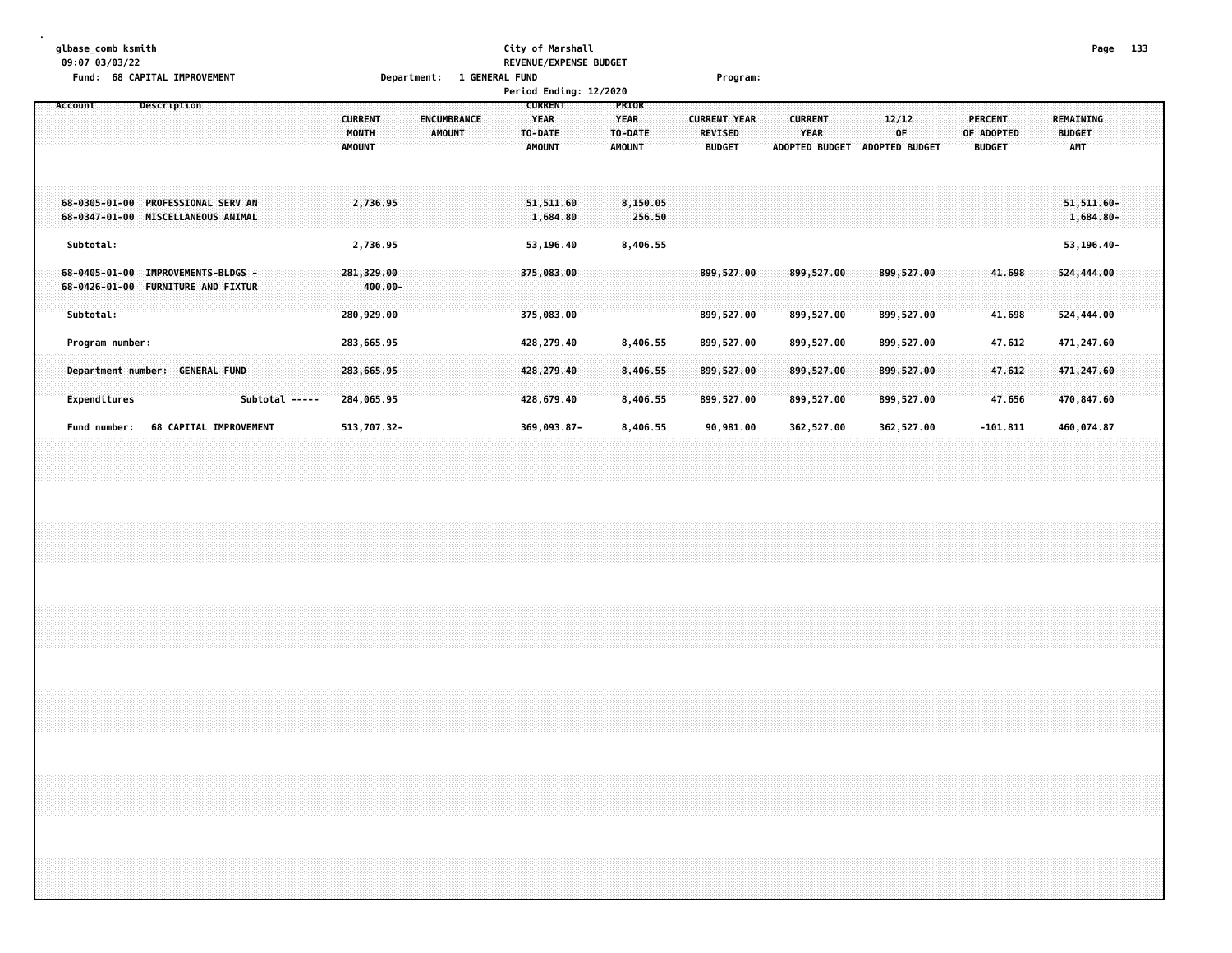glbase_comb ksmith
09:07 03/03/22

Fund: 68 CAPITAL IMPROVEMENT

City of Marshall
REVENUE/EXPENSE BUDGET

Department: 1 GENERAL FUND

Program:

Period Ending: 12/2020

| Account Description | CURRENT MONTH AMOUNT | ENCUMBRANCE AMOUNT | CURRENT YEAR TO-DATE AMOUNT | PRIOR YEAR TO-DATE AMOUNT | CURRENT YEAR REVISED BUDGET | CURRENT YEAR ADOPTED BUDGET | 12/12 OF ADOPTED BUDGET | PERCENT OF ADOPTED BUDGET | REMAINING BUDGET AMT |
|---|---|---|---|---|---|---|---|---|---|
| 68-0305-01-00 PROFESSIONAL SERV AN | 2,736.95 | | 51,511.60 | 8,150.05 | | | | | 51,511.60- |
| 68-0347-01-00 MISCELLANEOUS ANIMAL | | | 1,684.80 | 256.50 | | | | | 1,684.80- |
| Subtotal: | 2,736.95 | | 53,196.40 | 8,406.55 | | | | | 53,196.40- |
| 68-0405-01-00 IMPROVEMENTS-BLDGS - | 281,329.00 | | 375,083.00 | | 899,527.00 | 899,527.00 | 899,527.00 | 41.698 | 524,444.00 |
| 68-0426-01-00 FURNITURE AND FIXTUR | 400.00- | | | | | | | | |
| Subtotal: | 280,929.00 | | 375,083.00 | | 899,527.00 | 899,527.00 | 899,527.00 | 41.698 | 524,444.00 |
| Program number: | 283,665.95 | | 428,279.40 | 8,406.55 | 899,527.00 | 899,527.00 | 899,527.00 | 47.612 | 471,247.60 |
| Department number: GENERAL FUND | 283,665.95 | | 428,279.40 | 8,406.55 | 899,527.00 | 899,527.00 | 899,527.00 | 47.612 | 471,247.60 |
| Expenditures Subtotal ----- | 284,065.95 | | 428,679.40 | 8,406.55 | 899,527.00 | 899,527.00 | 899,527.00 | 47.656 | 470,847.60 |
| Fund number: 68 CAPITAL IMPROVEMENT | 513,707.32- | | 369,093.87- | 8,406.55 | 90,981.00 | 362,527.00 | 362,527.00 | -101.811 | 460,074.87 |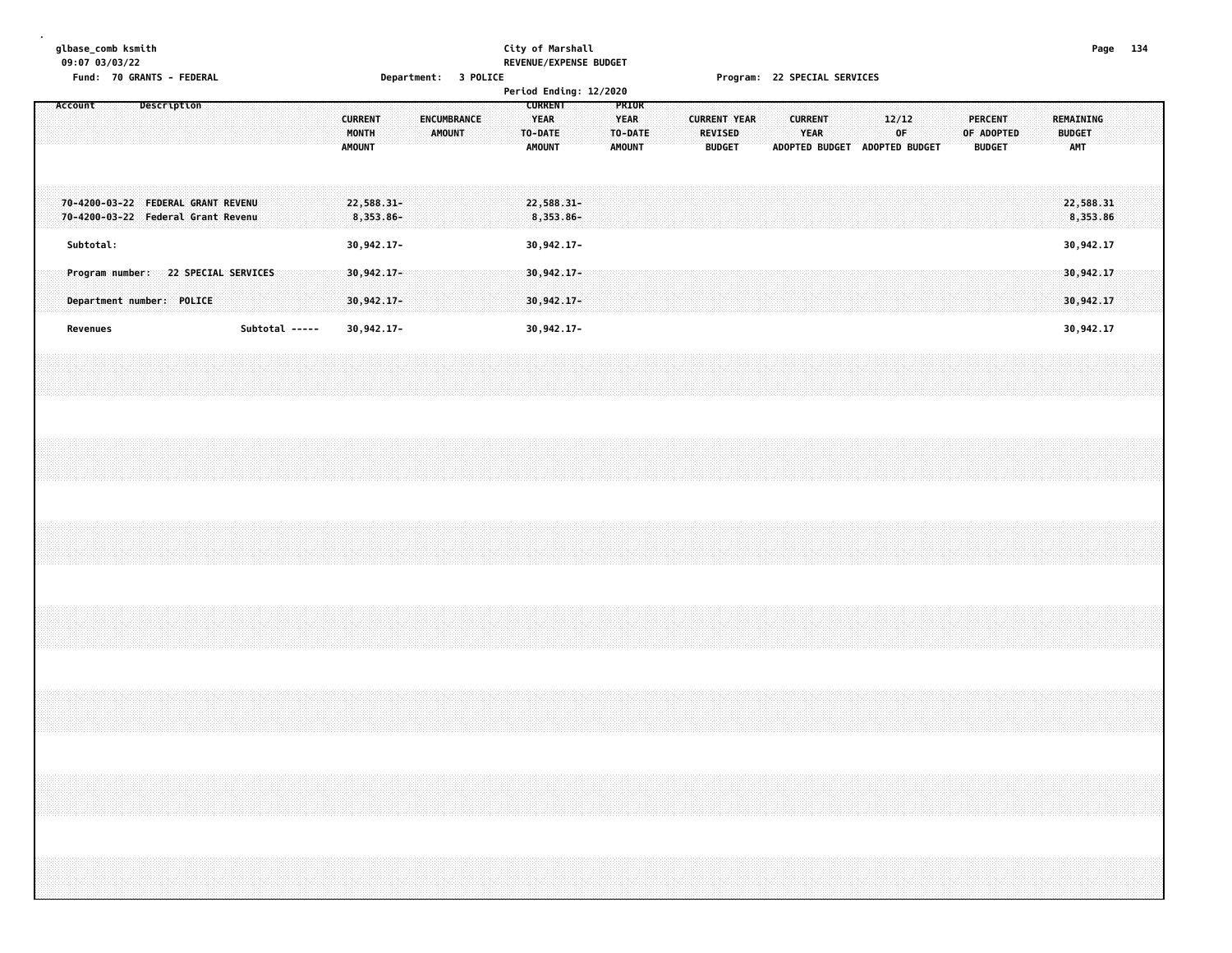glbase_comb ksmith
09:07 03/03/22

City of Marshall
REVENUE/EXPENSE BUDGET
Period Ending: 12/2020

Fund: 70 GRANTS - FEDERAL | Department: 3 POLICE | Program: 22 SPECIAL SERVICES

| Account | Description | CURRENT MONTH AMOUNT | ENCUMBRANCE AMOUNT | CURRENT YEAR TO-DATE AMOUNT | PRIOR YEAR TO-DATE AMOUNT | CURRENT YEAR REVISED BUDGET | CURRENT YEAR ADOPTED BUDGET | 12/12 OF ADOPTED BUDGET | PERCENT OF ADOPTED BUDGET | REMAINING BUDGET AMT |
|---|---|---|---|---|---|---|---|---|---|---|
| 70-4200-03-22 | FEDERAL GRANT REVENU | 22,588.31- | | 22,588.31- | | | | | | 22,588.31 |
| 70-4200-03-22 | Federal Grant Revenu | 8,353.86- | | 8,353.86- | | | | | | 8,353.86 |
| Subtotal: | | 30,942.17- | | 30,942.17- | | | | | | 30,942.17 |
| Program number: | 22 SPECIAL SERVICES | 30,942.17- | | 30,942.17- | | | | | | 30,942.17 |
| Department number: | POLICE | 30,942.17- | | 30,942.17- | | | | | | 30,942.17 |
| Revenues | Subtotal ----- | 30,942.17- | | 30,942.17- | | | | | | 30,942.17 |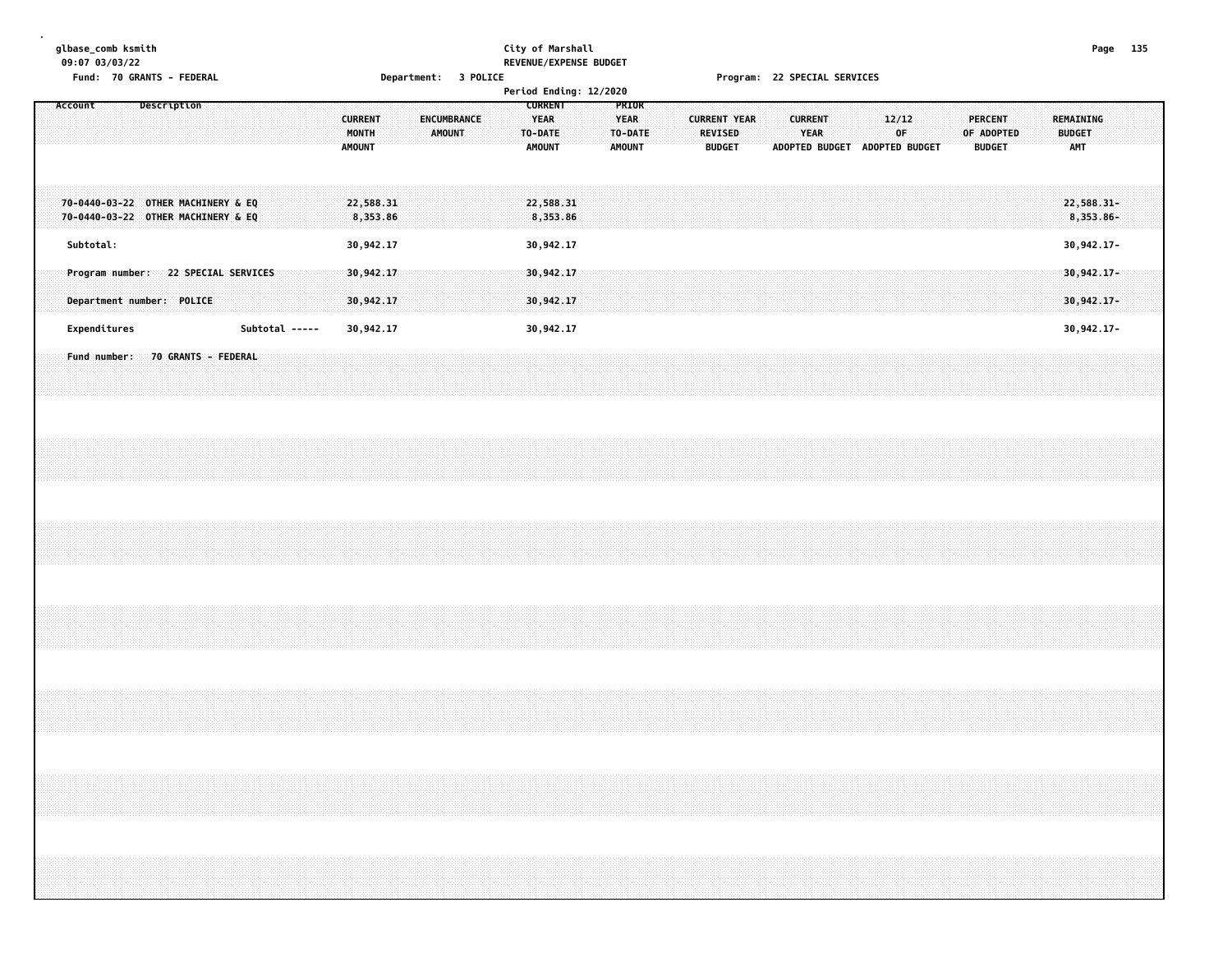glbase_comb ksmith
09:07 03/03/22

Fund: 70 GRANTS - FEDERAL

City of Marshall
REVENUE/EXPENSE BUDGET
Period Ending: 12/2020

Department: 3 POLICE

Program: 22 SPECIAL SERVICES

| Account | Description | CURRENT MONTH AMOUNT | ENCUMBRANCE AMOUNT | CURRENT YEAR TO-DATE AMOUNT | PRIOR YEAR TO-DATE AMOUNT | CURRENT YEAR REVISED BUDGET | CURRENT YEAR ADOPTED BUDGET | 12/12 OF ADOPTED BUDGET | PERCENT OF ADOPTED BUDGET | REMAINING BUDGET AMT |
|---|---|---|---|---|---|---|---|---|---|---|
| 70-0440-03-22 | OTHER MACHINERY & EQ | 22,588.31 | | 22,588.31 | | | | | | 22,588.31- |
| 70-0440-03-22 | OTHER MACHINERY & EQ | 8,353.86 | | 8,353.86 | | | | | | 8,353.86- |
| Subtotal: | | 30,942.17 | | 30,942.17 | | | | | | 30,942.17- |
| Program number: | 22 SPECIAL SERVICES | 30,942.17 | | 30,942.17 | | | | | | 30,942.17- |
| Department number: | POLICE | 30,942.17 | | 30,942.17 | | | | | | 30,942.17- |
| Expenditures | Subtotal ----- | 30,942.17 | | 30,942.17 | | | | | | 30,942.17- |
| Fund number: | 70 GRANTS - FEDERAL | | | | | | | | | |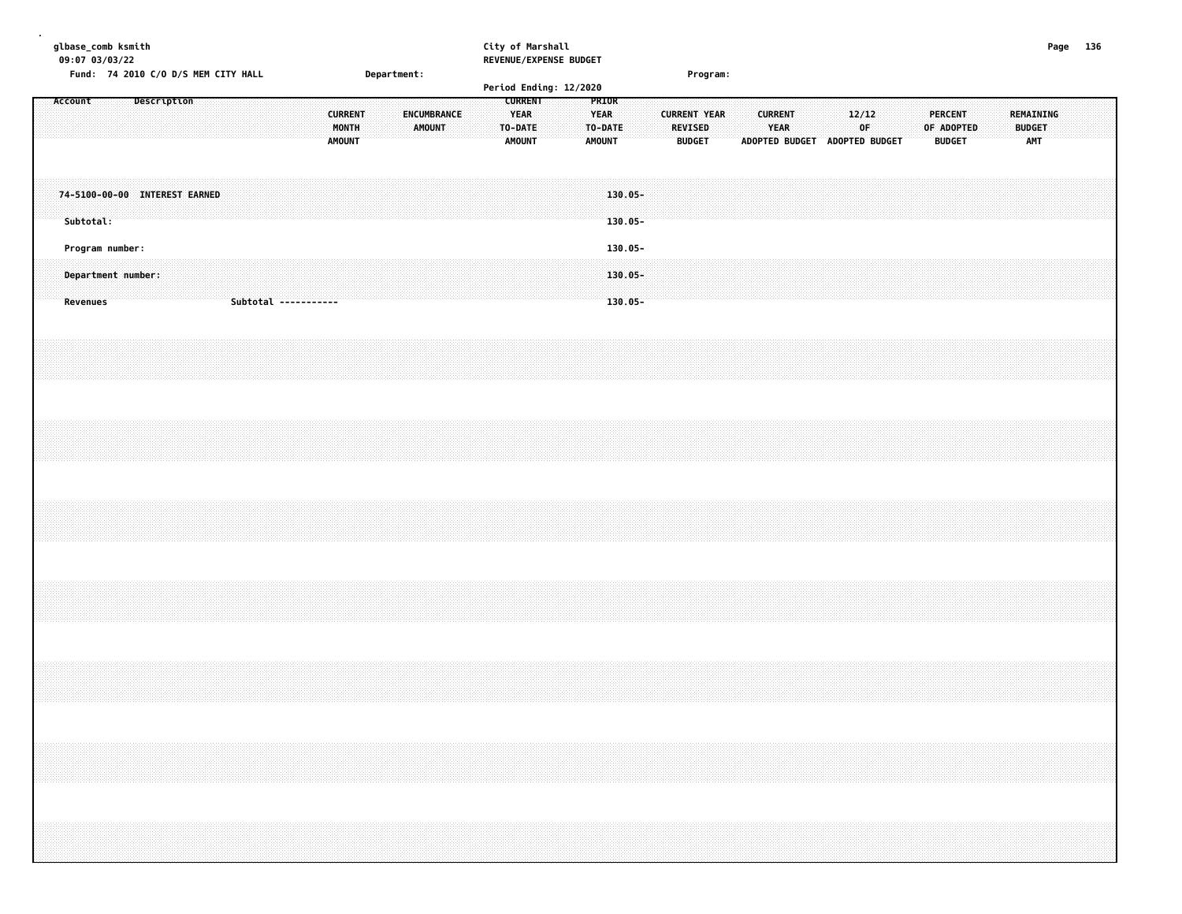glbase_comb ksmith
09:07 03/03/22

City of Marshall
REVENUE/EXPENSE BUDGET

Fund: 74 2010 C/O D/S MEM CITY HALL     Department:     Program:

Period Ending: 12/2020

| Account Description | CURRENT MONTH AMOUNT | ENCUMBRANCE AMOUNT | CURRENT YEAR TO-DATE AMOUNT | PRIOR YEAR TO-DATE AMOUNT | CURRENT YEAR REVISED BUDGET | CURRENT YEAR ADOPTED BUDGET | 12/12 OF ADOPTED BUDGET | PERCENT OF ADOPTED BUDGET | REMAINING BUDGET AMT |
|---|---|---|---|---|---|---|---|---|---|
| 74-5100-00-00 INTEREST EARNED | | | | 130.05- | | | | | |
| Subtotal: | | | | 130.05- | | | | | |
| Program number: | | | | 130.05- | | | | | |
| Department number: | | | | 130.05- | | | | | |
| Revenues Subtotal ----------- | | | | 130.05- | | | | | |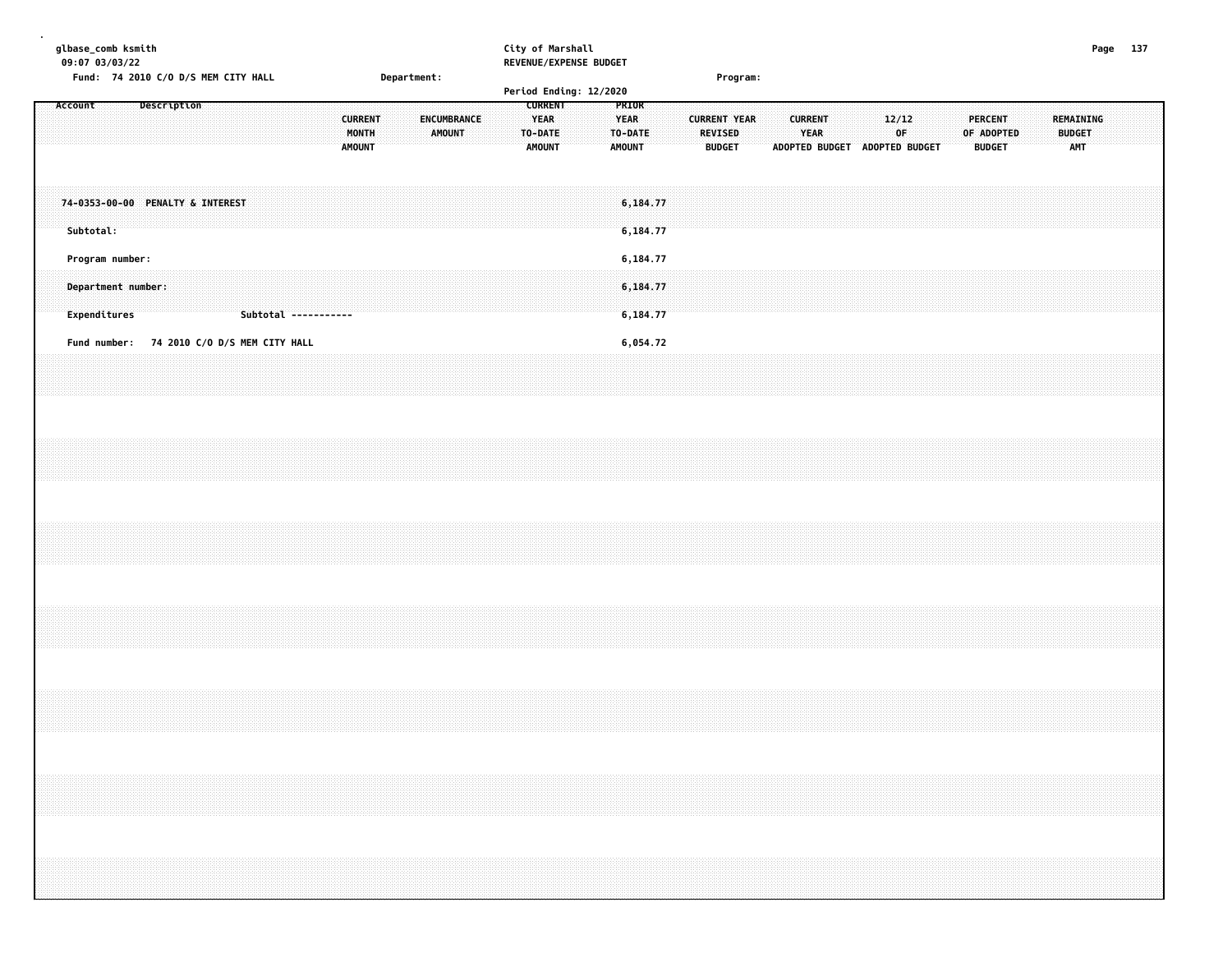glbase_comb ksmith
09:07 03/03/22

City of Marshall
REVENUE/EXPENSE BUDGET

Fund: 74 2010 C/O D/S MEM CITY HALL    Department:    Program:

Period Ending: 12/2020

| Account | Description | CURRENT MONTH AMOUNT | ENCUMBRANCE AMOUNT | CURRENT YEAR TO-DATE AMOUNT | PRIOR YEAR TO-DATE AMOUNT | CURRENT YEAR REVISED BUDGET | CURRENT YEAR ADOPTED BUDGET | 12/12 OF ADOPTED BUDGET | PERCENT OF ADOPTED BUDGET | REMAINING BUDGET AMT |
|---|---|---|---|---|---|---|---|---|---|---|
| 74-0353-00-00 | PENALTY & INTEREST | | | | 6,184.77 | | | | | |
| Subtotal: | | | | | 6,184.77 | | | | | |
| Program number: | | | | | 6,184.77 | | | | | |
| Department number: | | | | | 6,184.77 | | | | | |
| Expenditures | Subtotal ----------- | | | | 6,184.77 | | | | | |
| Fund number: | 74 2010 C/O D/S MEM CITY HALL | | | | 6,054.72 | | | | | |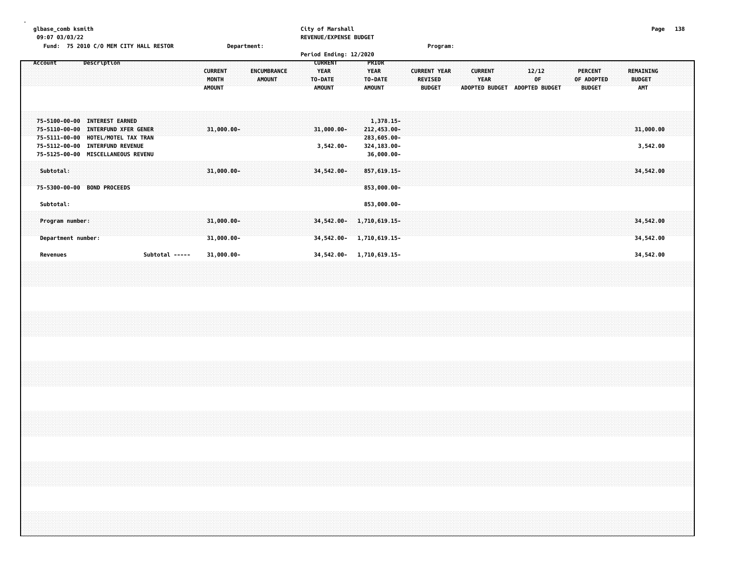glbase_comb ksmith
09:07 03/03/22

City of Marshall
REVENUE/EXPENSE BUDGET

Fund: 75 2010 C/O MEM CITY HALL RESTOR    Department:    Program:

Period Ending: 12/2020

| Account | Description | CURRENT MONTH AMOUNT | ENCUMBRANCE AMOUNT | CURRENT YEAR TO-DATE AMOUNT | PRIOR YEAR TO-DATE AMOUNT | CURRENT YEAR REVISED BUDGET | CURRENT YEAR ADOPTED BUDGET | 12/12 OF ADOPTED BUDGET | PERCENT OF ADOPTED BUDGET | REMAINING BUDGET AMT |
|---|---|---|---|---|---|---|---|---|---|---|
| 75-5100-00-00 | INTEREST EARNED | | | | 1,378.15- | | | | | |
| 75-5110-00-00 | INTERFUND XFER GENER | 31,000.00- | | 31,000.00- | 212,453.00- | | | | | 31,000.00 |
| 75-5111-00-00 | HOTEL/MOTEL TAX TRAN | | | | 283,605.00- | | | | | |
| 75-5112-00-00 | INTERFUND REVENUE | | | 3,542.00- | 324,183.00- | | | | | 3,542.00 |
| 75-5125-00-00 | MISCELLANEOUS REVENU | | | | 36,000.00- | | | | | |
| Subtotal: | | 31,000.00- | | 34,542.00- | 857,619.15- | | | | | 34,542.00 |
| 75-5300-00-00 | BOND PROCEEDS | | | | 853,000.00- | | | | | |
| Subtotal: | | | | | 853,000.00- | | | | | |
| Program number: | | 31,000.00- | | 34,542.00- | 1,710,619.15- | | | | | 34,542.00 |
| Department number: | | 31,000.00- | | 34,542.00- | 1,710,619.15- | | | | | 34,542.00 |
| Revenues | Subtotal ----- | 31,000.00- | | 34,542.00- | 1,710,619.15- | | | | | 34,542.00 |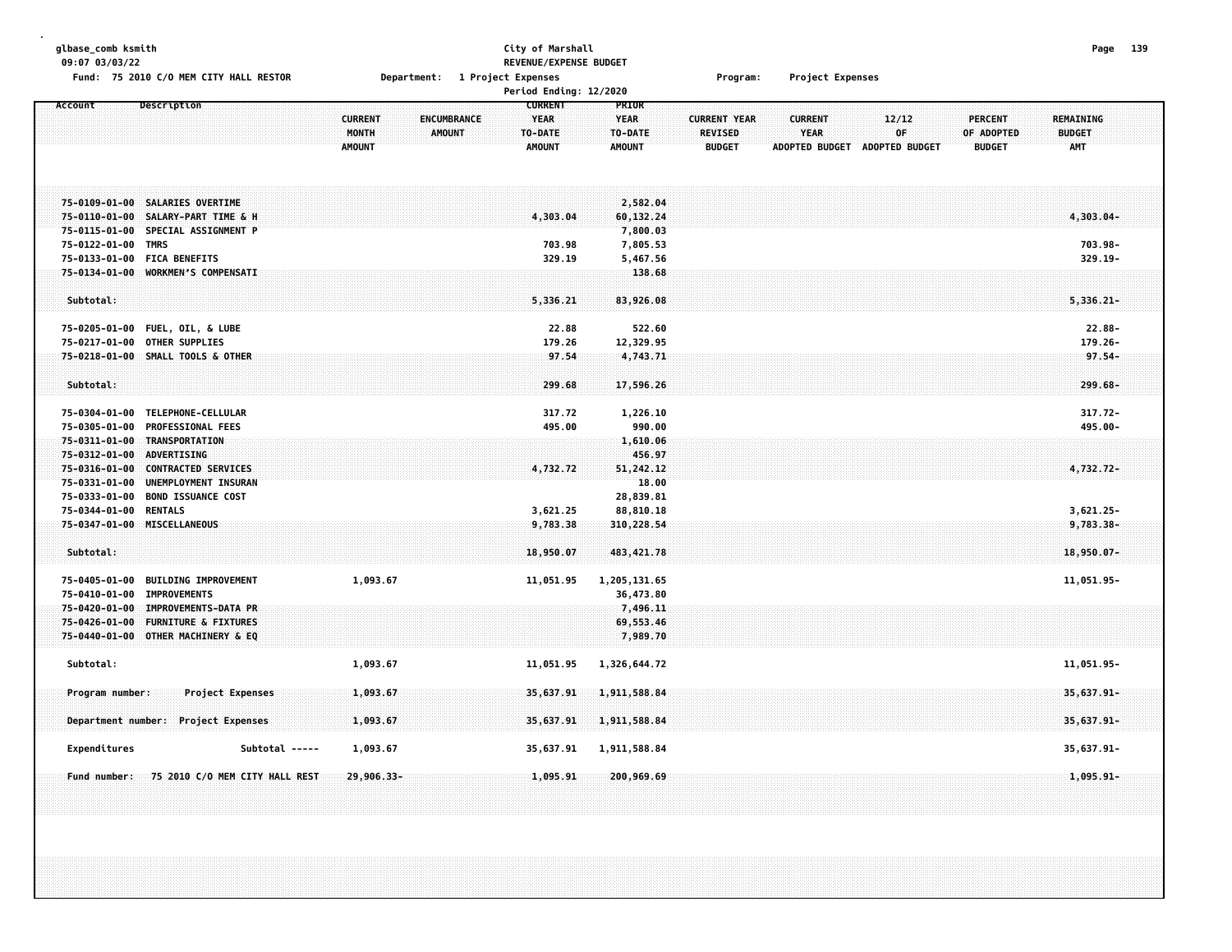glbase_comb ksmith
09:07 03/03/22

Fund: 75 2010 C/O MEM CITY HALL RESTOR

City of Marshall
REVENUE/EXPENSE BUDGET
Department: 1 Project Expenses
Period Ending: 12/2020

Program: Project Expenses

| Account | Description | CURRENT MONTH AMOUNT | ENCUMBRANCE AMOUNT | CURRENT YEAR TO-DATE AMOUNT | PRIOR YEAR TO-DATE AMOUNT | CURRENT YEAR REVISED BUDGET | CURRENT YEAR ADOPTED BUDGET | 12/12 OF ADOPTED BUDGET | PERCENT OF ADOPTED BUDGET | REMAINING BUDGET AMT |
|---|---|---|---|---|---|---|---|---|---|---|
| 75-0109-01-00 | SALARIES OVERTIME | | | | 2,582.04 | | | | | |
| 75-0110-01-00 | SALARY-PART TIME & H | | | 4,303.04 | 60,132.24 | | | | | 4,303.04- |
| 75-0115-01-00 | SPECIAL ASSIGNMENT P | | | | 7,800.03 | | | | | |
| 75-0122-01-00 | TMRS | | | 703.98 | 7,805.53 | | | | | 703.98- |
| 75-0133-01-00 | FICA BENEFITS | | | 329.19 | 5,467.56 | | | | | 329.19- |
| 75-0134-01-00 | WORKMEN'S COMPENSATI | | | | 138.68 | | | | | |
| Subtotal: | | | | 5,336.21 | 83,926.08 | | | | | 5,336.21- |
| 75-0205-01-00 | FUEL, OIL, & LUBE | | | 22.88 | 522.60 | | | | | 22.88- |
| 75-0217-01-00 | OTHER SUPPLIES | | | 179.26 | 12,329.95 | | | | | 179.26- |
| 75-0218-01-00 | SMALL TOOLS & OTHER | | | 97.54 | 4,743.71 | | | | | 97.54- |
| Subtotal: | | | | 299.68 | 17,596.26 | | | | | 299.68- |
| 75-0304-01-00 | TELEPHONE-CELLULAR | | | 317.72 | 1,226.10 | | | | | 317.72- |
| 75-0305-01-00 | PROFESSIONAL FEES | | | 495.00 | 990.00 | | | | | 495.00- |
| 75-0311-01-00 | TRANSPORTATION | | | | 1,610.06 | | | | | |
| 75-0312-01-00 | ADVERTISING | | | | 456.97 | | | | | |
| 75-0316-01-00 | CONTRACTED SERVICES | | | 4,732.72 | 51,242.12 | | | | | 4,732.72- |
| 75-0331-01-00 | UNEMPLOYMENT INSURAN | | | | 18.00 | | | | | |
| 75-0333-01-00 | BOND ISSUANCE COST | | | | 28,839.81 | | | | | |
| 75-0344-01-00 | RENTALS | | | 3,621.25 | 88,810.18 | | | | | 3,621.25- |
| 75-0347-01-00 | MISCELLANEOUS | | | 9,783.38 | 310,228.54 | | | | | 9,783.38- |
| Subtotal: | | | | 18,950.07 | 483,421.78 | | | | | 18,950.07- |
| 75-0405-01-00 | BUILDING IMPROVEMENT | 1,093.67 | | 11,051.95 | 1,205,131.65 | | | | | 11,051.95- |
| 75-0410-01-00 | IMPROVEMENTS | | | | 36,473.80 | | | | | |
| 75-0420-01-00 | IMPROVEMENTS-DATA PR | | | | 7,496.11 | | | | | |
| 75-0426-01-00 | FURNITURE & FIXTURES | | | | 69,553.46 | | | | | |
| 75-0440-01-00 | OTHER MACHINERY & EQ | | | | 7,989.70 | | | | | |
| Subtotal: | | 1,093.67 | | 11,051.95 | 1,326,644.72 | | | | | 11,051.95- |
| Program number: | Project Expenses | 1,093.67 | | 35,637.91 | 1,911,588.84 | | | | | 35,637.91- |
| Department number: | Project Expenses | 1,093.67 | | 35,637.91 | 1,911,588.84 | | | | | 35,637.91- |
| Expenditures | Subtotal ----- | 1,093.67 | | 35,637.91 | 1,911,588.84 | | | | | 35,637.91- |
| Fund number: | 75 2010 C/O MEM CITY HALL REST | 29,906.33- | | 1,095.91 | 200,969.69 | | | | | 1,095.91- |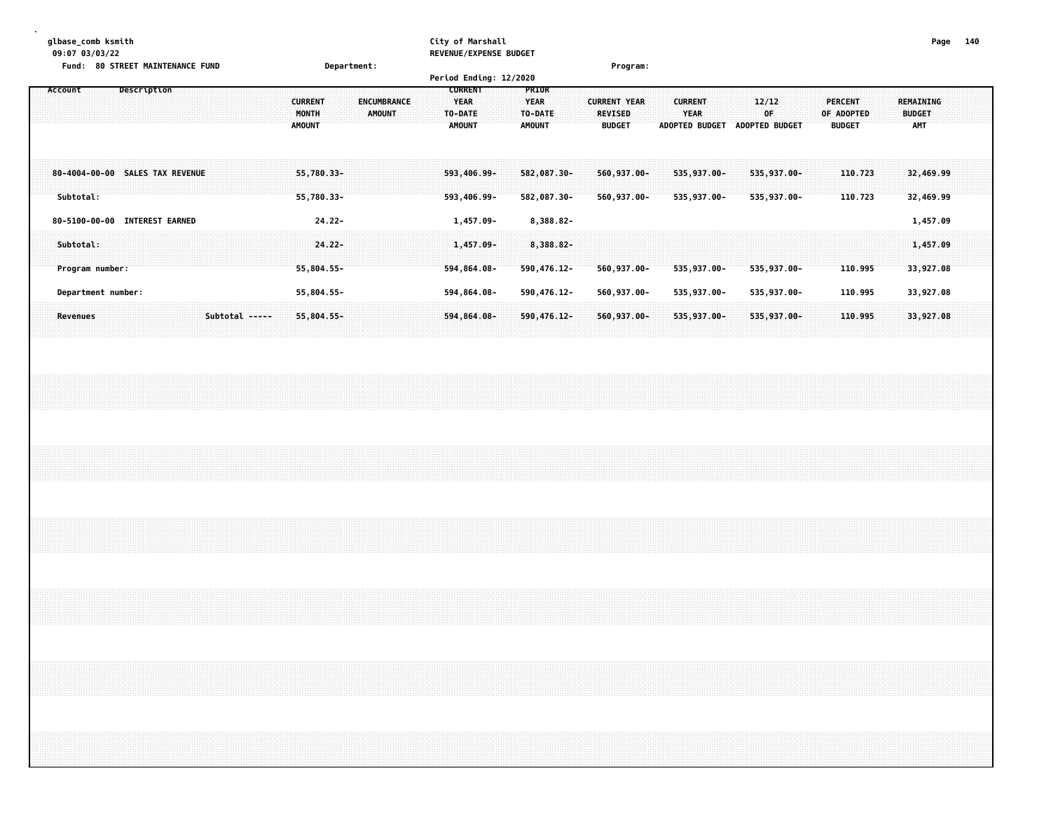glbase_comb ksmith
09:07 03/03/22

City of Marshall
REVENUE/EXPENSE BUDGET

Fund: 80 STREET MAINTENANCE FUND  Department:  Program:

Period Ending: 12/2020

| Account Description | CURRENT MONTH AMOUNT | ENCUMBRANCE AMOUNT | CURRENT YEAR TO-DATE AMOUNT | PRIOR YEAR TO-DATE AMOUNT | CURRENT YEAR REVISED BUDGET | CURRENT YEAR ADOPTED BUDGET | 12/12 OF ADOPTED BUDGET | PERCENT OF ADOPTED BUDGET | REMAINING BUDGET AMT |
|---|---|---|---|---|---|---|---|---|---|
| 80-4004-00-00 SALES TAX REVENUE | 55,780.33- | | 593,406.99- | 582,087.30- | 560,937.00- | 535,937.00- | 535,937.00- | 110.723 | 32,469.99 |
| Subtotal: | 55,780.33- | | 593,406.99- | 582,087.30- | 560,937.00- | 535,937.00- | 535,937.00- | 110.723 | 32,469.99 |
| 80-5100-00-00 INTEREST EARNED | 24.22- | | 1,457.09- | 8,388.82- | | | | | 1,457.09 |
| Subtotal: | 24.22- | | 1,457.09- | 8,388.82- | | | | | 1,457.09 |
| Program number: | 55,804.55- | | 594,864.08- | 590,476.12- | 560,937.00- | 535,937.00- | 535,937.00- | 110.995 | 33,927.08 |
| Department number: | 55,804.55- | | 594,864.08- | 590,476.12- | 560,937.00- | 535,937.00- | 535,937.00- | 110.995 | 33,927.08 |
| Revenues Subtotal ----- | 55,804.55- | | 594,864.08- | 590,476.12- | 560,937.00- | 535,937.00- | 535,937.00- | 110.995 | 33,927.08 |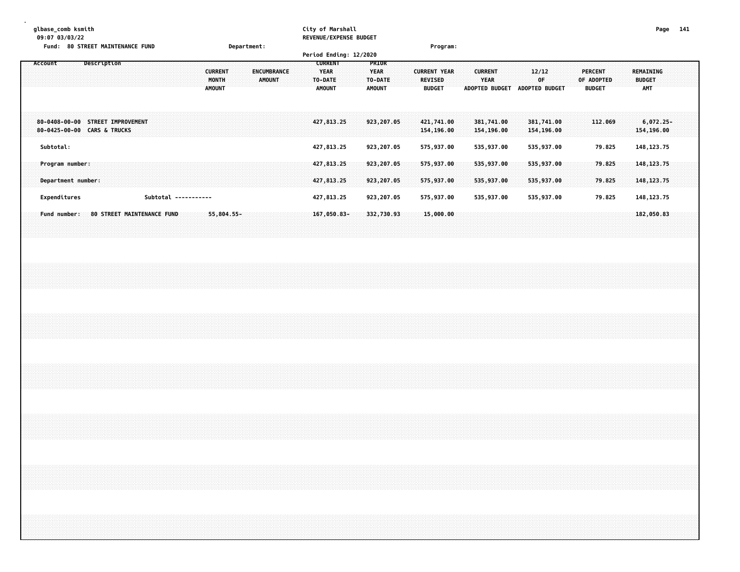glbase_comb ksmith
09:07 03/03/22

City of Marshall
REVENUE/EXPENSE BUDGET

Fund: 80 STREET MAINTENANCE FUND    Department:    Program:

Period Ending: 12/2020

| Account | Description | CURRENT MONTH AMOUNT | ENCUMBRANCE AMOUNT | CURRENT YEAR TO-DATE AMOUNT | PRIOR YEAR TO-DATE AMOUNT | CURRENT YEAR REVISED BUDGET | CURRENT YEAR ADOPTED BUDGET | 12/12 OF ADOPTED BUDGET | PERCENT OF ADOPTED BUDGET | REMAINING BUDGET AMT |
|---|---|---|---|---|---|---|---|---|---|---|
| 80-0408-00-00 | STREET IMPROVEMENT | | | 427,813.25 | 923,207.05 | 421,741.00 | 381,741.00 | 381,741.00 | 112.069 | 6,072.25- |
| 80-0425-00-00 | CARS & TRUCKS | | | | | 154,196.00 | 154,196.00 | 154,196.00 | | 154,196.00 |
| Subtotal: | | | | 427,813.25 | 923,207.05 | 575,937.00 | 535,937.00 | 535,937.00 | 79.825 | 148,123.75 |
| Program number: | | | | 427,813.25 | 923,207.05 | 575,937.00 | 535,937.00 | 535,937.00 | 79.825 | 148,123.75 |
| Department number: | | | | 427,813.25 | 923,207.05 | 575,937.00 | 535,937.00 | 535,937.00 | 79.825 | 148,123.75 |
| Expenditures | Subtotal ----------- | | | 427,813.25 | 923,207.05 | 575,937.00 | 535,937.00 | 535,937.00 | 79.825 | 148,123.75 |
| Fund number: | 80 STREET MAINTENANCE FUND | 55,804.55- | | 167,050.83- | 332,730.93 | 15,000.00 | | | | 182,050.83 |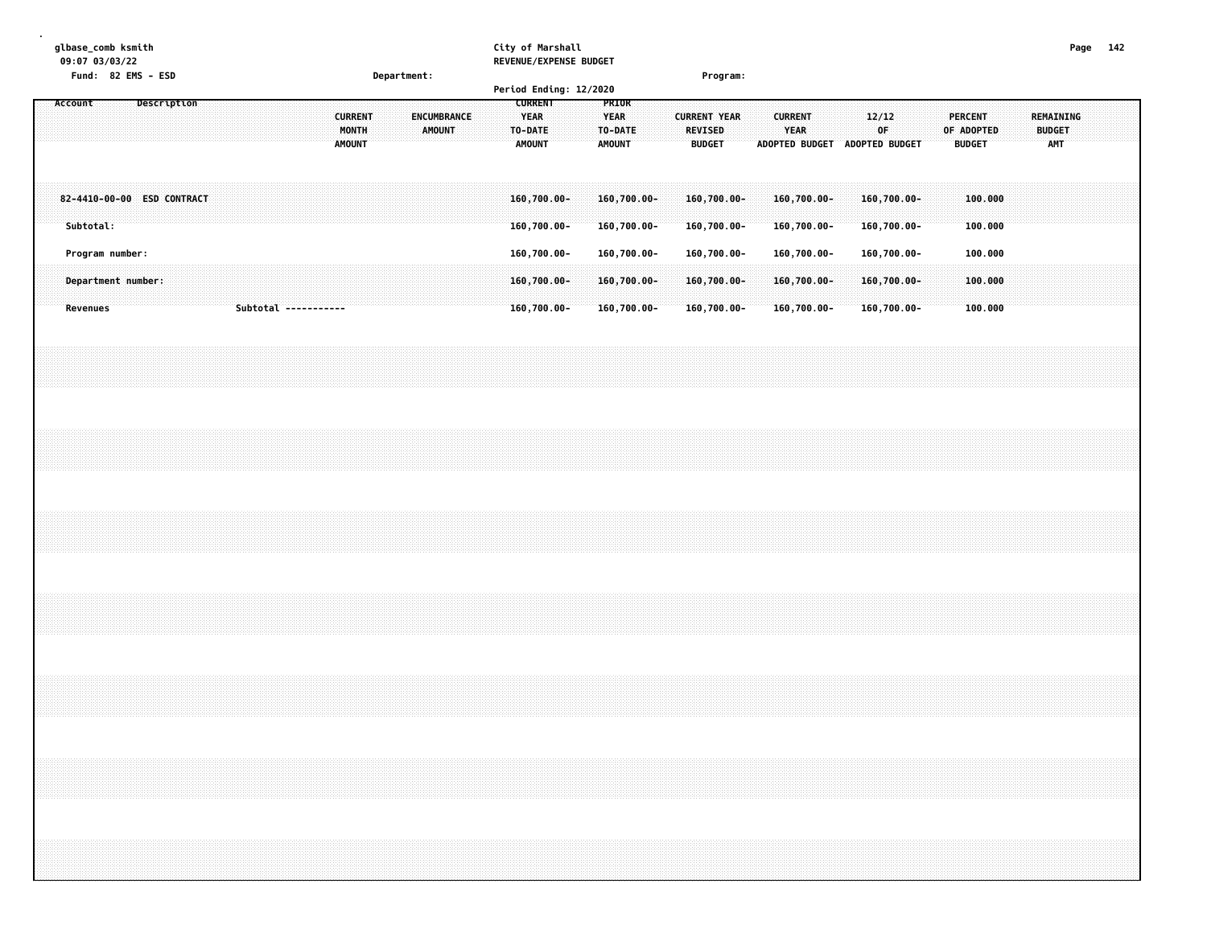glbase_comb ksmith
09:07 03/03/22

City of Marshall
REVENUE/EXPENSE BUDGET

Fund: 82 EMS - ESD

Department:

Program:

Period Ending: 12/2020

| Account | Description | CURRENT MONTH AMOUNT | ENCUMBRANCE AMOUNT | CURRENT YEAR TO-DATE AMOUNT | PRIOR YEAR TO-DATE AMOUNT | CURRENT YEAR REVISED BUDGET | CURRENT YEAR ADOPTED BUDGET | 12/12 OF ADOPTED BUDGET | PERCENT OF ADOPTED BUDGET | REMAINING BUDGET AMT |
|---|---|---|---|---|---|---|---|---|---|---|
| 82-4410-00-00 | ESD CONTRACT | | | 160,700.00- | 160,700.00- | 160,700.00- | 160,700.00- | 160,700.00- | 100.000 | |
| Subtotal: | | | | 160,700.00- | 160,700.00- | 160,700.00- | 160,700.00- | 160,700.00- | 100.000 | |
| Program number: | | | | 160,700.00- | 160,700.00- | 160,700.00- | 160,700.00- | 160,700.00- | 100.000 | |
| Department number: | | | | 160,700.00- | 160,700.00- | 160,700.00- | 160,700.00- | 160,700.00- | 100.000 | |
| Revenues | Subtotal ----------- | | | 160,700.00- | 160,700.00- | 160,700.00- | 160,700.00- | 160,700.00- | 100.000 | |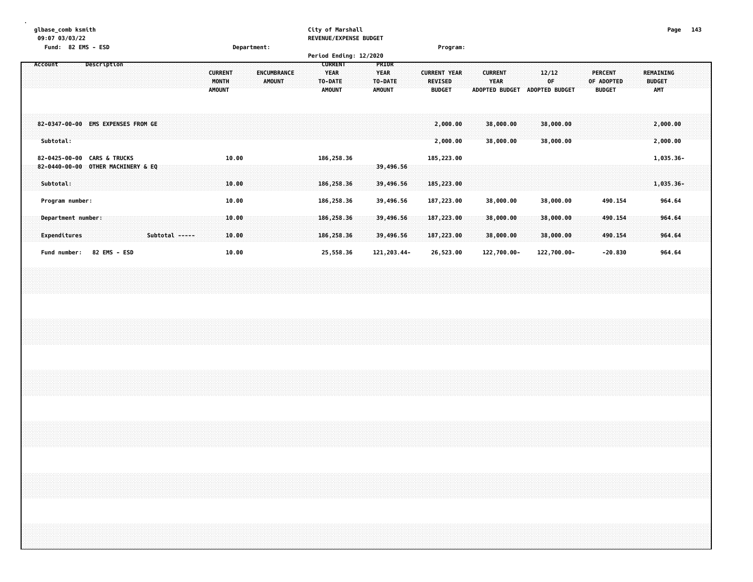glbase_comb ksmith
09:07 03/03/22
Fund: 82 EMS - ESD

City of Marshall
REVENUE/EXPENSE BUDGET

Department: Program:

Period Ending: 12/2020

| Account Description | CURRENT MONTH AMOUNT | ENCUMBRANCE AMOUNT | CURRENT YEAR TO-DATE AMOUNT | PRIOR YEAR TO-DATE AMOUNT | CURRENT YEAR REVISED BUDGET | CURRENT YEAR ADOPTED BUDGET | 12/12 OF ADOPTED BUDGET | PERCENT OF ADOPTED BUDGET | REMAINING BUDGET AMT |
|---|---|---|---|---|---|---|---|---|---|
| 82-0347-00-00 EMS EXPENSES FROM GE | | | | | 2,000.00 | 38,000.00 | 38,000.00 | | 2,000.00 |
| Subtotal: | | | | | 2,000.00 | 38,000.00 | 38,000.00 | | 2,000.00 |
| 82-0425-00-00 CARS & TRUCKS | 10.00 | | 186,258.36 | | 185,223.00 | | | | 1,035.36- |
| 82-0440-00-00 OTHER MACHINERY & EQ | | | | 39,496.56 | | | | | |
| Subtotal: | 10.00 | | 186,258.36 | 39,496.56 | 185,223.00 | | | | 1,035.36- |
| Program number: | 10.00 | | 186,258.36 | 39,496.56 | 187,223.00 | 38,000.00 | 38,000.00 | 490.154 | 964.64 |
| Department number: | 10.00 | | 186,258.36 | 39,496.56 | 187,223.00 | 38,000.00 | 38,000.00 | 490.154 | 964.64 |
| Expenditures Subtotal ----- | 10.00 | | 186,258.36 | 39,496.56 | 187,223.00 | 38,000.00 | 38,000.00 | 490.154 | 964.64 |
| Fund number: 82 EMS - ESD | 10.00 | | 25,558.36 | 121,203.44- | 26,523.00 | 122,700.00- | 122,700.00- | -20.830 | 964.64 |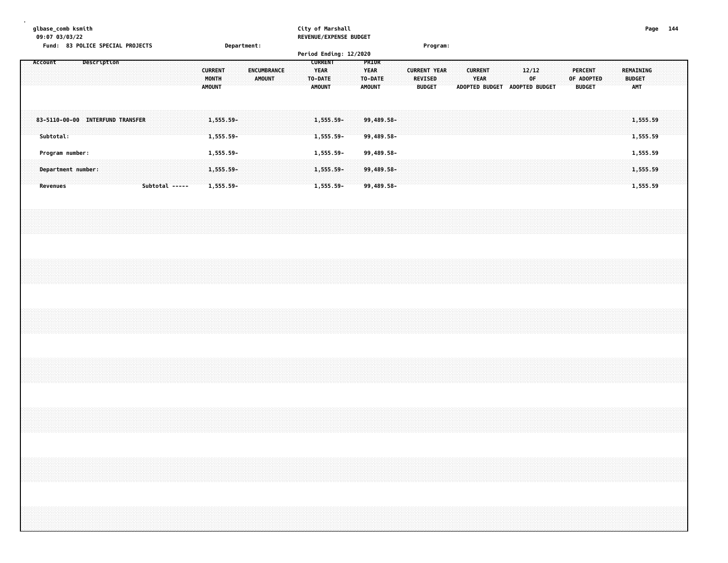glbase_comb ksmith
09:07 03/03/22

City of Marshall
REVENUE/EXPENSE BUDGET

Fund: 83 POLICE SPECIAL PROJECTS    Department:    Program:

Period Ending: 12/2020

| Account | Description | | CURRENT MONTH AMOUNT | ENCUMBRANCE AMOUNT | CURRENT YEAR TO-DATE AMOUNT | PRIOR YEAR TO-DATE AMOUNT | CURRENT YEAR REVISED BUDGET | CURRENT YEAR ADOPTED BUDGET | 12/12 OF ADOPTED BUDGET | PERCENT OF ADOPTED BUDGET | REMAINING BUDGET AMT |
|---|---|---|---|---|---|---|---|---|---|---|---|
| 83-5110-00-00 | INTERFUND TRANSFER | | 1,555.59- | | 1,555.59- | 99,489.58- | | | | | 1,555.59 |
| Subtotal: | | | 1,555.59- | | 1,555.59- | 99,489.58- | | | | | 1,555.59 |
| Program number: | | | 1,555.59- | | 1,555.59- | 99,489.58- | | | | | 1,555.59 |
| Department number: | | | 1,555.59- | | 1,555.59- | 99,489.58- | | | | | 1,555.59 |
| Revenues | | Subtotal ----- | 1,555.59- | | 1,555.59- | 99,489.58- | | | | | 1,555.59 |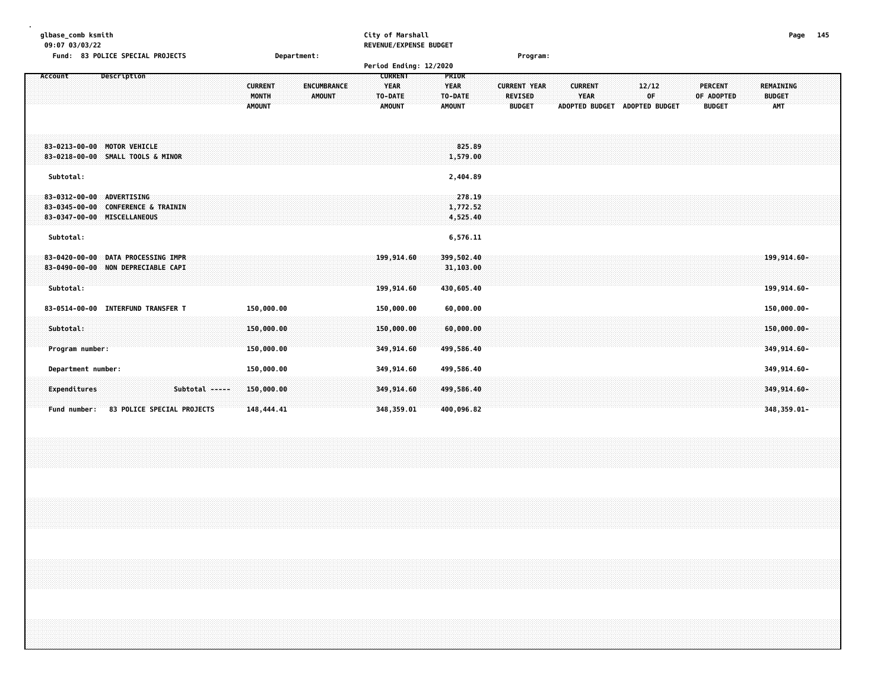glbase_comb ksmith
09:07 03/03/22

City of Marshall
REVENUE/EXPENSE BUDGET

Fund: 83 POLICE SPECIAL PROJECTS | Department: | Program:

Period Ending: 12/2020

| Account | Description | CURRENT MONTH AMOUNT | ENCUMBRANCE AMOUNT | CURRENT YEAR TO-DATE AMOUNT | PRIOR YEAR TO-DATE AMOUNT | CURRENT YEAR REVISED BUDGET | CURRENT YEAR ADOPTED BUDGET | 12/12 OF ADOPTED BUDGET | PERCENT OF ADOPTED BUDGET | REMAINING BUDGET AMT |
|---|---|---|---|---|---|---|---|---|---|---|
| 83-0213-00-00 | MOTOR VEHICLE | | | | 825.89 | | | | | |
| 83-0218-00-00 | SMALL TOOLS & MINOR | | | | 1,579.00 | | | | | |
| Subtotal: | | | | | 2,404.89 | | | | | |
| 83-0312-00-00 | ADVERTISING | | | | 278.19 | | | | | |
| 83-0345-00-00 | CONFERENCE & TRAININ | | | | 1,772.52 | | | | | |
| 83-0347-00-00 | MISCELLANEOUS | | | | 4,525.40 | | | | | |
| Subtotal: | | | | | 6,576.11 | | | | | |
| 83-0420-00-00 | DATA PROCESSING IMPR | | | 199,914.60 | 399,502.40 | | | | | 199,914.60- |
| 83-0490-00-00 | NON DEPRECIABLE CAPI | | | | 31,103.00 | | | | | |
| Subtotal: | | | | 199,914.60 | 430,605.40 | | | | | 199,914.60- |
| 83-0514-00-00 | INTERFUND TRANSFER T | 150,000.00 | | 150,000.00 | 60,000.00 | | | | | 150,000.00- |
| Subtotal: | | 150,000.00 | | 150,000.00 | 60,000.00 | | | | | 150,000.00- |
| Program number: | | 150,000.00 | | 349,914.60 | 499,586.40 | | | | | 349,914.60- |
| Department number: | | 150,000.00 | | 349,914.60 | 499,586.40 | | | | | 349,914.60- |
| Expenditures | Subtotal ----- | 150,000.00 | | 349,914.60 | 499,586.40 | | | | | 349,914.60- |
| Fund number: | 83 POLICE SPECIAL PROJECTS | 148,444.41 | | 348,359.01 | 400,096.82 | | | | | 348,359.01- |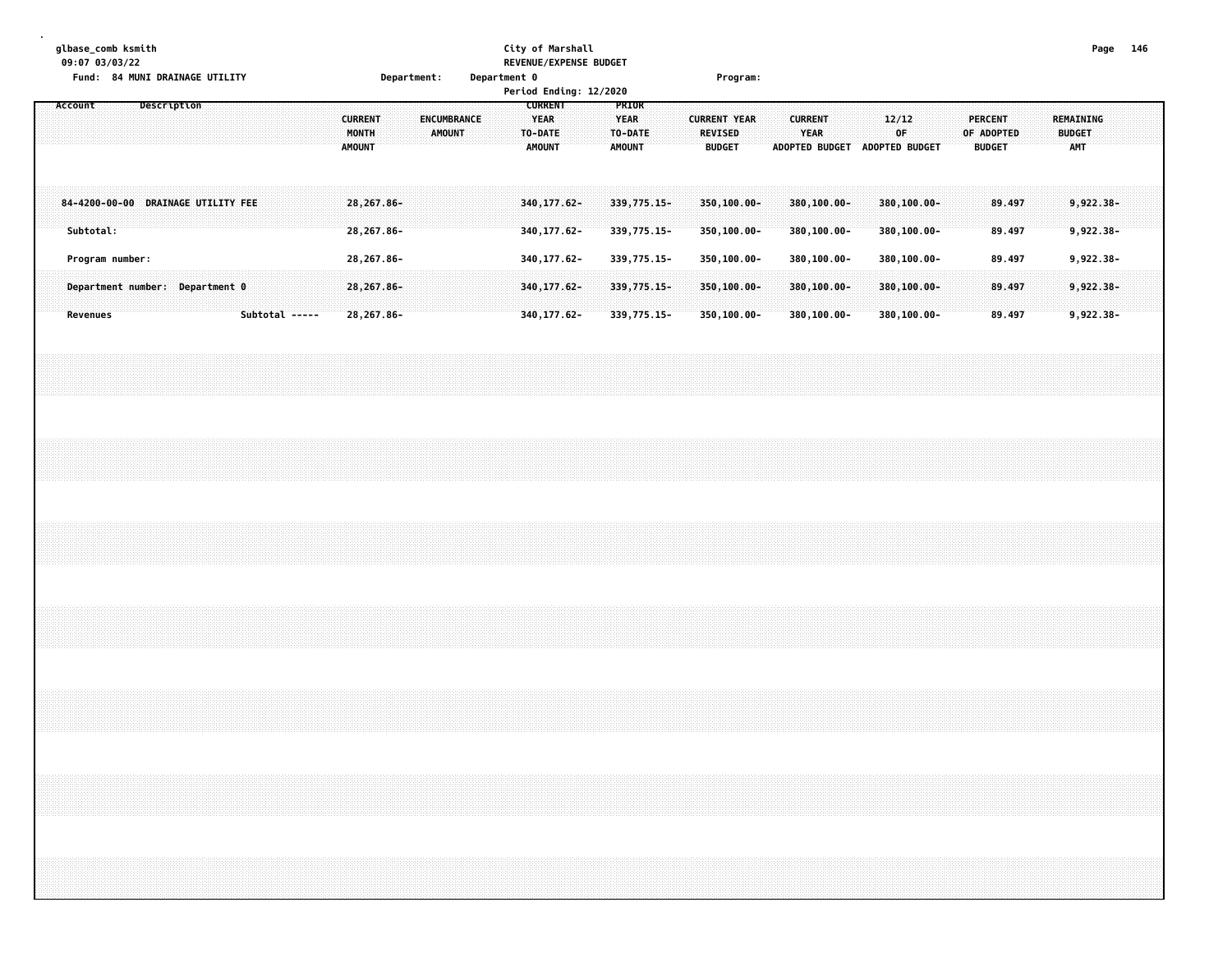glbase_comb ksmith
09:07 03/03/22

City of Marshall
REVENUE/EXPENSE BUDGET

Fund: 84 MUNI DRAINAGE UTILITY    Department:    Department 0    Program:

Period Ending: 12/2020

| Account | Description | CURRENT MONTH AMOUNT | ENCUMBRANCE AMOUNT | CURRENT YEAR TO-DATE AMOUNT | PRIOR YEAR TO-DATE AMOUNT | CURRENT YEAR REVISED BUDGET | CURRENT YEAR ADOPTED BUDGET | 12/12 OF ADOPTED BUDGET | PERCENT OF ADOPTED BUDGET | REMAINING BUDGET AMT |
|---|---|---|---|---|---|---|---|---|---|---|
| 84-4200-00-00 | DRAINAGE UTILITY FEE | 28,267.86- | | 340,177.62- | 339,775.15- | 350,100.00- | 380,100.00- | 380,100.00- | 89.497 | 9,922.38- |
| Subtotal: | | 28,267.86- | | 340,177.62- | 339,775.15- | 350,100.00- | 380,100.00- | 380,100.00- | 89.497 | 9,922.38- |
| Program number: | | 28,267.86- | | 340,177.62- | 339,775.15- | 350,100.00- | 380,100.00- | 380,100.00- | 89.497 | 9,922.38- |
| Department number: Department 0 | | 28,267.86- | | 340,177.62- | 339,775.15- | 350,100.00- | 380,100.00- | 380,100.00- | 89.497 | 9,922.38- |
| Revenues | Subtotal ----- | 28,267.86- | | 340,177.62- | 339,775.15- | 350,100.00- | 380,100.00- | 380,100.00- | 89.497 | 9,922.38- |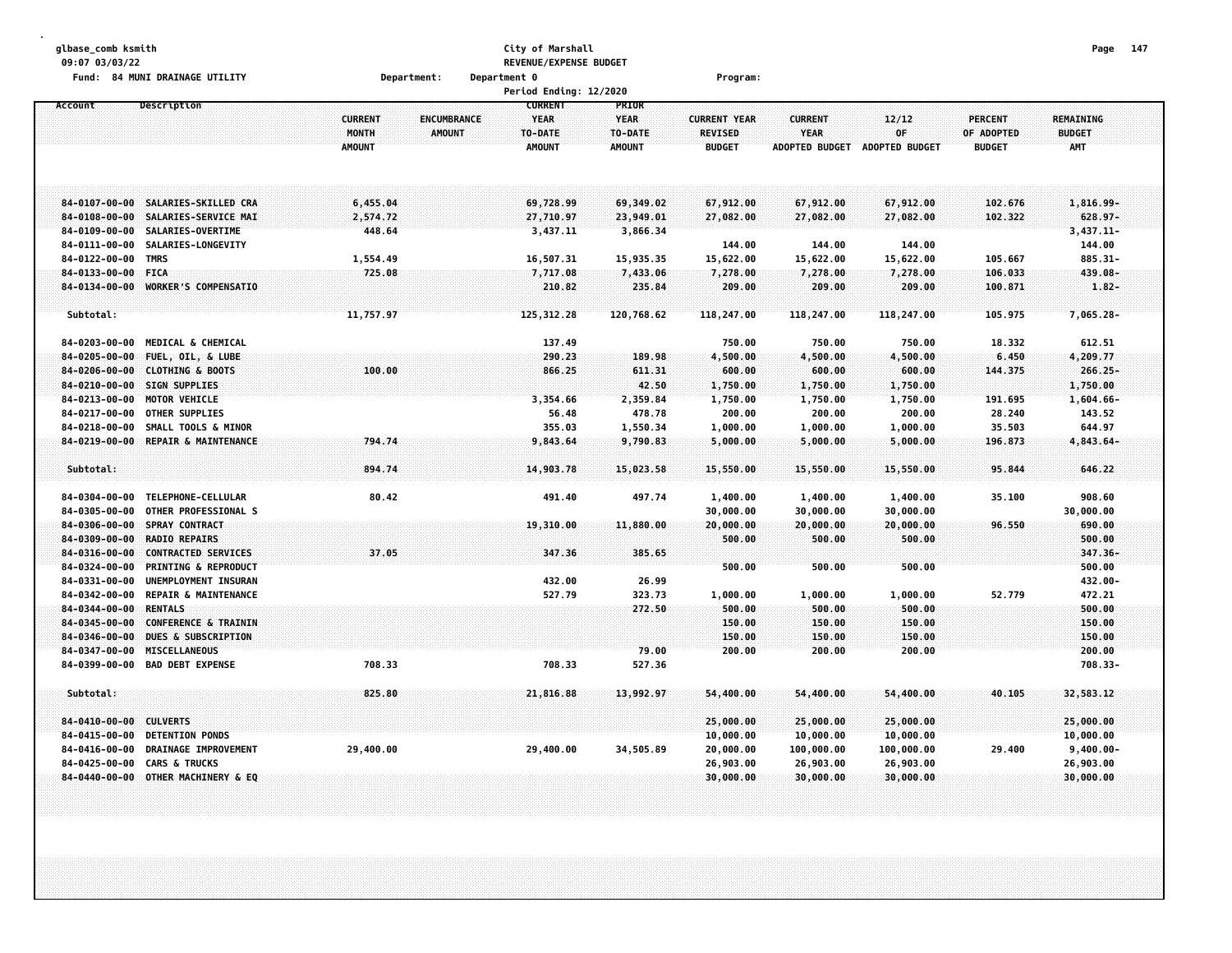glbase_comb ksmith
09:07 03/03/22

City of Marshall
REVENUE/EXPENSE BUDGET

Fund: 84 MUNI DRAINAGE UTILITY    Department:    Department 0    Program:

Period Ending: 12/2020

| Account | Description | CURRENT MONTH AMOUNT | ENCUMBRANCE AMOUNT | CURRENT YEAR TO-DATE AMOUNT | PRIOR YEAR TO-DATE AMOUNT | CURRENT YEAR REVISED BUDGET | CURRENT YEAR ADOPTED BUDGET | 12/12 OF ADOPTED BUDGET | PERCENT OF ADOPTED BUDGET | REMAINING BUDGET AMT |
|---|---|---|---|---|---|---|---|---|---|---|
| 84-0107-00-00 | SALARIES-SKILLED CRA | 6,455.04 | | 69,728.99 | 69,349.02 | 67,912.00 | 67,912.00 | 67,912.00 | 102.676 | 1,816.99- |
| 84-0108-00-00 | SALARIES-SERVICE MAI | 2,574.72 | | 27,710.97 | 23,949.01 | 27,082.00 | 27,082.00 | 27,082.00 | 102.322 | 628.97- |
| 84-0109-00-00 | SALARIES-OVERTIME | 448.64 | | 3,437.11 | 3,866.34 | | | | | 3,437.11- |
| 84-0111-00-00 | SALARIES-LONGEVITY | | | | | 144.00 | 144.00 | 144.00 | | 144.00 |
| 84-0122-00-00 | TMRS | 1,554.49 | | 16,507.31 | 15,935.35 | 15,622.00 | 15,622.00 | 15,622.00 | 105.667 | 885.31- |
| 84-0133-00-00 | FICA | 725.08 | | 7,717.08 | 7,433.06 | 7,278.00 | 7,278.00 | 7,278.00 | 106.033 | 439.08- |
| 84-0134-00-00 | WORKER'S COMPENSATIO | | | 210.82 | 235.84 | 209.00 | 209.00 | 209.00 | 100.871 | 1.82- |
| Subtotal: | | 11,757.97 | | 125,312.28 | 120,768.62 | 118,247.00 | 118,247.00 | 118,247.00 | 105.975 | 7,065.28- |
| 84-0203-00-00 | MEDICAL & CHEMICAL | | | 137.49 | | 750.00 | 750.00 | 750.00 | 18.332 | 612.51 |
| 84-0205-00-00 | FUEL, OIL, & LUBE | | | 290.23 | 189.98 | 4,500.00 | 4,500.00 | 4,500.00 | 6.450 | 4,209.77 |
| 84-0206-00-00 | CLOTHING & BOOTS | 100.00 | | 866.25 | 611.31 | 600.00 | 600.00 | 600.00 | 144.375 | 266.25- |
| 84-0210-00-00 | SIGN SUPPLIES | | | | 42.50 | 1,750.00 | 1,750.00 | 1,750.00 | | 1,750.00 |
| 84-0213-00-00 | MOTOR VEHICLE | | | 3,354.66 | 2,359.84 | 1,750.00 | 1,750.00 | 1,750.00 | 191.695 | 1,604.66- |
| 84-0217-00-00 | OTHER SUPPLIES | | | 56.48 | 478.78 | 200.00 | 200.00 | 200.00 | 28.240 | 143.52 |
| 84-0218-00-00 | SMALL TOOLS & MINOR | | | 355.03 | 1,550.34 | 1,000.00 | 1,000.00 | 1,000.00 | 35.503 | 644.97 |
| 84-0219-00-00 | REPAIR & MAINTENANCE | 794.74 | | 9,843.64 | 9,790.83 | 5,000.00 | 5,000.00 | 5,000.00 | 196.873 | 4,843.64- |
| Subtotal: | | 894.74 | | 14,903.78 | 15,023.58 | 15,550.00 | 15,550.00 | 15,550.00 | 95.844 | 646.22 |
| 84-0304-00-00 | TELEPHONE-CELLULAR | 80.42 | | 491.40 | 497.74 | 1,400.00 | 1,400.00 | 1,400.00 | 35.100 | 908.60 |
| 84-0305-00-00 | OTHER PROFESSIONAL S | | | | | 30,000.00 | 30,000.00 | 30,000.00 | | 30,000.00 |
| 84-0306-00-00 | SPRAY CONTRACT | | | 19,310.00 | 11,880.00 | 20,000.00 | 20,000.00 | 20,000.00 | 96.550 | 690.00 |
| 84-0309-00-00 | RADIO REPAIRS | | | | | 500.00 | 500.00 | 500.00 | | 500.00 |
| 84-0316-00-00 | CONTRACTED SERVICES | 37.05 | | 347.36 | 385.65 | | | | | 347.36- |
| 84-0324-00-00 | PRINTING & REPRODUCT | | | | | 500.00 | 500.00 | 500.00 | | 500.00 |
| 84-0331-00-00 | UNEMPLOYMENT INSURAN | | | 432.00 | 26.99 | | | | | 432.00- |
| 84-0342-00-00 | REPAIR & MAINTENANCE | | | 527.79 | 323.73 | 1,000.00 | 1,000.00 | 1,000.00 | 52.779 | 472.21 |
| 84-0344-00-00 | RENTALS | | | | 272.50 | 500.00 | 500.00 | 500.00 | | 500.00 |
| 84-0345-00-00 | CONFERENCE & TRAININ | | | | | 150.00 | 150.00 | 150.00 | | 150.00 |
| 84-0346-00-00 | DUES & SUBSCRIPTION | | | | | 150.00 | 150.00 | 150.00 | | 150.00 |
| 84-0347-00-00 | MISCELLANEOUS | | | | 79.00 | 200.00 | 200.00 | 200.00 | | 200.00 |
| 84-0399-00-00 | BAD DEBT EXPENSE | 708.33 | | 708.33 | 527.36 | | | | | 708.33- |
| Subtotal: | | 825.80 | | 21,816.88 | 13,992.97 | 54,400.00 | 54,400.00 | 54,400.00 | 40.105 | 32,583.12 |
| 84-0410-00-00 | CULVERTS | | | | | 25,000.00 | 25,000.00 | 25,000.00 | | 25,000.00 |
| 84-0415-00-00 | DETENTION PONDS | | | | | 10,000.00 | 10,000.00 | 10,000.00 | | 10,000.00 |
| 84-0416-00-00 | DRAINAGE IMPROVEMENT | 29,400.00 | | 29,400.00 | 34,505.89 | 20,000.00 | 100,000.00 | 100,000.00 | 29.400 | 9,400.00- |
| 84-0425-00-00 | CARS & TRUCKS | | | | | 26,903.00 | 26,903.00 | 26,903.00 | | 26,903.00 |
| 84-0440-00-00 | OTHER MACHINERY & EQ | | | | | 30,000.00 | 30,000.00 | 30,000.00 | | 30,000.00 |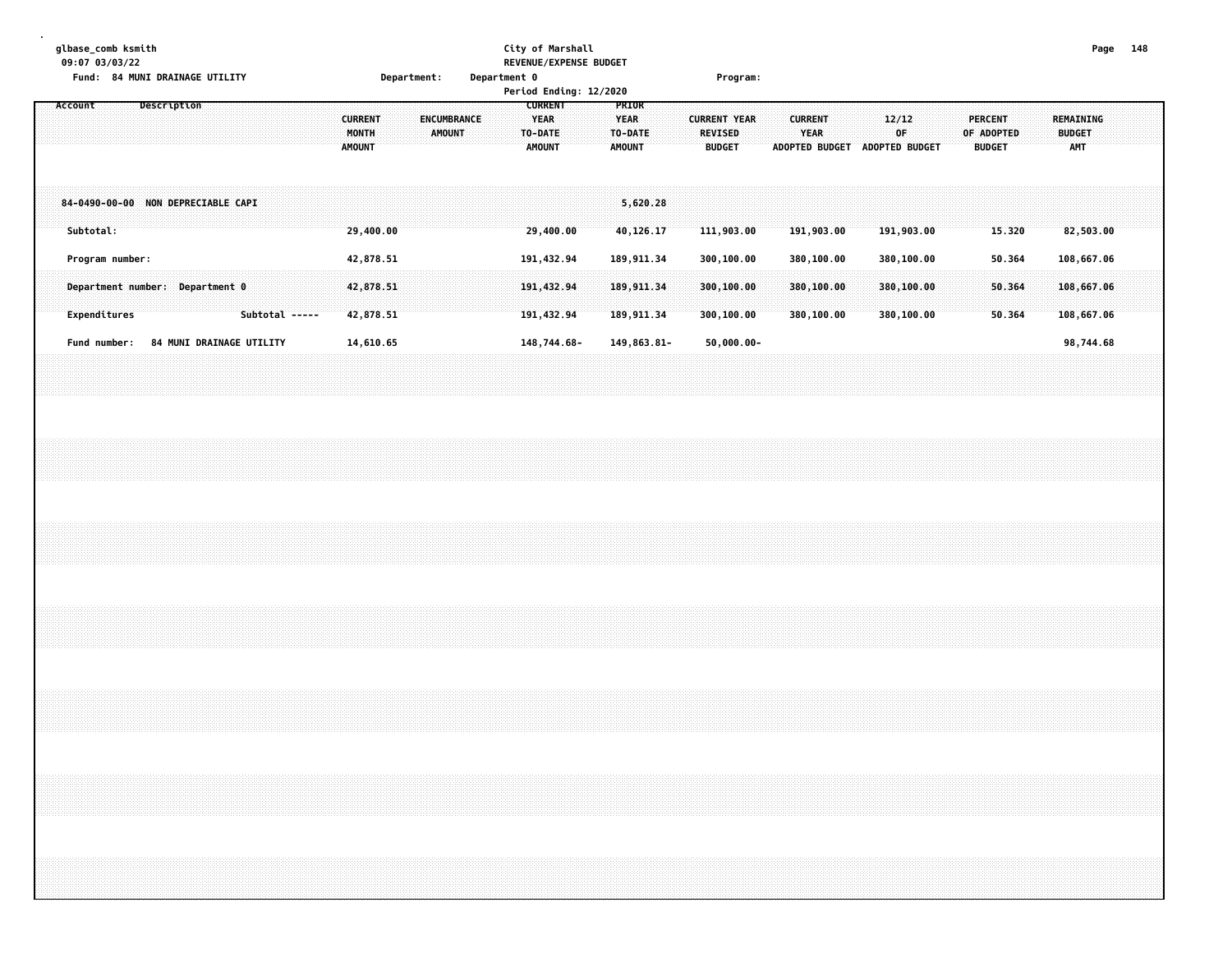glbase_comb ksmith
09:07 03/03/22

City of Marshall
REVENUE/EXPENSE BUDGET

Fund: 84 MUNI DRAINAGE UTILITY — Department: Department 0 — Program:

Period Ending: 12/2020

| Account Description | CURRENT MONTH AMOUNT | ENCUMBRANCE AMOUNT | CURRENT YEAR TO-DATE AMOUNT | PRIOR YEAR TO-DATE AMOUNT | CURRENT YEAR REVISED BUDGET | CURRENT YEAR ADOPTED BUDGET | 12/12 OF ADOPTED BUDGET | PERCENT OF ADOPTED BUDGET | REMAINING BUDGET AMT |
|---|---|---|---|---|---|---|---|---|---|
| 84-0490-00-00 NON DEPRECIABLE CAPI | | | | 5,620.28 | | | | | |
| Subtotal: | 29,400.00 | | 29,400.00 | 40,126.17 | 111,903.00 | 191,903.00 | 191,903.00 | 15.320 | 82,503.00 |
| Program number: | 42,878.51 | | 191,432.94 | 189,911.34 | 300,100.00 | 380,100.00 | 380,100.00 | 50.364 | 108,667.06 |
| Department number: Department 0 | 42,878.51 | | 191,432.94 | 189,911.34 | 300,100.00 | 380,100.00 | 380,100.00 | 50.364 | 108,667.06 |
| Expenditures Subtotal ----- | 42,878.51 | | 191,432.94 | 189,911.34 | 300,100.00 | 380,100.00 | 380,100.00 | 50.364 | 108,667.06 |
| Fund number: 84 MUNI DRAINAGE UTILITY | 14,610.65 | | 148,744.68- | 149,863.81- | 50,000.00- | | | | 98,744.68 |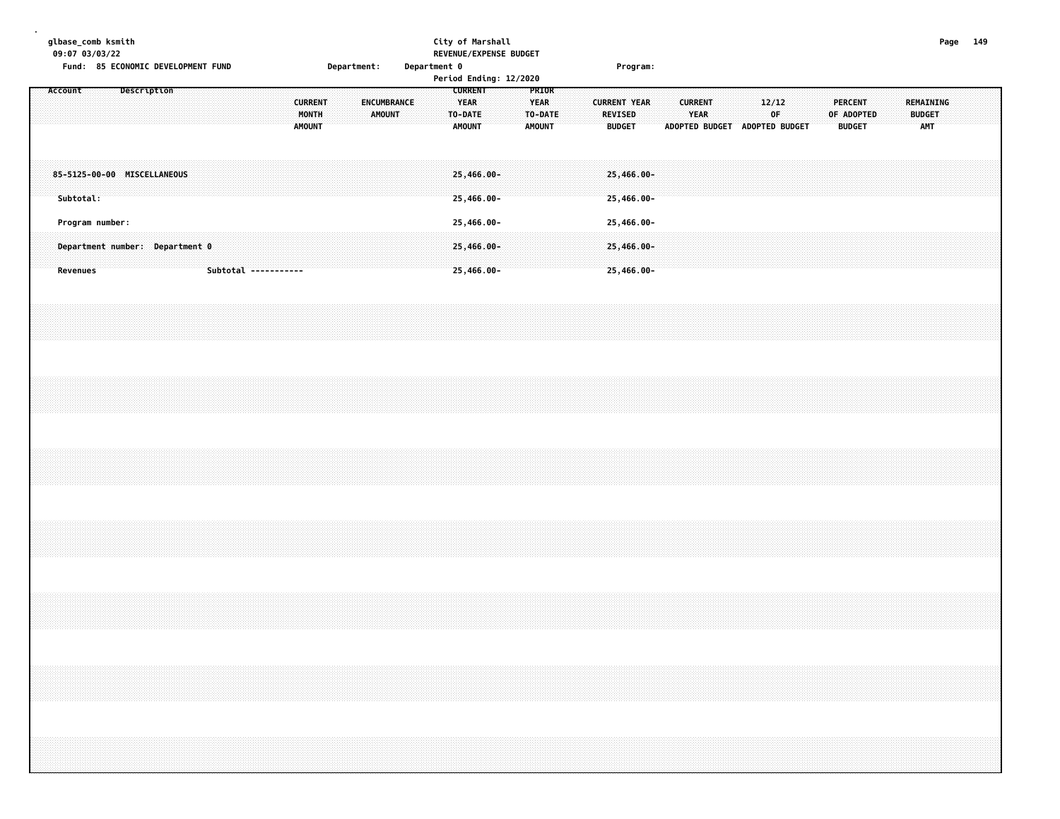glbase_comb ksmith
09:07 03/03/22

City of Marshall
REVENUE/EXPENSE BUDGET
Period Ending: 12/2020

Fund: 85 ECONOMIC DEVELOPMENT FUND    Department: Department 0    Program:

| Account Description | CURRENT MONTH AMOUNT | ENCUMBRANCE AMOUNT | CURRENT YEAR TO-DATE AMOUNT | PRIOR YEAR TO-DATE AMOUNT | CURRENT YEAR REVISED BUDGET | CURRENT YEAR ADOPTED BUDGET | 12/12 OF ADOPTED BUDGET | PERCENT OF ADOPTED BUDGET | REMAINING BUDGET AMT |
|---|---|---|---|---|---|---|---|---|---|
| 85-5125-00-00 MISCELLANEOUS | | | 25,466.00- | | 25,466.00- | | | | |
| Subtotal: | | | 25,466.00- | | 25,466.00- | | | | |
| Program number: | | | 25,466.00- | | 25,466.00- | | | | |
| Department number: Department 0 | | | 25,466.00- | | 25,466.00- | | | | |
| Revenues Subtotal ----------- | | | 25,466.00- | | 25,466.00- | | | | |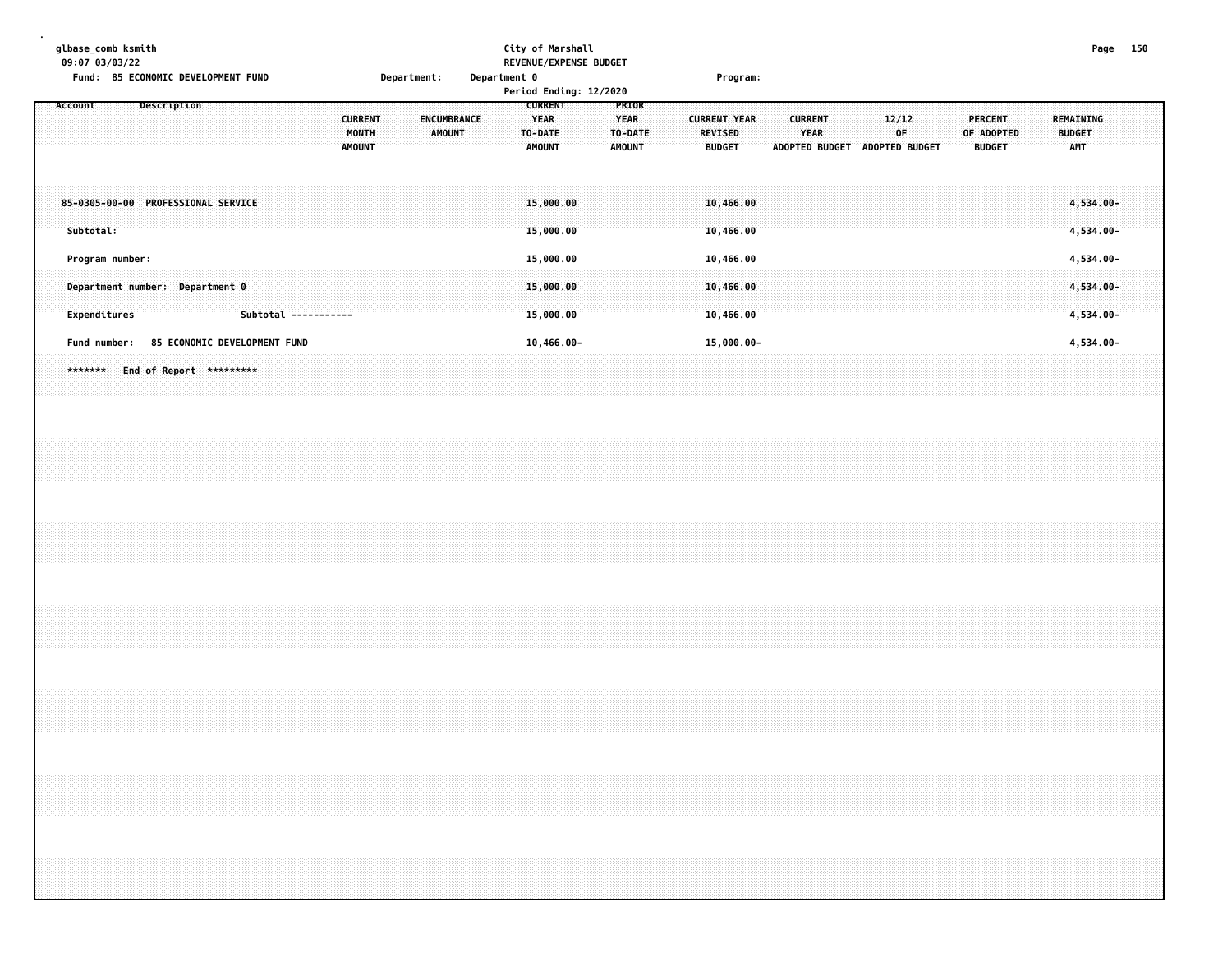glbase_comb ksmith
09:07 03/03/22

City of Marshall
REVENUE/EXPENSE BUDGET

Fund: 85 ECONOMIC DEVELOPMENT FUND Department: Department 0 Program:

Period Ending: 12/2020

| Account Description | CURRENT MONTH AMOUNT | ENCUMBRANCE AMOUNT | CURRENT YEAR TO-DATE AMOUNT | PRIOR YEAR TO-DATE AMOUNT | CURRENT YEAR REVISED BUDGET | CURRENT YEAR ADOPTED BUDGET | 12/12 OF ADOPTED BUDGET | PERCENT OF ADOPTED BUDGET | REMAINING BUDGET AMT |
|---|---|---|---|---|---|---|---|---|---|
| 85-0305-00-00 PROFESSIONAL SERVICE | | | 15,000.00 | | 10,466.00 | | | | 4,534.00- |
| Subtotal: | | | 15,000.00 | | 10,466.00 | | | | 4,534.00- |
| Program number: | | | 15,000.00 | | 10,466.00 | | | | 4,534.00- |
| Department number: Department 0 | | | 15,000.00 | | 10,466.00 | | | | 4,534.00- |
| Expenditures Subtotal ----------- | | | 15,000.00 | | 10,466.00 | | | | 4,534.00- |
| Fund number: 85 ECONOMIC DEVELOPMENT FUND | | | 10,466.00- | | 15,000.00- | | | | 4,534.00- |

******* End of Report *********